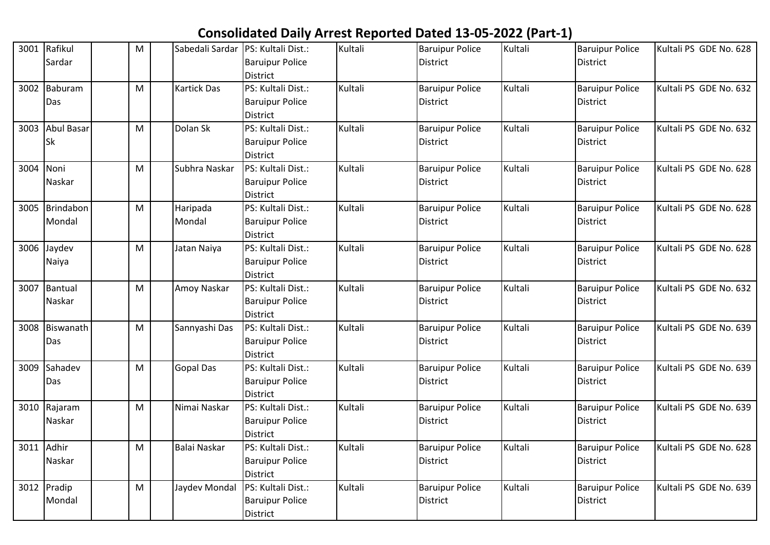# Consolidated Daily Arrest Reported Dated 13-05-2022 (Part-1)

| | | | | | | | | | | | |
|---|---|---|---|---|---|---|---|---|---|---|---|
| 3001 | Rafikul Sardar | | M | | Sabedali Sardar | PS: Kultali Dist.: Baruipur Police District | Kultali | Baruipur Police District | Kultali | Baruipur Police District | Kultali PS GDE No. 628 |
| 3002 | Baburam Das | | M | | Kartick Das | PS: Kultali Dist.: Baruipur Police District | Kultali | Baruipur Police District | Kultali | Baruipur Police District | Kultali PS GDE No. 632 |
| 3003 | Abul Basar Sk | | M | | Dolan Sk | PS: Kultali Dist.: Baruipur Police District | Kultali | Baruipur Police District | Kultali | Baruipur Police District | Kultali PS GDE No. 632 |
| 3004 | Noni Naskar | | M | | Subhra Naskar | PS: Kultali Dist.: Baruipur Police District | Kultali | Baruipur Police District | Kultali | Baruipur Police District | Kultali PS GDE No. 628 |
| 3005 | Brindabon Mondal | | M | | Haripada Mondal | PS: Kultali Dist.: Baruipur Police District | Kultali | Baruipur Police District | Kultali | Baruipur Police District | Kultali PS GDE No. 628 |
| 3006 | Jaydev Naiya | | M | | Jatan Naiya | PS: Kultali Dist.: Baruipur Police District | Kultali | Baruipur Police District | Kultali | Baruipur Police District | Kultali PS GDE No. 628 |
| 3007 | Bantual Naskar | | M | | Amoy Naskar | PS: Kultali Dist.: Baruipur Police District | Kultali | Baruipur Police District | Kultali | Baruipur Police District | Kultali PS GDE No. 632 |
| 3008 | Biswanath Das | | M | | Sannyashi Das | PS: Kultali Dist.: Baruipur Police District | Kultali | Baruipur Police District | Kultali | Baruipur Police District | Kultali PS GDE No. 639 |
| 3009 | Sahadev Das | | M | | Gopal Das | PS: Kultali Dist.: Baruipur Police District | Kultali | Baruipur Police District | Kultali | Baruipur Police District | Kultali PS GDE No. 639 |
| 3010 | Rajaram Naskar | | M | | Nimai Naskar | PS: Kultali Dist.: Baruipur Police District | Kultali | Baruipur Police District | Kultali | Baruipur Police District | Kultali PS GDE No. 639 |
| 3011 | Adhir Naskar | | M | | Balai Naskar | PS: Kultali Dist.: Baruipur Police District | Kultali | Baruipur Police District | Kultali | Baruipur Police District | Kultali PS GDE No. 628 |
| 3012 | Pradip Mondal | | M | | Jaydev Mondal | PS: Kultali Dist.: Baruipur Police District | Kultali | Baruipur Police District | Kultali | Baruipur Police District | Kultali PS GDE No. 639 |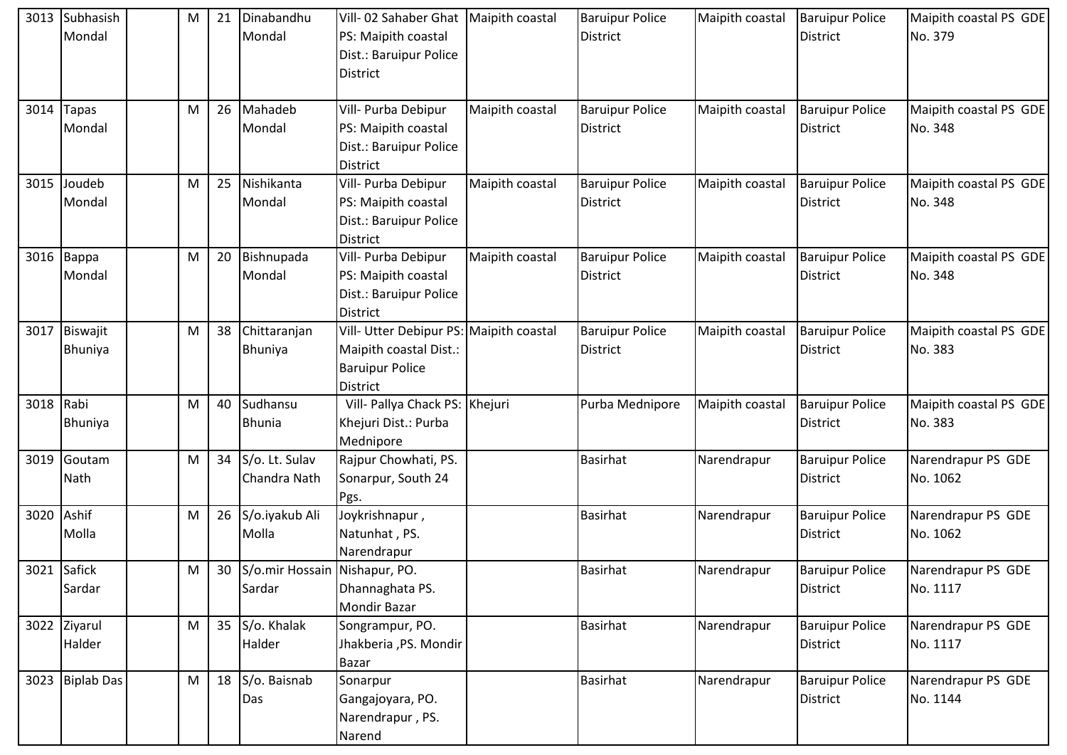| 3013 | Subhasish Mondal | | M | 21 | Dinabandhu Mondal | Vill- 02 Sahaber Ghat PS: Maipith coastal Dist.: Baruipur Police District | Maipith coastal | Baruipur Police District | Maipith coastal | Baruipur Police District | Maipith coastal PS GDE No. 379 |
|---|---|---|---|---|---|---|---|---|---|---|---|
| 3014 | Tapas Mondal | | M | 26 | Mahadeb Mondal | Vill- Purba Debipur PS: Maipith coastal Dist.: Baruipur Police District | Maipith coastal | Baruipur Police District | Maipith coastal | Baruipur Police District | Maipith coastal PS GDE No. 348 |
| 3015 | Joudeb Mondal | | M | 25 | Nishikanta Mondal | Vill- Purba Debipur PS: Maipith coastal Dist.: Baruipur Police District | Maipith coastal | Baruipur Police District | Maipith coastal | Baruipur Police District | Maipith coastal PS GDE No. 348 |
| 3016 | Bappa Mondal | | M | 20 | Bishnupada Mondal | Vill- Purba Debipur PS: Maipith coastal Dist.: Baruipur Police District | Maipith coastal | Baruipur Police District | Maipith coastal | Baruipur Police District | Maipith coastal PS GDE No. 348 |
| 3017 | Biswajit Bhuniya | | M | 38 | Chittaranjan Bhuniya | Vill- Utter Debipur PS: Maipith coastal Dist.: Baruipur Police District | Maipith coastal | Baruipur Police District | Maipith coastal | Baruipur Police District | Maipith coastal PS GDE No. 383 |
| 3018 | Rabi Bhuniya | | M | 40 | Sudhansu Bhunia | Vill- Pallya Chack PS: Khejuri Dist.: Purba Mednipore | Khejuri | Purba Mednipore | Maipith coastal | Baruipur Police District | Maipith coastal PS GDE No. 383 |
| 3019 | Goutam Nath | | M | 34 | S/o. Lt. Sulav Chandra Nath | Rajpur Chowhati, PS. Sonarpur, South 24 Pgs. | | Basirhat | Narendrapur | Baruipur Police District | Narendrapur PS GDE No. 1062 |
| 3020 | Ashif Molla | | M | 26 | S/o.iyakub Ali Molla | Joykrishnapur , Natunhat , PS. Narendrapur | | Basirhat | Narendrapur | Baruipur Police District | Narendrapur PS GDE No. 1062 |
| 3021 | Safick Sardar | | M | 30 | S/o.mir Hossain Sardar | Nishapur, PO. Dhannaghata PS. Mondir Bazar | | Basirhat | Narendrapur | Baruipur Police District | Narendrapur PS GDE No. 1117 |
| 3022 | Ziyarul Halder | | M | 35 | S/o. Khalak Halder | Songrampur, PO. Jhakberia ,PS. Mondir Bazar | | Basirhat | Narendrapur | Baruipur Police District | Narendrapur PS GDE No. 1117 |
| 3023 | Biplab Das | | M | 18 | S/o. Baisnab Das | Sonarpur Gangajoyara, PO. Narendrapur , PS. Narend | | Basirhat | Narendrapur | Baruipur Police District | Narendrapur PS GDE No. 1144 |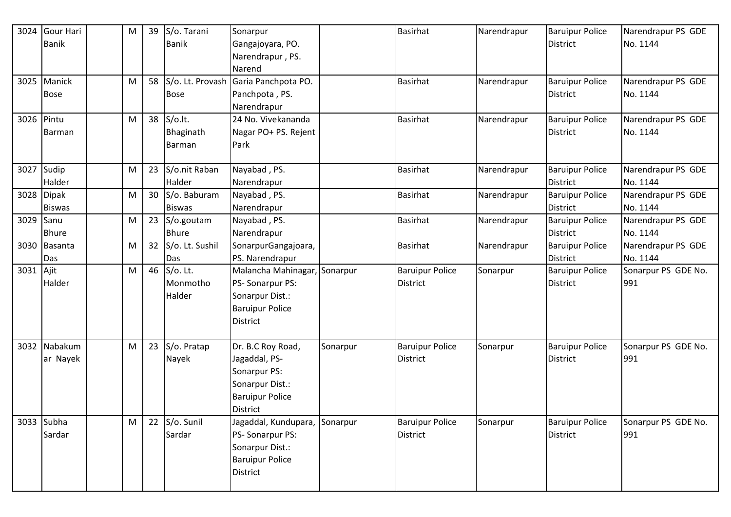| 3024 | Gour Hari Banik | | M | 39 | S/o. Tarani Banik | Sonarpur Gangajoyara, PO. Narendrapur , PS. Narend | | Basirhat | Narendrapur | Baruipur Police District | Narendrapur PS GDE No. 1144 |
|---|---|---|---|---|---|---|---|---|---|---|---|
| 3025 | Manick Bose | | M | 58 | S/o. Lt. Provash Bose | Garia Panchpota PO. Panchpota , PS. Narendrapur | | Basirhat | Narendrapur | Baruipur Police District | Narendrapur PS GDE No. 1144 |
| 3026 | Pintu Barman | | M | 38 | S/o.lt. Bhaginath Barman | 24 No. Vivekananda Nagar PO+ PS. Rejent Park | | Basirhat | Narendrapur | Baruipur Police District | Narendrapur PS GDE No. 1144 |
| 3027 | Sudip Halder | | M | 23 | S/o.nit Raban Halder | Nayabad , PS. Narendrapur | | Basirhat | Narendrapur | Baruipur Police District | Narendrapur PS GDE No. 1144 |
| 3028 | Dipak Biswas | | M | 30 | S/o. Baburam Biswas | Nayabad , PS. Narendrapur | | Basirhat | Narendrapur | Baruipur Police District | Narendrapur PS GDE No. 1144 |
| 3029 | Sanu Bhure | | M | 23 | S/o.goutam Bhure | Nayabad , PS. Narendrapur | | Basirhat | Narendrapur | Baruipur Police District | Narendrapur PS GDE No. 1144 |
| 3030 | Basanta Das | | M | 32 | S/o. Lt. Sushil Das | SonarpurGangajoara, PS. Narendrapur | | Basirhat | Narendrapur | Baruipur Police District | Narendrapur PS GDE No. 1144 |
| 3031 | Ajit Halder | | M | 46 | S/o. Lt. Monmotho Halder | Malancha Mahinagar, PS- Sonarpur PS: Sonarpur Dist.: Baruipur Police District | Sonarpur | Baruipur Police District | Sonarpur | Baruipur Police District | Sonarpur PS GDE No. 991 |
| 3032 | Nabakumar Nayek | | M | 23 | S/o. Pratap Nayek | Dr. B.C Roy Road, Jagaddal, PS- Sonarpur PS: Sonarpur Dist.: Baruipur Police District | Sonarpur | Baruipur Police District | Sonarpur | Baruipur Police District | Sonarpur PS GDE No. 991 |
| 3033 | Subha Sardar | | M | 22 | S/o. Sunil Sardar | Jagaddal, Kundupara, PS- Sonarpur PS: Sonarpur Dist.: Baruipur Police District | Sonarpur | Baruipur Police District | Sonarpur | Baruipur Police District | Sonarpur PS GDE No. 991 |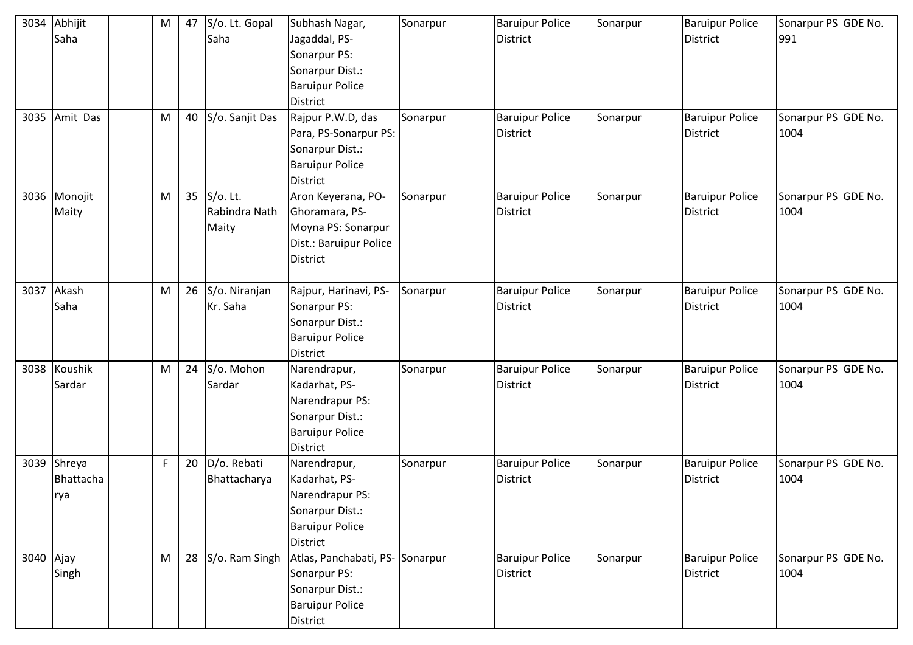| | | | | | | | | | | | |
|---|---|---|---|---|---|---|---|---|---|---|---|
| 3034 | Abhijit Saha | | M | 47 | S/o. Lt. Gopal Saha | Subhash Nagar, Jagaddal, PS-Sonarpur PS: Sonarpur Dist.: Baruipur Police District | Sonarpur | Baruipur Police District | Sonarpur | Baruipur Police District | Sonarpur PS GDE No. 991 |
| 3035 | Amit Das | | M | 40 | S/o. Sanjit Das | Rajpur P.W.D, das Para, PS-Sonarpur PS: Sonarpur Dist.: Baruipur Police District | Sonarpur | Baruipur Police District | Sonarpur | Baruipur Police District | Sonarpur PS GDE No. 1004 |
| 3036 | Monojit Maity | | M | 35 | S/o. Lt. Rabindra Nath Maity | Aron Keyerana, PO-Ghoramara, PS-Moyna PS: Sonarpur Dist.: Baruipur Police District | Sonarpur | Baruipur Police District | Sonarpur | Baruipur Police District | Sonarpur PS GDE No. 1004 |
| 3037 | Akash Saha | | M | 26 | S/o. Niranjan Kr. Saha | Rajpur, Harinavi, PS-Sonarpur PS: Sonarpur Dist.: Baruipur Police District | Sonarpur | Baruipur Police District | Sonarpur | Baruipur Police District | Sonarpur PS GDE No. 1004 |
| 3038 | Koushik Sardar | | M | 24 | S/o. Mohon Sardar | Narendrapur, Kadarhat, PS-Narendrapur PS: Sonarpur Dist.: Baruipur Police District | Sonarpur | Baruipur Police District | Sonarpur | Baruipur Police District | Sonarpur PS GDE No. 1004 |
| 3039 | Shreya Bhattacharya | | F | 20 | D/o. Rebati Bhattacharya | Narendrapur, Kadarhat, PS-Narendrapur PS: Sonarpur Dist.: Baruipur Police District | Sonarpur | Baruipur Police District | Sonarpur | Baruipur Police District | Sonarpur PS GDE No. 1004 |
| 3040 | Ajay Singh | | M | 28 | S/o. Ram Singh | Atlas, Panchabati, PS-Sonarpur PS: Sonarpur Dist.: Baruipur Police District | Sonarpur | Baruipur Police District | Sonarpur | Baruipur Police District | Sonarpur PS GDE No. 1004 |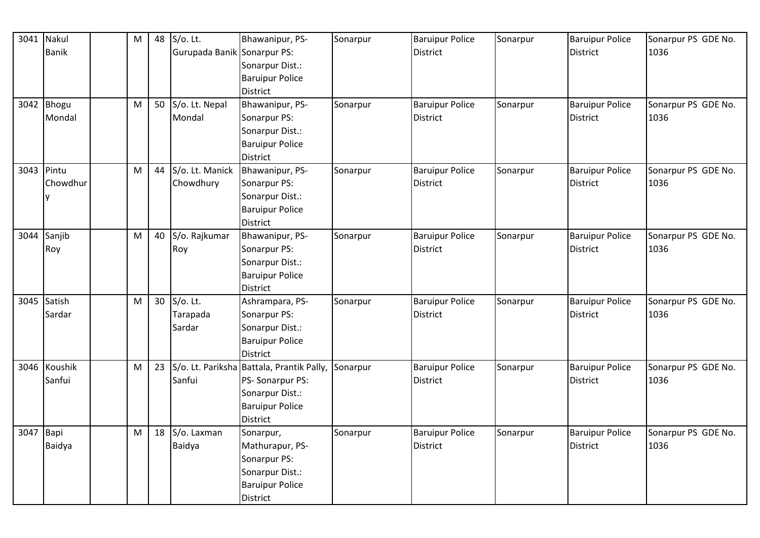| 3041 | Nakul Banik | | M | 48 | S/o. Lt. Gurupada Banik | Bhawanipur, PS- Sonarpur PS: Sonarpur Dist.: Baruipur Police District | Sonarpur | Baruipur Police District | Sonarpur | Baruipur Police District | Sonarpur PS GDE No. 1036 |
|---|---|---|---|---|---|---|---|---|---|---|---|
| 3042 | Bhogu Mondal | | M | 50 | S/o. Lt. Nepal Mondal | Bhawanipur, PS- Sonarpur PS: Sonarpur Dist.: Baruipur Police District | Sonarpur | Baruipur Police District | Sonarpur | Baruipur Police District | Sonarpur PS GDE No. 1036 |
| 3043 | Pintu Chowdhury | | M | 44 | S/o. Lt. Manick Chowdhury | Bhawanipur, PS- Sonarpur PS: Sonarpur Dist.: Baruipur Police District | Sonarpur | Baruipur Police District | Sonarpur | Baruipur Police District | Sonarpur PS GDE No. 1036 |
| 3044 | Sanjib Roy | | M | 40 | S/o. Rajkumar Roy | Bhawanipur, PS- Sonarpur PS: Sonarpur Dist.: Baruipur Police District | Sonarpur | Baruipur Police District | Sonarpur | Baruipur Police District | Sonarpur PS GDE No. 1036 |
| 3045 | Satish Sardar | | M | 30 | S/o. Lt. Tarapada Sardar | Ashrampara, PS- Sonarpur PS: Sonarpur Dist.: Baruipur Police District | Sonarpur | Baruipur Police District | Sonarpur | Baruipur Police District | Sonarpur PS GDE No. 1036 |
| 3046 | Koushik Sanfui | | M | 23 | S/o. Lt. Pariksha Sanfui | Battala, Prantik Pally, PS- Sonarpur PS: Sonarpur Dist.: Baruipur Police District | Sonarpur | Baruipur Police District | Sonarpur | Baruipur Police District | Sonarpur PS GDE No. 1036 |
| 3047 | Bapi Baidya | | M | 18 | S/o. Laxman Baidya | Sonarpur, Mathurapur, PS- Sonarpur PS: Sonarpur Dist.: Baruipur Police District | Sonarpur | Baruipur Police District | Sonarpur | Baruipur Police District | Sonarpur PS GDE No. 1036 |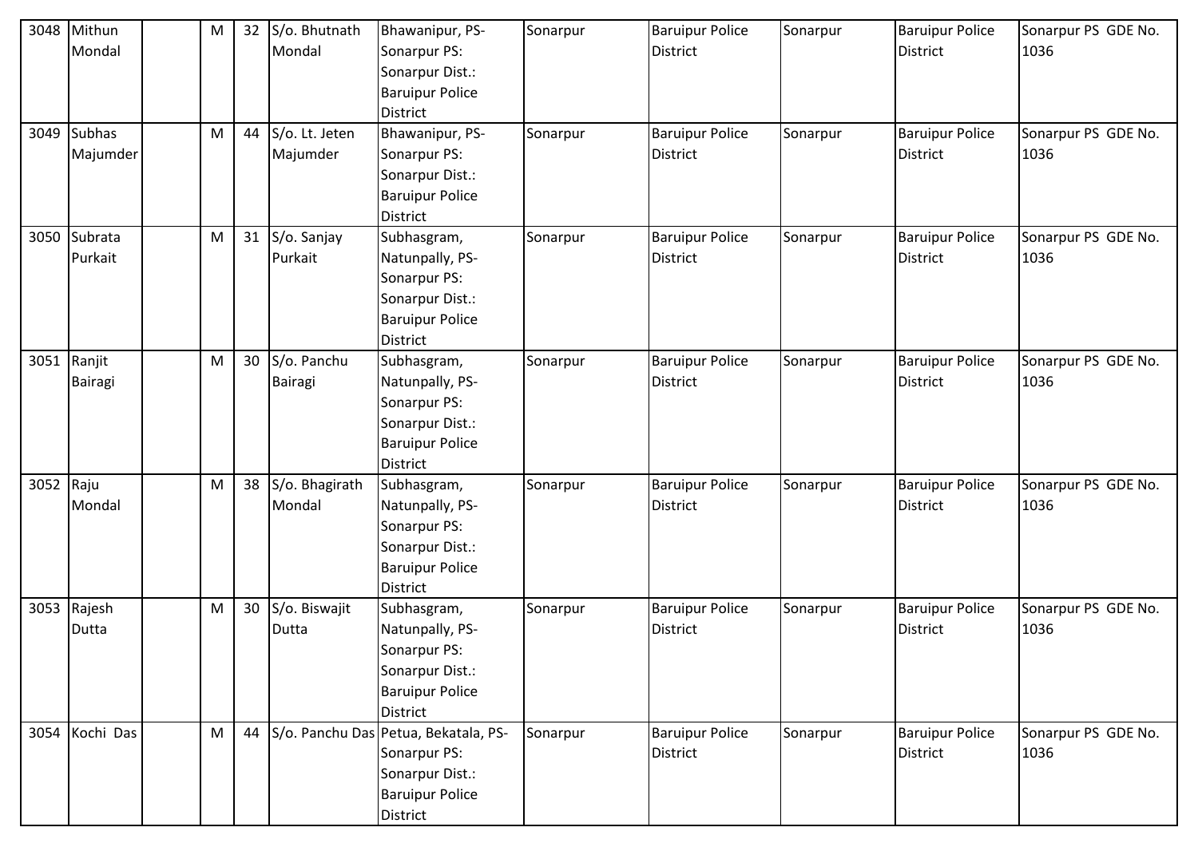| 3048 | Mithun Mondal | | M | 32 | S/o. Bhutnath Mondal | Bhawanipur, PS-Sonarpur PS: Sonarpur Dist.: Baruipur Police District | Sonarpur | Baruipur Police District | Sonarpur | Baruipur Police District | Sonarpur PS GDE No. 1036 |
|---|---|---|---|---|---|---|---|---|---|---|---|
| 3049 | Subhas Majumder | | M | 44 | S/o. Lt. Jeten Majumder | Bhawanipur, PS-Sonarpur PS: Sonarpur Dist.: Baruipur Police District | Sonarpur | Baruipur Police District | Sonarpur | Baruipur Police District | Sonarpur PS GDE No. 1036 |
| 3050 | Subrata Purkait | | M | 31 | S/o. Sanjay Purkait | Subhasgram, Natunpally, PS-Sonarpur PS: Sonarpur Dist.: Baruipur Police District | Sonarpur | Baruipur Police District | Sonarpur | Baruipur Police District | Sonarpur PS GDE No. 1036 |
| 3051 | Ranjit Bairagi | | M | 30 | S/o. Panchu Bairagi | Subhasgram, Natunpally, PS-Sonarpur PS: Sonarpur Dist.: Baruipur Police District | Sonarpur | Baruipur Police District | Sonarpur | Baruipur Police District | Sonarpur PS GDE No. 1036 |
| 3052 | Raju Mondal | | M | 38 | S/o. Bhagirath Mondal | Subhasgram, Natunpally, PS-Sonarpur PS: Sonarpur Dist.: Baruipur Police District | Sonarpur | Baruipur Police District | Sonarpur | Baruipur Police District | Sonarpur PS GDE No. 1036 |
| 3053 | Rajesh Dutta | | M | 30 | S/o. Biswajit Dutta | Subhasgram, Natunpally, PS-Sonarpur PS: Sonarpur Dist.: Baruipur Police District | Sonarpur | Baruipur Police District | Sonarpur | Baruipur Police District | Sonarpur PS GDE No. 1036 |
| 3054 | Kochi Das | | M | 44 | S/o. Panchu Das | Petua, Bekatala, PS-Sonarpur PS: Sonarpur Dist.: Baruipur Police District | Sonarpur | Baruipur Police District | Sonarpur | Baruipur Police District | Sonarpur PS GDE No. 1036 |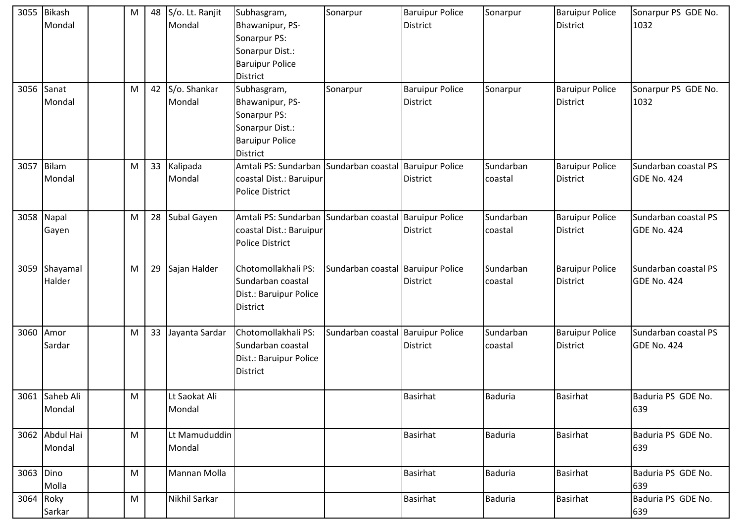| 3055 | Bikash Mondal | | M | 48 | S/o. Lt. Ranjit Mondal | Subhasgram, Bhawanipur, PS- Sonarpur PS: Sonarpur Dist.: Baruipur Police District | Sonarpur | Baruipur Police District | Sonarpur | Baruipur Police District | Sonarpur PS GDE No. 1032 |
|---|---|---|---|---|---|---|---|---|---|---|---|
| 3056 | Sanat Mondal | | M | 42 | S/o. Shankar Mondal | Subhasgram, Bhawanipur, PS- Sonarpur PS: Sonarpur Dist.: Baruipur Police District | Sonarpur | Baruipur Police District | Sonarpur | Baruipur Police District | Sonarpur PS GDE No. 1032 |
| 3057 | Bilam Mondal | | M | 33 | Kalipada Mondal | Amtali PS: Sundarban coastal Dist.: Baruipur Police District | Sundarban coastal | Baruipur Police District | Sundarban coastal | Baruipur Police District | Sundarban coastal PS GDE No. 424 |
| 3058 | Napal Gayen | | M | 28 | Subal Gayen | Amtali PS: Sundarban coastal Dist.: Baruipur Police District | Sundarban coastal | Baruipur Police District | Sundarban coastal | Baruipur Police District | Sundarban coastal PS GDE No. 424 |
| 3059 | Shayamal Halder | | M | 29 | Sajan Halder | Chotomollakhali PS: Sundarban coastal Dist.: Baruipur Police District | Sundarban coastal | Baruipur Police District | Sundarban coastal | Baruipur Police District | Sundarban coastal PS GDE No. 424 |
| 3060 | Amor Sardar | | M | 33 | Jayanta Sardar | Chotomollakhali PS: Sundarban coastal Dist.: Baruipur Police District | Sundarban coastal | Baruipur Police District | Sundarban coastal | Baruipur Police District | Sundarban coastal PS GDE No. 424 |
| 3061 | Saheb Ali Mondal | | M | | Lt Saokat Ali Mondal | | | Basirhat | Baduria | Basirhat | Baduria PS GDE No. 639 |
| 3062 | Abdul Hai Mondal | | M | | Lt Mamududdin Mondal | | | Basirhat | Baduria | Basirhat | Baduria PS GDE No. 639 |
| 3063 | Dino Molla | | M | | Mannan Molla | | | Basirhat | Baduria | Basirhat | Baduria PS GDE No. 639 |
| 3064 | Roky Sarkar | | M | | Nikhil Sarkar | | | Basirhat | Baduria | Basirhat | Baduria PS GDE No. 639 |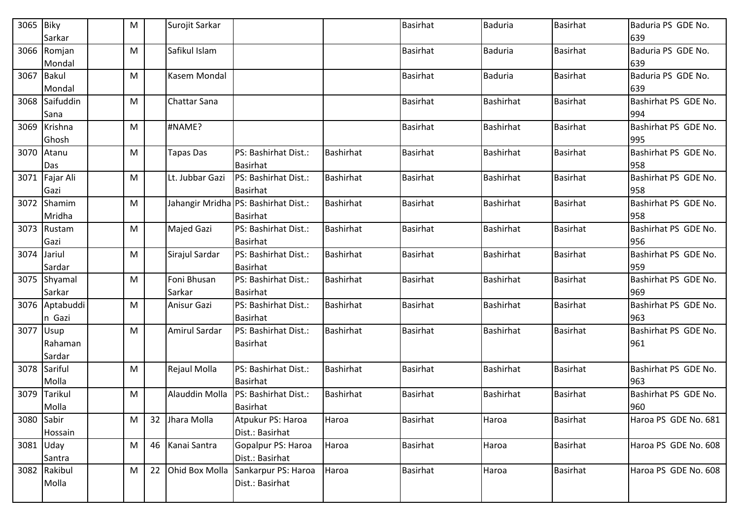| 3065 | Biky Sarkar | | M | | Surojit Sarkar | | | Basirhat | Baduria | Basirhat | Baduria PS GDE No. 639 |
|---|---|---|---|---|---|---|---|---|---|---|---|
| 3066 | Romjan Mondal | | M | | Safikul Islam | | | Basirhat | Baduria | Basirhat | Baduria PS GDE No. 639 |
| 3067 | Bakul Mondal | | M | | Kasem Mondal | | | Basirhat | Baduria | Basirhat | Baduria PS GDE No. 639 |
| 3068 | Saifuddin Sana | | M | | Chattar Sana | | | Basirhat | Bashirhat | Basirhat | Bashirhat PS GDE No. 994 |
| 3069 | Krishna Ghosh | | M | | #NAME? | | | Basirhat | Bashirhat | Basirhat | Bashirhat PS GDE No. 995 |
| 3070 | Atanu Das | | M | | Tapas Das | PS: Bashirhat Dist.: Basirhat | Bashirhat | Basirhat | Bashirhat | Basirhat | Bashirhat PS GDE No. 958 |
| 3071 | Fajar Ali Gazi | | M | | Lt. Jubbar Gazi | PS: Bashirhat Dist.: Basirhat | Bashirhat | Basirhat | Bashirhat | Basirhat | Bashirhat PS GDE No. 958 |
| 3072 | Shamim Mridha | | M | | Jahangir Mridha | PS: Bashirhat Dist.: Basirhat | Bashirhat | Basirhat | Bashirhat | Basirhat | Bashirhat PS GDE No. 958 |
| 3073 | Rustam Gazi | | M | | Majed Gazi | PS: Bashirhat Dist.: Basirhat | Bashirhat | Basirhat | Bashirhat | Basirhat | Bashirhat PS GDE No. 956 |
| 3074 | Jariul Sardar | | M | | Sirajul Sardar | PS: Bashirhat Dist.: Basirhat | Bashirhat | Basirhat | Bashirhat | Basirhat | Bashirhat PS GDE No. 959 |
| 3075 | Shyamal Sarkar | | M | | Foni Bhusan Sarkar | PS: Bashirhat Dist.: Basirhat | Bashirhat | Basirhat | Bashirhat | Basirhat | Bashirhat PS GDE No. 969 |
| 3076 | Aptabuddin Gazi | | M | | Anisur Gazi | PS: Bashirhat Dist.: Basirhat | Bashirhat | Basirhat | Bashirhat | Basirhat | Bashirhat PS GDE No. 963 |
| 3077 | Usup Rahaman Sardar | | M | | Amirul Sardar | PS: Bashirhat Dist.: Basirhat | Bashirhat | Basirhat | Bashirhat | Basirhat | Bashirhat PS GDE No. 961 |
| 3078 | Sariful Molla | | M | | Rejaul Molla | PS: Bashirhat Dist.: Basirhat | Bashirhat | Basirhat | Bashirhat | Basirhat | Bashirhat PS GDE No. 963 |
| 3079 | Tarikul Molla | | M | | Alauddin Molla | PS: Bashirhat Dist.: Basirhat | Bashirhat | Basirhat | Bashirhat | Basirhat | Bashirhat PS GDE No. 960 |
| 3080 | Sabir Hossain | | M | 32 | Jhara Molla | Atpukur PS: Haroa Dist.: Basirhat | Haroa | Basirhat | Haroa | Basirhat | Haroa PS GDE No. 681 |
| 3081 | Uday Santra | | M | 46 | Kanai Santra | Gopalpur PS: Haroa Dist.: Basirhat | Haroa | Basirhat | Haroa | Basirhat | Haroa PS GDE No. 608 |
| 3082 | Rakibul Molla | | M | 22 | Ohid Box Molla | Sankarpur PS: Haroa Dist.: Basirhat | Haroa | Basirhat | Haroa | Basirhat | Haroa PS GDE No. 608 |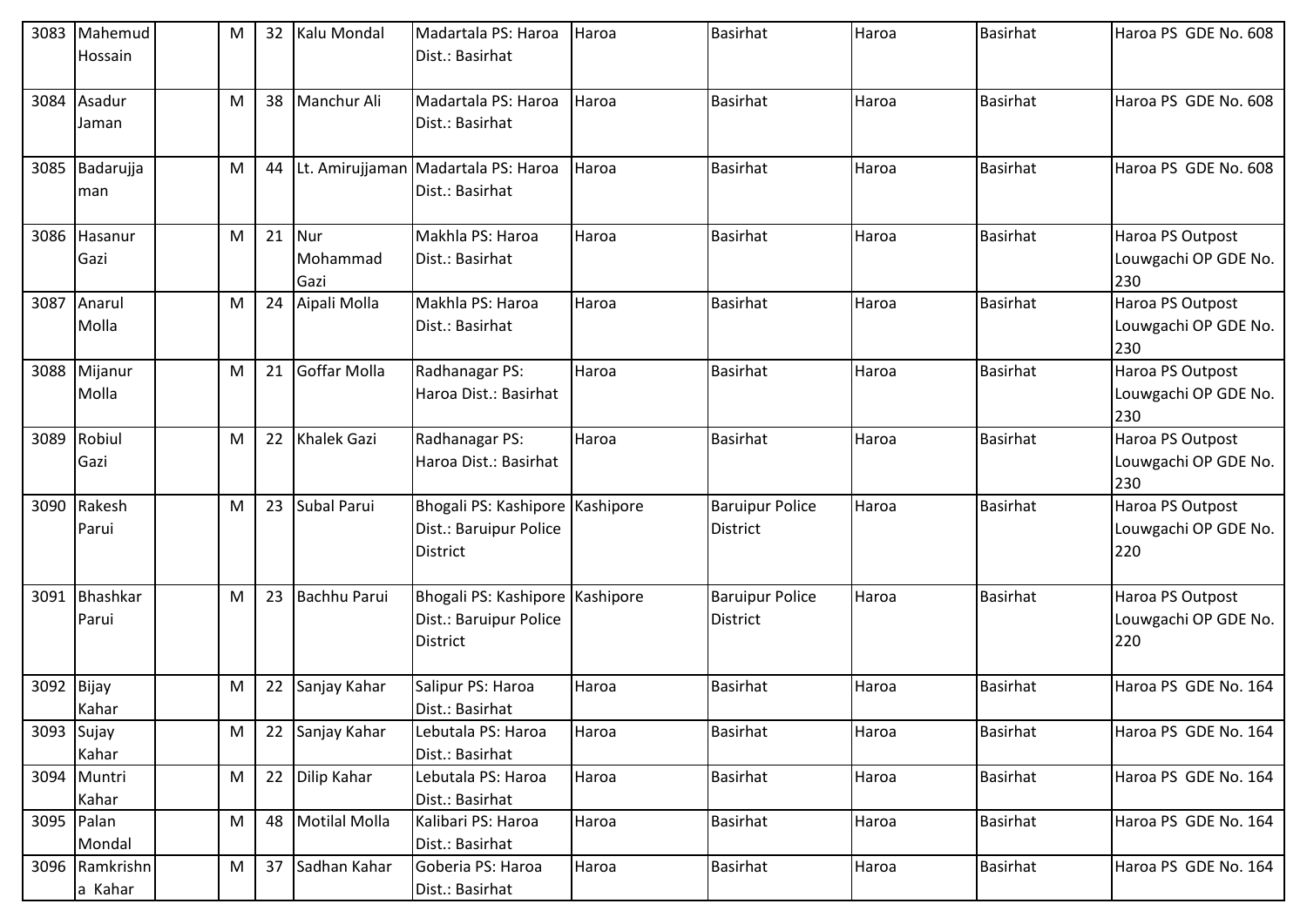| | | | | | | | | | | | |
|---|---|---|---|---|---|---|---|---|---|---|---|
| 3083 | Mahemud Hossain | | M | 32 | Kalu Mondal | Madartala PS: Haroa Dist.: Basirhat | Haroa | Basirhat | Haroa | Basirhat | Haroa PS GDE No. 608 |
| 3084 | Asadur Jaman | | M | 38 | Manchur Ali | Madartala PS: Haroa Dist.: Basirhat | Haroa | Basirhat | Haroa | Basirhat | Haroa PS GDE No. 608 |
| 3085 | Badarujjaman | | M | 44 | Lt. Amirujjaman | Madartala PS: Haroa Dist.: Basirhat | Haroa | Basirhat | Haroa | Basirhat | Haroa PS GDE No. 608 |
| 3086 | Hasanur Gazi | | M | 21 | Nur Mohammad Gazi | Makhla PS: Haroa Dist.: Basirhat | Haroa | Basirhat | Haroa | Basirhat | Haroa PS Outpost Louwgachi OP GDE No. 230 |
| 3087 | Anarul Molla | | M | 24 | Aipali Molla | Makhla PS: Haroa Dist.: Basirhat | Haroa | Basirhat | Haroa | Basirhat | Haroa PS Outpost Louwgachi OP GDE No. 230 |
| 3088 | Mijanur Molla | | M | 21 | Goffar Molla | Radhanagar PS: Haroa Dist.: Basirhat | Haroa | Basirhat | Haroa | Basirhat | Haroa PS Outpost Louwgachi OP GDE No. 230 |
| 3089 | Robiul Gazi | | M | 22 | Khalek Gazi | Radhanagar PS: Haroa Dist.: Basirhat | Haroa | Basirhat | Haroa | Basirhat | Haroa PS Outpost Louwgachi OP GDE No. 230 |
| 3090 | Rakesh Parui | | M | 23 | Subal Parui | Bhogali PS: Kashipore Dist.: Baruipur Police District | Kashipore | Baruipur Police District | Haroa | Basirhat | Haroa PS Outpost Louwgachi OP GDE No. 220 |
| 3091 | Bhashkar Parui | | M | 23 | Bachhu Parui | Bhogali PS: Kashipore Dist.: Baruipur Police District | Kashipore | Baruipur Police District | Haroa | Basirhat | Haroa PS Outpost Louwgachi OP GDE No. 220 |
| 3092 | Bijay Kahar | | M | 22 | Sanjay Kahar | Salipur PS: Haroa Dist.: Basirhat | Haroa | Basirhat | Haroa | Basirhat | Haroa PS GDE No. 164 |
| 3093 | Sujay Kahar | | M | 22 | Sanjay Kahar | Lebutala PS: Haroa Dist.: Basirhat | Haroa | Basirhat | Haroa | Basirhat | Haroa PS GDE No. 164 |
| 3094 | Muntri Kahar | | M | 22 | Dilip Kahar | Lebutala PS: Haroa Dist.: Basirhat | Haroa | Basirhat | Haroa | Basirhat | Haroa PS GDE No. 164 |
| 3095 | Palan Mondal | | M | 48 | Motilal Molla | Kalibari PS: Haroa Dist.: Basirhat | Haroa | Basirhat | Haroa | Basirhat | Haroa PS GDE No. 164 |
| 3096 | Ramkrishna Kahar | | M | 37 | Sadhan Kahar | Goberia PS: Haroa Dist.: Basirhat | Haroa | Basirhat | Haroa | Basirhat | Haroa PS GDE No. 164 |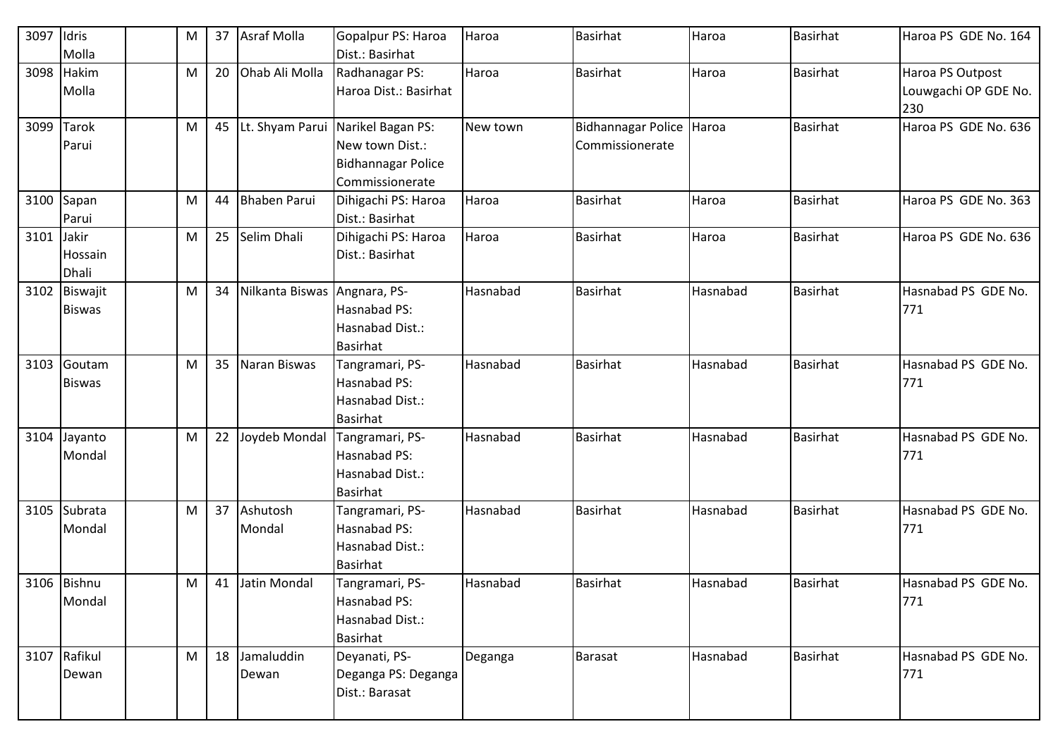| 3097 | Idris Molla | | M | 37 | Asraf Molla | Gopalpur PS: Haroa Dist.: Basirhat | Haroa | Basirhat | Haroa | Basirhat | Haroa PS GDE No. 164 |
|---|---|---|---|---|---|---|---|---|---|---|---|
| 3098 | Hakim Molla | | M | 20 | Ohab Ali Molla | Radhanagar PS: Haroa Dist.: Basirhat | Haroa | Basirhat | Haroa | Basirhat | Haroa PS Outpost Louwgachi OP GDE No. 230 |
| 3099 | Tarok Parui | | M | 45 | Lt. Shyam Parui | Narikel Bagan PS: New town Dist.: Bidhannagar Police Commissionerate | New town | Bidhannagar Police Commissionerate | Haroa | Basirhat | Haroa PS GDE No. 636 |
| 3100 | Sapan Parui | | M | 44 | Bhaben Parui | Dihigachi PS: Haroa Dist.: Basirhat | Haroa | Basirhat | Haroa | Basirhat | Haroa PS GDE No. 363 |
| 3101 | Jakir Hossain Dhali | | M | 25 | Selim Dhali | Dihigachi PS: Haroa Dist.: Basirhat | Haroa | Basirhat | Haroa | Basirhat | Haroa PS GDE No. 636 |
| 3102 | Biswajit Biswas | | M | 34 | Nilkanta Biswas | Angnara, PS-Hasnabad PS: Hasnabad Dist.: Basirhat | Hasnabad | Basirhat | Hasnabad | Basirhat | Hasnabad PS GDE No. 771 |
| 3103 | Goutam Biswas | | M | 35 | Naran Biswas | Tangramari, PS-Hasnabad PS: Hasnabad Dist.: Basirhat | Hasnabad | Basirhat | Hasnabad | Basirhat | Hasnabad PS GDE No. 771 |
| 3104 | Jayanto Mondal | | M | 22 | Joydeb Mondal | Tangramari, PS-Hasnabad PS: Hasnabad Dist.: Basirhat | Hasnabad | Basirhat | Hasnabad | Basirhat | Hasnabad PS GDE No. 771 |
| 3105 | Subrata Mondal | | M | 37 | Ashutosh Mondal | Tangramari, PS-Hasnabad PS: Hasnabad Dist.: Basirhat | Hasnabad | Basirhat | Hasnabad | Basirhat | Hasnabad PS GDE No. 771 |
| 3106 | Bishnu Mondal | | M | 41 | Jatin Mondal | Tangramari, PS-Hasnabad PS: Hasnabad Dist.: Basirhat | Hasnabad | Basirhat | Hasnabad | Basirhat | Hasnabad PS GDE No. 771 |
| 3107 | Rafikul Dewan | | M | 18 | Jamaluddin Dewan | Deyanati, PS-Deganga PS: Deganga Dist.: Barasat | Deganga | Barasat | Hasnabad | Basirhat | Hasnabad PS GDE No. 771 |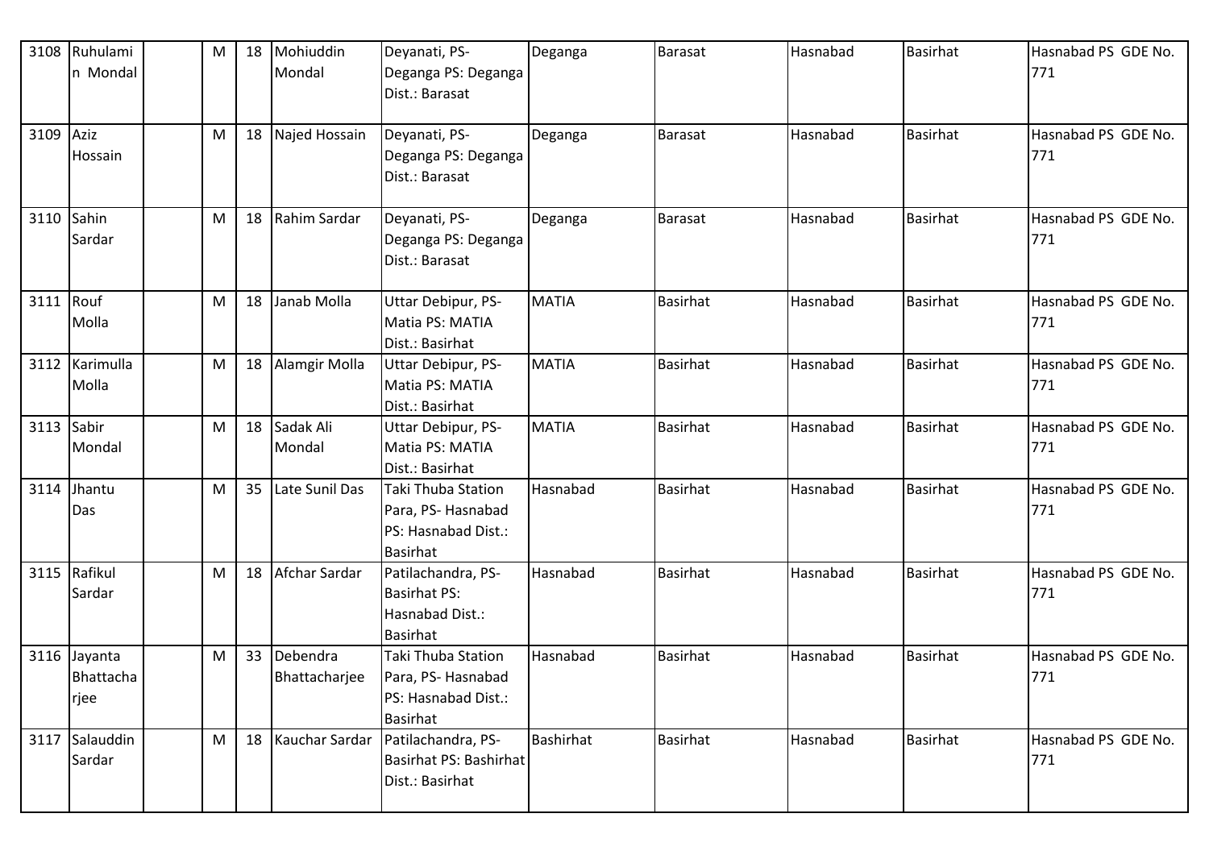| 3108 | Ruhulamin Mondal | | M | 18 | Mohiuddin Mondal | Deyanati, PS-Deganga PS: Deganga Dist.: Barasat | Deganga | Barasat | Hasnabad | Basirhat | Hasnabad PS GDE No. 771 |
|---|---|---|---|---|---|---|---|---|---|---|---|
| 3109 | Aziz Hossain | | M | 18 | Najed Hossain | Deyanati, PS-Deganga PS: Deganga Dist.: Barasat | Deganga | Barasat | Hasnabad | Basirhat | Hasnabad PS GDE No. 771 |
| 3110 | Sahin Sardar | | M | 18 | Rahim Sardar | Deyanati, PS-Deganga PS: Deganga Dist.: Barasat | Deganga | Barasat | Hasnabad | Basirhat | Hasnabad PS GDE No. 771 |
| 3111 | Rouf Molla | | M | 18 | Janab Molla | Uttar Debipur, PS-Matia PS: MATIA Dist.: Basirhat | MATIA | Basirhat | Hasnabad | Basirhat | Hasnabad PS GDE No. 771 |
| 3112 | Karimulla Molla | | M | 18 | Alamgir Molla | Uttar Debipur, PS-Matia PS: MATIA Dist.: Basirhat | MATIA | Basirhat | Hasnabad | Basirhat | Hasnabad PS GDE No. 771 |
| 3113 | Sabir Mondal | | M | 18 | Sadak Ali Mondal | Uttar Debipur, PS-Matia PS: MATIA Dist.: Basirhat | MATIA | Basirhat | Hasnabad | Basirhat | Hasnabad PS GDE No. 771 |
| 3114 | Jhantu Das | | M | 35 | Late Sunil Das | Taki Thuba Station Para, PS- Hasnabad PS: Hasnabad Dist.: Basirhat | Hasnabad | Basirhat | Hasnabad | Basirhat | Hasnabad PS GDE No. 771 |
| 3115 | Rafikul Sardar | | M | 18 | Afchar Sardar | Patilachandra, PS-Basirhat PS: Hasnabad Dist.: Basirhat | Hasnabad | Basirhat | Hasnabad | Basirhat | Hasnabad PS GDE No. 771 |
| 3116 | Jayanta Bhattacharjee | | M | 33 | Debendra Bhattacharjee | Taki Thuba Station Para, PS- Hasnabad PS: Hasnabad Dist.: Basirhat | Hasnabad | Basirhat | Hasnabad | Basirhat | Hasnabad PS GDE No. 771 |
| 3117 | Salauddin Sardar | | M | 18 | Kauchar Sardar | Patilachandra, PS-Basirhat PS: Bashirhat Dist.: Basirhat | Bashirhat | Basirhat | Hasnabad | Basirhat | Hasnabad PS GDE No. 771 |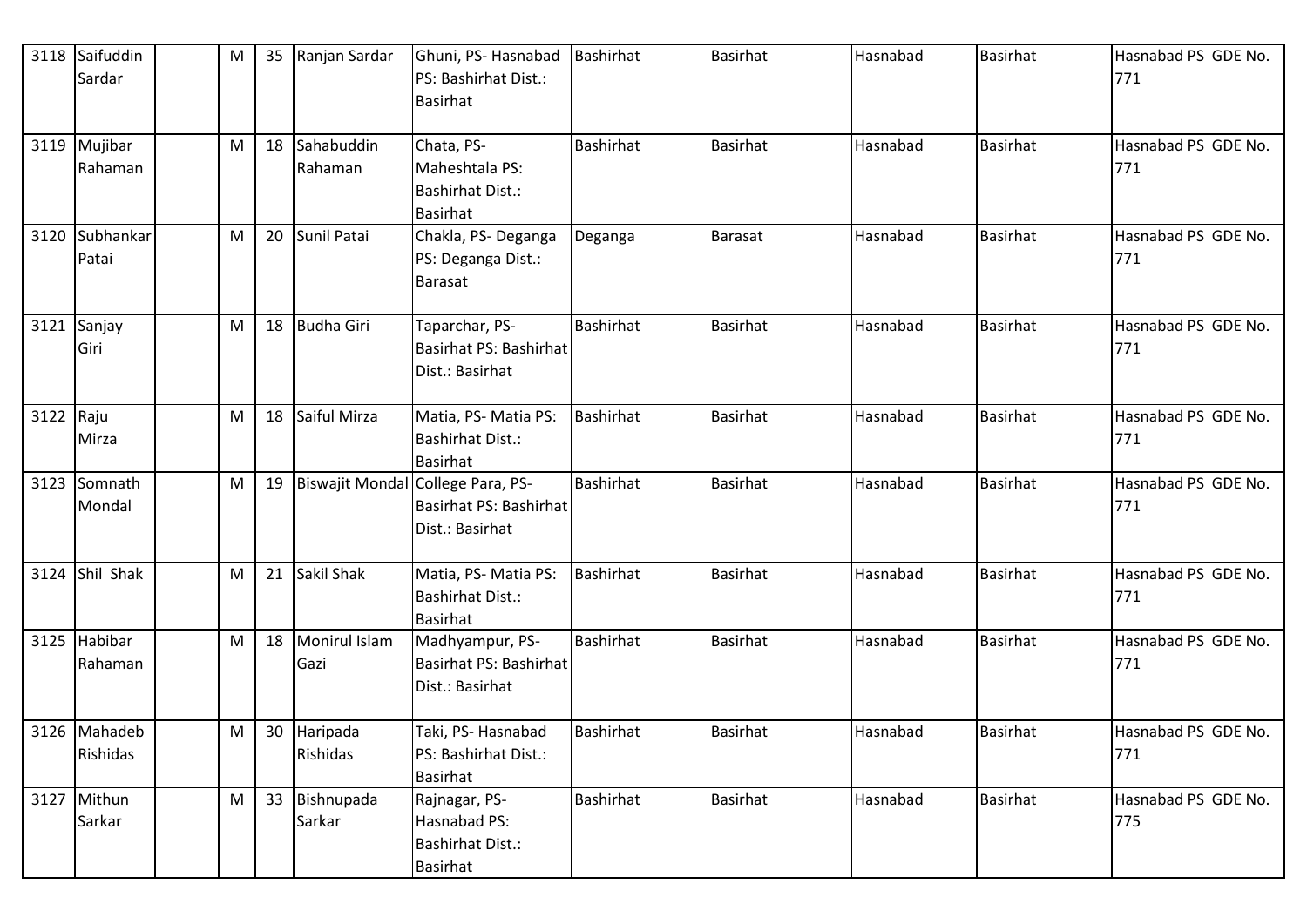| 3118 | Saifuddin Sardar | | M | 35 | Ranjan Sardar | Ghuni, PS- Hasnabad PS: Bashirhat Dist.: Basirhat | Bashirhat | Basirhat | Hasnabad | Basirhat | Hasnabad PS GDE No. 771 |
|---|---|---|---|---|---|---|---|---|---|---|---|
| 3119 | Mujibar Rahaman | | M | 18 | Sahabuddin Rahaman | Chata, PS- Maheshtala PS: Bashirhat Dist.: Basirhat | Bashirhat | Basirhat | Hasnabad | Basirhat | Hasnabad PS GDE No. 771 |
| 3120 | Subhankar Patai | | M | 20 | Sunil Patai | Chakla, PS- Deganga PS: Deganga Dist.: Barasat | Deganga | Barasat | Hasnabad | Basirhat | Hasnabad PS GDE No. 771 |
| 3121 | Sanjay Giri | | M | 18 | Budha Giri | Taparchar, PS- Basirhat PS: Bashirhat Dist.: Basirhat | Bashirhat | Basirhat | Hasnabad | Basirhat | Hasnabad PS GDE No. 771 |
| 3122 | Raju Mirza | | M | 18 | Saiful Mirza | Matia, PS- Matia PS: Bashirhat Dist.: Basirhat | Bashirhat | Basirhat | Hasnabad | Basirhat | Hasnabad PS GDE No. 771 |
| 3123 | Somnath Mondal | | M | 19 | Biswajit Mondal | College Para, PS- Basirhat PS: Bashirhat Dist.: Basirhat | Bashirhat | Basirhat | Hasnabad | Basirhat | Hasnabad PS GDE No. 771 |
| 3124 | Shil Shak | | M | 21 | Sakil Shak | Matia, PS- Matia PS: Bashirhat Dist.: Basirhat | Bashirhat | Basirhat | Hasnabad | Basirhat | Hasnabad PS GDE No. 771 |
| 3125 | Habibar Rahaman | | M | 18 | Monirul Islam Gazi | Madhyampur, PS- Basirhat PS: Bashirhat Dist.: Basirhat | Bashirhat | Basirhat | Hasnabad | Basirhat | Hasnabad PS GDE No. 771 |
| 3126 | Mahadeb Rishidas | | M | 30 | Haripada Rishidas | Taki, PS- Hasnabad PS: Bashirhat Dist.: Basirhat | Bashirhat | Basirhat | Hasnabad | Basirhat | Hasnabad PS GDE No. 771 |
| 3127 | Mithun Sarkar | | M | 33 | Bishnupada Sarkar | Rajnagar, PS- Hasnabad PS: Bashirhat Dist.: Basirhat | Bashirhat | Basirhat | Hasnabad | Basirhat | Hasnabad PS GDE No. 775 |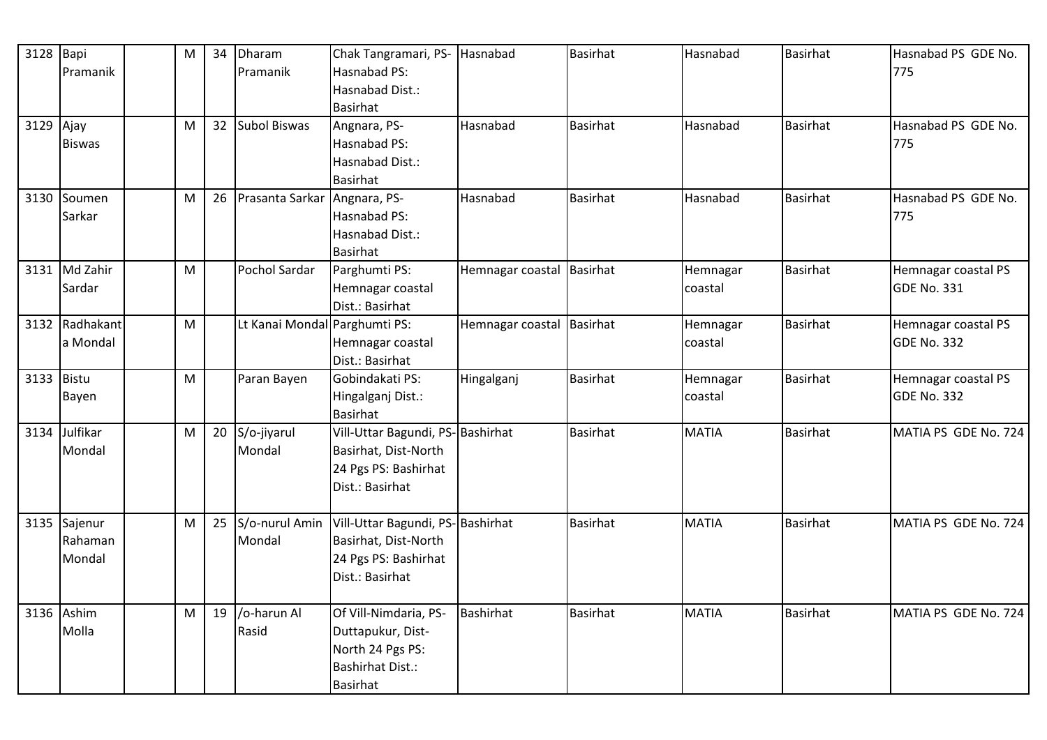| 3128 | Bapi Pramanik | | M | 34 | Dharam Pramanik | Chak Tangramari, PS-Hasnabad PS: Hasnabad Dist.: Basirhat | Hasnabad | Basirhat | Hasnabad | Basirhat | Hasnabad PS GDE No. 775 |
|---|---|---|---|---|---|---|---|---|---|---|---|
| 3129 | Ajay Biswas | | M | 32 | Subol Biswas | Angnara, PS-Hasnabad PS: Hasnabad Dist.: Basirhat | Hasnabad | Basirhat | Hasnabad | Basirhat | Hasnabad PS GDE No. 775 |
| 3130 | Soumen Sarkar | | M | 26 | Prasanta Sarkar | Angnara, PS-Hasnabad PS: Hasnabad Dist.: Basirhat | Hasnabad | Basirhat | Hasnabad | Basirhat | Hasnabad PS GDE No. 775 |
| 3131 | Md Zahir Sardar | | M | | Pochol Sardar | Parghumti PS: Hemnagar coastal Dist.: Basirhat | Hemnagar coastal | Basirhat | Hemnagar coastal | Basirhat | Hemnagar coastal PS GDE No. 331 |
| 3132 | Radhakanta Mondal | | M | | Lt Kanai Mondal | Parghumti PS: Hemnagar coastal Dist.: Basirhat | Hemnagar coastal | Basirhat | Hemnagar coastal | Basirhat | Hemnagar coastal PS GDE No. 332 |
| 3133 | Bistu Bayen | | M | | Paran Bayen | Gobindakati PS: Hingalganj Dist.: Basirhat | Hingalganj | Basirhat | Hemnagar coastal | Basirhat | Hemnagar coastal PS GDE No. 332 |
| 3134 | Julfikar Mondal | | M | 20 | S/o-jiyarul Mondal | Vill-Uttar Bagundi, PS-Basirhat, Dist-North 24 Pgs PS: Bashirhat Dist.: Basirhat | Bashirhat | Basirhat | MATIA | Basirhat | MATIA PS GDE No. 724 |
| 3135 | Sajenur Rahaman Mondal | | M | 25 | S/o-nurul Amin Mondal | Vill-Uttar Bagundi, PS-Basirhat, Dist-North 24 Pgs PS: Bashirhat Dist.: Basirhat | Bashirhat | Basirhat | MATIA | Basirhat | MATIA PS GDE No. 724 |
| 3136 | Ashim Molla | | M | 19 | /o-harun Al Rasid | Of Vill-Nimdaria, PS-Duttapukur, Dist-North 24 Pgs PS: Bashirhat Dist.: Basirhat | Bashirhat | Basirhat | MATIA | Basirhat | MATIA PS GDE No. 724 |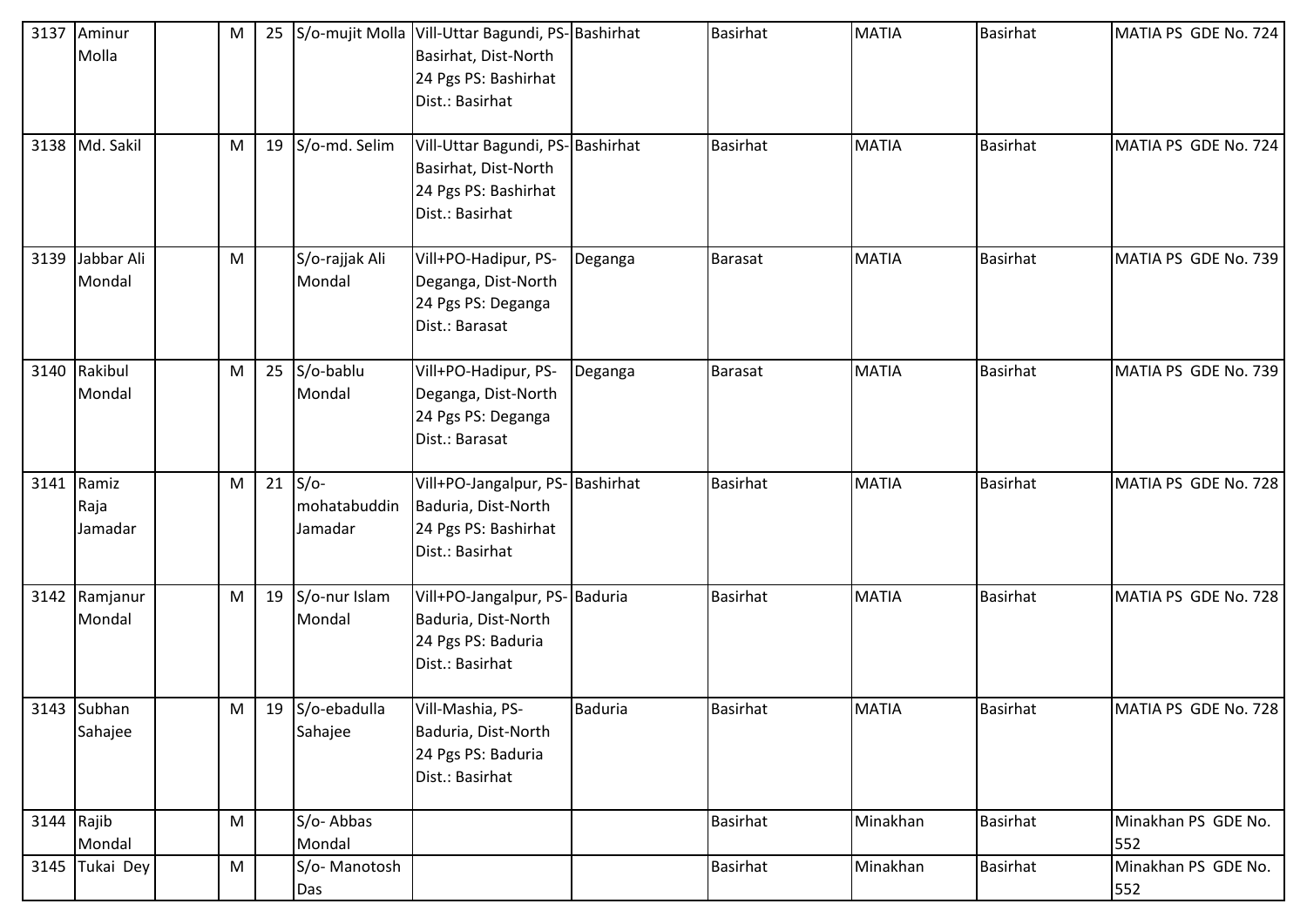| 3137 | Aminur Molla | | M | 25 | S/o-mujit Molla | Vill-Uttar Bagundi, PS-Basirhat, Dist-North 24 Pgs PS: Bashirhat Dist.: Basirhat | Bashirhat | Basirhat | MATIA | Basirhat | MATIA PS GDE No. 724 |
|---|---|---|---|---|---|---|---|---|---|---|---|
| 3138 | Md. Sakil | | M | 19 | S/o-md. Selim | Vill-Uttar Bagundi, PS-Basirhat, Dist-North 24 Pgs PS: Bashirhat Dist.: Basirhat | Bashirhat | Basirhat | MATIA | Basirhat | MATIA PS GDE No. 724 |
| 3139 | Jabbar Ali Mondal | | M | | S/o-rajjak Ali Mondal | Vill+PO-Hadipur, PS-Deganga, Dist-North 24 Pgs PS: Deganga Dist.: Barasat | Deganga | Barasat | MATIA | Basirhat | MATIA PS GDE No. 739 |
| 3140 | Rakibul Mondal | | M | 25 | S/o-bablu Mondal | Vill+PO-Hadipur, PS-Deganga, Dist-North 24 Pgs PS: Deganga Dist.: Barasat | Deganga | Barasat | MATIA | Basirhat | MATIA PS GDE No. 739 |
| 3141 | Ramiz Raja Jamadar | | M | 21 | S/o-mohatabuddin Jamadar | Vill+PO-Jangalpur, PS-Baduria, Dist-North 24 Pgs PS: Bashirhat Dist.: Basirhat | Bashirhat | Basirhat | MATIA | Basirhat | MATIA PS GDE No. 728 |
| 3142 | Ramjanur Mondal | | M | 19 | S/o-nur Islam Mondal | Vill+PO-Jangalpur, PS-Baduria, Dist-North 24 Pgs PS: Baduria Dist.: Basirhat | Baduria | Basirhat | MATIA | Basirhat | MATIA PS GDE No. 728 |
| 3143 | Subhan Sahajee | | M | 19 | S/o-ebadulla Sahajee | Vill-Mashia, PS-Baduria, Dist-North 24 Pgs PS: Baduria Dist.: Basirhat | Baduria | Basirhat | MATIA | Basirhat | MATIA PS GDE No. 728 |
| 3144 | Rajib Mondal | | M | | S/o- Abbas Mondal | | | Basirhat | Minakhan | Basirhat | Minakhan PS GDE No. 552 |
| 3145 | Tukai Dey | | M | | S/o- Manotosh Das | | | Basirhat | Minakhan | Basirhat | Minakhan PS GDE No. 552 |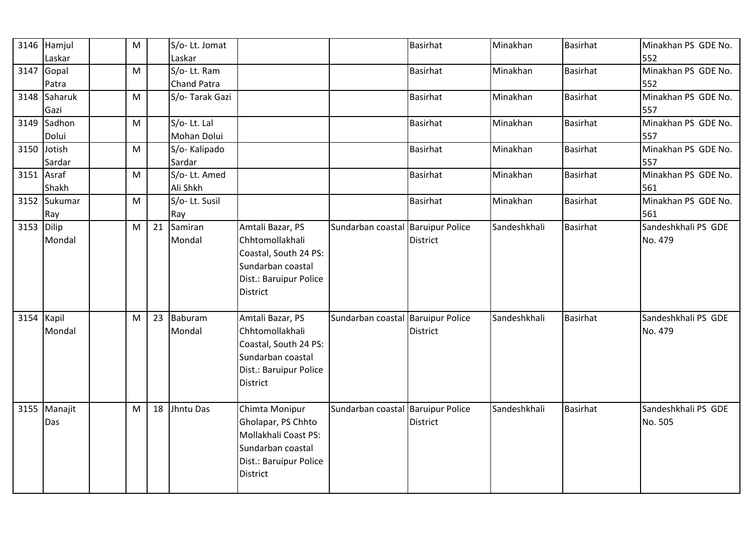| 3146 | Hamjul Laskar | | M | | S/o- Lt. Jomat Laskar | | | Basirhat | Minakhan | Basirhat | Minakhan PS GDE No. 552 |
|---|---|---|---|---|---|---|---|---|---|---|---|
| 3147 | Gopal Patra | | M | | S/o- Lt. Ram Chand Patra | | | Basirhat | Minakhan | Basirhat | Minakhan PS GDE No. 552 |
| 3148 | Saharuk Gazi | | M | | S/o- Tarak Gazi | | | Basirhat | Minakhan | Basirhat | Minakhan PS GDE No. 557 |
| 3149 | Sadhon Dolui | | M | | S/o- Lt. Lal Mohan Dolui | | | Basirhat | Minakhan | Basirhat | Minakhan PS GDE No. 557 |
| 3150 | Jotish Sardar | | M | | S/o- Kalipado Sardar | | | Basirhat | Minakhan | Basirhat | Minakhan PS GDE No. 557 |
| 3151 | Asraf Shakh | | M | | S/o- Lt. Amed Ali Shkh | | | Basirhat | Minakhan | Basirhat | Minakhan PS GDE No. 561 |
| 3152 | Sukumar Ray | | M | | S/o- Lt. Susil Ray | | | Basirhat | Minakhan | Basirhat | Minakhan PS GDE No. 561 |
| 3153 | Dilip Mondal | | M | 21 | Samiran Mondal | Amtali Bazar, PS Chhtomollakhali Coastal, South 24 PS: Sundarban coastal Dist.: Baruipur Police District | Sundarban coastal | Baruipur Police District | Sandeshkhali | Basirhat | Sandeshkhali PS GDE No. 479 |
| 3154 | Kapil Mondal | | M | 23 | Baburam Mondal | Amtali Bazar, PS Chhtomollakhali Coastal, South 24 PS: Sundarban coastal Dist.: Baruipur Police District | Sundarban coastal | Baruipur Police District | Sandeshkhali | Basirhat | Sandeshkhali PS GDE No. 479 |
| 3155 | Manajit Das | | M | 18 | Jhntu Das | Chimta Monipur Gholapar, PS Chhto Mollakhali Coast PS: Sundarban coastal Dist.: Baruipur Police District | Sundarban coastal | Baruipur Police District | Sandeshkhali | Basirhat | Sandeshkhali PS GDE No. 505 |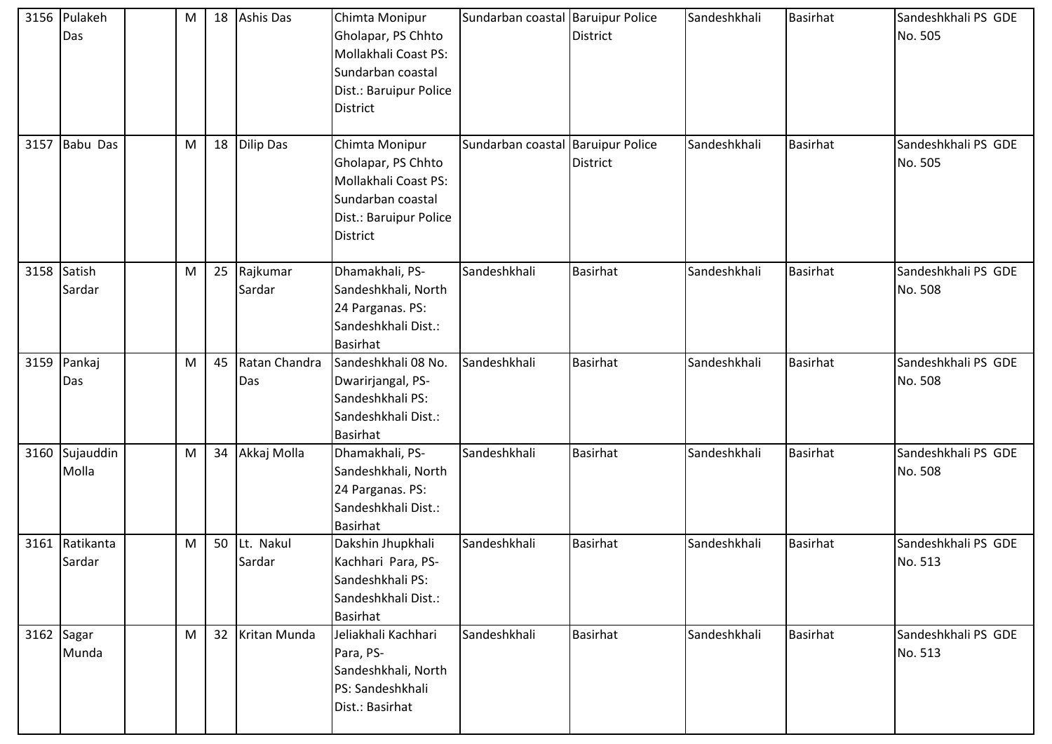| 3156 | Pulakeh Das | | M | 18 | Ashis Das | Chimta Monipur Gholapar, PS Chhto Mollakhali Coast PS: Sundarban coastal Dist.: Baruipur Police District | Sundarban coastal | Baruipur Police District | Sandeshkhali | Basirhat | Sandeshkhali PS GDE No. 505 |
|---|---|---|---|---|---|---|---|---|---|---|---|
| 3157 | Babu Das | | M | 18 | Dilip Das | Chimta Monipur Gholapar, PS Chhto Mollakhali Coast PS: Sundarban coastal Dist.: Baruipur Police District | Sundarban coastal | Baruipur Police District | Sandeshkhali | Basirhat | Sandeshkhali PS GDE No. 505 |
| 3158 | Satish Sardar | | M | 25 | Rajkumar Sardar | Dhamakhali, PS-Sandeshkhali, North 24 Parganas. PS: Sandeshkhali Dist.: Basirhat | Sandeshkhali | Basirhat | Sandeshkhali | Basirhat | Sandeshkhali PS GDE No. 508 |
| 3159 | Pankaj Das | | M | 45 | Ratan Chandra Das | Sandeshkhali 08 No. Dwarirjangal, PS-Sandeshkhali PS: Sandeshkhali Dist.: Basirhat | Sandeshkhali | Basirhat | Sandeshkhali | Basirhat | Sandeshkhali PS GDE No. 508 |
| 3160 | Sujauddin Molla | | M | 34 | Akkaj Molla | Dhamakhali, PS-Sandeshkhali, North 24 Parganas. PS: Sandeshkhali Dist.: Basirhat | Sandeshkhali | Basirhat | Sandeshkhali | Basirhat | Sandeshkhali PS GDE No. 508 |
| 3161 | Ratikanta Sardar | | M | 50 | Lt. Nakul Sardar | Dakshin Jhupkhali Kachhari Para, PS-Sandeshkhali PS: Sandeshkhali Dist.: Basirhat | Sandeshkhali | Basirhat | Sandeshkhali | Basirhat | Sandeshkhali PS GDE No. 513 |
| 3162 | Sagar Munda | | M | 32 | Kritan Munda | Jeliakhali Kachhari Para, PS-Sandeshkhali, North PS: Sandeshkhali Dist.: Basirhat | Sandeshkhali | Basirhat | Sandeshkhali | Basirhat | Sandeshkhali PS GDE No. 513 |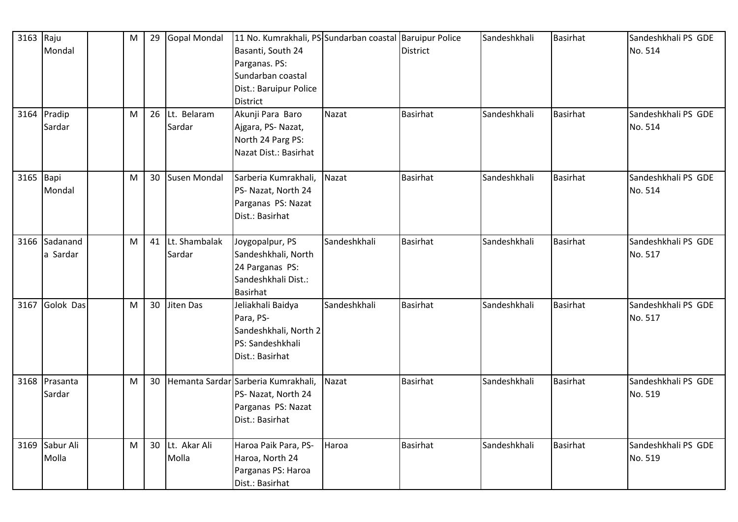| 3163 | Raju Mondal | | M | 29 | Gopal Mondal | 11 No. Kumrakhali, PS-Basanti, South 24 Parganas. PS: Sundarban coastal Dist.: Baruipur Police District | Sundarban coastal | Baruipur Police District | Sandeshkhali | Basirhat | Sandeshkhali PS GDE No. 514 |
|---|---|---|---|---|---|---|---|---|---|---|---|
| 3164 | Pradip Sardar | | M | 26 | Lt. Belaram Sardar | Akunji Para Baro Ajgara, PS- Nazat, North 24 Parg PS: Nazat Dist.: Basirhat | Nazat | Basirhat | Sandeshkhali | Basirhat | Sandeshkhali PS GDE No. 514 |
| 3165 | Bapi Mondal | | M | 30 | Susen Mondal | Sarberia Kumrakhali, PS- Nazat, North 24 Parganas PS: Nazat Dist.: Basirhat | Nazat | Basirhat | Sandeshkhali | Basirhat | Sandeshkhali PS GDE No. 514 |
| 3166 | Sadananda Sardar | | M | 41 | Lt. Shambalak Sardar | Joygopalpur, PS Sandeshkhali, North 24 Parganas PS: Sandeshkhali Dist.: Basirhat | Sandeshkhali | Basirhat | Sandeshkhali | Basirhat | Sandeshkhali PS GDE No. 517 |
| 3167 | Golok Das | | M | 30 | Jiten Das | Jeliakhali Baidya Para, PS-Sandeshkhali, North 2 PS: Sandeshkhali Dist.: Basirhat | Sandeshkhali | Basirhat | Sandeshkhali | Basirhat | Sandeshkhali PS GDE No. 517 |
| 3168 | Prasanta Sardar | | M | 30 | Hemanta Sardar | Sarberia Kumrakhali, PS- Nazat, North 24 Parganas PS: Nazat Dist.: Basirhat | Nazat | Basirhat | Sandeshkhali | Basirhat | Sandeshkhali PS GDE No. 519 |
| 3169 | Sabur Ali Molla | | M | 30 | Lt. Akar Ali Molla | Haroa Paik Para, PS-Haroa, North 24 Parganas PS: Haroa Dist.: Basirhat | Haroa | Basirhat | Sandeshkhali | Basirhat | Sandeshkhali PS GDE No. 519 |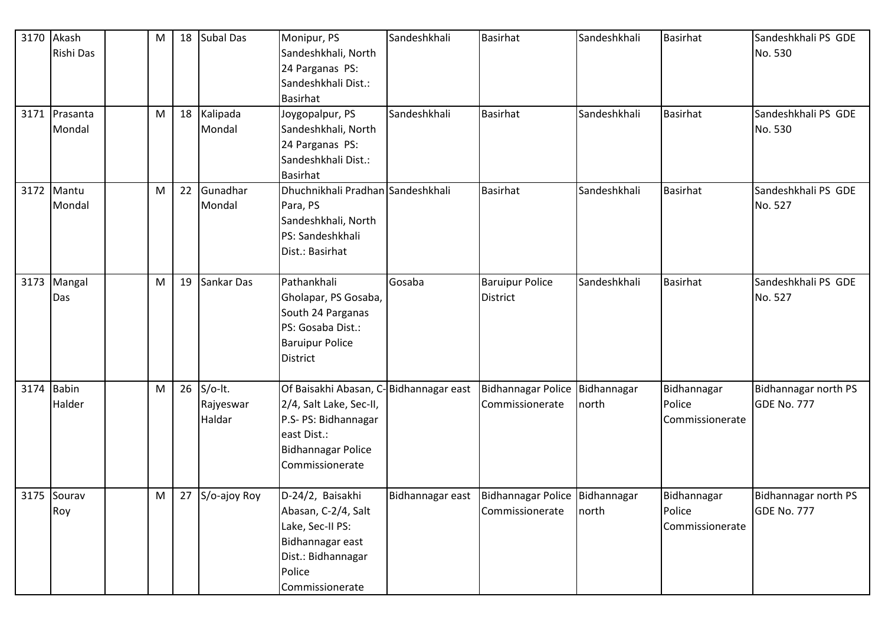| 3170 | Akash Rishi Das | | M | 18 | Subal Das | Monipur, PS Sandeshkhali, North 24 Parganas PS: Sandeshkhali Dist.: Basirhat | Sandeshkhali | Basirhat | Sandeshkhali | Basirhat | Sandeshkhali PS GDE No. 530 |
|---|---|---|---|---|---|---|---|---|---|---|---|
| 3171 | Prasanta Mondal | | M | 18 | Kalipada Mondal | Joygopalpur, PS Sandeshkhali, North 24 Parganas PS: Sandeshkhali Dist.: Basirhat | Sandeshkhali | Basirhat | Sandeshkhali | Basirhat | Sandeshkhali PS GDE No. 530 |
| 3172 | Mantu Mondal | | M | 22 | Gunadhar Mondal | Dhuchnikhali Pradhan Para, PS Sandeshkhali, North PS: Sandeshkhali Dist.: Basirhat | Sandeshkhali | Basirhat | Sandeshkhali | Basirhat | Sandeshkhali PS GDE No. 527 |
| 3173 | Mangal Das | | M | 19 | Sankar Das | Pathankhali Gholapar, PS Gosaba, South 24 Parganas PS: Gosaba Dist.: Baruipur Police District | Gosaba | Baruipur Police District | Sandeshkhali | Basirhat | Sandeshkhali PS GDE No. 527 |
| 3174 | Babin Halder | | M | 26 | S/o-lt. Rajyeswar Haldar | Of Baisakhi Abasan, C-2/4, Salt Lake, Sec-II, P.S- PS: Bidhannagar east Dist.: Bidhannagar Police Commissionerate | Bidhannagar east | Bidhannagar Police Commissionerate | Bidhannagar north | Bidhannagar Police Commissionerate | Bidhannagar north PS GDE No. 777 |
| 3175 | Sourav Roy | | M | 27 | S/o-ajoy Roy | D-24/2, Baisakhi Abasan, C-2/4, Salt Lake, Sec-II PS: Bidhannagar east Dist.: Bidhannagar Police Commissionerate | Bidhannagar east | Bidhannagar Police Commissionerate | Bidhannagar north | Bidhannagar Police Commissionerate | Bidhannagar north PS GDE No. 777 |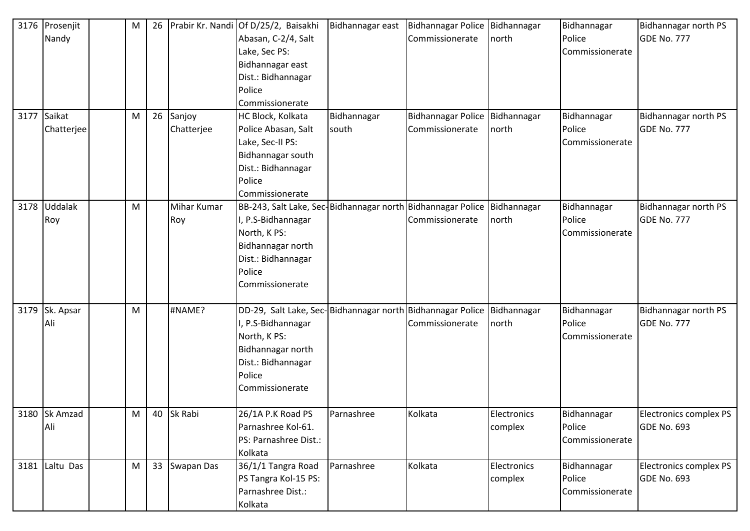| 3176 | Prosenjit Nandy | | M | 26 | Prabir Kr. Nandi | Of D/25/2, Baisakhi Abasan, C-2/4, Salt Lake, Sec PS: Bidhannagar east Dist.: Bidhannagar Police Commissionerate | Bidhannagar east | Bidhannagar Police Commissionerate | Bidhannagar north | Bidhannagar Police Commissionerate | Bidhannagar north PS GDE No. 777 |
|---|---|---|---|---|---|---|---|---|---|---|---|
| 3177 | Saikat Chatterjee | | M | 26 | Sanjoy Chatterjee | HC Block, Kolkata Police Abasan, Salt Lake, Sec-II PS: Bidhannagar south Dist.: Bidhannagar Police Commissionerate | Bidhannagar south | Bidhannagar Police Commissionerate | Bidhannagar north | Bidhannagar Police Commissionerate | Bidhannagar north PS GDE No. 777 |
| 3178 | Uddalak Roy | | M | | Mihar Kumar Roy | BB-243, Salt Lake, Sec-I, P.S-Bidhannagar North, K PS: Bidhannagar north Dist.: Bidhannagar Police Commissionerate | Bidhannagar north | Bidhannagar Police Commissionerate | Bidhannagar north | Bidhannagar Police Commissionerate | Bidhannagar north PS GDE No. 777 |
| 3179 | Sk. Apsar Ali | | M | | #NAME? | DD-29, Salt Lake, Sec-I, P.S-Bidhannagar North, K PS: Bidhannagar north Dist.: Bidhannagar Police Commissionerate | Bidhannagar north | Bidhannagar Police Commissionerate | Bidhannagar north | Bidhannagar Police Commissionerate | Bidhannagar north PS GDE No. 777 |
| 3180 | Sk Amzad Ali | | M | 40 | Sk Rabi | 26/1A P.K Road PS Parnashree Kol-61. PS: Parnashree Dist.: Kolkata | Parnashree | Kolkata | Electronics complex | Bidhannagar Police Commissionerate | Electronics complex PS GDE No. 693 |
| 3181 | Laltu Das | | M | 33 | Swapan Das | 36/1/1 Tangra Road PS Tangra Kol-15 PS: Parnashree Dist.: Kolkata | Parnashree | Kolkata | Electronics complex | Bidhannagar Police Commissionerate | Electronics complex PS GDE No. 693 |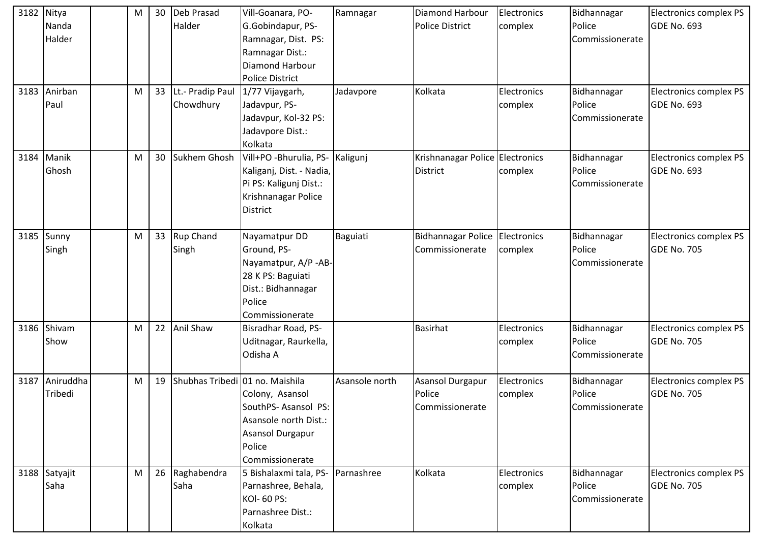| 3182 | Nitya Nanda Halder | | M | 30 | Deb Prasad Halder | Vill-Goanara, PO-G.Gobindapur, PS-Ramnagar, Dist. PS: Ramnagar Dist.: Diamond Harbour Police District | Ramnagar | Diamond Harbour Police District | Electronics complex | Bidhannagar Police Commissionerate | Electronics complex PS GDE No. 693 |
|---|---|---|---|---|---|---|---|---|---|---|---|
| 3183 | Anirban Paul | | M | 33 | Lt.- Pradip Paul Chowdhury | 1/77 Vijaygarh, Jadavpur, PS-Jadavpur, Kol-32 PS: Jadavpore Dist.: Kolkata | Jadavpore | Kolkata | Electronics complex | Bidhannagar Police Commissionerate | Electronics complex PS GDE No. 693 |
| 3184 | Manik Ghosh | | M | 30 | Sukhem Ghosh | Vill+PO -Bhurulia, PS-Kaliganj, Dist. - Nadia, Pi PS: Kaligunj Dist.: Krishnanagar Police District | Kaligunj | Krishnanagar Police District | Electronics complex | Bidhannagar Police Commissionerate | Electronics complex PS GDE No. 693 |
| 3185 | Sunny Singh | | M | 33 | Rup Chand Singh | Nayamatpur DD Ground, PS-Nayamatpur, A/P -AB-28 K PS: Baguiati Dist.: Bidhannagar Police Commissionerate | Baguiati | Bidhannagar Police Commissionerate | Electronics complex | Bidhannagar Police Commissionerate | Electronics complex PS GDE No. 705 |
| 3186 | Shivam Show | | M | 22 | Anil Shaw | Bisradhar Road, PS-Uditnagar, Raurkella, Odisha A | | Basirhat | Electronics complex | Bidhannagar Police Commissionerate | Electronics complex PS GDE No. 705 |
| 3187 | Aniruddha Tribedi | | M | 19 | Shubhas Tribedi | 01 no. Maishila Colony, Asansol SouthPS- Asansol PS: Asansole north Dist.: Asansol Durgapur Police Commissionerate | Asansole north | Asansol Durgapur Police Commissionerate | Electronics complex | Bidhannagar Police Commissionerate | Electronics complex PS GDE No. 705 |
| 3188 | Satyajit Saha | | M | 26 | Raghabendra Saha | 5 Bishalaxmi tala, PS-Parnashree, Behala, KOl- 60 PS: Parnashree Dist.: Kolkata | Parnashree | Kolkata | Electronics complex | Bidhannagar Police Commissionerate | Electronics complex PS GDE No. 705 |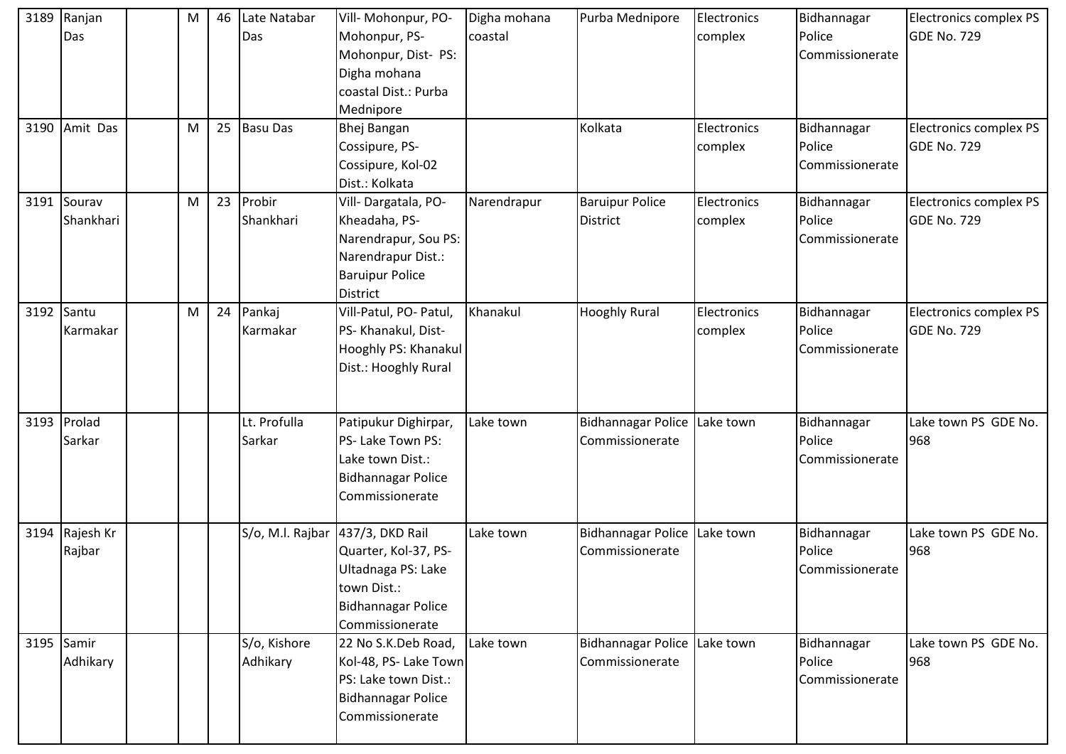| 3189 | Ranjan Das | | M | 46 | Late Natabar Das | Vill- Mohonpur, PO- Mohonpur, PS- Mohonpur, Dist- PS: Digha mohana coastal Dist.: Purba Mednipore | Digha mohana coastal | Purba Mednipore | Electronics complex | Bidhannagar Police Commissionerate | Electronics complex PS GDE No. 729 |
|---|---|---|---|---|---|---|---|---|---|---|---|
| 3190 | Amit Das | | M | 25 | Basu Das | Bhej Bangan Cossipure, PS- Cossipure, Kol-02 Dist.: Kolkata | | Kolkata | Electronics complex | Bidhannagar Police Commissionerate | Electronics complex PS GDE No. 729 |
| 3191 | Sourav Shankhari | | M | 23 | Probir Shankhari | Vill- Dargatala, PO- Kheadaha, PS- Narendrapur, Sou PS: Narendrapur Dist.: Baruipur Police District | Narendrapur | Baruipur Police District | Electronics complex | Bidhannagar Police Commissionerate | Electronics complex PS GDE No. 729 |
| 3192 | Santu Karmakar | | M | 24 | Pankaj Karmakar | Vill-Patul, PO- Patul, PS- Khanakul, Dist- Hooghly PS: Khanakul Dist.: Hooghly Rural | Khanakul | Hooghly Rural | Electronics complex | Bidhannagar Police Commissionerate | Electronics complex PS GDE No. 729 |
| 3193 | Prolad Sarkar | | | | Lt. Profulla Sarkar | Patipukur Dighirpar, PS- Lake Town PS: Lake town Dist.: Bidhannagar Police Commissionerate | Lake town | Bidhannagar Police Commissionerate | Lake town | Bidhannagar Police Commissionerate | Lake town PS GDE No. 968 |
| 3194 | Rajesh Kr Rajbar | | | | S/o, M.l. Rajbar | 437/3, DKD Rail Quarter, Kol-37, PS- Ultadnaga PS: Lake town Dist.: Bidhannagar Police Commissionerate | Lake town | Bidhannagar Police Commissionerate | Lake town | Bidhannagar Police Commissionerate | Lake town PS GDE No. 968 |
| 3195 | Samir Adhikary | | | | S/o, Kishore Adhikary | 22 No S.K.Deb Road, Kol-48, PS- Lake Town PS: Lake town Dist.: Bidhannagar Police Commissionerate | Lake town | Bidhannagar Police Commissionerate | Lake town | Bidhannagar Police Commissionerate | Lake town PS GDE No. 968 |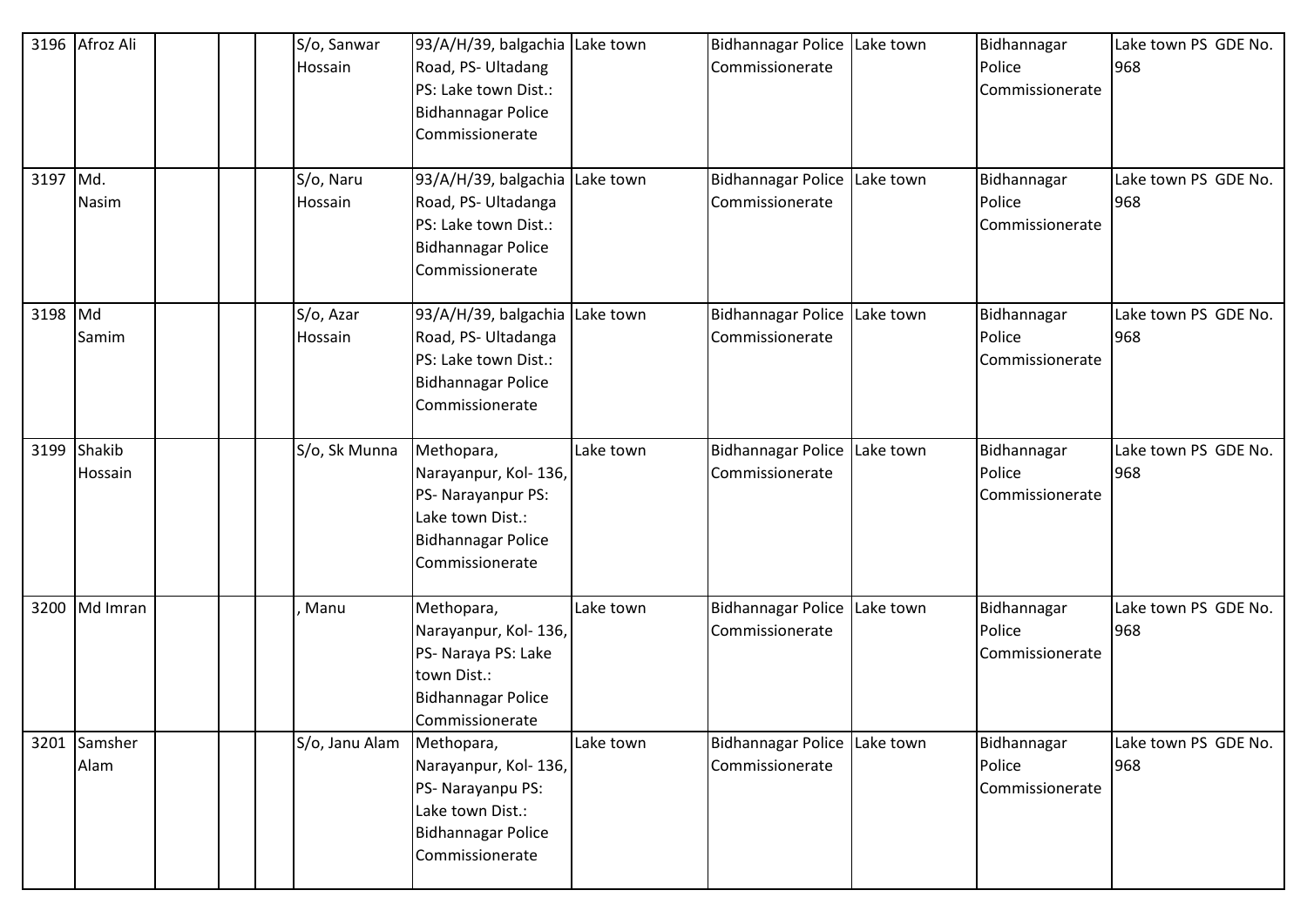| 3196 | Afroz Ali | | | | S/o, Sanwar Hossain | 93/A/H/39, balgachia Road, PS- Ultadang PS: Lake town Dist.: Bidhannagar Police Commissionerate | Lake town | Bidhannagar Police Commissionerate | Lake town | Bidhannagar Police Commissionerate | Lake town PS GDE No. 968 |
|---|---|---|---|---|---|---|---|---|---|---|---|
| 3197 | Md. Nasim | | | | S/o, Naru Hossain | 93/A/H/39, balgachia Road, PS- Ultadanga PS: Lake town Dist.: Bidhannagar Police Commissionerate | Lake town | Bidhannagar Police Commissionerate | Lake town | Bidhannagar Police Commissionerate | Lake town PS GDE No. 968 |
| 3198 | Md Samim | | | | S/o, Azar Hossain | 93/A/H/39, balgachia Road, PS- Ultadanga PS: Lake town Dist.: Bidhannagar Police Commissionerate | Lake town | Bidhannagar Police Commissionerate | Lake town | Bidhannagar Police Commissionerate | Lake town PS GDE No. 968 |
| 3199 | Shakib Hossain | | | | S/o, Sk Munna | Methopara, Narayanpur, Kol- 136, PS- Narayanpur PS: Lake town Dist.: Bidhannagar Police Commissionerate | Lake town | Bidhannagar Police Commissionerate | Lake town | Bidhannagar Police Commissionerate | Lake town PS GDE No. 968 |
| 3200 | Md Imran | | | | , Manu | Methopara, Narayanpur, Kol- 136, PS- Naraya PS: Lake town Dist.: Bidhannagar Police Commissionerate | Lake town | Bidhannagar Police Commissionerate | Lake town | Bidhannagar Police Commissionerate | Lake town PS GDE No. 968 |
| 3201 | Samsher Alam | | | | S/o, Janu Alam | Methopara, Narayanpur, Kol- 136, PS- Narayanpu PS: Lake town Dist.: Bidhannagar Police Commissionerate | Lake town | Bidhannagar Police Commissionerate | Lake town | Bidhannagar Police Commissionerate | Lake town PS GDE No. 968 |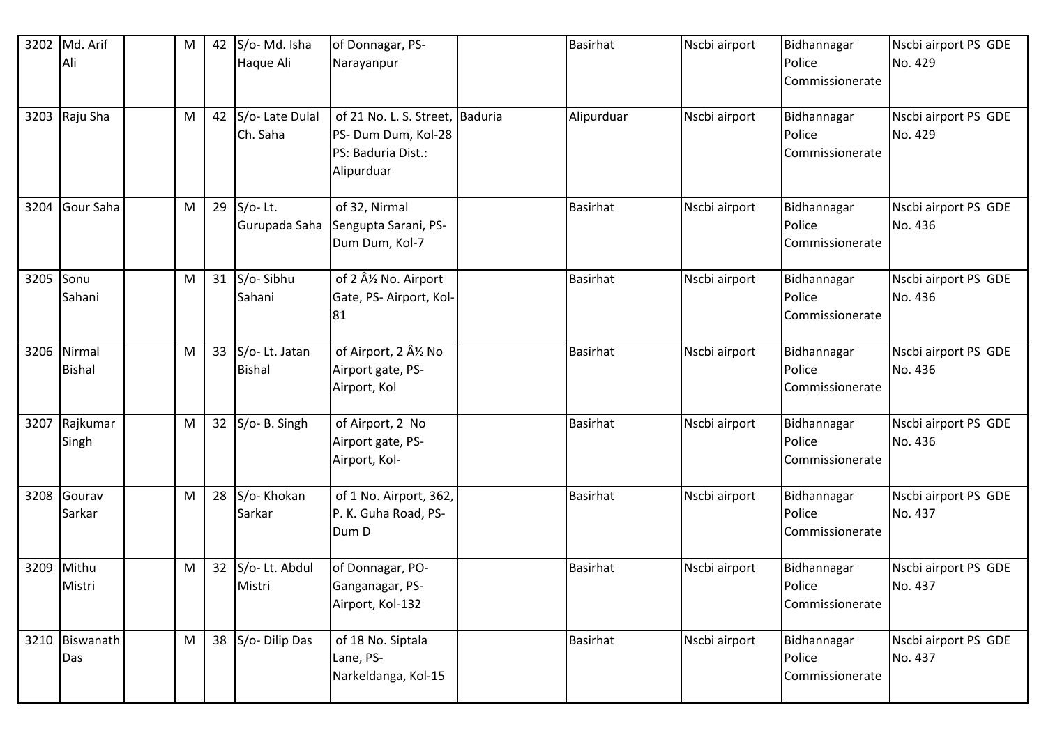| 3202 | Md. Arif Ali | | M | 42 | S/o- Md. Isha Haque Ali | of Donnagar, PS-Narayanpur | | Basirhat | Nscbi airport | Bidhannagar Police Commissionerate | Nscbi airport PS GDE No. 429 |
|---|---|---|---|---|---|---|---|---|---|---|---|
| 3203 | Raju Sha | | M | 42 | S/o- Late Dulal Ch. Saha | of 21 No. L. S. Street, PS- Dum Dum, Kol-28 PS: Baduria Dist.: Alipurduar | Baduria | Alipurduar | Nscbi airport | Bidhannagar Police Commissionerate | Nscbi airport PS GDE No. 429 |
| 3204 | Gour Saha | | M | 29 | S/o- Lt. Gurupada Saha | of 32, Nirmal Sengupta Sarani, PS-Dum Dum, Kol-7 | | Basirhat | Nscbi airport | Bidhannagar Police Commissionerate | Nscbi airport PS GDE No. 436 |
| 3205 | Sonu Sahani | | M | 31 | S/o- Sibhu Sahani | of 2 Â½ No. Airport Gate, PS- Airport, Kol-81 | | Basirhat | Nscbi airport | Bidhannagar Police Commissionerate | Nscbi airport PS GDE No. 436 |
| 3206 | Nirmal Bishal | | M | 33 | S/o- Lt. Jatan Bishal | of Airport, 2 Â½ No Airport gate, PS-Airport, Kol | | Basirhat | Nscbi airport | Bidhannagar Police Commissionerate | Nscbi airport PS GDE No. 436 |
| 3207 | Rajkumar Singh | | M | 32 | S/o- B. Singh | of Airport, 2 No Airport gate, PS-Airport, Kol- | | Basirhat | Nscbi airport | Bidhannagar Police Commissionerate | Nscbi airport PS GDE No. 436 |
| 3208 | Gourav Sarkar | | M | 28 | S/o- Khokan Sarkar | of 1 No. Airport, 362, P. K. Guha Road, PS-Dum D | | Basirhat | Nscbi airport | Bidhannagar Police Commissionerate | Nscbi airport PS GDE No. 437 |
| 3209 | Mithu Mistri | | M | 32 | S/o- Lt. Abdul Mistri | of Donnagar, PO-Ganganagar, PS-Airport, Kol-132 | | Basirhat | Nscbi airport | Bidhannagar Police Commissionerate | Nscbi airport PS GDE No. 437 |
| 3210 | Biswanath Das | | M | 38 | S/o- Dilip Das | of 18 No. Siptala Lane, PS-Narkeldanga, Kol-15 | | Basirhat | Nscbi airport | Bidhannagar Police Commissionerate | Nscbi airport PS GDE No. 437 |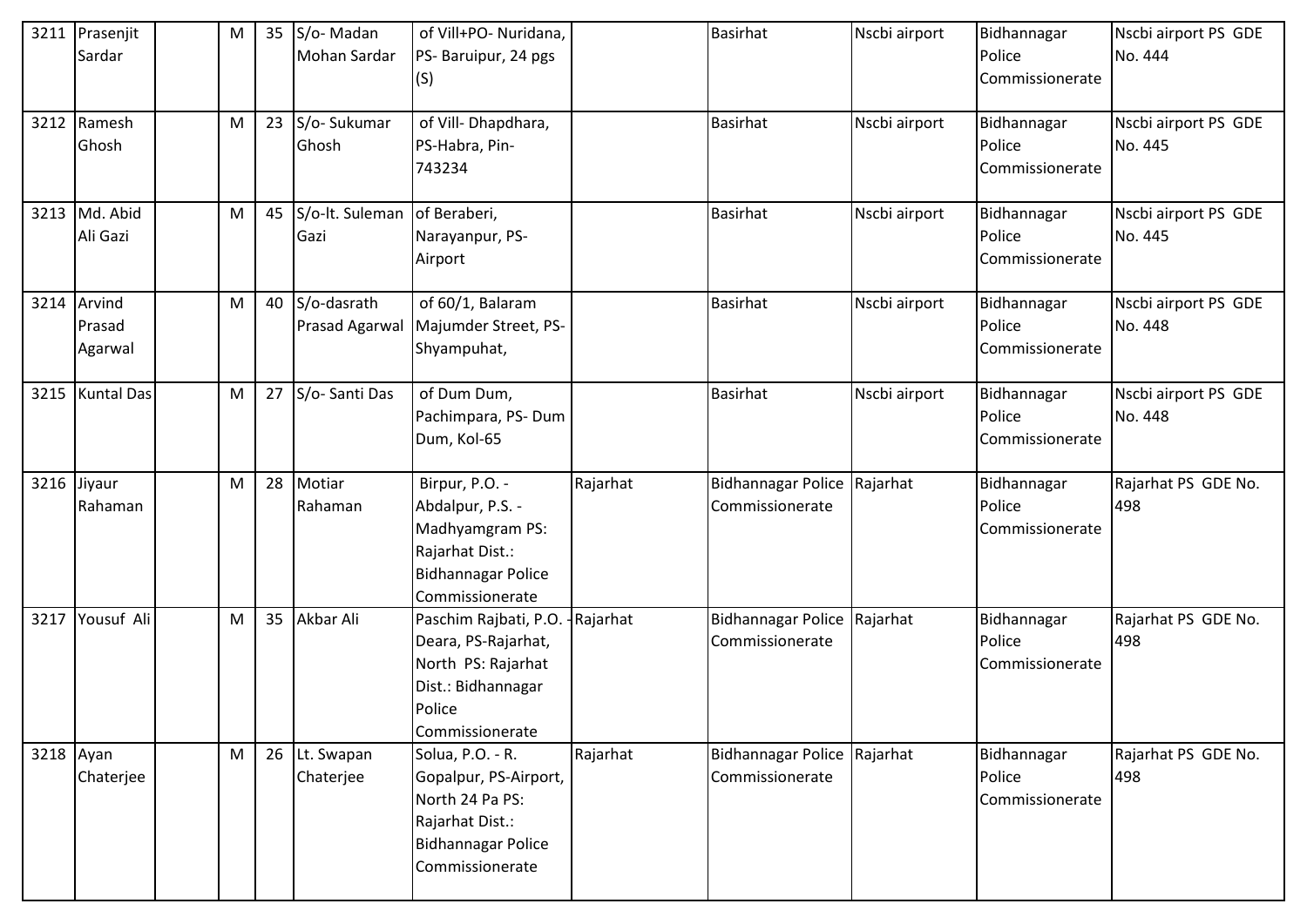| 3211 | Prasenjit Sardar | | M | 35 | S/o- Madan Mohan Sardar | of Vill+PO- Nuridana, PS- Baruipur, 24 pgs (S) | | Basirhat | Nscbi airport | Bidhannagar Police Commissionerate | Nscbi airport PS GDE No. 444 |
|---|---|---|---|---|---|---|---|---|---|---|---|
| 3212 | Ramesh Ghosh | | M | 23 | S/o- Sukumar Ghosh | of Vill- Dhapdhara, PS-Habra, Pin-743234 | | Basirhat | Nscbi airport | Bidhannagar Police Commissionerate | Nscbi airport PS GDE No. 445 |
| 3213 | Md. Abid Ali Gazi | | M | 45 | S/o-lt. Suleman Gazi | of Beraberi, Narayanpur, PS-Airport | | Basirhat | Nscbi airport | Bidhannagar Police Commissionerate | Nscbi airport PS GDE No. 445 |
| 3214 | Arvind Prasad Agarwal | | M | 40 | S/o-dasrath Prasad Agarwal | of 60/1, Balaram Majumder Street, PS-Shyampuhat, | | Basirhat | Nscbi airport | Bidhannagar Police Commissionerate | Nscbi airport PS GDE No. 448 |
| 3215 | Kuntal Das | | M | 27 | S/o- Santi Das | of Dum Dum, Pachimpara, PS- Dum Dum, Kol-65 | | Basirhat | Nscbi airport | Bidhannagar Police Commissionerate | Nscbi airport PS GDE No. 448 |
| 3216 | Jiyaur Rahaman | | M | 28 | Motiar Rahaman | Birpur, P.O. - Abdalpur, P.S. - Madhyamgram PS: Rajarhat Dist.: Bidhannagar Police Commissionerate | Rajarhat | Bidhannagar Police Commissionerate | Rajarhat | Bidhannagar Police Commissionerate | Rajarhat PS GDE No. 498 |
| 3217 | Yousuf Ali | | M | 35 | Akbar Ali | Paschim Rajbati, P.O. - Deara, PS-Rajarhat, North PS: Rajarhat Dist.: Bidhannagar Police Commissionerate | Rajarhat | Bidhannagar Police Commissionerate | Rajarhat | Bidhannagar Police Commissionerate | Rajarhat PS GDE No. 498 |
| 3218 | Ayan Chaterjee | | M | 26 | Lt. Swapan Chaterjee | Solua, P.O. - R. Gopalpur, PS-Airport, North 24 Pa PS: Rajarhat Dist.: Bidhannagar Police Commissionerate | Rajarhat | Bidhannagar Police Commissionerate | Rajarhat | Bidhannagar Police Commissionerate | Rajarhat PS GDE No. 498 |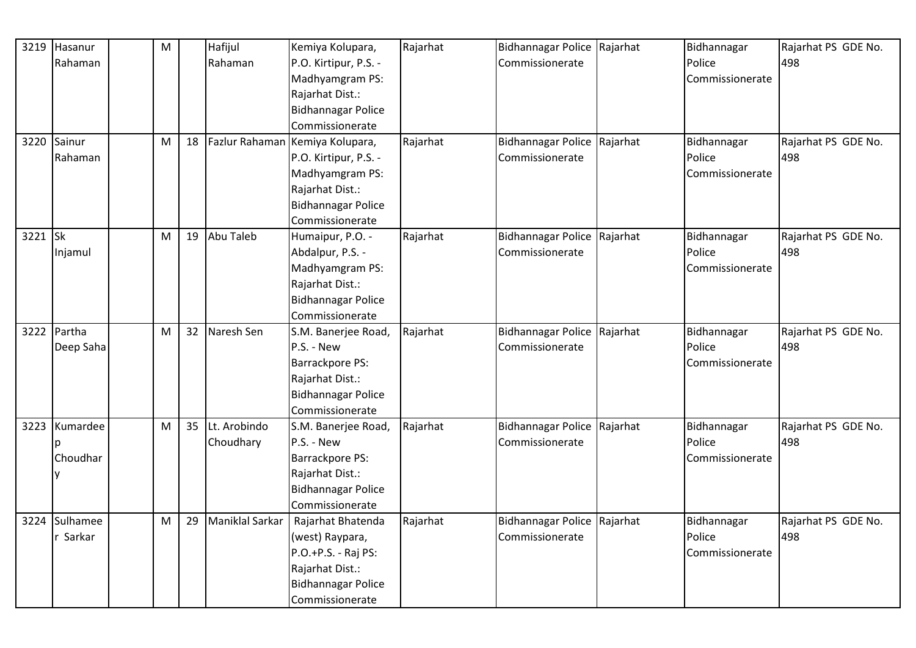| 3219 | Hasanur Rahaman | | M | | Hafijul Rahaman | Kemiya Kolupara, P.O. Kirtipur, P.S. - Madhyamgram PS: Rajarhat Dist.: Bidhannagar Police Commissionerate | Rajarhat | Bidhannagar Police Commissionerate | Rajarhat | Bidhannagar Police Commissionerate | Rajarhat PS GDE No. 498 |
|---|---|---|---|---|---|---|---|---|---|---|---|
| 3220 | Sainur Rahaman | | M | 18 | Fazlur Rahaman | Kemiya Kolupara, P.O. Kirtipur, P.S. - Madhyamgram PS: Rajarhat Dist.: Bidhannagar Police Commissionerate | Rajarhat | Bidhannagar Police Commissionerate | Rajarhat | Bidhannagar Police Commissionerate | Rajarhat PS GDE No. 498 |
| 3221 | Sk Injamul | | M | 19 | Abu Taleb | Humaipur, P.O. - Abdalpur, P.S. - Madhyamgram PS: Rajarhat Dist.: Bidhannagar Police Commissionerate | Rajarhat | Bidhannagar Police Commissionerate | Rajarhat | Bidhannagar Police Commissionerate | Rajarhat PS GDE No. 498 |
| 3222 | Partha Deep Saha | | M | 32 | Naresh Sen | S.M. Banerjee Road, P.S. - New Barrackpore PS: Rajarhat Dist.: Bidhannagar Police Commissionerate | Rajarhat | Bidhannagar Police Commissionerate | Rajarhat | Bidhannagar Police Commissionerate | Rajarhat PS GDE No. 498 |
| 3223 | Kumardeep Choudhary | | M | 35 | Lt. Arobindo Choudhary | S.M. Banerjee Road, P.S. - New Barrackpore PS: Rajarhat Dist.: Bidhannagar Police Commissionerate | Rajarhat | Bidhannagar Police Commissionerate | Rajarhat | Bidhannagar Police Commissionerate | Rajarhat PS GDE No. 498 |
| 3224 | Sulhameer Sarkar | | M | 29 | Maniklal Sarkar | Rajarhat Bhatenda (west) Raypara, P.O.+P.S. - Raj PS: Rajarhat Dist.: Bidhannagar Police Commissionerate | Rajarhat | Bidhannagar Police Commissionerate | Rajarhat | Bidhannagar Police Commissionerate | Rajarhat PS GDE No. 498 |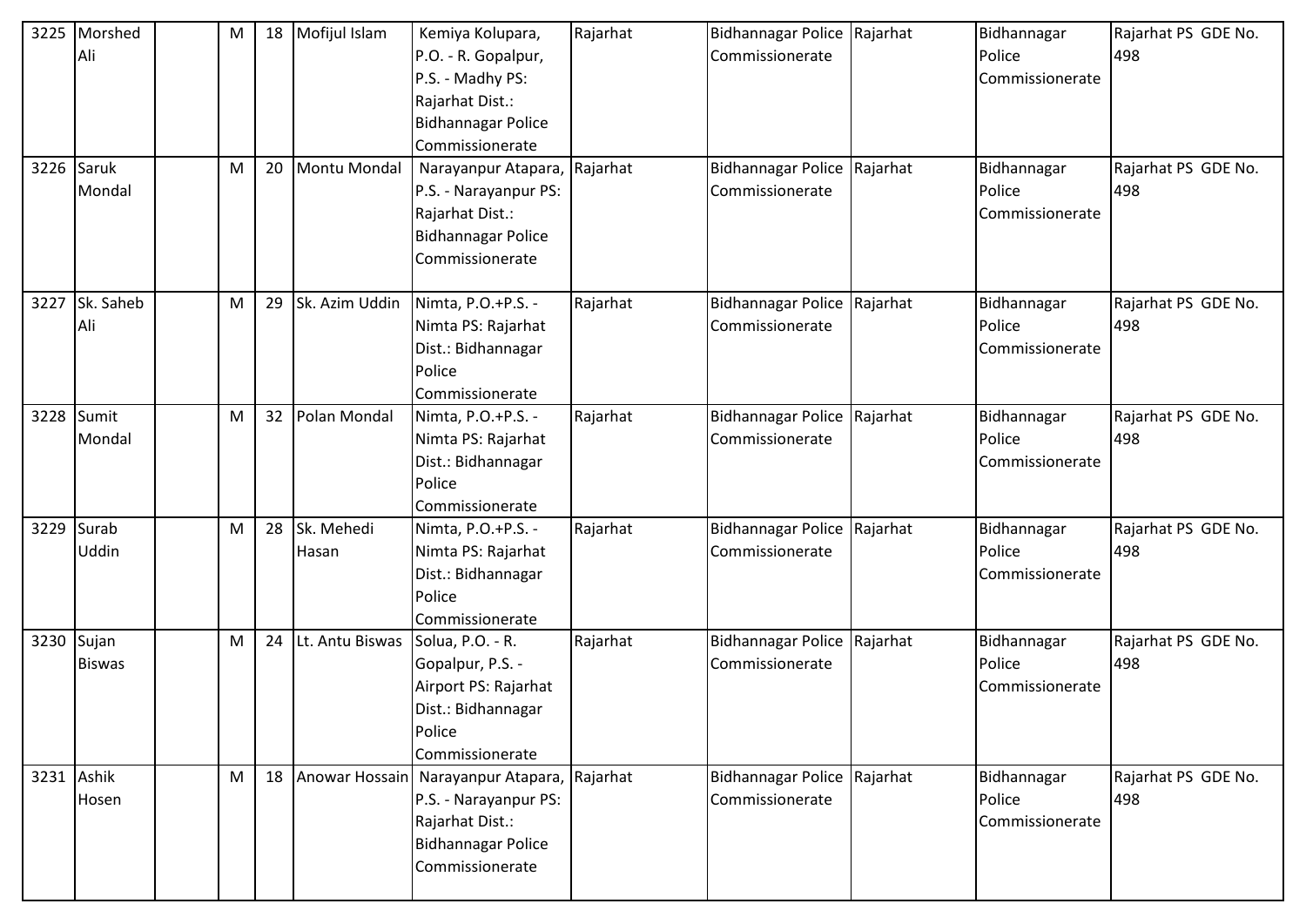| 3225 | Morshed Ali | | M | 18 | Mofijul Islam | Kemiya Kolupara, P.O. - R. Gopalpur, P.S. - Madhy PS: Rajarhat Dist.: Bidhannagar Police Commissionerate | Rajarhat | Bidhannagar Police Commissionerate | Rajarhat | Bidhannagar Police Commissionerate | Rajarhat PS GDE No. 498 |
|---|---|---|---|---|---|---|---|---|---|---|---|
| 3226 | Saruk Mondal | | M | 20 | Montu Mondal | Narayanpur Atapara, P.S. - Narayanpur PS: Rajarhat Dist.: Bidhannagar Police Commissionerate | Rajarhat | Bidhannagar Police Commissionerate | Rajarhat | Bidhannagar Police Commissionerate | Rajarhat PS GDE No. 498 |
| 3227 | Sk. Saheb Ali | | M | 29 | Sk. Azim Uddin | Nimta, P.O.+P.S. - Nimta PS: Rajarhat Dist.: Bidhannagar Police Commissionerate | Rajarhat | Bidhannagar Police Commissionerate | Rajarhat | Bidhannagar Police Commissionerate | Rajarhat PS GDE No. 498 |
| 3228 | Sumit Mondal | | M | 32 | Polan Mondal | Nimta, P.O.+P.S. - Nimta PS: Rajarhat Dist.: Bidhannagar Police Commissionerate | Rajarhat | Bidhannagar Police Commissionerate | Rajarhat | Bidhannagar Police Commissionerate | Rajarhat PS GDE No. 498 |
| 3229 | Surab Uddin | | M | 28 | Sk. Mehedi Hasan | Nimta, P.O.+P.S. - Nimta PS: Rajarhat Dist.: Bidhannagar Police Commissionerate | Rajarhat | Bidhannagar Police Commissionerate | Rajarhat | Bidhannagar Police Commissionerate | Rajarhat PS GDE No. 498 |
| 3230 | Sujan Biswas | | M | 24 | Lt. Antu Biswas | Solua, P.O. - R. Gopalpur, P.S. - Airport PS: Rajarhat Dist.: Bidhannagar Police Commissionerate | Rajarhat | Bidhannagar Police Commissionerate | Rajarhat | Bidhannagar Police Commissionerate | Rajarhat PS GDE No. 498 |
| 3231 | Ashik Hosen | | M | 18 | Anowar Hossain | Narayanpur Atapara, P.S. - Narayanpur PS: Rajarhat Dist.: Bidhannagar Police Commissionerate | Rajarhat | Bidhannagar Police Commissionerate | Rajarhat | Bidhannagar Police Commissionerate | Rajarhat PS GDE No. 498 |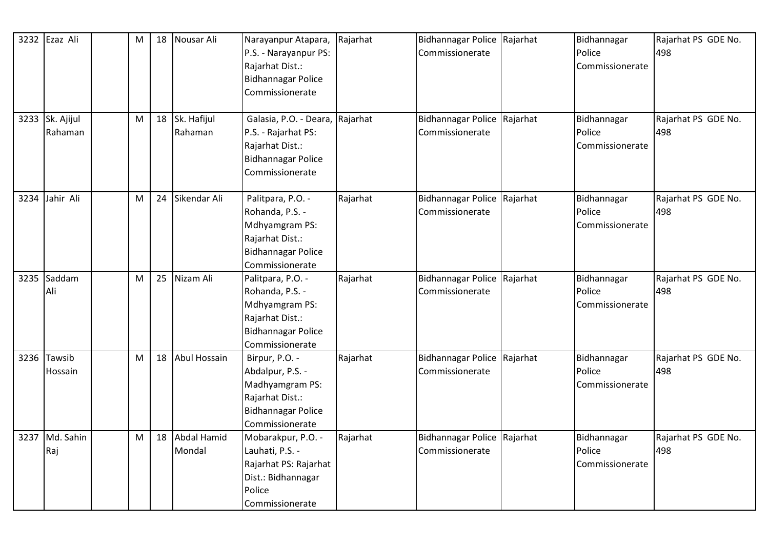| 3232 | Ezaz Ali | | M | 18 | Nousar Ali | Narayanpur Atapara, P.S. - Narayanpur PS: Rajarhat Dist.: Bidhannagar Police Commissionerate | Rajarhat | Bidhannagar Police Commissionerate | Rajarhat | Bidhannagar Police Commissionerate | Rajarhat PS GDE No. 498 |
|---|---|---|---|---|---|---|---|---|---|---|---|
| 3233 | Sk. Ajijul Rahaman | | M | 18 | Sk. Hafijul Rahaman | Galasia, P.O. - Deara, P.S. - Rajarhat PS: Rajarhat Dist.: Bidhannagar Police Commissionerate | Rajarhat | Bidhannagar Police Commissionerate | Rajarhat | Bidhannagar Police Commissionerate | Rajarhat PS GDE No. 498 |
| 3234 | Jahir Ali | | M | 24 | Sikendar Ali | Palitpara, P.O. - Rohanda, P.S. - Mdhyamgram PS: Rajarhat Dist.: Bidhannagar Police Commissionerate | Rajarhat | Bidhannagar Police Commissionerate | Rajarhat | Bidhannagar Police Commissionerate | Rajarhat PS GDE No. 498 |
| 3235 | Saddam Ali | | M | 25 | Nizam Ali | Palitpara, P.O. - Rohanda, P.S. - Mdhyamgram PS: Rajarhat Dist.: Bidhannagar Police Commissionerate | Rajarhat | Bidhannagar Police Commissionerate | Rajarhat | Bidhannagar Police Commissionerate | Rajarhat PS GDE No. 498 |
| 3236 | Tawsib Hossain | | M | 18 | Abul Hossain | Birpur, P.O. - Abdalpur, P.S. - Madhyamgram PS: Rajarhat Dist.: Bidhannagar Police Commissionerate | Rajarhat | Bidhannagar Police Commissionerate | Rajarhat | Bidhannagar Police Commissionerate | Rajarhat PS GDE No. 498 |
| 3237 | Md. Sahin Raj | | M | 18 | Abdal Hamid Mondal | Mobarakpur, P.O. - Lauhati, P.S. - Rajarhat PS: Rajarhat Dist.: Bidhannagar Police Commissionerate | Rajarhat | Bidhannagar Police Commissionerate | Rajarhat | Bidhannagar Police Commissionerate | Rajarhat PS GDE No. 498 |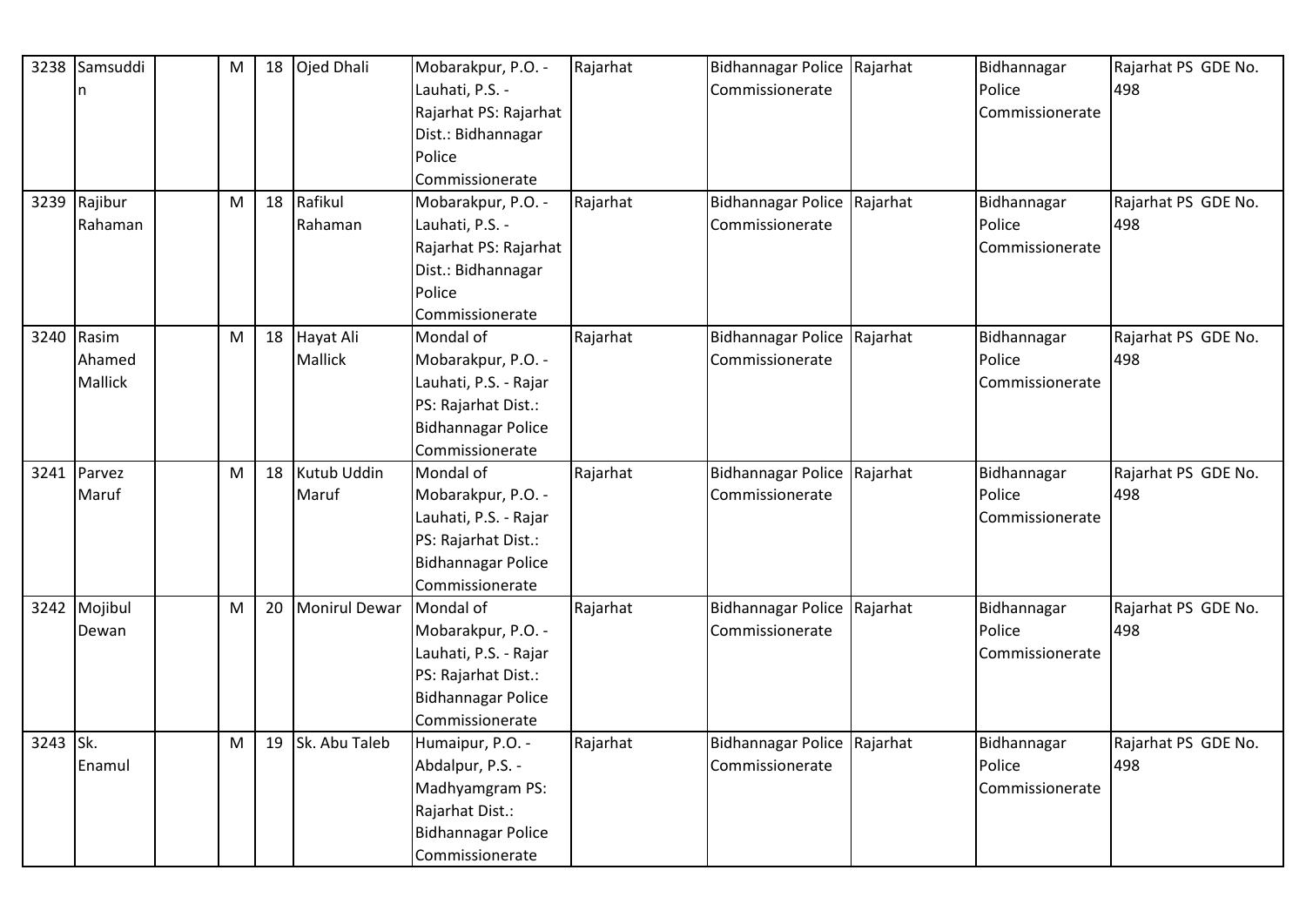| 3238 | Samsuddin | | M | 18 | Ojed Dhali | Mobarakpur, P.O. - Lauhati, P.S. - Rajarhat PS: Rajarhat Dist.: Bidhannagar Police Commissionerate | Rajarhat | Bidhannagar Police Commissionerate | Rajarhat | Bidhannagar Police Commissionerate | Rajarhat PS GDE No. 498 |
|---|---|---|---|---|---|---|---|---|---|---|---|
| 3239 | Rajibur Rahaman | | M | 18 | Rafikul Rahaman | Mobarakpur, P.O. - Lauhati, P.S. - Rajarhat PS: Rajarhat Dist.: Bidhannagar Police Commissionerate | Rajarhat | Bidhannagar Police Commissionerate | Rajarhat | Bidhannagar Police Commissionerate | Rajarhat PS GDE No. 498 |
| 3240 | Rasim Ahamed Mallick | | M | 18 | Hayat Ali Mallick | Mondal of Mobarakpur, P.O. - Lauhati, P.S. - Rajar PS: Rajarhat Dist.: Bidhannagar Police Commissionerate | Rajarhat | Bidhannagar Police Commissionerate | Rajarhat | Bidhannagar Police Commissionerate | Rajarhat PS GDE No. 498 |
| 3241 | Parvez Maruf | | M | 18 | Kutub Uddin Maruf | Mondal of Mobarakpur, P.O. - Lauhati, P.S. - Rajar PS: Rajarhat Dist.: Bidhannagar Police Commissionerate | Rajarhat | Bidhannagar Police Commissionerate | Rajarhat | Bidhannagar Police Commissionerate | Rajarhat PS GDE No. 498 |
| 3242 | Mojibul Dewan | | M | 20 | Monirul Dewar | Mondal of Mobarakpur, P.O. - Lauhati, P.S. - Rajar PS: Rajarhat Dist.: Bidhannagar Police Commissionerate | Rajarhat | Bidhannagar Police Commissionerate | Rajarhat | Bidhannagar Police Commissionerate | Rajarhat PS GDE No. 498 |
| 3243 | Sk. Enamul | | M | 19 | Sk. Abu Taleb | Humaipur, P.O. - Abdalpur, P.S. - Madhyamgram PS: Rajarhat Dist.: Bidhannagar Police Commissionerate | Rajarhat | Bidhannagar Police Commissionerate | Rajarhat | Bidhannagar Police Commissionerate | Rajarhat PS GDE No. 498 |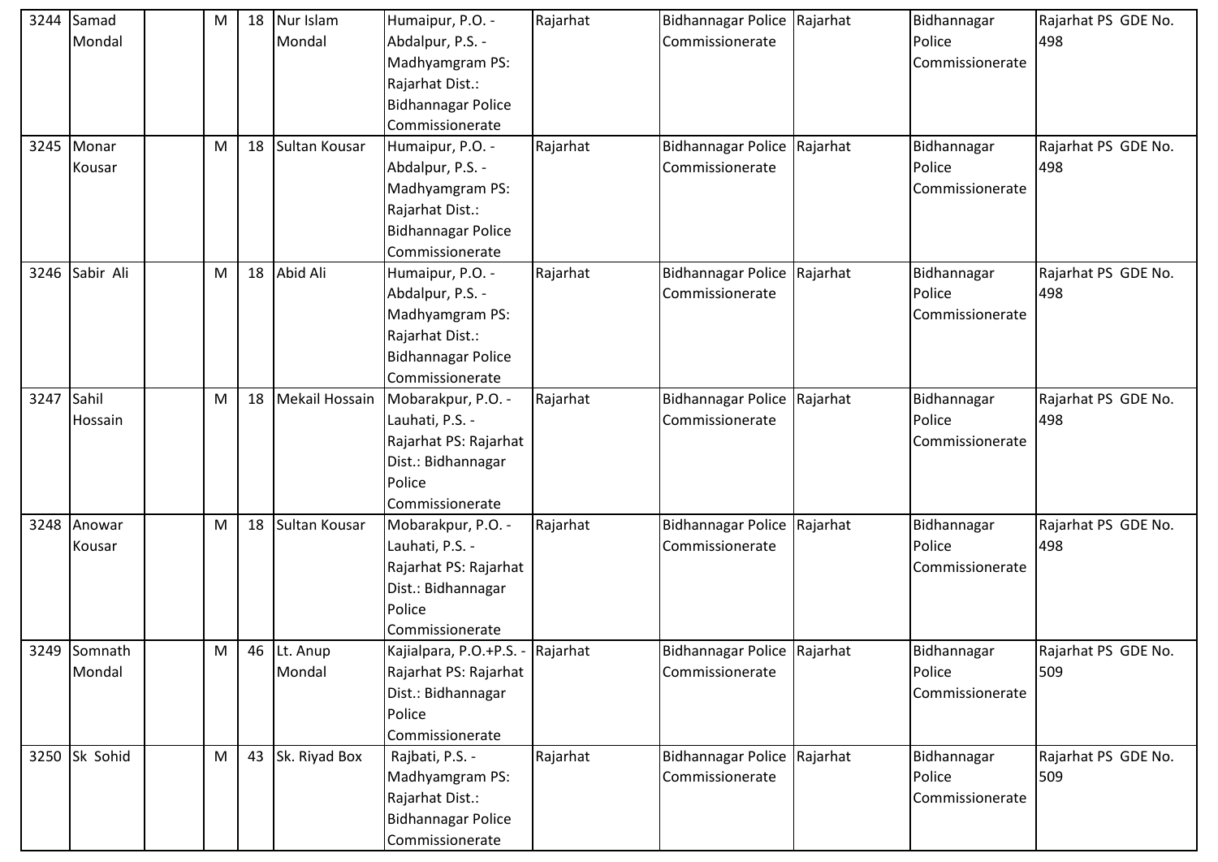| 3244 | Samad Mondal | | M | 18 | Nur Islam Mondal | Humaipur, P.O. - Abdalpur, P.S. - Madhyamgram PS: Rajarhat Dist.: Bidhannagar Police Commissionerate | Rajarhat | Bidhannagar Police Commissionerate | Rajarhat | Bidhannagar Police Commissionerate | Rajarhat PS GDE No. 498 |
|---|---|---|---|---|---|---|---|---|---|---|---|
| 3245 | Monar Kousar | | M | 18 | Sultan Kousar | Humaipur, P.O. - Abdalpur, P.S. - Madhyamgram PS: Rajarhat Dist.: Bidhannagar Police Commissionerate | Rajarhat | Bidhannagar Police Commissionerate | Rajarhat | Bidhannagar Police Commissionerate | Rajarhat PS GDE No. 498 |
| 3246 | Sabir Ali | | M | 18 | Abid Ali | Humaipur, P.O. - Abdalpur, P.S. - Madhyamgram PS: Rajarhat Dist.: Bidhannagar Police Commissionerate | Rajarhat | Bidhannagar Police Commissionerate | Rajarhat | Bidhannagar Police Commissionerate | Rajarhat PS GDE No. 498 |
| 3247 | Sahil Hossain | | M | 18 | Mekail Hossain | Mobarakpur, P.O. - Lauhati, P.S. - Rajarhat PS: Rajarhat Dist.: Bidhannagar Police Commissionerate | Rajarhat | Bidhannagar Police Commissionerate | Rajarhat | Bidhannagar Police Commissionerate | Rajarhat PS GDE No. 498 |
| 3248 | Anowar Kousar | | M | 18 | Sultan Kousar | Mobarakpur, P.O. - Lauhati, P.S. - Rajarhat PS: Rajarhat Dist.: Bidhannagar Police Commissionerate | Rajarhat | Bidhannagar Police Commissionerate | Rajarhat | Bidhannagar Police Commissionerate | Rajarhat PS GDE No. 498 |
| 3249 | Somnath Mondal | | M | 46 | Lt. Anup Mondal | Kajialpara, P.O.+P.S. - Rajarhat PS: Rajarhat Dist.: Bidhannagar Police Commissionerate | Rajarhat | Bidhannagar Police Commissionerate | Rajarhat | Bidhannagar Police Commissionerate | Rajarhat PS GDE No. 509 |
| 3250 | Sk Sohid | | M | 43 | Sk. Riyad Box | Rajbati, P.S. - Madhyamgram PS: Rajarhat Dist.: Bidhannagar Police Commissionerate | Rajarhat | Bidhannagar Police Commissionerate | Rajarhat | Bidhannagar Police Commissionerate | Rajarhat PS GDE No. 509 |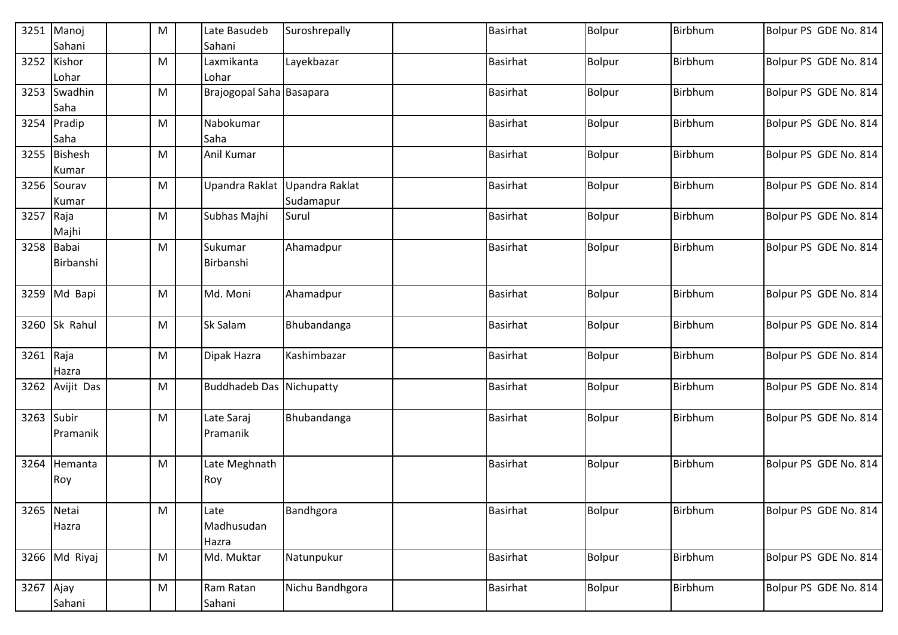| 3251 | Manoj Sahani | | M | | Late Basudeb Sahani | Suroshrepally | | Basirhat | Bolpur | Birbhum | Bolpur PS GDE No. 814 |
|---|---|---|---|---|---|---|---|---|---|---|---|
| 3252 | Kishor Lohar | | M | | Laxmikanta Lohar | Layekbazar | | Basirhat | Bolpur | Birbhum | Bolpur PS GDE No. 814 |
| 3253 | Swadhin Saha | | M | | Brajogopal Saha | Basapara | | Basirhat | Bolpur | Birbhum | Bolpur PS GDE No. 814 |
| 3254 | Pradip Saha | | M | | Nabokumar Saha | | | Basirhat | Bolpur | Birbhum | Bolpur PS GDE No. 814 |
| 3255 | Bishesh Kumar | | M | | Anil Kumar | | | Basirhat | Bolpur | Birbhum | Bolpur PS GDE No. 814 |
| 3256 | Sourav Kumar | | M | | Upandra Raklat | Upandra Raklat Sudamapur | | Basirhat | Bolpur | Birbhum | Bolpur PS GDE No. 814 |
| 3257 | Raja Majhi | | M | | Subhas Majhi | Surul | | Basirhat | Bolpur | Birbhum | Bolpur PS GDE No. 814 |
| 3258 | Babai Birbanshi | | M | | Sukumar Birbanshi | Ahamadpur | | Basirhat | Bolpur | Birbhum | Bolpur PS GDE No. 814 |
| 3259 | Md Bapi | | M | | Md. Moni | Ahamadpur | | Basirhat | Bolpur | Birbhum | Bolpur PS GDE No. 814 |
| 3260 | Sk Rahul | | M | | Sk Salam | Bhubandanga | | Basirhat | Bolpur | Birbhum | Bolpur PS GDE No. 814 |
| 3261 | Raja Hazra | | M | | Dipak Hazra | Kashimbazar | | Basirhat | Bolpur | Birbhum | Bolpur PS GDE No. 814 |
| 3262 | Avijit Das | | M | | Buddhadeb Das | Nichupatty | | Basirhat | Bolpur | Birbhum | Bolpur PS GDE No. 814 |
| 3263 | Subir Pramanik | | M | | Late Saraj Pramanik | Bhubandanga | | Basirhat | Bolpur | Birbhum | Bolpur PS GDE No. 814 |
| 3264 | Hemanta Roy | | M | | Late Meghnath Roy | | | Basirhat | Bolpur | Birbhum | Bolpur PS GDE No. 814 |
| 3265 | Netai Hazra | | M | | Late Madhusudan Hazra | Bandhgora | | Basirhat | Bolpur | Birbhum | Bolpur PS GDE No. 814 |
| 3266 | Md Riyaj | | M | | Md. Muktar | Natunpukur | | Basirhat | Bolpur | Birbhum | Bolpur PS GDE No. 814 |
| 3267 | Ajay Sahani | | M | | Ram Ratan Sahani | Nichu Bandhgora | | Basirhat | Bolpur | Birbhum | Bolpur PS GDE No. 814 |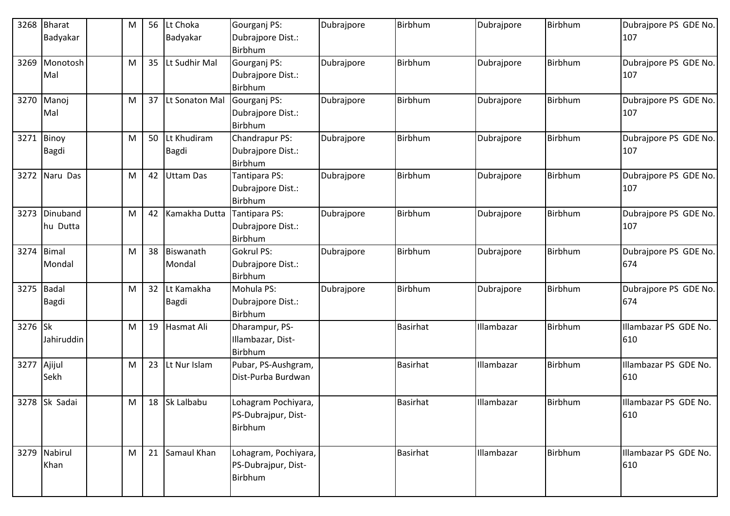| 3268 | Bharat Badyakar | | M | 56 | Lt Choka Badyakar | Gourganj PS: Dubrajpore Dist.: Birbhum | Dubrajpore | Birbhum | Dubrajpore | Birbhum | Dubrajpore PS GDE No. 107 |
|---|---|---|---|---|---|---|---|---|---|---|---|
| 3269 | Monotosh Mal | | M | 35 | Lt Sudhir Mal | Gourganj PS: Dubrajpore Dist.: Birbhum | Dubrajpore | Birbhum | Dubrajpore | Birbhum | Dubrajpore PS GDE No. 107 |
| 3270 | Manoj Mal | | M | 37 | Lt Sonaton Mal | Gourganj PS: Dubrajpore Dist.: Birbhum | Dubrajpore | Birbhum | Dubrajpore | Birbhum | Dubrajpore PS GDE No. 107 |
| 3271 | Binoy Bagdi | | M | 50 | Lt Khudiram Bagdi | Chandrapur PS: Dubrajpore Dist.: Birbhum | Dubrajpore | Birbhum | Dubrajpore | Birbhum | Dubrajpore PS GDE No. 107 |
| 3272 | Naru Das | | M | 42 | Uttam Das | Tantipara PS: Dubrajpore Dist.: Birbhum | Dubrajpore | Birbhum | Dubrajpore | Birbhum | Dubrajpore PS GDE No. 107 |
| 3273 | Dinubandhu Dutta | | M | 42 | Kamakha Dutta | Tantipara PS: Dubrajpore Dist.: Birbhum | Dubrajpore | Birbhum | Dubrajpore | Birbhum | Dubrajpore PS GDE No. 107 |
| 3274 | Bimal Mondal | | M | 38 | Biswanath Mondal | Gokrul PS: Dubrajpore Dist.: Birbhum | Dubrajpore | Birbhum | Dubrajpore | Birbhum | Dubrajpore PS GDE No. 674 |
| 3275 | Badal Bagdi | | M | 32 | Lt Kamakha Bagdi | Mohula PS: Dubrajpore Dist.: Birbhum | Dubrajpore | Birbhum | Dubrajpore | Birbhum | Dubrajpore PS GDE No. 674 |
| 3276 | Sk Jahiruddin | | M | 19 | Hasmat Ali | Dharampur, PS-Illambazar, Dist-Birbhum | | Basirhat | Illambazar | Birbhum | Illambazar PS GDE No. 610 |
| 3277 | Ajijul Sekh | | M | 23 | Lt Nur Islam | Pubar, PS-Aushgram, Dist-Purba Burdwan | | Basirhat | Illambazar | Birbhum | Illambazar PS GDE No. 610 |
| 3278 | Sk Sadai | | M | 18 | Sk Lalbabu | Lohagram Pochiyara, PS-Dubrajpur, Dist-Birbhum | | Basirhat | Illambazar | Birbhum | Illambazar PS GDE No. 610 |
| 3279 | Nabirul Khan | | M | 21 | Samaul Khan | Lohagram, Pochiyara, PS-Dubrajpur, Dist-Birbhum | | Basirhat | Illambazar | Birbhum | Illambazar PS GDE No. 610 |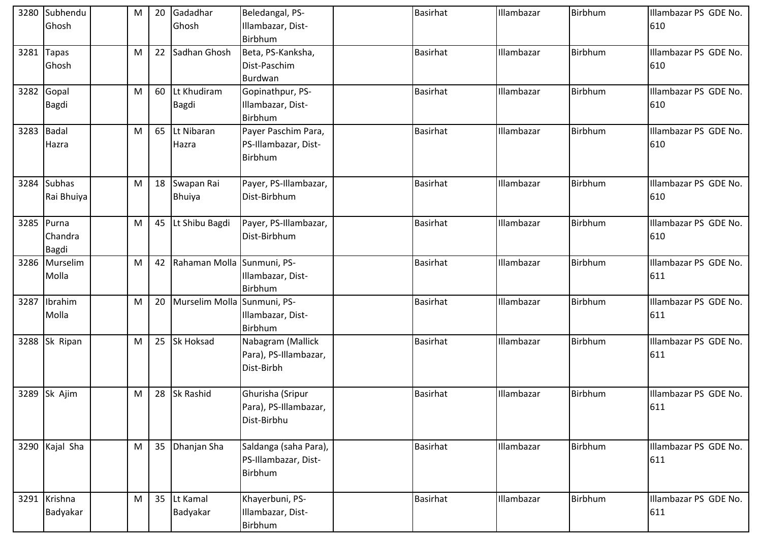| 3280 | Subhendu Ghosh | | M | 20 | Gadadhar Ghosh | Beledangal, PS-Illambazar, Dist-Birbhum | | Basirhat | Illambazar | Birbhum | Illambazar PS GDE No. 610 |
|---|---|---|---|---|---|---|---|---|---|---|---|
| 3281 | Tapas Ghosh | | M | 22 | Sadhan Ghosh | Beta, PS-Kanksha, Dist-Paschim Burdwan | | Basirhat | Illambazar | Birbhum | Illambazar PS GDE No. 610 |
| 3282 | Gopal Bagdi | | M | 60 | Lt Khudiram Bagdi | Gopinathpur, PS-Illambazar, Dist-Birbhum | | Basirhat | Illambazar | Birbhum | Illambazar PS GDE No. 610 |
| 3283 | Badal Hazra | | M | 65 | Lt Nibaran Hazra | Payer Paschim Para, PS-Illambazar, Dist-Birbhum | | Basirhat | Illambazar | Birbhum | Illambazar PS GDE No. 610 |
| 3284 | Subhas Rai Bhuiya | | M | 18 | Swapan Rai Bhuiya | Payer, PS-Illambazar, Dist-Birbhum | | Basirhat | Illambazar | Birbhum | Illambazar PS GDE No. 610 |
| 3285 | Purna Chandra Bagdi | | M | 45 | Lt Shibu Bagdi | Payer, PS-Illambazar, Dist-Birbhum | | Basirhat | Illambazar | Birbhum | Illambazar PS GDE No. 610 |
| 3286 | Murselim Molla | | M | 42 | Rahaman Molla | Sunmuni, PS-Illambazar, Dist-Birbhum | | Basirhat | Illambazar | Birbhum | Illambazar PS GDE No. 611 |
| 3287 | Ibrahim Molla | | M | 20 | Murselim Molla | Sunmuni, PS-Illambazar, Dist-Birbhum | | Basirhat | Illambazar | Birbhum | Illambazar PS GDE No. 611 |
| 3288 | Sk Ripan | | M | 25 | Sk Hoksad | Nabagram (Mallick Para), PS-Illambazar, Dist-Birbh | | Basirhat | Illambazar | Birbhum | Illambazar PS GDE No. 611 |
| 3289 | Sk Ajim | | M | 28 | Sk Rashid | Ghurisha (Sripur Para), PS-Illambazar, Dist-Birbhu | | Basirhat | Illambazar | Birbhum | Illambazar PS GDE No. 611 |
| 3290 | Kajal Sha | | M | 35 | Dhanjan Sha | Saldanga (saha Para), PS-Illambazar, Dist-Birbhum | | Basirhat | Illambazar | Birbhum | Illambazar PS GDE No. 611 |
| 3291 | Krishna Badyakar | | M | 35 | Lt Kamal Badyakar | Khayerbuni, PS-Illambazar, Dist-Birbhum | | Basirhat | Illambazar | Birbhum | Illambazar PS GDE No. 611 |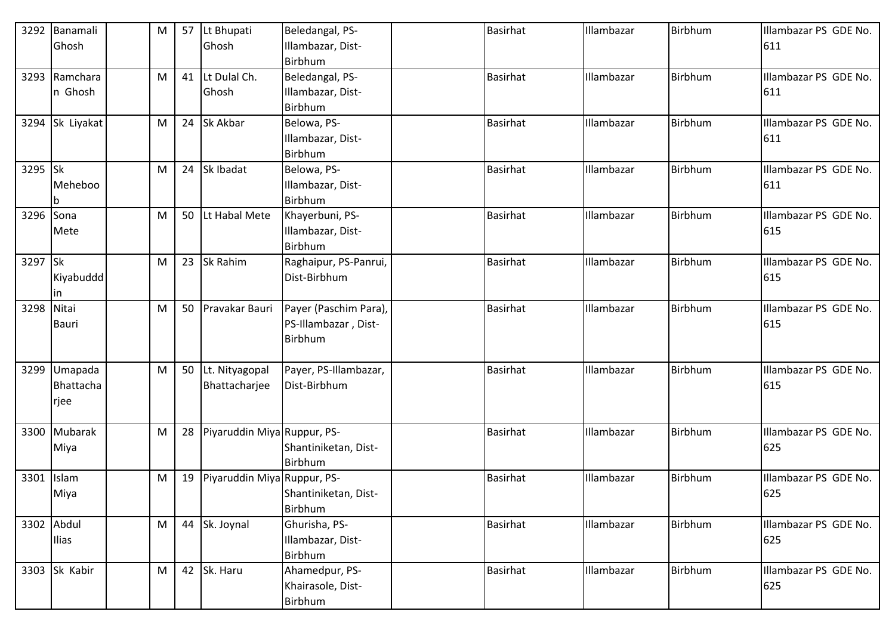| 3292 | Banamali Ghosh | | M | 57 | Lt Bhupati Ghosh | Beledangal, PS-Illambazar, Dist-Birbhum | | Basirhat | Illambazar | Birbhum | Illambazar PS GDE No. 611 |
|---|---|---|---|---|---|---|---|---|---|---|---|
| 3293 | Ramcharan Ghosh | | M | 41 | Lt Dulal Ch. Ghosh | Beledangal, PS-Illambazar, Dist-Birbhum | | Basirhat | Illambazar | Birbhum | Illambazar PS GDE No. 611 |
| 3294 | Sk Liyakat | | M | 24 | Sk Akbar | Belowa, PS-Illambazar, Dist-Birbhum | | Basirhat | Illambazar | Birbhum | Illambazar PS GDE No. 611 |
| 3295 | Sk Meheboob | | M | 24 | Sk Ibadat | Belowa, PS-Illambazar, Dist-Birbhum | | Basirhat | Illambazar | Birbhum | Illambazar PS GDE No. 611 |
| 3296 | Sona Mete | | M | 50 | Lt Habal Mete | Khayerbuni, PS-Illambazar, Dist-Birbhum | | Basirhat | Illambazar | Birbhum | Illambazar PS GDE No. 615 |
| 3297 | Sk Kiyabudddin | | M | 23 | Sk Rahim | Raghaipur, PS-Panrui, Dist-Birbhum | | Basirhat | Illambazar | Birbhum | Illambazar PS GDE No. 615 |
| 3298 | Nitai Bauri | | M | 50 | Pravakar Bauri | Payer (Paschim Para), PS-Illambazar , Dist-Birbhum | | Basirhat | Illambazar | Birbhum | Illambazar PS GDE No. 615 |
| 3299 | Umapada Bhattacharjee | | M | 50 | Lt. Nityagopal Bhattacharjee | Payer, PS-Illambazar, Dist-Birbhum | | Basirhat | Illambazar | Birbhum | Illambazar PS GDE No. 615 |
| 3300 | Mubarak Miya | | M | 28 | Piyaruddin Miya | Ruppur, PS-Shantiniketan, Dist-Birbhum | | Basirhat | Illambazar | Birbhum | Illambazar PS GDE No. 625 |
| 3301 | Islam Miya | | M | 19 | Piyaruddin Miya | Ruppur, PS-Shantiniketan, Dist-Birbhum | | Basirhat | Illambazar | Birbhum | Illambazar PS GDE No. 625 |
| 3302 | Abdul Ilias | | M | 44 | Sk. Joynal | Ghurisha, PS-Illambazar, Dist-Birbhum | | Basirhat | Illambazar | Birbhum | Illambazar PS GDE No. 625 |
| 3303 | Sk Kabir | | M | 42 | Sk. Haru | Ahamedpur, PS-Khairasole, Dist-Birbhum | | Basirhat | Illambazar | Birbhum | Illambazar PS GDE No. 625 |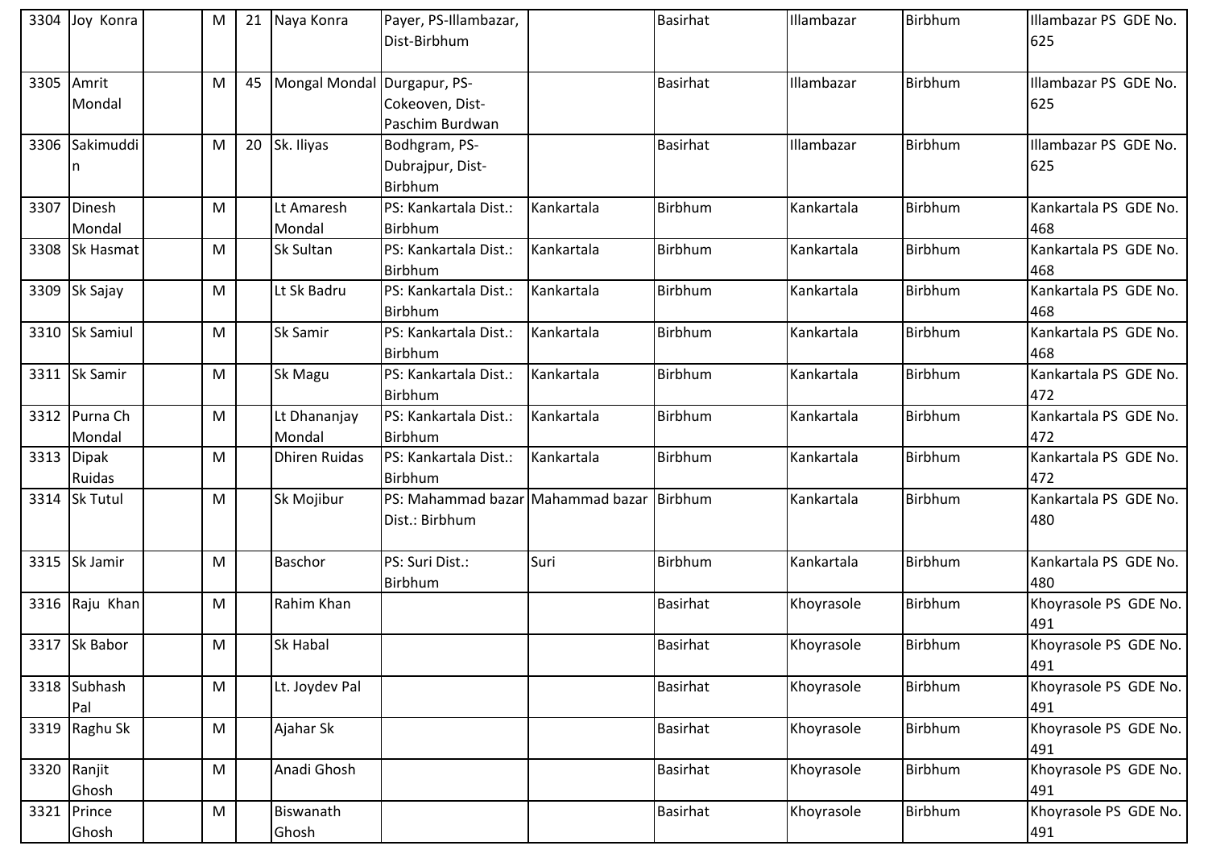| 3304 | Joy Konra | | M | 21 | Naya Konra | Payer, PS-Illambazar, Dist-Birbhum | | Basirhat | Illambazar | Birbhum | Illambazar PS GDE No. 625 |
|---|---|---|---|---|---|---|---|---|---|---|---|
| 3305 | Amrit Mondal | | M | 45 | Mongal Mondal | Durgapur, PS-Cokeoven, Dist-Paschim Burdwan | | Basirhat | Illambazar | Birbhum | Illambazar PS GDE No. 625 |
| 3306 | Sakimuddin | | M | 20 | Sk. Iliyas | Bodhgram, PS-Dubrajpur, Dist-Birbhum | | Basirhat | Illambazar | Birbhum | Illambazar PS GDE No. 625 |
| 3307 | Dinesh Mondal | | M | | Lt Amaresh Mondal | PS: Kankartala Dist.: Birbhum | Kankartala | Birbhum | Kankartala | Birbhum | Kankartala PS GDE No. 468 |
| 3308 | Sk Hasmat | | M | | Sk Sultan | PS: Kankartala Dist.: Birbhum | Kankartala | Birbhum | Kankartala | Birbhum | Kankartala PS GDE No. 468 |
| 3309 | Sk Sajay | | M | | Lt Sk Badru | PS: Kankartala Dist.: Birbhum | Kankartala | Birbhum | Kankartala | Birbhum | Kankartala PS GDE No. 468 |
| 3310 | Sk Samiul | | M | | Sk Samir | PS: Kankartala Dist.: Birbhum | Kankartala | Birbhum | Kankartala | Birbhum | Kankartala PS GDE No. 468 |
| 3311 | Sk Samir | | M | | Sk Magu | PS: Kankartala Dist.: Birbhum | Kankartala | Birbhum | Kankartala | Birbhum | Kankartala PS GDE No. 472 |
| 3312 | Purna Ch Mondal | | M | | Lt Dhananjay Mondal | PS: Kankartala Dist.: Birbhum | Kankartala | Birbhum | Kankartala | Birbhum | Kankartala PS GDE No. 472 |
| 3313 | Dipak Ruidas | | M | | Dhiren Ruidas | PS: Kankartala Dist.: Birbhum | Kankartala | Birbhum | Kankartala | Birbhum | Kankartala PS GDE No. 472 |
| 3314 | Sk Tutul | | M | | Sk Mojibur | PS: Mahammad bazar Dist.: Birbhum | Mahammad bazar | Birbhum | Kankartala | Birbhum | Kankartala PS GDE No. 480 |
| 3315 | Sk Jamir | | M | | Baschor | PS: Suri Dist.: Birbhum | Suri | Birbhum | Kankartala | Birbhum | Kankartala PS GDE No. 480 |
| 3316 | Raju Khan | | M | | Rahim Khan | | | Basirhat | Khoyrasole | Birbhum | Khoyrasole PS GDE No. 491 |
| 3317 | Sk Babor | | M | | Sk Habal | | | Basirhat | Khoyrasole | Birbhum | Khoyrasole PS GDE No. 491 |
| 3318 | Subhash Pal | | M | | Lt. Joydev Pal | | | Basirhat | Khoyrasole | Birbhum | Khoyrasole PS GDE No. 491 |
| 3319 | Raghu Sk | | M | | Ajahar Sk | | | Basirhat | Khoyrasole | Birbhum | Khoyrasole PS GDE No. 491 |
| 3320 | Ranjit Ghosh | | M | | Anadi Ghosh | | | Basirhat | Khoyrasole | Birbhum | Khoyrasole PS GDE No. 491 |
| 3321 | Prince Ghosh | | M | | Biswanath Ghosh | | | Basirhat | Khoyrasole | Birbhum | Khoyrasole PS GDE No. 491 |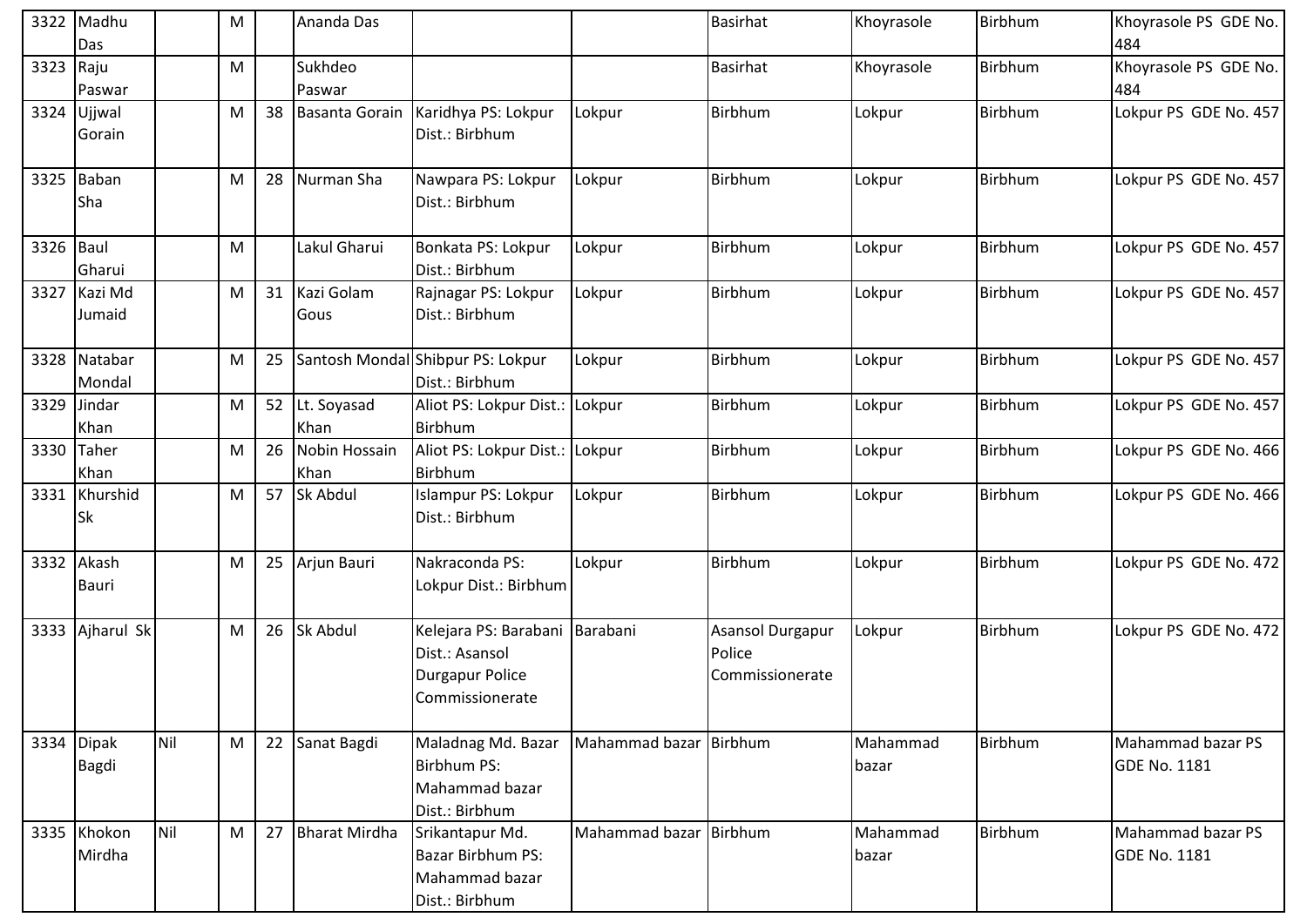| | | | | | | | | | | | |
|---|---|---|---|---|---|---|---|---|---|---|---|
| 3322 | Madhu Das | | M | | Ananda Das | | | Basirhat | Khoyrasole | Birbhum | Khoyrasole PS GDE No. 484 |
| 3323 | Raju Paswar | | M | | Sukhdeo Paswar | | | Basirhat | Khoyrasole | Birbhum | Khoyrasole PS GDE No. 484 |
| 3324 | Ujjwal Gorain | | M | 38 | Basanta Gorain | Karidhya PS: Lokpur Dist.: Birbhum | Lokpur | Birbhum | Lokpur | Birbhum | Lokpur PS GDE No. 457 |
| 3325 | Baban Sha | | M | 28 | Nurman Sha | Nawpara PS: Lokpur Dist.: Birbhum | Lokpur | Birbhum | Lokpur | Birbhum | Lokpur PS GDE No. 457 |
| 3326 | Baul Gharui | | M | | Lakul Gharui | Bonkata PS: Lokpur Dist.: Birbhum | Lokpur | Birbhum | Lokpur | Birbhum | Lokpur PS GDE No. 457 |
| 3327 | Kazi Md Jumaid | | M | 31 | Kazi Golam Gous | Rajnagar PS: Lokpur Dist.: Birbhum | Lokpur | Birbhum | Lokpur | Birbhum | Lokpur PS GDE No. 457 |
| 3328 | Natabar Mondal | | M | 25 | Santosh Mondal | Shibpur PS: Lokpur Dist.: Birbhum | Lokpur | Birbhum | Lokpur | Birbhum | Lokpur PS GDE No. 457 |
| 3329 | Jindar Khan | | M | 52 | Lt. Soyasad Khan | Aliot PS: Lokpur Dist.: Birbhum | Lokpur | Birbhum | Lokpur | Birbhum | Lokpur PS GDE No. 457 |
| 3330 | Taher Khan | | M | 26 | Nobin Hossain Khan | Aliot PS: Lokpur Dist.: Birbhum | Lokpur | Birbhum | Lokpur | Birbhum | Lokpur PS GDE No. 466 |
| 3331 | Khurshid Sk | | M | 57 | Sk Abdul | Islampur PS: Lokpur Dist.: Birbhum | Lokpur | Birbhum | Lokpur | Birbhum | Lokpur PS GDE No. 466 |
| 3332 | Akash Bauri | | M | 25 | Arjun Bauri | Nakraconda PS: Lokpur Dist.: Birbhum | Lokpur | Birbhum | Lokpur | Birbhum | Lokpur PS GDE No. 472 |
| 3333 | Ajharul Sk | | M | 26 | Sk Abdul | Kelejara PS: Barabani Dist.: Asansol Durgapur Police Commissionerate | Barabani | Asansol Durgapur Police Commissionerate | Lokpur | Birbhum | Lokpur PS GDE No. 472 |
| 3334 | Dipak Bagdi | Nil | M | 22 | Sanat Bagdi | Maladnag Md. Bazar Birbhum PS: Mahammad bazar Dist.: Birbhum | Mahammad bazar | Birbhum | Mahammad bazar | Birbhum | Mahammad bazar PS GDE No. 1181 |
| 3335 | Khokon Mirdha | Nil | M | 27 | Bharat Mirdha | Srikantapur Md. Bazar Birbhum PS: Mahammad bazar Dist.: Birbhum | Mahammad bazar | Birbhum | Mahammad bazar | Birbhum | Mahammad bazar PS GDE No. 1181 |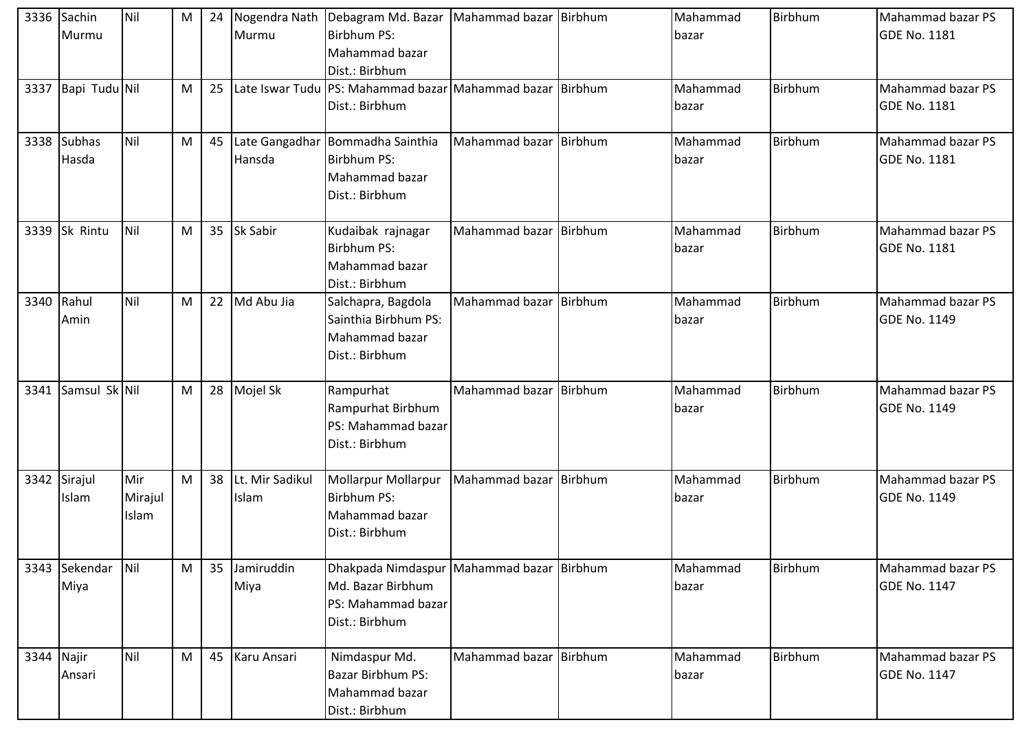| 3336 | Sachin Murmu | Nil | M | 24 | Nogendra Nath Murmu | Debagram Md. Bazar Birbhum PS: Mahammad bazar Dist.: Birbhum | Mahammad bazar | Birbhum | Mahammad bazar | Birbhum | Mahammad bazar PS GDE No. 1181 |
|---|---|---|---|---|---|---|---|---|---|---|---|
| 3337 | Bapi Tudu | Nil | M | 25 | Late Iswar Tudu | PS: Mahammad bazar Dist.: Birbhum | Mahammad bazar | Birbhum | Mahammad bazar | Birbhum | Mahammad bazar PS GDE No. 1181 |
| 3338 | Subhas Hasda | Nil | M | 45 | Late Gangadhar Hansda | Bommadha Sainthia Birbhum PS: Mahammad bazar Dist.: Birbhum | Mahammad bazar | Birbhum | Mahammad bazar | Birbhum | Mahammad bazar PS GDE No. 1181 |
| 3339 | Sk Rintu | Nil | M | 35 | Sk Sabir | Kudaibak rajnagar Birbhum PS: Mahammad bazar Dist.: Birbhum | Mahammad bazar | Birbhum | Mahammad bazar | Birbhum | Mahammad bazar PS GDE No. 1181 |
| 3340 | Rahul Amin | Nil | M | 22 | Md Abu Jia | Salchapra, Bagdola Sainthia Birbhum PS: Mahammad bazar Dist.: Birbhum | Mahammad bazar | Birbhum | Mahammad bazar | Birbhum | Mahammad bazar PS GDE No. 1149 |
| 3341 | Samsul Sk | Nil | M | 28 | Mojel Sk | Rampurhat Rampurhat Birbhum PS: Mahammad bazar Dist.: Birbhum | Mahammad bazar | Birbhum | Mahammad bazar | Birbhum | Mahammad bazar PS GDE No. 1149 |
| 3342 | Sirajul Islam | Mir Mirajul Islam | M | 38 | Lt. Mir Sadikul Islam | Mollarpur Mollarpur Birbhum PS: Mahammad bazar Dist.: Birbhum | Mahammad bazar | Birbhum | Mahammad bazar | Birbhum | Mahammad bazar PS GDE No. 1149 |
| 3343 | Sekendar Miya | Nil | M | 35 | Jamiruddin Miya | Dhakpada Nimdaspur Md. Bazar Birbhum PS: Mahammad bazar Dist.: Birbhum | Mahammad bazar | Birbhum | Mahammad bazar | Birbhum | Mahammad bazar PS GDE No. 1147 |
| 3344 | Najir Ansari | Nil | M | 45 | Karu Ansari | Nimdaspur Md. Bazar Birbhum PS: Mahammad bazar Dist.: Birbhum | Mahammad bazar | Birbhum | Mahammad bazar | Birbhum | Mahammad bazar PS GDE No. 1147 |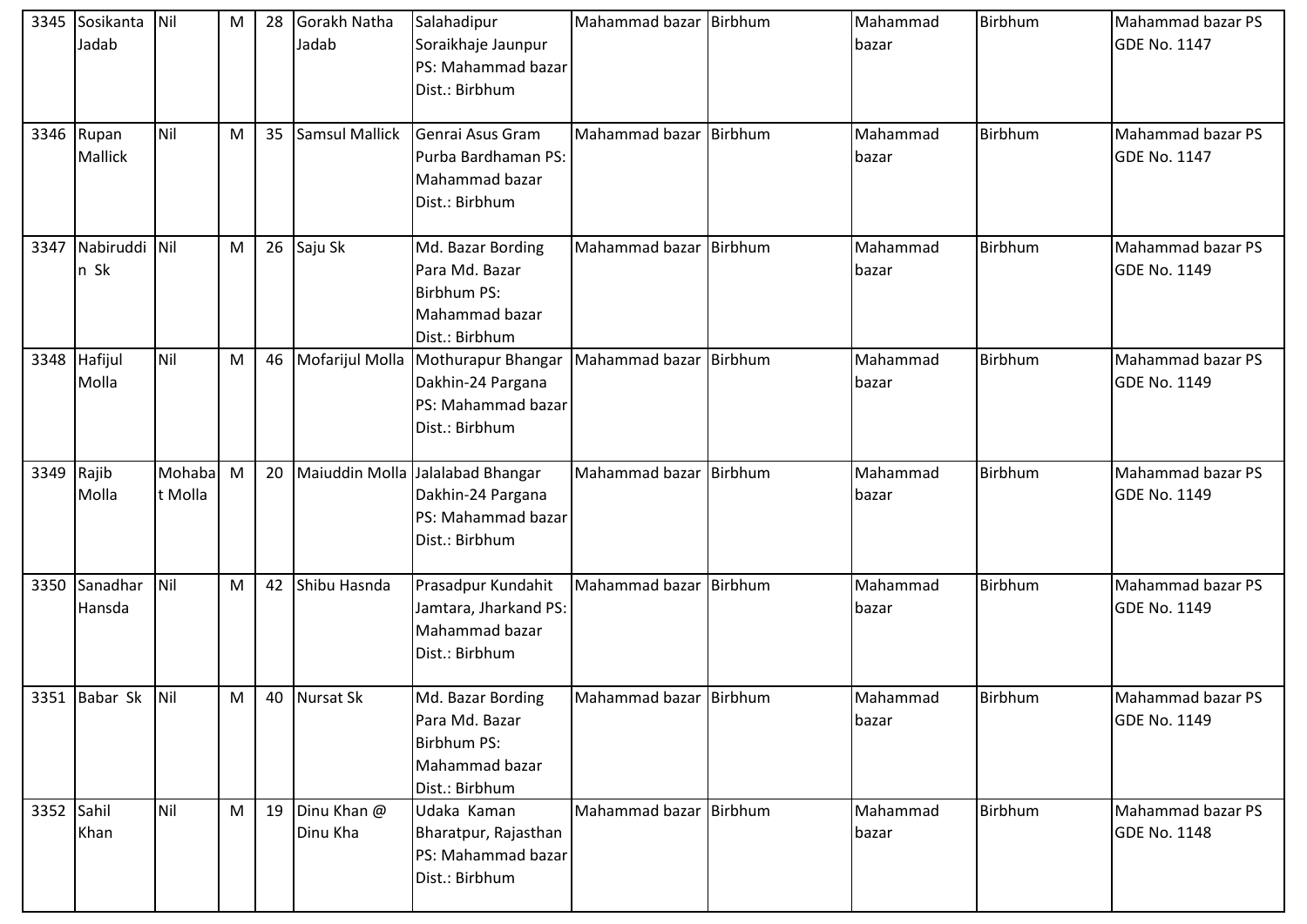| 3345 | Sosikanta Jadab | Nil | M | 28 | Gorakh Natha Jadab | Salahadipur Soraikhaje Jaunpur PS: Mahammad bazar Dist.: Birbhum | Mahammad bazar | Birbhum | Mahammad bazar | Birbhum | Mahammad bazar PS GDE No. 1147 |
|---|---|---|---|---|---|---|---|---|---|---|---|
| 3346 | Rupan Mallick | Nil | M | 35 | Samsul Mallick | Genrai Asus Gram Purba Bardhaman PS: Mahammad bazar Dist.: Birbhum | Mahammad bazar | Birbhum | Mahammad bazar | Birbhum | Mahammad bazar PS GDE No. 1147 |
| 3347 | Nabiruddin Sk | Nil | M | 26 | Saju Sk | Md. Bazar Bording Para Md. Bazar Birbhum PS: Mahammad bazar Dist.: Birbhum | Mahammad bazar | Birbhum | Mahammad bazar | Birbhum | Mahammad bazar PS GDE No. 1149 |
| 3348 | Hafijul Molla | Nil | M | 46 | Mofarijul Molla | Mothurapur Bhangar Dakhin-24 Pargana PS: Mahammad bazar Dist.: Birbhum | Mahammad bazar | Birbhum | Mahammad bazar | Birbhum | Mahammad bazar PS GDE No. 1149 |
| 3349 | Rajib Molla | Mohabat Molla | M | 20 | Maiuddin Molla | Jalalabad Bhangar Dakhin-24 Pargana PS: Mahammad bazar Dist.: Birbhum | Mahammad bazar | Birbhum | Mahammad bazar | Birbhum | Mahammad bazar PS GDE No. 1149 |
| 3350 | Sanadhar Hansda | Nil | M | 42 | Shibu Hasnda | Prasadpur Kundahit Jamtara, Jharkand PS: Mahammad bazar Dist.: Birbhum | Mahammad bazar | Birbhum | Mahammad bazar | Birbhum | Mahammad bazar PS GDE No. 1149 |
| 3351 | Babar Sk | Nil | M | 40 | Nursat Sk | Md. Bazar Bording Para Md. Bazar Birbhum PS: Mahammad bazar Dist.: Birbhum | Mahammad bazar | Birbhum | Mahammad bazar | Birbhum | Mahammad bazar PS GDE No. 1149 |
| 3352 | Sahil Khan | Nil | M | 19 | Dinu Khan @ Dinu Kha | Udaka Kaman Bharatpur, Rajasthan PS: Mahammad bazar Dist.: Birbhum | Mahammad bazar | Birbhum | Mahammad bazar | Birbhum | Mahammad bazar PS GDE No. 1148 |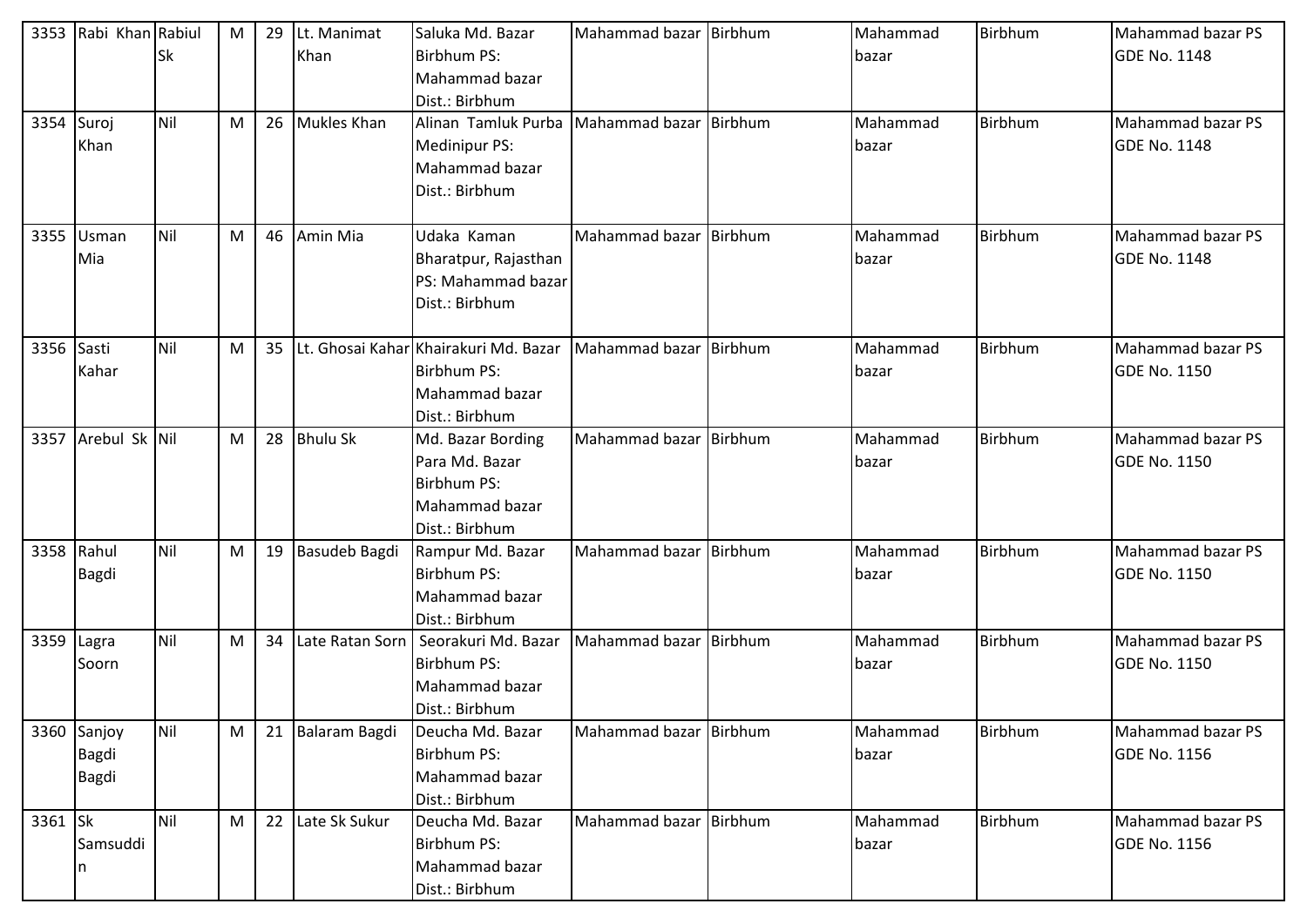| 3353 | Rabi Khan | Rabiul Sk | M | 29 | Lt. Manimat Khan | Saluka Md. Bazar Birbhum PS: Mahammad bazar Dist.: Birbhum | Mahammad bazar | Birbhum | Mahammad bazar | Birbhum | Mahammad bazar PS GDE No. 1148 |
|---|---|---|---|---|---|---|---|---|---|---|---|
| 3354 | Suroj Khan | Nil | M | 26 | Mukles Khan | Alinan Tamluk Purba Medinipur PS: Mahammad bazar Dist.: Birbhum | Mahammad bazar | Birbhum | Mahammad bazar | Birbhum | Mahammad bazar PS GDE No. 1148 |
| 3355 | Usman Mia | Nil | M | 46 | Amin Mia | Udaka Kaman Bharatpur, Rajasthan PS: Mahammad bazar Dist.: Birbhum | Mahammad bazar | Birbhum | Mahammad bazar | Birbhum | Mahammad bazar PS GDE No. 1148 |
| 3356 | Sasti Kahar | Nil | M | 35 | Lt. Ghosai Kahar | Khairakuri Md. Bazar Birbhum PS: Mahammad bazar Dist.: Birbhum | Mahammad bazar | Birbhum | Mahammad bazar | Birbhum | Mahammad bazar PS GDE No. 1150 |
| 3357 | Arebul Sk | Nil | M | 28 | Bhulu Sk | Md. Bazar Bording Para Md. Bazar Birbhum PS: Mahammad bazar Dist.: Birbhum | Mahammad bazar | Birbhum | Mahammad bazar | Birbhum | Mahammad bazar PS GDE No. 1150 |
| 3358 | Rahul Bagdi | Nil | M | 19 | Basudeb Bagdi | Rampur Md. Bazar Birbhum PS: Mahammad bazar Dist.: Birbhum | Mahammad bazar | Birbhum | Mahammad bazar | Birbhum | Mahammad bazar PS GDE No. 1150 |
| 3359 | Lagra Soorn | Nil | M | 34 | Late Ratan Sorn | Seorakuri Md. Bazar Birbhum PS: Mahammad bazar Dist.: Birbhum | Mahammad bazar | Birbhum | Mahammad bazar | Birbhum | Mahammad bazar PS GDE No. 1150 |
| 3360 | Sanjoy Bagdi Bagdi | Nil | M | 21 | Balaram Bagdi | Deucha Md. Bazar Birbhum PS: Mahammad bazar Dist.: Birbhum | Mahammad bazar | Birbhum | Mahammad bazar | Birbhum | Mahammad bazar PS GDE No. 1156 |
| 3361 | Sk Samsuddin | Nil | M | 22 | Late Sk Sukur | Deucha Md. Bazar Birbhum PS: Mahammad bazar Dist.: Birbhum | Mahammad bazar | Birbhum | Mahammad bazar | Birbhum | Mahammad bazar PS GDE No. 1156 |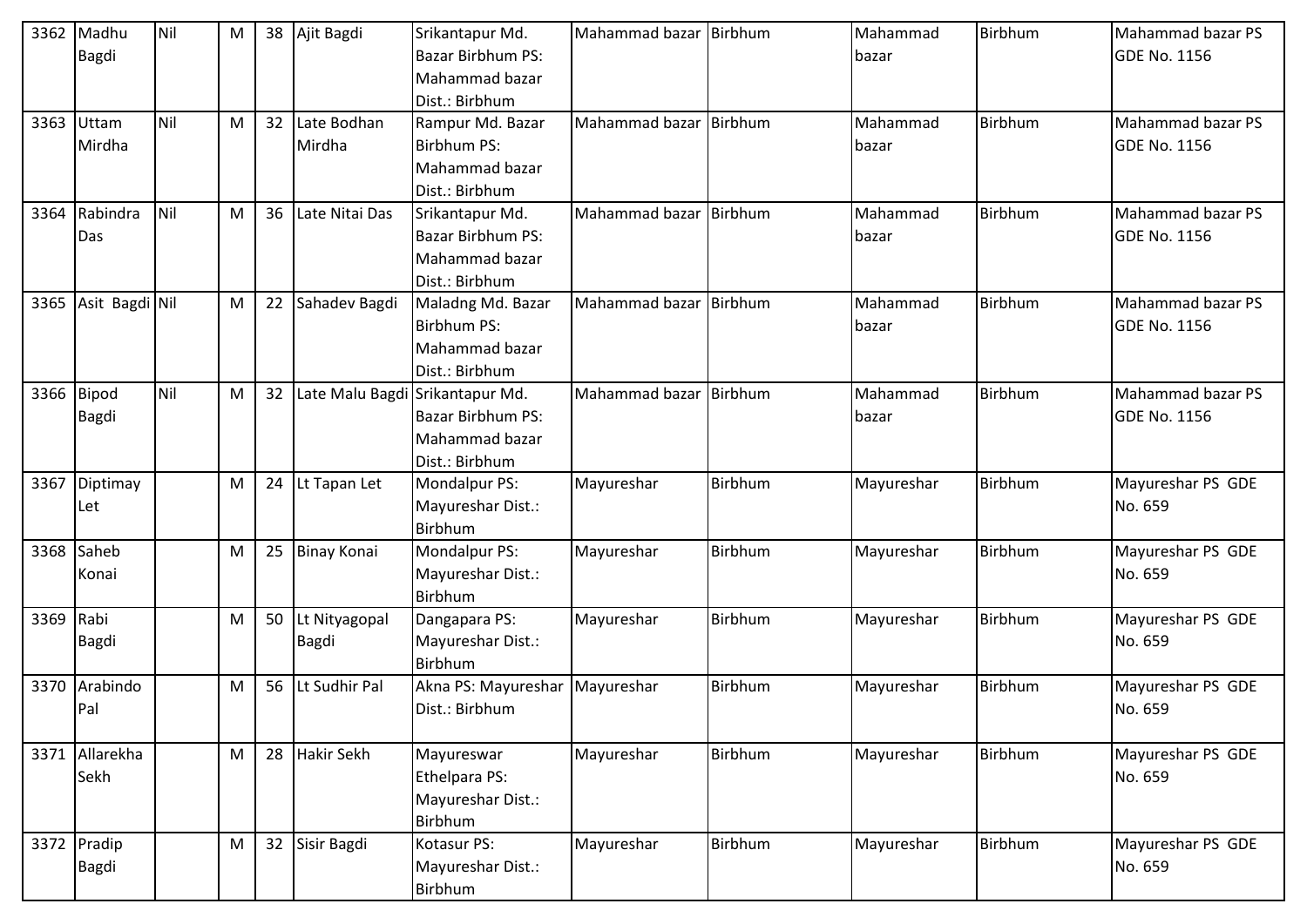| 3362 | Madhu Bagdi | Nil | M | 38 | Ajit Bagdi | Srikantapur Md. Bazar Birbhum PS: Mahammad bazar Dist.: Birbhum | Mahammad bazar | Birbhum | Mahammad bazar | Birbhum | Mahammad bazar PS GDE No. 1156 |
|---|---|---|---|---|---|---|---|---|---|---|---|
| 3363 | Uttam Mirdha | Nil | M | 32 | Late Bodhan Mirdha | Rampur Md. Bazar Birbhum PS: Mahammad bazar Dist.: Birbhum | Mahammad bazar | Birbhum | Mahammad bazar | Birbhum | Mahammad bazar PS GDE No. 1156 |
| 3364 | Rabindra Das | Nil | M | 36 | Late Nitai Das | Srikantapur Md. Bazar Birbhum PS: Mahammad bazar Dist.: Birbhum | Mahammad bazar | Birbhum | Mahammad bazar | Birbhum | Mahammad bazar PS GDE No. 1156 |
| 3365 | Asit Bagdi | Nil | M | 22 | Sahadev Bagdi | Maladng Md. Bazar Birbhum PS: Mahammad bazar Dist.: Birbhum | Mahammad bazar | Birbhum | Mahammad bazar | Birbhum | Mahammad bazar PS GDE No. 1156 |
| 3366 | Bipod Bagdi | Nil | M | 32 | Late Malu Bagdi | Srikantapur Md. Bazar Birbhum PS: Mahammad bazar Dist.: Birbhum | Mahammad bazar | Birbhum | Mahammad bazar | Birbhum | Mahammad bazar PS GDE No. 1156 |
| 3367 | Diptimay Let | | M | 24 | Lt Tapan Let | Mondalpur PS: Mayureshar Dist.: Birbhum | Mayureshar | Birbhum | Mayureshar | Birbhum | Mayureshar PS GDE No. 659 |
| 3368 | Saheb Konai | | M | 25 | Binay Konai | Mondalpur PS: Mayureshar Dist.: Birbhum | Mayureshar | Birbhum | Mayureshar | Birbhum | Mayureshar PS GDE No. 659 |
| 3369 | Rabi Bagdi | | M | 50 | Lt Nityagopal Bagdi | Dangapara PS: Mayureshar Dist.: Birbhum | Mayureshar | Birbhum | Mayureshar | Birbhum | Mayureshar PS GDE No. 659 |
| 3370 | Arabindo Pal | | M | 56 | Lt Sudhir Pal | Akna PS: Mayureshar Dist.: Birbhum | Mayureshar | Birbhum | Mayureshar | Birbhum | Mayureshar PS GDE No. 659 |
| 3371 | Allarekha Sekh | | M | 28 | Hakir Sekh | Mayureswar Ethelpara PS: Mayureshar Dist.: Birbhum | Mayureshar | Birbhum | Mayureshar | Birbhum | Mayureshar PS GDE No. 659 |
| 3372 | Pradip Bagdi | | M | 32 | Sisir Bagdi | Kotasur PS: Mayureshar Dist.: Birbhum | Mayureshar | Birbhum | Mayureshar | Birbhum | Mayureshar PS GDE No. 659 |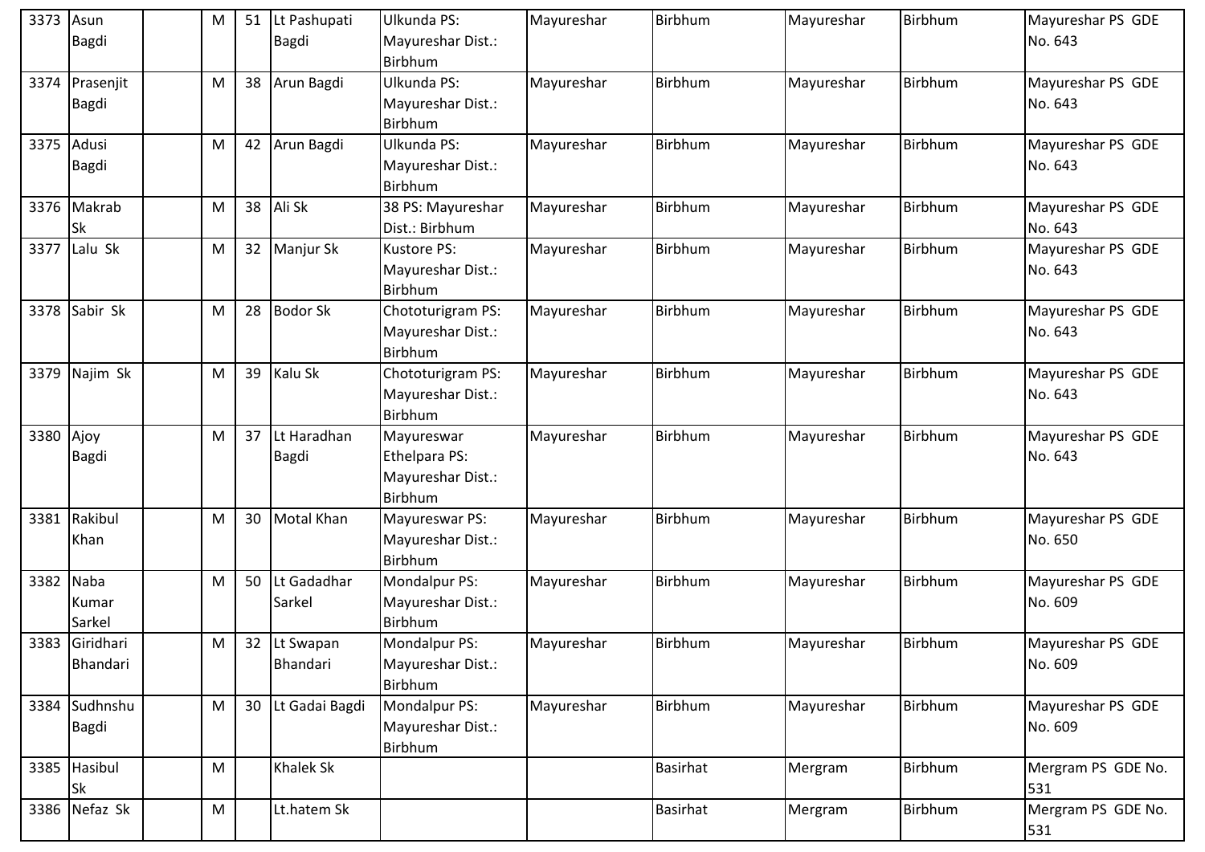| | | | | | | | | | | |
|---|---|---|---|---|---|---|---|---|---|---|
| 3373 | Asun Bagdi | | M | 51 | Lt Pashupati Bagdi | Ulkunda PS: Mayureshar Dist.: Birbhum | Mayureshar | Birbhum | Mayureshar | Birbhum | Mayureshar PS GDE No. 643 |
| 3374 | Prasenjit Bagdi | | M | 38 | Arun Bagdi | Ulkunda PS: Mayureshar Dist.: Birbhum | Mayureshar | Birbhum | Mayureshar | Birbhum | Mayureshar PS GDE No. 643 |
| 3375 | Adusi Bagdi | | M | 42 | Arun Bagdi | Ulkunda PS: Mayureshar Dist.: Birbhum | Mayureshar | Birbhum | Mayureshar | Birbhum | Mayureshar PS GDE No. 643 |
| 3376 | Makrab Sk | | M | 38 | Ali Sk | 38 PS: Mayureshar Dist.: Birbhum | Mayureshar | Birbhum | Mayureshar | Birbhum | Mayureshar PS GDE No. 643 |
| 3377 | Lalu Sk | | M | 32 | Manjur Sk | Kustore PS: Mayureshar Dist.: Birbhum | Mayureshar | Birbhum | Mayureshar | Birbhum | Mayureshar PS GDE No. 643 |
| 3378 | Sabir Sk | | M | 28 | Bodor Sk | Chototurigram PS: Mayureshar Dist.: Birbhum | Mayureshar | Birbhum | Mayureshar | Birbhum | Mayureshar PS GDE No. 643 |
| 3379 | Najim Sk | | M | 39 | Kalu Sk | Chototurigram PS: Mayureshar Dist.: Birbhum | Mayureshar | Birbhum | Mayureshar | Birbhum | Mayureshar PS GDE No. 643 |
| 3380 | Ajoy Bagdi | | M | 37 | Lt Haradhan Bagdi | Mayureswar Ethelpara PS: Mayureshar Dist.: Birbhum | Mayureshar | Birbhum | Mayureshar | Birbhum | Mayureshar PS GDE No. 643 |
| 3381 | Rakibul Khan | | M | 30 | Motal Khan | Mayureswar PS: Mayureshar Dist.: Birbhum | Mayureshar | Birbhum | Mayureshar | Birbhum | Mayureshar PS GDE No. 650 |
| 3382 | Naba Kumar Sarkel | | M | 50 | Lt Gadadhar Sarkel | Mondalpur PS: Mayureshar Dist.: Birbhum | Mayureshar | Birbhum | Mayureshar | Birbhum | Mayureshar PS GDE No. 609 |
| 3383 | Giridhari Bhandari | | M | 32 | Lt Swapan Bhandari | Mondalpur PS: Mayureshar Dist.: Birbhum | Mayureshar | Birbhum | Mayureshar | Birbhum | Mayureshar PS GDE No. 609 |
| 3384 | Sudhnshu Bagdi | | M | 30 | Lt Gadai Bagdi | Mondalpur PS: Mayureshar Dist.: Birbhum | Mayureshar | Birbhum | Mayureshar | Birbhum | Mayureshar PS GDE No. 609 |
| 3385 | Hasibul Sk | | M | | Khalek Sk | | | Basirhat | Mergram | Birbhum | Mergram PS GDE No. 531 |
| 3386 | Nefaz Sk | | M | | Lt.hatem Sk | | | Basirhat | Mergram | Birbhum | Mergram PS GDE No. 531 |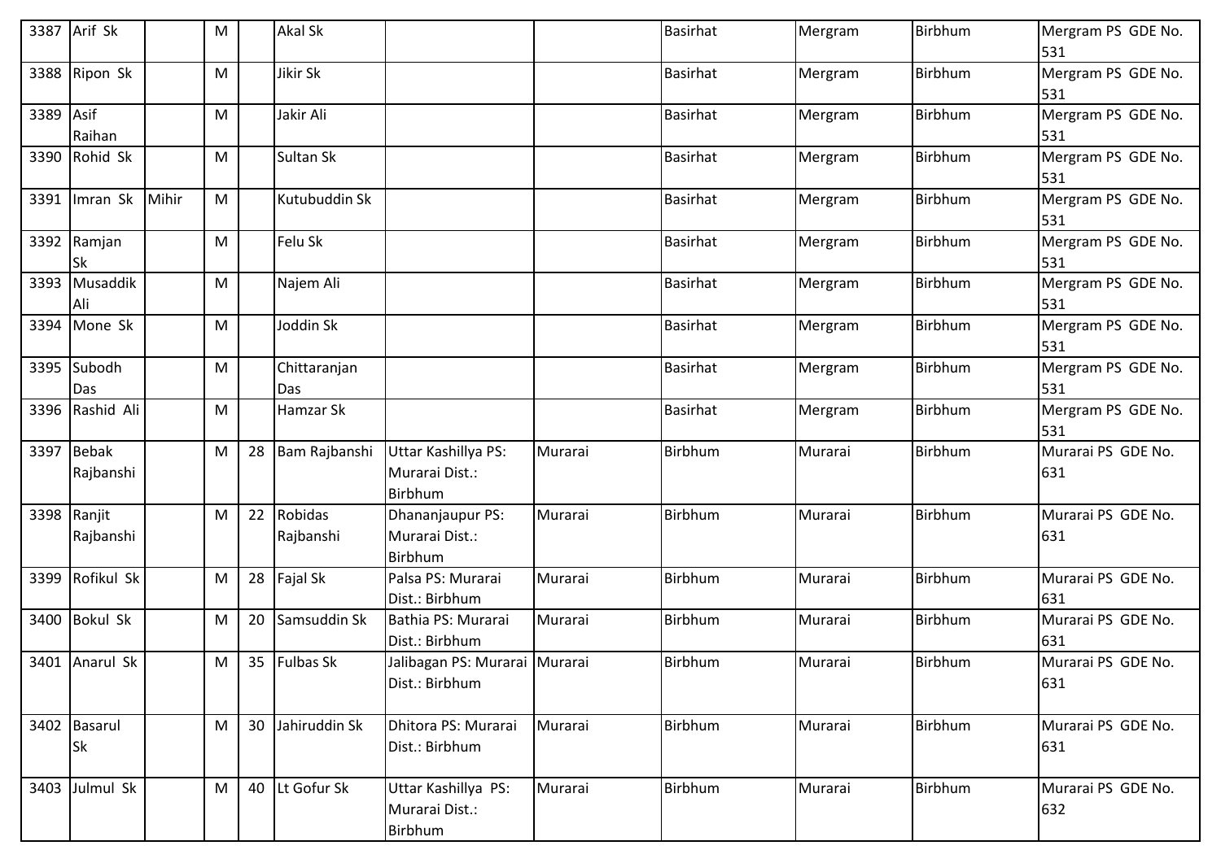| 3387 | Arif Sk | | M | | Akal Sk | | | Basirhat | Mergram | Birbhum | Mergram PS GDE No. 531 |
|---|---|---|---|---|---|---|---|---|---|---|---|
| 3388 | Ripon Sk | | M | | Jikir Sk | | | Basirhat | Mergram | Birbhum | Mergram PS GDE No. 531 |
| 3389 | Asif Raihan | | M | | Jakir Ali | | | Basirhat | Mergram | Birbhum | Mergram PS GDE No. 531 |
| 3390 | Rohid Sk | | M | | Sultan Sk | | | Basirhat | Mergram | Birbhum | Mergram PS GDE No. 531 |
| 3391 | Imran Sk | Mihir | M | | Kutubuddin Sk | | | Basirhat | Mergram | Birbhum | Mergram PS GDE No. 531 |
| 3392 | Ramjan Sk | | M | | Felu Sk | | | Basirhat | Mergram | Birbhum | Mergram PS GDE No. 531 |
| 3393 | Musaddik Ali | | M | | Najem Ali | | | Basirhat | Mergram | Birbhum | Mergram PS GDE No. 531 |
| 3394 | Mone Sk | | M | | Joddin Sk | | | Basirhat | Mergram | Birbhum | Mergram PS GDE No. 531 |
| 3395 | Subodh Das | | M | | Chittaranjan Das | | | Basirhat | Mergram | Birbhum | Mergram PS GDE No. 531 |
| 3396 | Rashid Ali | | M | | Hamzar Sk | | | Basirhat | Mergram | Birbhum | Mergram PS GDE No. 531 |
| 3397 | Bebak Rajbanshi | | M | 28 | Bam Rajbanshi | Uttar Kashillya PS: Murarai Dist.: Birbhum | Murarai | Birbhum | Murarai | Birbhum | Murarai PS GDE No. 631 |
| 3398 | Ranjit Rajbanshi | | M | 22 | Robidas Rajbanshi | Dhananjaupur PS: Murarai Dist.: Birbhum | Murarai | Birbhum | Murarai | Birbhum | Murarai PS GDE No. 631 |
| 3399 | Rofikul Sk | | M | 28 | Fajal Sk | Palsa PS: Murarai Dist.: Birbhum | Murarai | Birbhum | Murarai | Birbhum | Murarai PS GDE No. 631 |
| 3400 | Bokul Sk | | M | 20 | Samsuddin Sk | Bathia PS: Murarai Dist.: Birbhum | Murarai | Birbhum | Murarai | Birbhum | Murarai PS GDE No. 631 |
| 3401 | Anarul Sk | | M | 35 | Fulbas Sk | Jalibagan PS: Murarai Dist.: Birbhum | Murarai | Birbhum | Murarai | Birbhum | Murarai PS GDE No. 631 |
| 3402 | Basarul Sk | | M | 30 | Jahiruddin Sk | Dhitora PS: Murarai Dist.: Birbhum | Murarai | Birbhum | Murarai | Birbhum | Murarai PS GDE No. 631 |
| 3403 | Julmul Sk | | M | 40 | Lt Gofur Sk | Uttar Kashillya PS: Murarai Dist.: Birbhum | Murarai | Birbhum | Murarai | Birbhum | Murarai PS GDE No. 632 |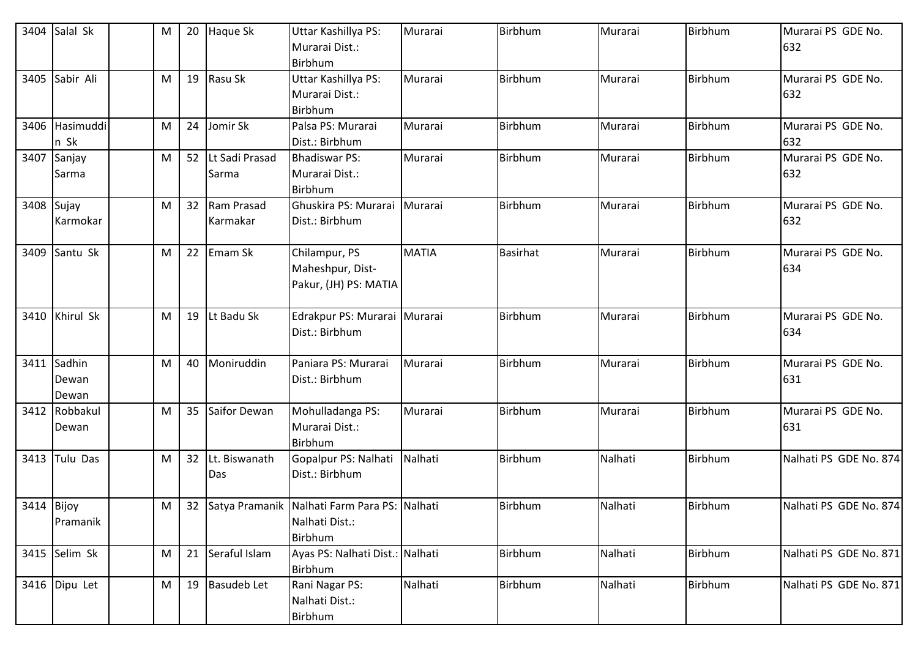| 3404 | Salal Sk | | M | 20 | Haque Sk | Uttar Kashillya PS: Murarai Dist.: Birbhum | Murarai | Birbhum | Murarai | Birbhum | Murarai PS GDE No. 632 |
|---|---|---|---|---|---|---|---|---|---|---|---|
| 3405 | Sabir Ali | | M | 19 | Rasu Sk | Uttar Kashillya PS: Murarai Dist.: Birbhum | Murarai | Birbhum | Murarai | Birbhum | Murarai PS GDE No. 632 |
| 3406 | Hasimuddin Sk | | M | 24 | Jomir Sk | Palsa PS: Murarai Dist.: Birbhum | Murarai | Birbhum | Murarai | Birbhum | Murarai PS GDE No. 632 |
| 3407 | Sanjay Sarma | | M | 52 | Lt Sadi Prasad Sarma | Bhadiswar PS: Murarai Dist.: Birbhum | Murarai | Birbhum | Murarai | Birbhum | Murarai PS GDE No. 632 |
| 3408 | Sujay Karmokar | | M | 32 | Ram Prasad Karmakar | Ghuskira PS: Murarai Dist.: Birbhum | Murarai | Birbhum | Murarai | Birbhum | Murarai PS GDE No. 632 |
| 3409 | Santu Sk | | M | 22 | Emam Sk | Chilampur, PS Maheshpur, Dist-Pakur, (JH) PS: MATIA | MATIA | Basirhat | Murarai | Birbhum | Murarai PS GDE No. 634 |
| 3410 | Khirul Sk | | M | 19 | Lt Badu Sk | Edrakpur PS: Murarai Dist.: Birbhum | Murarai | Birbhum | Murarai | Birbhum | Murarai PS GDE No. 634 |
| 3411 | Sadhin Dewan Dewan | | M | 40 | Moniruddin | Paniara PS: Murarai Dist.: Birbhum | Murarai | Birbhum | Murarai | Birbhum | Murarai PS GDE No. 631 |
| 3412 | Robbakul Dewan | | M | 35 | Saifor Dewan | Mohulladanga PS: Murarai Dist.: Birbhum | Murarai | Birbhum | Murarai | Birbhum | Murarai PS GDE No. 631 |
| 3413 | Tulu Das | | M | 32 | Lt. Biswanath Das | Gopalpur PS: Nalhati Dist.: Birbhum | Nalhati | Birbhum | Nalhati | Birbhum | Nalhati PS GDE No. 874 |
| 3414 | Bijoy Pramanik | | M | 32 | Satya Pramanik | Nalhati Farm Para PS: Nalhati Dist.: Birbhum | Nalhati | Birbhum | Nalhati | Birbhum | Nalhati PS GDE No. 874 |
| 3415 | Selim Sk | | M | 21 | Seraful Islam | Ayas PS: Nalhati Dist.: Birbhum | Nalhati | Birbhum | Nalhati | Birbhum | Nalhati PS GDE No. 871 |
| 3416 | Dipu Let | | M | 19 | Basudeb Let | Rani Nagar PS: Nalhati Dist.: Birbhum | Nalhati | Birbhum | Nalhati | Birbhum | Nalhati PS GDE No. 871 |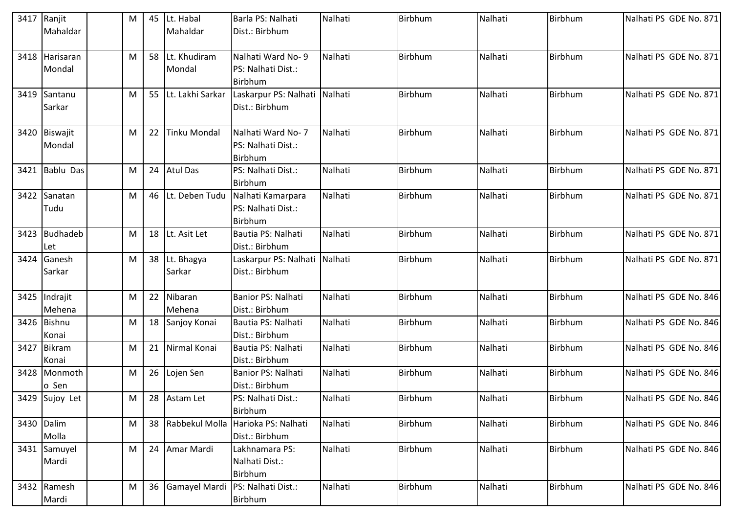| 3417 | Ranjit Mahaldar | | M | 45 | Lt. Habal Mahaldar | Barla PS: Nalhati Dist.: Birbhum | Nalhati | Birbhum | Nalhati | Birbhum | Nalhati PS GDE No. 871 |
|---|---|---|---|---|---|---|---|---|---|---|---|
| 3418 | Harisaran Mondal | | M | 58 | Lt. Khudiram Mondal | Nalhati Ward No- 9 PS: Nalhati Dist.: Birbhum | Nalhati | Birbhum | Nalhati | Birbhum | Nalhati PS GDE No. 871 |
| 3419 | Santanu Sarkar | | M | 55 | Lt. Lakhi Sarkar | Laskarpur PS: Nalhati Dist.: Birbhum | Nalhati | Birbhum | Nalhati | Birbhum | Nalhati PS GDE No. 871 |
| 3420 | Biswajit Mondal | | M | 22 | Tinku Mondal | Nalhati Ward No- 7 PS: Nalhati Dist.: Birbhum | Nalhati | Birbhum | Nalhati | Birbhum | Nalhati PS GDE No. 871 |
| 3421 | Bablu Das | | M | 24 | Atul Das | PS: Nalhati Dist.: Birbhum | Nalhati | Birbhum | Nalhati | Birbhum | Nalhati PS GDE No. 871 |
| 3422 | Sanatan Tudu | | M | 46 | Lt. Deben Tudu | Nalhati Kamarpara PS: Nalhati Dist.: Birbhum | Nalhati | Birbhum | Nalhati | Birbhum | Nalhati PS GDE No. 871 |
| 3423 | Budhadeb Let | | M | 18 | Lt. Asit Let | Bautia PS: Nalhati Dist.: Birbhum | Nalhati | Birbhum | Nalhati | Birbhum | Nalhati PS GDE No. 871 |
| 3424 | Ganesh Sarkar | | M | 38 | Lt. Bhagya Sarkar | Laskarpur PS: Nalhati Dist.: Birbhum | Nalhati | Birbhum | Nalhati | Birbhum | Nalhati PS GDE No. 871 |
| 3425 | Indrajit Mehena | | M | 22 | Nibaran Mehena | Banior PS: Nalhati Dist.: Birbhum | Nalhati | Birbhum | Nalhati | Birbhum | Nalhati PS GDE No. 846 |
| 3426 | Bishnu Konai | | M | 18 | Sanjoy Konai | Bautia PS: Nalhati Dist.: Birbhum | Nalhati | Birbhum | Nalhati | Birbhum | Nalhati PS GDE No. 846 |
| 3427 | Bikram Konai | | M | 21 | Nirmal Konai | Bautia PS: Nalhati Dist.: Birbhum | Nalhati | Birbhum | Nalhati | Birbhum | Nalhati PS GDE No. 846 |
| 3428 | Monmotho Sen | | M | 26 | Lojen Sen | Banior PS: Nalhati Dist.: Birbhum | Nalhati | Birbhum | Nalhati | Birbhum | Nalhati PS GDE No. 846 |
| 3429 | Sujoy Let | | M | 28 | Astam Let | PS: Nalhati Dist.: Birbhum | Nalhati | Birbhum | Nalhati | Birbhum | Nalhati PS GDE No. 846 |
| 3430 | Dalim Molla | | M | 38 | Rabbekul Molla | Harioka PS: Nalhati Dist.: Birbhum | Nalhati | Birbhum | Nalhati | Birbhum | Nalhati PS GDE No. 846 |
| 3431 | Samuyel Mardi | | M | 24 | Amar Mardi | Lakhnamara PS: Nalhati Dist.: Birbhum | Nalhati | Birbhum | Nalhati | Birbhum | Nalhati PS GDE No. 846 |
| 3432 | Ramesh Mardi | | M | 36 | Gamayel Mardi | PS: Nalhati Dist.: Birbhum | Nalhati | Birbhum | Nalhati | Birbhum | Nalhati PS GDE No. 846 |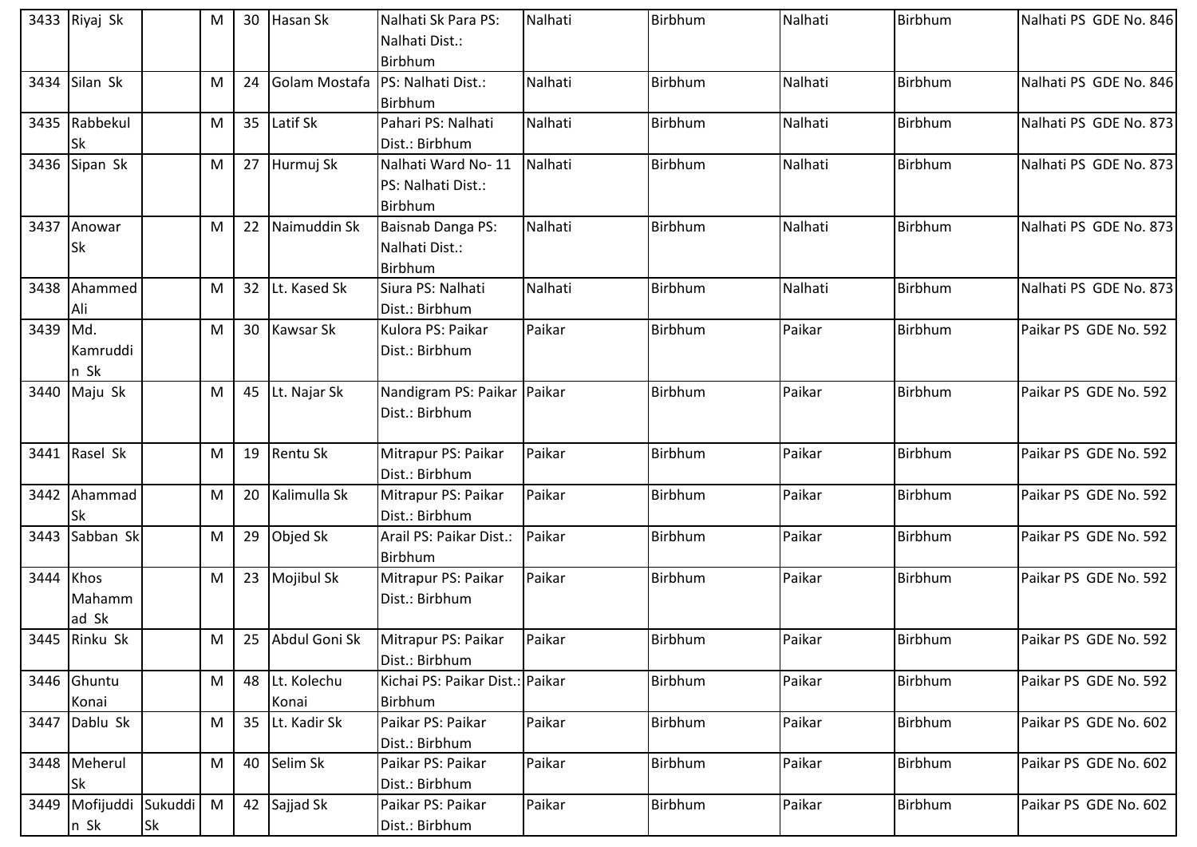| 3433 | Riyaj Sk | | M | 30 | Hasan Sk | Nalhati Sk Para PS: Nalhati Dist.: Birbhum | Nalhati | Birbhum | Nalhati | Birbhum | Nalhati PS GDE No. 846 |
|---|---|---|---|---|---|---|---|---|---|---|---|
| 3434 | Silan Sk | | M | 24 | Golam Mostafa | PS: Nalhati Dist.: Birbhum | Nalhati | Birbhum | Nalhati | Birbhum | Nalhati PS GDE No. 846 |
| 3435 | Rabbekul Sk | | M | 35 | Latif Sk | Pahari PS: Nalhati Dist.: Birbhum | Nalhati | Birbhum | Nalhati | Birbhum | Nalhati PS GDE No. 873 |
| 3436 | Sipan Sk | | M | 27 | Hurmuj Sk | Nalhati Ward No- 11 PS: Nalhati Dist.: Birbhum | Nalhati | Birbhum | Nalhati | Birbhum | Nalhati PS GDE No. 873 |
| 3437 | Anowar Sk | | M | 22 | Naimuddin Sk | Baisnab Danga PS: Nalhati Dist.: Birbhum | Nalhati | Birbhum | Nalhati | Birbhum | Nalhati PS GDE No. 873 |
| 3438 | Ahammed Ali | | M | 32 | Lt. Kased Sk | Siura PS: Nalhati Dist.: Birbhum | Nalhati | Birbhum | Nalhati | Birbhum | Nalhati PS GDE No. 873 |
| 3439 | Md. Kamruddin Sk | | M | 30 | Kawsar Sk | Kulora PS: Paikar Dist.: Birbhum | Paikar | Birbhum | Paikar | Birbhum | Paikar PS GDE No. 592 |
| 3440 | Maju Sk | | M | 45 | Lt. Najar Sk | Nandigram PS: Paikar Dist.: Birbhum | Paikar | Birbhum | Paikar | Birbhum | Paikar PS GDE No. 592 |
| 3441 | Rasel Sk | | M | 19 | Rentu Sk | Mitrapur PS: Paikar Dist.: Birbhum | Paikar | Birbhum | Paikar | Birbhum | Paikar PS GDE No. 592 |
| 3442 | Ahammad Sk | | M | 20 | Kalimulla Sk | Mitrapur PS: Paikar Dist.: Birbhum | Paikar | Birbhum | Paikar | Birbhum | Paikar PS GDE No. 592 |
| 3443 | Sabban Sk | | M | 29 | Objed Sk | Arail PS: Paikar Dist.: Birbhum | Paikar | Birbhum | Paikar | Birbhum | Paikar PS GDE No. 592 |
| 3444 | Khos Mahammad Sk | | M | 23 | Mojibul Sk | Mitrapur PS: Paikar Dist.: Birbhum | Paikar | Birbhum | Paikar | Birbhum | Paikar PS GDE No. 592 |
| 3445 | Rinku Sk | | M | 25 | Abdul Goni Sk | Mitrapur PS: Paikar Dist.: Birbhum | Paikar | Birbhum | Paikar | Birbhum | Paikar PS GDE No. 592 |
| 3446 | Ghuntu Konai | | M | 48 | Lt. Kolechu Konai | Kichai PS: Paikar Dist.: Birbhum | Paikar | Birbhum | Paikar | Birbhum | Paikar PS GDE No. 592 |
| 3447 | Dablu Sk | | M | 35 | Lt. Kadir Sk | Paikar PS: Paikar Dist.: Birbhum | Paikar | Birbhum | Paikar | Birbhum | Paikar PS GDE No. 602 |
| 3448 | Meherul Sk | | M | 40 | Selim Sk | Paikar PS: Paikar Dist.: Birbhum | Paikar | Birbhum | Paikar | Birbhum | Paikar PS GDE No. 602 |
| 3449 | Mofijuddin Sk | Sukuddi Sk | M | 42 | Sajjad Sk | Paikar PS: Paikar Dist.: Birbhum | Paikar | Birbhum | Paikar | Birbhum | Paikar PS GDE No. 602 |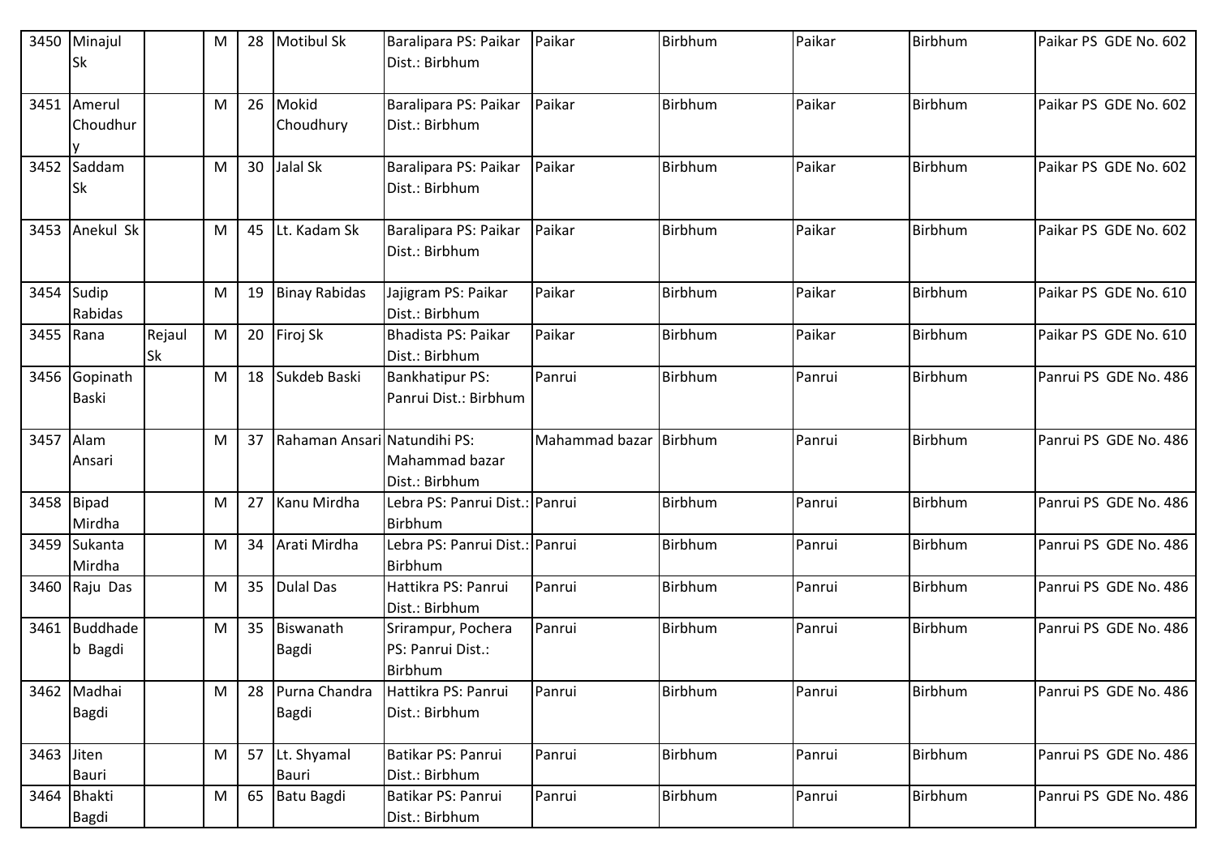| 3450 | Minajul Sk | | M | 28 | Motibul Sk | Baralipara PS: Paikar Dist.: Birbhum | Paikar | Birbhum | Paikar | Birbhum | Paikar PS GDE No. 602 |
|---|---|---|---|---|---|---|---|---|---|---|---|
| 3451 | Amerul Choudhury | | M | 26 | Mokid Choudhury | Baralipara PS: Paikar Dist.: Birbhum | Paikar | Birbhum | Paikar | Birbhum | Paikar PS GDE No. 602 |
| 3452 | Saddam Sk | | M | 30 | Jalal Sk | Baralipara PS: Paikar Dist.: Birbhum | Paikar | Birbhum | Paikar | Birbhum | Paikar PS GDE No. 602 |
| 3453 | Anekul Sk | | M | 45 | Lt. Kadam Sk | Baralipara PS: Paikar Dist.: Birbhum | Paikar | Birbhum | Paikar | Birbhum | Paikar PS GDE No. 602 |
| 3454 | Sudip Rabidas | | M | 19 | Binay Rabidas | Jajigram PS: Paikar Dist.: Birbhum | Paikar | Birbhum | Paikar | Birbhum | Paikar PS GDE No. 610 |
| 3455 | Rana | Rejaul Sk | M | 20 | Firoj Sk | Bhadista PS: Paikar Dist.: Birbhum | Paikar | Birbhum | Paikar | Birbhum | Paikar PS GDE No. 610 |
| 3456 | Gopinath Baski | | M | 18 | Sukdeb Baski | Bankhatipur PS: Panrui Dist.: Birbhum | Panrui | Birbhum | Panrui | Birbhum | Panrui PS GDE No. 486 |
| 3457 | Alam Ansari | | M | 37 | Rahaman Ansari | Natundihi PS: Mahammad bazar Dist.: Birbhum | Mahammad bazar | Birbhum | Panrui | Birbhum | Panrui PS GDE No. 486 |
| 3458 | Bipad Mirdha | | M | 27 | Kanu Mirdha | Lebra PS: Panrui Dist.: Birbhum | Panrui | Birbhum | Panrui | Birbhum | Panrui PS GDE No. 486 |
| 3459 | Sukanta Mirdha | | M | 34 | Arati Mirdha | Lebra PS: Panrui Dist.: Birbhum | Panrui | Birbhum | Panrui | Birbhum | Panrui PS GDE No. 486 |
| 3460 | Raju Das | | M | 35 | Dulal Das | Hattikra PS: Panrui Dist.: Birbhum | Panrui | Birbhum | Panrui | Birbhum | Panrui PS GDE No. 486 |
| 3461 | Buddhadeb Bagdi | | M | 35 | Biswanath Bagdi | Srirampur, Pochera PS: Panrui Dist.: Birbhum | Panrui | Birbhum | Panrui | Birbhum | Panrui PS GDE No. 486 |
| 3462 | Madhai Bagdi | | M | 28 | Purna Chandra Bagdi | Hattikra PS: Panrui Dist.: Birbhum | Panrui | Birbhum | Panrui | Birbhum | Panrui PS GDE No. 486 |
| 3463 | Jiten Bauri | | M | 57 | Lt. Shyamal Bauri | Batikar PS: Panrui Dist.: Birbhum | Panrui | Birbhum | Panrui | Birbhum | Panrui PS GDE No. 486 |
| 3464 | Bhakti Bagdi | | M | 65 | Batu Bagdi | Batikar PS: Panrui Dist.: Birbhum | Panrui | Birbhum | Panrui | Birbhum | Panrui PS GDE No. 486 |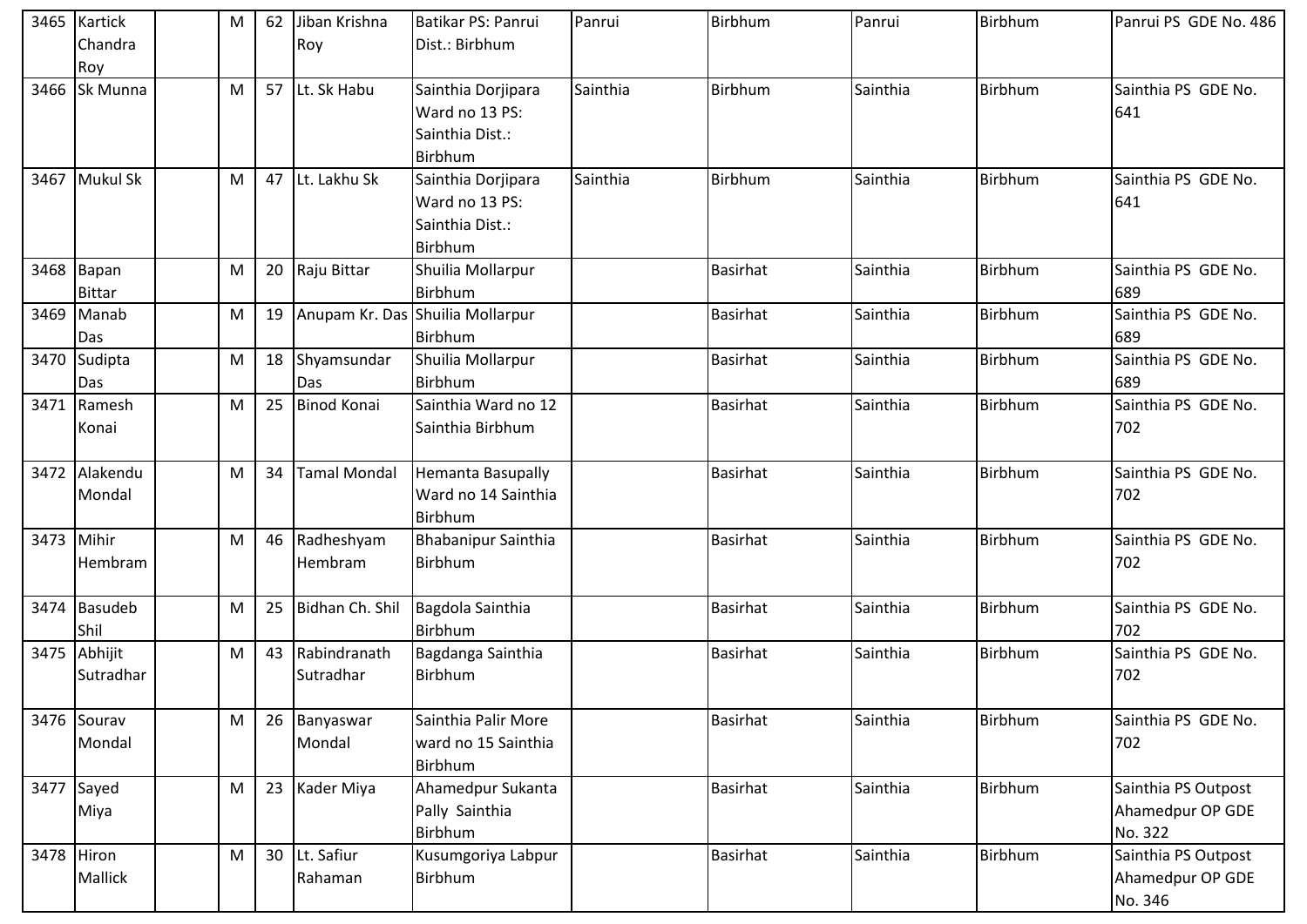| 3465 | Kartick Chandra Roy | | M | 62 | Jiban Krishna Roy | Batikar PS: Panrui Dist.: Birbhum | Panrui | Birbhum | Panrui | Birbhum | Panrui PS GDE No. 486 |
|---|---|---|---|---|---|---|---|---|---|---|---|
| 3466 | Sk Munna | | M | 57 | Lt. Sk Habu | Sainthia Dorjipara Ward no 13 PS: Sainthia Dist.: Birbhum | Sainthia | Birbhum | Sainthia | Birbhum | Sainthia PS GDE No. 641 |
| 3467 | Mukul Sk | | M | 47 | Lt. Lakhu Sk | Sainthia Dorjipara Ward no 13 PS: Sainthia Dist.: Birbhum | Sainthia | Birbhum | Sainthia | Birbhum | Sainthia PS GDE No. 641 |
| 3468 | Bapan Bittar | | M | 20 | Raju Bittar | Shuilia Mollarpur Birbhum | | Basirhat | Sainthia | Birbhum | Sainthia PS GDE No. 689 |
| 3469 | Manab Das | | M | 19 | Anupam Kr. Das | Shuilia Mollarpur Birbhum | | Basirhat | Sainthia | Birbhum | Sainthia PS GDE No. 689 |
| 3470 | Sudipta Das | | M | 18 | Shyamsundar Das | Shuilia Mollarpur Birbhum | | Basirhat | Sainthia | Birbhum | Sainthia PS GDE No. 689 |
| 3471 | Ramesh Konai | | M | 25 | Binod Konai | Sainthia Ward no 12 Sainthia Birbhum | | Basirhat | Sainthia | Birbhum | Sainthia PS GDE No. 702 |
| 3472 | Alakendu Mondal | | M | 34 | Tamal Mondal | Hemanta Basupally Ward no 14 Sainthia Birbhum | | Basirhat | Sainthia | Birbhum | Sainthia PS GDE No. 702 |
| 3473 | Mihir Hembram | | M | 46 | Radheshyam Hembram | Bhabanipur Sainthia Birbhum | | Basirhat | Sainthia | Birbhum | Sainthia PS GDE No. 702 |
| 3474 | Basudeb Shil | | M | 25 | Bidhan Ch. Shil | Bagdola Sainthia Birbhum | | Basirhat | Sainthia | Birbhum | Sainthia PS GDE No. 702 |
| 3475 | Abhijit Sutradhar | | M | 43 | Rabindranath Sutradhar | Bagdanga Sainthia Birbhum | | Basirhat | Sainthia | Birbhum | Sainthia PS GDE No. 702 |
| 3476 | Sourav Mondal | | M | 26 | Banyaswar Mondal | Sainthia Palir More ward no 15 Sainthia Birbhum | | Basirhat | Sainthia | Birbhum | Sainthia PS GDE No. 702 |
| 3477 | Sayed Miya | | M | 23 | Kader Miya | Ahamedpur Sukanta Pally Sainthia Birbhum | | Basirhat | Sainthia | Birbhum | Sainthia PS Outpost Ahamedpur OP GDE No. 322 |
| 3478 | Hiron Mallick | | M | 30 | Lt. Safiur Rahaman | Kusumgoriya Labpur Birbhum | | Basirhat | Sainthia | Birbhum | Sainthia PS Outpost Ahamedpur OP GDE No. 346 |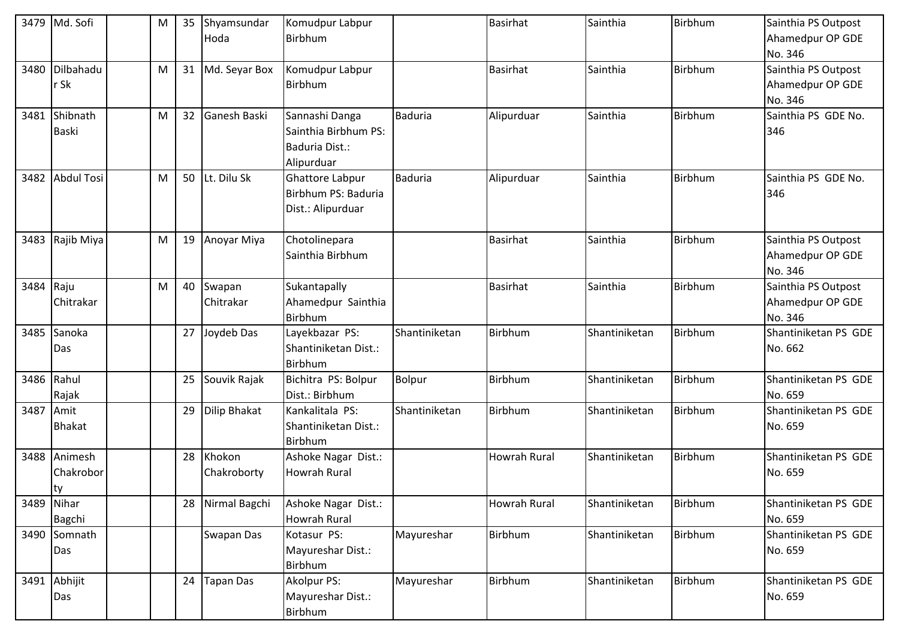| 3479 | Md. Sofi | | M | 35 | Shyamsundar Hoda | Komudpur Labpur Birbhum | | Basirhat | Sainthia | Birbhum | Sainthia PS Outpost Ahamedpur OP GDE No. 346 |
|---|---|---|---|---|---|---|---|---|---|---|---|
| 3480 | Dilbahadur Sk | | M | 31 | Md. Seyar Box | Komudpur Labpur Birbhum | | Basirhat | Sainthia | Birbhum | Sainthia PS Outpost Ahamedpur OP GDE No. 346 |
| 3481 | Shibnath Baski | | M | 32 | Ganesh Baski | Sannashi Danga Sainthia Birbhum PS: Baduria Dist.: Alipurduar | Baduria | Alipurduar | Sainthia | Birbhum | Sainthia PS GDE No. 346 |
| 3482 | Abdul Tosi | | M | 50 | Lt. Dilu Sk | Ghattore Labpur Birbhum PS: Baduria Dist.: Alipurduar | Baduria | Alipurduar | Sainthia | Birbhum | Sainthia PS GDE No. 346 |
| 3483 | Rajib Miya | | M | 19 | Anoyar Miya | Chotolinepara Sainthia Birbhum | | Basirhat | Sainthia | Birbhum | Sainthia PS Outpost Ahamedpur OP GDE No. 346 |
| 3484 | Raju Chitrakar | | M | 40 | Swapan Chitrakar | Sukantapally Ahamedpur Sainthia Birbhum | | Basirhat | Sainthia | Birbhum | Sainthia PS Outpost Ahamedpur OP GDE No. 346 |
| 3485 | Sanoka Das | | | 27 | Joydeb Das | Layekbazar PS: Shantiniketan Dist.: Birbhum | Shantiniketan | Birbhum | Shantiniketan | Birbhum | Shantiniketan PS GDE No. 662 |
| 3486 | Rahul Rajak | | | 25 | Souvik Rajak | Bichitra PS: Bolpur Dist.: Birbhum | Bolpur | Birbhum | Shantiniketan | Birbhum | Shantiniketan PS GDE No. 659 |
| 3487 | Amit Bhakat | | | 29 | Dilip Bhakat | Kankalitala PS: Shantiniketan Dist.: Birbhum | Shantiniketan | Birbhum | Shantiniketan | Birbhum | Shantiniketan PS GDE No. 659 |
| 3488 | Animesh Chakroborty | | | 28 | Khokon Chakroborty | Ashoke Nagar Dist.: Howrah Rural | | Howrah Rural | Shantiniketan | Birbhum | Shantiniketan PS GDE No. 659 |
| 3489 | Nihar Bagchi | | | 28 | Nirmal Bagchi | Ashoke Nagar Dist.: Howrah Rural | | Howrah Rural | Shantiniketan | Birbhum | Shantiniketan PS GDE No. 659 |
| 3490 | Somnath Das | | | | Swapan Das | Kotasur PS: Mayureshar Dist.: Birbhum | Mayureshar | Birbhum | Shantiniketan | Birbhum | Shantiniketan PS GDE No. 659 |
| 3491 | Abhijit Das | | | 24 | Tapan Das | Akolpur PS: Mayureshar Dist.: Birbhum | Mayureshar | Birbhum | Shantiniketan | Birbhum | Shantiniketan PS GDE No. 659 |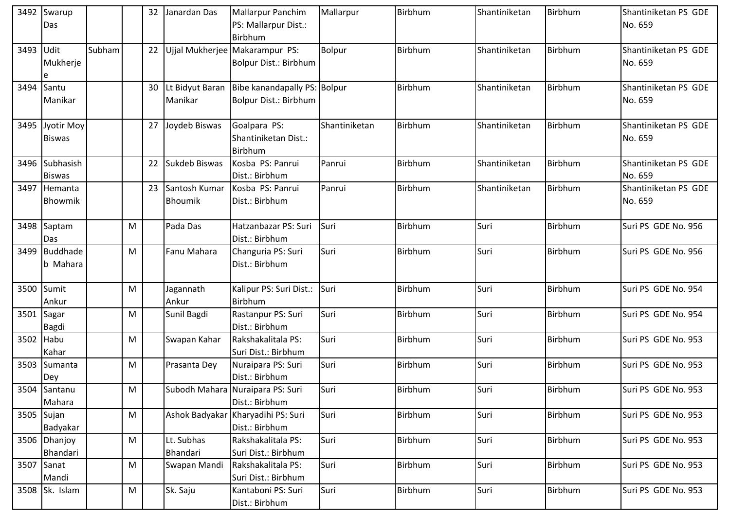| 3492 | Swarup Das | | | 32 | Janardan Das | Mallarpur Panchim PS: Mallarpur Dist.: Birbhum | Mallarpur | Birbhum | Shantiniketan | Birbhum | Shantiniketan PS GDE No. 659 |
|---|---|---|---|---|---|---|---|---|---|---|---|
| 3493 | Udit Mukherjee | Subham | | 22 | Ujjal Mukherjee | Makarampur PS: Bolpur Dist.: Birbhum | Bolpur | Birbhum | Shantiniketan | Birbhum | Shantiniketan PS GDE No. 659 |
| 3494 | Santu Manikar | | | 30 | Lt Bidyut Baran Manikar | Bibe kanandapally PS: Bolpur Dist.: Birbhum | Bolpur | Birbhum | Shantiniketan | Birbhum | Shantiniketan PS GDE No. 659 |
| 3495 | Jyotir Moy Biswas | | | 27 | Joydeb Biswas | Goalpara PS: Shantiniketan Dist.: Birbhum | Shantiniketan | Birbhum | Shantiniketan | Birbhum | Shantiniketan PS GDE No. 659 |
| 3496 | Subhasish Biswas | | | 22 | Sukdeb Biswas | Kosba PS: Panrui Dist.: Birbhum | Panrui | Birbhum | Shantiniketan | Birbhum | Shantiniketan PS GDE No. 659 |
| 3497 | Hemanta Bhowmik | | | 23 | Santosh Kumar Bhoumik | Kosba PS: Panrui Dist.: Birbhum | Panrui | Birbhum | Shantiniketan | Birbhum | Shantiniketan PS GDE No. 659 |
| 3498 | Saptam Das | | M | | Pada Das | Hatzanbazar PS: Suri Dist.: Birbhum | Suri | Birbhum | Suri | Birbhum | Suri PS GDE No. 956 |
| 3499 | Buddhadeb Mahara | | M | | Fanu Mahara | Changuria PS: Suri Dist.: Birbhum | Suri | Birbhum | Suri | Birbhum | Suri PS GDE No. 956 |
| 3500 | Sumit Ankur | | M | | Jagannath Ankur | Kalipur PS: Suri Dist.: Birbhum | Suri | Birbhum | Suri | Birbhum | Suri PS GDE No. 954 |
| 3501 | Sagar Bagdi | | M | | Sunil Bagdi | Rastanpur PS: Suri Dist.: Birbhum | Suri | Birbhum | Suri | Birbhum | Suri PS GDE No. 954 |
| 3502 | Habu Kahar | | M | | Swapan Kahar | Rakshakalitala PS: Suri Dist.: Birbhum | Suri | Birbhum | Suri | Birbhum | Suri PS GDE No. 953 |
| 3503 | Sumanta Dey | | M | | Prasanta Dey | Nuraipara PS: Suri Dist.: Birbhum | Suri | Birbhum | Suri | Birbhum | Suri PS GDE No. 953 |
| 3504 | Santanu Mahara | | M | | Subodh Mahara | Nuraipara PS: Suri Dist.: Birbhum | Suri | Birbhum | Suri | Birbhum | Suri PS GDE No. 953 |
| 3505 | Sujan Badyakar | | M | | Ashok Badyakar | Kharyadihi PS: Suri Dist.: Birbhum | Suri | Birbhum | Suri | Birbhum | Suri PS GDE No. 953 |
| 3506 | Dhanjoy Bhandari | | M | | Lt. Subhas Bhandari | Rakshakalitala PS: Suri Dist.: Birbhum | Suri | Birbhum | Suri | Birbhum | Suri PS GDE No. 953 |
| 3507 | Sanat Mandi | | M | | Swapan Mandi | Rakshakalitala PS: Suri Dist.: Birbhum | Suri | Birbhum | Suri | Birbhum | Suri PS GDE No. 953 |
| 3508 | Sk. Islam | | M | | Sk. Saju | Kantaboni PS: Suri Dist.: Birbhum | Suri | Birbhum | Suri | Birbhum | Suri PS GDE No. 953 |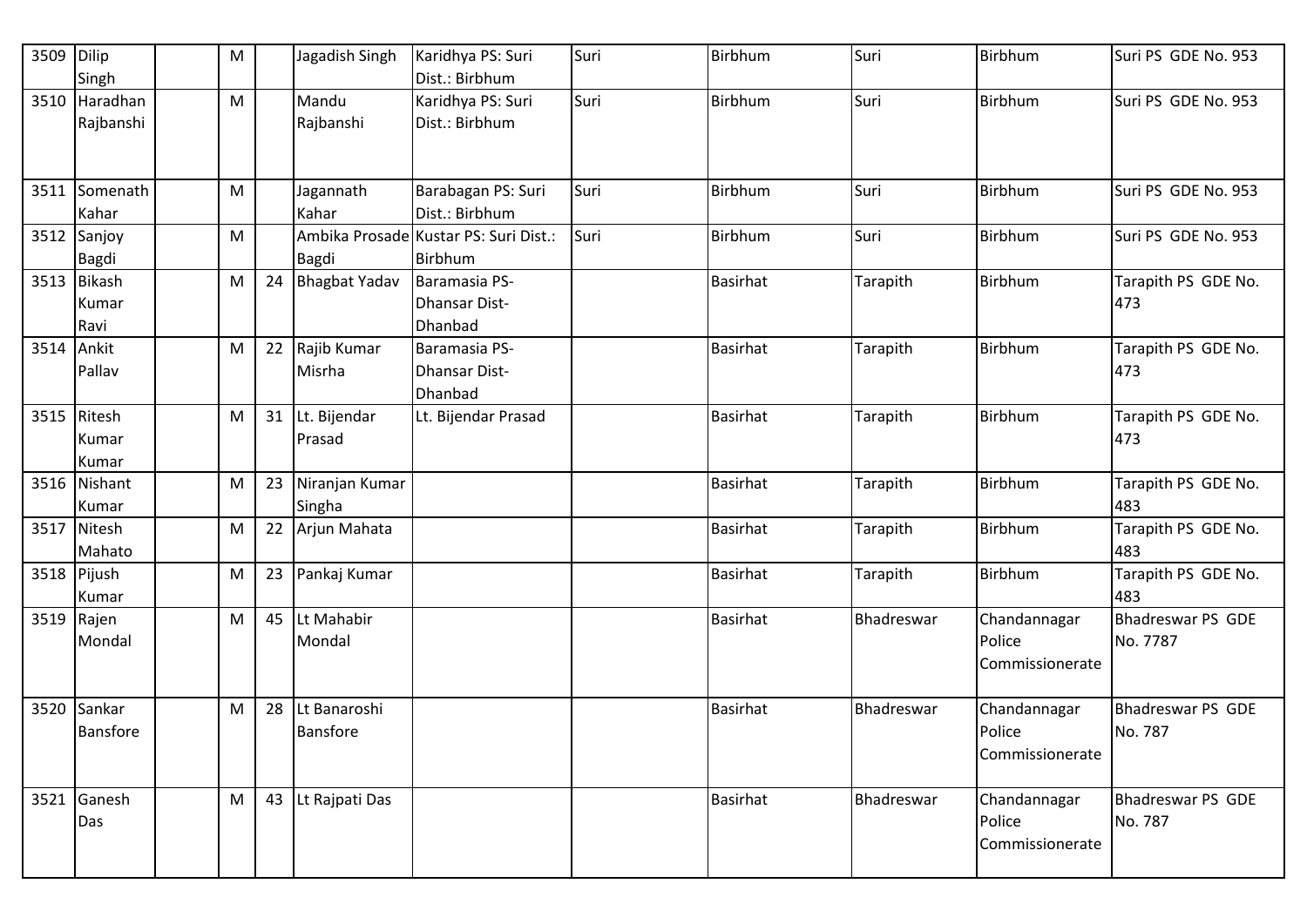| 3509 | Dilip Singh | | M | | Jagadish Singh | Karidhya PS: Suri Dist.: Birbhum | Suri | Birbhum | Suri | Birbhum | Suri PS GDE No. 953 |
|---|---|---|---|---|---|---|---|---|---|---|---|
| 3510 | Haradhan Rajbanshi | | M | | Mandu Rajbanshi | Karidhya PS: Suri Dist.: Birbhum | Suri | Birbhum | Suri | Birbhum | Suri PS GDE No. 953 |
| 3511 | Somenath Kahar | | M | | Jagannath Kahar | Barabagan PS: Suri Dist.: Birbhum | Suri | Birbhum | Suri | Birbhum | Suri PS GDE No. 953 |
| 3512 | Sanjoy Bagdi | | M | | Ambika Prosade Bagdi | Kustar PS: Suri Dist.: Birbhum | Suri | Birbhum | Suri | Birbhum | Suri PS GDE No. 953 |
| 3513 | Bikash Kumar Ravi | | M | 24 | Bhagbat Yadav | Baramasia PS-Dhansar Dist-Dhanbad | | Basirhat | Tarapith | Birbhum | Tarapith PS GDE No. 473 |
| 3514 | Ankit Pallav | | M | 22 | Rajib Kumar Misrha | Baramasia PS-Dhansar Dist-Dhanbad | | Basirhat | Tarapith | Birbhum | Tarapith PS GDE No. 473 |
| 3515 | Ritesh Kumar Kumar | | M | 31 | Lt. Bijendar Prasad | Lt. Bijendar Prasad | | Basirhat | Tarapith | Birbhum | Tarapith PS GDE No. 473 |
| 3516 | Nishant Kumar | | M | 23 | Niranjan Kumar Singha | | | Basirhat | Tarapith | Birbhum | Tarapith PS GDE No. 483 |
| 3517 | Nitesh Mahato | | M | 22 | Arjun Mahata | | | Basirhat | Tarapith | Birbhum | Tarapith PS GDE No. 483 |
| 3518 | Pijush Kumar | | M | 23 | Pankaj Kumar | | | Basirhat | Tarapith | Birbhum | Tarapith PS GDE No. 483 |
| 3519 | Rajen Mondal | | M | 45 | Lt Mahabir Mondal | | | Basirhat | Bhadreswar | Chandannagar Police Commissionerate | Bhadreswar PS GDE No. 7787 |
| 3520 | Sankar Bansfore | | M | 28 | Lt Banaroshi Bansfore | | | Basirhat | Bhadreswar | Chandannagar Police Commissionerate | Bhadreswar PS GDE No. 787 |
| 3521 | Ganesh Das | | M | 43 | Lt Rajpati Das | | | Basirhat | Bhadreswar | Chandannagar Police Commissionerate | Bhadreswar PS GDE No. 787 |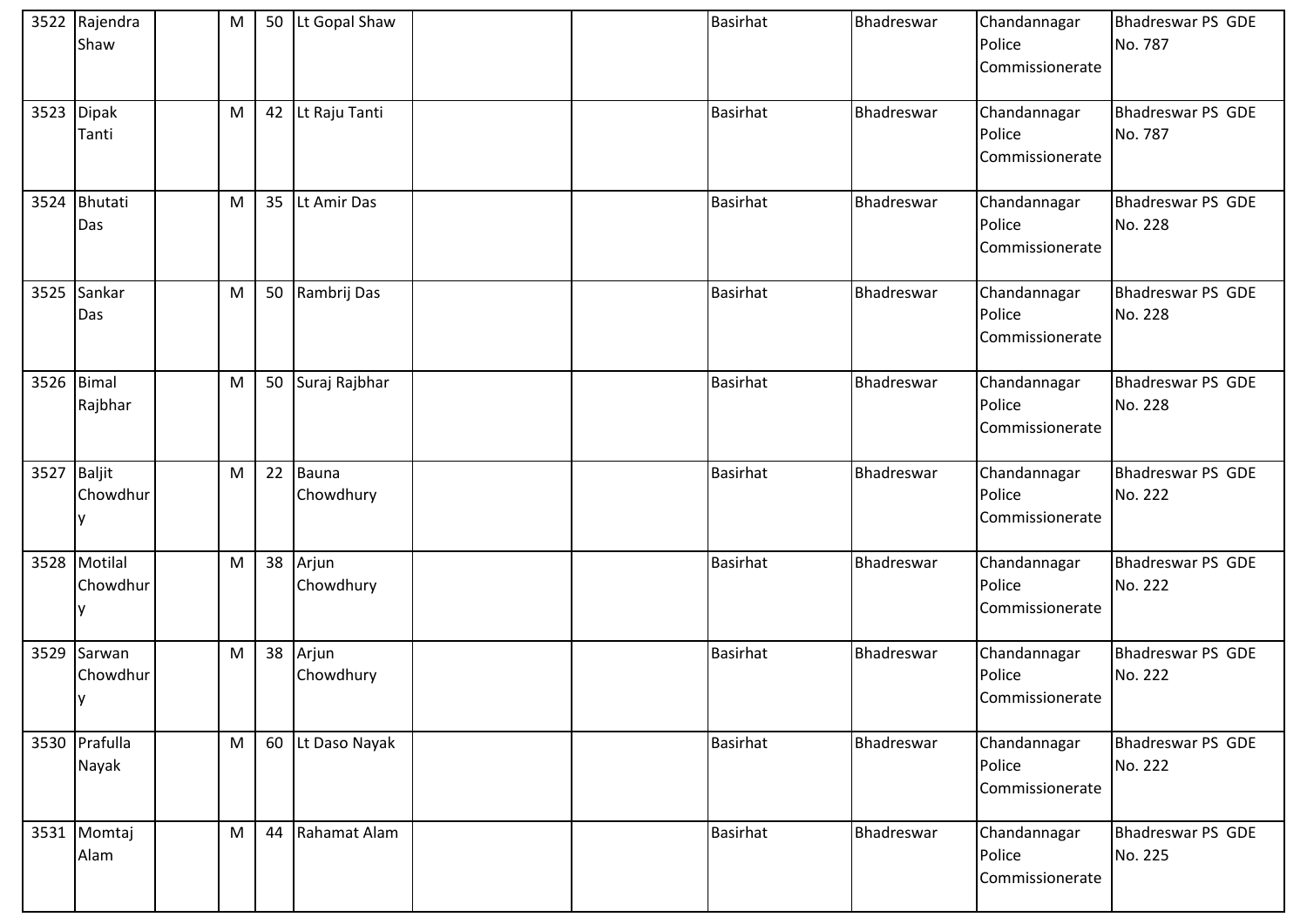| 3522 | Rajendra Shaw | | M | 50 | Lt Gopal Shaw | | | Basirhat | Bhadreswar | Chandannagar Police Commissionerate | Bhadreswar PS GDE No. 787 |
|---|---|---|---|---|---|---|---|---|---|---|---|
| 3523 | Dipak Tanti | | M | 42 | Lt Raju Tanti | | | Basirhat | Bhadreswar | Chandannagar Police Commissionerate | Bhadreswar PS GDE No. 787 |
| 3524 | Bhutati Das | | M | 35 | Lt Amir Das | | | Basirhat | Bhadreswar | Chandannagar Police Commissionerate | Bhadreswar PS GDE No. 228 |
| 3525 | Sankar Das | | M | 50 | Rambrij Das | | | Basirhat | Bhadreswar | Chandannagar Police Commissionerate | Bhadreswar PS GDE No. 228 |
| 3526 | Bimal Rajbhar | | M | 50 | Suraj Rajbhar | | | Basirhat | Bhadreswar | Chandannagar Police Commissionerate | Bhadreswar PS GDE No. 228 |
| 3527 | Baljit Chowdhury | | M | 22 | Bauna Chowdhury | | | Basirhat | Bhadreswar | Chandannagar Police Commissionerate | Bhadreswar PS GDE No. 222 |
| 3528 | Motilal Chowdhury | | M | 38 | Arjun Chowdhury | | | Basirhat | Bhadreswar | Chandannagar Police Commissionerate | Bhadreswar PS GDE No. 222 |
| 3529 | Sarwan Chowdhury | | M | 38 | Arjun Chowdhury | | | Basirhat | Bhadreswar | Chandannagar Police Commissionerate | Bhadreswar PS GDE No. 222 |
| 3530 | Prafulla Nayak | | M | 60 | Lt Daso Nayak | | | Basirhat | Bhadreswar | Chandannagar Police Commissionerate | Bhadreswar PS GDE No. 222 |
| 3531 | Momtaj Alam | | M | 44 | Rahamat Alam | | | Basirhat | Bhadreswar | Chandannagar Police Commissionerate | Bhadreswar PS GDE No. 225 |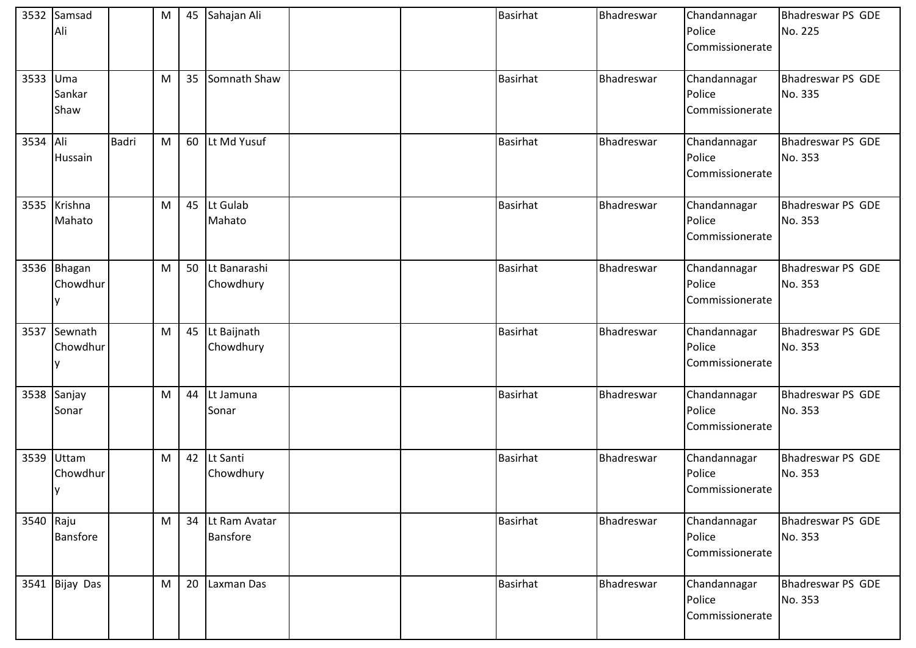| 3532 | Samsad Ali | | M | 45 | Sahajan Ali | | | Basirhat | Bhadreswar | Chandannagar Police Commissionerate | Bhadreswar PS GDE No. 225 |
|---|---|---|---|---|---|---|---|---|---|---|---|
| 3533 | Uma Sankar Shaw | | M | 35 | Somnath Shaw | | | Basirhat | Bhadreswar | Chandannagar Police Commissionerate | Bhadreswar PS GDE No. 335 |
| 3534 | Ali Hussain | Badri | M | 60 | Lt Md Yusuf | | | Basirhat | Bhadreswar | Chandannagar Police Commissionerate | Bhadreswar PS GDE No. 353 |
| 3535 | Krishna Mahato | | M | 45 | Lt Gulab Mahato | | | Basirhat | Bhadreswar | Chandannagar Police Commissionerate | Bhadreswar PS GDE No. 353 |
| 3536 | Bhagan Chowdhury | | M | 50 | Lt Banarashi Chowdhury | | | Basirhat | Bhadreswar | Chandannagar Police Commissionerate | Bhadreswar PS GDE No. 353 |
| 3537 | Sewnath Chowdhury | | M | 45 | Lt Baijnath Chowdhury | | | Basirhat | Bhadreswar | Chandannagar Police Commissionerate | Bhadreswar PS GDE No. 353 |
| 3538 | Sanjay Sonar | | M | 44 | Lt Jamuna Sonar | | | Basirhat | Bhadreswar | Chandannagar Police Commissionerate | Bhadreswar PS GDE No. 353 |
| 3539 | Uttam Chowdhury | | M | 42 | Lt Santi Chowdhury | | | Basirhat | Bhadreswar | Chandannagar Police Commissionerate | Bhadreswar PS GDE No. 353 |
| 3540 | Raju Bansfore | | M | 34 | Lt Ram Avatar Bansfore | | | Basirhat | Bhadreswar | Chandannagar Police Commissionerate | Bhadreswar PS GDE No. 353 |
| 3541 | Bijay Das | | M | 20 | Laxman Das | | | Basirhat | Bhadreswar | Chandannagar Police Commissionerate | Bhadreswar PS GDE No. 353 |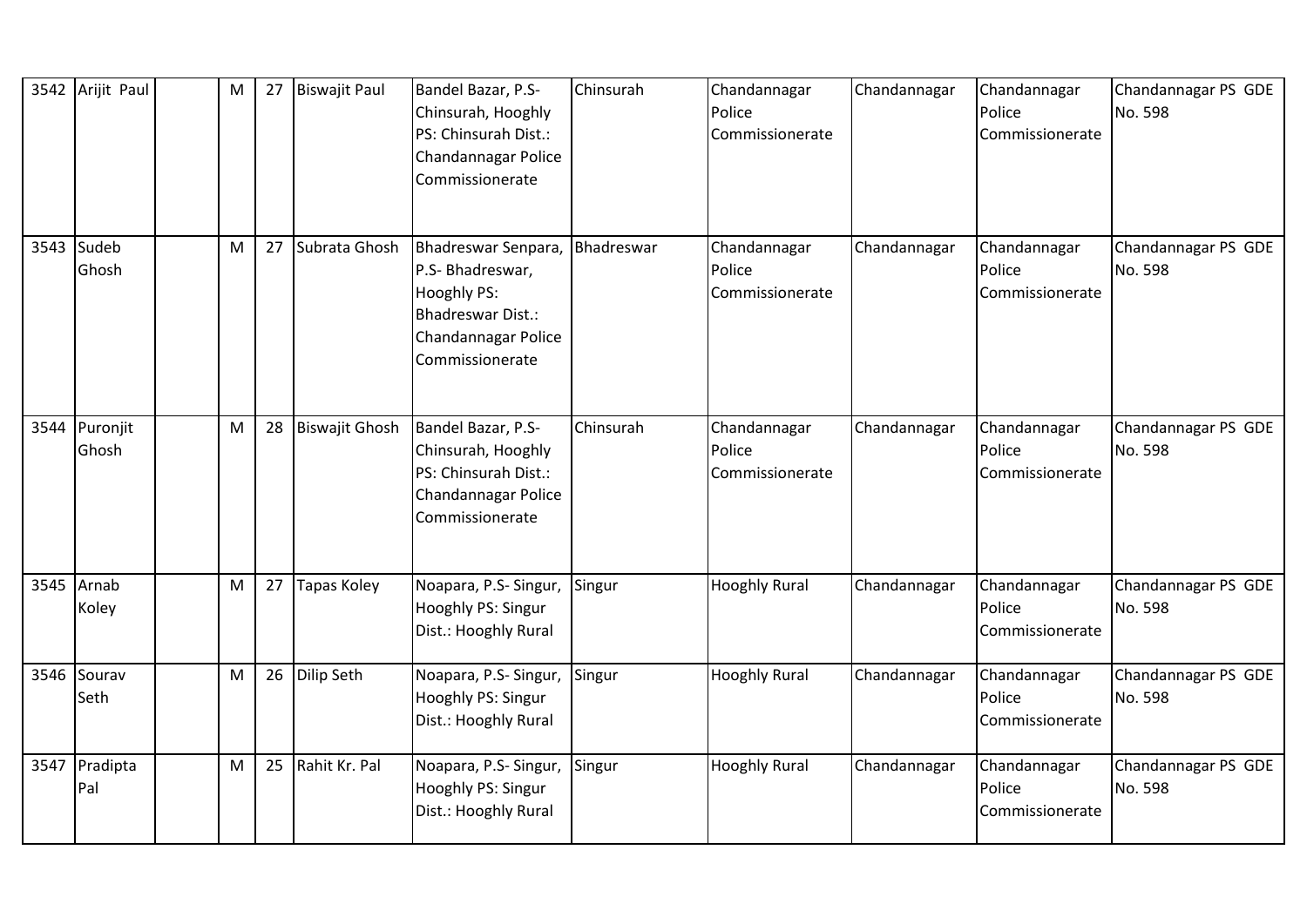| 3542 | Arijit Paul | | M | 27 | Biswajit Paul | Bandel Bazar, P.S- Chinsurah, Hooghly PS: Chinsurah Dist.: Chandannagar Police Commissionerate | Chinsurah | Chandannagar Police Commissionerate | Chandannagar | Chandannagar Police Commissionerate | Chandannagar PS GDE No. 598 |
|---|---|---|---|---|---|---|---|---|---|---|---|
| 3543 | Sudeb Ghosh | | M | 27 | Subrata Ghosh | Bhadreswar Senpara, P.S- Bhadreswar, Hooghly PS: Bhadreswar Dist.: Chandannagar Police Commissionerate | Bhadreswar | Chandannagar Police Commissionerate | Chandannagar | Chandannagar Police Commissionerate | Chandannagar PS GDE No. 598 |
| 3544 | Puronjit Ghosh | | M | 28 | Biswajit Ghosh | Bandel Bazar, P.S- Chinsurah, Hooghly PS: Chinsurah Dist.: Chandannagar Police Commissionerate | Chinsurah | Chandannagar Police Commissionerate | Chandannagar | Chandannagar Police Commissionerate | Chandannagar PS GDE No. 598 |
| 3545 | Arnab Koley | | M | 27 | Tapas Koley | Noapara, P.S- Singur, Hooghly PS: Singur Dist.: Hooghly Rural | Singur | Hooghly Rural | Chandannagar | Chandannagar Police Commissionerate | Chandannagar PS GDE No. 598 |
| 3546 | Sourav Seth | | M | 26 | Dilip Seth | Noapara, P.S- Singur, Hooghly PS: Singur Dist.: Hooghly Rural | Singur | Hooghly Rural | Chandannagar | Chandannagar Police Commissionerate | Chandannagar PS GDE No. 598 |
| 3547 | Pradipta Pal | | M | 25 | Rahit Kr. Pal | Noapara, P.S- Singur, Hooghly PS: Singur Dist.: Hooghly Rural | Singur | Hooghly Rural | Chandannagar | Chandannagar Police Commissionerate | Chandannagar PS GDE No. 598 |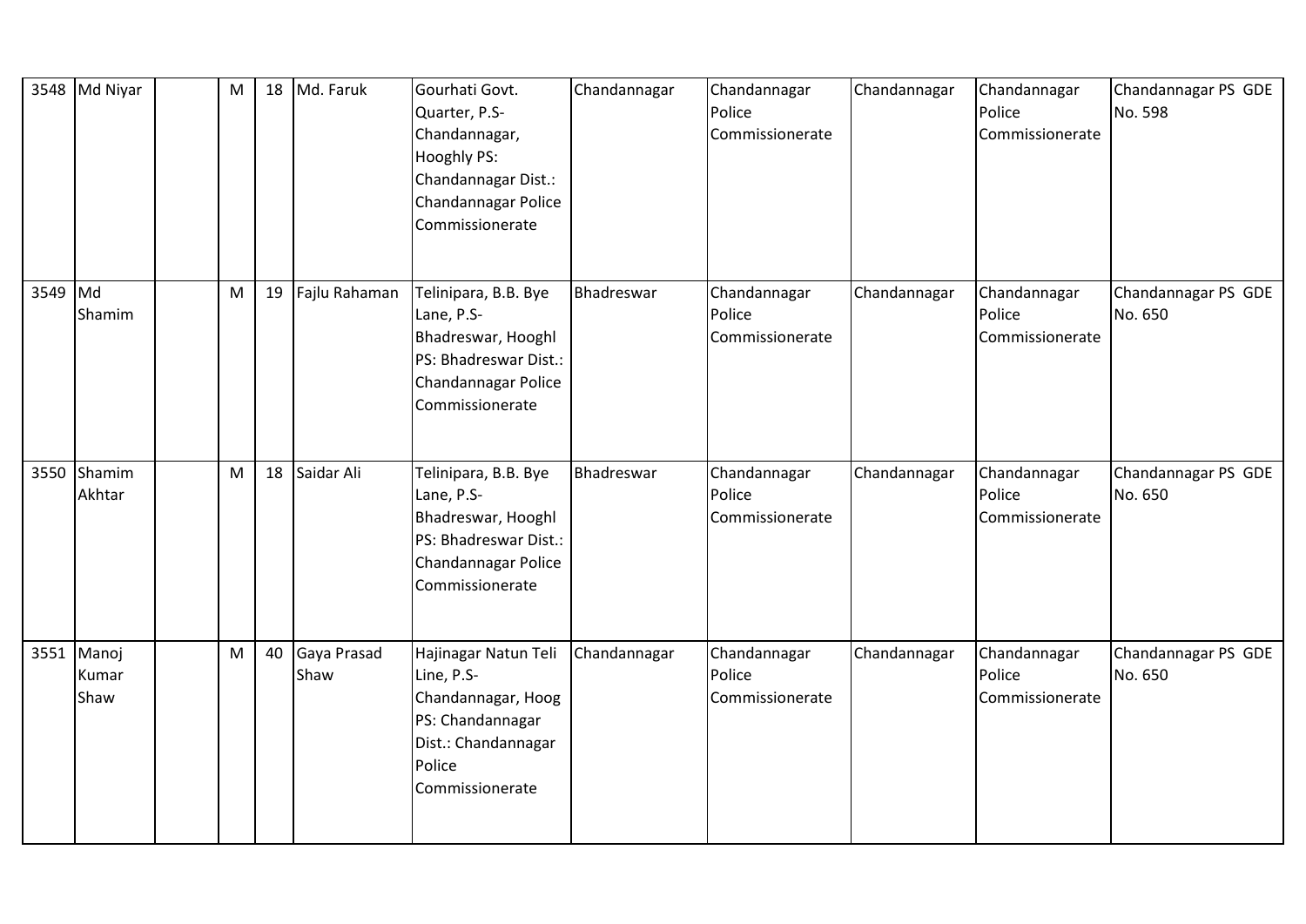| 3548 | Md Niyar | | M | 18 | Md. Faruk | Gourhati Govt. Quarter, P.S-Chandannagar, Hooghly PS: Chandannagar Dist.: Chandannagar Police Commissionerate | Chandannagar | Chandannagar Police Commissionerate | Chandannagar | Chandannagar Police Commissionerate | Chandannagar PS GDE No. 598 |
|---|---|---|---|---|---|---|---|---|---|---|---|
| 3549 | Md Shamim | | M | 19 | Fajlu Rahaman | Telinipara, B.B. Bye Lane, P.S-Bhadreswar, Hooghl PS: Bhadreswar Dist.: Chandannagar Police Commissionerate | Bhadreswar | Chandannagar Police Commissionerate | Chandannagar | Chandannagar Police Commissionerate | Chandannagar PS GDE No. 650 |
| 3550 | Shamim Akhtar | | M | 18 | Saidar Ali | Telinipara, B.B. Bye Lane, P.S-Bhadreswar, Hooghl PS: Bhadreswar Dist.: Chandannagar Police Commissionerate | Bhadreswar | Chandannagar Police Commissionerate | Chandannagar | Chandannagar Police Commissionerate | Chandannagar PS GDE No. 650 |
| 3551 | Manoj Kumar Shaw | | M | 40 | Gaya Prasad Shaw | Hajinagar Natun Teli Line, P.S-Chandannagar, Hoog PS: Chandannagar Dist.: Chandannagar Police Commissionerate | Chandannagar | Chandannagar Police Commissionerate | Chandannagar | Chandannagar Police Commissionerate | Chandannagar PS GDE No. 650 |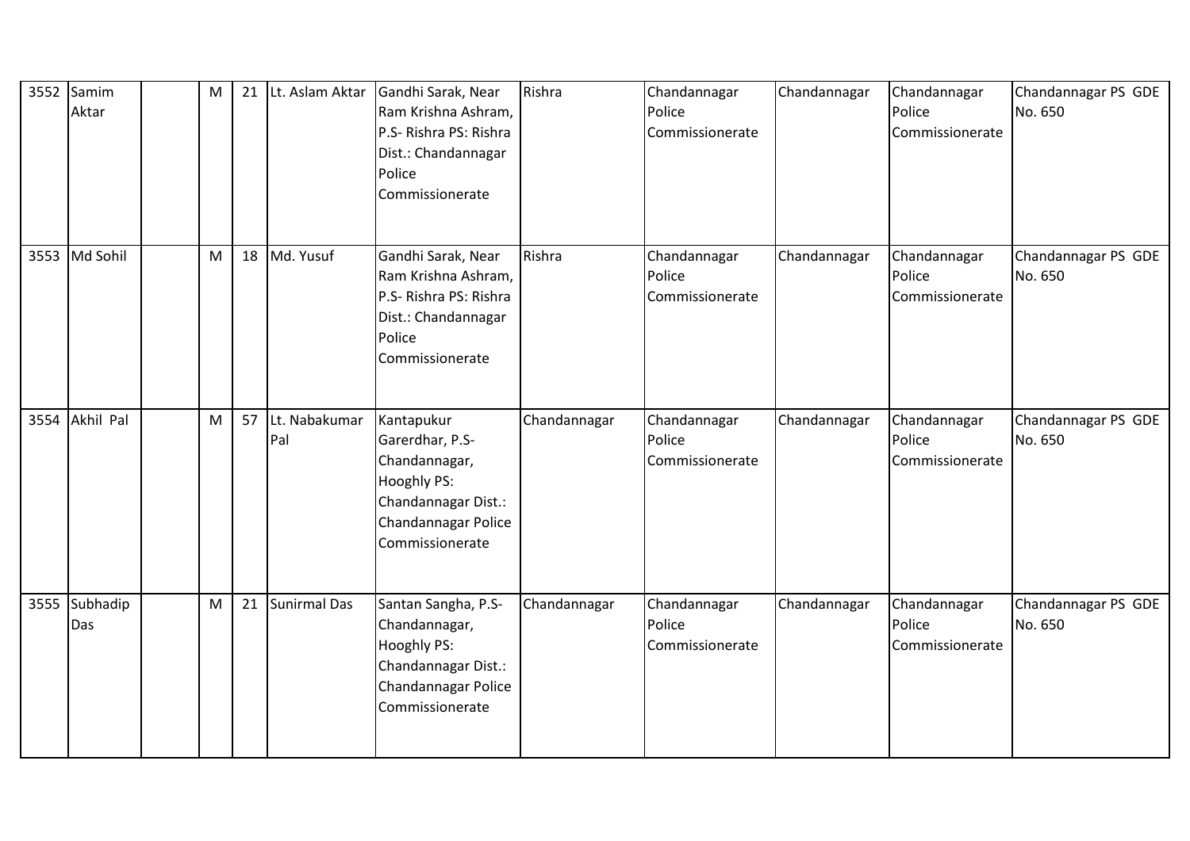| 3552 | Samim Aktar | | M | 21 | Lt. Aslam Aktar | Gandhi Sarak, Near Ram Krishna Ashram, P.S- Rishra PS: Rishra Dist.: Chandannagar Police Commissionerate | Rishra | Chandannagar Police Commissionerate | Chandannagar | Chandannagar Police Commissionerate | Chandannagar PS GDE No. 650 |
|---|---|---|---|---|---|---|---|---|---|---|---|
| 3553 | Md Sohil | | M | 18 | Md. Yusuf | Gandhi Sarak, Near Ram Krishna Ashram, P.S- Rishra PS: Rishra Dist.: Chandannagar Police Commissionerate | Rishra | Chandannagar Police Commissionerate | Chandannagar | Chandannagar Police Commissionerate | Chandannagar PS GDE No. 650 |
| 3554 | Akhil Pal | | M | 57 | Lt. Nabakumar Pal | Kantapukur Garerdhar, P.S- Chandannagar, Hooghly PS: Chandannagar Dist.: Chandannagar Police Commissionerate | Chandannagar | Chandannagar Police Commissionerate | Chandannagar | Chandannagar Police Commissionerate | Chandannagar PS GDE No. 650 |
| 3555 | Subhadip Das | | M | 21 | Sunirmal Das | Santan Sangha, P.S- Chandannagar, Hooghly PS: Chandannagar Dist.: Chandannagar Police Commissionerate | Chandannagar | Chandannagar Police Commissionerate | Chandannagar | Chandannagar Police Commissionerate | Chandannagar PS GDE No. 650 |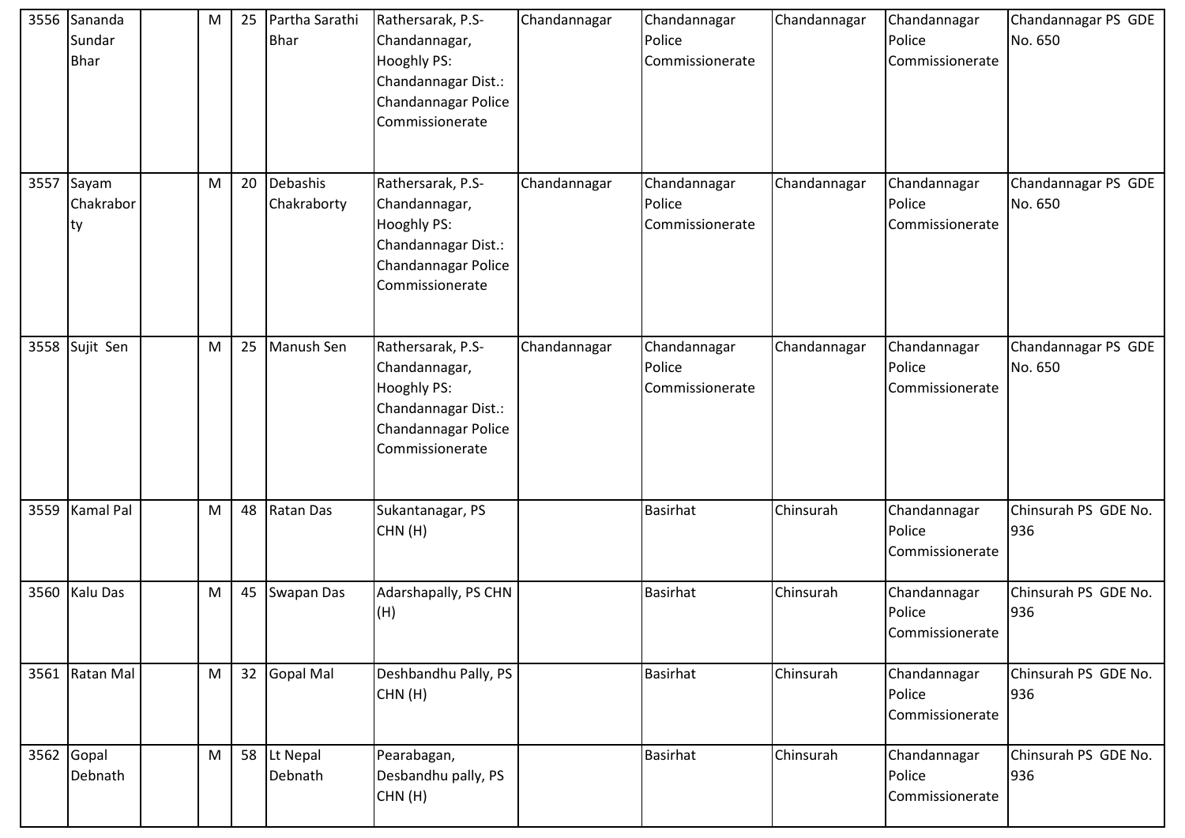| 3556 | Sananda Sundar Bhar | | M | 25 | Partha Sarathi Bhar | Rathersarak, P.S- Chandannagar, Hooghly PS: Chandannagar Dist.: Chandannagar Police Commissionerate | Chandannagar | Chandannagar Police Commissionerate | Chandannagar | Chandannagar Police Commissionerate | Chandannagar PS GDE No. 650 |
|---|---|---|---|---|---|---|---|---|---|---|---|
| 3557 | Sayam Chakraborty | | M | 20 | Debashis Chakraborty | Rathersarak, P.S- Chandannagar, Hooghly PS: Chandannagar Dist.: Chandannagar Police Commissionerate | Chandannagar | Chandannagar Police Commissionerate | Chandannagar | Chandannagar Police Commissionerate | Chandannagar PS GDE No. 650 |
| 3558 | Sujit Sen | | M | 25 | Manush Sen | Rathersarak, P.S- Chandannagar, Hooghly PS: Chandannagar Dist.: Chandannagar Police Commissionerate | Chandannagar | Chandannagar Police Commissionerate | Chandannagar | Chandannagar Police Commissionerate | Chandannagar PS GDE No. 650 |
| 3559 | Kamal Pal | | M | 48 | Ratan Das | Sukantanagar, PS CHN (H) | | Basirhat | Chinsurah | Chandannagar Police Commissionerate | Chinsurah PS GDE No. 936 |
| 3560 | Kalu Das | | M | 45 | Swapan Das | Adarshapally, PS CHN (H) | | Basirhat | Chinsurah | Chandannagar Police Commissionerate | Chinsurah PS GDE No. 936 |
| 3561 | Ratan Mal | | M | 32 | Gopal Mal | Deshbandhu Pally, PS CHN (H) | | Basirhat | Chinsurah | Chandannagar Police Commissionerate | Chinsurah PS GDE No. 936 |
| 3562 | Gopal Debnath | | M | 58 | Lt Nepal Debnath | Pearabagan, Desbandhu pally, PS CHN (H) | | Basirhat | Chinsurah | Chandannagar Police Commissionerate | Chinsurah PS GDE No. 936 |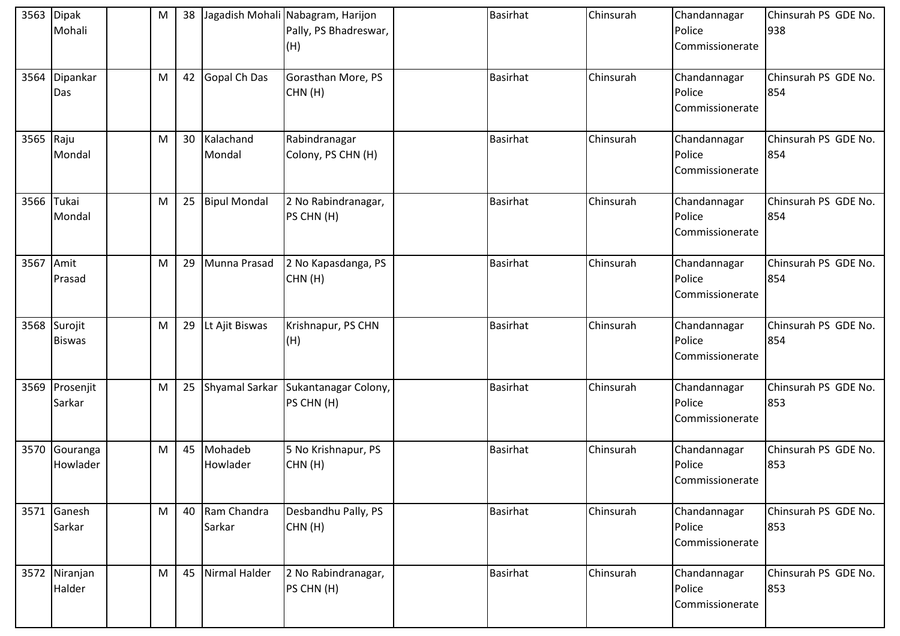| | | | | | | | | | | |
|---|---|---|---|---|---|---|---|---|---|---|
| 3563 | Dipak Mohali | | M | 38 | Jagadish Mohali | Nabagram, Harijon Pally, PS Bhadreswar, (H) | | Basirhat | Chinsurah | Chandannagar Police Commissionerate | Chinsurah PS GDE No. 938 |
| 3564 | Dipankar Das | | M | 42 | Gopal Ch Das | Gorasthan More, PS CHN (H) | | Basirhat | Chinsurah | Chandannagar Police Commissionerate | Chinsurah PS GDE No. 854 |
| 3565 | Raju Mondal | | M | 30 | Kalachand Mondal | Rabindranagar Colony, PS CHN (H) | | Basirhat | Chinsurah | Chandannagar Police Commissionerate | Chinsurah PS GDE No. 854 |
| 3566 | Tukai Mondal | | M | 25 | Bipul Mondal | 2 No Rabindranagar, PS CHN (H) | | Basirhat | Chinsurah | Chandannagar Police Commissionerate | Chinsurah PS GDE No. 854 |
| 3567 | Amit Prasad | | M | 29 | Munna Prasad | 2 No Kapasdanga, PS CHN (H) | | Basirhat | Chinsurah | Chandannagar Police Commissionerate | Chinsurah PS GDE No. 854 |
| 3568 | Surojit Biswas | | M | 29 | Lt Ajit Biswas | Krishnapur, PS CHN (H) | | Basirhat | Chinsurah | Chandannagar Police Commissionerate | Chinsurah PS GDE No. 854 |
| 3569 | Prosenjit Sarkar | | M | 25 | Shyamal Sarkar | Sukantanagar Colony, PS CHN (H) | | Basirhat | Chinsurah | Chandannagar Police Commissionerate | Chinsurah PS GDE No. 853 |
| 3570 | Gouranga Howlader | | M | 45 | Mohadeb Howlader | 5 No Krishnapur, PS CHN (H) | | Basirhat | Chinsurah | Chandannagar Police Commissionerate | Chinsurah PS GDE No. 853 |
| 3571 | Ganesh Sarkar | | M | 40 | Ram Chandra Sarkar | Desbandhu Pally, PS CHN (H) | | Basirhat | Chinsurah | Chandannagar Police Commissionerate | Chinsurah PS GDE No. 853 |
| 3572 | Niranjan Halder | | M | 45 | Nirmal Halder | 2 No Rabindranagar, PS CHN (H) | | Basirhat | Chinsurah | Chandannagar Police Commissionerate | Chinsurah PS GDE No. 853 |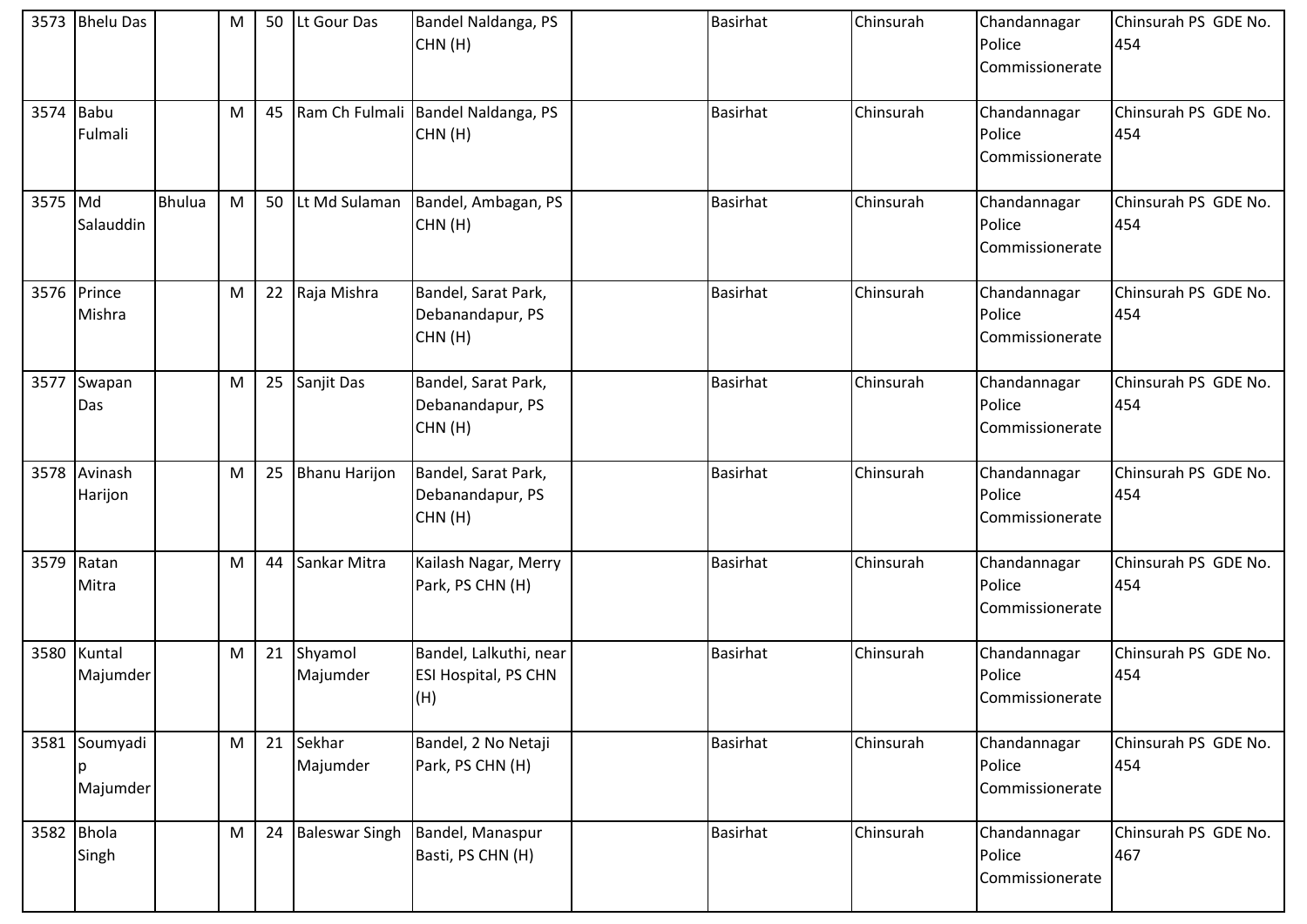| | | | | | | | | | | | |
|---|---|---|---|---|---|---|---|---|---|---|---|
| 3573 | Bhelu Das | | M | 50 | Lt Gour Das | Bandel Naldanga, PS CHN (H) | | Basirhat | Chinsurah | Chandannagar Police Commissionerate | Chinsurah PS GDE No. 454 |
| 3574 | Babu Fulmali | | M | 45 | Ram Ch Fulmali | Bandel Naldanga, PS CHN (H) | | Basirhat | Chinsurah | Chandannagar Police Commissionerate | Chinsurah PS GDE No. 454 |
| 3575 | Md Salauddin | Bhulua | M | 50 | Lt Md Sulaman | Bandel, Ambagan, PS CHN (H) | | Basirhat | Chinsurah | Chandannagar Police Commissionerate | Chinsurah PS GDE No. 454 |
| 3576 | Prince Mishra | | M | 22 | Raja Mishra | Bandel, Sarat Park, Debanandapur, PS CHN (H) | | Basirhat | Chinsurah | Chandannagar Police Commissionerate | Chinsurah PS GDE No. 454 |
| 3577 | Swapan Das | | M | 25 | Sanjit Das | Bandel, Sarat Park, Debanandapur, PS CHN (H) | | Basirhat | Chinsurah | Chandannagar Police Commissionerate | Chinsurah PS GDE No. 454 |
| 3578 | Avinash Harijon | | M | 25 | Bhanu Harijon | Bandel, Sarat Park, Debanandapur, PS CHN (H) | | Basirhat | Chinsurah | Chandannagar Police Commissionerate | Chinsurah PS GDE No. 454 |
| 3579 | Ratan Mitra | | M | 44 | Sankar Mitra | Kailash Nagar, Merry Park, PS CHN (H) | | Basirhat | Chinsurah | Chandannagar Police Commissionerate | Chinsurah PS GDE No. 454 |
| 3580 | Kuntal Majumder | | M | 21 | Shyamol Majumder | Bandel, Lalkuthi, near ESI Hospital, PS CHN (H) | | Basirhat | Chinsurah | Chandannagar Police Commissionerate | Chinsurah PS GDE No. 454 |
| 3581 | Soumyadip Majumder | | M | 21 | Sekhar Majumder | Bandel, 2 No Netaji Park, PS CHN (H) | | Basirhat | Chinsurah | Chandannagar Police Commissionerate | Chinsurah PS GDE No. 454 |
| 3582 | Bhola Singh | | M | 24 | Baleswar Singh | Bandel, Manaspur Basti, PS CHN (H) | | Basirhat | Chinsurah | Chandannagar Police Commissionerate | Chinsurah PS GDE No. 467 |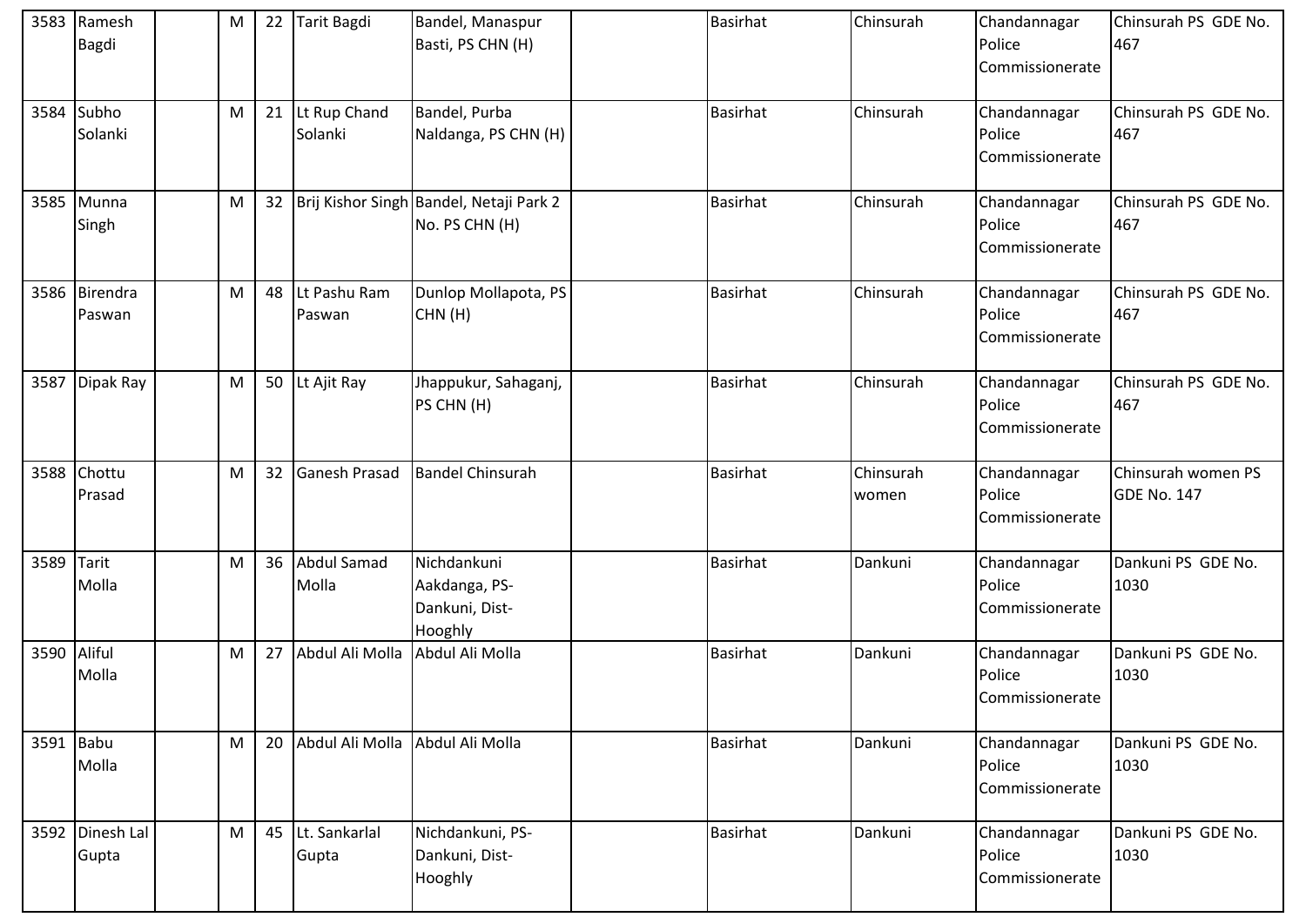| 3583 | Ramesh Bagdi | | M | 22 | Tarit Bagdi | Bandel, Manaspur Basti, PS CHN (H) | | Basirhat | Chinsurah | Chandannagar Police Commissionerate | Chinsurah PS GDE No. 467 |
|---|---|---|---|---|---|---|---|---|---|---|---|
| 3584 | Subho Solanki | | M | 21 | Lt Rup Chand Solanki | Bandel, Purba Naldanga, PS CHN (H) | | Basirhat | Chinsurah | Chandannagar Police Commissionerate | Chinsurah PS GDE No. 467 |
| 3585 | Munna Singh | | M | 32 | Brij Kishor Singh | Bandel, Netaji Park 2 No. PS CHN (H) | | Basirhat | Chinsurah | Chandannagar Police Commissionerate | Chinsurah PS GDE No. 467 |
| 3586 | Birendra Paswan | | M | 48 | Lt Pashu Ram Paswan | Dunlop Mollapota, PS CHN (H) | | Basirhat | Chinsurah | Chandannagar Police Commissionerate | Chinsurah PS GDE No. 467 |
| 3587 | Dipak Ray | | M | 50 | Lt Ajit Ray | Jhappukur, Sahaganj, PS CHN (H) | | Basirhat | Chinsurah | Chandannagar Police Commissionerate | Chinsurah PS GDE No. 467 |
| 3588 | Chottu Prasad | | M | 32 | Ganesh Prasad | Bandel Chinsurah | | Basirhat | Chinsurah women | Chandannagar Police Commissionerate | Chinsurah women PS GDE No. 147 |
| 3589 | Tarit Molla | | M | 36 | Abdul Samad Molla | Nichdankuni Aakdanga, PS-Dankuni, Dist-Hooghly | | Basirhat | Dankuni | Chandannagar Police Commissionerate | Dankuni PS GDE No. 1030 |
| 3590 | Aliful Molla | | M | 27 | Abdul Ali Molla | Abdul Ali Molla | | Basirhat | Dankuni | Chandannagar Police Commissionerate | Dankuni PS GDE No. 1030 |
| 3591 | Babu Molla | | M | 20 | Abdul Ali Molla | Abdul Ali Molla | | Basirhat | Dankuni | Chandannagar Police Commissionerate | Dankuni PS GDE No. 1030 |
| 3592 | Dinesh Lal Gupta | | M | 45 | Lt. Sankarlal Gupta | Nichdankuni, PS-Dankuni, Dist-Hooghly | | Basirhat | Dankuni | Chandannagar Police Commissionerate | Dankuni PS GDE No. 1030 |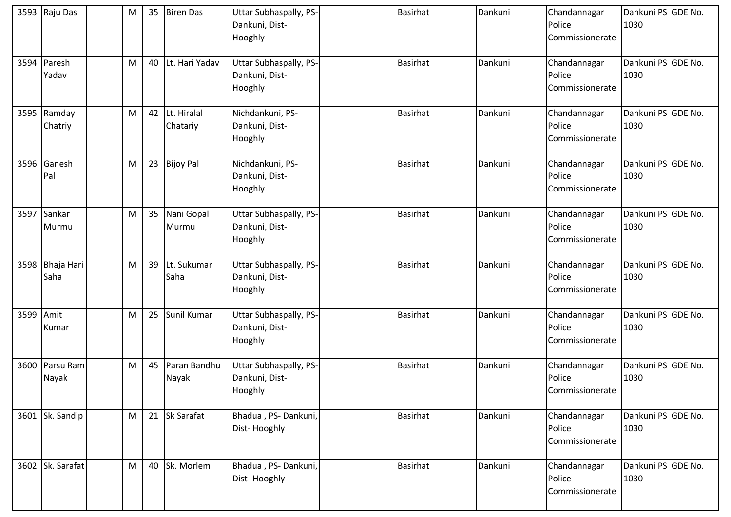| 3593 | Raju Das | | M | 35 | Biren Das | Uttar Subhaspally, PS-Dankuni, Dist-Hooghly | | Basirhat | Dankuni | Chandannagar Police Commissionerate | Dankuni PS GDE No. 1030 |
|---|---|---|---|---|---|---|---|---|---|---|---|
| 3594 | Paresh Yadav | | M | 40 | Lt. Hari Yadav | Uttar Subhaspally, PS-Dankuni, Dist-Hooghly | | Basirhat | Dankuni | Chandannagar Police Commissionerate | Dankuni PS GDE No. 1030 |
| 3595 | Ramday Chatriy | | M | 42 | Lt. Hiralal Chatariy | Nichdankuni, PS-Dankuni, Dist-Hooghly | | Basirhat | Dankuni | Chandannagar Police Commissionerate | Dankuni PS GDE No. 1030 |
| 3596 | Ganesh Pal | | M | 23 | Bijoy Pal | Nichdankuni, PS-Dankuni, Dist-Hooghly | | Basirhat | Dankuni | Chandannagar Police Commissionerate | Dankuni PS GDE No. 1030 |
| 3597 | Sankar Murmu | | M | 35 | Nani Gopal Murmu | Uttar Subhaspally, PS-Dankuni, Dist-Hooghly | | Basirhat | Dankuni | Chandannagar Police Commissionerate | Dankuni PS GDE No. 1030 |
| 3598 | Bhaja Hari Saha | | M | 39 | Lt. Sukumar Saha | Uttar Subhaspally, PS-Dankuni, Dist-Hooghly | | Basirhat | Dankuni | Chandannagar Police Commissionerate | Dankuni PS GDE No. 1030 |
| 3599 | Amit Kumar | | M | 25 | Sunil Kumar | Uttar Subhaspally, PS-Dankuni, Dist-Hooghly | | Basirhat | Dankuni | Chandannagar Police Commissionerate | Dankuni PS GDE No. 1030 |
| 3600 | Parsu Ram Nayak | | M | 45 | Paran Bandhu Nayak | Uttar Subhaspally, PS-Dankuni, Dist-Hooghly | | Basirhat | Dankuni | Chandannagar Police Commissionerate | Dankuni PS GDE No. 1030 |
| 3601 | Sk. Sandip | | M | 21 | Sk Sarafat | Bhadua , PS- Dankuni, Dist- Hooghly | | Basirhat | Dankuni | Chandannagar Police Commissionerate | Dankuni PS GDE No. 1030 |
| 3602 | Sk. Sarafat | | M | 40 | Sk. Morlem | Bhadua , PS- Dankuni, Dist- Hooghly | | Basirhat | Dankuni | Chandannagar Police Commissionerate | Dankuni PS GDE No. 1030 |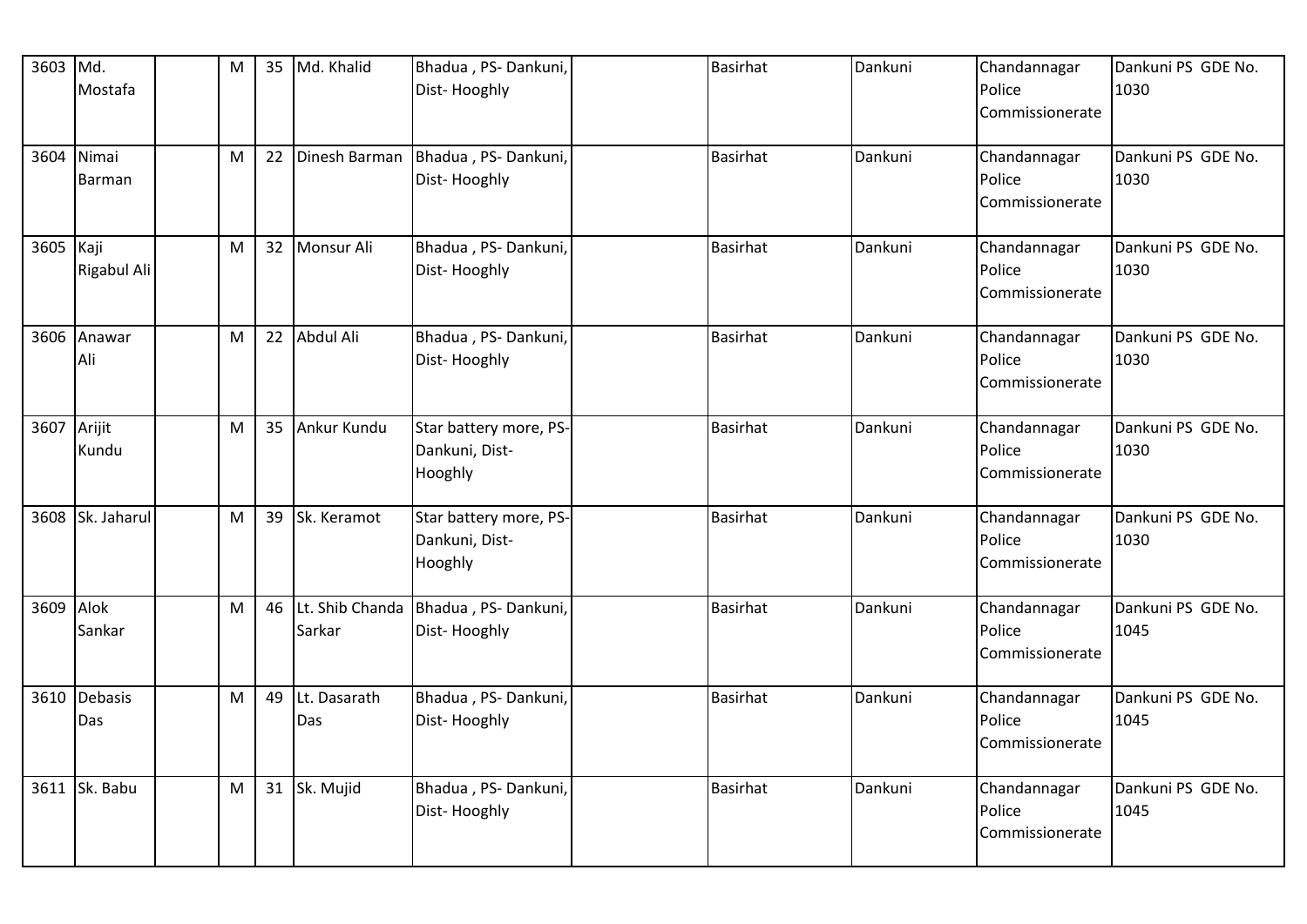| 3603 | Md. Mostafa | | M | 35 | Md. Khalid | Bhadua , PS- Dankuni, Dist- Hooghly | | Basirhat | Dankuni | Chandannagar Police Commissionerate | Dankuni PS GDE No. 1030 |
|---|---|---|---|---|---|---|---|---|---|---|---|
| 3604 | Nimai Barman | | M | 22 | Dinesh Barman | Bhadua , PS- Dankuni, Dist- Hooghly | | Basirhat | Dankuni | Chandannagar Police Commissionerate | Dankuni PS GDE No. 1030 |
| 3605 | Kaji Rigabul Ali | | M | 32 | Monsur Ali | Bhadua , PS- Dankuni, Dist- Hooghly | | Basirhat | Dankuni | Chandannagar Police Commissionerate | Dankuni PS GDE No. 1030 |
| 3606 | Anawar Ali | | M | 22 | Abdul Ali | Bhadua , PS- Dankuni, Dist- Hooghly | | Basirhat | Dankuni | Chandannagar Police Commissionerate | Dankuni PS GDE No. 1030 |
| 3607 | Arijit Kundu | | M | 35 | Ankur Kundu | Star battery more, PS- Dankuni, Dist- Hooghly | | Basirhat | Dankuni | Chandannagar Police Commissionerate | Dankuni PS GDE No. 1030 |
| 3608 | Sk. Jaharul | | M | 39 | Sk. Keramot | Star battery more, PS- Dankuni, Dist- Hooghly | | Basirhat | Dankuni | Chandannagar Police Commissionerate | Dankuni PS GDE No. 1030 |
| 3609 | Alok Sankar | | M | 46 | Lt. Shib Chanda Sarkar | Bhadua , PS- Dankuni, Dist- Hooghly | | Basirhat | Dankuni | Chandannagar Police Commissionerate | Dankuni PS GDE No. 1045 |
| 3610 | Debasis Das | | M | 49 | Lt. Dasarath Das | Bhadua , PS- Dankuni, Dist- Hooghly | | Basirhat | Dankuni | Chandannagar Police Commissionerate | Dankuni PS GDE No. 1045 |
| 3611 | Sk. Babu | | M | 31 | Sk. Mujid | Bhadua , PS- Dankuni, Dist- Hooghly | | Basirhat | Dankuni | Chandannagar Police Commissionerate | Dankuni PS GDE No. 1045 |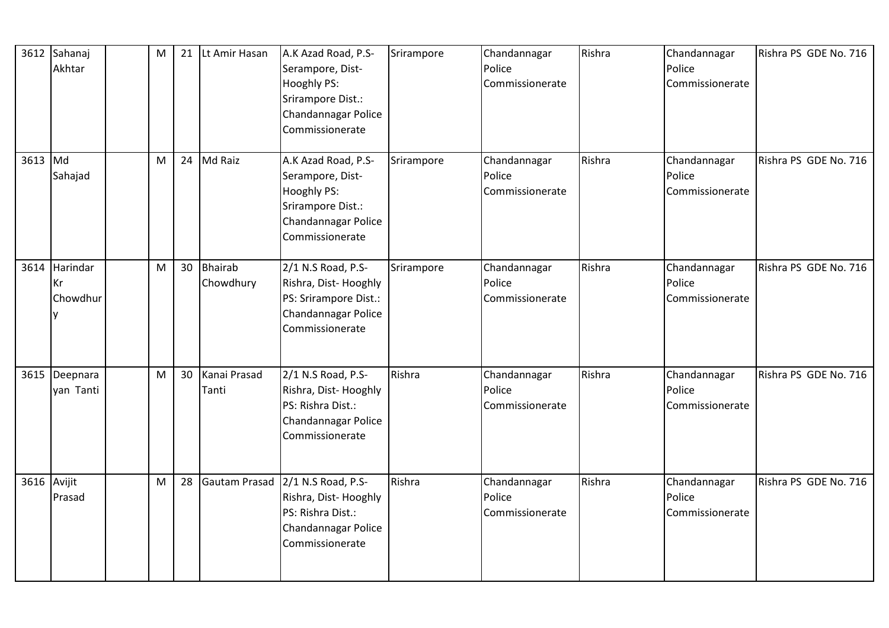| 3612 | Sahanaj Akhtar | | M | 21 | Lt Amir Hasan | A.K Azad Road, P.S- Serampore, Dist- Hooghly PS: Srirampore Dist.: Chandannagar Police Commissionerate | Srirampore | Chandannagar Police Commissionerate | Rishra | Chandannagar Police Commissionerate | Rishra PS GDE No. 716 |
|---|---|---|---|---|---|---|---|---|---|---|---|
| 3613 | Md Sahajad | | M | 24 | Md Raiz | A.K Azad Road, P.S- Serampore, Dist- Hooghly PS: Srirampore Dist.: Chandannagar Police Commissionerate | Srirampore | Chandannagar Police Commissionerate | Rishra | Chandannagar Police Commissionerate | Rishra PS GDE No. 716 |
| 3614 | Harindar Kr Chowdhury | | M | 30 | Bhairab Chowdhury | 2/1 N.S Road, P.S- Rishra, Dist- Hooghly PS: Srirampore Dist.: Chandannagar Police Commissionerate | Srirampore | Chandannagar Police Commissionerate | Rishra | Chandannagar Police Commissionerate | Rishra PS GDE No. 716 |
| 3615 | Deepnarayan Tanti | | M | 30 | Kanai Prasad Tanti | 2/1 N.S Road, P.S- Rishra, Dist- Hooghly PS: Rishra Dist.: Chandannagar Police Commissionerate | Rishra | Chandannagar Police Commissionerate | Rishra | Chandannagar Police Commissionerate | Rishra PS GDE No. 716 |
| 3616 | Avijit Prasad | | M | 28 | Gautam Prasad | 2/1 N.S Road, P.S- Rishra, Dist- Hooghly PS: Rishra Dist.: Chandannagar Police Commissionerate | Rishra | Chandannagar Police Commissionerate | Rishra | Chandannagar Police Commissionerate | Rishra PS GDE No. 716 |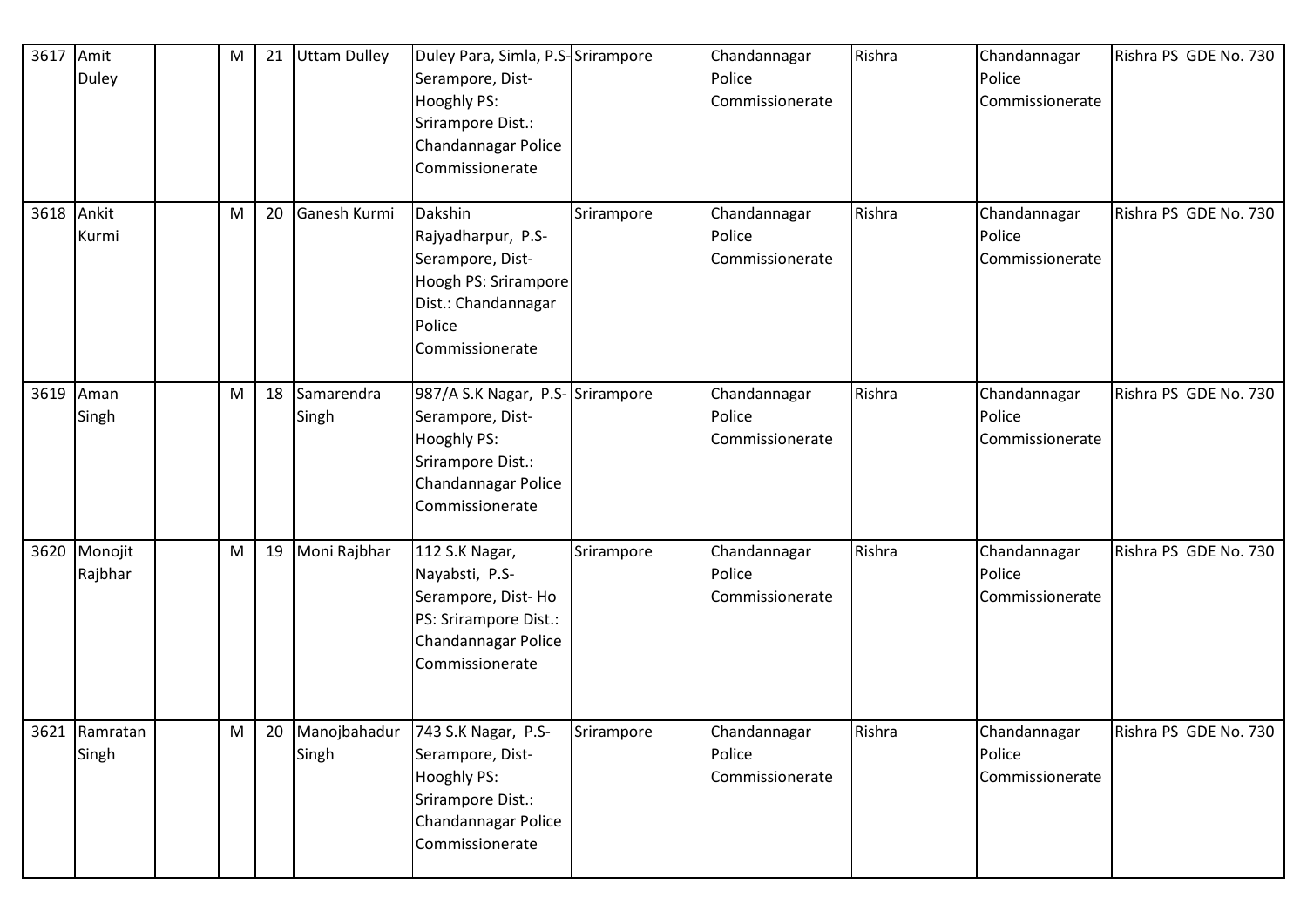| 3617 | Amit Duley | | M | 21 | Uttam Dulley | Duley Para, Simla, P.S-Serampore, Dist-Hooghly PS: Srirampore Dist.: Chandannagar Police Commissionerate | Srirampore | Chandannagar Police Commissionerate | Rishra | Chandannagar Police Commissionerate | Rishra PS GDE No. 730 |
|---|---|---|---|---|---|---|---|---|---|---|---|
| 3618 | Ankit Kurmi | | M | 20 | Ganesh Kurmi | Dakshin Rajyadharpur, P.S-Serampore, Dist-Hoogh PS: Srirampore Dist.: Chandannagar Police Commissionerate | Srirampore | Chandannagar Police Commissionerate | Rishra | Chandannagar Police Commissionerate | Rishra PS GDE No. 730 |
| 3619 | Aman Singh | | M | 18 | Samarendra Singh | 987/A S.K Nagar, P.S-Serampore, Dist-Hooghly PS: Srirampore Dist.: Chandannagar Police Commissionerate | Srirampore | Chandannagar Police Commissionerate | Rishra | Chandannagar Police Commissionerate | Rishra PS GDE No. 730 |
| 3620 | Monojit Rajbhar | | M | 19 | Moni Rajbhar | 112 S.K Nagar, Nayabsti, P.S-Serampore, Dist- Ho PS: Srirampore Dist.: Chandannagar Police Commissionerate | Srirampore | Chandannagar Police Commissionerate | Rishra | Chandannagar Police Commissionerate | Rishra PS GDE No. 730 |
| 3621 | Ramratan Singh | | M | 20 | Manojbahadur Singh | 743 S.K Nagar, P.S-Serampore, Dist-Hooghly PS: Srirampore Dist.: Chandannagar Police Commissionerate | Srirampore | Chandannagar Police Commissionerate | Rishra | Chandannagar Police Commissionerate | Rishra PS GDE No. 730 |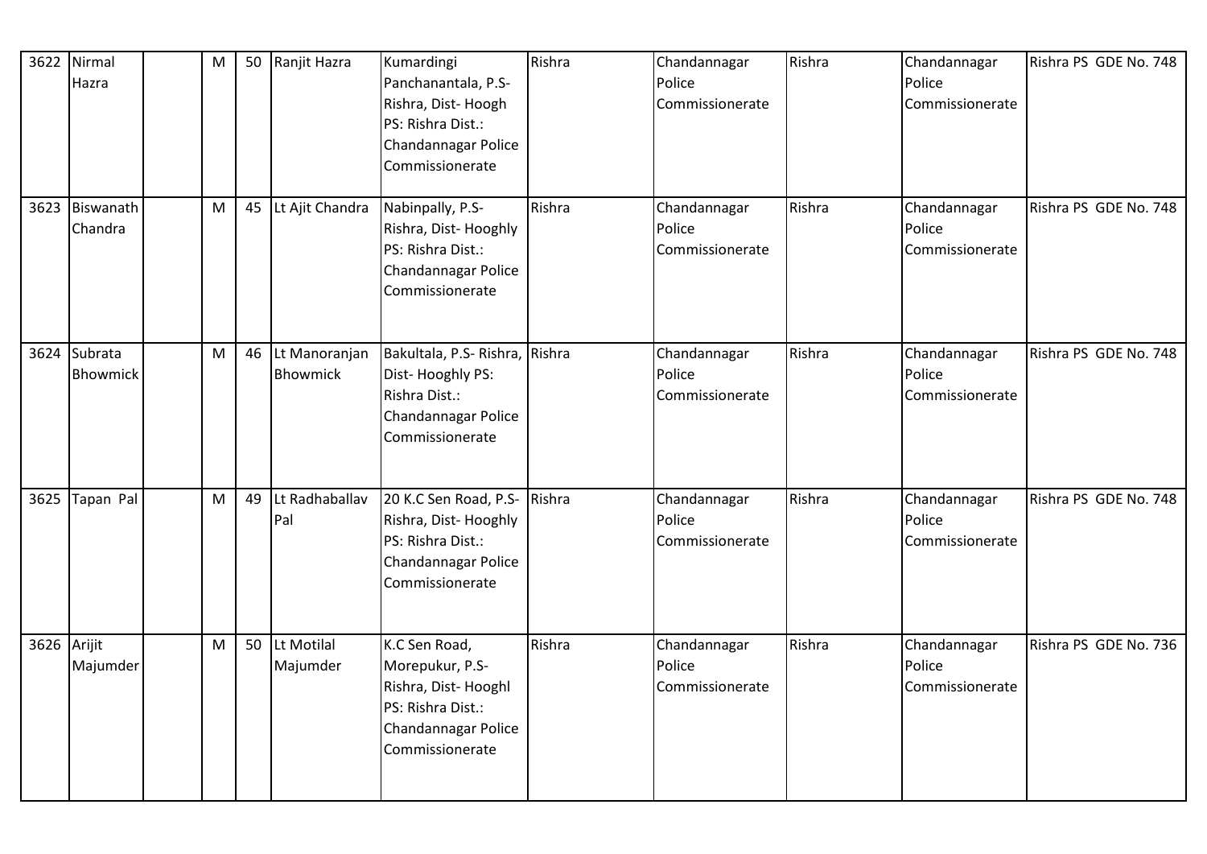| 3622 | Nirmal Hazra | | M | 50 | Ranjit Hazra | Kumardingi Panchanantala, P.S- Rishra, Dist- Hoogh PS: Rishra Dist.: Chandannagar Police Commissionerate | Rishra | Chandannagar Police Commissionerate | Rishra | Chandannagar Police Commissionerate | Rishra PS GDE No. 748 |
|---|---|---|---|---|---|---|---|---|---|---|---|
| 3623 | Biswanath Chandra | | M | 45 | Lt Ajit Chandra | Nabinpally, P.S- Rishra, Dist- Hooghly PS: Rishra Dist.: Chandannagar Police Commissionerate | Rishra | Chandannagar Police Commissionerate | Rishra | Chandannagar Police Commissionerate | Rishra PS GDE No. 748 |
| 3624 | Subrata Bhowmick | | M | 46 | Lt Manoranjan Bhowmick | Bakultala, P.S- Rishra, Dist- Hooghly PS: Rishra Dist.: Chandannagar Police Commissionerate | Rishra | Chandannagar Police Commissionerate | Rishra | Chandannagar Police Commissionerate | Rishra PS GDE No. 748 |
| 3625 | Tapan Pal | | M | 49 | Lt Radhaballav Pal | 20 K.C Sen Road, P.S- Rishra, Dist- Hooghly PS: Rishra Dist.: Chandannagar Police Commissionerate | Rishra | Chandannagar Police Commissionerate | Rishra | Chandannagar Police Commissionerate | Rishra PS GDE No. 748 |
| 3626 | Arijit Majumder | | M | 50 | Lt Motilal Majumder | K.C Sen Road, Morepukur, P.S- Rishra, Dist- Hooghl PS: Rishra Dist.: Chandannagar Police Commissionerate | Rishra | Chandannagar Police Commissionerate | Rishra | Chandannagar Police Commissionerate | Rishra PS GDE No. 736 |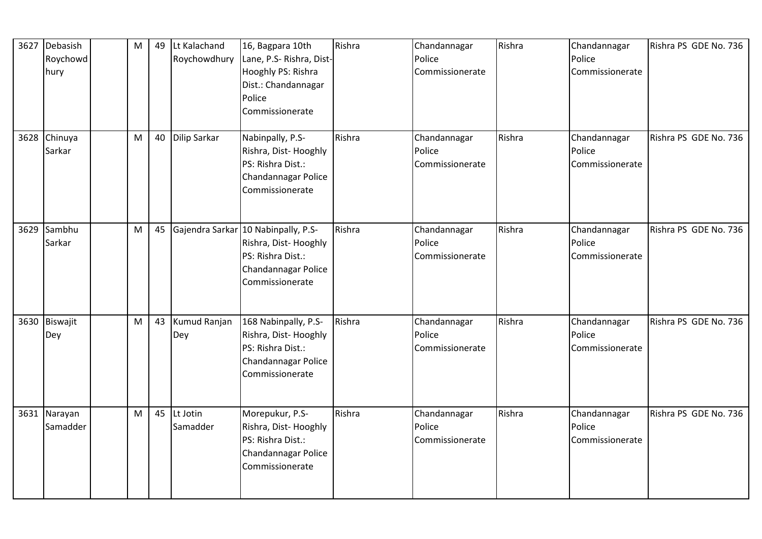| 3627 | Debasish Roychowdhury | | M | 49 | Lt Kalachand Roychowdhury | 16, Bagpara 10th Lane, P.S- Rishra, Dist- Hooghly PS: Rishra Dist.: Chandannagar Police Commissionerate | Rishra | Chandannagar Police Commissionerate | Rishra | Chandannagar Police Commissionerate | Rishra PS GDE No. 736 |
|---|---|---|---|---|---|---|---|---|---|---|---|
| 3628 | Chinuya Sarkar | | M | 40 | Dilip Sarkar | Nabinpally, P.S- Rishra, Dist- Hooghly PS: Rishra Dist.: Chandannagar Police Commissionerate | Rishra | Chandannagar Police Commissionerate | Rishra | Chandannagar Police Commissionerate | Rishra PS GDE No. 736 |
| 3629 | Sambhu Sarkar | | M | 45 | Gajendra Sarkar | 10 Nabinpally, P.S- Rishra, Dist- Hooghly PS: Rishra Dist.: Chandannagar Police Commissionerate | Rishra | Chandannagar Police Commissionerate | Rishra | Chandannagar Police Commissionerate | Rishra PS GDE No. 736 |
| 3630 | Biswajit Dey | | M | 43 | Kumud Ranjan Dey | 168 Nabinpally, P.S- Rishra, Dist- Hooghly PS: Rishra Dist.: Chandannagar Police Commissionerate | Rishra | Chandannagar Police Commissionerate | Rishra | Chandannagar Police Commissionerate | Rishra PS GDE No. 736 |
| 3631 | Narayan Samadder | | M | 45 | Lt Jotin Samadder | Morepukur, P.S- Rishra, Dist- Hooghly PS: Rishra Dist.: Chandannagar Police Commissionerate | Rishra | Chandannagar Police Commissionerate | Rishra | Chandannagar Police Commissionerate | Rishra PS GDE No. 736 |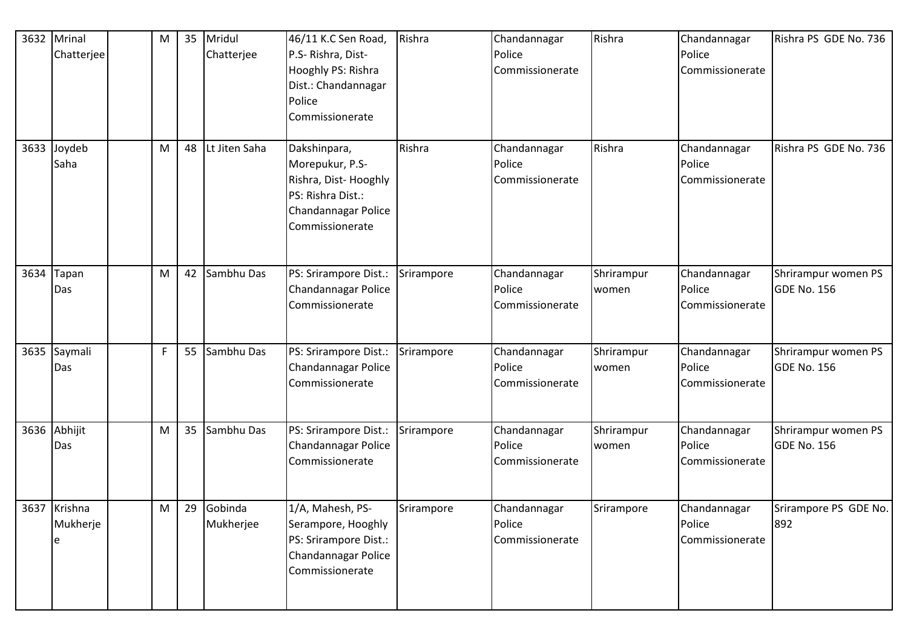| 3632 | Mrinal Chatterjee | | M | 35 | Mridul Chatterjee | 46/11 K.C Sen Road, P.S- Rishra, Dist- Hooghly PS: Rishra Dist.: Chandannagar Police Commissionerate | Rishra | Chandannagar Police Commissionerate | Rishra | Chandannagar Police Commissionerate | Rishra PS GDE No. 736 |
|---|---|---|---|---|---|---|---|---|---|---|---|
| 3633 | Joydeb Saha | | M | 48 | Lt Jiten Saha | Dakshinpara, Morepukur, P.S- Rishra, Dist- Hooghly PS: Rishra Dist.: Chandannagar Police Commissionerate | Rishra | Chandannagar Police Commissionerate | Rishra | Chandannagar Police Commissionerate | Rishra PS GDE No. 736 |
| 3634 | Tapan Das | | M | 42 | Sambhu Das | PS: Srirampore Dist.: Chandannagar Police Commissionerate | Srirampore | Chandannagar Police Commissionerate | Shrirampur women | Chandannagar Police Commissionerate | Shrirampur women PS GDE No. 156 |
| 3635 | Saymali Das | | F | 55 | Sambhu Das | PS: Srirampore Dist.: Chandannagar Police Commissionerate | Srirampore | Chandannagar Police Commissionerate | Shrirampur women | Chandannagar Police Commissionerate | Shrirampur women PS GDE No. 156 |
| 3636 | Abhijit Das | | M | 35 | Sambhu Das | PS: Srirampore Dist.: Chandannagar Police Commissionerate | Srirampore | Chandannagar Police Commissionerate | Shrirampur women | Chandannagar Police Commissionerate | Shrirampur women PS GDE No. 156 |
| 3637 | Krishna Mukherjee | | M | 29 | Gobinda Mukherjee | 1/A, Mahesh, PS- Serampore, Hooghly PS: Srirampore Dist.: Chandannagar Police Commissionerate | Srirampore | Chandannagar Police Commissionerate | Srirampore | Chandannagar Police Commissionerate | Srirampore PS GDE No. 892 |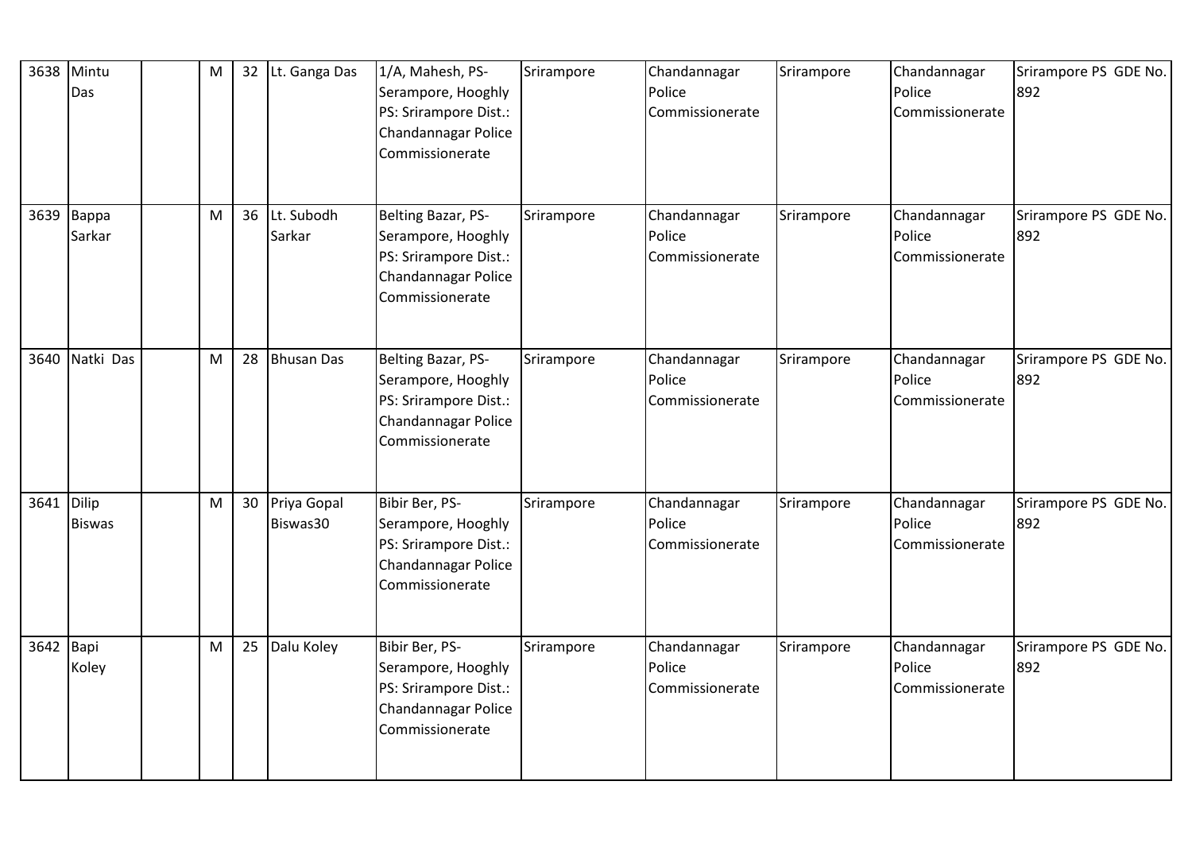| 3638 | Mintu Das | | M | 32 | Lt. Ganga Das | 1/A, Mahesh, PS-Serampore, Hooghly PS: Srirampore Dist.: Chandannagar Police Commissionerate | Srirampore | Chandannagar Police Commissionerate | Srirampore | Chandannagar Police Commissionerate | Srirampore PS GDE No. 892 |
|---|---|---|---|---|---|---|---|---|---|---|---|
| 3639 | Bappa Sarkar | | M | 36 | Lt. Subodh Sarkar | Belting Bazar, PS-Serampore, Hooghly PS: Srirampore Dist.: Chandannagar Police Commissionerate | Srirampore | Chandannagar Police Commissionerate | Srirampore | Chandannagar Police Commissionerate | Srirampore PS GDE No. 892 |
| 3640 | Natki Das | | M | 28 | Bhusan Das | Belting Bazar, PS-Serampore, Hooghly PS: Srirampore Dist.: Chandannagar Police Commissionerate | Srirampore | Chandannagar Police Commissionerate | Srirampore | Chandannagar Police Commissionerate | Srirampore PS GDE No. 892 |
| 3641 | Dilip Biswas | | M | 30 | Priya Gopal Biswas30 | Bibir Ber, PS-Serampore, Hooghly PS: Srirampore Dist.: Chandannagar Police Commissionerate | Srirampore | Chandannagar Police Commissionerate | Srirampore | Chandannagar Police Commissionerate | Srirampore PS GDE No. 892 |
| 3642 | Bapi Koley | | M | 25 | Dalu Koley | Bibir Ber, PS-Serampore, Hooghly PS: Srirampore Dist.: Chandannagar Police Commissionerate | Srirampore | Chandannagar Police Commissionerate | Srirampore | Chandannagar Police Commissionerate | Srirampore PS GDE No. 892 |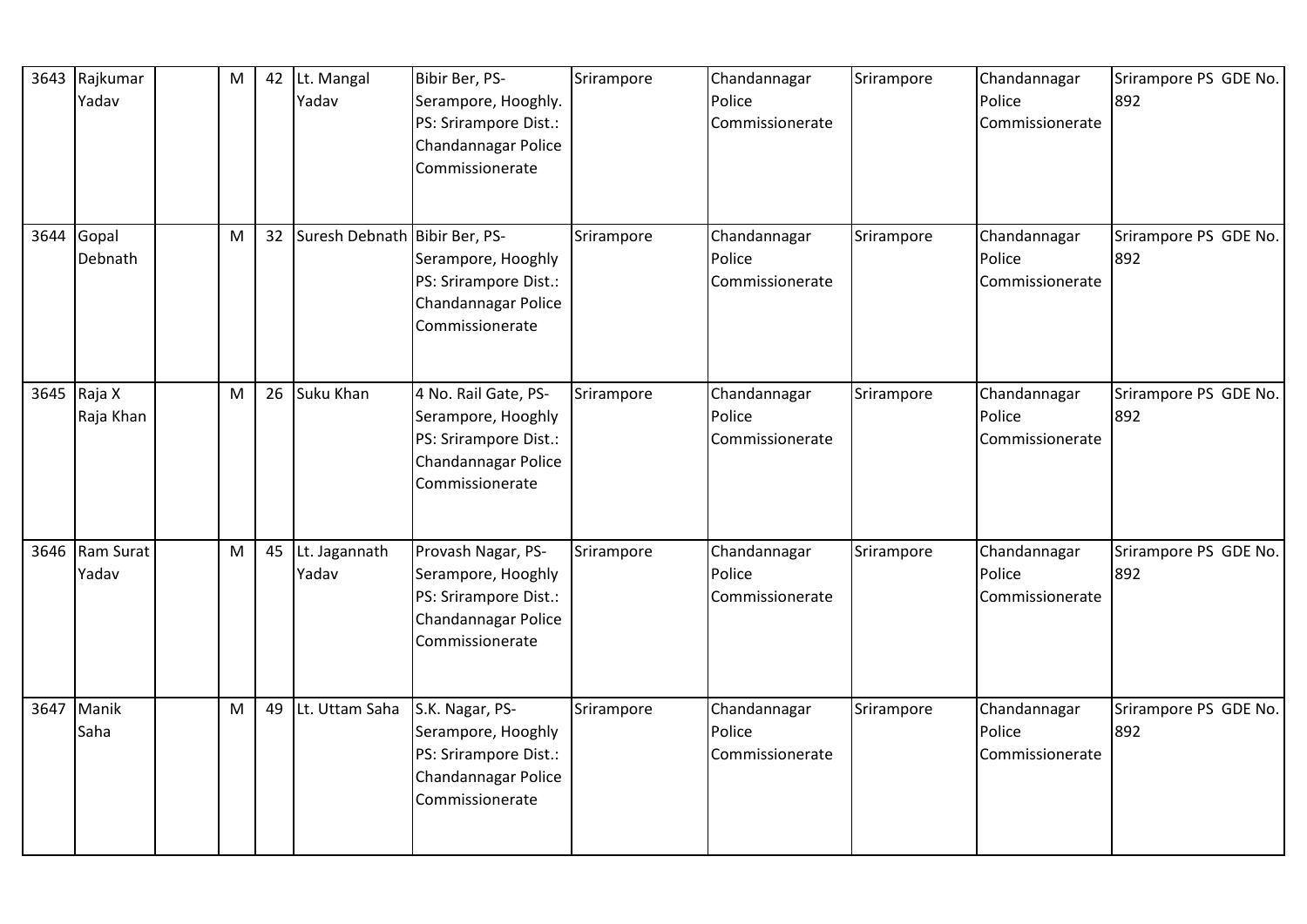| 3643 | Rajkumar Yadav | | M | 42 | Lt. Mangal Yadav | Bibir Ber, PS- Serampore, Hooghly. PS: Srirampore Dist.: Chandannagar Police Commissionerate | Srirampore | Chandannagar Police Commissionerate | Srirampore | Chandannagar Police Commissionerate | Srirampore PS GDE No. 892 |
|---|---|---|---|---|---|---|---|---|---|---|---|
| 3644 | Gopal Debnath | | M | 32 | Suresh Debnath | Bibir Ber, PS- Serampore, Hooghly PS: Srirampore Dist.: Chandannagar Police Commissionerate | Srirampore | Chandannagar Police Commissionerate | Srirampore | Chandannagar Police Commissionerate | Srirampore PS GDE No. 892 |
| 3645 | Raja X Raja Khan | | M | 26 | Suku Khan | 4 No. Rail Gate, PS- Serampore, Hooghly PS: Srirampore Dist.: Chandannagar Police Commissionerate | Srirampore | Chandannagar Police Commissionerate | Srirampore | Chandannagar Police Commissionerate | Srirampore PS GDE No. 892 |
| 3646 | Ram Surat Yadav | | M | 45 | Lt. Jagannath Yadav | Provash Nagar, PS- Serampore, Hooghly PS: Srirampore Dist.: Chandannagar Police Commissionerate | Srirampore | Chandannagar Police Commissionerate | Srirampore | Chandannagar Police Commissionerate | Srirampore PS GDE No. 892 |
| 3647 | Manik Saha | | M | 49 | Lt. Uttam Saha | S.K. Nagar, PS- Serampore, Hooghly PS: Srirampore Dist.: Chandannagar Police Commissionerate | Srirampore | Chandannagar Police Commissionerate | Srirampore | Chandannagar Police Commissionerate | Srirampore PS GDE No. 892 |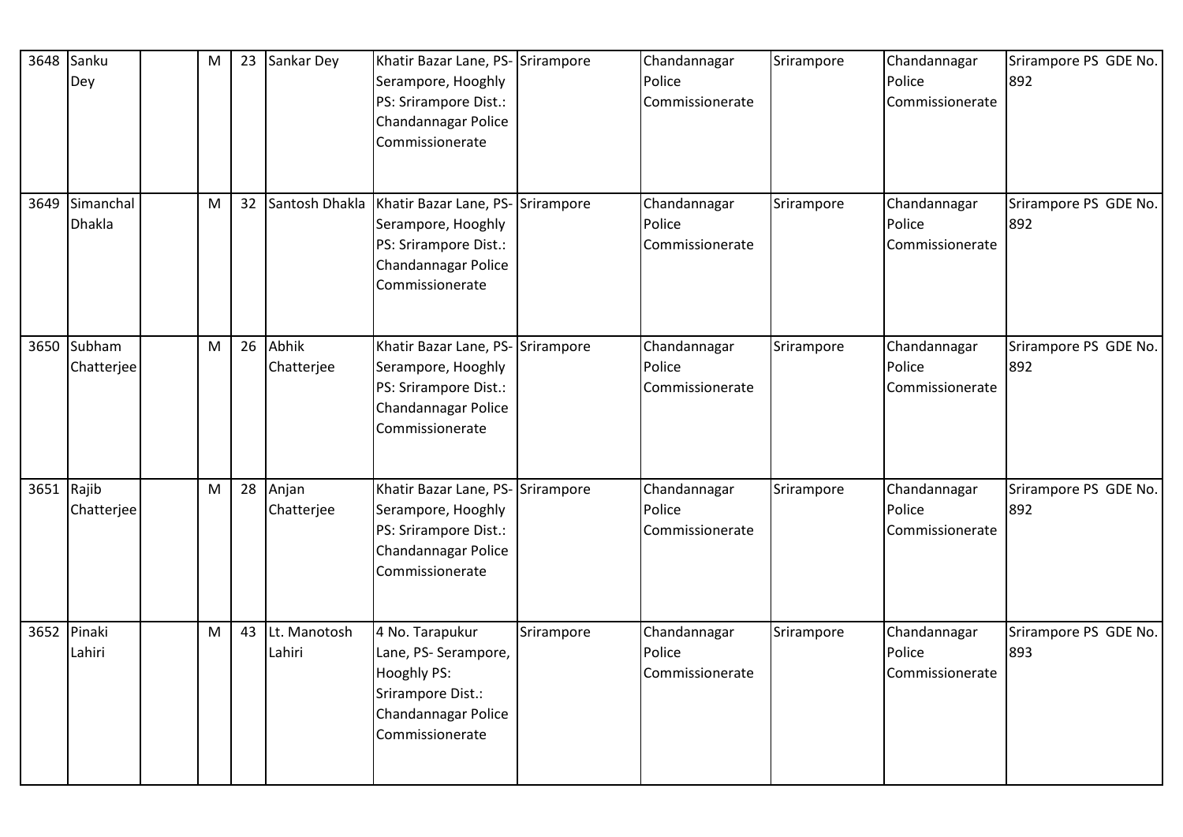| 3648 | Sanku Dey | | M | 23 | Sankar Dey | Khatir Bazar Lane, PS- Serampore, Hooghly PS: Srirampore Dist.: Chandannagar Police Commissionerate | Srirampore | Chandannagar Police Commissionerate | Srirampore | Chandannagar Police Commissionerate | Srirampore PS GDE No. 892 |
|---|---|---|---|---|---|---|---|---|---|---|---|
| 3649 | Simanchal Dhakla | | M | 32 | Santosh Dhakla | Khatir Bazar Lane, PS- Serampore, Hooghly PS: Srirampore Dist.: Chandannagar Police Commissionerate | Srirampore | Chandannagar Police Commissionerate | Srirampore | Chandannagar Police Commissionerate | Srirampore PS GDE No. 892 |
| 3650 | Subham Chatterjee | | M | 26 | Abhik Chatterjee | Khatir Bazar Lane, PS- Serampore, Hooghly PS: Srirampore Dist.: Chandannagar Police Commissionerate | Srirampore | Chandannagar Police Commissionerate | Srirampore | Chandannagar Police Commissionerate | Srirampore PS GDE No. 892 |
| 3651 | Rajib Chatterjee | | M | 28 | Anjan Chatterjee | Khatir Bazar Lane, PS- Serampore, Hooghly PS: Srirampore Dist.: Chandannagar Police Commissionerate | Srirampore | Chandannagar Police Commissionerate | Srirampore | Chandannagar Police Commissionerate | Srirampore PS GDE No. 892 |
| 3652 | Pinaki Lahiri | | M | 43 | Lt. Manotosh Lahiri | 4 No. Tarapukur Lane, PS- Serampore, Hooghly PS: Srirampore Dist.: Chandannagar Police Commissionerate | Srirampore | Chandannagar Police Commissionerate | Srirampore | Chandannagar Police Commissionerate | Srirampore PS GDE No. 893 |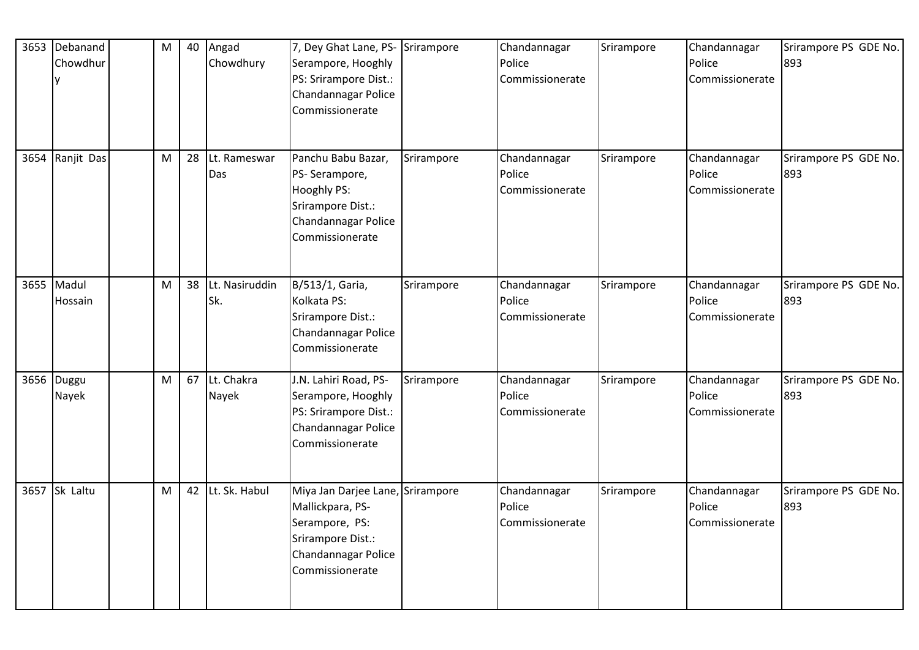| 3653 | Debanand Chowdhury | | M | 40 | Angad Chowdhury | 7, Dey Ghat Lane, PS- Serampore, Hooghly PS: Srirampore Dist.: Chandannagar Police Commissionerate | Srirampore | Chandannagar Police Commissionerate | Srirampore | Chandannagar Police Commissionerate | Srirampore PS GDE No. 893 |
|---|---|---|---|---|---|---|---|---|---|---|---|
| 3654 | Ranjit Das | | M | 28 | Lt. Rameswar Das | Panchu Babu Bazar, PS- Serampore, Hooghly PS: Srirampore Dist.: Chandannagar Police Commissionerate | Srirampore | Chandannagar Police Commissionerate | Srirampore | Chandannagar Police Commissionerate | Srirampore PS GDE No. 893 |
| 3655 | Madul Hossain | | M | 38 | Lt. Nasiruddin Sk. | B/513/1, Garia, Kolkata PS: Srirampore Dist.: Chandannagar Police Commissionerate | Srirampore | Chandannagar Police Commissionerate | Srirampore | Chandannagar Police Commissionerate | Srirampore PS GDE No. 893 |
| 3656 | Duggu Nayek | | M | 67 | Lt. Chakra Nayek | J.N. Lahiri Road, PS- Serampore, Hooghly PS: Srirampore Dist.: Chandannagar Police Commissionerate | Srirampore | Chandannagar Police Commissionerate | Srirampore | Chandannagar Police Commissionerate | Srirampore PS GDE No. 893 |
| 3657 | Sk Laltu | | M | 42 | Lt. Sk. Habul | Miya Jan Darjee Lane, Mallickpara, PS- Serampore, PS: Srirampore Dist.: Chandannagar Police Commissionerate | Srirampore | Chandannagar Police Commissionerate | Srirampore | Chandannagar Police Commissionerate | Srirampore PS GDE No. 893 |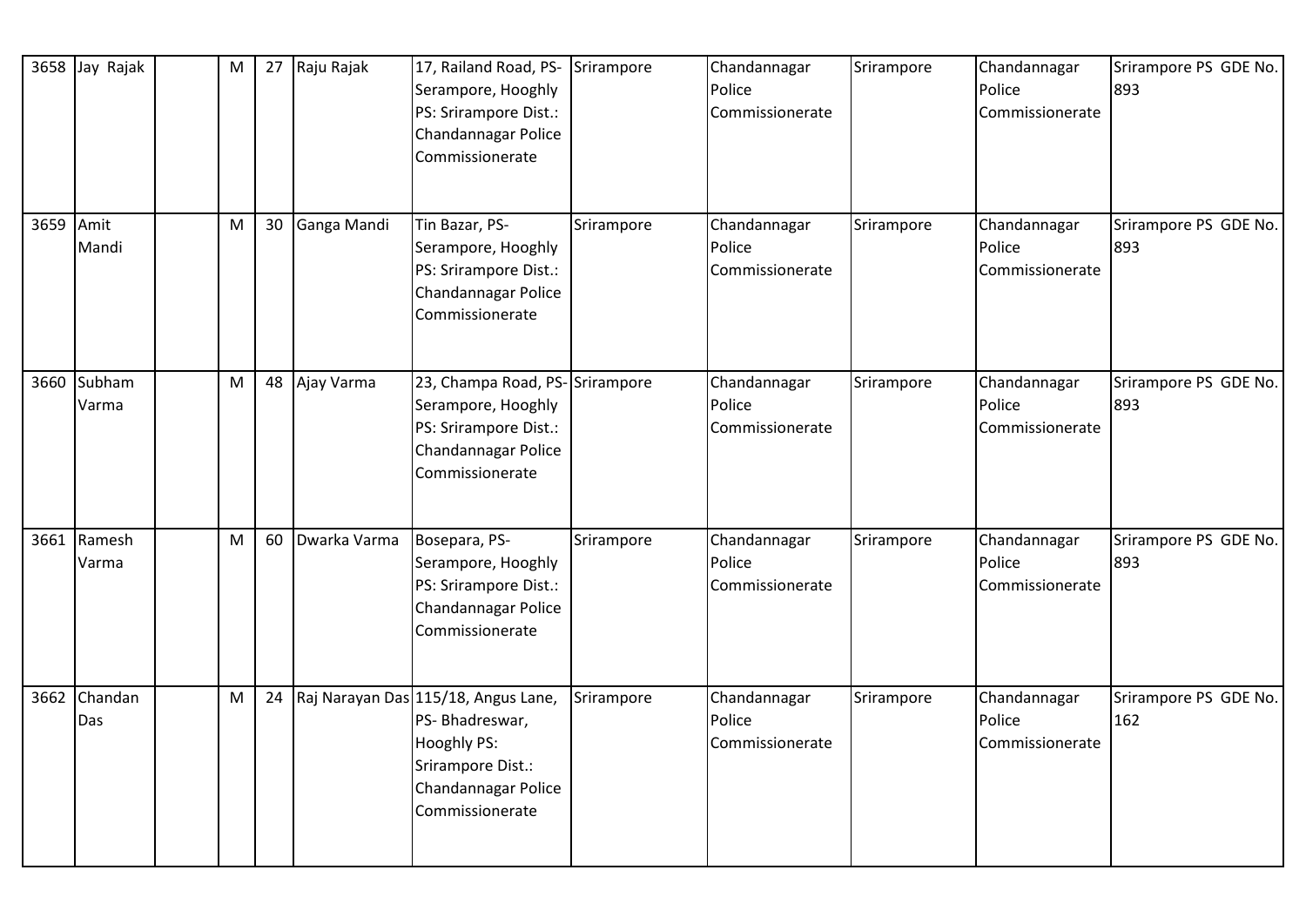| 3658 | Jay Rajak | | M | 27 | Raju Rajak | 17, Railand Road, PS-Serampore, Hooghly PS: Srirampore Dist.: Chandannagar Police Commissionerate | Srirampore | Chandannagar Police Commissionerate | Srirampore | Chandannagar Police Commissionerate | Srirampore PS GDE No. 893 |
|---|---|---|---|---|---|---|---|---|---|---|---|
| 3659 | Amit Mandi | | M | 30 | Ganga Mandi | Tin Bazar, PS-Serampore, Hooghly PS: Srirampore Dist.: Chandannagar Police Commissionerate | Srirampore | Chandannagar Police Commissionerate | Srirampore | Chandannagar Police Commissionerate | Srirampore PS GDE No. 893 |
| 3660 | Subham Varma | | M | 48 | Ajay Varma | 23, Champa Road, PS-Serampore, Hooghly PS: Srirampore Dist.: Chandannagar Police Commissionerate | Srirampore | Chandannagar Police Commissionerate | Srirampore | Chandannagar Police Commissionerate | Srirampore PS GDE No. 893 |
| 3661 | Ramesh Varma | | M | 60 | Dwarka Varma | Bosepara, PS-Serampore, Hooghly PS: Srirampore Dist.: Chandannagar Police Commissionerate | Srirampore | Chandannagar Police Commissionerate | Srirampore | Chandannagar Police Commissionerate | Srirampore PS GDE No. 893 |
| 3662 | Chandan Das | | M | 24 | Raj Narayan Das | 115/18, Angus Lane, PS- Bhadreswar, Hooghly PS: Srirampore Dist.: Chandannagar Police Commissionerate | Srirampore | Chandannagar Police Commissionerate | Srirampore | Chandannagar Police Commissionerate | Srirampore PS GDE No. 162 |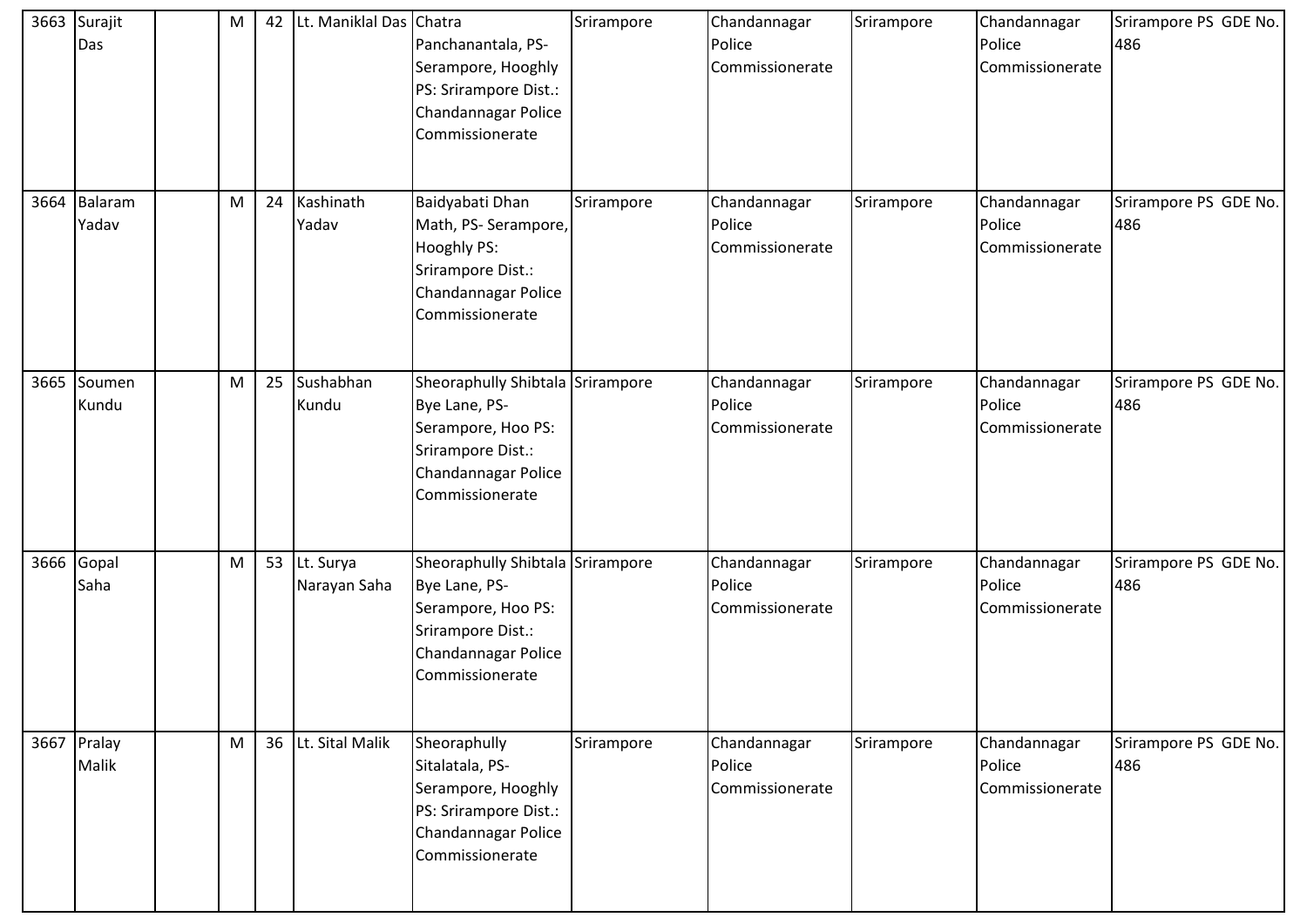| 3663 | Surajit Das | | M | 42 | Lt. Maniklal Das | Chatra Panchanantala, PS- Serampore, Hooghly PS: Srirampore Dist.: Chandannagar Police Commissionerate | Srirampore | Chandannagar Police Commissionerate | Srirampore | Chandannagar Police Commissionerate | Srirampore PS GDE No. 486 |
|---|---|---|---|---|---|---|---|---|---|---|---|
| 3664 | Balaram Yadav | | M | 24 | Kashinath Yadav | Baidyabati Dhan Math, PS- Serampore, Hooghly PS: Srirampore Dist.: Chandannagar Police Commissionerate | Srirampore | Chandannagar Police Commissionerate | Srirampore | Chandannagar Police Commissionerate | Srirampore PS GDE No. 486 |
| 3665 | Soumen Kundu | | M | 25 | Sushabhan Kundu | Sheoraphully Shibtala Bye Lane, PS- Serampore, Hoo PS: Srirampore Dist.: Chandannagar Police Commissionerate | Srirampore | Chandannagar Police Commissionerate | Srirampore | Chandannagar Police Commissionerate | Srirampore PS GDE No. 486 |
| 3666 | Gopal Saha | | M | 53 | Lt. Surya Narayan Saha | Sheoraphully Shibtala Bye Lane, PS- Serampore, Hoo PS: Srirampore Dist.: Chandannagar Police Commissionerate | Srirampore | Chandannagar Police Commissionerate | Srirampore | Chandannagar Police Commissionerate | Srirampore PS GDE No. 486 |
| 3667 | Pralay Malik | | M | 36 | Lt. Sital Malik | Sheoraphully Sitalatala, PS- Serampore, Hooghly PS: Srirampore Dist.: Chandannagar Police Commissionerate | Srirampore | Chandannagar Police Commissionerate | Srirampore | Chandannagar Police Commissionerate | Srirampore PS GDE No. 486 |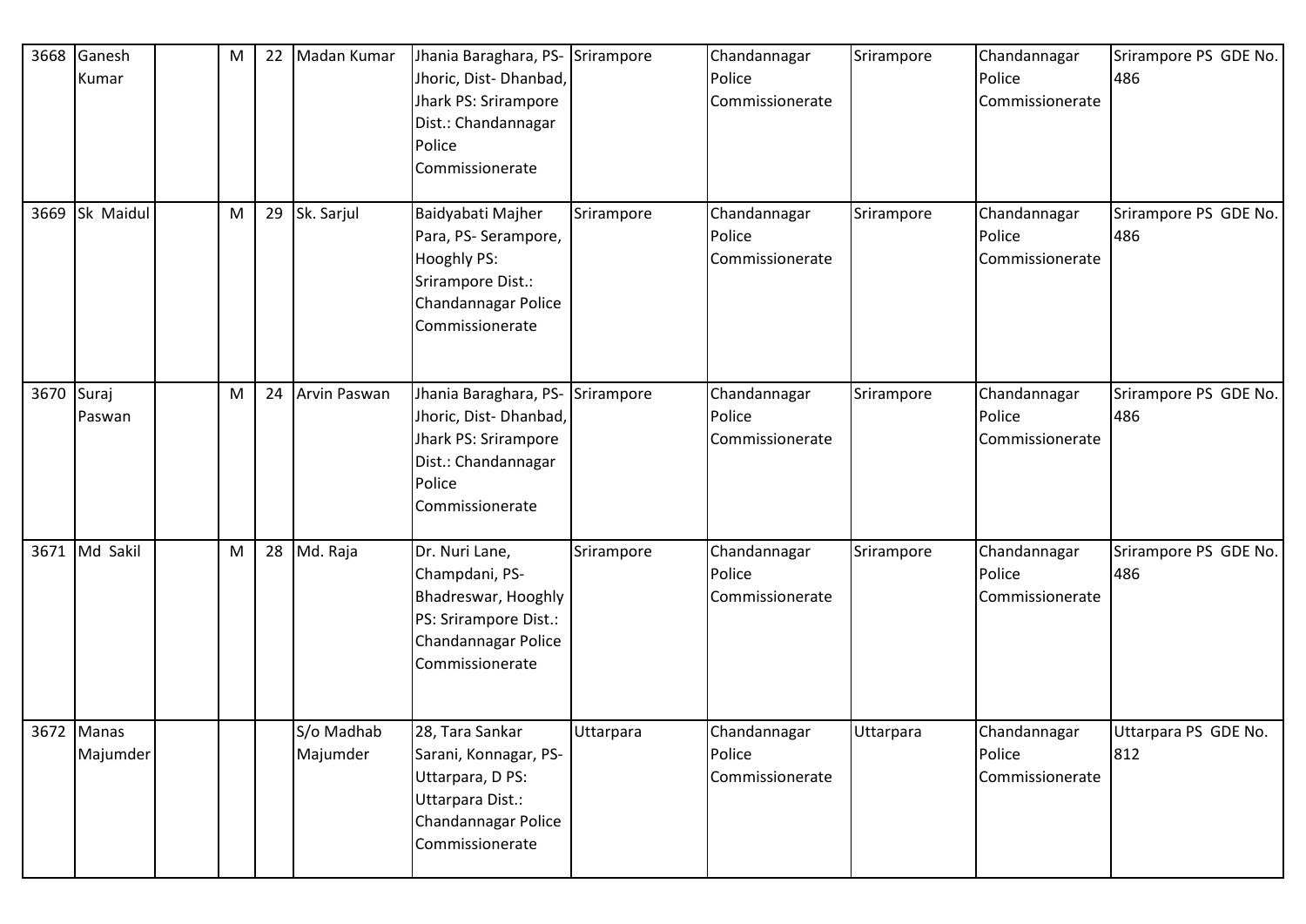| 3668 | Ganesh Kumar | | M | 22 | Madan Kumar | Jhania Baraghara, PS- Jhoric, Dist- Dhanbad, Jhark PS: Srirampore Dist.: Chandannagar Police Commissionerate | Srirampore | Chandannagar Police Commissionerate | Srirampore | Chandannagar Police Commissionerate | Srirampore PS GDE No. 486 |
|---|---|---|---|---|---|---|---|---|---|---|---|
| 3669 | Sk Maidul | | M | 29 | Sk. Sarjul | Baidyabati Majher Para, PS- Serampore, Hooghly PS: Srirampore Dist.: Chandannagar Police Commissionerate | Srirampore | Chandannagar Police Commissionerate | Srirampore | Chandannagar Police Commissionerate | Srirampore PS GDE No. 486 |
| 3670 | Suraj Paswan | | M | 24 | Arvin Paswan | Jhania Baraghara, PS- Jhoric, Dist- Dhanbad, Jhark PS: Srirampore Dist.: Chandannagar Police Commissionerate | Srirampore | Chandannagar Police Commissionerate | Srirampore | Chandannagar Police Commissionerate | Srirampore PS GDE No. 486 |
| 3671 | Md Sakil | | M | 28 | Md. Raja | Dr. Nuri Lane, Champdani, PS- Bhadreswar, Hooghly PS: Srirampore Dist.: Chandannagar Police Commissionerate | Srirampore | Chandannagar Police Commissionerate | Srirampore | Chandannagar Police Commissionerate | Srirampore PS GDE No. 486 |
| 3672 | Manas Majumder | | | | S/o Madhab Majumder | 28, Tara Sankar Sarani, Konnagar, PS- Uttarpara, D PS: Uttarpara Dist.: Chandannagar Police Commissionerate | Uttarpara | Chandannagar Police Commissionerate | Uttarpara | Chandannagar Police Commissionerate | Uttarpara PS GDE No. 812 |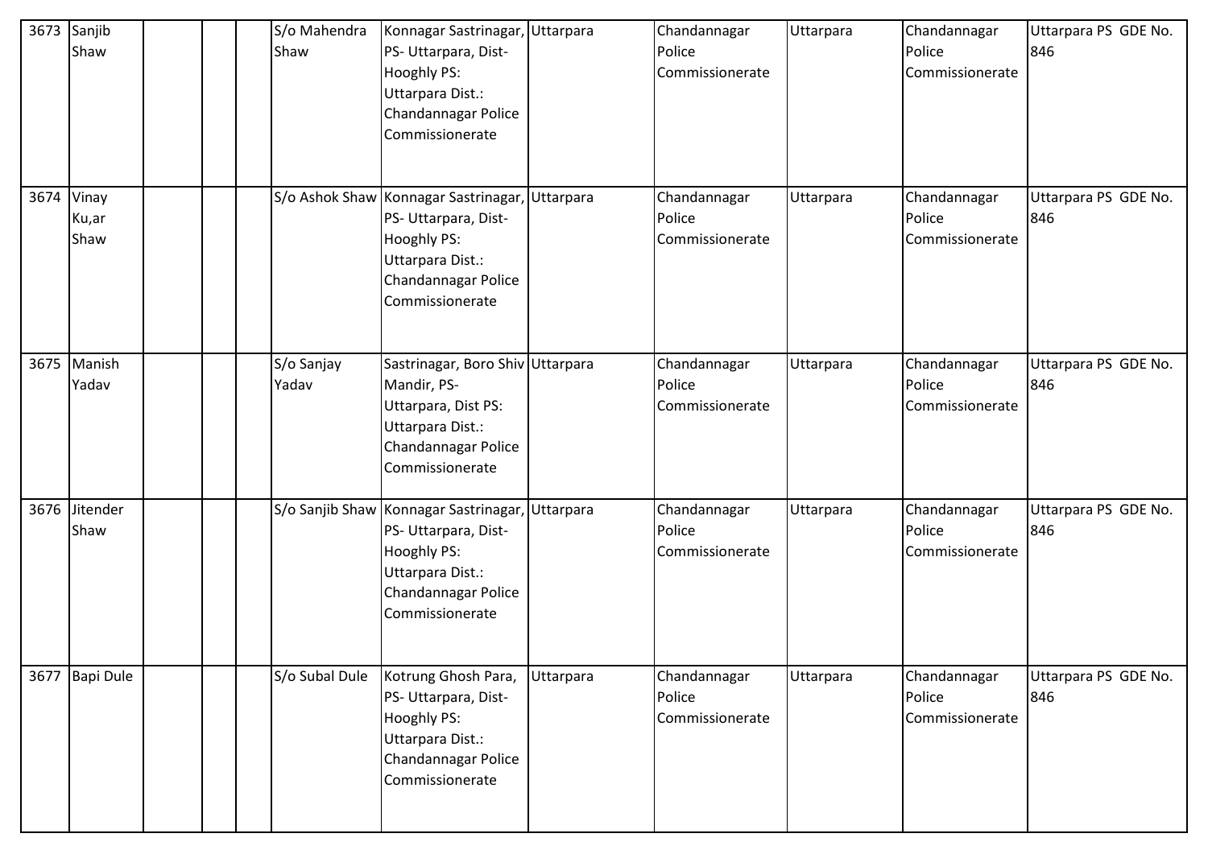| 3673 | Sanjib Shaw | | | | S/o Mahendra Shaw | Konnagar Sastrinagar, PS- Uttarpara, Dist- Hooghly PS: Uttarpara Dist.: Chandannagar Police Commissionerate | Uttarpara | Chandannagar Police Commissionerate | Uttarpara | Chandannagar Police Commissionerate | Uttarpara PS GDE No. 846 |
|---|---|---|---|---|---|---|---|---|---|---|---|
| 3674 | Vinay Ku,ar Shaw | | | | S/o Ashok Shaw | Konnagar Sastrinagar, PS- Uttarpara, Dist- Hooghly PS: Uttarpara Dist.: Chandannagar Police Commissionerate | Uttarpara | Chandannagar Police Commissionerate | Uttarpara | Chandannagar Police Commissionerate | Uttarpara PS GDE No. 846 |
| 3675 | Manish Yadav | | | | S/o Sanjay Yadav | Sastrinagar, Boro Shiv Mandir, PS- Uttarpara, Dist PS: Uttarpara Dist.: Chandannagar Police Commissionerate | Uttarpara | Chandannagar Police Commissionerate | Uttarpara | Chandannagar Police Commissionerate | Uttarpara PS GDE No. 846 |
| 3676 | Jitender Shaw | | | | S/o Sanjib Shaw | Konnagar Sastrinagar, PS- Uttarpara, Dist- Hooghly PS: Uttarpara Dist.: Chandannagar Police Commissionerate | Uttarpara | Chandannagar Police Commissionerate | Uttarpara | Chandannagar Police Commissionerate | Uttarpara PS GDE No. 846 |
| 3677 | Bapi Dule | | | | S/o Subal Dule | Kotrung Ghosh Para, PS- Uttarpara, Dist- Hooghly PS: Uttarpara Dist.: Chandannagar Police Commissionerate | Uttarpara | Chandannagar Police Commissionerate | Uttarpara | Chandannagar Police Commissionerate | Uttarpara PS GDE No. 846 |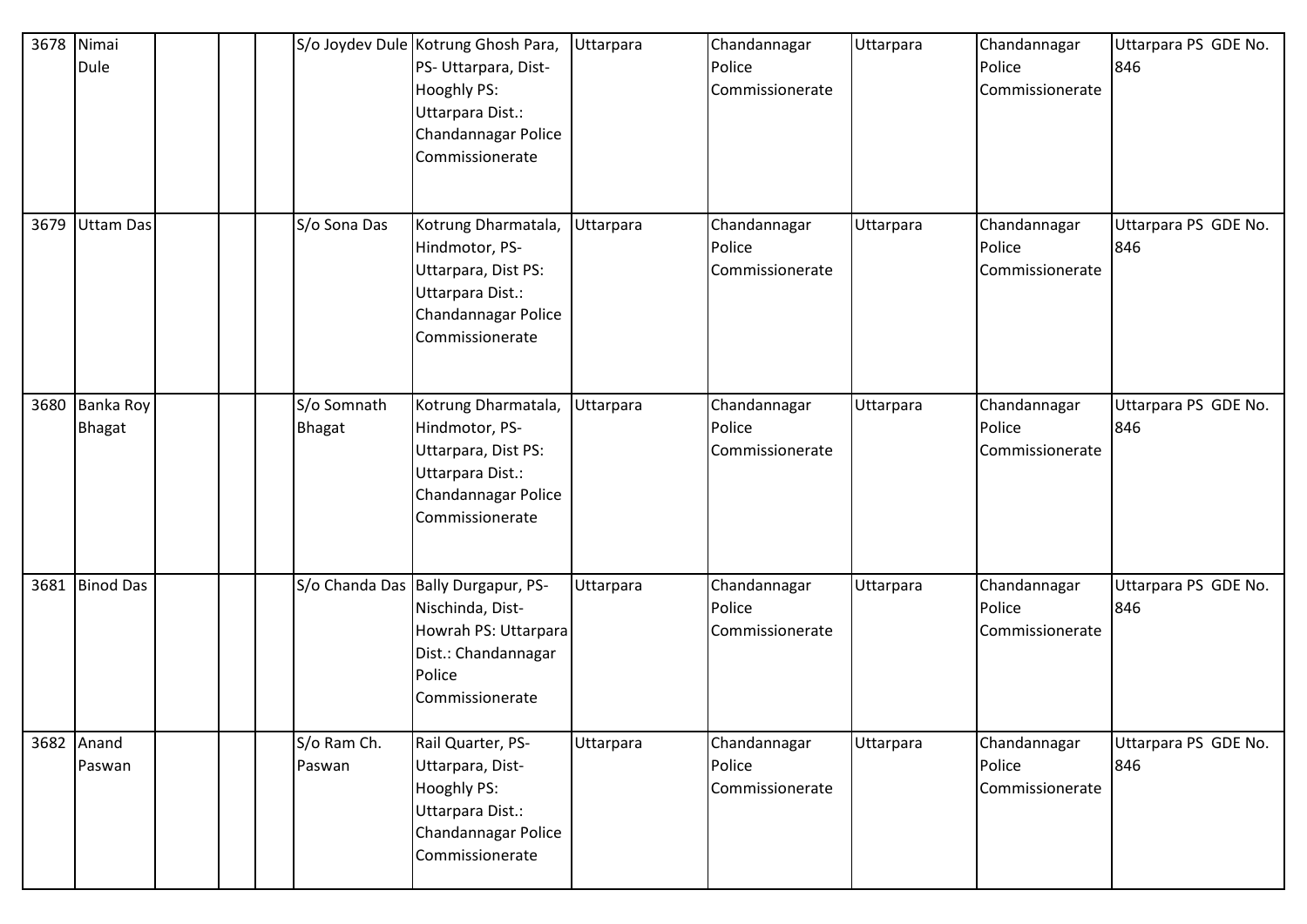| 3678 | Nimai Dule | | | | S/o Joydev Dule | Kotrung Ghosh Para, PS- Uttarpara, Dist- Hooghly PS: Uttarpara Dist.: Chandannagar Police Commissionerate | Uttarpara | Chandannagar Police Commissionerate | Uttarpara | Chandannagar Police Commissionerate | Uttarpara PS GDE No. 846 |
|---|---|---|---|---|---|---|---|---|---|---|---|
| 3679 | Uttam Das | | | | S/o Sona Das | Kotrung Dharmatala, Hindmotor, PS- Uttarpara, Dist PS: Uttarpara Dist.: Chandannagar Police Commissionerate | Uttarpara | Chandannagar Police Commissionerate | Uttarpara | Chandannagar Police Commissionerate | Uttarpara PS GDE No. 846 |
| 3680 | Banka Roy Bhagat | | | | S/o Somnath Bhagat | Kotrung Dharmatala, Hindmotor, PS- Uttarpara, Dist PS: Uttarpara Dist.: Chandannagar Police Commissionerate | Uttarpara | Chandannagar Police Commissionerate | Uttarpara | Chandannagar Police Commissionerate | Uttarpara PS GDE No. 846 |
| 3681 | Binod Das | | | | S/o Chanda Das | Bally Durgapur, PS- Nischinda, Dist- Howrah PS: Uttarpara Dist.: Chandannagar Police Commissionerate | Uttarpara | Chandannagar Police Commissionerate | Uttarpara | Chandannagar Police Commissionerate | Uttarpara PS GDE No. 846 |
| 3682 | Anand Paswan | | | | S/o Ram Ch. Paswan | Rail Quarter, PS- Uttarpara, Dist- Hooghly PS: Uttarpara Dist.: Chandannagar Police Commissionerate | Uttarpara | Chandannagar Police Commissionerate | Uttarpara | Chandannagar Police Commissionerate | Uttarpara PS GDE No. 846 |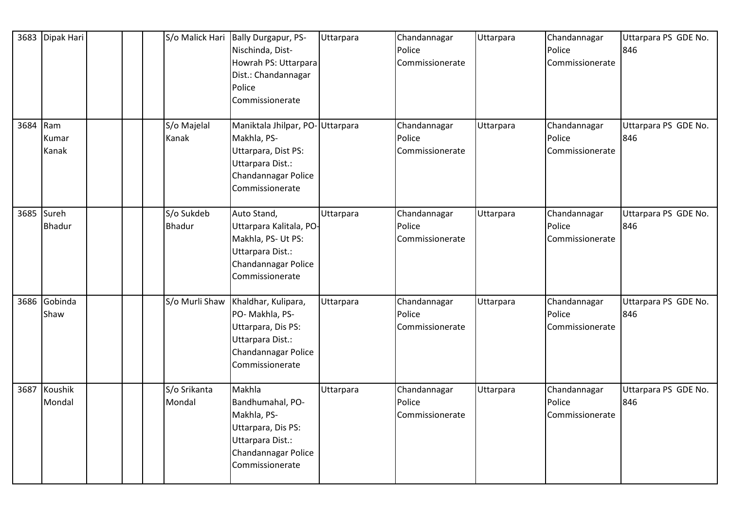| 3683 | Dipak Hari | | | | S/o Malick Hari | Bally Durgapur, PS- Nischinda, Dist- Howrah PS: Uttarpara Dist.: Chandannagar Police Commissionerate | Uttarpara | Chandannagar Police Commissionerate | Uttarpara | Chandannagar Police Commissionerate | Uttarpara PS GDE No. 846 |
|---|---|---|---|---|---|---|---|---|---|---|---|
| 3684 | Ram Kumar Kanak | | | | S/o Majelal Kanak | Maniktala Jhilpar, PO- Makhla, PS- Uttarpara, Dist PS: Uttarpara Dist.: Chandannagar Police Commissionerate | Uttarpara | Chandannagar Police Commissionerate | Uttarpara | Chandannagar Police Commissionerate | Uttarpara PS GDE No. 846 |
| 3685 | Sureh Bhadur | | | | S/o Sukdeb Bhadur | Auto Stand, Uttarpara Kalitala, PO- Makhla, PS- Ut PS: Uttarpara Dist.: Chandannagar Police Commissionerate | Uttarpara | Chandannagar Police Commissionerate | Uttarpara | Chandannagar Police Commissionerate | Uttarpara PS GDE No. 846 |
| 3686 | Gobinda Shaw | | | | S/o Murli Shaw | Khaldhar, Kulipara, PO- Makhla, PS- Uttarpara, Dis PS: Uttarpara Dist.: Chandannagar Police Commissionerate | Uttarpara | Chandannagar Police Commissionerate | Uttarpara | Chandannagar Police Commissionerate | Uttarpara PS GDE No. 846 |
| 3687 | Koushik Mondal | | | | S/o Srikanta Mondal | Makhla Bandhumahal, PO- Makhla, PS- Uttarpara, Dis PS: Uttarpara Dist.: Chandannagar Police Commissionerate | Uttarpara | Chandannagar Police Commissionerate | Uttarpara | Chandannagar Police Commissionerate | Uttarpara PS GDE No. 846 |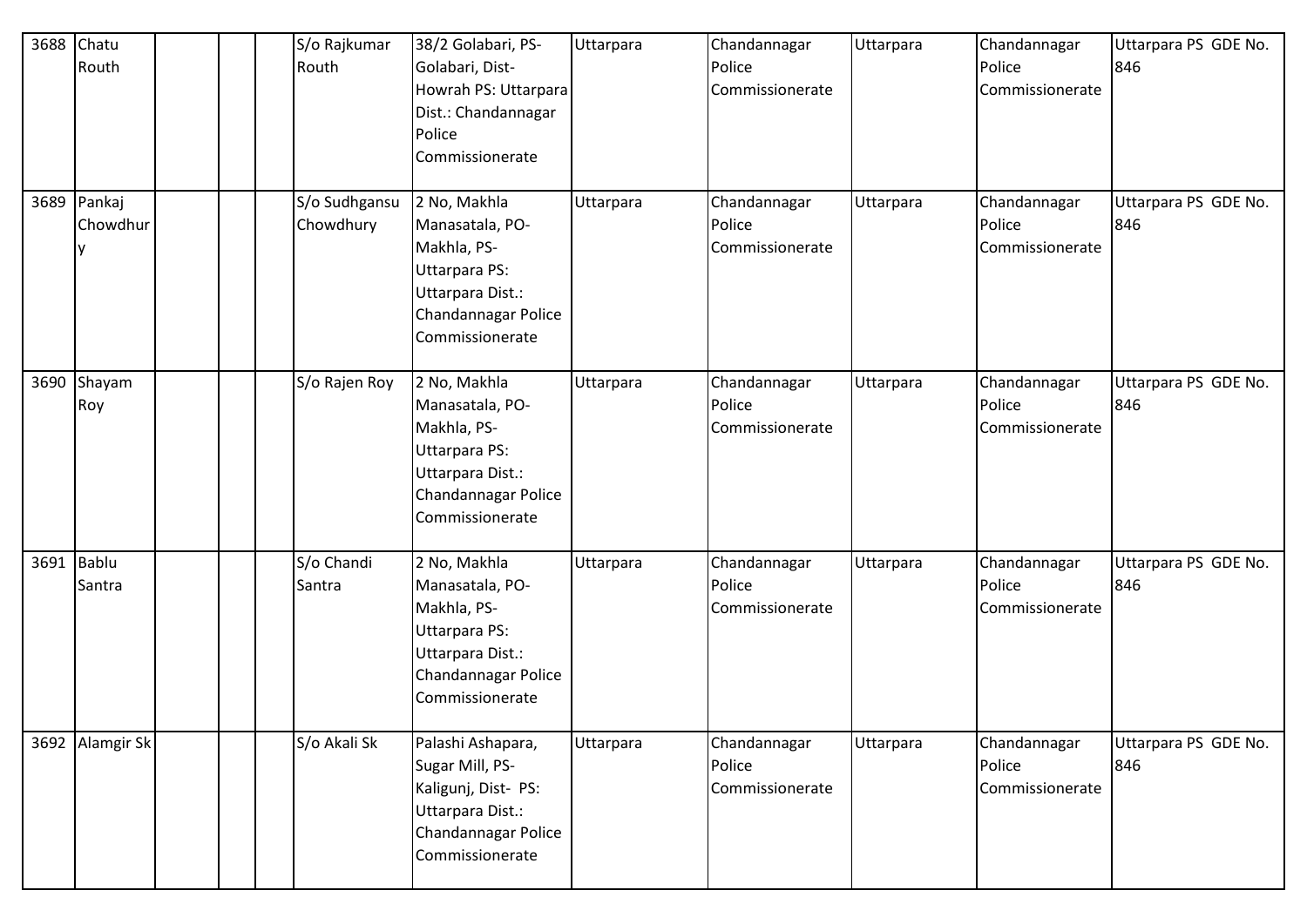| 3688 | Chatu Routh | | | | S/o Rajkumar Routh | 38/2 Golabari, PS-Golabari, Dist-Howrah PS: Uttarpara Dist.: Chandannagar Police Commissionerate | Uttarpara | Chandannagar Police Commissionerate | Uttarpara | Chandannagar Police Commissionerate | Uttarpara PS GDE No. 846 |
|---|---|---|---|---|---|---|---|---|---|---|---|
| 3689 | Pankaj Chowdhury | | | | S/o Sudhgansu Chowdhury | 2 No, Makhla Manasatala, PO-Makhla, PS-Uttarpara PS: Uttarpara Dist.: Chandannagar Police Commissionerate | Uttarpara | Chandannagar Police Commissionerate | Uttarpara | Chandannagar Police Commissionerate | Uttarpara PS GDE No. 846 |
| 3690 | Shayam Roy | | | | S/o Rajen Roy | 2 No, Makhla Manasatala, PO-Makhla, PS-Uttarpara PS: Uttarpara Dist.: Chandannagar Police Commissionerate | Uttarpara | Chandannagar Police Commissionerate | Uttarpara | Chandannagar Police Commissionerate | Uttarpara PS GDE No. 846 |
| 3691 | Bablu Santra | | | | S/o Chandi Santra | 2 No, Makhla Manasatala, PO-Makhla, PS-Uttarpara PS: Uttarpara Dist.: Chandannagar Police Commissionerate | Uttarpara | Chandannagar Police Commissionerate | Uttarpara | Chandannagar Police Commissionerate | Uttarpara PS GDE No. 846 |
| 3692 | Alamgir Sk | | | | S/o Akali Sk | Palashi Ashapara, Sugar Mill, PS-Kaligunj, Dist- PS: Uttarpara Dist.: Chandannagar Police Commissionerate | Uttarpara | Chandannagar Police Commissionerate | Uttarpara | Chandannagar Police Commissionerate | Uttarpara PS GDE No. 846 |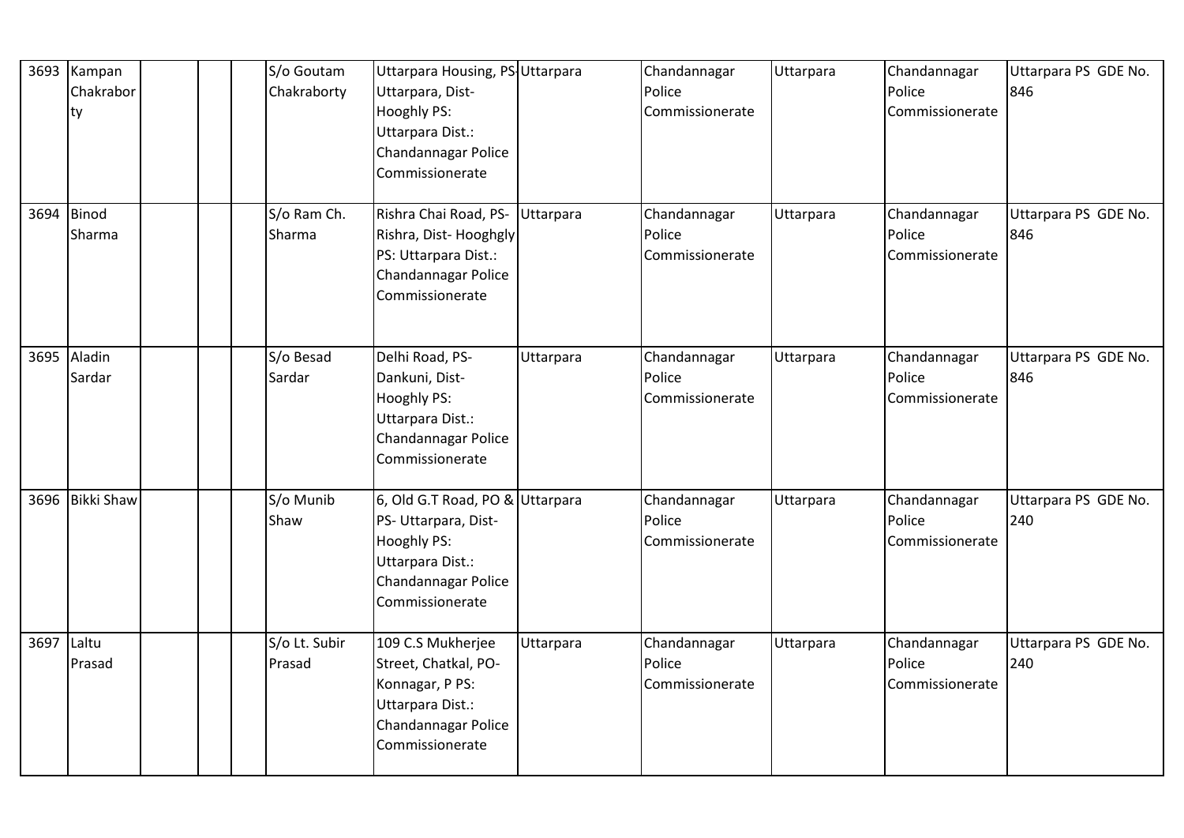| 3693 | Kampan Chakraborty | | | | S/o Goutam Chakraborty | Uttarpara Housing, PS-Uttarpara, Dist-Hooghly PS: Uttarpara Dist.: Chandannagar Police Commissionerate | Uttarpara | Chandannagar Police Commissionerate | Uttarpara | Chandannagar Police Commissionerate | Uttarpara PS GDE No. 846 |
|---|---|---|---|---|---|---|---|---|---|---|---|
| 3694 | Binod Sharma | | | | S/o Ram Ch. Sharma | Rishra Chai Road, PS-Rishra, Dist- Hooghgly PS: Uttarpara Dist.: Chandannagar Police Commissionerate | Uttarpara | Chandannagar Police Commissionerate | Uttarpara | Chandannagar Police Commissionerate | Uttarpara PS GDE No. 846 |
| 3695 | Aladin Sardar | | | | S/o Besad Sardar | Delhi Road, PS-Dankuni, Dist-Hooghly PS: Uttarpara Dist.: Chandannagar Police Commissionerate | Uttarpara | Chandannagar Police Commissionerate | Uttarpara | Chandannagar Police Commissionerate | Uttarpara PS GDE No. 846 |
| 3696 | Bikki Shaw | | | | S/o Munib Shaw | 6, Old G.T Road, PO & PS- Uttarpara, Dist-Hooghly PS: Uttarpara Dist.: Chandannagar Police Commissionerate | Uttarpara | Chandannagar Police Commissionerate | Uttarpara | Chandannagar Police Commissionerate | Uttarpara PS GDE No. 240 |
| 3697 | Laltu Prasad | | | | S/o Lt. Subir Prasad | 109 C.S Mukherjee Street, Chatkal, PO-Konnagar, P PS: Uttarpara Dist.: Chandannagar Police Commissionerate | Uttarpara | Chandannagar Police Commissionerate | Uttarpara | Chandannagar Police Commissionerate | Uttarpara PS GDE No. 240 |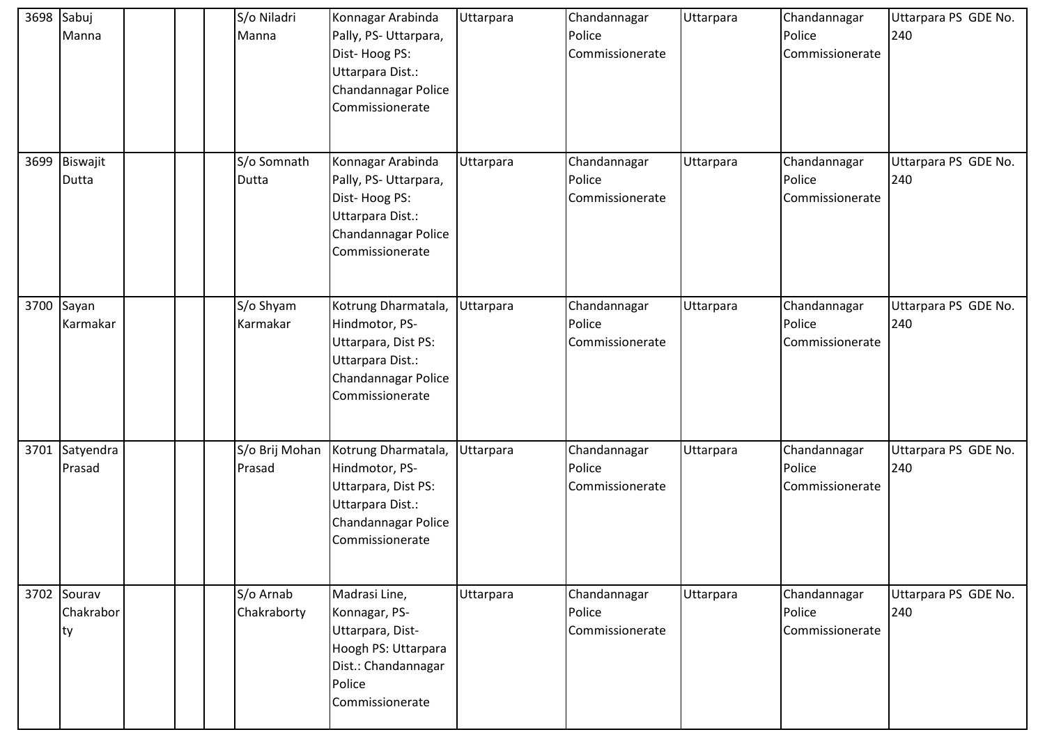| 3698 | Sabuj Manna | | | | S/o Niladri Manna | Konnagar Arabinda Pally, PS- Uttarpara, Dist- Hoog PS: Uttarpara Dist.: Chandannagar Police Commissionerate | Uttarpara | Chandannagar Police Commissionerate | Uttarpara | Chandannagar Police Commissionerate | Uttarpara PS GDE No. 240 |
|---|---|---|---|---|---|---|---|---|---|---|---|
| 3699 | Biswajit Dutta | | | | S/o Somnath Dutta | Konnagar Arabinda Pally, PS- Uttarpara, Dist- Hoog PS: Uttarpara Dist.: Chandannagar Police Commissionerate | Uttarpara | Chandannagar Police Commissionerate | Uttarpara | Chandannagar Police Commissionerate | Uttarpara PS GDE No. 240 |
| 3700 | Sayan Karmakar | | | | S/o Shyam Karmakar | Kotrung Dharmatala, Hindmotor, PS- Uttarpara, Dist PS: Uttarpara Dist.: Chandannagar Police Commissionerate | Uttarpara | Chandannagar Police Commissionerate | Uttarpara | Chandannagar Police Commissionerate | Uttarpara PS GDE No. 240 |
| 3701 | Satyendra Prasad | | | | S/o Brij Mohan Prasad | Kotrung Dharmatala, Hindmotor, PS- Uttarpara, Dist PS: Uttarpara Dist.: Chandannagar Police Commissionerate | Uttarpara | Chandannagar Police Commissionerate | Uttarpara | Chandannagar Police Commissionerate | Uttarpara PS GDE No. 240 |
| 3702 | Sourav Chakraborty | | | | S/o Arnab Chakraborty | Madrasi Line, Konnagar, PS- Uttarpara, Dist- Hoogh PS: Uttarpara Dist.: Chandannagar Police Commissionerate | Uttarpara | Chandannagar Police Commissionerate | Uttarpara | Chandannagar Police Commissionerate | Uttarpara PS GDE No. 240 |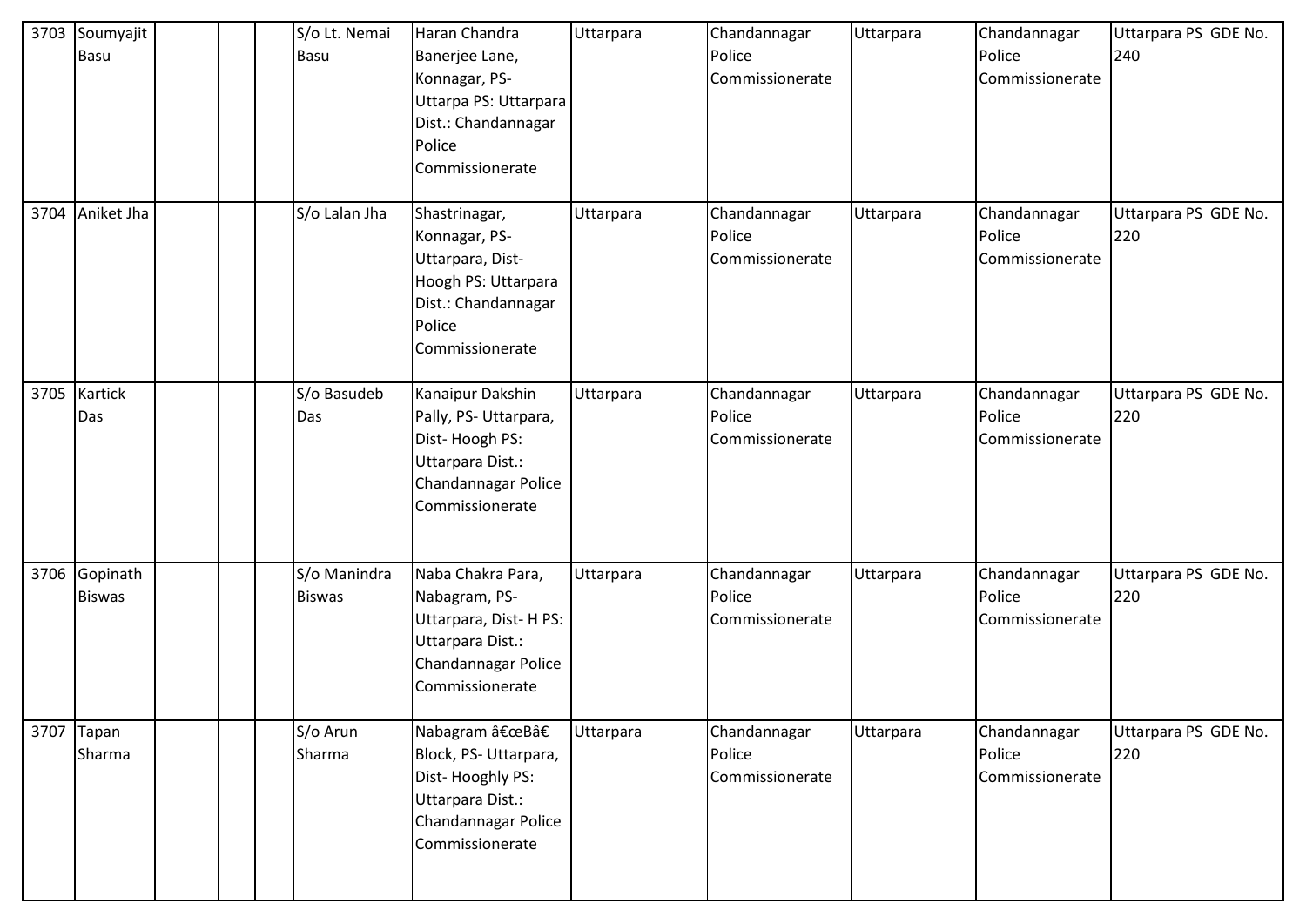| 3703 | Soumyajit Basu | | | | S/o Lt. Nemai Basu | Haran Chandra Banerjee Lane, Konnagar, PS- Uttarpa PS: Uttarpara Dist.: Chandannagar Police Commissionerate | Uttarpara | Chandannagar Police Commissionerate | Uttarpara | Chandannagar Police Commissionerate | Uttarpara PS GDE No. 240 |
|---|---|---|---|---|---|---|---|---|---|---|---|
| 3704 | Aniket Jha | | | | S/o Lalan Jha | Shastrinagar, Konnagar, PS- Uttarpara, Dist- Hoogh PS: Uttarpara Dist.: Chandannagar Police Commissionerate | Uttarpara | Chandannagar Police Commissionerate | Uttarpara | Chandannagar Police Commissionerate | Uttarpara PS GDE No. 220 |
| 3705 | Kartick Das | | | | S/o Basudeb Das | Kanaipur Dakshin Pally, PS- Uttarpara, Dist- Hoogh PS: Uttarpara Dist.: Chandannagar Police Commissionerate | Uttarpara | Chandannagar Police Commissionerate | Uttarpara | Chandannagar Police Commissionerate | Uttarpara PS GDE No. 220 |
| 3706 | Gopinath Biswas | | | | S/o Manindra Biswas | Naba Chakra Para, Nabagram, PS- Uttarpara, Dist- H PS: Uttarpara Dist.: Chandannagar Police Commissionerate | Uttarpara | Chandannagar Police Commissionerate | Uttarpara | Chandannagar Police Commissionerate | Uttarpara PS GDE No. 220 |
| 3707 | Tapan Sharma | | | | S/o Arun Sharma | Nabagram â€œBâ€ Block, PS- Uttarpara, Dist- Hooghly PS: Uttarpara Dist.: Chandannagar Police Commissionerate | Uttarpara | Chandannagar Police Commissionerate | Uttarpara | Chandannagar Police Commissionerate | Uttarpara PS GDE No. 220 |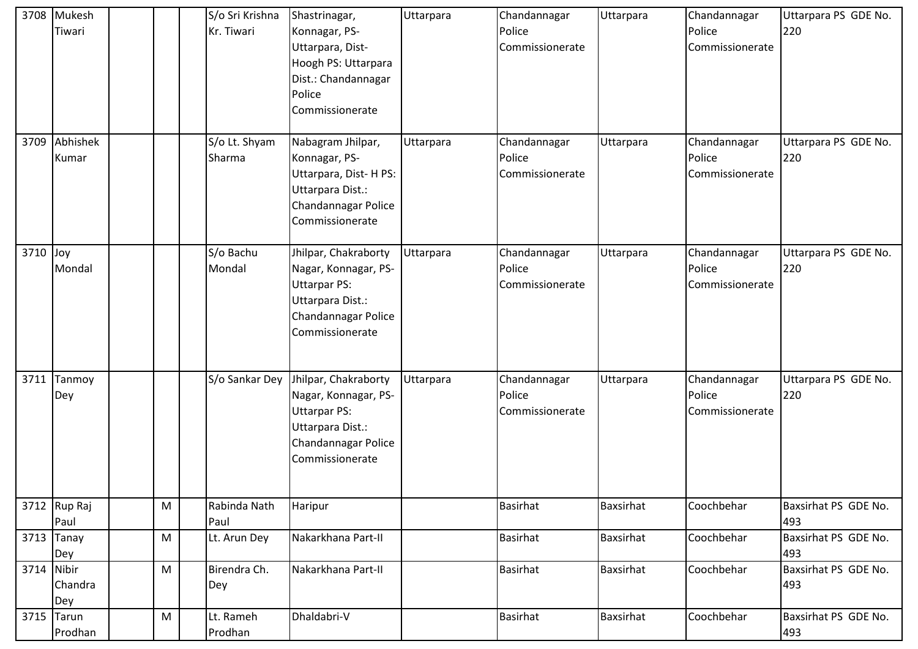| 3708 | Mukesh Tiwari | | | | S/o Sri Krishna Kr. Tiwari | Shastrinagar, Konnagar, PS- Uttarpara, Dist- Hoogh PS: Uttarpara Dist.: Chandannagar Police Commissionerate | Uttarpara | Chandannagar Police Commissionerate | Uttarpara | Chandannagar Police Commissionerate | Uttarpara PS GDE No. 220 |
|---|---|---|---|---|---|---|---|---|---|---|---|
| 3709 | Abhishek Kumar | | | | S/o Lt. Shyam Sharma | Nabagram Jhilpar, Konnagar, PS- Uttarpara, Dist- H PS: Uttarpara Dist.: Chandannagar Police Commissionerate | Uttarpara | Chandannagar Police Commissionerate | Uttarpara | Chandannagar Police Commissionerate | Uttarpara PS GDE No. 220 |
| 3710 | Joy Mondal | | | | S/o Bachu Mondal | Jhilpar, Chakraborty Nagar, Konnagar, PS- Uttarpar PS: Uttarpara Dist.: Chandannagar Police Commissionerate | Uttarpara | Chandannagar Police Commissionerate | Uttarpara | Chandannagar Police Commissionerate | Uttarpara PS GDE No. 220 |
| 3711 | Tanmoy Dey | | | | S/o Sankar Dey | Jhilpar, Chakraborty Nagar, Konnagar, PS- Uttarpar PS: Uttarpara Dist.: Chandannagar Police Commissionerate | Uttarpara | Chandannagar Police Commissionerate | Uttarpara | Chandannagar Police Commissionerate | Uttarpara PS GDE No. 220 |
| 3712 | Rup Raj Paul | | M | | Rabinda Nath Paul | Haripur | | Basirhat | Baxsirhat | Coochbehar | Baxsirhat PS GDE No. 493 |
| 3713 | Tanay Dey | | M | | Lt. Arun Dey | Nakarkhana Part-II | | Basirhat | Baxsirhat | Coochbehar | Baxsirhat PS GDE No. 493 |
| 3714 | Nibir Chandra Dey | | M | | Birendra Ch. Dey | Nakarkhana Part-II | | Basirhat | Baxsirhat | Coochbehar | Baxsirhat PS GDE No. 493 |
| 3715 | Tarun Prodhan | | M | | Lt. Rameh Prodhan | Dhaldabri-V | | Basirhat | Baxsirhat | Coochbehar | Baxsirhat PS GDE No. 493 |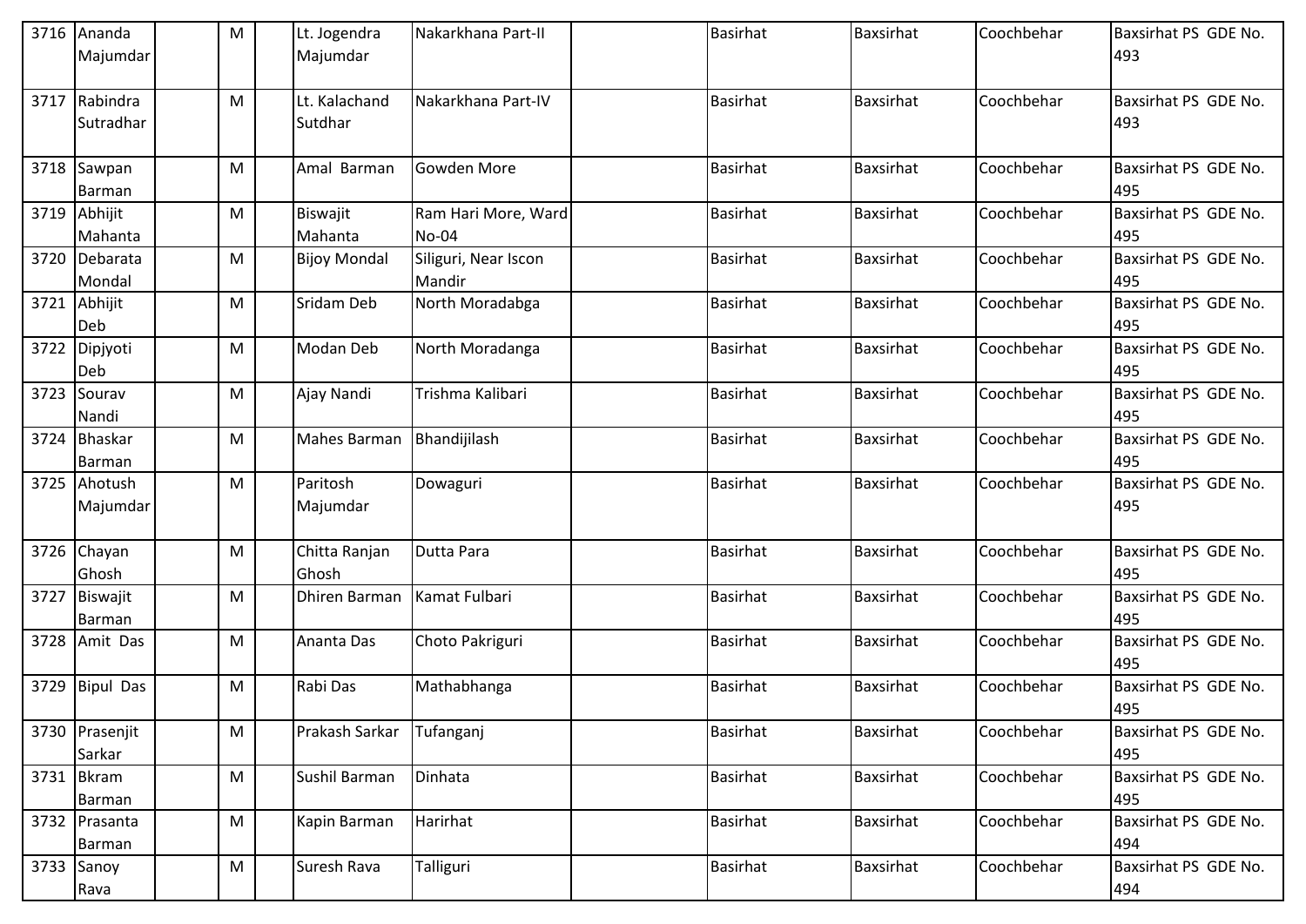| 3716 | Ananda Majumdar | | M | | Lt. Jogendra Majumdar | Nakarkhana Part-II | | Basirhat | Baxsirhat | Coochbehar | Baxsirhat PS GDE No. 493 |
|---|---|---|---|---|---|---|---|---|---|---|---|
| 3717 | Rabindra Sutradhar | | M | | Lt. Kalachand Sutdhar | Nakarkhana Part-IV | | Basirhat | Baxsirhat | Coochbehar | Baxsirhat PS GDE No. 493 |
| 3718 | Sawpan Barman | | M | | Amal Barman | Gowden More | | Basirhat | Baxsirhat | Coochbehar | Baxsirhat PS GDE No. 495 |
| 3719 | Abhijit Mahanta | | M | | Biswajit Mahanta | Ram Hari More, Ward No-04 | | Basirhat | Baxsirhat | Coochbehar | Baxsirhat PS GDE No. 495 |
| 3720 | Debarata Mondal | | M | | Bijoy Mondal | Siliguri, Near Iscon Mandir | | Basirhat | Baxsirhat | Coochbehar | Baxsirhat PS GDE No. 495 |
| 3721 | Abhijit Deb | | M | | Sridam Deb | North Moradabga | | Basirhat | Baxsirhat | Coochbehar | Baxsirhat PS GDE No. 495 |
| 3722 | Dipjyoti Deb | | M | | Modan Deb | North Moradanga | | Basirhat | Baxsirhat | Coochbehar | Baxsirhat PS GDE No. 495 |
| 3723 | Sourav Nandi | | M | | Ajay Nandi | Trishma Kalibari | | Basirhat | Baxsirhat | Coochbehar | Baxsirhat PS GDE No. 495 |
| 3724 | Bhaskar Barman | | M | | Mahes Barman | Bhandijilash | | Basirhat | Baxsirhat | Coochbehar | Baxsirhat PS GDE No. 495 |
| 3725 | Ahotush Majumdar | | M | | Paritosh Majumdar | Dowaguri | | Basirhat | Baxsirhat | Coochbehar | Baxsirhat PS GDE No. 495 |
| 3726 | Chayan Ghosh | | M | | Chitta Ranjan Ghosh | Dutta Para | | Basirhat | Baxsirhat | Coochbehar | Baxsirhat PS GDE No. 495 |
| 3727 | Biswajit Barman | | M | | Dhiren Barman | Kamat Fulbari | | Basirhat | Baxsirhat | Coochbehar | Baxsirhat PS GDE No. 495 |
| 3728 | Amit Das | | M | | Ananta Das | Choto Pakriguri | | Basirhat | Baxsirhat | Coochbehar | Baxsirhat PS GDE No. 495 |
| 3729 | Bipul Das | | M | | Rabi Das | Mathabhanga | | Basirhat | Baxsirhat | Coochbehar | Baxsirhat PS GDE No. 495 |
| 3730 | Prasenjit Sarkar | | M | | Prakash Sarkar | Tufanganj | | Basirhat | Baxsirhat | Coochbehar | Baxsirhat PS GDE No. 495 |
| 3731 | Bkram Barman | | M | | Sushil Barman | Dinhata | | Basirhat | Baxsirhat | Coochbehar | Baxsirhat PS GDE No. 495 |
| 3732 | Prasanta Barman | | M | | Kapin Barman | Harirhat | | Basirhat | Baxsirhat | Coochbehar | Baxsirhat PS GDE No. 494 |
| 3733 | Sanoy Rava | | M | | Suresh Rava | Talliguri | | Basirhat | Baxsirhat | Coochbehar | Baxsirhat PS GDE No. 494 |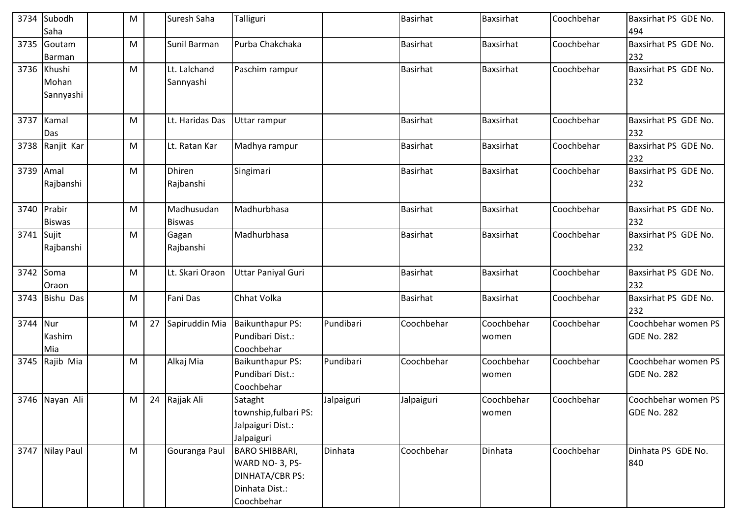| 3734 | Subodh Saha | | M | | Suresh Saha | Talliguri | | Basirhat | Baxsirhat | Coochbehar | Baxsirhat PS GDE No. 494 |
|---|---|---|---|---|---|---|---|---|---|---|---|
| 3735 | Goutam Barman | | M | | Sunil Barman | Purba Chakchaka | | Basirhat | Baxsirhat | Coochbehar | Baxsirhat PS GDE No. 232 |
| 3736 | Khushi Mohan Sannyashi | | M | | Lt. Lalchand Sannyashi | Paschim rampur | | Basirhat | Baxsirhat | Coochbehar | Baxsirhat PS GDE No. 232 |
| 3737 | Kamal Das | | M | | Lt. Haridas Das | Uttar rampur | | Basirhat | Baxsirhat | Coochbehar | Baxsirhat PS GDE No. 232 |
| 3738 | Ranjit Kar | | M | | Lt. Ratan Kar | Madhya rampur | | Basirhat | Baxsirhat | Coochbehar | Baxsirhat PS GDE No. 232 |
| 3739 | Amal Rajbanshi | | M | | Dhiren Rajbanshi | Singimari | | Basirhat | Baxsirhat | Coochbehar | Baxsirhat PS GDE No. 232 |
| 3740 | Prabir Biswas | | M | | Madhusudan Biswas | Madhurbhasa | | Basirhat | Baxsirhat | Coochbehar | Baxsirhat PS GDE No. 232 |
| 3741 | Sujit Rajbanshi | | M | | Gagan Rajbanshi | Madhurbhasa | | Basirhat | Baxsirhat | Coochbehar | Baxsirhat PS GDE No. 232 |
| 3742 | Soma Oraon | | M | | Lt. Skari Oraon | Uttar Paniyal Guri | | Basirhat | Baxsirhat | Coochbehar | Baxsirhat PS GDE No. 232 |
| 3743 | Bishu Das | | M | | Fani Das | Chhat Volka | | Basirhat | Baxsirhat | Coochbehar | Baxsirhat PS GDE No. 232 |
| 3744 | Nur Kashim Mia | | M | 27 | Sapiruddin Mia | Baikunthapur PS: Pundibari Dist.: Coochbehar | Pundibari | Coochbehar | Coochbehar women | Coochbehar | Coochbehar women PS GDE No. 282 |
| 3745 | Rajib Mia | | M | | Alkaj Mia | Baikunthapur PS: Pundibari Dist.: Coochbehar | Pundibari | Coochbehar | Coochbehar women | Coochbehar | Coochbehar women PS GDE No. 282 |
| 3746 | Nayan Ali | | M | 24 | Rajjak Ali | Sataght township,fulbari PS: Jalpaiguri Dist.: Jalpaiguri | Jalpaiguri | Jalpaiguri | Coochbehar women | Coochbehar | Coochbehar women PS GDE No. 282 |
| 3747 | Nilay Paul | | M | | Gouranga Paul | BARO SHIBBARI, WARD NO- 3, PS-DINHATA/CBR PS: Dinhata Dist.: Coochbehar | Dinhata | Coochbehar | Dinhata | Coochbehar | Dinhata PS GDE No. 840 |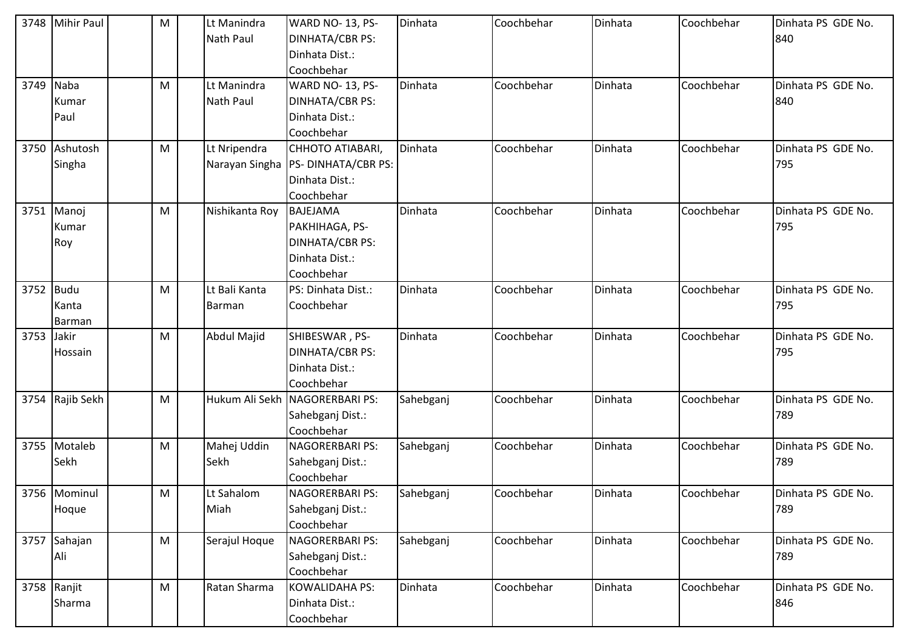| 3748 | Mihir Paul | | M | | Lt Manindra Nath Paul | WARD NO- 13, PS-DINHATA/CBR PS: Dinhata Dist.: Coochbehar | Dinhata | Coochbehar | Dinhata | Coochbehar | Dinhata PS GDE No. 840 |
|---|---|---|---|---|---|---|---|---|---|---|---|
| 3749 | Naba Kumar Paul | | M | | Lt Manindra Nath Paul | WARD NO- 13, PS-DINHATA/CBR PS: Dinhata Dist.: Coochbehar | Dinhata | Coochbehar | Dinhata | Coochbehar | Dinhata PS GDE No. 840 |
| 3750 | Ashutosh Singha | | M | | Lt Nripendra Narayan Singha | CHHOTO ATIABARI, PS- DINHATA/CBR PS: Dinhata Dist.: Coochbehar | Dinhata | Coochbehar | Dinhata | Coochbehar | Dinhata PS GDE No. 795 |
| 3751 | Manoj Kumar Roy | | M | | Nishikanta Roy | BAJEJAMA PAKHIHAGA, PS-DINHATA/CBR PS: Dinhata Dist.: Coochbehar | Dinhata | Coochbehar | Dinhata | Coochbehar | Dinhata PS GDE No. 795 |
| 3752 | Budu Kanta Barman | | M | | Lt Bali Kanta Barman | PS: Dinhata Dist.: Coochbehar | Dinhata | Coochbehar | Dinhata | Coochbehar | Dinhata PS GDE No. 795 |
| 3753 | Jakir Hossain | | M | | Abdul Majid | SHIBESWAR , PS-DINHATA/CBR PS: Dinhata Dist.: Coochbehar | Dinhata | Coochbehar | Dinhata | Coochbehar | Dinhata PS GDE No. 795 |
| 3754 | Rajib Sekh | | M | | Hukum Ali Sekh | NAGORERBARI PS: Sahebganj Dist.: Coochbehar | Sahebganj | Coochbehar | Dinhata | Coochbehar | Dinhata PS GDE No. 789 |
| 3755 | Motaleb Sekh | | M | | Mahej Uddin Sekh | NAGORERBARI PS: Sahebganj Dist.: Coochbehar | Sahebganj | Coochbehar | Dinhata | Coochbehar | Dinhata PS GDE No. 789 |
| 3756 | Mominul Hoque | | M | | Lt Sahalom Miah | NAGORERBARI PS: Sahebganj Dist.: Coochbehar | Sahebganj | Coochbehar | Dinhata | Coochbehar | Dinhata PS GDE No. 789 |
| 3757 | Sahajan Ali | | M | | Serajul Hoque | NAGORERBARI PS: Sahebganj Dist.: Coochbehar | Sahebganj | Coochbehar | Dinhata | Coochbehar | Dinhata PS GDE No. 789 |
| 3758 | Ranjit Sharma | | M | | Ratan Sharma | KOWALIDAHA PS: Dinhata Dist.: Coochbehar | Dinhata | Coochbehar | Dinhata | Coochbehar | Dinhata PS GDE No. 846 |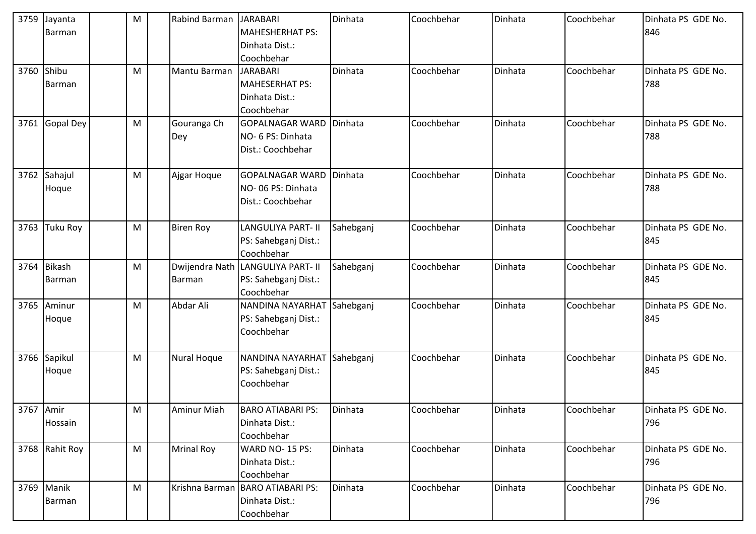| 3759 | Jayanta Barman | | M | | Rabind Barman | JARABARI MAHESHERHAT PS: Dinhata Dist.: Coochbehar | Dinhata | Coochbehar | Dinhata | Coochbehar | Dinhata PS GDE No. 846 |
|---|---|---|---|---|---|---|---|---|---|---|---|
| 3760 | Shibu Barman | | M | | Mantu Barman | JARABARI MAHESERHAT PS: Dinhata Dist.: Coochbehar | Dinhata | Coochbehar | Dinhata | Coochbehar | Dinhata PS GDE No. 788 |
| 3761 | Gopal Dey | | M | | Gouranga Ch Dey | GOPALNAGAR WARD NO- 6 PS: Dinhata Dist.: Coochbehar | Dinhata | Coochbehar | Dinhata | Coochbehar | Dinhata PS GDE No. 788 |
| 3762 | Sahajul Hoque | | M | | Ajgar Hoque | GOPALNAGAR WARD NO- 06 PS: Dinhata Dist.: Coochbehar | Dinhata | Coochbehar | Dinhata | Coochbehar | Dinhata PS GDE No. 788 |
| 3763 | Tuku Roy | | M | | Biren Roy | LANGULIYA PART- II PS: Sahebganj Dist.: Coochbehar | Sahebganj | Coochbehar | Dinhata | Coochbehar | Dinhata PS GDE No. 845 |
| 3764 | Bikash Barman | | M | | Dwijendra Nath Barman | LANGULIYA PART- II PS: Sahebganj Dist.: Coochbehar | Sahebganj | Coochbehar | Dinhata | Coochbehar | Dinhata PS GDE No. 845 |
| 3765 | Aminur Hoque | | M | | Abdar Ali | NANDINA NAYARHAT PS: Sahebganj Dist.: Coochbehar | Sahebganj | Coochbehar | Dinhata | Coochbehar | Dinhata PS GDE No. 845 |
| 3766 | Sapikul Hoque | | M | | Nural Hoque | NANDINA NAYARHAT PS: Sahebganj Dist.: Coochbehar | Sahebganj | Coochbehar | Dinhata | Coochbehar | Dinhata PS GDE No. 845 |
| 3767 | Amir Hossain | | M | | Aminur Miah | BARO ATIABARI PS: Dinhata Dist.: Coochbehar | Dinhata | Coochbehar | Dinhata | Coochbehar | Dinhata PS GDE No. 796 |
| 3768 | Rahit Roy | | M | | Mrinal Roy | WARD NO- 15 PS: Dinhata Dist.: Coochbehar | Dinhata | Coochbehar | Dinhata | Coochbehar | Dinhata PS GDE No. 796 |
| 3769 | Manik Barman | | M | | Krishna Barman | BARO ATIABARI PS: Dinhata Dist.: Coochbehar | Dinhata | Coochbehar | Dinhata | Coochbehar | Dinhata PS GDE No. 796 |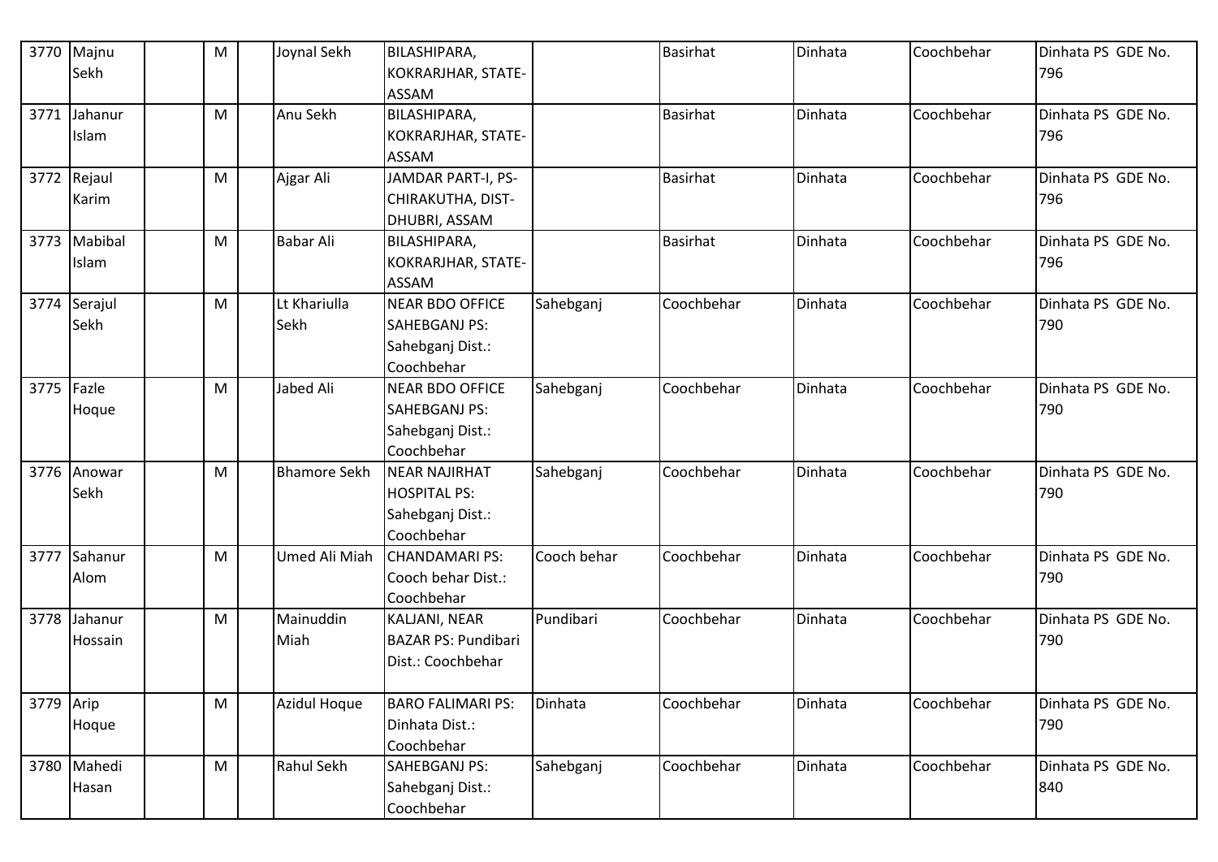| 3770 | Majnu Sekh | | M | | Joynal Sekh | BILASHIPARA, KOKRARJHAR, STATE-ASSAM | | Basirhat | Dinhata | Coochbehar | Dinhata PS GDE No. 796 |
|---|---|---|---|---|---|---|---|---|---|---|---|
| 3771 | Jahanur Islam | | M | | Anu Sekh | BILASHIPARA, KOKRARJHAR, STATE-ASSAM | | Basirhat | Dinhata | Coochbehar | Dinhata PS GDE No. 796 |
| 3772 | Rejaul Karim | | M | | Ajgar Ali | JAMDAR PART-I, PS-CHIRAKUTHA, DIST-DHUBRI, ASSAM | | Basirhat | Dinhata | Coochbehar | Dinhata PS GDE No. 796 |
| 3773 | Mabibal Islam | | M | | Babar Ali | BILASHIPARA, KOKRARJHAR, STATE-ASSAM | | Basirhat | Dinhata | Coochbehar | Dinhata PS GDE No. 796 |
| 3774 | Serajul Sekh | | M | | Lt Khariulla Sekh | NEAR BDO OFFICE SAHEBGANJ PS: Sahebganj Dist.: Coochbehar | Sahebganj | Coochbehar | Dinhata | Coochbehar | Dinhata PS GDE No. 790 |
| 3775 | Fazle Hoque | | M | | Jabed Ali | NEAR BDO OFFICE SAHEBGANJ PS: Sahebganj Dist.: Coochbehar | Sahebganj | Coochbehar | Dinhata | Coochbehar | Dinhata PS GDE No. 790 |
| 3776 | Anowar Sekh | | M | | Bhamore Sekh | NEAR NAJIRHAT HOSPITAL PS: Sahebganj Dist.: Coochbehar | Sahebganj | Coochbehar | Dinhata | Coochbehar | Dinhata PS GDE No. 790 |
| 3777 | Sahanur Alom | | M | | Umed Ali Miah | CHANDAMARI PS: Cooch behar Dist.: Coochbehar | Cooch behar | Coochbehar | Dinhata | Coochbehar | Dinhata PS GDE No. 790 |
| 3778 | Jahanur Hossain | | M | | Mainuddin Miah | KALJANI, NEAR BAZAR PS: Pundibari Dist.: Coochbehar | Pundibari | Coochbehar | Dinhata | Coochbehar | Dinhata PS GDE No. 790 |
| 3779 | Arip Hoque | | M | | Azidul Hoque | BARO FALIMARI PS: Dinhata Dist.: Coochbehar | Dinhata | Coochbehar | Dinhata | Coochbehar | Dinhata PS GDE No. 790 |
| 3780 | Mahedi Hasan | | M | | Rahul Sekh | SAHEBGANJ PS: Sahebganj Dist.: Coochbehar | Sahebganj | Coochbehar | Dinhata | Coochbehar | Dinhata PS GDE No. 840 |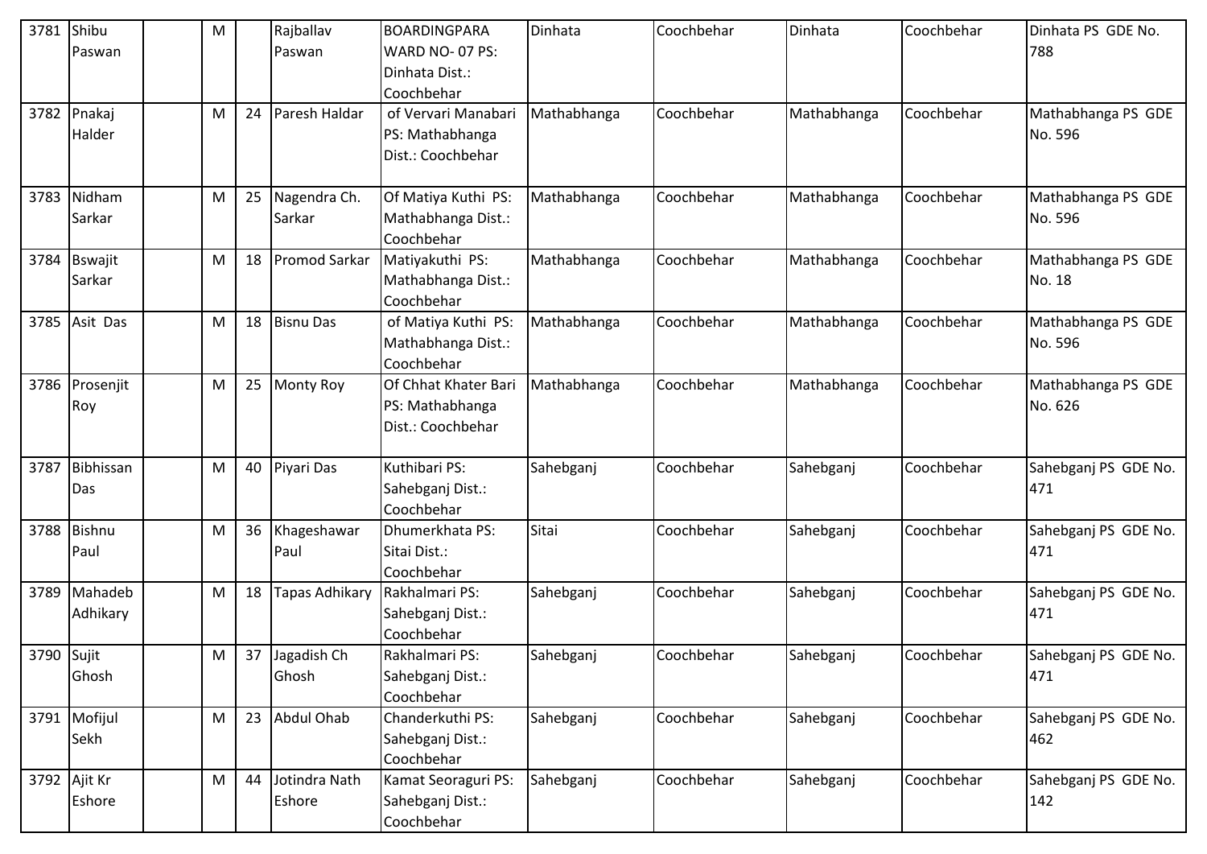| | | | | | | | | | | | |
|---|---|---|---|---|---|---|---|---|---|---|---|
| 3781 | Shibu Paswan | | M | | Rajballav Paswan | BOARDINGPARA WARD NO- 07 PS: Dinhata Dist.: Coochbehar | Dinhata | Coochbehar | Dinhata | Coochbehar | Dinhata PS GDE No. 788 |
| 3782 | Pnakaj Halder | | M | 24 | Paresh Haldar | of Vervari Manabari PS: Mathabhanga Dist.: Coochbehar | Mathabhanga | Coochbehar | Mathabhanga | Coochbehar | Mathabhanga PS GDE No. 596 |
| 3783 | Nidham Sarkar | | M | 25 | Nagendra Ch. Sarkar | Of Matiya Kuthi PS: Mathabhanga Dist.: Coochbehar | Mathabhanga | Coochbehar | Mathabhanga | Coochbehar | Mathabhanga PS GDE No. 596 |
| 3784 | Bswajit Sarkar | | M | 18 | Promod Sarkar | Matiyakuthi PS: Mathabhanga Dist.: Coochbehar | Mathabhanga | Coochbehar | Mathabhanga | Coochbehar | Mathabhanga PS GDE No. 18 |
| 3785 | Asit Das | | M | 18 | Bisnu Das | of Matiya Kuthi PS: Mathabhanga Dist.: Coochbehar | Mathabhanga | Coochbehar | Mathabhanga | Coochbehar | Mathabhanga PS GDE No. 596 |
| 3786 | Prosenjit Roy | | M | 25 | Monty Roy | Of Chhat Khater Bari PS: Mathabhanga Dist.: Coochbehar | Mathabhanga | Coochbehar | Mathabhanga | Coochbehar | Mathabhanga PS GDE No. 626 |
| 3787 | Bibhissan Das | | M | 40 | Piyari Das | Kuthibari PS: Sahebganj Dist.: Coochbehar | Sahebganj | Coochbehar | Sahebganj | Coochbehar | Sahebganj PS GDE No. 471 |
| 3788 | Bishnu Paul | | M | 36 | Khageshawar Paul | Dhumerkhata PS: Sitai Dist.: Coochbehar | Sitai | Coochbehar | Sahebganj | Coochbehar | Sahebganj PS GDE No. 471 |
| 3789 | Mahadeb Adhikary | | M | 18 | Tapas Adhikary | Rakhalmari PS: Sahebganj Dist.: Coochbehar | Sahebganj | Coochbehar | Sahebganj | Coochbehar | Sahebganj PS GDE No. 471 |
| 3790 | Sujit Ghosh | | M | 37 | Jagadish Ch Ghosh | Rakhalmari PS: Sahebganj Dist.: Coochbehar | Sahebganj | Coochbehar | Sahebganj | Coochbehar | Sahebganj PS GDE No. 471 |
| 3791 | Mofijul Sekh | | M | 23 | Abdul Ohab | Chanderkuthi PS: Sahebganj Dist.: Coochbehar | Sahebganj | Coochbehar | Sahebganj | Coochbehar | Sahebganj PS GDE No. 462 |
| 3792 | Ajit Kr Eshore | | M | 44 | Jotindra Nath Eshore | Kamat Seoraguri PS: Sahebganj Dist.: Coochbehar | Sahebganj | Coochbehar | Sahebganj | Coochbehar | Sahebganj PS GDE No. 142 |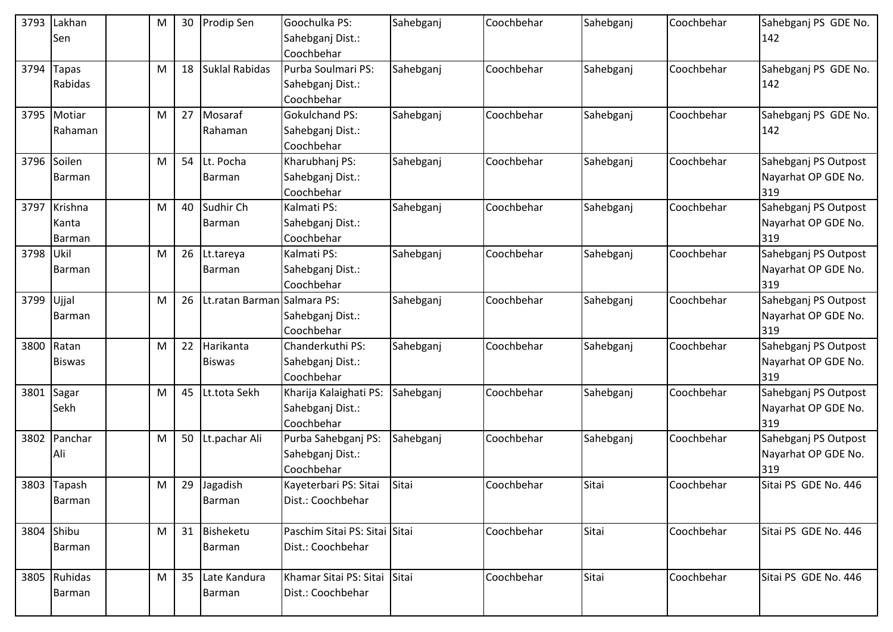| 3793 | Lakhan Sen | | M | 30 | Prodip Sen | Goochulka PS: Sahebganj Dist.: Coochbehar | Sahebganj | Coochbehar | Sahebganj | Coochbehar | Sahebganj PS GDE No. 142 |
|---|---|---|---|---|---|---|---|---|---|---|---|
| 3794 | Tapas Rabidas | | M | 18 | Suklal Rabidas | Purba Soulmari PS: Sahebganj Dist.: Coochbehar | Sahebganj | Coochbehar | Sahebganj | Coochbehar | Sahebganj PS GDE No. 142 |
| 3795 | Motiar Rahaman | | M | 27 | Mosaraf Rahaman | Gokulchand PS: Sahebganj Dist.: Coochbehar | Sahebganj | Coochbehar | Sahebganj | Coochbehar | Sahebganj PS GDE No. 142 |
| 3796 | Soilen Barman | | M | 54 | Lt. Pocha Barman | Kharubhanj PS: Sahebganj Dist.: Coochbehar | Sahebganj | Coochbehar | Sahebganj | Coochbehar | Sahebganj PS Outpost Nayarhat OP GDE No. 319 |
| 3797 | Krishna Kanta Barman | | M | 40 | Sudhir Ch Barman | Kalmati PS: Sahebganj Dist.: Coochbehar | Sahebganj | Coochbehar | Sahebganj | Coochbehar | Sahebganj PS Outpost Nayarhat OP GDE No. 319 |
| 3798 | Ukil Barman | | M | 26 | Lt.tareya Barman | Kalmati PS: Sahebganj Dist.: Coochbehar | Sahebganj | Coochbehar | Sahebganj | Coochbehar | Sahebganj PS Outpost Nayarhat OP GDE No. 319 |
| 3799 | Ujjal Barman | | M | 26 | Lt.ratan Barman | Salmara PS: Sahebganj Dist.: Coochbehar | Sahebganj | Coochbehar | Sahebganj | Coochbehar | Sahebganj PS Outpost Nayarhat OP GDE No. 319 |
| 3800 | Ratan Biswas | | M | 22 | Harikanta Biswas | Chanderkuthi PS: Sahebganj Dist.: Coochbehar | Sahebganj | Coochbehar | Sahebganj | Coochbehar | Sahebganj PS Outpost Nayarhat OP GDE No. 319 |
| 3801 | Sagar Sekh | | M | 45 | Lt.tota Sekh | Kharija Kalaighati PS: Sahebganj Dist.: Coochbehar | Sahebganj | Coochbehar | Sahebganj | Coochbehar | Sahebganj PS Outpost Nayarhat OP GDE No. 319 |
| 3802 | Panchar Ali | | M | 50 | Lt.pachar Ali | Purba Sahebganj PS: Sahebganj Dist.: Coochbehar | Sahebganj | Coochbehar | Sahebganj | Coochbehar | Sahebganj PS Outpost Nayarhat OP GDE No. 319 |
| 3803 | Tapash Barman | | M | 29 | Jagadish Barman | Kayeterbari PS: Sitai Dist.: Coochbehar | Sitai | Coochbehar | Sitai | Coochbehar | Sitai PS GDE No. 446 |
| 3804 | Shibu Barman | | M | 31 | Bisheketu Barman | Paschim Sitai PS: Sitai Dist.: Coochbehar | Sitai | Coochbehar | Sitai | Coochbehar | Sitai PS GDE No. 446 |
| 3805 | Ruhidas Barman | | M | 35 | Late Kandura Barman | Khamar Sitai PS: Sitai Dist.: Coochbehar | Sitai | Coochbehar | Sitai | Coochbehar | Sitai PS GDE No. 446 |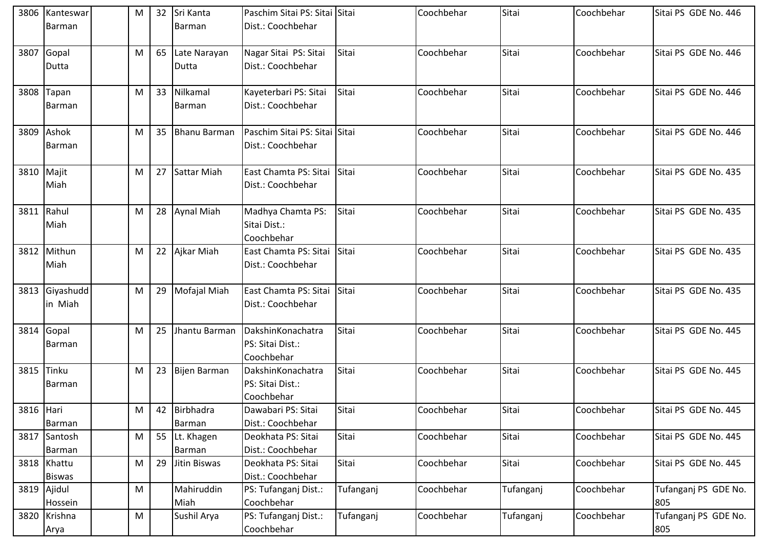| 3806 | Kanteswar Barman | | M | 32 | Sri Kanta Barman | Paschim Sitai PS: Sitai Dist.: Coochbehar | Sitai | Coochbehar | Sitai | Coochbehar | Sitai PS GDE No. 446 |
|---|---|---|---|---|---|---|---|---|---|---|---|
| 3807 | Gopal Dutta | | M | 65 | Late Narayan Dutta | Nagar Sitai PS: Sitai Dist.: Coochbehar | Sitai | Coochbehar | Sitai | Coochbehar | Sitai PS GDE No. 446 |
| 3808 | Tapan Barman | | M | 33 | Nilkamal Barman | Kayeterbari PS: Sitai Dist.: Coochbehar | Sitai | Coochbehar | Sitai | Coochbehar | Sitai PS GDE No. 446 |
| 3809 | Ashok Barman | | M | 35 | Bhanu Barman | Paschim Sitai PS: Sitai Dist.: Coochbehar | Sitai | Coochbehar | Sitai | Coochbehar | Sitai PS GDE No. 446 |
| 3810 | Majit Miah | | M | 27 | Sattar Miah | East Chamta PS: Sitai Dist.: Coochbehar | Sitai | Coochbehar | Sitai | Coochbehar | Sitai PS GDE No. 435 |
| 3811 | Rahul Miah | | M | 28 | Aynal Miah | Madhya Chamta PS: Sitai Dist.: Coochbehar | Sitai | Coochbehar | Sitai | Coochbehar | Sitai PS GDE No. 435 |
| 3812 | Mithun Miah | | M | 22 | Ajkar Miah | East Chamta PS: Sitai Dist.: Coochbehar | Sitai | Coochbehar | Sitai | Coochbehar | Sitai PS GDE No. 435 |
| 3813 | Giyashuddin Miah | | M | 29 | Mofajal Miah | East Chamta PS: Sitai Dist.: Coochbehar | Sitai | Coochbehar | Sitai | Coochbehar | Sitai PS GDE No. 435 |
| 3814 | Gopal Barman | | M | 25 | Jhantu Barman | DakshinKonachatra PS: Sitai Dist.: Coochbehar | Sitai | Coochbehar | Sitai | Coochbehar | Sitai PS GDE No. 445 |
| 3815 | Tinku Barman | | M | 23 | Bijen Barman | DakshinKonachatra PS: Sitai Dist.: Coochbehar | Sitai | Coochbehar | Sitai | Coochbehar | Sitai PS GDE No. 445 |
| 3816 | Hari Barman | | M | 42 | Birbhadra Barman | Dawabari PS: Sitai Dist.: Coochbehar | Sitai | Coochbehar | Sitai | Coochbehar | Sitai PS GDE No. 445 |
| 3817 | Santosh Barman | | M | 55 | Lt. Khagen Barman | Deokhata PS: Sitai Dist.: Coochbehar | Sitai | Coochbehar | Sitai | Coochbehar | Sitai PS GDE No. 445 |
| 3818 | Khattu Biswas | | M | 29 | Jitin Biswas | Deokhata PS: Sitai Dist.: Coochbehar | Sitai | Coochbehar | Sitai | Coochbehar | Sitai PS GDE No. 445 |
| 3819 | Ajidul Hossein | | M | | Mahiruddin Miah | PS: Tufanganj Dist.: Coochbehar | Tufanganj | Coochbehar | Tufanganj | Coochbehar | Tufanganj PS GDE No. 805 |
| 3820 | Krishna Arya | | M | | Sushil Arya | PS: Tufanganj Dist.: Coochbehar | Tufanganj | Coochbehar | Tufanganj | Coochbehar | Tufanganj PS GDE No. 805 |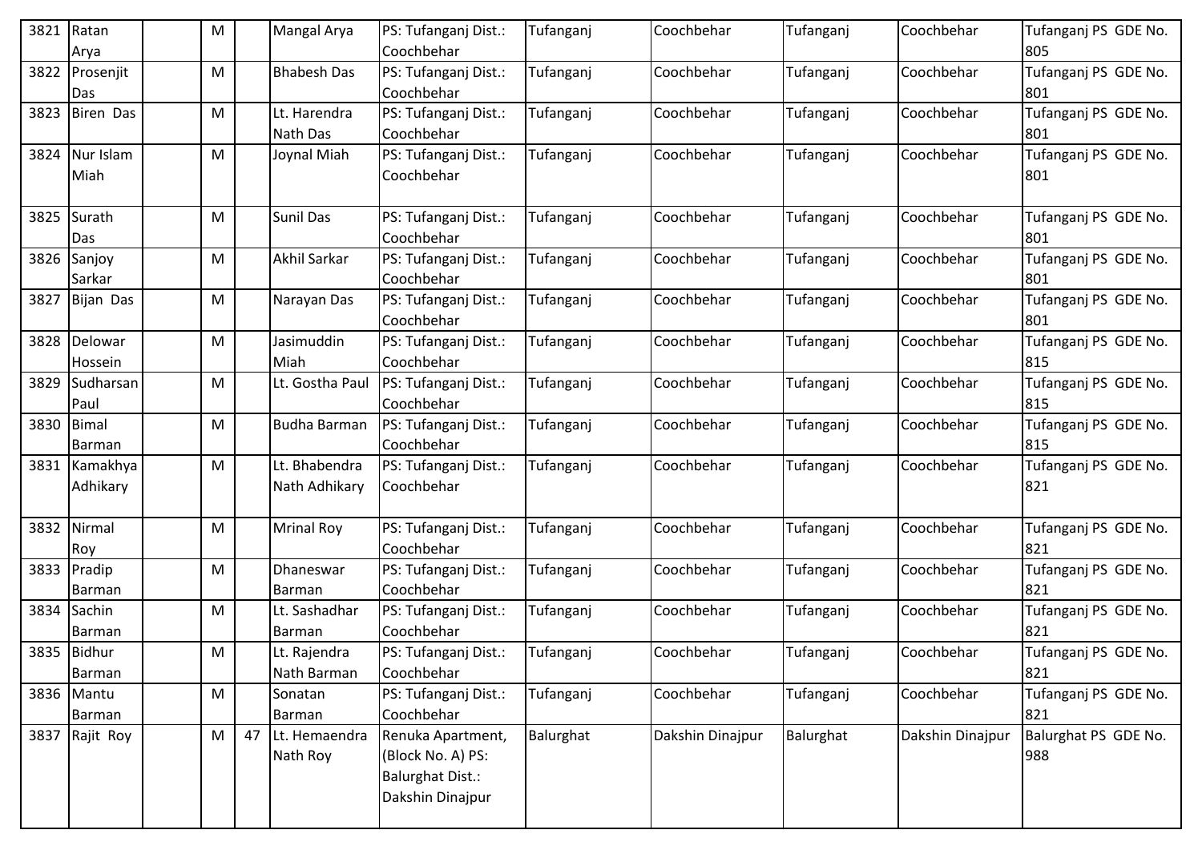| 3821 | Ratan Arya | | M | | Mangal Arya | PS: Tufanganj Dist.: Coochbehar | Tufanganj | Coochbehar | Tufanganj | Coochbehar | Tufanganj PS GDE No. 805 |
|---|---|---|---|---|---|---|---|---|---|---|---|
| 3822 | Prosenjit Das | | M | | Bhabesh Das | PS: Tufanganj Dist.: Coochbehar | Tufanganj | Coochbehar | Tufanganj | Coochbehar | Tufanganj PS GDE No. 801 |
| 3823 | Biren Das | | M | | Lt. Harendra Nath Das | PS: Tufanganj Dist.: Coochbehar | Tufanganj | Coochbehar | Tufanganj | Coochbehar | Tufanganj PS GDE No. 801 |
| 3824 | Nur Islam Miah | | M | | Joynal Miah | PS: Tufanganj Dist.: Coochbehar | Tufanganj | Coochbehar | Tufanganj | Coochbehar | Tufanganj PS GDE No. 801 |
| 3825 | Surath Das | | M | | Sunil Das | PS: Tufanganj Dist.: Coochbehar | Tufanganj | Coochbehar | Tufanganj | Coochbehar | Tufanganj PS GDE No. 801 |
| 3826 | Sanjoy Sarkar | | M | | Akhil Sarkar | PS: Tufanganj Dist.: Coochbehar | Tufanganj | Coochbehar | Tufanganj | Coochbehar | Tufanganj PS GDE No. 801 |
| 3827 | Bijan Das | | M | | Narayan Das | PS: Tufanganj Dist.: Coochbehar | Tufanganj | Coochbehar | Tufanganj | Coochbehar | Tufanganj PS GDE No. 801 |
| 3828 | Delowar Hossein | | M | | Jasimuddin Miah | PS: Tufanganj Dist.: Coochbehar | Tufanganj | Coochbehar | Tufanganj | Coochbehar | Tufanganj PS GDE No. 815 |
| 3829 | Sudharsan Paul | | M | | Lt. Gostha Paul | PS: Tufanganj Dist.: Coochbehar | Tufanganj | Coochbehar | Tufanganj | Coochbehar | Tufanganj PS GDE No. 815 |
| 3830 | Bimal Barman | | M | | Budha Barman | PS: Tufanganj Dist.: Coochbehar | Tufanganj | Coochbehar | Tufanganj | Coochbehar | Tufanganj PS GDE No. 815 |
| 3831 | Kamakhya Adhikary | | M | | Lt. Bhabendra Nath Adhikary | PS: Tufanganj Dist.: Coochbehar | Tufanganj | Coochbehar | Tufanganj | Coochbehar | Tufanganj PS GDE No. 821 |
| 3832 | Nirmal Roy | | M | | Mrinal Roy | PS: Tufanganj Dist.: Coochbehar | Tufanganj | Coochbehar | Tufanganj | Coochbehar | Tufanganj PS GDE No. 821 |
| 3833 | Pradip Barman | | M | | Dhaneswar Barman | PS: Tufanganj Dist.: Coochbehar | Tufanganj | Coochbehar | Tufanganj | Coochbehar | Tufanganj PS GDE No. 821 |
| 3834 | Sachin Barman | | M | | Lt. Sashadhar Barman | PS: Tufanganj Dist.: Coochbehar | Tufanganj | Coochbehar | Tufanganj | Coochbehar | Tufanganj PS GDE No. 821 |
| 3835 | Bidhur Barman | | M | | Lt. Rajendra Nath Barman | PS: Tufanganj Dist.: Coochbehar | Tufanganj | Coochbehar | Tufanganj | Coochbehar | Tufanganj PS GDE No. 821 |
| 3836 | Mantu Barman | | M | | Sonatan Barman | PS: Tufanganj Dist.: Coochbehar | Tufanganj | Coochbehar | Tufanganj | Coochbehar | Tufanganj PS GDE No. 821 |
| 3837 | Rajit Roy | | M | 47 | Lt. Hemaendra Nath Roy | Renuka Apartment, (Block No. A) PS: Balurghat Dist.: Dakshin Dinajpur | Balurghat | Dakshin Dinajpur | Balurghat | Dakshin Dinajpur | Balurghat PS GDE No. 988 |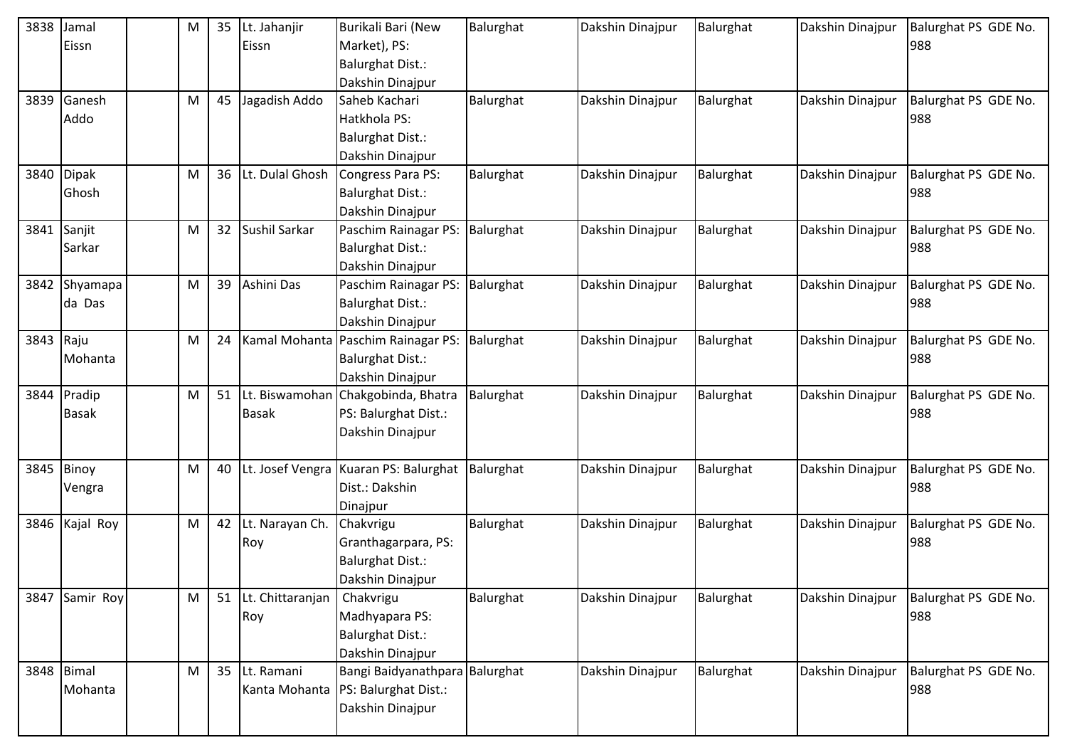| 3838 | Jamal Eissn | | M | 35 | Lt. Jahanjir Eissn | Burikali Bari (New Market), PS: Balurghat Dist.: Dakshin Dinajpur | Balurghat | Dakshin Dinajpur | Balurghat | Dakshin Dinajpur | Balurghat PS GDE No. 988 |
|---|---|---|---|---|---|---|---|---|---|---|---|
| 3839 | Ganesh Addo | | M | 45 | Jagadish Addo | Saheb Kachari Hatkhola PS: Balurghat Dist.: Dakshin Dinajpur | Balurghat | Dakshin Dinajpur | Balurghat | Dakshin Dinajpur | Balurghat PS GDE No. 988 |
| 3840 | Dipak Ghosh | | M | 36 | Lt. Dulal Ghosh | Congress Para PS: Balurghat Dist.: Dakshin Dinajpur | Balurghat | Dakshin Dinajpur | Balurghat | Dakshin Dinajpur | Balurghat PS GDE No. 988 |
| 3841 | Sanjit Sarkar | | M | 32 | Sushil Sarkar | Paschim Rainagar PS: Balurghat Dist.: Dakshin Dinajpur | Balurghat | Dakshin Dinajpur | Balurghat | Dakshin Dinajpur | Balurghat PS GDE No. 988 |
| 3842 | Shyamapada Das | | M | 39 | Ashini Das | Paschim Rainagar PS: Balurghat Dist.: Dakshin Dinajpur | Balurghat | Dakshin Dinajpur | Balurghat | Dakshin Dinajpur | Balurghat PS GDE No. 988 |
| 3843 | Raju Mohanta | | M | 24 | Kamal Mohanta | Paschim Rainagar PS: Balurghat Dist.: Dakshin Dinajpur | Balurghat | Dakshin Dinajpur | Balurghat | Dakshin Dinajpur | Balurghat PS GDE No. 988 |
| 3844 | Pradip Basak | | M | 51 | Lt. Biswamohan Basak | Chakgobinda, Bhatra PS: Balurghat Dist.: Dakshin Dinajpur | Balurghat | Dakshin Dinajpur | Balurghat | Dakshin Dinajpur | Balurghat PS GDE No. 988 |
| 3845 | Binoy Vengra | | M | 40 | Lt. Josef Vengra | Kuaran PS: Balurghat Dist.: Dakshin Dinajpur | Balurghat | Dakshin Dinajpur | Balurghat | Dakshin Dinajpur | Balurghat PS GDE No. 988 |
| 3846 | Kajal Roy | | M | 42 | Lt. Narayan Ch. Roy | Chakvrigu Granthagarpara, PS: Balurghat Dist.: Dakshin Dinajpur | Balurghat | Dakshin Dinajpur | Balurghat | Dakshin Dinajpur | Balurghat PS GDE No. 988 |
| 3847 | Samir Roy | | M | 51 | Lt. Chittaranjan Roy | Chakvrigu Madhyapara PS: Balurghat Dist.: Dakshin Dinajpur | Balurghat | Dakshin Dinajpur | Balurghat | Dakshin Dinajpur | Balurghat PS GDE No. 988 |
| 3848 | Bimal Mohanta | | M | 35 | Lt. Ramani Kanta Mohanta | Bangi Baidyanathpara PS: Balurghat Dist.: Dakshin Dinajpur | Balurghat | Dakshin Dinajpur | Balurghat | Dakshin Dinajpur | Balurghat PS GDE No. 988 |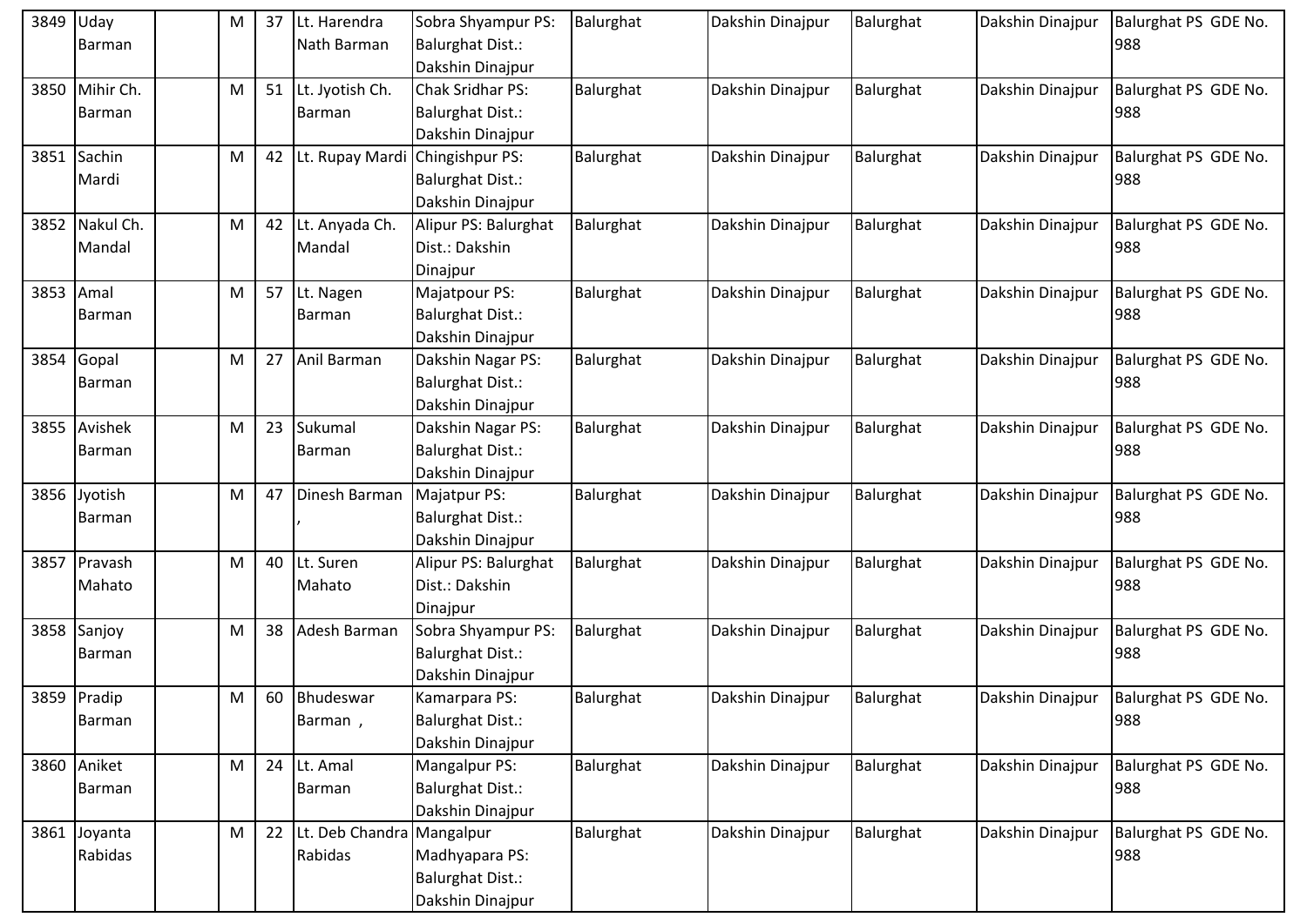| 3849 | Uday Barman | | M | 37 | Lt. Harendra Nath Barman | Sobra Shyampur PS: Balurghat Dist.: Dakshin Dinajpur | Balurghat | Dakshin Dinajpur | Balurghat | Dakshin Dinajpur | Balurghat PS GDE No. 988 |
|---|---|---|---|---|---|---|---|---|---|---|---|
| 3850 | Mihir Ch. Barman | | M | 51 | Lt. Jyotish Ch. Barman | Chak Sridhar PS: Balurghat Dist.: Dakshin Dinajpur | Balurghat | Dakshin Dinajpur | Balurghat | Dakshin Dinajpur | Balurghat PS GDE No. 988 |
| 3851 | Sachin Mardi | | M | 42 | Lt. Rupay Mardi | Chingishpur PS: Balurghat Dist.: Dakshin Dinajpur | Balurghat | Dakshin Dinajpur | Balurghat | Dakshin Dinajpur | Balurghat PS GDE No. 988 |
| 3852 | Nakul Ch. Mandal | | M | 42 | Lt. Anyada Ch. Mandal | Alipur PS: Balurghat Dist.: Dakshin Dinajpur | Balurghat | Dakshin Dinajpur | Balurghat | Dakshin Dinajpur | Balurghat PS GDE No. 988 |
| 3853 | Amal Barman | | M | 57 | Lt. Nagen Barman | Majatpour PS: Balurghat Dist.: Dakshin Dinajpur | Balurghat | Dakshin Dinajpur | Balurghat | Dakshin Dinajpur | Balurghat PS GDE No. 988 |
| 3854 | Gopal Barman | | M | 27 | Anil Barman | Dakshin Nagar PS: Balurghat Dist.: Dakshin Dinajpur | Balurghat | Dakshin Dinajpur | Balurghat | Dakshin Dinajpur | Balurghat PS GDE No. 988 |
| 3855 | Avishek Barman | | M | 23 | Sukumal Barman | Dakshin Nagar PS: Balurghat Dist.: Dakshin Dinajpur | Balurghat | Dakshin Dinajpur | Balurghat | Dakshin Dinajpur | Balurghat PS GDE No. 988 |
| 3856 | Jyotish Barman | | M | 47 | Dinesh Barman , | Majatpur PS: Balurghat Dist.: Dakshin Dinajpur | Balurghat | Dakshin Dinajpur | Balurghat | Dakshin Dinajpur | Balurghat PS GDE No. 988 |
| 3857 | Pravash Mahato | | M | 40 | Lt. Suren Mahato | Alipur PS: Balurghat Dist.: Dakshin Dinajpur | Balurghat | Dakshin Dinajpur | Balurghat | Dakshin Dinajpur | Balurghat PS GDE No. 988 |
| 3858 | Sanjoy Barman | | M | 38 | Adesh Barman | Sobra Shyampur PS: Balurghat Dist.: Dakshin Dinajpur | Balurghat | Dakshin Dinajpur | Balurghat | Dakshin Dinajpur | Balurghat PS GDE No. 988 |
| 3859 | Pradip Barman | | M | 60 | Bhudeswar Barman , | Kamarpara PS: Balurghat Dist.: Dakshin Dinajpur | Balurghat | Dakshin Dinajpur | Balurghat | Dakshin Dinajpur | Balurghat PS GDE No. 988 |
| 3860 | Aniket Barman | | M | 24 | Lt. Amal Barman | Mangalpur PS: Balurghat Dist.: Dakshin Dinajpur | Balurghat | Dakshin Dinajpur | Balurghat | Dakshin Dinajpur | Balurghat PS GDE No. 988 |
| 3861 | Joyanta Rabidas | | M | 22 | Lt. Deb Chandra Rabidas | Mangalpur Madhyapara PS: Balurghat Dist.: Dakshin Dinajpur | Balurghat | Dakshin Dinajpur | Balurghat | Dakshin Dinajpur | Balurghat PS GDE No. 988 |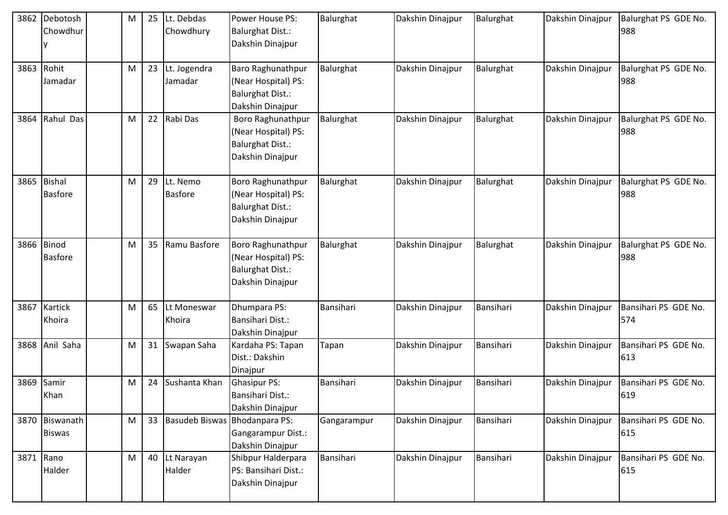| 3862 | Debotosh Chowdhury | | M | 25 | Lt. Debdas Chowdhury | Power House PS: Balurghat Dist.: Dakshin Dinajpur | Balurghat | Dakshin Dinajpur | Balurghat | Dakshin Dinajpur | Balurghat PS GDE No. 988 |
|---|---|---|---|---|---|---|---|---|---|---|---|
| 3863 | Rohit Jamadar | | M | 23 | Lt. Jogendra Jamadar | Baro Raghunathpur (Near Hospital) PS: Balurghat Dist.: Dakshin Dinajpur | Balurghat | Dakshin Dinajpur | Balurghat | Dakshin Dinajpur | Balurghat PS GDE No. 988 |
| 3864 | Rahul Das | | M | 22 | Rabi Das | Boro Raghunathpur (Near Hospital) PS: Balurghat Dist.: Dakshin Dinajpur | Balurghat | Dakshin Dinajpur | Balurghat | Dakshin Dinajpur | Balurghat PS GDE No. 988 |
| 3865 | Bishal Basfore | | M | 29 | Lt. Nemo Basfore | Boro Raghunathpur (Near Hospital) PS: Balurghat Dist.: Dakshin Dinajpur | Balurghat | Dakshin Dinajpur | Balurghat | Dakshin Dinajpur | Balurghat PS GDE No. 988 |
| 3866 | Binod Basfore | | M | 35 | Ramu Basfore | Boro Raghunathpur (Near Hospital) PS: Balurghat Dist.: Dakshin Dinajpur | Balurghat | Dakshin Dinajpur | Balurghat | Dakshin Dinajpur | Balurghat PS GDE No. 988 |
| 3867 | Kartick Khoira | | M | 65 | Lt Moneswar Khoira | Dhumpara PS: Bansihari Dist.: Dakshin Dinajpur | Bansihari | Dakshin Dinajpur | Bansihari | Dakshin Dinajpur | Bansihari PS GDE No. 574 |
| 3868 | Anil Saha | | M | 31 | Swapan Saha | Kardaha PS: Tapan Dist.: Dakshin Dinajpur | Tapan | Dakshin Dinajpur | Bansihari | Dakshin Dinajpur | Bansihari PS GDE No. 613 |
| 3869 | Samir Khan | | M | 24 | Sushanta Khan | Ghasipur PS: Bansihari Dist.: Dakshin Dinajpur | Bansihari | Dakshin Dinajpur | Bansihari | Dakshin Dinajpur | Bansihari PS GDE No. 619 |
| 3870 | Biswanath Biswas | | M | 33 | Basudeb Biswas | Bhodanpara PS: Gangarampur Dist.: Dakshin Dinajpur | Gangarampur | Dakshin Dinajpur | Bansihari | Dakshin Dinajpur | Bansihari PS GDE No. 615 |
| 3871 | Rano Halder | | M | 40 | Lt Narayan Halder | Shibpur Halderpara PS: Bansihari Dist.: Dakshin Dinajpur | Bansihari | Dakshin Dinajpur | Bansihari | Dakshin Dinajpur | Bansihari PS GDE No. 615 |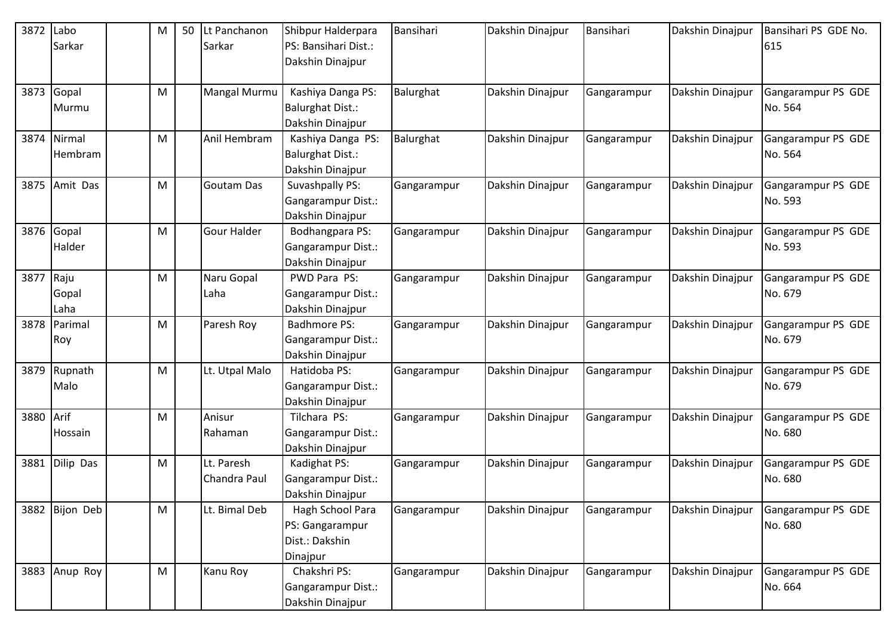| 3872 | Labo Sarkar | | M | 50 | Lt Panchanon Sarkar | Shibpur Halderpara PS: Bansihari Dist.: Dakshin Dinajpur | Bansihari | Dakshin Dinajpur | Bansihari | Dakshin Dinajpur | Bansihari PS GDE No. 615 |
|---|---|---|---|---|---|---|---|---|---|---|---|
| 3873 | Gopal Murmu | | M | | Mangal Murmu | Kashiya Danga PS: Balurghat Dist.: Dakshin Dinajpur | Balurghat | Dakshin Dinajpur | Gangarampur | Dakshin Dinajpur | Gangarampur PS GDE No. 564 |
| 3874 | Nirmal Hembram | | M | | Anil Hembram | Kashiya Danga PS: Balurghat Dist.: Dakshin Dinajpur | Balurghat | Dakshin Dinajpur | Gangarampur | Dakshin Dinajpur | Gangarampur PS GDE No. 564 |
| 3875 | Amit Das | | M | | Goutam Das | Suvashpally PS: Gangarampur Dist.: Dakshin Dinajpur | Gangarampur | Dakshin Dinajpur | Gangarampur | Dakshin Dinajpur | Gangarampur PS GDE No. 593 |
| 3876 | Gopal Halder | | M | | Gour Halder | Bodhangpara PS: Gangarampur Dist.: Dakshin Dinajpur | Gangarampur | Dakshin Dinajpur | Gangarampur | Dakshin Dinajpur | Gangarampur PS GDE No. 593 |
| 3877 | Raju Gopal Laha | | M | | Naru Gopal Laha | PWD Para PS: Gangarampur Dist.: Dakshin Dinajpur | Gangarampur | Dakshin Dinajpur | Gangarampur | Dakshin Dinajpur | Gangarampur PS GDE No. 679 |
| 3878 | Parimal Roy | | M | | Paresh Roy | Badhmore PS: Gangarampur Dist.: Dakshin Dinajpur | Gangarampur | Dakshin Dinajpur | Gangarampur | Dakshin Dinajpur | Gangarampur PS GDE No. 679 |
| 3879 | Rupnath Malo | | M | | Lt. Utpal Malo | Hatidoba PS: Gangarampur Dist.: Dakshin Dinajpur | Gangarampur | Dakshin Dinajpur | Gangarampur | Dakshin Dinajpur | Gangarampur PS GDE No. 679 |
| 3880 | Arif Hossain | | M | | Anisur Rahaman | Tilchara PS: Gangarampur Dist.: Dakshin Dinajpur | Gangarampur | Dakshin Dinajpur | Gangarampur | Dakshin Dinajpur | Gangarampur PS GDE No. 680 |
| 3881 | Dilip Das | | M | | Lt. Paresh Chandra Paul | Kadighat PS: Gangarampur Dist.: Dakshin Dinajpur | Gangarampur | Dakshin Dinajpur | Gangarampur | Dakshin Dinajpur | Gangarampur PS GDE No. 680 |
| 3882 | Bijon Deb | | M | | Lt. Bimal Deb | Hagh School Para PS: Gangarampur Dist.: Dakshin Dinajpur | Gangarampur | Dakshin Dinajpur | Gangarampur | Dakshin Dinajpur | Gangarampur PS GDE No. 680 |
| 3883 | Anup Roy | | M | | Kanu Roy | Chakshri PS: Gangarampur Dist.: Dakshin Dinajpur | Gangarampur | Dakshin Dinajpur | Gangarampur | Dakshin Dinajpur | Gangarampur PS GDE No. 664 |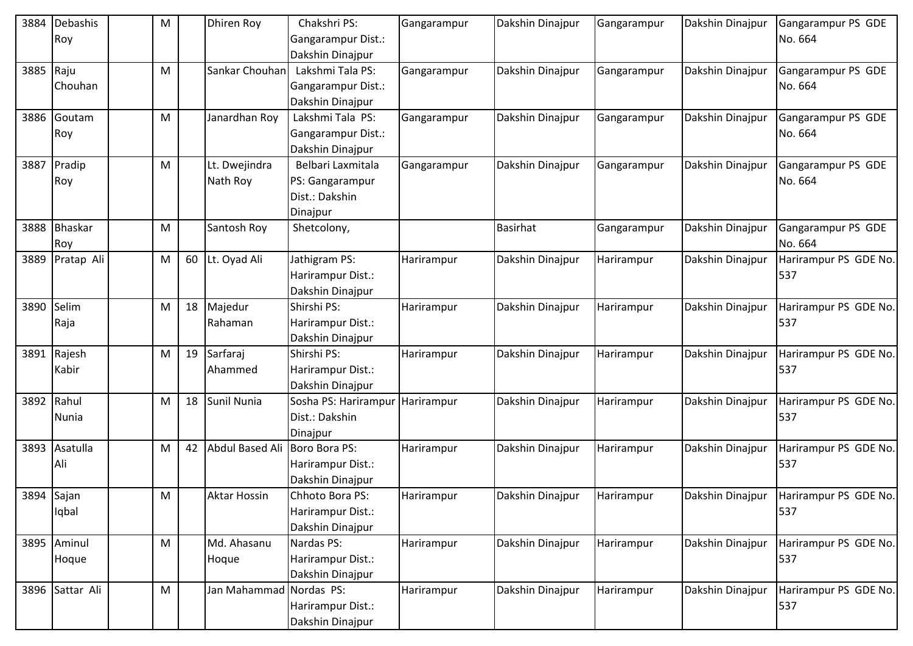| 3884 | Debashis Roy | | M | | Dhiren Roy | Chakshri PS: Gangarampur Dist.: Dakshin Dinajpur | Gangarampur | Dakshin Dinajpur | Gangarampur | Dakshin Dinajpur | Gangarampur PS GDE No. 664 |
|---|---|---|---|---|---|---|---|---|---|---|---|
| 3885 | Raju Chouhan | | M | | Sankar Chouhan | Lakshmi Tala PS: Gangarampur Dist.: Dakshin Dinajpur | Gangarampur | Dakshin Dinajpur | Gangarampur | Dakshin Dinajpur | Gangarampur PS GDE No. 664 |
| 3886 | Goutam Roy | | M | | Janardhan Roy | Lakshmi Tala PS: Gangarampur Dist.: Dakshin Dinajpur | Gangarampur | Dakshin Dinajpur | Gangarampur | Dakshin Dinajpur | Gangarampur PS GDE No. 664 |
| 3887 | Pradip Roy | | M | | Lt. Dwejindra Nath Roy | Belbari Laxmitala PS: Gangarampur Dist.: Dakshin Dinajpur | Gangarampur | Dakshin Dinajpur | Gangarampur | Dakshin Dinajpur | Gangarampur PS GDE No. 664 |
| 3888 | Bhaskar Roy | | M | | Santosh Roy | Shetcolony, | | Basirhat | Gangarampur | Dakshin Dinajpur | Gangarampur PS GDE No. 664 |
| 3889 | Pratap Ali | | M | 60 | Lt. Oyad Ali | Jathigram PS: Harirampur Dist.: Dakshin Dinajpur | Harirampur | Dakshin Dinajpur | Harirampur | Dakshin Dinajpur | Harirampur PS GDE No. 537 |
| 3890 | Selim Raja | | M | 18 | Majedur Rahaman | Shirshi PS: Harirampur Dist.: Dakshin Dinajpur | Harirampur | Dakshin Dinajpur | Harirampur | Dakshin Dinajpur | Harirampur PS GDE No. 537 |
| 3891 | Rajesh Kabir | | M | 19 | Sarfaraj Ahammed | Shirshi PS: Harirampur Dist.: Dakshin Dinajpur | Harirampur | Dakshin Dinajpur | Harirampur | Dakshin Dinajpur | Harirampur PS GDE No. 537 |
| 3892 | Rahul Nunia | | M | 18 | Sunil Nunia | Sosha PS: Harirampur Dist.: Dakshin Dinajpur | Harirampur | Dakshin Dinajpur | Harirampur | Dakshin Dinajpur | Harirampur PS GDE No. 537 |
| 3893 | Asatulla Ali | | M | 42 | Abdul Based Ali | Boro Bora PS: Harirampur Dist.: Dakshin Dinajpur | Harirampur | Dakshin Dinajpur | Harirampur | Dakshin Dinajpur | Harirampur PS GDE No. 537 |
| 3894 | Sajan Iqbal | | M | | Aktar Hossin | Chhoto Bora PS: Harirampur Dist.: Dakshin Dinajpur | Harirampur | Dakshin Dinajpur | Harirampur | Dakshin Dinajpur | Harirampur PS GDE No. 537 |
| 3895 | Aminul Hoque | | M | | Md. Ahasanu Hoque | Nardas PS: Harirampur Dist.: Dakshin Dinajpur | Harirampur | Dakshin Dinajpur | Harirampur | Dakshin Dinajpur | Harirampur PS GDE No. 537 |
| 3896 | Sattar Ali | | M | | Jan Mahammad | Nordas PS: Harirampur Dist.: Dakshin Dinajpur | Harirampur | Dakshin Dinajpur | Harirampur | Dakshin Dinajpur | Harirampur PS GDE No. 537 |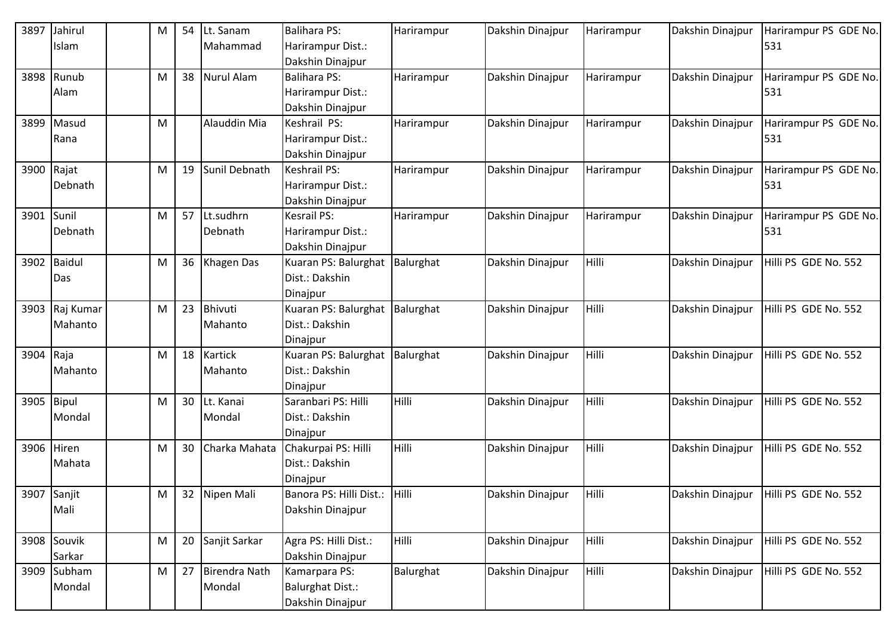| 3897 | Jahirul Islam | | M | 54 | Lt. Sanam Mahammad | Balihara PS: Harirampur Dist.: Dakshin Dinajpur | Harirampur | Dakshin Dinajpur | Harirampur | Dakshin Dinajpur | Harirampur PS GDE No. 531 |
|---|---|---|---|---|---|---|---|---|---|---|---|
| 3898 | Runub Alam | | M | 38 | Nurul Alam | Balihara PS: Harirampur Dist.: Dakshin Dinajpur | Harirampur | Dakshin Dinajpur | Harirampur | Dakshin Dinajpur | Harirampur PS GDE No. 531 |
| 3899 | Masud Rana | | M | | Alauddin Mia | Keshrail PS: Harirampur Dist.: Dakshin Dinajpur | Harirampur | Dakshin Dinajpur | Harirampur | Dakshin Dinajpur | Harirampur PS GDE No. 531 |
| 3900 | Rajat Debnath | | M | 19 | Sunil Debnath | Keshrail PS: Harirampur Dist.: Dakshin Dinajpur | Harirampur | Dakshin Dinajpur | Harirampur | Dakshin Dinajpur | Harirampur PS GDE No. 531 |
| 3901 | Sunil Debnath | | M | 57 | Lt.sudhrn Debnath | Kesrail PS: Harirampur Dist.: Dakshin Dinajpur | Harirampur | Dakshin Dinajpur | Harirampur | Dakshin Dinajpur | Harirampur PS GDE No. 531 |
| 3902 | Baidul Das | | M | 36 | Khagen Das | Kuaran PS: Balurghat Dist.: Dakshin Dinajpur | Balurghat | Dakshin Dinajpur | Hilli | Dakshin Dinajpur | Hilli PS GDE No. 552 |
| 3903 | Raj Kumar Mahanto | | M | 23 | Bhivuti Mahanto | Kuaran PS: Balurghat Dist.: Dakshin Dinajpur | Balurghat | Dakshin Dinajpur | Hilli | Dakshin Dinajpur | Hilli PS GDE No. 552 |
| 3904 | Raja Mahanto | | M | 18 | Kartick Mahanto | Kuaran PS: Balurghat Dist.: Dakshin Dinajpur | Balurghat | Dakshin Dinajpur | Hilli | Dakshin Dinajpur | Hilli PS GDE No. 552 |
| 3905 | Bipul Mondal | | M | 30 | Lt. Kanai Mondal | Saranbari PS: Hilli Dist.: Dakshin Dinajpur | Hilli | Dakshin Dinajpur | Hilli | Dakshin Dinajpur | Hilli PS GDE No. 552 |
| 3906 | Hiren Mahata | | M | 30 | Charka Mahata | Chakurpai PS: Hilli Dist.: Dakshin Dinajpur | Hilli | Dakshin Dinajpur | Hilli | Dakshin Dinajpur | Hilli PS GDE No. 552 |
| 3907 | Sanjit Mali | | M | 32 | Nipen Mali | Banora PS: Hilli Dist.: Dakshin Dinajpur | Hilli | Dakshin Dinajpur | Hilli | Dakshin Dinajpur | Hilli PS GDE No. 552 |
| 3908 | Souvik Sarkar | | M | 20 | Sanjit Sarkar | Agra PS: Hilli Dist.: Dakshin Dinajpur | Hilli | Dakshin Dinajpur | Hilli | Dakshin Dinajpur | Hilli PS GDE No. 552 |
| 3909 | Subham Mondal | | M | 27 | Birendra Nath Mondal | Kamarpara PS: Balurghat Dist.: Dakshin Dinajpur | Balurghat | Dakshin Dinajpur | Hilli | Dakshin Dinajpur | Hilli PS GDE No. 552 |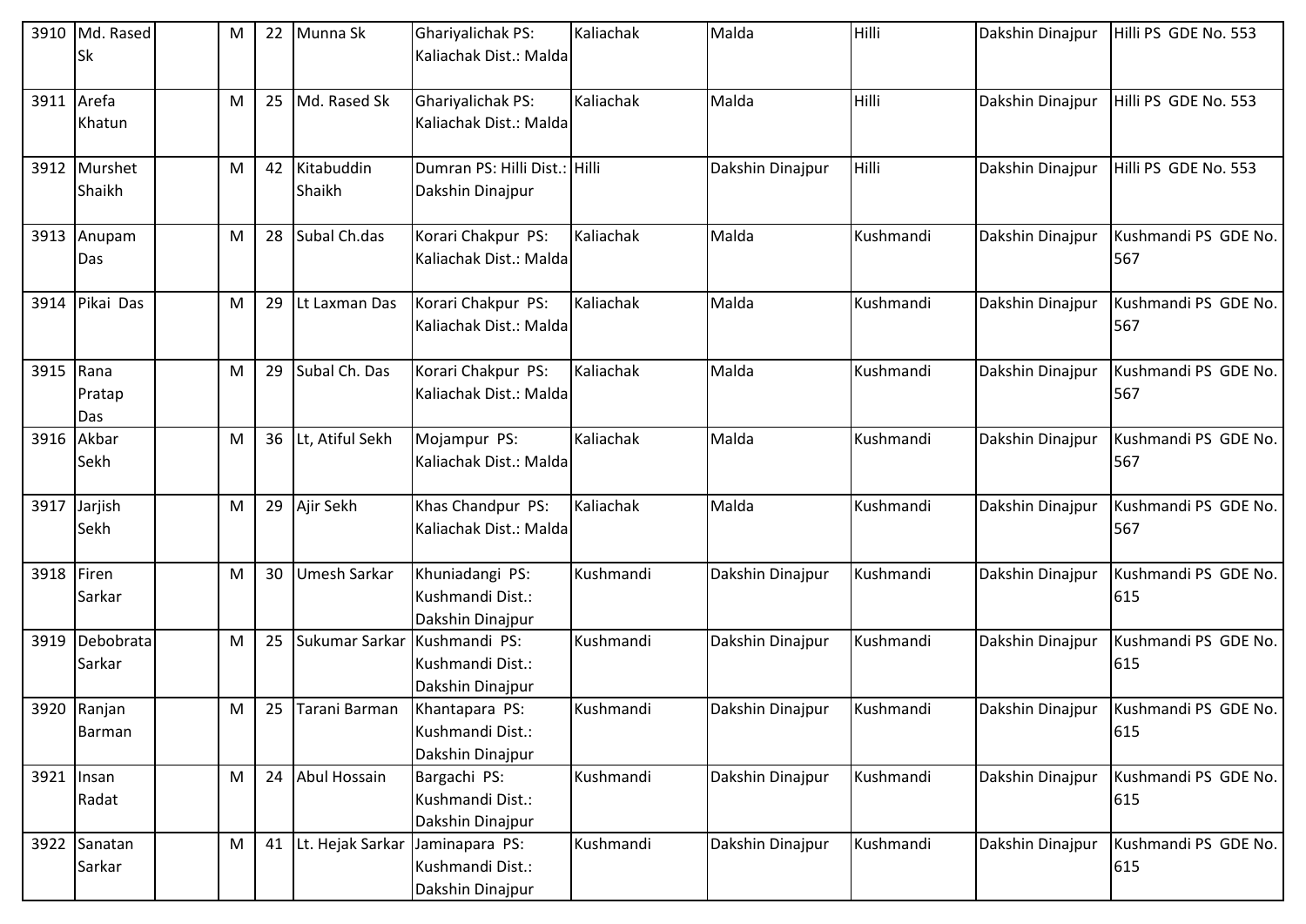| 3910 | Md. Rased Sk | | M | 22 | Munna Sk | Ghariyalichak PS: Kaliachak Dist.: Malda | Kaliachak | Malda | Hilli | Dakshin Dinajpur | Hilli PS GDE No. 553 |
|---|---|---|---|---|---|---|---|---|---|---|---|
| 3911 | Arefa Khatun | | M | 25 | Md. Rased Sk | Ghariyalichak PS: Kaliachak Dist.: Malda | Kaliachak | Malda | Hilli | Dakshin Dinajpur | Hilli PS GDE No. 553 |
| 3912 | Murshet Shaikh | | M | 42 | Kitabuddin Shaikh | Dumran PS: Hilli Dist.: Dakshin Dinajpur | Hilli | Dakshin Dinajpur | Hilli | Dakshin Dinajpur | Hilli PS GDE No. 553 |
| 3913 | Anupam Das | | M | 28 | Subal Ch.das | Korari Chakpur PS: Kaliachak Dist.: Malda | Kaliachak | Malda | Kushmandi | Dakshin Dinajpur | Kushmandi PS GDE No. 567 |
| 3914 | Pikai Das | | M | 29 | Lt Laxman Das | Korari Chakpur PS: Kaliachak Dist.: Malda | Kaliachak | Malda | Kushmandi | Dakshin Dinajpur | Kushmandi PS GDE No. 567 |
| 3915 | Rana Pratap Das | | M | 29 | Subal Ch. Das | Korari Chakpur PS: Kaliachak Dist.: Malda | Kaliachak | Malda | Kushmandi | Dakshin Dinajpur | Kushmandi PS GDE No. 567 |
| 3916 | Akbar Sekh | | M | 36 | Lt, Atiful Sekh | Mojampur PS: Kaliachak Dist.: Malda | Kaliachak | Malda | Kushmandi | Dakshin Dinajpur | Kushmandi PS GDE No. 567 |
| 3917 | Jarjish Sekh | | M | 29 | Ajir Sekh | Khas Chandpur PS: Kaliachak Dist.: Malda | Kaliachak | Malda | Kushmandi | Dakshin Dinajpur | Kushmandi PS GDE No. 567 |
| 3918 | Firen Sarkar | | M | 30 | Umesh Sarkar | Khuniadangi PS: Kushmandi Dist.: Dakshin Dinajpur | Kushmandi | Dakshin Dinajpur | Kushmandi | Dakshin Dinajpur | Kushmandi PS GDE No. 615 |
| 3919 | Debobrata Sarkar | | M | 25 | Sukumar Sarkar | Kushmandi PS: Kushmandi Dist.: Dakshin Dinajpur | Kushmandi | Dakshin Dinajpur | Kushmandi | Dakshin Dinajpur | Kushmandi PS GDE No. 615 |
| 3920 | Ranjan Barman | | M | 25 | Tarani Barman | Khantapara PS: Kushmandi Dist.: Dakshin Dinajpur | Kushmandi | Dakshin Dinajpur | Kushmandi | Dakshin Dinajpur | Kushmandi PS GDE No. 615 |
| 3921 | Insan Radat | | M | 24 | Abul Hossain | Bargachi PS: Kushmandi Dist.: Dakshin Dinajpur | Kushmandi | Dakshin Dinajpur | Kushmandi | Dakshin Dinajpur | Kushmandi PS GDE No. 615 |
| 3922 | Sanatan Sarkar | | M | 41 | Lt. Hejak Sarkar | Jaminapara PS: Kushmandi Dist.: Dakshin Dinajpur | Kushmandi | Dakshin Dinajpur | Kushmandi | Dakshin Dinajpur | Kushmandi PS GDE No. 615 |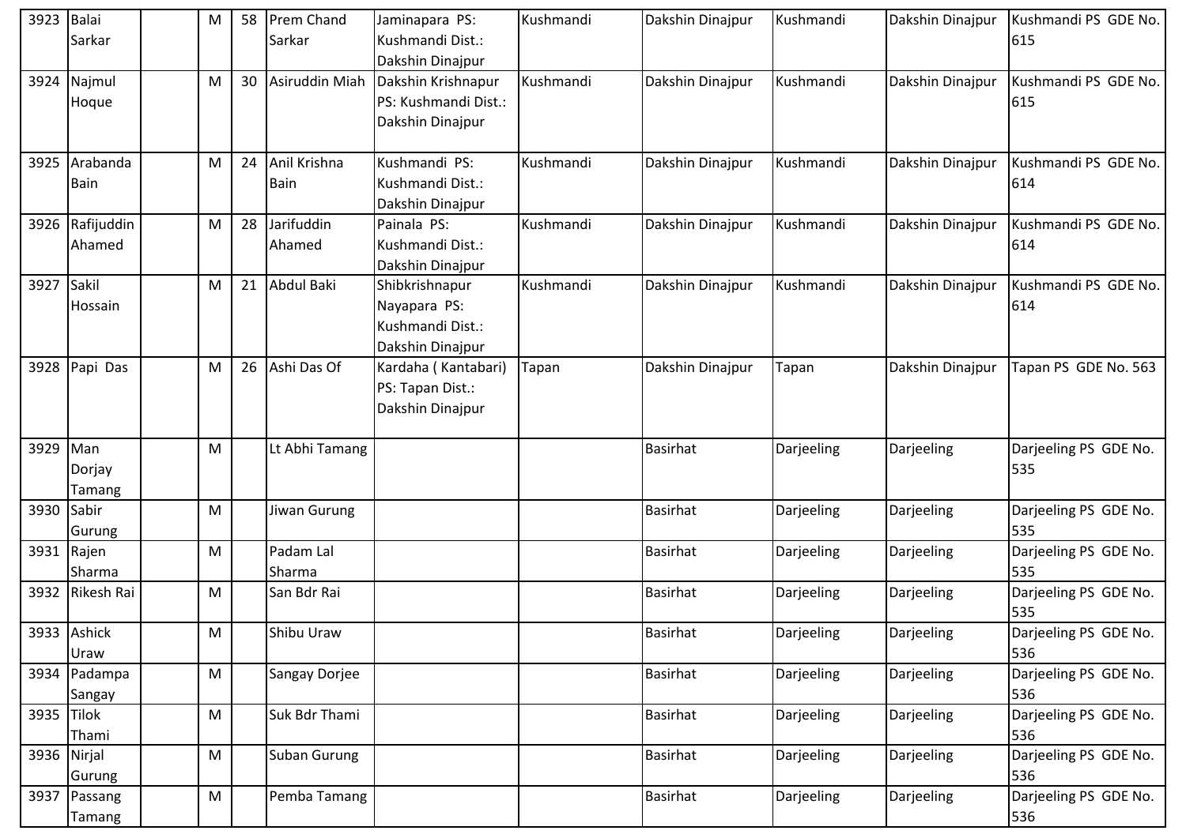| 3923 | Balai Sarkar | | M | 58 | Prem Chand Sarkar | Jaminapara PS: Kushmandi Dist.: Dakshin Dinajpur | Kushmandi | Dakshin Dinajpur | Kushmandi | Dakshin Dinajpur | Kushmandi PS GDE No. 615 |
|---|---|---|---|---|---|---|---|---|---|---|---|
| 3924 | Najmul Hoque | | M | 30 | Asiruddin Miah | Dakshin Krishnapur PS: Kushmandi Dist.: Dakshin Dinajpur | Kushmandi | Dakshin Dinajpur | Kushmandi | Dakshin Dinajpur | Kushmandi PS GDE No. 615 |
| 3925 | Arabanda Bain | | M | 24 | Anil Krishna Bain | Kushmandi PS: Kushmandi Dist.: Dakshin Dinajpur | Kushmandi | Dakshin Dinajpur | Kushmandi | Dakshin Dinajpur | Kushmandi PS GDE No. 614 |
| 3926 | Rafijuddin Ahamed | | M | 28 | Jarifuddin Ahamed | Painala PS: Kushmandi Dist.: Dakshin Dinajpur | Kushmandi | Dakshin Dinajpur | Kushmandi | Dakshin Dinajpur | Kushmandi PS GDE No. 614 |
| 3927 | Sakil Hossain | | M | 21 | Abdul Baki | Shibkrishnapur Nayapara PS: Kushmandi Dist.: Dakshin Dinajpur | Kushmandi | Dakshin Dinajpur | Kushmandi | Dakshin Dinajpur | Kushmandi PS GDE No. 614 |
| 3928 | Papi Das | | M | 26 | Ashi Das Of | Kardaha ( Kantabari) PS: Tapan Dist.: Dakshin Dinajpur | Tapan | Dakshin Dinajpur | Tapan | Dakshin Dinajpur | Tapan PS GDE No. 563 |
| 3929 | Man Dorjay Tamang | | M | | Lt Abhi Tamang | | | Basirhat | Darjeeling | Darjeeling | Darjeeling PS GDE No. 535 |
| 3930 | Sabir Gurung | | M | | Jiwan Gurung | | | Basirhat | Darjeeling | Darjeeling | Darjeeling PS GDE No. 535 |
| 3931 | Rajen Sharma | | M | | Padam Lal Sharma | | | Basirhat | Darjeeling | Darjeeling | Darjeeling PS GDE No. 535 |
| 3932 | Rikesh Rai | | M | | San Bdr Rai | | | Basirhat | Darjeeling | Darjeeling | Darjeeling PS GDE No. 535 |
| 3933 | Ashick Uraw | | M | | Shibu Uraw | | | Basirhat | Darjeeling | Darjeeling | Darjeeling PS GDE No. 536 |
| 3934 | Padampa Sangay | | M | | Sangay Dorjee | | | Basirhat | Darjeeling | Darjeeling | Darjeeling PS GDE No. 536 |
| 3935 | Tilok Thami | | M | | Suk Bdr Thami | | | Basirhat | Darjeeling | Darjeeling | Darjeeling PS GDE No. 536 |
| 3936 | Nirjal Gurung | | M | | Suban Gurung | | | Basirhat | Darjeeling | Darjeeling | Darjeeling PS GDE No. 536 |
| 3937 | Passang Tamang | | M | | Pemba Tamang | | | Basirhat | Darjeeling | Darjeeling | Darjeeling PS GDE No. 536 |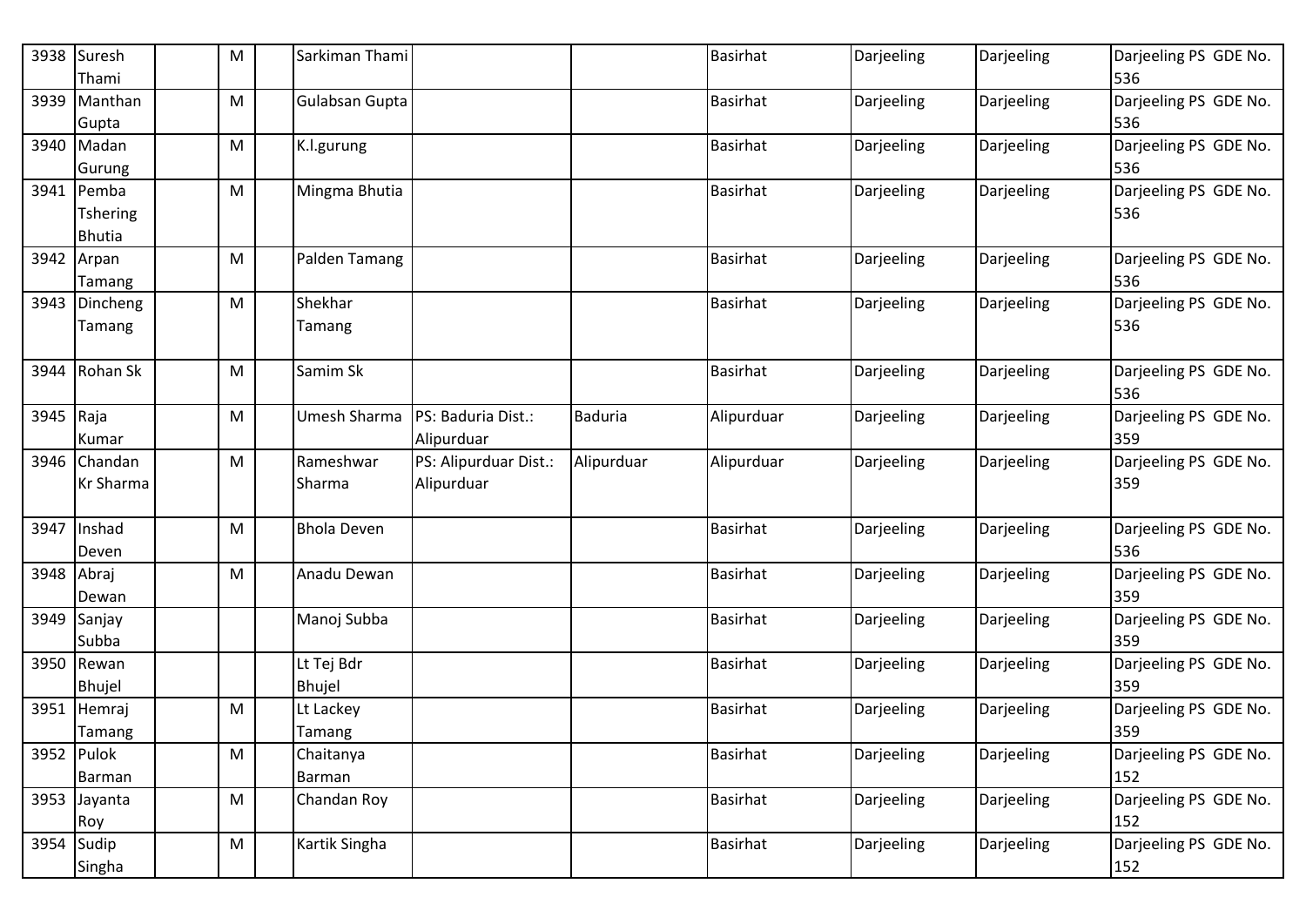| | | | | | | | | | | | |
|---|---|---|---|---|---|---|---|---|---|---|---|
| 3938 | Suresh Thami | | M | | Sarkiman Thami | | | Basirhat | Darjeeling | Darjeeling | Darjeeling PS GDE No. 536 |
| 3939 | Manthan Gupta | | M | | Gulabsan Gupta | | | Basirhat | Darjeeling | Darjeeling | Darjeeling PS GDE No. 536 |
| 3940 | Madan Gurung | | M | | K.l.gurung | | | Basirhat | Darjeeling | Darjeeling | Darjeeling PS GDE No. 536 |
| 3941 | Pemba Tshering Bhutia | | M | | Mingma Bhutia | | | Basirhat | Darjeeling | Darjeeling | Darjeeling PS GDE No. 536 |
| 3942 | Arpan Tamang | | M | | Palden Tamang | | | Basirhat | Darjeeling | Darjeeling | Darjeeling PS GDE No. 536 |
| 3943 | Dincheng Tamang | | M | | Shekhar Tamang | | | Basirhat | Darjeeling | Darjeeling | Darjeeling PS GDE No. 536 |
| 3944 | Rohan Sk | | M | | Samim Sk | | | Basirhat | Darjeeling | Darjeeling | Darjeeling PS GDE No. 536 |
| 3945 | Raja Kumar | | M | | Umesh Sharma | PS: Baduria Dist.: Alipurduar | Baduria | Alipurduar | Darjeeling | Darjeeling | Darjeeling PS GDE No. 359 |
| 3946 | Chandan Kr Sharma | | M | | Rameshwar Sharma | PS: Alipurduar Dist.: Alipurduar | Alipurduar | Alipurduar | Darjeeling | Darjeeling | Darjeeling PS GDE No. 359 |
| 3947 | Inshad Deven | | M | | Bhola Deven | | | Basirhat | Darjeeling | Darjeeling | Darjeeling PS GDE No. 536 |
| 3948 | Abraj Dewan | | M | | Anadu Dewan | | | Basirhat | Darjeeling | Darjeeling | Darjeeling PS GDE No. 359 |
| 3949 | Sanjay Subba | | | | Manoj Subba | | | Basirhat | Darjeeling | Darjeeling | Darjeeling PS GDE No. 359 |
| 3950 | Rewan Bhujel | | | | Lt Tej Bdr Bhujel | | | Basirhat | Darjeeling | Darjeeling | Darjeeling PS GDE No. 359 |
| 3951 | Hemraj Tamang | | M | | Lt Lackey Tamang | | | Basirhat | Darjeeling | Darjeeling | Darjeeling PS GDE No. 359 |
| 3952 | Pulok Barman | | M | | Chaitanya Barman | | | Basirhat | Darjeeling | Darjeeling | Darjeeling PS GDE No. 152 |
| 3953 | Jayanta Roy | | M | | Chandan Roy | | | Basirhat | Darjeeling | Darjeeling | Darjeeling PS GDE No. 152 |
| 3954 | Sudip Singha | | M | | Kartik Singha | | | Basirhat | Darjeeling | Darjeeling | Darjeeling PS GDE No. 152 |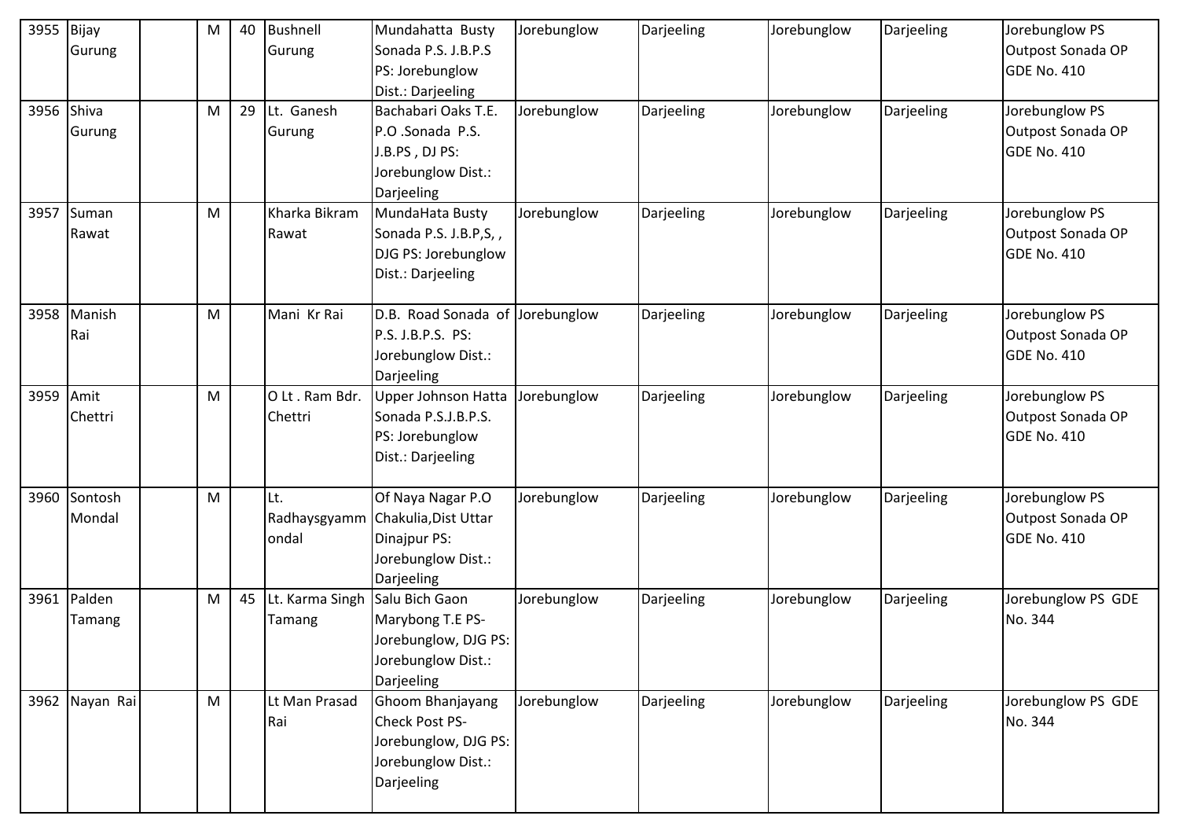| 3955 | Bijay Gurung | | M | 40 | Bushnell Gurung | Mundahatta Busty Sonada P.S. J.B.P.S PS: Jorebunglow Dist.: Darjeeling | Jorebunglow | Darjeeling | Jorebunglow | Darjeeling | Jorebunglow PS Outpost Sonada OP GDE No. 410 |
|---|---|---|---|---|---|---|---|---|---|---|---|
| 3956 | Shiva Gurung | | M | 29 | Lt. Ganesh Gurung | Bachabari Oaks T.E. P.O .Sonada P.S. J.B.PS , DJ PS: Jorebunglow Dist.: Darjeeling | Jorebunglow | Darjeeling | Jorebunglow | Darjeeling | Jorebunglow PS Outpost Sonada OP GDE No. 410 |
| 3957 | Suman Rawat | | M | | Kharka Bikram Rawat | MundaHata Busty Sonada P.S. J.B.P,S, , DJG PS: Jorebunglow Dist.: Darjeeling | Jorebunglow | Darjeeling | Jorebunglow | Darjeeling | Jorebunglow PS Outpost Sonada OP GDE No. 410 |
| 3958 | Manish Rai | | M | | Mani Kr Rai | D.B. Road Sonada of P.S. J.B.P.S. PS: Jorebunglow Dist.: Darjeeling | Jorebunglow | Darjeeling | Jorebunglow | Darjeeling | Jorebunglow PS Outpost Sonada OP GDE No. 410 |
| 3959 | Amit Chettri | | M | | O Lt . Ram Bdr. Chettri | Upper Johnson Hatta Sonada P.S.J.B.P.S. PS: Jorebunglow Dist.: Darjeeling | Jorebunglow | Darjeeling | Jorebunglow | Darjeeling | Jorebunglow PS Outpost Sonada OP GDE No. 410 |
| 3960 | Sontosh Mondal | | M | | Lt. Radhaysgyammondal | Of Naya Nagar P.O Chakulia,Dist Uttar Dinajpur PS: Jorebunglow Dist.: Darjeeling | Jorebunglow | Darjeeling | Jorebunglow | Darjeeling | Jorebunglow PS Outpost Sonada OP GDE No. 410 |
| 3961 | Palden Tamang | | M | 45 | Lt. Karma Singh Tamang | Salu Bich Gaon Marybong T.E PS- Jorebunglow, DJG PS: Jorebunglow Dist.: Darjeeling | Jorebunglow | Darjeeling | Jorebunglow | Darjeeling | Jorebunglow PS GDE No. 344 |
| 3962 | Nayan Rai | | M | | Lt Man Prasad Rai | Ghoom Bhanjayang Check Post PS- Jorebunglow, DJG PS: Jorebunglow Dist.: Darjeeling | Jorebunglow | Darjeeling | Jorebunglow | Darjeeling | Jorebunglow PS GDE No. 344 |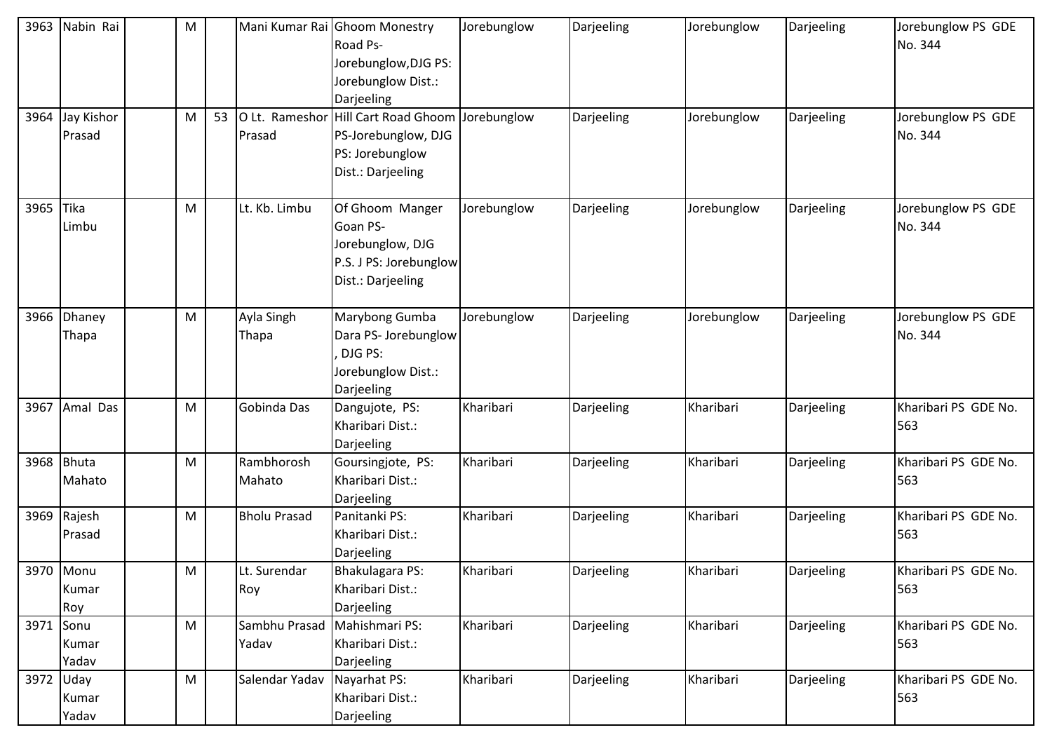| 3963 | Nabin Rai | | M | | Mani Kumar Rai | Ghoom Monestry Road Ps-Jorebunglow,DJG PS: Jorebunglow Dist.: Darjeeling | Jorebunglow | Darjeeling | Jorebunglow | Darjeeling | Jorebunglow PS GDE No. 344 |
|---|---|---|---|---|---|---|---|---|---|---|---|
| 3964 | Jay Kishor Prasad | | M | 53 | O Lt. Rameshor Prasad | Hill Cart Road Ghoom PS-Jorebunglow, DJG PS: Jorebunglow Dist.: Darjeeling | Jorebunglow | Darjeeling | Jorebunglow | Darjeeling | Jorebunglow PS GDE No. 344 |
| 3965 | Tika Limbu | | M | | Lt. Kb. Limbu | Of Ghoom Manger Goan PS-Jorebunglow, DJG P.S. J PS: Jorebunglow Dist.: Darjeeling | Jorebunglow | Darjeeling | Jorebunglow | Darjeeling | Jorebunglow PS GDE No. 344 |
| 3966 | Dhaney Thapa | | M | | Ayla Singh Thapa | Marybong Gumba Dara PS- Jorebunglow , DJG PS: Jorebunglow Dist.: Darjeeling | Jorebunglow | Darjeeling | Jorebunglow | Darjeeling | Jorebunglow PS GDE No. 344 |
| 3967 | Amal Das | | M | | Gobinda Das | Dangujote, PS: Kharibari Dist.: Darjeeling | Kharibari | Darjeeling | Kharibari | Darjeeling | Kharibari PS GDE No. 563 |
| 3968 | Bhuta Mahato | | M | | Rambhorosh Mahato | Goursingjote, PS: Kharibari Dist.: Darjeeling | Kharibari | Darjeeling | Kharibari | Darjeeling | Kharibari PS GDE No. 563 |
| 3969 | Rajesh Prasad | | M | | Bholu Prasad | Panitanki PS: Kharibari Dist.: Darjeeling | Kharibari | Darjeeling | Kharibari | Darjeeling | Kharibari PS GDE No. 563 |
| 3970 | Monu Kumar Roy | | M | | Lt. Surendar Roy | Bhakulagara PS: Kharibari Dist.: Darjeeling | Kharibari | Darjeeling | Kharibari | Darjeeling | Kharibari PS GDE No. 563 |
| 3971 | Sonu Kumar Yadav | | M | | Sambhu Prasad Yadav | Mahishmari PS: Kharibari Dist.: Darjeeling | Kharibari | Darjeeling | Kharibari | Darjeeling | Kharibari PS GDE No. 563 |
| 3972 | Uday Kumar Yadav | | M | | Salendar Yadav | Nayarhat PS: Kharibari Dist.: Darjeeling | Kharibari | Darjeeling | Kharibari | Darjeeling | Kharibari PS GDE No. 563 |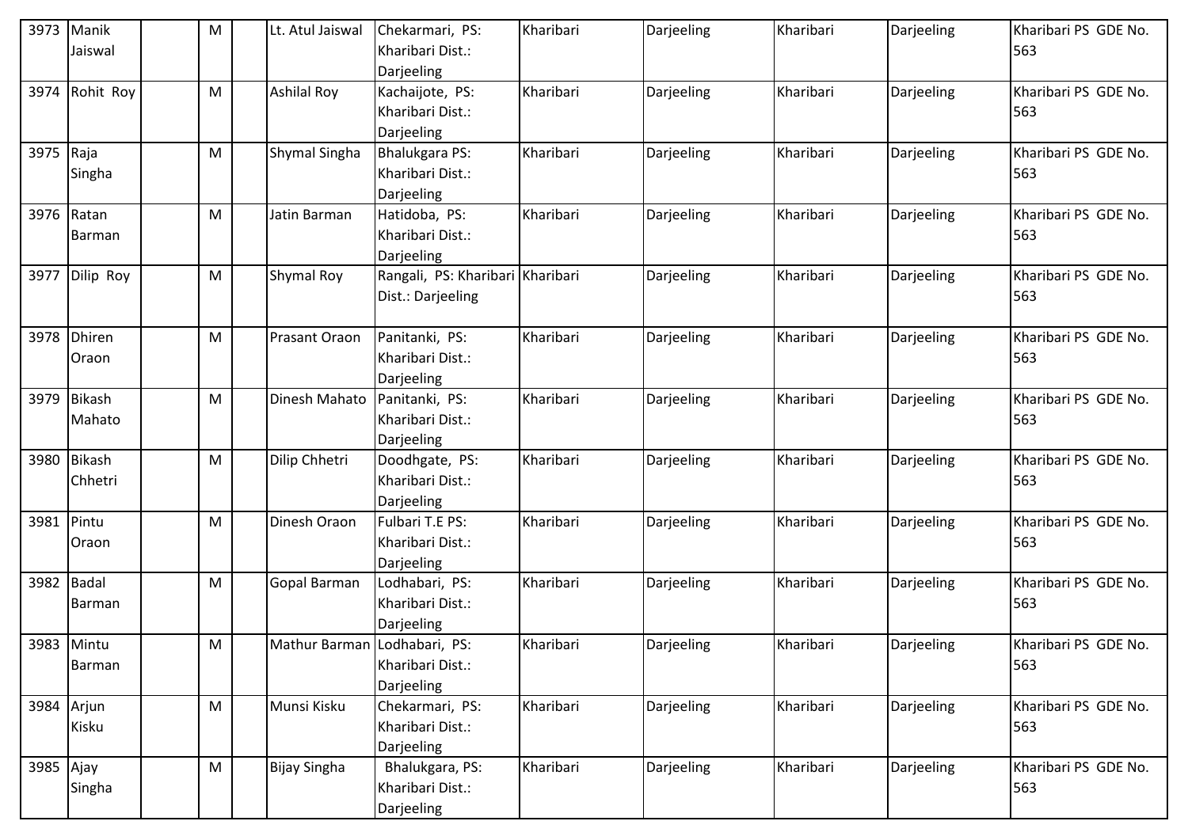| 3973 | Manik Jaiswal | | M | | Lt. Atul Jaiswal | Chekarmari, PS: Kharibari Dist.: Darjeeling | Kharibari | Darjeeling | Kharibari | Darjeeling | Kharibari PS GDE No. 563 |
|---|---|---|---|---|---|---|---|---|---|---|---|
| 3974 | Rohit Roy | | M | | Ashilal Roy | Kachaijote, PS: Kharibari Dist.: Darjeeling | Kharibari | Darjeeling | Kharibari | Darjeeling | Kharibari PS GDE No. 563 |
| 3975 | Raja Singha | | M | | Shymal Singha | Bhalukgara PS: Kharibari Dist.: Darjeeling | Kharibari | Darjeeling | Kharibari | Darjeeling | Kharibari PS GDE No. 563 |
| 3976 | Ratan Barman | | M | | Jatin Barman | Hatidoba, PS: Kharibari Dist.: Darjeeling | Kharibari | Darjeeling | Kharibari | Darjeeling | Kharibari PS GDE No. 563 |
| 3977 | Dilip Roy | | M | | Shymal Roy | Rangali, PS: Kharibari Dist.: Darjeeling | Kharibari | Darjeeling | Kharibari | Darjeeling | Kharibari PS GDE No. 563 |
| 3978 | Dhiren Oraon | | M | | Prasant Oraon | Panitanki, PS: Kharibari Dist.: Darjeeling | Kharibari | Darjeeling | Kharibari | Darjeeling | Kharibari PS GDE No. 563 |
| 3979 | Bikash Mahato | | M | | Dinesh Mahato | Panitanki, PS: Kharibari Dist.: Darjeeling | Kharibari | Darjeeling | Kharibari | Darjeeling | Kharibari PS GDE No. 563 |
| 3980 | Bikash Chhetri | | M | | Dilip Chhetri | Doodhgate, PS: Kharibari Dist.: Darjeeling | Kharibari | Darjeeling | Kharibari | Darjeeling | Kharibari PS GDE No. 563 |
| 3981 | Pintu Oraon | | M | | Dinesh Oraon | Fulbari T.E PS: Kharibari Dist.: Darjeeling | Kharibari | Darjeeling | Kharibari | Darjeeling | Kharibari PS GDE No. 563 |
| 3982 | Badal Barman | | M | | Gopal Barman | Lodhabari, PS: Kharibari Dist.: Darjeeling | Kharibari | Darjeeling | Kharibari | Darjeeling | Kharibari PS GDE No. 563 |
| 3983 | Mintu Barman | | M | | Mathur Barman | Lodhabari, PS: Kharibari Dist.: Darjeeling | Kharibari | Darjeeling | Kharibari | Darjeeling | Kharibari PS GDE No. 563 |
| 3984 | Arjun Kisku | | M | | Munsi Kisku | Chekarmari, PS: Kharibari Dist.: Darjeeling | Kharibari | Darjeeling | Kharibari | Darjeeling | Kharibari PS GDE No. 563 |
| 3985 | Ajay Singha | | M | | Bijay Singha | Bhalukgara, PS: Kharibari Dist.: Darjeeling | Kharibari | Darjeeling | Kharibari | Darjeeling | Kharibari PS GDE No. 563 |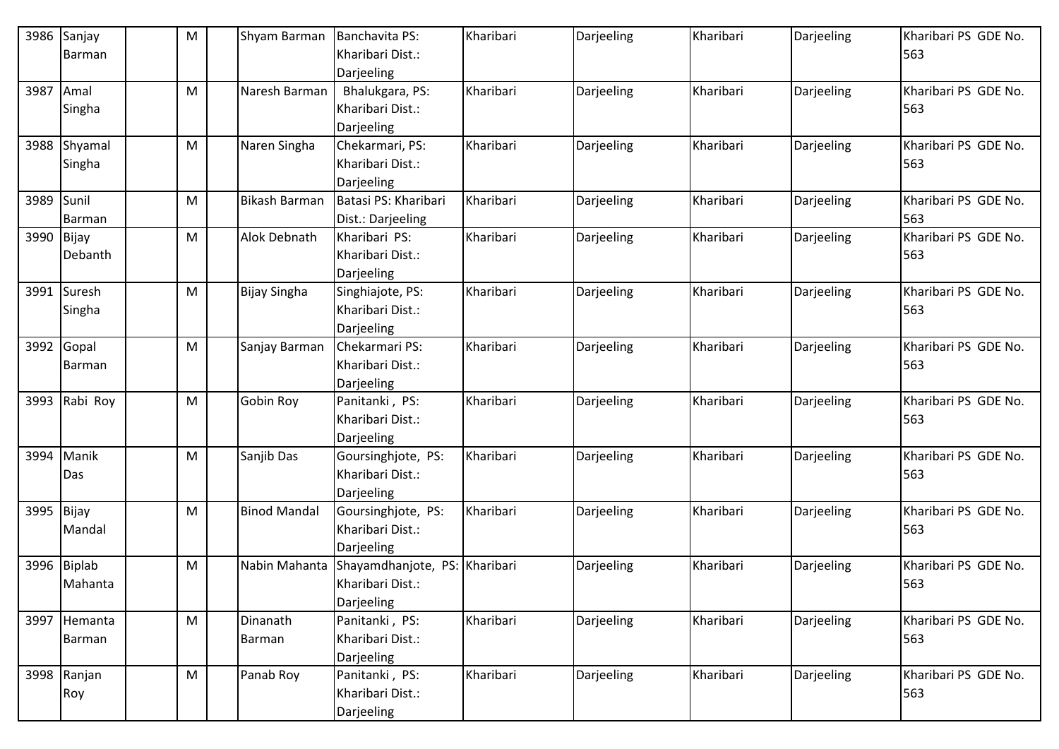| 3986 | Sanjay Barman | | M | | Shyam Barman | Banchavita PS: Kharibari Dist.: Darjeeling | Kharibari | Darjeeling | Kharibari | Darjeeling | Kharibari PS GDE No. 563 |
|---|---|---|---|---|---|---|---|---|---|---|---|
| 3987 | Amal Singha | | M | | Naresh Barman | Bhalukgara, PS: Kharibari Dist.: Darjeeling | Kharibari | Darjeeling | Kharibari | Darjeeling | Kharibari PS GDE No. 563 |
| 3988 | Shyamal Singha | | M | | Naren Singha | Chekarmari, PS: Kharibari Dist.: Darjeeling | Kharibari | Darjeeling | Kharibari | Darjeeling | Kharibari PS GDE No. 563 |
| 3989 | Sunil Barman | | M | | Bikash Barman | Batasi PS: Kharibari Dist.: Darjeeling | Kharibari | Darjeeling | Kharibari | Darjeeling | Kharibari PS GDE No. 563 |
| 3990 | Bijay Debanth | | M | | Alok Debnath | Kharibari PS: Kharibari Dist.: Darjeeling | Kharibari | Darjeeling | Kharibari | Darjeeling | Kharibari PS GDE No. 563 |
| 3991 | Suresh Singha | | M | | Bijay Singha | Singhiajote, PS: Kharibari Dist.: Darjeeling | Kharibari | Darjeeling | Kharibari | Darjeeling | Kharibari PS GDE No. 563 |
| 3992 | Gopal Barman | | M | | Sanjay Barman | Chekarmari PS: Kharibari Dist.: Darjeeling | Kharibari | Darjeeling | Kharibari | Darjeeling | Kharibari PS GDE No. 563 |
| 3993 | Rabi Roy | | M | | Gobin Roy | Panitanki , PS: Kharibari Dist.: Darjeeling | Kharibari | Darjeeling | Kharibari | Darjeeling | Kharibari PS GDE No. 563 |
| 3994 | Manik Das | | M | | Sanjib Das | Goursinghjote, PS: Kharibari Dist.: Darjeeling | Kharibari | Darjeeling | Kharibari | Darjeeling | Kharibari PS GDE No. 563 |
| 3995 | Bijay Mandal | | M | | Binod Mandal | Goursinghjote, PS: Kharibari Dist.: Darjeeling | Kharibari | Darjeeling | Kharibari | Darjeeling | Kharibari PS GDE No. 563 |
| 3996 | Biplab Mahanta | | M | | Nabin Mahanta | Shayamdhanjote, PS: Kharibari Dist.: Darjeeling | Kharibari | Darjeeling | Kharibari | Darjeeling | Kharibari PS GDE No. 563 |
| 3997 | Hemanta Barman | | M | | Dinanath Barman | Panitanki , PS: Kharibari Dist.: Darjeeling | Kharibari | Darjeeling | Kharibari | Darjeeling | Kharibari PS GDE No. 563 |
| 3998 | Ranjan Roy | | M | | Panab Roy | Panitanki , PS: Kharibari Dist.: Darjeeling | Kharibari | Darjeeling | Kharibari | Darjeeling | Kharibari PS GDE No. 563 |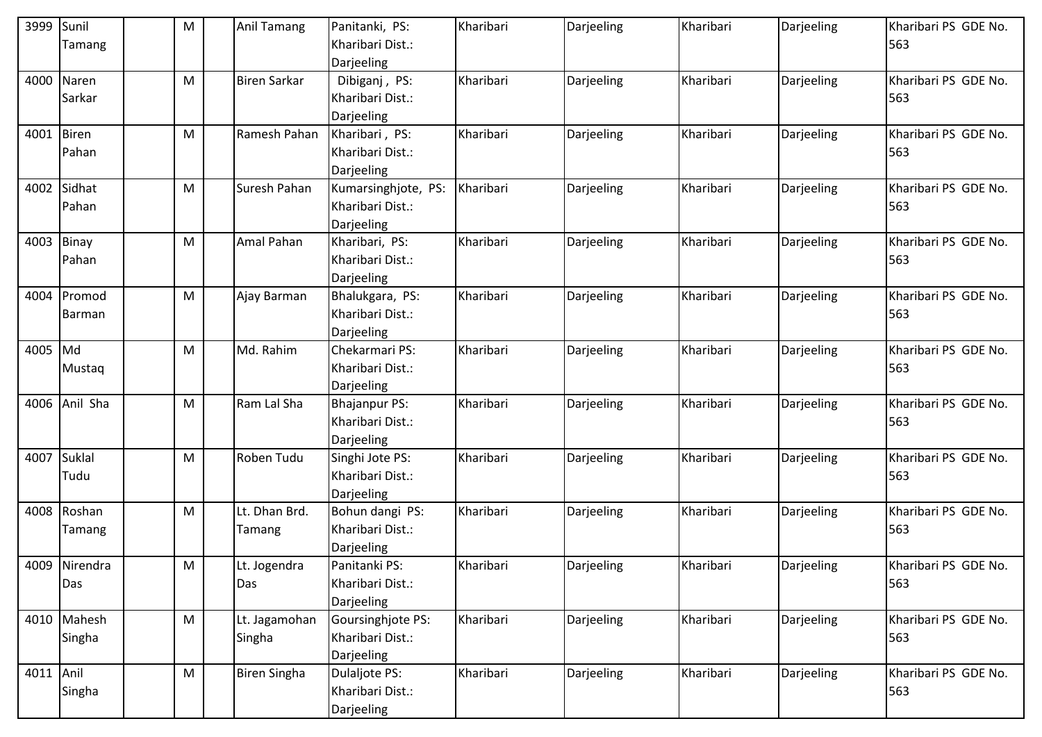| 3999 | Sunil Tamang | | M | | Anil Tamang | Panitanki, PS: Kharibari Dist.: Darjeeling | Kharibari | Darjeeling | Kharibari | Darjeeling | Kharibari PS GDE No. 563 |
|---|---|---|---|---|---|---|---|---|---|---|---|
| 4000 | Naren Sarkar | | M | | Biren Sarkar | Dibiganj , PS: Kharibari Dist.: Darjeeling | Kharibari | Darjeeling | Kharibari | Darjeeling | Kharibari PS GDE No. 563 |
| 4001 | Biren Pahan | | M | | Ramesh Pahan | Kharibari , PS: Kharibari Dist.: Darjeeling | Kharibari | Darjeeling | Kharibari | Darjeeling | Kharibari PS GDE No. 563 |
| 4002 | Sidhat Pahan | | M | | Suresh Pahan | Kumarsinghjote, PS: Kharibari Dist.: Darjeeling | Kharibari | Darjeeling | Kharibari | Darjeeling | Kharibari PS GDE No. 563 |
| 4003 | Binay Pahan | | M | | Amal Pahan | Kharibari, PS: Kharibari Dist.: Darjeeling | Kharibari | Darjeeling | Kharibari | Darjeeling | Kharibari PS GDE No. 563 |
| 4004 | Promod Barman | | M | | Ajay Barman | Bhalukgara, PS: Kharibari Dist.: Darjeeling | Kharibari | Darjeeling | Kharibari | Darjeeling | Kharibari PS GDE No. 563 |
| 4005 | Md Mustaq | | M | | Md. Rahim | Chekarmari PS: Kharibari Dist.: Darjeeling | Kharibari | Darjeeling | Kharibari | Darjeeling | Kharibari PS GDE No. 563 |
| 4006 | Anil Sha | | M | | Ram Lal Sha | Bhajanpur PS: Kharibari Dist.: Darjeeling | Kharibari | Darjeeling | Kharibari | Darjeeling | Kharibari PS GDE No. 563 |
| 4007 | Suklal Tudu | | M | | Roben Tudu | Singhi Jote PS: Kharibari Dist.: Darjeeling | Kharibari | Darjeeling | Kharibari | Darjeeling | Kharibari PS GDE No. 563 |
| 4008 | Roshan Tamang | | M | | Lt. Dhan Brd. Tamang | Bohun dangi PS: Kharibari Dist.: Darjeeling | Kharibari | Darjeeling | Kharibari | Darjeeling | Kharibari PS GDE No. 563 |
| 4009 | Nirendra Das | | M | | Lt. Jogendra Das | Panitanki PS: Kharibari Dist.: Darjeeling | Kharibari | Darjeeling | Kharibari | Darjeeling | Kharibari PS GDE No. 563 |
| 4010 | Mahesh Singha | | M | | Lt. Jagamohan Singha | Goursinghjote PS: Kharibari Dist.: Darjeeling | Kharibari | Darjeeling | Kharibari | Darjeeling | Kharibari PS GDE No. 563 |
| 4011 | Anil Singha | | M | | Biren Singha | Dulaljote PS: Kharibari Dist.: Darjeeling | Kharibari | Darjeeling | Kharibari | Darjeeling | Kharibari PS GDE No. 563 |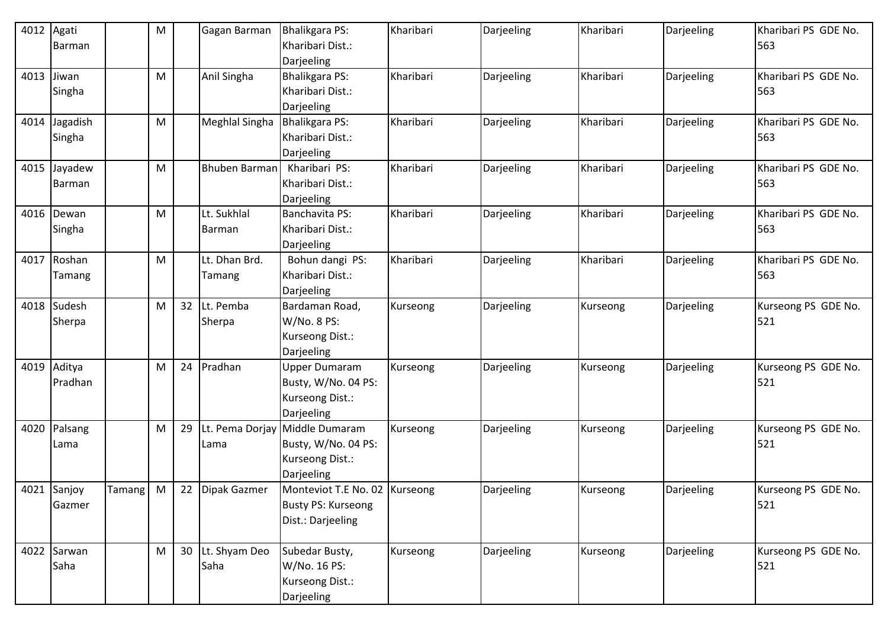| 4012 | Agati Barman | | M | | Gagan Barman | Bhalikgara PS: Kharibari Dist.: Darjeeling | Kharibari | Darjeeling | Kharibari | Darjeeling | Kharibari PS GDE No. 563 |
|---|---|---|---|---|---|---|---|---|---|---|---|
| 4013 | Jiwan Singha | | M | | Anil Singha | Bhalikgara PS: Kharibari Dist.: Darjeeling | Kharibari | Darjeeling | Kharibari | Darjeeling | Kharibari PS GDE No. 563 |
| 4014 | Jagadish Singha | | M | | Meghlal Singha | Bhalikgara PS: Kharibari Dist.: Darjeeling | Kharibari | Darjeeling | Kharibari | Darjeeling | Kharibari PS GDE No. 563 |
| 4015 | Jayadew Barman | | M | | Bhuben Barman | Kharibari PS: Kharibari Dist.: Darjeeling | Kharibari | Darjeeling | Kharibari | Darjeeling | Kharibari PS GDE No. 563 |
| 4016 | Dewan Singha | | M | | Lt. Sukhlal Barman | Banchavita PS: Kharibari Dist.: Darjeeling | Kharibari | Darjeeling | Kharibari | Darjeeling | Kharibari PS GDE No. 563 |
| 4017 | Roshan Tamang | | M | | Lt. Dhan Brd. Tamang | Bohun dangi PS: Kharibari Dist.: Darjeeling | Kharibari | Darjeeling | Kharibari | Darjeeling | Kharibari PS GDE No. 563 |
| 4018 | Sudesh Sherpa | | M | 32 | Lt. Pemba Sherpa | Bardaman Road, W/No. 8 PS: Kurseong Dist.: Darjeeling | Kurseong | Darjeeling | Kurseong | Darjeeling | Kurseong PS GDE No. 521 |
| 4019 | Aditya Pradhan | | M | 24 | Pradhan | Upper Dumaram Busty, W/No. 04 PS: Kurseong Dist.: Darjeeling | Kurseong | Darjeeling | Kurseong | Darjeeling | Kurseong PS GDE No. 521 |
| 4020 | Palsang Lama | | M | 29 | Lt. Pema Dorjay Lama | Middle Dumaram Busty, W/No. 04 PS: Kurseong Dist.: Darjeeling | Kurseong | Darjeeling | Kurseong | Darjeeling | Kurseong PS GDE No. 521 |
| 4021 | Sanjoy Gazmer | Tamang | M | 22 | Dipak Gazmer | Monteviot T.E No. 02 Busty PS: Kurseong Dist.: Darjeeling | Kurseong | Darjeeling | Kurseong | Darjeeling | Kurseong PS GDE No. 521 |
| 4022 | Sarwan Saha | | M | 30 | Lt. Shyam Deo Saha | Subedar Busty, W/No. 16 PS: Kurseong Dist.: Darjeeling | Kurseong | Darjeeling | Kurseong | Darjeeling | Kurseong PS GDE No. 521 |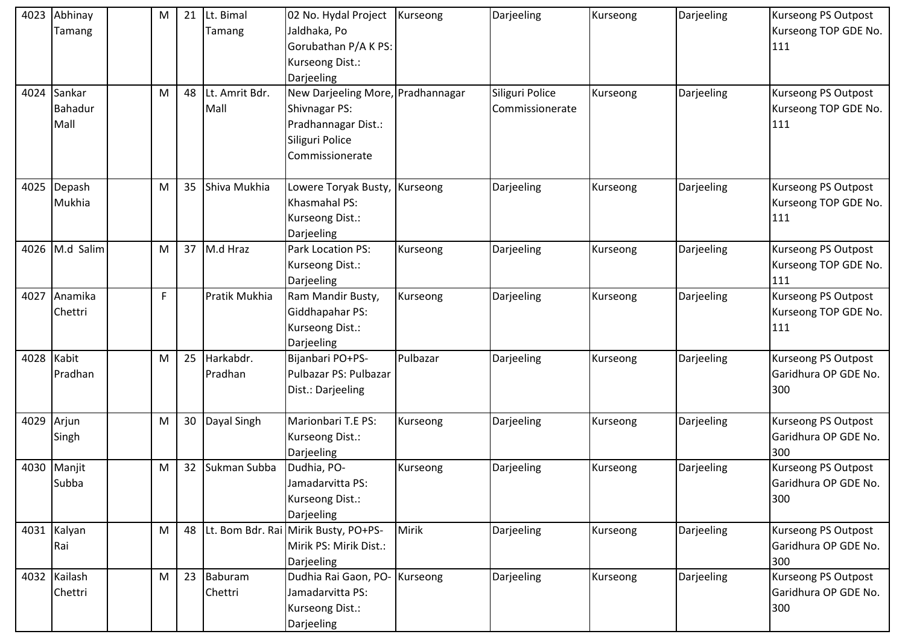| 4023 | Abhinay Tamang | | M | 21 | Lt. Bimal Tamang | 02 No. Hydal Project Jaldhaka, Po Gorubathan P/A K PS: Kurseong Dist.: Darjeeling | Kurseong | Darjeeling | Kurseong | Darjeeling | Kurseong PS Outpost Kurseong TOP GDE No. 111 |
|---|---|---|---|---|---|---|---|---|---|---|---|
| 4024 | Sankar Bahadur Mall | | M | 48 | Lt. Amrit Bdr. Mall | New Darjeeling More, Shivnagar PS: Pradhannagar Dist.: Siliguri Police Commissionerate | Pradhannagar | Siliguri Police Commissionerate | Kurseong | Darjeeling | Kurseong PS Outpost Kurseong TOP GDE No. 111 |
| 4025 | Depash Mukhia | | M | 35 | Shiva Mukhia | Lowere Toryak Busty, Khasmahal PS: Kurseong Dist.: Darjeeling | Kurseong | Darjeeling | Kurseong | Darjeeling | Kurseong PS Outpost Kurseong TOP GDE No. 111 |
| 4026 | M.d Salim | | M | 37 | M.d Hraz | Park Location PS: Kurseong Dist.: Darjeeling | Kurseong | Darjeeling | Kurseong | Darjeeling | Kurseong PS Outpost Kurseong TOP GDE No. 111 |
| 4027 | Anamika Chettri | | F | | Pratik Mukhia | Ram Mandir Busty, Giddhapahar PS: Kurseong Dist.: Darjeeling | Kurseong | Darjeeling | Kurseong | Darjeeling | Kurseong PS Outpost Kurseong TOP GDE No. 111 |
| 4028 | Kabit Pradhan | | M | 25 | Harkabdr. Pradhan | Bijanbari PO+PS-Pulbazar PS: Pulbazar Dist.: Darjeeling | Pulbazar | Darjeeling | Kurseong | Darjeeling | Kurseong PS Outpost Garidhura OP GDE No. 300 |
| 4029 | Arjun Singh | | M | 30 | Dayal Singh | Marionbari T.E PS: Kurseong Dist.: Darjeeling | Kurseong | Darjeeling | Kurseong | Darjeeling | Kurseong PS Outpost Garidhura OP GDE No. 300 |
| 4030 | Manjit Subba | | M | 32 | Sukman Subba | Dudhia, PO-Jamadarvitta PS: Kurseong Dist.: Darjeeling | Kurseong | Darjeeling | Kurseong | Darjeeling | Kurseong PS Outpost Garidhura OP GDE No. 300 |
| 4031 | Kalyan Rai | | M | 48 | Lt. Bom Bdr. Rai | Mirik Busty, PO+PS-Mirik PS: Mirik Dist.: Darjeeling | Mirik | Darjeeling | Kurseong | Darjeeling | Kurseong PS Outpost Garidhura OP GDE No. 300 |
| 4032 | Kailash Chettri | | M | 23 | Baburam Chettri | Dudhia Rai Gaon, PO-Jamadarvitta PS: Kurseong Dist.: Darjeeling | Kurseong | Darjeeling | Kurseong | Darjeeling | Kurseong PS Outpost Garidhura OP GDE No. 300 |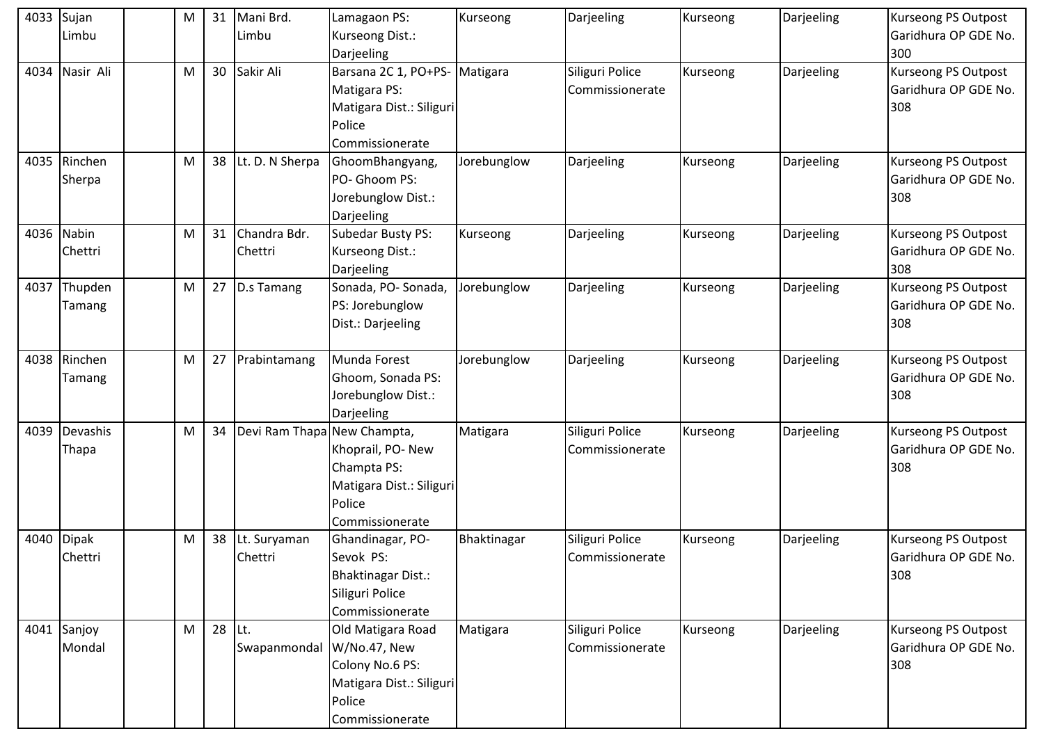| 4033 | Sujan Limbu | | M | 31 | Mani Brd. Limbu | Lamagaon PS: Kurseong Dist.: Darjeeling | Kurseong | Darjeeling | Kurseong | Darjeeling | Kurseong PS Outpost Garidhura OP GDE No. 300 |
|---|---|---|---|---|---|---|---|---|---|---|---|
| 4034 | Nasir Ali | | M | 30 | Sakir Ali | Barsana 2C 1, PO+PS- Matigara PS: Matigara Dist.: Siliguri Police Commissionerate | Matigara | Siliguri Police Commissionerate | Kurseong | Darjeeling | Kurseong PS Outpost Garidhura OP GDE No. 308 |
| 4035 | Rinchen Sherpa | | M | 38 | Lt. D. N Sherpa | GhoomBhangyang, PO- Ghoom PS: Jorebunglow Dist.: Darjeeling | Jorebunglow | Darjeeling | Kurseong | Darjeeling | Kurseong PS Outpost Garidhura OP GDE No. 308 |
| 4036 | Nabin Chettri | | M | 31 | Chandra Bdr. Chettri | Subedar Busty PS: Kurseong Dist.: Darjeeling | Kurseong | Darjeeling | Kurseong | Darjeeling | Kurseong PS Outpost Garidhura OP GDE No. 308 |
| 4037 | Thupden Tamang | | M | 27 | D.s Tamang | Sonada, PO- Sonada, PS: Jorebunglow Dist.: Darjeeling | Jorebunglow | Darjeeling | Kurseong | Darjeeling | Kurseong PS Outpost Garidhura OP GDE No. 308 |
| 4038 | Rinchen Tamang | | M | 27 | Prabintamang | Munda Forest Ghoom, Sonada PS: Jorebunglow Dist.: Darjeeling | Jorebunglow | Darjeeling | Kurseong | Darjeeling | Kurseong PS Outpost Garidhura OP GDE No. 308 |
| 4039 | Devashis Thapa | | M | 34 | Devi Ram Thapa | New Champta, Khoprail, PO- New Champta PS: Matigara Dist.: Siliguri Police Commissionerate | Matigara | Siliguri Police Commissionerate | Kurseong | Darjeeling | Kurseong PS Outpost Garidhura OP GDE No. 308 |
| 4040 | Dipak Chettri | | M | 38 | Lt. Suryaman Chettri | Ghandinagar, PO- Sevok PS: Bhaktinagar Dist.: Siliguri Police Commissionerate | Bhaktinagar | Siliguri Police Commissionerate | Kurseong | Darjeeling | Kurseong PS Outpost Garidhura OP GDE No. 308 |
| 4041 | Sanjoy Mondal | | M | 28 | Lt. Swapanmondal | Old Matigara Road W/No.47, New Colony No.6 PS: Matigara Dist.: Siliguri Police Commissionerate | Matigara | Siliguri Police Commissionerate | Kurseong | Darjeeling | Kurseong PS Outpost Garidhura OP GDE No. 308 |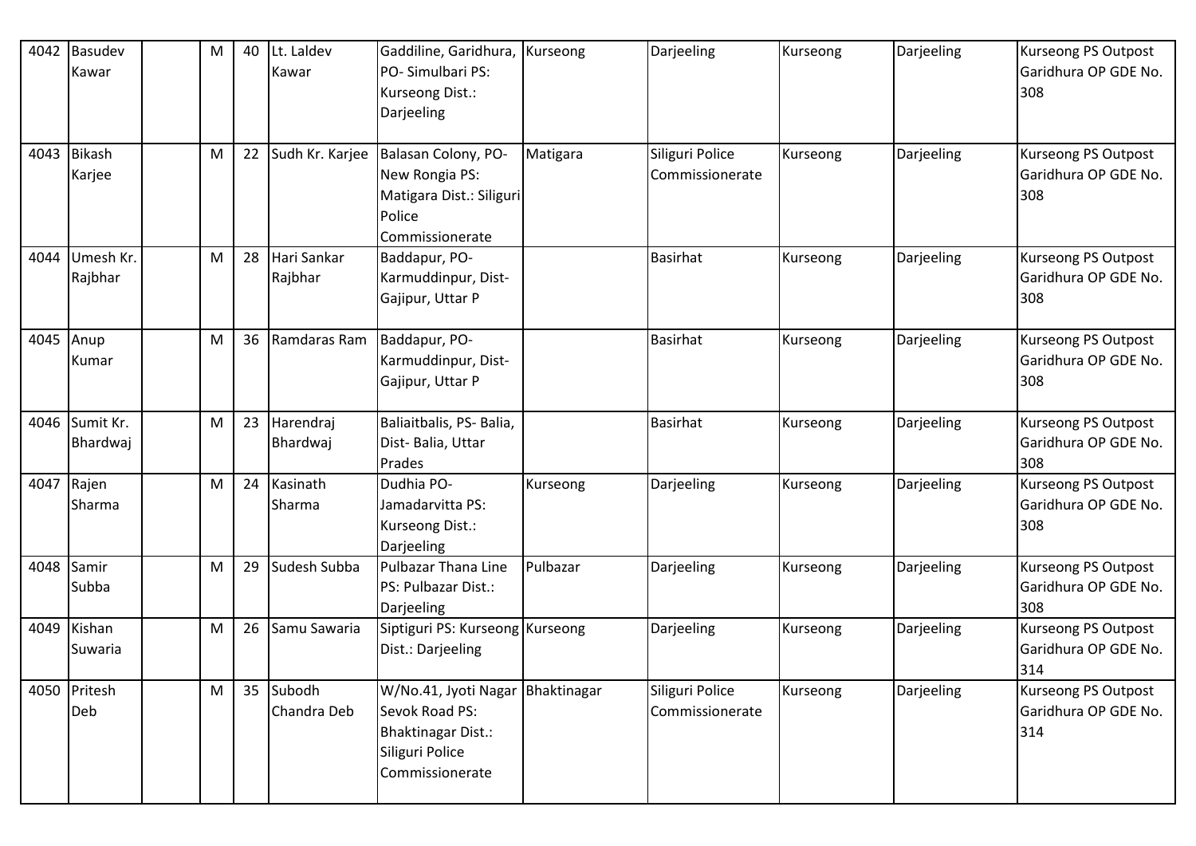| 4042 | Basudev Kawar | | M | 40 | Lt. Laldev Kawar | Gaddiline, Garidhura, PO- Simulbari PS: Kurseong Dist.: Darjeeling | Kurseong | Darjeeling | Kurseong | Darjeeling | Kurseong PS Outpost Garidhura OP GDE No. 308 |
|---|---|---|---|---|---|---|---|---|---|---|---|
| 4043 | Bikash Karjee | | M | 22 | Sudh Kr. Karjee | Balasan Colony, PO- New Rongia PS: Matigara Dist.: Siliguri Police Commissionerate | Matigara | Siliguri Police Commissionerate | Kurseong | Darjeeling | Kurseong PS Outpost Garidhura OP GDE No. 308 |
| 4044 | Umesh Kr. Rajbhar | | M | 28 | Hari Sankar Rajbhar | Baddapur, PO- Karmuddinpur, Dist- Gajipur, Uttar P | | Basirhat | Kurseong | Darjeeling | Kurseong PS Outpost Garidhura OP GDE No. 308 |
| 4045 | Anup Kumar | | M | 36 | Ramdaras Ram | Baddapur, PO- Karmuddinpur, Dist- Gajipur, Uttar P | | Basirhat | Kurseong | Darjeeling | Kurseong PS Outpost Garidhura OP GDE No. 308 |
| 4046 | Sumit Kr. Bhardwaj | | M | 23 | Harendraj Bhardwaj | Baliaitbalis, PS- Balia, Dist- Balia, Uttar Prades | | Basirhat | Kurseong | Darjeeling | Kurseong PS Outpost Garidhura OP GDE No. 308 |
| 4047 | Rajen Sharma | | M | 24 | Kasinath Sharma | Dudhia PO- Jamadarvitta PS: Kurseong Dist.: Darjeeling | Kurseong | Darjeeling | Kurseong | Darjeeling | Kurseong PS Outpost Garidhura OP GDE No. 308 |
| 4048 | Samir Subba | | M | 29 | Sudesh Subba | Pulbazar Thana Line PS: Pulbazar Dist.: Darjeeling | Pulbazar | Darjeeling | Kurseong | Darjeeling | Kurseong PS Outpost Garidhura OP GDE No. 308 |
| 4049 | Kishan Suwaria | | M | 26 | Samu Sawaria | Siptiguri PS: Kurseong Dist.: Darjeeling | Kurseong | Darjeeling | Kurseong | Darjeeling | Kurseong PS Outpost Garidhura OP GDE No. 314 |
| 4050 | Pritesh Deb | | M | 35 | Subodh Chandra Deb | W/No.41, Jyoti Nagar Sevok Road PS: Bhaktinagar Dist.: Siliguri Police Commissionerate | Bhaktinagar | Siliguri Police Commissionerate | Kurseong | Darjeeling | Kurseong PS Outpost Garidhura OP GDE No. 314 |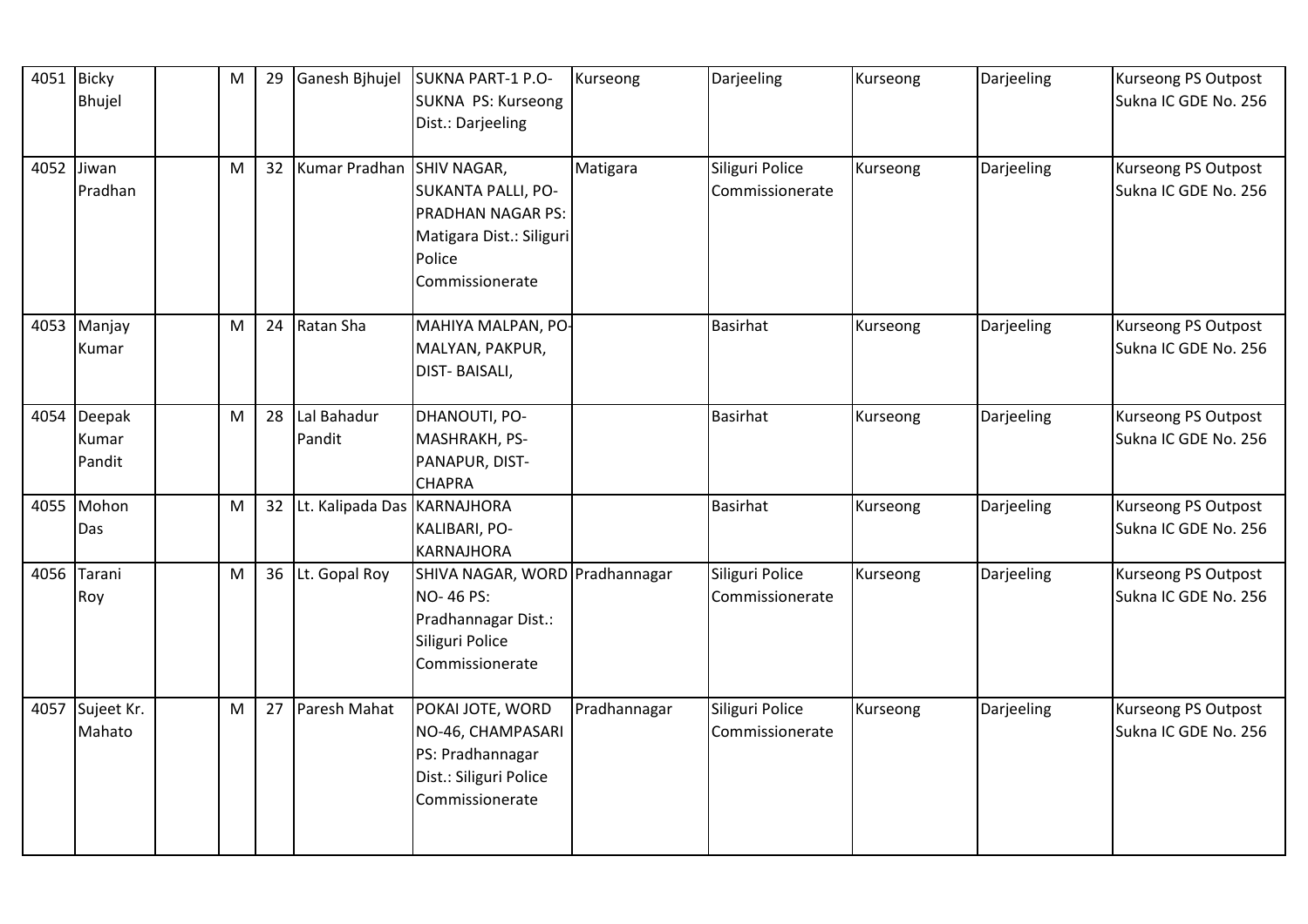| 4051 | Bicky Bhujel | | M | 29 | Ganesh Bjhujel | SUKNA PART-1 P.O- SUKNA PS: Kurseong Dist.: Darjeeling | Kurseong | Darjeeling | Kurseong | Darjeeling | Kurseong PS Outpost Sukna IC GDE No. 256 |
|---|---|---|---|---|---|---|---|---|---|---|---|
| 4052 | Jiwan Pradhan | | M | 32 | Kumar Pradhan | SHIV NAGAR, SUKANTA PALLI, PO- PRADHAN NAGAR PS: Matigara Dist.: Siliguri Police Commissionerate | Matigara | Siliguri Police Commissionerate | Kurseong | Darjeeling | Kurseong PS Outpost Sukna IC GDE No. 256 |
| 4053 | Manjay Kumar | | M | 24 | Ratan Sha | MAHIYA MALPAN, PO- MALYAN, PAKPUR, DIST- BAISALI, | | Basirhat | Kurseong | Darjeeling | Kurseong PS Outpost Sukna IC GDE No. 256 |
| 4054 | Deepak Kumar Pandit | | M | 28 | Lal Bahadur Pandit | DHANOUTI, PO- MASHRAKH, PS- PANAPUR, DIST- CHAPRA | | Basirhat | Kurseong | Darjeeling | Kurseong PS Outpost Sukna IC GDE No. 256 |
| 4055 | Mohon Das | | M | 32 | Lt. Kalipada Das | KARNAJHORA KALIBARI, PO- KARNAJHORA | | Basirhat | Kurseong | Darjeeling | Kurseong PS Outpost Sukna IC GDE No. 256 |
| 4056 | Tarani Roy | | M | 36 | Lt. Gopal Roy | SHIVA NAGAR, WORD NO- 46 PS: Pradhannagar Dist.: Siliguri Police Commissionerate | Pradhannagar | Siliguri Police Commissionerate | Kurseong | Darjeeling | Kurseong PS Outpost Sukna IC GDE No. 256 |
| 4057 | Sujeet Kr. Mahato | | M | 27 | Paresh Mahat | POKAI JOTE, WORD NO-46, CHAMPASARI PS: Pradhannagar Dist.: Siliguri Police Commissionerate | Pradhannagar | Siliguri Police Commissionerate | Kurseong | Darjeeling | Kurseong PS Outpost Sukna IC GDE No. 256 |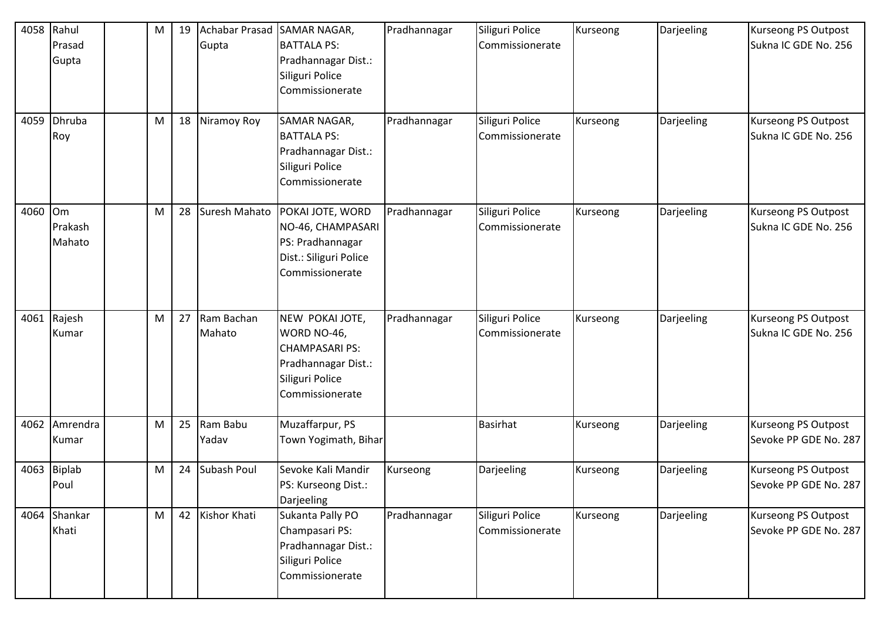| 4058 | Rahul Prasad Gupta | | M | 19 | Achabar Prasad Gupta | SAMAR NAGAR, BATTALA PS: Pradhannagar Dist.: Siliguri Police Commissionerate | Pradhannagar | Siliguri Police Commissionerate | Kurseong | Darjeeling | Kurseong PS Outpost Sukna IC GDE No. 256 |
|---|---|---|---|---|---|---|---|---|---|---|---|
| 4059 | Dhruba Roy | | M | 18 | Niramoy Roy | SAMAR NAGAR, BATTALA PS: Pradhannagar Dist.: Siliguri Police Commissionerate | Pradhannagar | Siliguri Police Commissionerate | Kurseong | Darjeeling | Kurseong PS Outpost Sukna IC GDE No. 256 |
| 4060 | Om Prakash Mahato | | M | 28 | Suresh Mahato | POKAI JOTE, WORD NO-46, CHAMPASARI PS: Pradhannagar Dist.: Siliguri Police Commissionerate | Pradhannagar | Siliguri Police Commissionerate | Kurseong | Darjeeling | Kurseong PS Outpost Sukna IC GDE No. 256 |
| 4061 | Rajesh Kumar | | M | 27 | Ram Bachan Mahato | NEW POKAI JOTE, WORD NO-46, CHAMPASARI PS: Pradhannagar Dist.: Siliguri Police Commissionerate | Pradhannagar | Siliguri Police Commissionerate | Kurseong | Darjeeling | Kurseong PS Outpost Sukna IC GDE No. 256 |
| 4062 | Amrendra Kumar | | M | 25 | Ram Babu Yadav | Muzaffarpur, PS Town Yogimath, Bihar | | Basirhat | Kurseong | Darjeeling | Kurseong PS Outpost Sevoke PP GDE No. 287 |
| 4063 | Biplab Poul | | M | 24 | Subash Poul | Sevoke Kali Mandir PS: Kurseong Dist.: Darjeeling | Kurseong | Darjeeling | Kurseong | Darjeeling | Kurseong PS Outpost Sevoke PP GDE No. 287 |
| 4064 | Shankar Khati | | M | 42 | Kishor Khati | Sukanta Pally PO Champasari PS: Pradhannagar Dist.: Siliguri Police Commissionerate | Pradhannagar | Siliguri Police Commissionerate | Kurseong | Darjeeling | Kurseong PS Outpost Sevoke PP GDE No. 287 |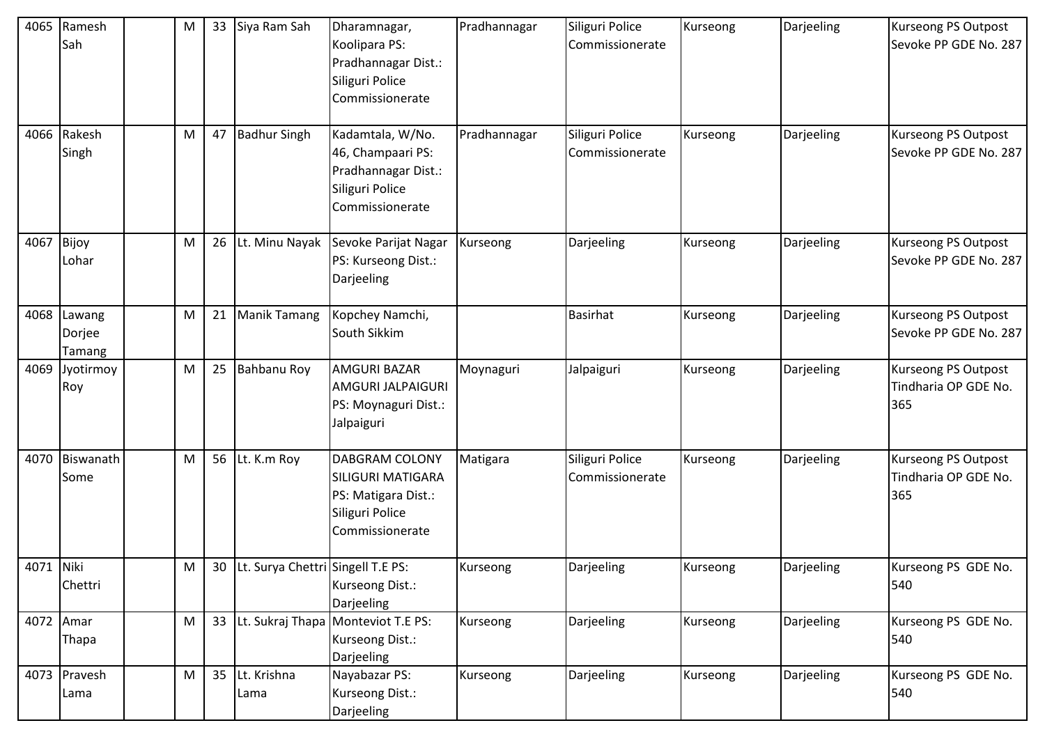| 4065 | Ramesh Sah | | M | 33 | Siya Ram Sah | Dharamnagar, Koolipara PS: Pradhannagar Dist.: Siliguri Police Commissionerate | Pradhannagar | Siliguri Police Commissionerate | Kurseong | Darjeeling | Kurseong PS Outpost Sevoke PP GDE No. 287 |
|---|---|---|---|---|---|---|---|---|---|---|---|
| 4066 | Rakesh Singh | | M | 47 | Badhur Singh | Kadamtala, W/No. 46, Champaari PS: Pradhannagar Dist.: Siliguri Police Commissionerate | Pradhannagar | Siliguri Police Commissionerate | Kurseong | Darjeeling | Kurseong PS Outpost Sevoke PP GDE No. 287 |
| 4067 | Bijoy Lohar | | M | 26 | Lt. Minu Nayak | Sevoke Parijat Nagar PS: Kurseong Dist.: Darjeeling | Kurseong | Darjeeling | Kurseong | Darjeeling | Kurseong PS Outpost Sevoke PP GDE No. 287 |
| 4068 | Lawang Dorjee Tamang | | M | 21 | Manik Tamang | Kopchey Namchi, South Sikkim | | Basirhat | Kurseong | Darjeeling | Kurseong PS Outpost Sevoke PP GDE No. 287 |
| 4069 | Jyotirmoy Roy | | M | 25 | Bahbanu Roy | AMGURI BAZAR AMGURI JALPAIGURI PS: Moynaguri Dist.: Jalpaiguri | Moynaguri | Jalpaiguri | Kurseong | Darjeeling | Kurseong PS Outpost Tindharia OP GDE No. 365 |
| 4070 | Biswanath Some | | M | 56 | Lt. K.m Roy | DABGRAM COLONY SILIGURI MATIGARA PS: Matigara Dist.: Siliguri Police Commissionerate | Matigara | Siliguri Police Commissionerate | Kurseong | Darjeeling | Kurseong PS Outpost Tindharia OP GDE No. 365 |
| 4071 | Niki Chettri | | M | 30 | Lt. Surya Chettri | Singell T.E PS: Kurseong Dist.: Darjeeling | Kurseong | Darjeeling | Kurseong | Darjeeling | Kurseong PS GDE No. 540 |
| 4072 | Amar Thapa | | M | 33 | Lt. Sukraj Thapa | Monteviot T.E PS: Kurseong Dist.: Darjeeling | Kurseong | Darjeeling | Kurseong | Darjeeling | Kurseong PS GDE No. 540 |
| 4073 | Pravesh Lama | | M | 35 | Lt. Krishna Lama | Nayabazar PS: Kurseong Dist.: Darjeeling | Kurseong | Darjeeling | Kurseong | Darjeeling | Kurseong PS GDE No. 540 |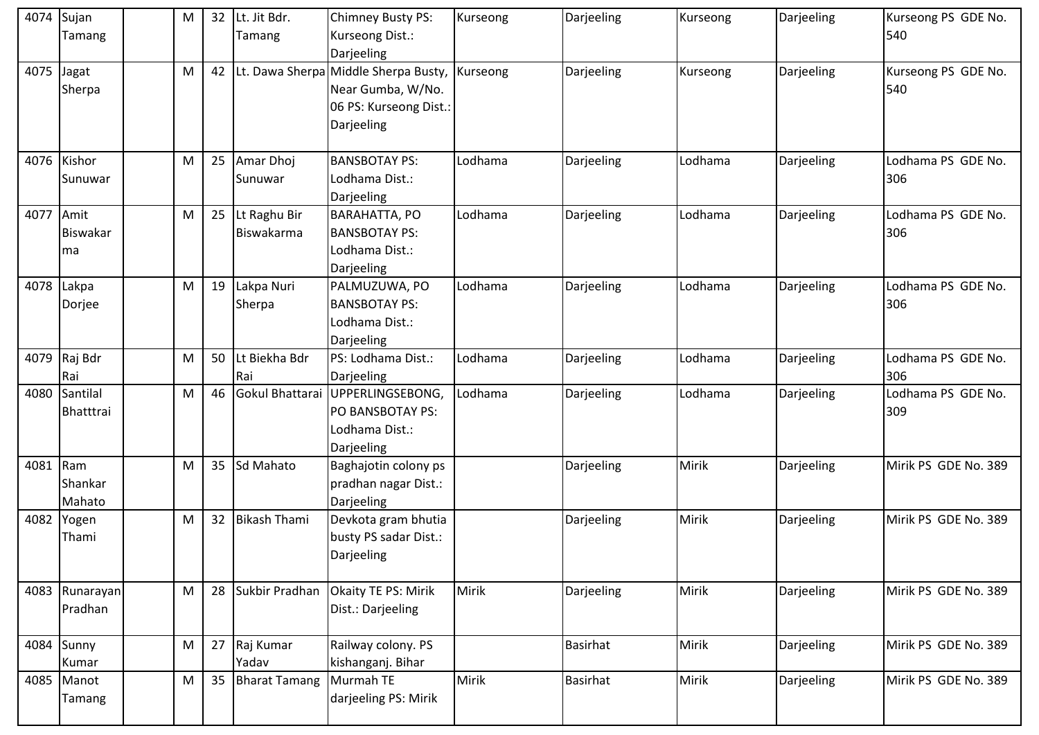| 4074 | Sujan Tamang | | M | 32 | Lt. Jit Bdr. Tamang | Chimney Busty PS: Kurseong Dist.: Darjeeling | Kurseong | Darjeeling | Kurseong | Darjeeling | Kurseong PS GDE No. 540 |
|---|---|---|---|---|---|---|---|---|---|---|---|
| 4075 | Jagat Sherpa | | M | 42 | Lt. Dawa Sherpa | Middle Sherpa Busty, Near Gumba, W/No. 06 PS: Kurseong Dist.: Darjeeling | Kurseong | Darjeeling | Kurseong | Darjeeling | Kurseong PS GDE No. 540 |
| 4076 | Kishor Sunuwar | | M | 25 | Amar Dhoj Sunuwar | BANSBOTAY PS: Lodhama Dist.: Darjeeling | Lodhama | Darjeeling | Lodhama | Darjeeling | Lodhama PS GDE No. 306 |
| 4077 | Amit Biswakarma | | M | 25 | Lt Raghu Bir Biswakarma | BARAHATTA, PO BANSBOTAY PS: Lodhama Dist.: Darjeeling | Lodhama | Darjeeling | Lodhama | Darjeeling | Lodhama PS GDE No. 306 |
| 4078 | Lakpa Dorjee | | M | 19 | Lakpa Nuri Sherpa | PALMUZUWA, PO BANSBOTAY PS: Lodhama Dist.: Darjeeling | Lodhama | Darjeeling | Lodhama | Darjeeling | Lodhama PS GDE No. 306 |
| 4079 | Raj Bdr Rai | | M | 50 | Lt Biekha Bdr Rai | PS: Lodhama Dist.: Darjeeling | Lodhama | Darjeeling | Lodhama | Darjeeling | Lodhama PS GDE No. 306 |
| 4080 | Santilal Bhatttrai | | M | 46 | Gokul Bhattarai | UPPERLINGSEBONG, PO BANSBOTAY PS: Lodhama Dist.: Darjeeling | Lodhama | Darjeeling | Lodhama | Darjeeling | Lodhama PS GDE No. 309 |
| 4081 | Ram Shankar Mahato | | M | 35 | Sd Mahato | Baghajotin colony ps pradhan nagar Dist.: Darjeeling | | Darjeeling | Mirik | Darjeeling | Mirik PS GDE No. 389 |
| 4082 | Yogen Thami | | M | 32 | Bikash Thami | Devkota gram bhutia busty PS sadar Dist.: Darjeeling | | Darjeeling | Mirik | Darjeeling | Mirik PS GDE No. 389 |
| 4083 | Runarayan Pradhan | | M | 28 | Sukbir Pradhan | Okaity TE PS: Mirik Dist.: Darjeeling | Mirik | Darjeeling | Mirik | Darjeeling | Mirik PS GDE No. 389 |
| 4084 | Sunny Kumar | | M | 27 | Raj Kumar Yadav | Railway colony. PS kishanganj. Bihar | | Basirhat | Mirik | Darjeeling | Mirik PS GDE No. 389 |
| 4085 | Manot Tamang | | M | 35 | Bharat Tamang | Murmah TE darjeeling PS: Mirik | Mirik | Basirhat | Mirik | Darjeeling | Mirik PS GDE No. 389 |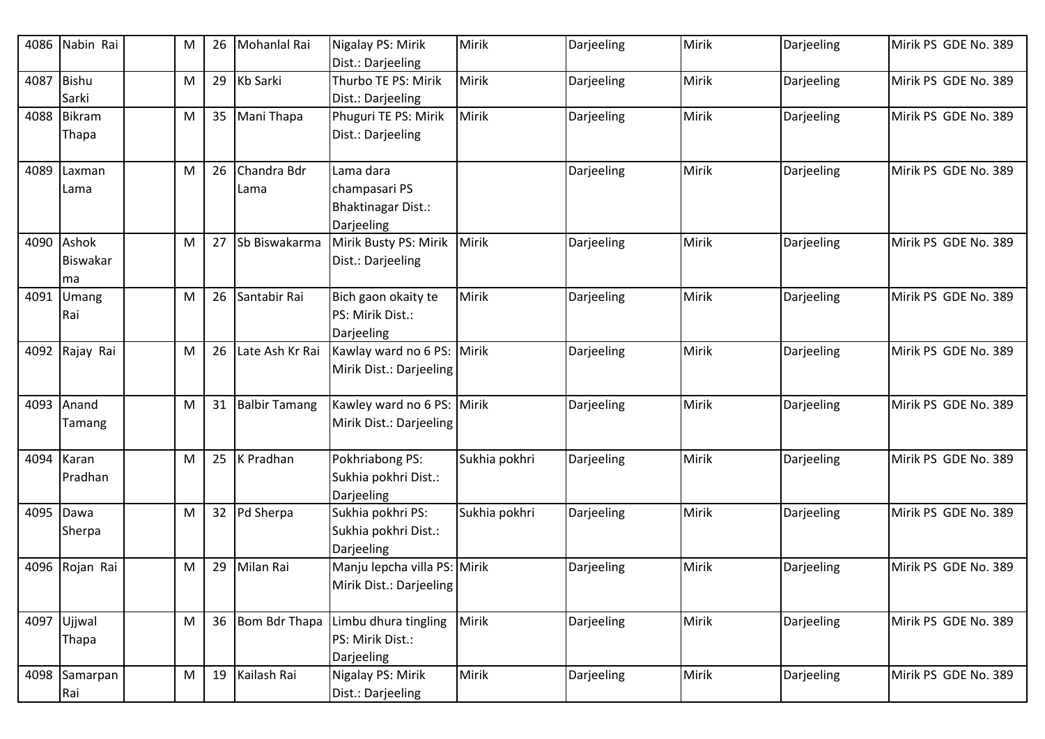| 4086 | Nabin Rai | | M | 26 | Mohanlal Rai | Nigalay PS: Mirik Dist.: Darjeeling | Mirik | Darjeeling | Mirik | Darjeeling | Mirik PS GDE No. 389 |
|---|---|---|---|---|---|---|---|---|---|---|---|
| 4087 | Bishu Sarki | | M | 29 | Kb Sarki | Thurbo TE PS: Mirik Dist.: Darjeeling | Mirik | Darjeeling | Mirik | Darjeeling | Mirik PS GDE No. 389 |
| 4088 | Bikram Thapa | | M | 35 | Mani Thapa | Phuguri TE PS: Mirik Dist.: Darjeeling | Mirik | Darjeeling | Mirik | Darjeeling | Mirik PS GDE No. 389 |
| 4089 | Laxman Lama | | M | 26 | Chandra Bdr Lama | Lama dara champasari PS Bhaktinagar Dist.: Darjeeling | | Darjeeling | Mirik | Darjeeling | Mirik PS GDE No. 389 |
| 4090 | Ashok Biswakarma | | M | 27 | Sb Biswakarma | Mirik Busty PS: Mirik Dist.: Darjeeling | Mirik | Darjeeling | Mirik | Darjeeling | Mirik PS GDE No. 389 |
| 4091 | Umang Rai | | M | 26 | Santabir Rai | Bich gaon okaity te PS: Mirik Dist.: Darjeeling | Mirik | Darjeeling | Mirik | Darjeeling | Mirik PS GDE No. 389 |
| 4092 | Rajay Rai | | M | 26 | Late Ash Kr Rai | Kawlay ward no 6 PS: Mirik Dist.: Darjeeling | Mirik | Darjeeling | Mirik | Darjeeling | Mirik PS GDE No. 389 |
| 4093 | Anand Tamang | | M | 31 | Balbir Tamang | Kawley ward no 6 PS: Mirik Dist.: Darjeeling | Mirik | Darjeeling | Mirik | Darjeeling | Mirik PS GDE No. 389 |
| 4094 | Karan Pradhan | | M | 25 | K Pradhan | Pokhriabong PS: Sukhia pokhri Dist.: Darjeeling | Sukhia pokhri | Darjeeling | Mirik | Darjeeling | Mirik PS GDE No. 389 |
| 4095 | Dawa Sherpa | | M | 32 | Pd Sherpa | Sukhia pokhri PS: Sukhia pokhri Dist.: Darjeeling | Sukhia pokhri | Darjeeling | Mirik | Darjeeling | Mirik PS GDE No. 389 |
| 4096 | Rojan Rai | | M | 29 | Milan Rai | Manju lepcha villa PS: Mirik Dist.: Darjeeling | Mirik | Darjeeling | Mirik | Darjeeling | Mirik PS GDE No. 389 |
| 4097 | Ujjwal Thapa | | M | 36 | Bom Bdr Thapa | Limbu dhura tingling PS: Mirik Dist.: Darjeeling | Mirik | Darjeeling | Mirik | Darjeeling | Mirik PS GDE No. 389 |
| 4098 | Samarpan Rai | | M | 19 | Kailash Rai | Nigalay PS: Mirik Dist.: Darjeeling | Mirik | Darjeeling | Mirik | Darjeeling | Mirik PS GDE No. 389 |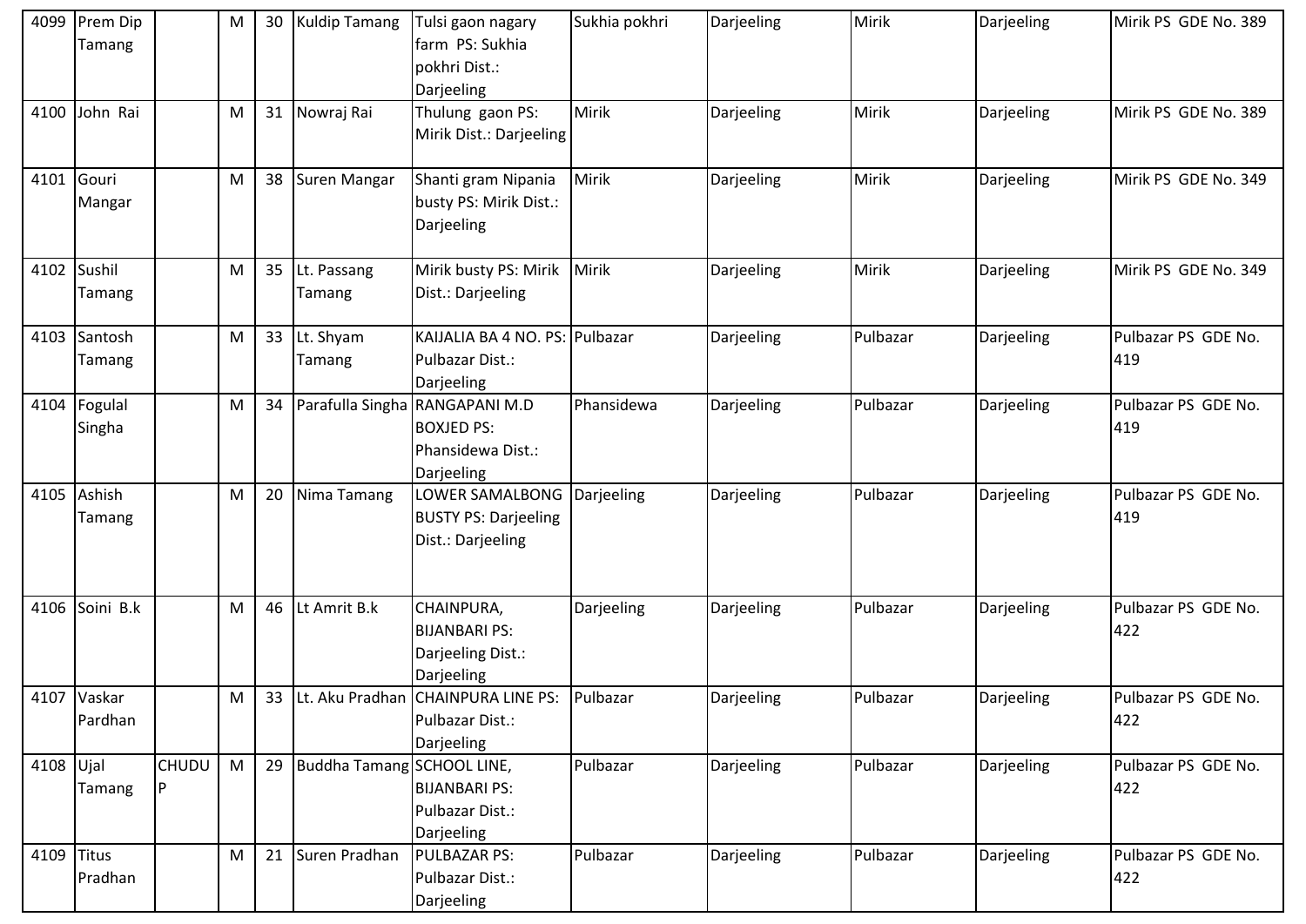| 4099 | Prem Dip Tamang | | M | 30 | Kuldip Tamang | Tulsi gaon nagary farm PS: Sukhia pokhri Dist.: Darjeeling | Sukhia pokhri | Darjeeling | Mirik | Darjeeling | Mirik PS GDE No. 389 |
|---|---|---|---|---|---|---|---|---|---|---|---|
| 4100 | John Rai | | M | 31 | Nowraj Rai | Thulung gaon PS: Mirik Dist.: Darjeeling | Mirik | Darjeeling | Mirik | Darjeeling | Mirik PS GDE No. 389 |
| 4101 | Gouri Mangar | | M | 38 | Suren Mangar | Shanti gram Nipania busty PS: Mirik Dist.: Darjeeling | Mirik | Darjeeling | Mirik | Darjeeling | Mirik PS GDE No. 349 |
| 4102 | Sushil Tamang | | M | 35 | Lt. Passang Tamang | Mirik busty PS: Mirik Dist.: Darjeeling | Mirik | Darjeeling | Mirik | Darjeeling | Mirik PS GDE No. 349 |
| 4103 | Santosh Tamang | | M | 33 | Lt. Shyam Tamang | KAIJALIA BA 4 NO. PS: Pulbazar Dist.: Darjeeling | Pulbazar | Darjeeling | Pulbazar | Darjeeling | Pulbazar PS GDE No. 419 |
| 4104 | Fogulal Singha | | M | 34 | Parafulla Singha | RANGAPANI M.D BOXJED PS: Phansidewa Dist.: Darjeeling | Phansidewa | Darjeeling | Pulbazar | Darjeeling | Pulbazar PS GDE No. 419 |
| 4105 | Ashish Tamang | | M | 20 | Nima Tamang | LOWER SAMALBONG BUSTY PS: Darjeeling Dist.: Darjeeling | Darjeeling | Darjeeling | Pulbazar | Darjeeling | Pulbazar PS GDE No. 419 |
| 4106 | Soini B.k | | M | 46 | Lt Amrit B.k | CHAINPURA, BIJANBARI PS: Darjeeling Dist.: Darjeeling | Darjeeling | Darjeeling | Pulbazar | Darjeeling | Pulbazar PS GDE No. 422 |
| 4107 | Vaskar Pardhan | | M | 33 | Lt. Aku Pradhan | CHAINPURA LINE PS: Pulbazar Dist.: Darjeeling | Pulbazar | Darjeeling | Pulbazar | Darjeeling | Pulbazar PS GDE No. 422 |
| 4108 | Ujal Tamang | CHUDUP | M | 29 | Buddha Tamang | SCHOOL LINE, BIJANBARI PS: Pulbazar Dist.: Darjeeling | Pulbazar | Darjeeling | Pulbazar | Darjeeling | Pulbazar PS GDE No. 422 |
| 4109 | Titus Pradhan | | M | 21 | Suren Pradhan | PULBAZAR PS: Pulbazar Dist.: Darjeeling | Pulbazar | Darjeeling | Pulbazar | Darjeeling | Pulbazar PS GDE No. 422 |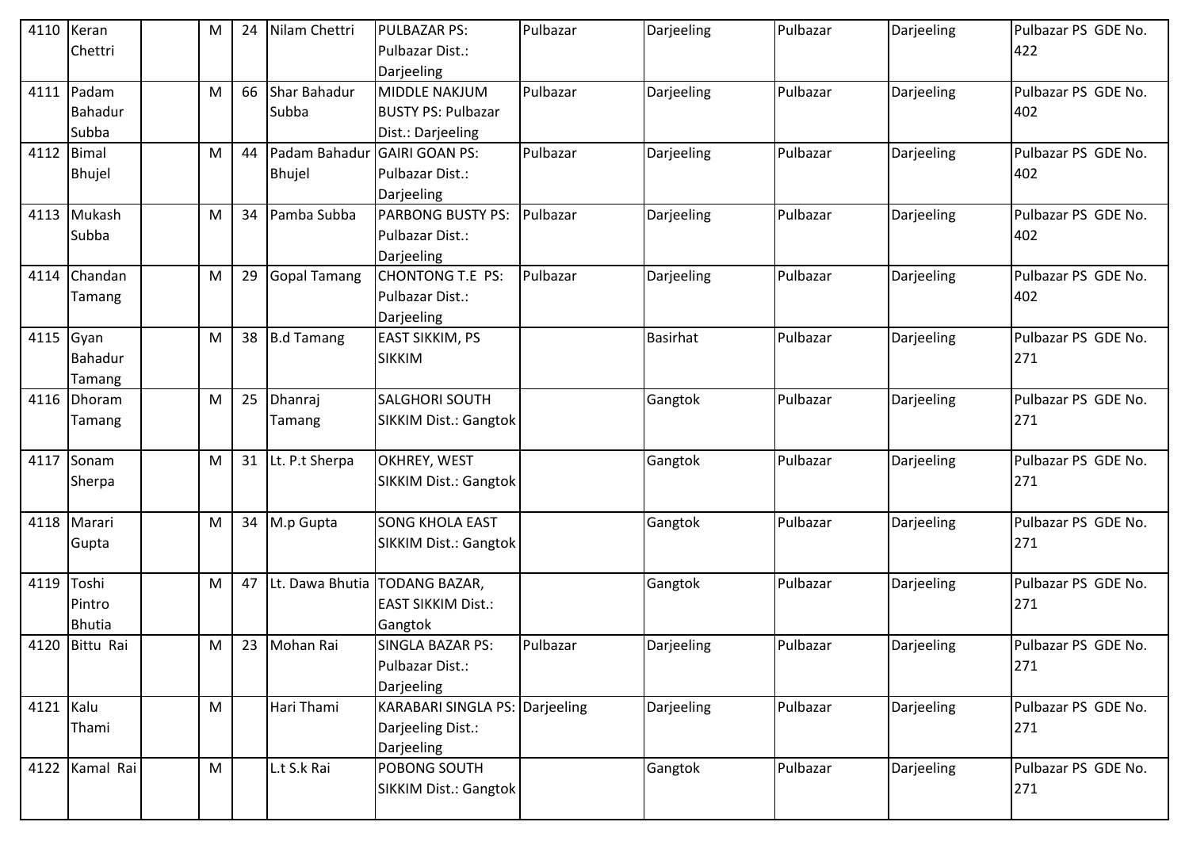| 4110 | Keran Chettri | | M | 24 | Nilam Chettri | PULBAZAR PS: Pulbazar Dist.: Darjeeling | Pulbazar | Darjeeling | Pulbazar | Darjeeling | Pulbazar PS GDE No. 422 |
|---|---|---|---|---|---|---|---|---|---|---|---|
| 4111 | Padam Bahadur Subba | | M | 66 | Shar Bahadur Subba | MIDDLE NAKJUM BUSTY PS: Pulbazar Dist.: Darjeeling | Pulbazar | Darjeeling | Pulbazar | Darjeeling | Pulbazar PS GDE No. 402 |
| 4112 | Bimal Bhujel | | M | 44 | Padam Bahadur Bhujel | GAIRI GOAN PS: Pulbazar Dist.: Darjeeling | Pulbazar | Darjeeling | Pulbazar | Darjeeling | Pulbazar PS GDE No. 402 |
| 4113 | Mukash Subba | | M | 34 | Pamba Subba | PARBONG BUSTY PS: Pulbazar Dist.: Darjeeling | Pulbazar | Darjeeling | Pulbazar | Darjeeling | Pulbazar PS GDE No. 402 |
| 4114 | Chandan Tamang | | M | 29 | Gopal Tamang | CHONTONG T.E PS: Pulbazar Dist.: Darjeeling | Pulbazar | Darjeeling | Pulbazar | Darjeeling | Pulbazar PS GDE No. 402 |
| 4115 | Gyan Bahadur Tamang | | M | 38 | B.d Tamang | EAST SIKKIM, PS SIKKIM | | Basirhat | Pulbazar | Darjeeling | Pulbazar PS GDE No. 271 |
| 4116 | Dhoram Tamang | | M | 25 | Dhanraj Tamang | SALGHORI SOUTH SIKKIM Dist.: Gangtok | | Gangtok | Pulbazar | Darjeeling | Pulbazar PS GDE No. 271 |
| 4117 | Sonam Sherpa | | M | 31 | Lt. P.t Sherpa | OKHREY, WEST SIKKIM Dist.: Gangtok | | Gangtok | Pulbazar | Darjeeling | Pulbazar PS GDE No. 271 |
| 4118 | Marari Gupta | | M | 34 | M.p Gupta | SONG KHOLA EAST SIKKIM Dist.: Gangtok | | Gangtok | Pulbazar | Darjeeling | Pulbazar PS GDE No. 271 |
| 4119 | Toshi Pintro Bhutia | | M | 47 | Lt. Dawa Bhutia | TODANG BAZAR, EAST SIKKIM Dist.: Gangtok | | Gangtok | Pulbazar | Darjeeling | Pulbazar PS GDE No. 271 |
| 4120 | Bittu Rai | | M | 23 | Mohan Rai | SINGLA BAZAR PS: Pulbazar Dist.: Darjeeling | Pulbazar | Darjeeling | Pulbazar | Darjeeling | Pulbazar PS GDE No. 271 |
| 4121 | Kalu Thami | | M | | Hari Thami | KARABARI SINGLA PS: Darjeeling Dist.: Darjeeling | Darjeeling | Darjeeling | Pulbazar | Darjeeling | Pulbazar PS GDE No. 271 |
| 4122 | Kamal Rai | | M | | L.t S.k Rai | POBONG SOUTH SIKKIM Dist.: Gangtok | | Gangtok | Pulbazar | Darjeeling | Pulbazar PS GDE No. 271 |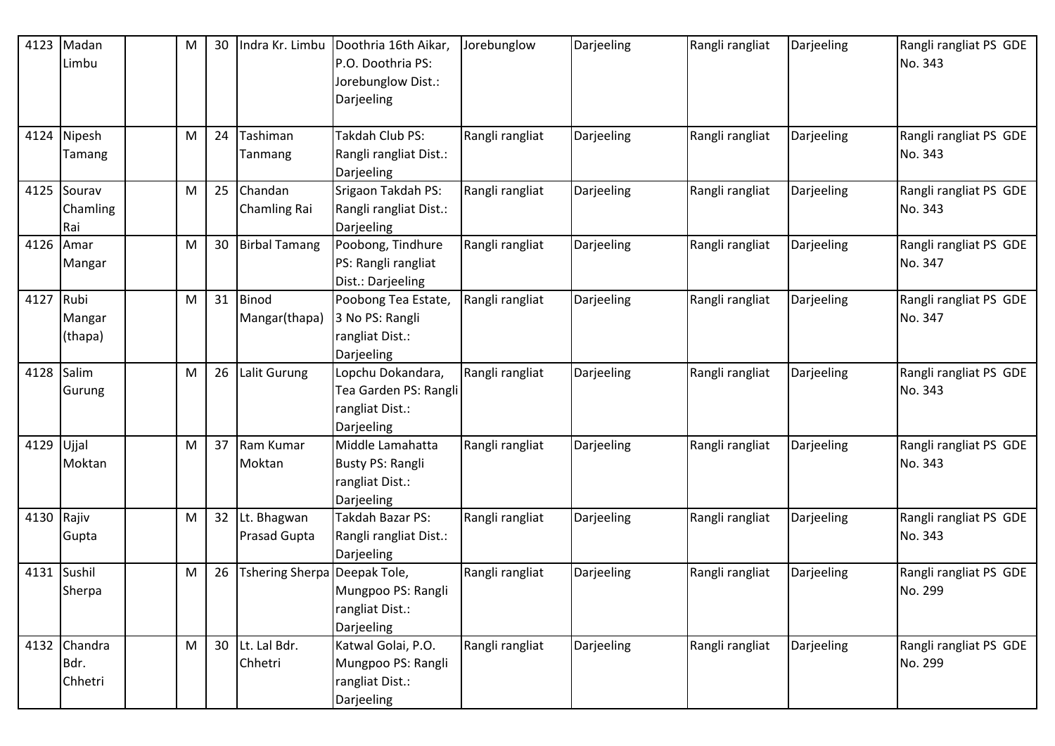| 4123 | Madan Limbu | | M | 30 | Indra Kr. Limbu | Doothria 16th Aikar, P.O. Doothria PS: Jorebunglow Dist.: Darjeeling | Jorebunglow | Darjeeling | Rangli rangliat | Darjeeling | Rangli rangliat PS GDE No. 343 |
|---|---|---|---|---|---|---|---|---|---|---|---|
| 4124 | Nipesh Tamang | | M | 24 | Tashiman Tanmang | Takdah Club PS: Rangli rangliat Dist.: Darjeeling | Rangli rangliat | Darjeeling | Rangli rangliat | Darjeeling | Rangli rangliat PS GDE No. 343 |
| 4125 | Sourav Chamling Rai | | M | 25 | Chandan Chamling Rai | Srigaon Takdah PS: Rangli rangliat Dist.: Darjeeling | Rangli rangliat | Darjeeling | Rangli rangliat | Darjeeling | Rangli rangliat PS GDE No. 343 |
| 4126 | Amar Mangar | | M | 30 | Birbal Tamang | Poobong, Tindhure PS: Rangli rangliat Dist.: Darjeeling | Rangli rangliat | Darjeeling | Rangli rangliat | Darjeeling | Rangli rangliat PS GDE No. 347 |
| 4127 | Rubi Mangar (thapa) | | M | 31 | Binod Mangar(thapa) | Poobong Tea Estate, 3 No PS: Rangli rangliat Dist.: Darjeeling | Rangli rangliat | Darjeeling | Rangli rangliat | Darjeeling | Rangli rangliat PS GDE No. 347 |
| 4128 | Salim Gurung | | M | 26 | Lalit Gurung | Lopchu Dokandara, Tea Garden PS: Rangli rangliat Dist.: Darjeeling | Rangli rangliat | Darjeeling | Rangli rangliat | Darjeeling | Rangli rangliat PS GDE No. 343 |
| 4129 | Ujjal Moktan | | M | 37 | Ram Kumar Moktan | Middle Lamahatta Busty PS: Rangli rangliat Dist.: Darjeeling | Rangli rangliat | Darjeeling | Rangli rangliat | Darjeeling | Rangli rangliat PS GDE No. 343 |
| 4130 | Rajiv Gupta | | M | 32 | Lt. Bhagwan Prasad Gupta | Takdah Bazar PS: Rangli rangliat Dist.: Darjeeling | Rangli rangliat | Darjeeling | Rangli rangliat | Darjeeling | Rangli rangliat PS GDE No. 343 |
| 4131 | Sushil Sherpa | | M | 26 | Tshering Sherpa | Deepak Tole, Mungpoo PS: Rangli rangliat Dist.: Darjeeling | Rangli rangliat | Darjeeling | Rangli rangliat | Darjeeling | Rangli rangliat PS GDE No. 299 |
| 4132 | Chandra Bdr. Chhetri | | M | 30 | Lt. Lal Bdr. Chhetri | Katwal Golai, P.O. Mungpoo PS: Rangli rangliat Dist.: Darjeeling | Rangli rangliat | Darjeeling | Rangli rangliat | Darjeeling | Rangli rangliat PS GDE No. 299 |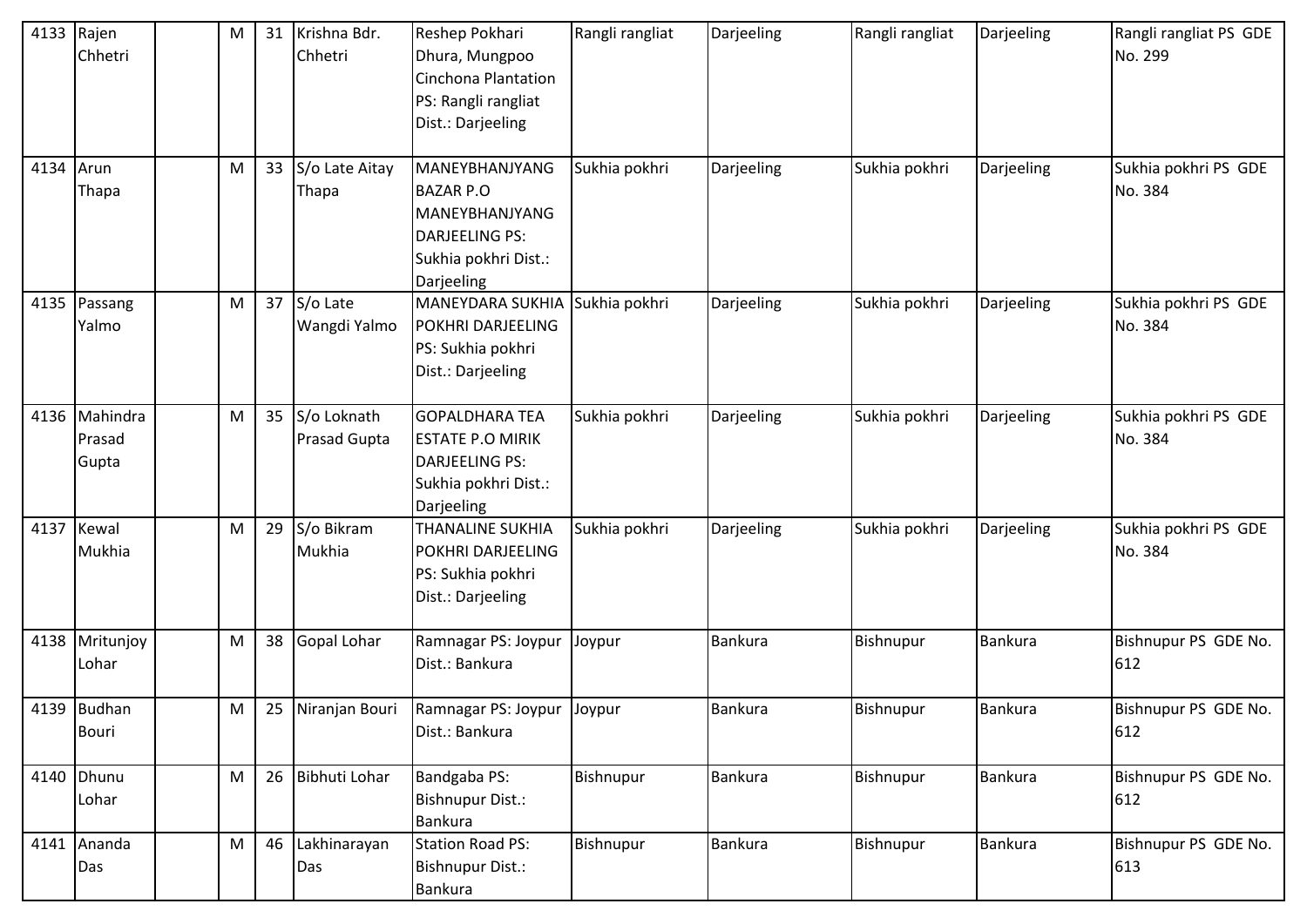| 4133 | Rajen Chhetri | | M | 31 | Krishna Bdr. Chhetri | Reshep Pokhari Dhura, Mungpoo Cinchona Plantation PS: Rangli rangliat Dist.: Darjeeling | Rangli rangliat | Darjeeling | Rangli rangliat | Darjeeling | Rangli rangliat PS GDE No. 299 |
|---|---|---|---|---|---|---|---|---|---|---|---|
| 4134 | Arun Thapa | | M | 33 | S/o Late Aitay Thapa | MANEYBHANJYANG BAZAR P.O MANEYBHANJYANG DARJEELING PS: Sukhia pokhri Dist.: Darjeeling | Sukhia pokhri | Darjeeling | Sukhia pokhri | Darjeeling | Sukhia pokhri PS GDE No. 384 |
| 4135 | Passang Yalmo | | M | 37 | S/o Late Wangdi Yalmo | MANEYDARA SUKHIA POKHRI DARJEELING PS: Sukhia pokhri Dist.: Darjeeling | Sukhia pokhri | Darjeeling | Sukhia pokhri | Darjeeling | Sukhia pokhri PS GDE No. 384 |
| 4136 | Mahindra Prasad Gupta | | M | 35 | S/o Loknath Prasad Gupta | GOPALDHARA TEA ESTATE P.O MIRIK DARJEELING PS: Sukhia pokhri Dist.: Darjeeling | Sukhia pokhri | Darjeeling | Sukhia pokhri | Darjeeling | Sukhia pokhri PS GDE No. 384 |
| 4137 | Kewal Mukhia | | M | 29 | S/o Bikram Mukhia | THANALINE SUKHIA POKHRI DARJEELING PS: Sukhia pokhri Dist.: Darjeeling | Sukhia pokhri | Darjeeling | Sukhia pokhri | Darjeeling | Sukhia pokhri PS GDE No. 384 |
| 4138 | Mritunjoy Lohar | | M | 38 | Gopal Lohar | Ramnagar PS: Joypur Dist.: Bankura | Joypur | Bankura | Bishnupur | Bankura | Bishnupur PS GDE No. 612 |
| 4139 | Budhan Bouri | | M | 25 | Niranjan Bouri | Ramnagar PS: Joypur Dist.: Bankura | Joypur | Bankura | Bishnupur | Bankura | Bishnupur PS GDE No. 612 |
| 4140 | Dhunu Lohar | | M | 26 | Bibhuti Lohar | Bandgaba PS: Bishnupur Dist.: Bankura | Bishnupur | Bankura | Bishnupur | Bankura | Bishnupur PS GDE No. 612 |
| 4141 | Ananda Das | | M | 46 | Lakhinarayan Das | Station Road PS: Bishnupur Dist.: Bankura | Bishnupur | Bankura | Bishnupur | Bankura | Bishnupur PS GDE No. 613 |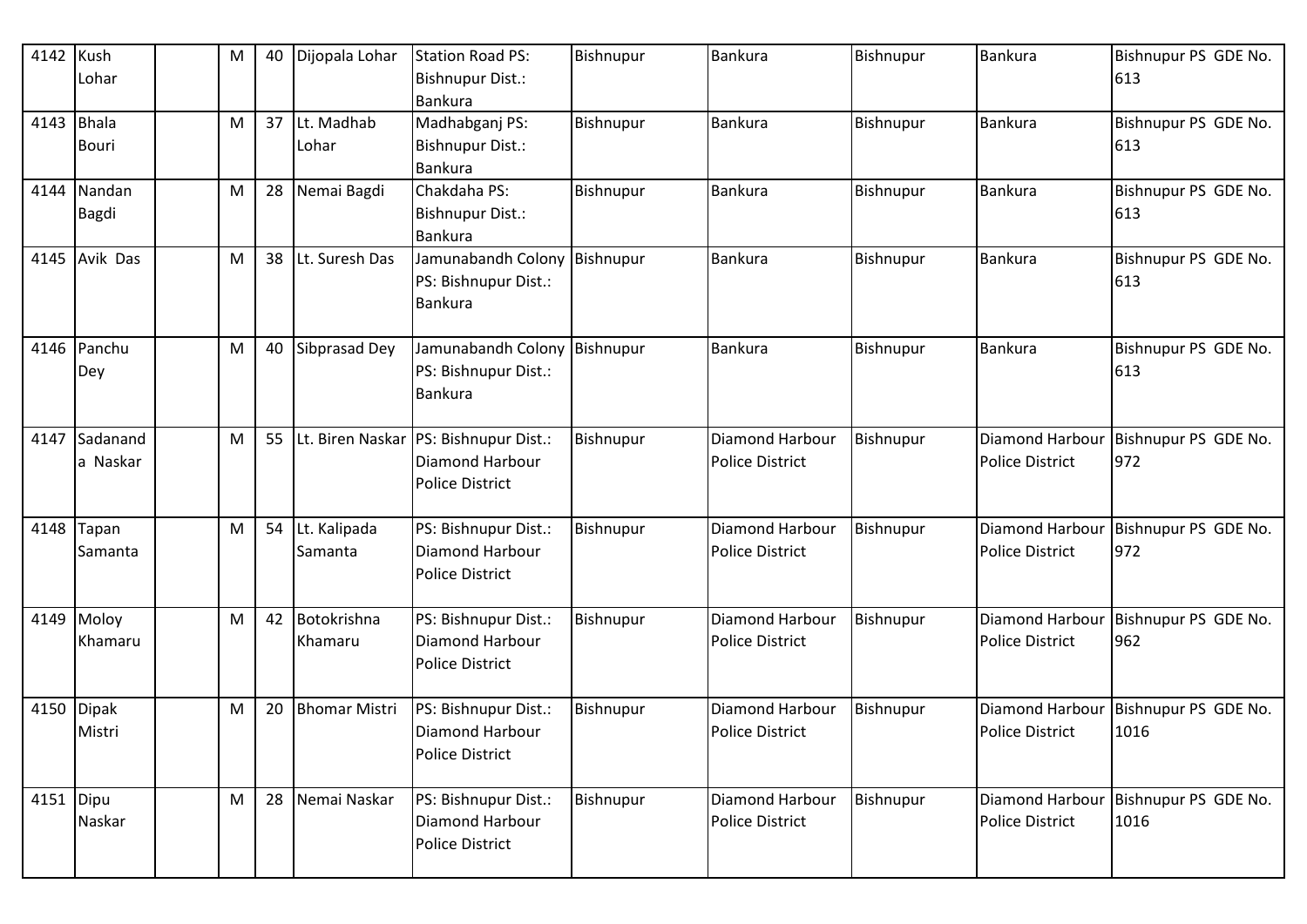| 4142 | Kush Lohar | | M | 40 | Dijopala Lohar | Station Road PS: Bishnupur Dist.: Bankura | Bishnupur | Bankura | Bishnupur | Bankura | Bishnupur PS GDE No. 613 |
|---|---|---|---|---|---|---|---|---|---|---|---|
| 4143 | Bhala Bouri | | M | 37 | Lt. Madhab Lohar | Madhabganj PS: Bishnupur Dist.: Bankura | Bishnupur | Bankura | Bishnupur | Bankura | Bishnupur PS GDE No. 613 |
| 4144 | Nandan Bagdi | | M | 28 | Nemai Bagdi | Chakdaha PS: Bishnupur Dist.: Bankura | Bishnupur | Bankura | Bishnupur | Bankura | Bishnupur PS GDE No. 613 |
| 4145 | Avik Das | | M | 38 | Lt. Suresh Das | Jamunabandh Colony PS: Bishnupur Dist.: Bankura | Bishnupur | Bankura | Bishnupur | Bankura | Bishnupur PS GDE No. 613 |
| 4146 | Panchu Dey | | M | 40 | Sibprasad Dey | Jamunabandh Colony PS: Bishnupur Dist.: Bankura | Bishnupur | Bankura | Bishnupur | Bankura | Bishnupur PS GDE No. 613 |
| 4147 | Sadananda Naskar | | M | 55 | Lt. Biren Naskar | PS: Bishnupur Dist.: Diamond Harbour Police District | Bishnupur | Diamond Harbour Police District | Bishnupur | Diamond Harbour Police District | Bishnupur PS GDE No. 972 |
| 4148 | Tapan Samanta | | M | 54 | Lt. Kalipada Samanta | PS: Bishnupur Dist.: Diamond Harbour Police District | Bishnupur | Diamond Harbour Police District | Bishnupur | Diamond Harbour Police District | Bishnupur PS GDE No. 972 |
| 4149 | Moloy Khamaru | | M | 42 | Botokrishna Khamaru | PS: Bishnupur Dist.: Diamond Harbour Police District | Bishnupur | Diamond Harbour Police District | Bishnupur | Diamond Harbour Police District | Bishnupur PS GDE No. 962 |
| 4150 | Dipak Mistri | | M | 20 | Bhomar Mistri | PS: Bishnupur Dist.: Diamond Harbour Police District | Bishnupur | Diamond Harbour Police District | Bishnupur | Diamond Harbour Police District | Bishnupur PS GDE No. 1016 |
| 4151 | Dipu Naskar | | M | 28 | Nemai Naskar | PS: Bishnupur Dist.: Diamond Harbour Police District | Bishnupur | Diamond Harbour Police District | Bishnupur | Diamond Harbour Police District | Bishnupur PS GDE No. 1016 |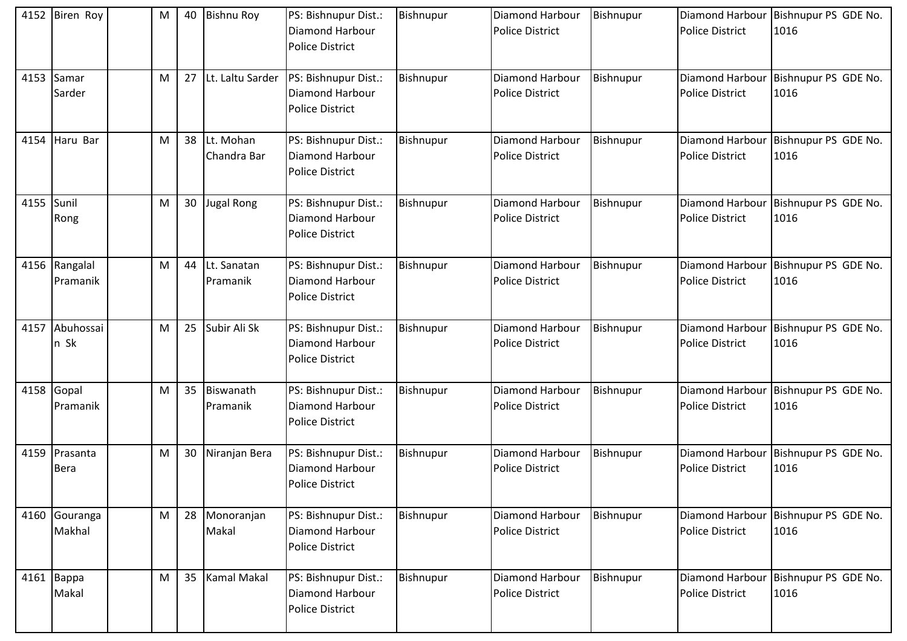| 4152 | Biren Roy | | M | 40 | Bishnu Roy | PS: Bishnupur Dist.: Diamond Harbour Police District | Bishnupur | Diamond Harbour Police District | Bishnupur | Diamond Harbour Police District | Bishnupur PS GDE No. 1016 |
|---|---|---|---|---|---|---|---|---|---|---|---|
| 4153 | Samar Sarder | | M | 27 | Lt. Laltu Sarder | PS: Bishnupur Dist.: Diamond Harbour Police District | Bishnupur | Diamond Harbour Police District | Bishnupur | Diamond Harbour Police District | Bishnupur PS GDE No. 1016 |
| 4154 | Haru Bar | | M | 38 | Lt. Mohan Chandra Bar | PS: Bishnupur Dist.: Diamond Harbour Police District | Bishnupur | Diamond Harbour Police District | Bishnupur | Diamond Harbour Police District | Bishnupur PS GDE No. 1016 |
| 4155 | Sunil Rong | | M | 30 | Jugal Rong | PS: Bishnupur Dist.: Diamond Harbour Police District | Bishnupur | Diamond Harbour Police District | Bishnupur | Diamond Harbour Police District | Bishnupur PS GDE No. 1016 |
| 4156 | Rangalal Pramanik | | M | 44 | Lt. Sanatan Pramanik | PS: Bishnupur Dist.: Diamond Harbour Police District | Bishnupur | Diamond Harbour Police District | Bishnupur | Diamond Harbour Police District | Bishnupur PS GDE No. 1016 |
| 4157 | Abuhossain Sk | | M | 25 | Subir Ali Sk | PS: Bishnupur Dist.: Diamond Harbour Police District | Bishnupur | Diamond Harbour Police District | Bishnupur | Diamond Harbour Police District | Bishnupur PS GDE No. 1016 |
| 4158 | Gopal Pramanik | | M | 35 | Biswanath Pramanik | PS: Bishnupur Dist.: Diamond Harbour Police District | Bishnupur | Diamond Harbour Police District | Bishnupur | Diamond Harbour Police District | Bishnupur PS GDE No. 1016 |
| 4159 | Prasanta Bera | | M | 30 | Niranjan Bera | PS: Bishnupur Dist.: Diamond Harbour Police District | Bishnupur | Diamond Harbour Police District | Bishnupur | Diamond Harbour Police District | Bishnupur PS GDE No. 1016 |
| 4160 | Gouranga Makhal | | M | 28 | Monoranjan Makal | PS: Bishnupur Dist.: Diamond Harbour Police District | Bishnupur | Diamond Harbour Police District | Bishnupur | Diamond Harbour Police District | Bishnupur PS GDE No. 1016 |
| 4161 | Bappa Makal | | M | 35 | Kamal Makal | PS: Bishnupur Dist.: Diamond Harbour Police District | Bishnupur | Diamond Harbour Police District | Bishnupur | Diamond Harbour Police District | Bishnupur PS GDE No. 1016 |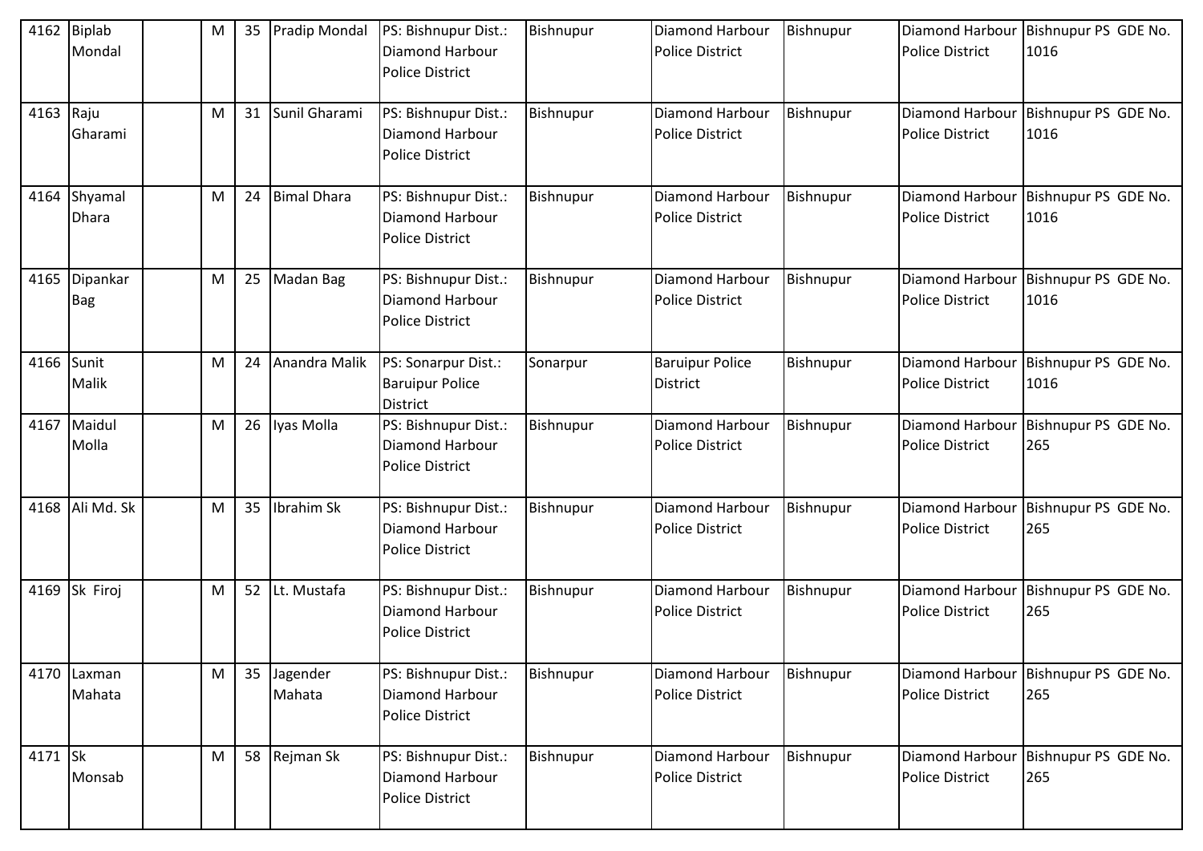| 4162 | Biplab Mondal | | M | 35 | Pradip Mondal | PS: Bishnupur Dist.: Diamond Harbour Police District | Bishnupur | Diamond Harbour Police District | Bishnupur | Diamond Harbour Police District | Bishnupur PS GDE No. 1016 |
|---|---|---|---|---|---|---|---|---|---|---|---|
| 4163 | Raju Gharami | | M | 31 | Sunil Gharami | PS: Bishnupur Dist.: Diamond Harbour Police District | Bishnupur | Diamond Harbour Police District | Bishnupur | Diamond Harbour Police District | Bishnupur PS GDE No. 1016 |
| 4164 | Shyamal Dhara | | M | 24 | Bimal Dhara | PS: Bishnupur Dist.: Diamond Harbour Police District | Bishnupur | Diamond Harbour Police District | Bishnupur | Diamond Harbour Police District | Bishnupur PS GDE No. 1016 |
| 4165 | Dipankar Bag | | M | 25 | Madan Bag | PS: Bishnupur Dist.: Diamond Harbour Police District | Bishnupur | Diamond Harbour Police District | Bishnupur | Diamond Harbour Police District | Bishnupur PS GDE No. 1016 |
| 4166 | Sunit Malik | | M | 24 | Anandra Malik | PS: Sonarpur Dist.: Baruipur Police District | Sonarpur | Baruipur Police District | Bishnupur | Diamond Harbour Police District | Bishnupur PS GDE No. 1016 |
| 4167 | Maidul Molla | | M | 26 | Iyas Molla | PS: Bishnupur Dist.: Diamond Harbour Police District | Bishnupur | Diamond Harbour Police District | Bishnupur | Diamond Harbour Police District | Bishnupur PS GDE No. 265 |
| 4168 | Ali Md. Sk | | M | 35 | Ibrahim Sk | PS: Bishnupur Dist.: Diamond Harbour Police District | Bishnupur | Diamond Harbour Police District | Bishnupur | Diamond Harbour Police District | Bishnupur PS GDE No. 265 |
| 4169 | Sk Firoj | | M | 52 | Lt. Mustafa | PS: Bishnupur Dist.: Diamond Harbour Police District | Bishnupur | Diamond Harbour Police District | Bishnupur | Diamond Harbour Police District | Bishnupur PS GDE No. 265 |
| 4170 | Laxman Mahata | | M | 35 | Jagender Mahata | PS: Bishnupur Dist.: Diamond Harbour Police District | Bishnupur | Diamond Harbour Police District | Bishnupur | Diamond Harbour Police District | Bishnupur PS GDE No. 265 |
| 4171 | Sk Monsab | | M | 58 | Rejman Sk | PS: Bishnupur Dist.: Diamond Harbour Police District | Bishnupur | Diamond Harbour Police District | Bishnupur | Diamond Harbour Police District | Bishnupur PS GDE No. 265 |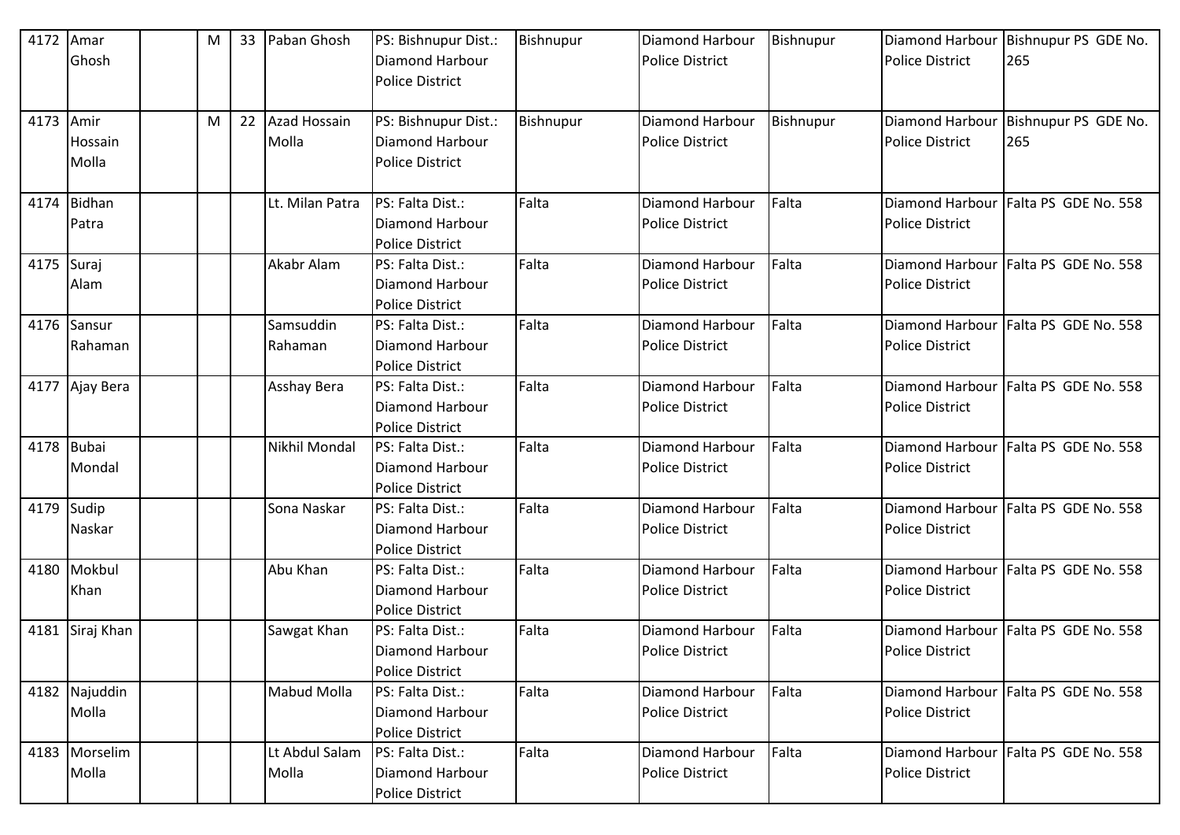| 4172 | Amar Ghosh | | M | 33 | Paban Ghosh | PS: Bishnupur Dist.: Diamond Harbour Police District | Bishnupur | Diamond Harbour Police District | Bishnupur | Diamond Harbour Police District | Bishnupur PS GDE No. 265 |
|---|---|---|---|---|---|---|---|---|---|---|---|
| 4173 | Amir Hossain Molla | | M | 22 | Azad Hossain Molla | PS: Bishnupur Dist.: Diamond Harbour Police District | Bishnupur | Diamond Harbour Police District | Bishnupur | Diamond Harbour Police District | Bishnupur PS GDE No. 265 |
| 4174 | Bidhan Patra | | | | Lt. Milan Patra | PS: Falta Dist.: Diamond Harbour Police District | Falta | Diamond Harbour Police District | Falta | Diamond Harbour Police District | Falta PS GDE No. 558 |
| 4175 | Suraj Alam | | | | Akabr Alam | PS: Falta Dist.: Diamond Harbour Police District | Falta | Diamond Harbour Police District | Falta | Diamond Harbour Police District | Falta PS GDE No. 558 |
| 4176 | Sansur Rahaman | | | | Samsuddin Rahaman | PS: Falta Dist.: Diamond Harbour Police District | Falta | Diamond Harbour Police District | Falta | Diamond Harbour Police District | Falta PS GDE No. 558 |
| 4177 | Ajay Bera | | | | Asshay Bera | PS: Falta Dist.: Diamond Harbour Police District | Falta | Diamond Harbour Police District | Falta | Diamond Harbour Police District | Falta PS GDE No. 558 |
| 4178 | Bubai Mondal | | | | Nikhil Mondal | PS: Falta Dist.: Diamond Harbour Police District | Falta | Diamond Harbour Police District | Falta | Diamond Harbour Police District | Falta PS GDE No. 558 |
| 4179 | Sudip Naskar | | | | Sona Naskar | PS: Falta Dist.: Diamond Harbour Police District | Falta | Diamond Harbour Police District | Falta | Diamond Harbour Police District | Falta PS GDE No. 558 |
| 4180 | Mokbul Khan | | | | Abu Khan | PS: Falta Dist.: Diamond Harbour Police District | Falta | Diamond Harbour Police District | Falta | Diamond Harbour Police District | Falta PS GDE No. 558 |
| 4181 | Siraj Khan | | | | Sawgat Khan | PS: Falta Dist.: Diamond Harbour Police District | Falta | Diamond Harbour Police District | Falta | Diamond Harbour Police District | Falta PS GDE No. 558 |
| 4182 | Najuddin Molla | | | | Mabud Molla | PS: Falta Dist.: Diamond Harbour Police District | Falta | Diamond Harbour Police District | Falta | Diamond Harbour Police District | Falta PS GDE No. 558 |
| 4183 | Morselim Molla | | | | Lt Abdul Salam Molla | PS: Falta Dist.: Diamond Harbour Police District | Falta | Diamond Harbour Police District | Falta | Diamond Harbour Police District | Falta PS GDE No. 558 |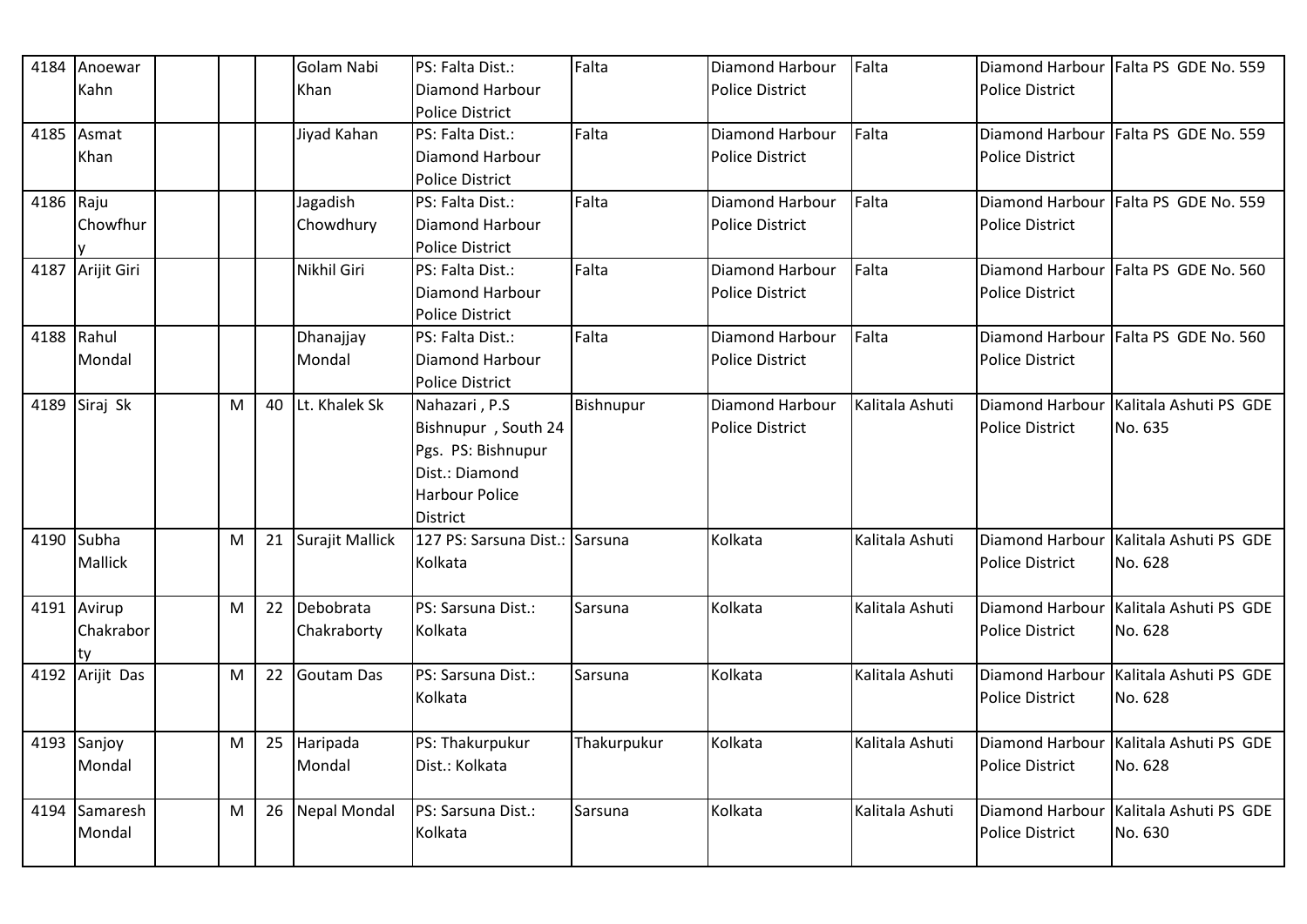| 4184 | Anoewar Kahn | | | | Golam Nabi Khan | PS: Falta Dist.: Diamond Harbour Police District | Falta | Diamond Harbour Police District | Falta | Diamond Harbour Police District | Falta PS GDE No. 559 |
|---|---|---|---|---|---|---|---|---|---|---|---|
| 4185 | Asmat Khan | | | | Jiyad Kahan | PS: Falta Dist.: Diamond Harbour Police District | Falta | Diamond Harbour Police District | Falta | Diamond Harbour Police District | Falta PS GDE No. 559 |
| 4186 | Raju Chowfhury | | | | Jagadish Chowdhury | PS: Falta Dist.: Diamond Harbour Police District | Falta | Diamond Harbour Police District | Falta | Diamond Harbour Police District | Falta PS GDE No. 559 |
| 4187 | Arijit Giri | | | | Nikhil Giri | PS: Falta Dist.: Diamond Harbour Police District | Falta | Diamond Harbour Police District | Falta | Diamond Harbour Police District | Falta PS GDE No. 560 |
| 4188 | Rahul Mondal | | | | Dhanajjay Mondal | PS: Falta Dist.: Diamond Harbour Police District | Falta | Diamond Harbour Police District | Falta | Diamond Harbour Police District | Falta PS GDE No. 560 |
| 4189 | Siraj Sk | | M | 40 | Lt. Khalek Sk | Nahazari , P.S Bishnupur , South 24 Pgs. PS: Bishnupur Dist.: Diamond Harbour Police District | Bishnupur | Diamond Harbour Police District | Kalitala Ashuti | Diamond Harbour Police District | Kalitala Ashuti PS GDE No. 635 |
| 4190 | Subha Mallick | | M | 21 | Surajit Mallick | 127 PS: Sarsuna Dist.: Kolkata | Sarsuna | Kolkata | Kalitala Ashuti | Diamond Harbour Police District | Kalitala Ashuti PS GDE No. 628 |
| 4191 | Avirup Chakraborty | | M | 22 | Debobrata Chakraborty | PS: Sarsuna Dist.: Kolkata | Sarsuna | Kolkata | Kalitala Ashuti | Diamond Harbour Police District | Kalitala Ashuti PS GDE No. 628 |
| 4192 | Arijit Das | | M | 22 | Goutam Das | PS: Sarsuna Dist.: Kolkata | Sarsuna | Kolkata | Kalitala Ashuti | Diamond Harbour Police District | Kalitala Ashuti PS GDE No. 628 |
| 4193 | Sanjoy Mondal | | M | 25 | Haripada Mondal | PS: Thakurpukur Dist.: Kolkata | Thakurpukur | Kolkata | Kalitala Ashuti | Diamond Harbour Police District | Kalitala Ashuti PS GDE No. 628 |
| 4194 | Samaresh Mondal | | M | 26 | Nepal Mondal | PS: Sarsuna Dist.: Kolkata | Sarsuna | Kolkata | Kalitala Ashuti | Diamond Harbour Police District | Kalitala Ashuti PS GDE No. 630 |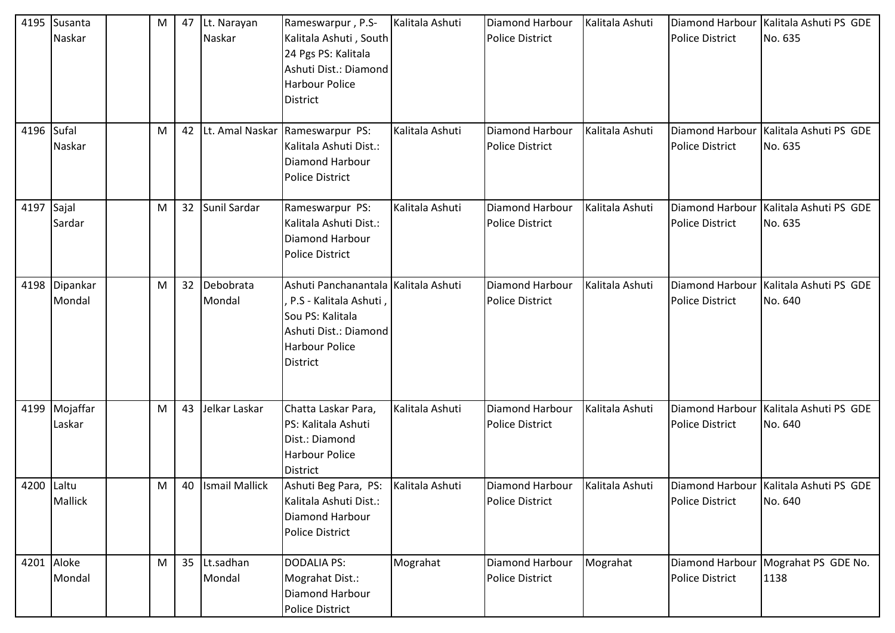| 4195 | Susanta Naskar | | M | 47 | Lt. Narayan Naskar | Rameswarpur , P.S- Kalitala Ashuti , South 24 Pgs PS: Kalitala Ashuti Dist.: Diamond Harbour Police District | Kalitala Ashuti | Diamond Harbour Police District | Kalitala Ashuti | Diamond Harbour Police District | Kalitala Ashuti PS GDE No. 635 |
|---|---|---|---|---|---|---|---|---|---|---|---|
| 4196 | Sufal Naskar | | M | 42 | Lt. Amal Naskar | Rameswarpur PS: Kalitala Ashuti Dist.: Diamond Harbour Police District | Kalitala Ashuti | Diamond Harbour Police District | Kalitala Ashuti | Diamond Harbour Police District | Kalitala Ashuti PS GDE No. 635 |
| 4197 | Sajal Sardar | | M | 32 | Sunil Sardar | Rameswarpur PS: Kalitala Ashuti Dist.: Diamond Harbour Police District | Kalitala Ashuti | Diamond Harbour Police District | Kalitala Ashuti | Diamond Harbour Police District | Kalitala Ashuti PS GDE No. 635 |
| 4198 | Dipankar Mondal | | M | 32 | Debobrata Mondal | Ashuti Panchanantala , P.S - Kalitala Ashuti , Sou PS: Kalitala Ashuti Dist.: Diamond Harbour Police District | Kalitala Ashuti | Diamond Harbour Police District | Kalitala Ashuti | Diamond Harbour Police District | Kalitala Ashuti PS GDE No. 640 |
| 4199 | Mojaffar Laskar | | M | 43 | Jelkar Laskar | Chatta Laskar Para, PS: Kalitala Ashuti Dist.: Diamond Harbour Police District | Kalitala Ashuti | Diamond Harbour Police District | Kalitala Ashuti | Diamond Harbour Police District | Kalitala Ashuti PS GDE No. 640 |
| 4200 | Laltu Mallick | | M | 40 | Ismail Mallick | Ashuti Beg Para, PS: Kalitala Ashuti Dist.: Diamond Harbour Police District | Kalitala Ashuti | Diamond Harbour Police District | Kalitala Ashuti | Diamond Harbour Police District | Kalitala Ashuti PS GDE No. 640 |
| 4201 | Aloke Mondal | | M | 35 | Lt.sadhan Mondal | DODALIA PS: Mograhat Dist.: Diamond Harbour Police District | Mograhat | Diamond Harbour Police District | Mograhat | Diamond Harbour Police District | Mograhat PS GDE No. 1138 |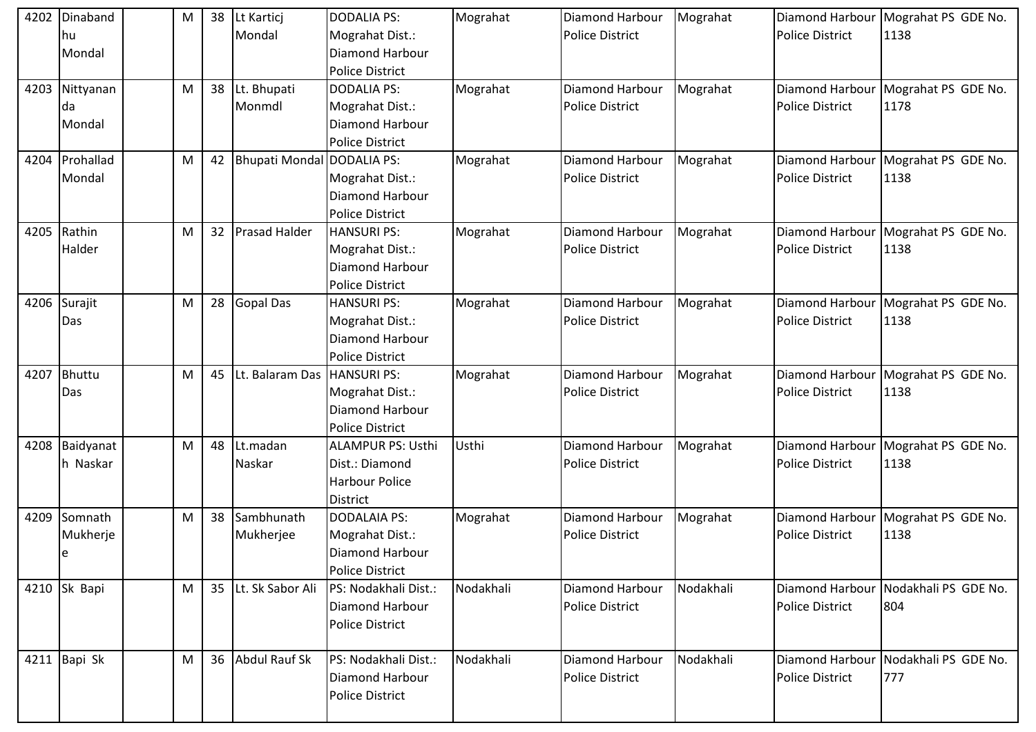| 4202 | Dinabandhu Mondal | | M | 38 | Lt Karticj Mondal | DODALIA PS: Mograhat Dist.: Diamond Harbour Police District | Mograhat | Diamond Harbour Police District | Mograhat | Diamond Harbour Police District | Mograhat PS GDE No. 1138 |
|---|---|---|---|---|---|---|---|---|---|---|---|
| 4203 | Nittyananda Mondal | | M | 38 | Lt. Bhupati Monmdl | DODALIA PS: Mograhat Dist.: Diamond Harbour Police District | Mograhat | Diamond Harbour Police District | Mograhat | Diamond Harbour Police District | Mograhat PS GDE No. 1178 |
| 4204 | Prohallad Mondal | | M | 42 | Bhupati Mondal | DODALIA PS: Mograhat Dist.: Diamond Harbour Police District | Mograhat | Diamond Harbour Police District | Mograhat | Diamond Harbour Police District | Mograhat PS GDE No. 1138 |
| 4205 | Rathin Halder | | M | 32 | Prasad Halder | HANSURI PS: Mograhat Dist.: Diamond Harbour Police District | Mograhat | Diamond Harbour Police District | Mograhat | Diamond Harbour Police District | Mograhat PS GDE No. 1138 |
| 4206 | Surajit Das | | M | 28 | Gopal Das | HANSURI PS: Mograhat Dist.: Diamond Harbour Police District | Mograhat | Diamond Harbour Police District | Mograhat | Diamond Harbour Police District | Mograhat PS GDE No. 1138 |
| 4207 | Bhuttu Das | | M | 45 | Lt. Balaram Das | HANSURI PS: Mograhat Dist.: Diamond Harbour Police District | Mograhat | Diamond Harbour Police District | Mograhat | Diamond Harbour Police District | Mograhat PS GDE No. 1138 |
| 4208 | Baidyanath Naskar | | M | 48 | Lt.madan Naskar | ALAMPUR PS: Usthi Dist.: Diamond Harbour Police District | Usthi | Diamond Harbour Police District | Mograhat | Diamond Harbour Police District | Mograhat PS GDE No. 1138 |
| 4209 | Somnath Mukherjee | | M | 38 | Sambhunath Mukherjee | DODALAIA PS: Mograhat Dist.: Diamond Harbour Police District | Mograhat | Diamond Harbour Police District | Mograhat | Diamond Harbour Police District | Mograhat PS GDE No. 1138 |
| 4210 | Sk Bapi | | M | 35 | Lt. Sk Sabor Ali | PS: Nodakhali Dist.: Diamond Harbour Police District | Nodakhali | Diamond Harbour Police District | Nodakhali | Diamond Harbour Police District | Nodakhali PS GDE No. 804 |
| 4211 | Bapi Sk | | M | 36 | Abdul Rauf Sk | PS: Nodakhali Dist.: Diamond Harbour Police District | Nodakhali | Diamond Harbour Police District | Nodakhali | Diamond Harbour Police District | Nodakhali PS GDE No. 777 |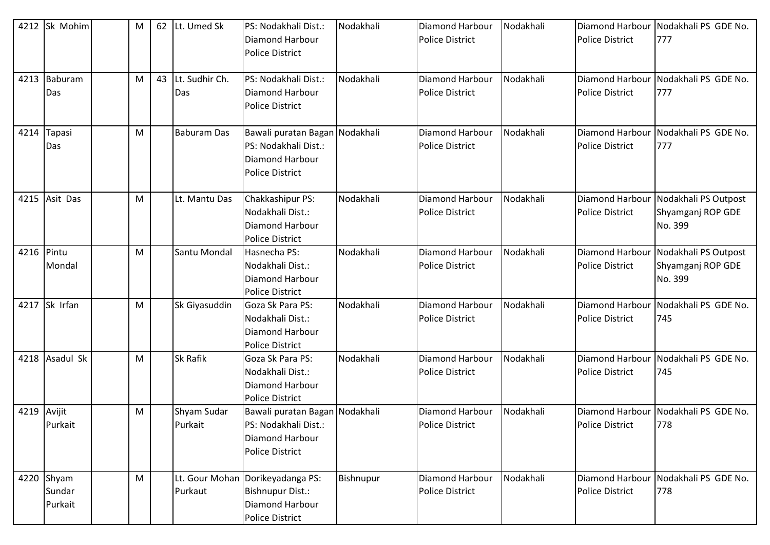| 4212 | Sk Mohim | | M | 62 | Lt. Umed Sk | PS: Nodakhali Dist.: Diamond Harbour Police District | Nodakhali | Diamond Harbour Police District | Nodakhali | Diamond Harbour Police District | Nodakhali PS GDE No. 777 |
|---|---|---|---|---|---|---|---|---|---|---|---|
| 4213 | Baburam Das | | M | 43 | Lt. Sudhir Ch. Das | PS: Nodakhali Dist.: Diamond Harbour Police District | Nodakhali | Diamond Harbour Police District | Nodakhali | Diamond Harbour Police District | Nodakhali PS GDE No. 777 |
| 4214 | Tapasi Das | | M | | Baburam Das | Bawali puratan Bagan PS: Nodakhali Dist.: Diamond Harbour Police District | Nodakhali | Diamond Harbour Police District | Nodakhali | Diamond Harbour Police District | Nodakhali PS GDE No. 777 |
| 4215 | Asit Das | | M | | Lt. Mantu Das | Chakkashipur PS: Nodakhali Dist.: Diamond Harbour Police District | Nodakhali | Diamond Harbour Police District | Nodakhali | Diamond Harbour Police District | Nodakhali PS Outpost Shyamganj ROP GDE No. 399 |
| 4216 | Pintu Mondal | | M | | Santu Mondal | Hasnecha PS: Nodakhali Dist.: Diamond Harbour Police District | Nodakhali | Diamond Harbour Police District | Nodakhali | Diamond Harbour Police District | Nodakhali PS Outpost Shyamganj ROP GDE No. 399 |
| 4217 | Sk Irfan | | M | | Sk Giyasuddin | Goza Sk Para PS: Nodakhali Dist.: Diamond Harbour Police District | Nodakhali | Diamond Harbour Police District | Nodakhali | Diamond Harbour Police District | Nodakhali PS GDE No. 745 |
| 4218 | Asadul Sk | | M | | Sk Rafik | Goza Sk Para PS: Nodakhali Dist.: Diamond Harbour Police District | Nodakhali | Diamond Harbour Police District | Nodakhali | Diamond Harbour Police District | Nodakhali PS GDE No. 745 |
| 4219 | Avijit Purkait | | M | | Shyam Sudar Purkait | Bawali puratan Bagan PS: Nodakhali Dist.: Diamond Harbour Police District | Nodakhali | Diamond Harbour Police District | Nodakhali | Diamond Harbour Police District | Nodakhali PS GDE No. 778 |
| 4220 | Shyam Sundar Purkait | | M | | Lt. Gour Mohan Purkaut | Dorikeyadanga PS: Bishnupur Dist.: Diamond Harbour Police District | Bishnupur | Diamond Harbour Police District | Nodakhali | Diamond Harbour Police District | Nodakhali PS GDE No. 778 |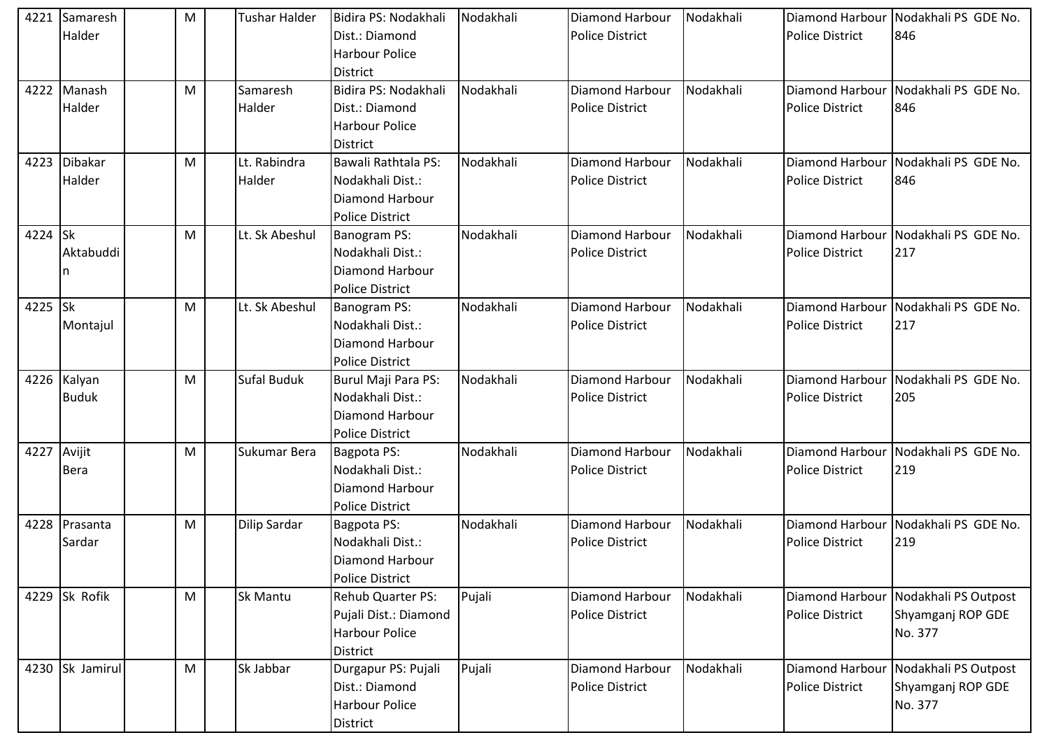| 4221 | Samaresh Halder | | M | | Tushar Halder | Bidira PS: Nodakhali Dist.: Diamond Harbour Police District | Nodakhali | Diamond Harbour Police District | Nodakhali | Diamond Harbour Police District | Nodakhali PS GDE No. 846 |
|---|---|---|---|---|---|---|---|---|---|---|---|
| 4222 | Manash Halder | | M | | Samaresh Halder | Bidira PS: Nodakhali Dist.: Diamond Harbour Police District | Nodakhali | Diamond Harbour Police District | Nodakhali | Diamond Harbour Police District | Nodakhali PS GDE No. 846 |
| 4223 | Dibakar Halder | | M | | Lt. Rabindra Halder | Bawali Rathtala PS: Nodakhali Dist.: Diamond Harbour Police District | Nodakhali | Diamond Harbour Police District | Nodakhali | Diamond Harbour Police District | Nodakhali PS GDE No. 846 |
| 4224 | Sk Aktabuddin | | M | | Lt. Sk Abeshul | Banogram PS: Nodakhali Dist.: Diamond Harbour Police District | Nodakhali | Diamond Harbour Police District | Nodakhali | Diamond Harbour Police District | Nodakhali PS GDE No. 217 |
| 4225 | Sk Montajul | | M | | Lt. Sk Abeshul | Banogram PS: Nodakhali Dist.: Diamond Harbour Police District | Nodakhali | Diamond Harbour Police District | Nodakhali | Diamond Harbour Police District | Nodakhali PS GDE No. 217 |
| 4226 | Kalyan Buduk | | M | | Sufal Buduk | Burul Maji Para PS: Nodakhali Dist.: Diamond Harbour Police District | Nodakhali | Diamond Harbour Police District | Nodakhali | Diamond Harbour Police District | Nodakhali PS GDE No. 205 |
| 4227 | Avijit Bera | | M | | Sukumar Bera | Bagpota PS: Nodakhali Dist.: Diamond Harbour Police District | Nodakhali | Diamond Harbour Police District | Nodakhali | Diamond Harbour Police District | Nodakhali PS GDE No. 219 |
| 4228 | Prasanta Sardar | | M | | Dilip Sardar | Bagpota PS: Nodakhali Dist.: Diamond Harbour Police District | Nodakhali | Diamond Harbour Police District | Nodakhali | Diamond Harbour Police District | Nodakhali PS GDE No. 219 |
| 4229 | Sk Rofik | | M | | Sk Mantu | Rehub Quarter PS: Pujali Dist.: Diamond Harbour Police District | Pujali | Diamond Harbour Police District | Nodakhali | Diamond Harbour Police District | Nodakhali PS Outpost Shyamganj ROP GDE No. 377 |
| 4230 | Sk Jamirul | | M | | Sk Jabbar | Durgapur PS: Pujali Dist.: Diamond Harbour Police District | Pujali | Diamond Harbour Police District | Nodakhali | Diamond Harbour Police District | Nodakhali PS Outpost Shyamganj ROP GDE No. 377 |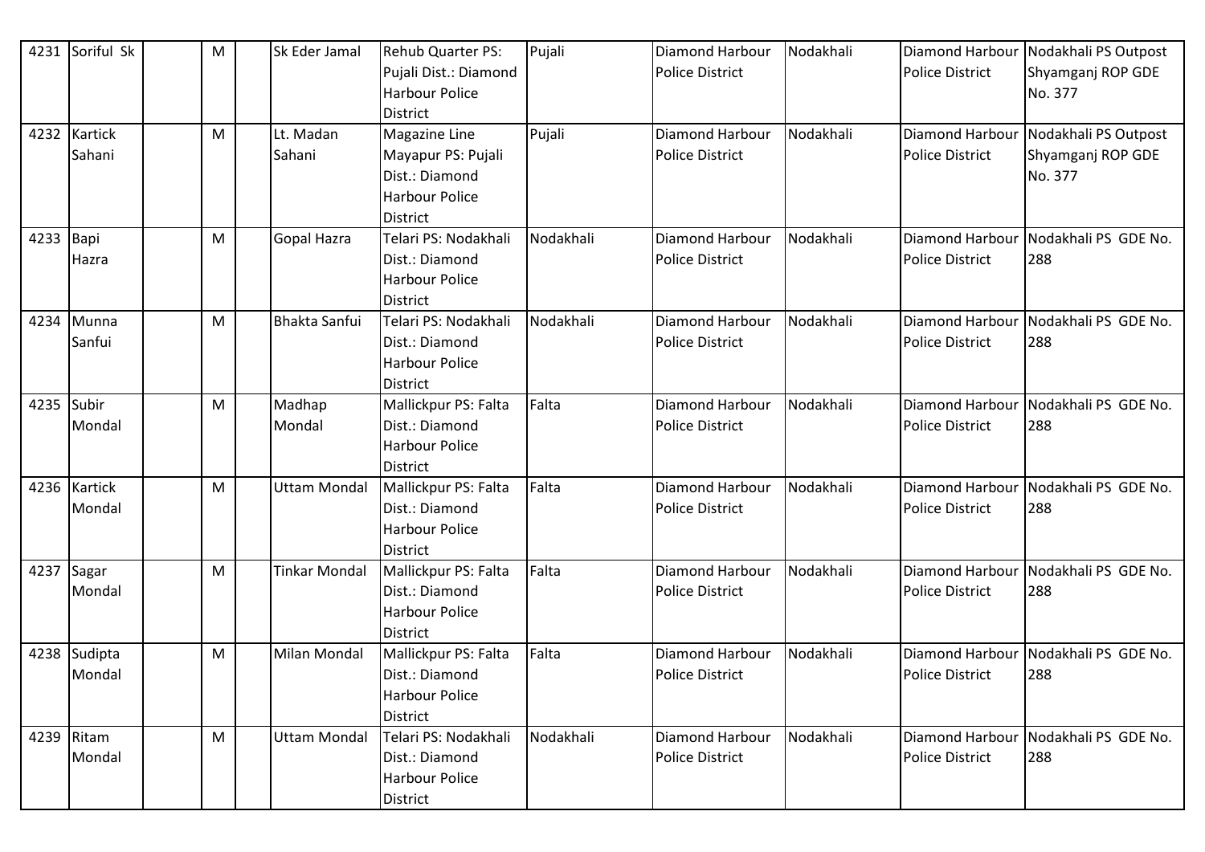| 4231 | Soriful Sk | | M | | Sk Eder Jamal | Rehub Quarter PS: Pujali Dist.: Diamond Harbour Police District | Pujali | Diamond Harbour Police District | Nodakhali | Diamond Harbour Police District | Nodakhali PS Outpost Shyamganj ROP GDE No. 377 |
|---|---|---|---|---|---|---|---|---|---|---|---|
| 4232 | Kartick Sahani | | M | | Lt. Madan Sahani | Magazine Line Mayapur PS: Pujali Dist.: Diamond Harbour Police District | Pujali | Diamond Harbour Police District | Nodakhali | Diamond Harbour Police District | Nodakhali PS Outpost Shyamganj ROP GDE No. 377 |
| 4233 | Bapi Hazra | | M | | Gopal Hazra | Telari PS: Nodakhali Dist.: Diamond Harbour Police District | Nodakhali | Diamond Harbour Police District | Nodakhali | Diamond Harbour Police District | Nodakhali PS GDE No. 288 |
| 4234 | Munna Sanfui | | M | | Bhakta Sanfui | Telari PS: Nodakhali Dist.: Diamond Harbour Police District | Nodakhali | Diamond Harbour Police District | Nodakhali | Diamond Harbour Police District | Nodakhali PS GDE No. 288 |
| 4235 | Subir Mondal | | M | | Madhap Mondal | Mallickpur PS: Falta Dist.: Diamond Harbour Police District | Falta | Diamond Harbour Police District | Nodakhali | Diamond Harbour Police District | Nodakhali PS GDE No. 288 |
| 4236 | Kartick Mondal | | M | | Uttam Mondal | Mallickpur PS: Falta Dist.: Diamond Harbour Police District | Falta | Diamond Harbour Police District | Nodakhali | Diamond Harbour Police District | Nodakhali PS GDE No. 288 |
| 4237 | Sagar Mondal | | M | | Tinkar Mondal | Mallickpur PS: Falta Dist.: Diamond Harbour Police District | Falta | Diamond Harbour Police District | Nodakhali | Diamond Harbour Police District | Nodakhali PS GDE No. 288 |
| 4238 | Sudipta Mondal | | M | | Milan Mondal | Mallickpur PS: Falta Dist.: Diamond Harbour Police District | Falta | Diamond Harbour Police District | Nodakhali | Diamond Harbour Police District | Nodakhali PS GDE No. 288 |
| 4239 | Ritam Mondal | | M | | Uttam Mondal | Telari PS: Nodakhali Dist.: Diamond Harbour Police District | Nodakhali | Diamond Harbour Police District | Nodakhali | Diamond Harbour Police District | Nodakhali PS GDE No. 288 |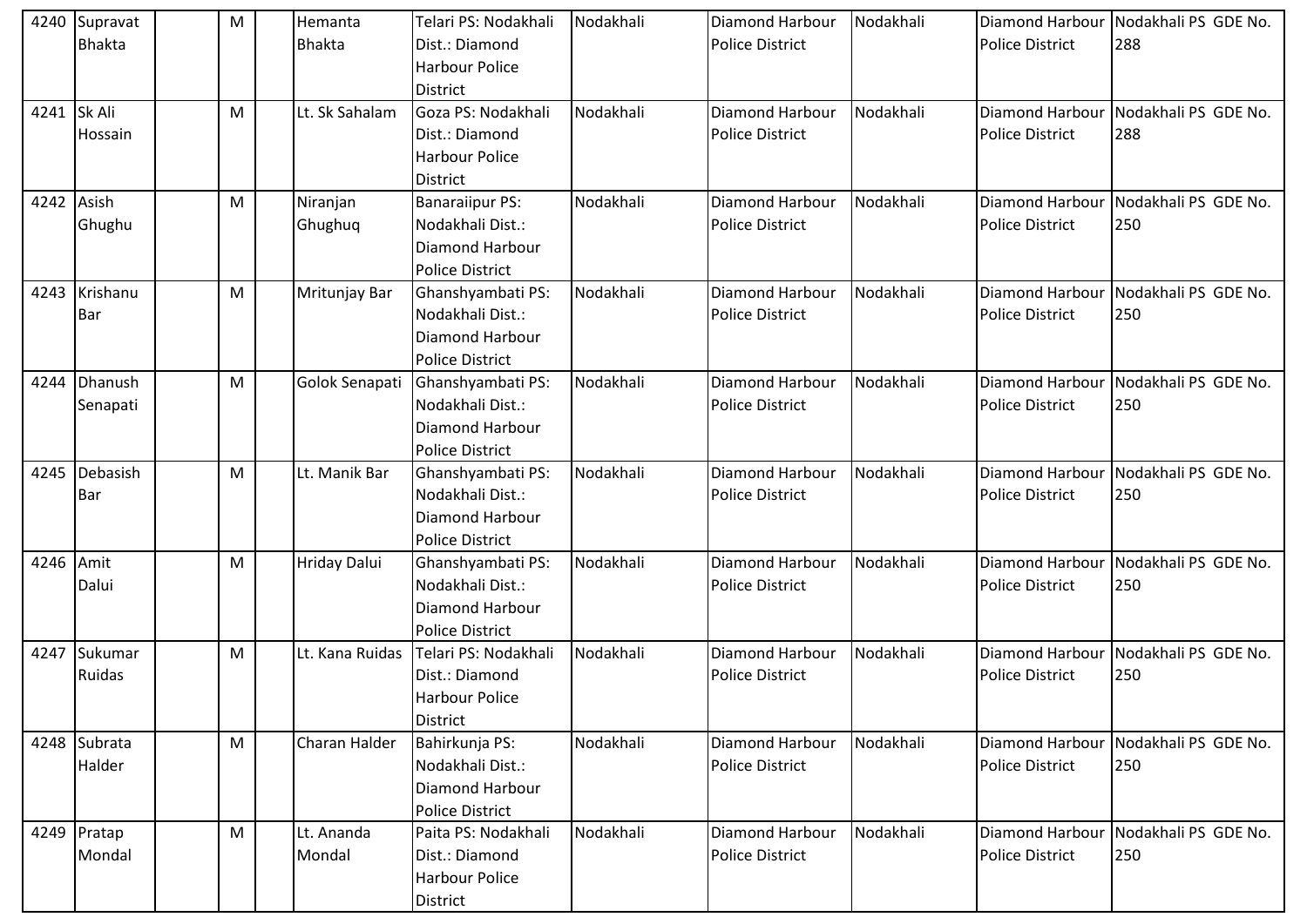| 4240 | Supravat Bhakta | | M | | Hemanta Bhakta | Telari PS: Nodakhali Dist.: Diamond Harbour Police District | Nodakhali | Diamond Harbour Police District | Nodakhali | Diamond Harbour Police District | Nodakhali PS GDE No. 288 |
|---|---|---|---|---|---|---|---|---|---|---|---|
| 4241 | Sk Ali Hossain | | M | | Lt. Sk Sahalam | Goza PS: Nodakhali Dist.: Diamond Harbour Police District | Nodakhali | Diamond Harbour Police District | Nodakhali | Diamond Harbour Police District | Nodakhali PS GDE No. 288 |
| 4242 | Asish Ghughu | | M | | Niranjan Ghughuq | Banaraiipur PS: Nodakhali Dist.: Diamond Harbour Police District | Nodakhali | Diamond Harbour Police District | Nodakhali | Diamond Harbour Police District | Nodakhali PS GDE No. 250 |
| 4243 | Krishanu Bar | | M | | Mritunjay Bar | Ghanshyambati PS: Nodakhali Dist.: Diamond Harbour Police District | Nodakhali | Diamond Harbour Police District | Nodakhali | Diamond Harbour Police District | Nodakhali PS GDE No. 250 |
| 4244 | Dhanush Senapati | | M | | Golok Senapati | Ghanshyambati PS: Nodakhali Dist.: Diamond Harbour Police District | Nodakhali | Diamond Harbour Police District | Nodakhali | Diamond Harbour Police District | Nodakhali PS GDE No. 250 |
| 4245 | Debasish Bar | | M | | Lt. Manik Bar | Ghanshyambati PS: Nodakhali Dist.: Diamond Harbour Police District | Nodakhali | Diamond Harbour Police District | Nodakhali | Diamond Harbour Police District | Nodakhali PS GDE No. 250 |
| 4246 | Amit Dalui | | M | | Hriday Dalui | Ghanshyambati PS: Nodakhali Dist.: Diamond Harbour Police District | Nodakhali | Diamond Harbour Police District | Nodakhali | Diamond Harbour Police District | Nodakhali PS GDE No. 250 |
| 4247 | Sukumar Ruidas | | M | | Lt. Kana Ruidas | Telari PS: Nodakhali Dist.: Diamond Harbour Police District | Nodakhali | Diamond Harbour Police District | Nodakhali | Diamond Harbour Police District | Nodakhali PS GDE No. 250 |
| 4248 | Subrata Halder | | M | | Charan Halder | Bahirkunja PS: Nodakhali Dist.: Diamond Harbour Police District | Nodakhali | Diamond Harbour Police District | Nodakhali | Diamond Harbour Police District | Nodakhali PS GDE No. 250 |
| 4249 | Pratap Mondal | | M | | Lt. Ananda Mondal | Paita PS: Nodakhali Dist.: Diamond Harbour Police District | Nodakhali | Diamond Harbour Police District | Nodakhali | Diamond Harbour Police District | Nodakhali PS GDE No. 250 |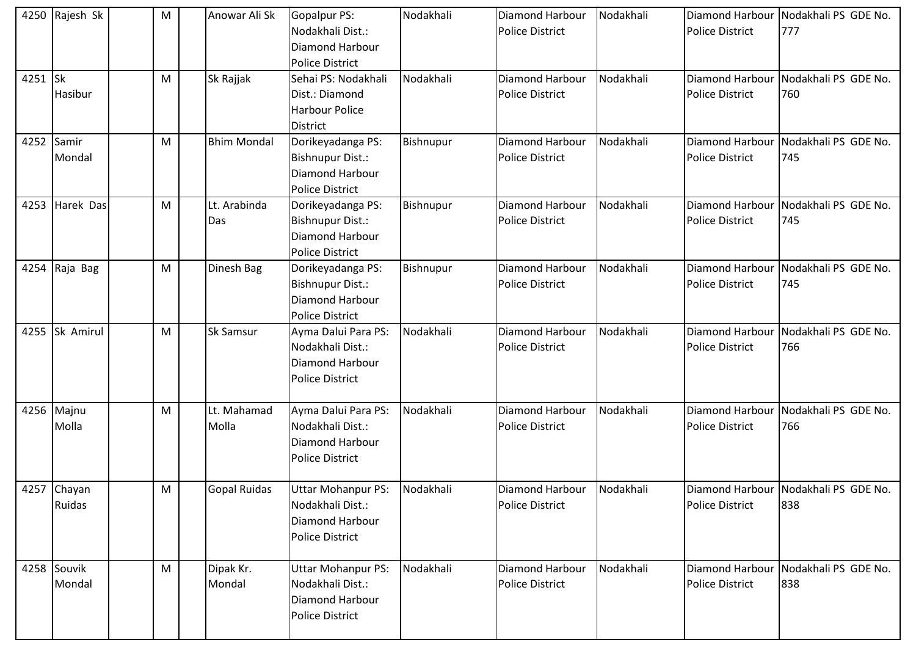| 4250 | Rajesh Sk | | M | | Anowar Ali Sk | Gopalpur PS: Nodakhali Dist.: Diamond Harbour Police District | Nodakhali | Diamond Harbour Police District | Nodakhali | Diamond Harbour Police District | Nodakhali PS GDE No. 777 |
|---|---|---|---|---|---|---|---|---|---|---|---|
| 4251 | Sk Hasibur | | M | | Sk Rajjak | Sehai PS: Nodakhali Dist.: Diamond Harbour Police District | Nodakhali | Diamond Harbour Police District | Nodakhali | Diamond Harbour Police District | Nodakhali PS GDE No. 760 |
| 4252 | Samir Mondal | | M | | Bhim Mondal | Dorikeyadanga PS: Bishnupur Dist.: Diamond Harbour Police District | Bishnupur | Diamond Harbour Police District | Nodakhali | Diamond Harbour Police District | Nodakhali PS GDE No. 745 |
| 4253 | Harek Das | | M | | Lt. Arabinda Das | Dorikeyadanga PS: Bishnupur Dist.: Diamond Harbour Police District | Bishnupur | Diamond Harbour Police District | Nodakhali | Diamond Harbour Police District | Nodakhali PS GDE No. 745 |
| 4254 | Raja Bag | | M | | Dinesh Bag | Dorikeyadanga PS: Bishnupur Dist.: Diamond Harbour Police District | Bishnupur | Diamond Harbour Police District | Nodakhali | Diamond Harbour Police District | Nodakhali PS GDE No. 745 |
| 4255 | Sk Amirul | | M | | Sk Samsur | Ayma Dalui Para PS: Nodakhali Dist.: Diamond Harbour Police District | Nodakhali | Diamond Harbour Police District | Nodakhali | Diamond Harbour Police District | Nodakhali PS GDE No. 766 |
| 4256 | Majnu Molla | | M | | Lt. Mahamad Molla | Ayma Dalui Para PS: Nodakhali Dist.: Diamond Harbour Police District | Nodakhali | Diamond Harbour Police District | Nodakhali | Diamond Harbour Police District | Nodakhali PS GDE No. 766 |
| 4257 | Chayan Ruidas | | M | | Gopal Ruidas | Uttar Mohanpur PS: Nodakhali Dist.: Diamond Harbour Police District | Nodakhali | Diamond Harbour Police District | Nodakhali | Diamond Harbour Police District | Nodakhali PS GDE No. 838 |
| 4258 | Souvik Mondal | | M | | Dipak Kr. Mondal | Uttar Mohanpur PS: Nodakhali Dist.: Diamond Harbour Police District | Nodakhali | Diamond Harbour Police District | Nodakhali | Diamond Harbour Police District | Nodakhali PS GDE No. 838 |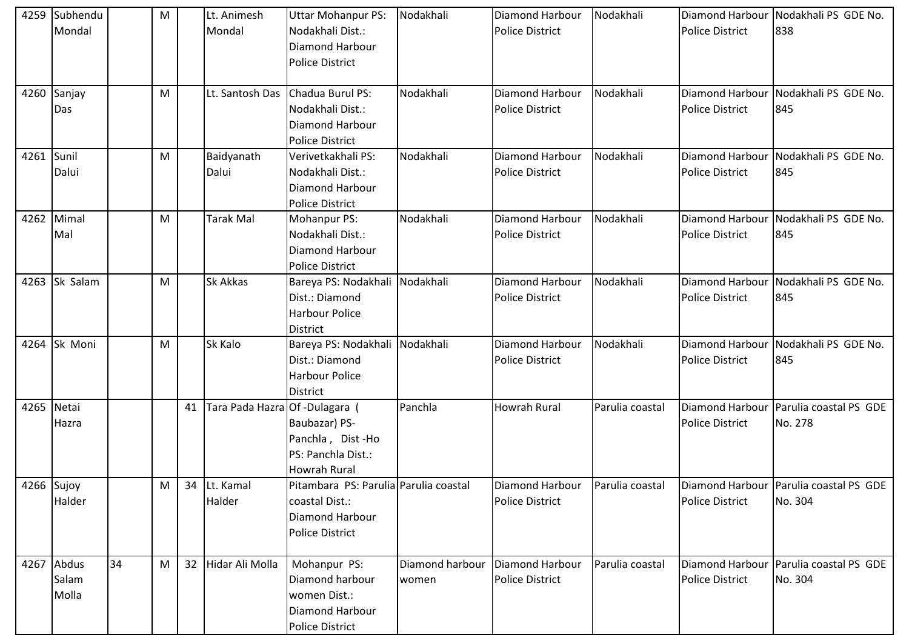| | | | | | | | | | | | |
|---|---|---|---|---|---|---|---|---|---|---|---|
| 4259 | Subhendu Mondal | | M | | Lt. Animesh Mondal | Uttar Mohanpur PS: Nodakhali Dist.: Diamond Harbour Police District | Nodakhali | Diamond Harbour Police District | Nodakhali | Diamond Harbour Police District | Nodakhali PS GDE No. 838 |
| 4260 | Sanjay Das | | M | | Lt. Santosh Das | Chadua Burul PS: Nodakhali Dist.: Diamond Harbour Police District | Nodakhali | Diamond Harbour Police District | Nodakhali | Diamond Harbour Police District | Nodakhali PS GDE No. 845 |
| 4261 | Sunil Dalui | | M | | Baidyanath Dalui | Verivetkakhali PS: Nodakhali Dist.: Diamond Harbour Police District | Nodakhali | Diamond Harbour Police District | Nodakhali | Diamond Harbour Police District | Nodakhali PS GDE No. 845 |
| 4262 | Mimal Mal | | M | | Tarak Mal | Mohanpur PS: Nodakhali Dist.: Diamond Harbour Police District | Nodakhali | Diamond Harbour Police District | Nodakhali | Diamond Harbour Police District | Nodakhali PS GDE No. 845 |
| 4263 | Sk Salam | | M | | Sk Akkas | Bareya PS: Nodakhali Dist.: Diamond Harbour Police District | Nodakhali | Diamond Harbour Police District | Nodakhali | Diamond Harbour Police District | Nodakhali PS GDE No. 845 |
| 4264 | Sk Moni | | M | | Sk Kalo | Bareya PS: Nodakhali Dist.: Diamond Harbour Police District | Nodakhali | Diamond Harbour Police District | Nodakhali | Diamond Harbour Police District | Nodakhali PS GDE No. 845 |
| 4265 | Netai Hazra | | | 41 | Tara Pada Hazra | Of -Dulagara ( Baubazar) PS- Panchla , Dist -Ho PS: Panchla Dist.: Howrah Rural | Panchla | Howrah Rural | Parulia coastal | Diamond Harbour Police District | Parulia coastal PS GDE No. 278 |
| 4266 | Sujoy Halder | | M | 34 | Lt. Kamal Halder | Pitambara PS: Parulia coastal Dist.: Diamond Harbour Police District | Parulia coastal | Diamond Harbour Police District | Parulia coastal | Diamond Harbour Police District | Parulia coastal PS GDE No. 304 |
| 4267 | Abdus Salam Molla | 34 | M | 32 | Hidar Ali Molla | Mohanpur PS: Diamond harbour women Dist.: Diamond Harbour Police District | Diamond harbour women | Diamond Harbour Police District | Parulia coastal | Diamond Harbour Police District | Parulia coastal PS GDE No. 304 |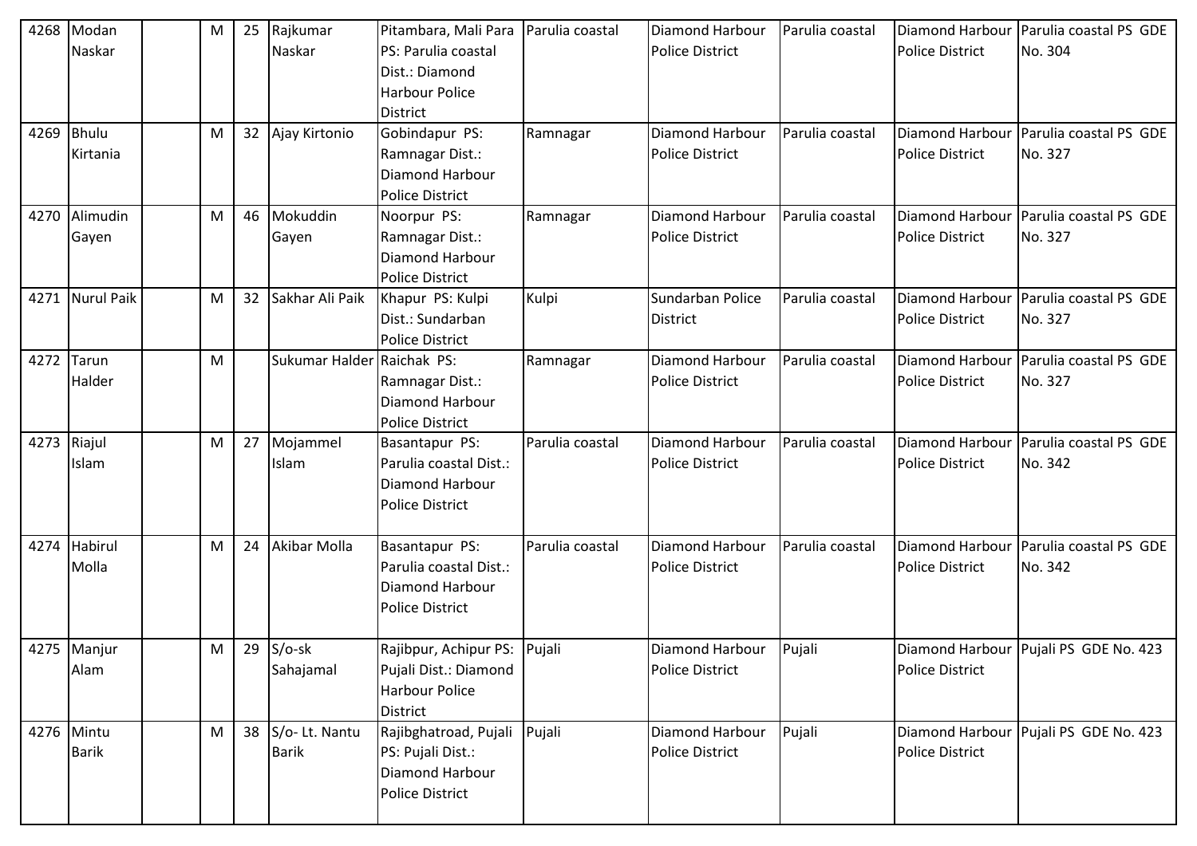| 4268 | Modan Naskar | | M | 25 | Rajkumar Naskar | Pitambara, Mali Para PS: Parulia coastal Dist.: Diamond Harbour Police District | Parulia coastal | Diamond Harbour Police District | Parulia coastal | Diamond Harbour Police District | Parulia coastal PS GDE No. 304 |
|---|---|---|---|---|---|---|---|---|---|---|---|
| 4269 | Bhulu Kirtania | | M | 32 | Ajay Kirtonio | Gobindapur PS: Ramnagar Dist.: Diamond Harbour Police District | Ramnagar | Diamond Harbour Police District | Parulia coastal | Diamond Harbour Police District | Parulia coastal PS GDE No. 327 |
| 4270 | Alimudin Gayen | | M | 46 | Mokuddin Gayen | Noorpur PS: Ramnagar Dist.: Diamond Harbour Police District | Ramnagar | Diamond Harbour Police District | Parulia coastal | Diamond Harbour Police District | Parulia coastal PS GDE No. 327 |
| 4271 | Nurul Paik | | M | 32 | Sakhar Ali Paik | Khapur PS: Kulpi Dist.: Sundarban Police District | Kulpi | Sundarban Police District | Parulia coastal | Diamond Harbour Police District | Parulia coastal PS GDE No. 327 |
| 4272 | Tarun Halder | | M | | Sukumar Halder | Raichak PS: Ramnagar Dist.: Diamond Harbour Police District | Ramnagar | Diamond Harbour Police District | Parulia coastal | Diamond Harbour Police District | Parulia coastal PS GDE No. 327 |
| 4273 | Riajul Islam | | M | 27 | Mojammel Islam | Basantapur PS: Parulia coastal Dist.: Diamond Harbour Police District | Parulia coastal | Diamond Harbour Police District | Parulia coastal | Diamond Harbour Police District | Parulia coastal PS GDE No. 342 |
| 4274 | Habirul Molla | | M | 24 | Akibar Molla | Basantapur PS: Parulia coastal Dist.: Diamond Harbour Police District | Parulia coastal | Diamond Harbour Police District | Parulia coastal | Diamond Harbour Police District | Parulia coastal PS GDE No. 342 |
| 4275 | Manjur Alam | | M | 29 | S/o-sk Sahajamal | Rajibpur, Achipur PS: Pujali Dist.: Diamond Harbour Police District | Pujali | Diamond Harbour Police District | Pujali | Diamond Harbour Police District | Pujali PS GDE No. 423 |
| 4276 | Mintu Barik | | M | 38 | S/o- Lt. Nantu Barik | Rajibghatroad, Pujali PS: Pujali Dist.: Diamond Harbour Police District | Pujali | Diamond Harbour Police District | Pujali | Diamond Harbour Police District | Pujali PS GDE No. 423 |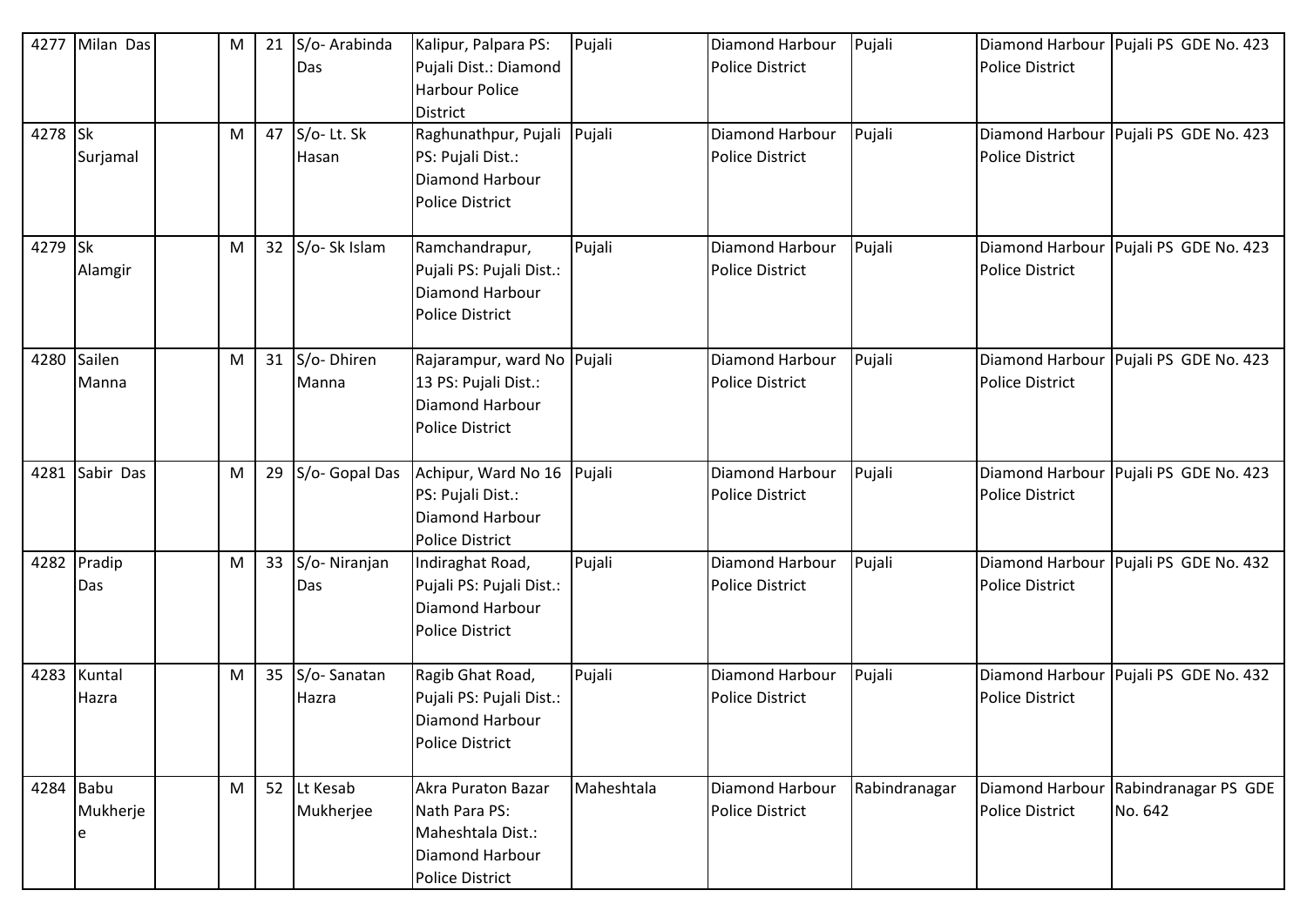| 4277 | Milan Das | | M | 21 | S/o- Arabinda Das | Kalipur, Palpara PS: Pujali Dist.: Diamond Harbour Police District | Pujali | Diamond Harbour Police District | Pujali | Diamond Harbour Police District | Pujali PS GDE No. 423 |
|---|---|---|---|---|---|---|---|---|---|---|---|
| 4278 | Sk Surjamal | | M | 47 | S/o- Lt. Sk Hasan | Raghunathpur, Pujali PS: Pujali Dist.: Diamond Harbour Police District | Pujali | Diamond Harbour Police District | Pujali | Diamond Harbour Police District | Pujali PS GDE No. 423 |
| 4279 | Sk Alamgir | | M | 32 | S/o- Sk Islam | Ramchandrapur, Pujali PS: Pujali Dist.: Diamond Harbour Police District | Pujali | Diamond Harbour Police District | Pujali | Diamond Harbour Police District | Pujali PS GDE No. 423 |
| 4280 | Sailen Manna | | M | 31 | S/o- Dhiren Manna | Rajarampur, ward No 13 PS: Pujali Dist.: Diamond Harbour Police District | Pujali | Diamond Harbour Police District | Pujali | Diamond Harbour Police District | Pujali PS GDE No. 423 |
| 4281 | Sabir Das | | M | 29 | S/o- Gopal Das | Achipur, Ward No 16 PS: Pujali Dist.: Diamond Harbour Police District | Pujali | Diamond Harbour Police District | Pujali | Diamond Harbour Police District | Pujali PS GDE No. 423 |
| 4282 | Pradip Das | | M | 33 | S/o- Niranjan Das | Indiraghat Road, Pujali PS: Pujali Dist.: Diamond Harbour Police District | Pujali | Diamond Harbour Police District | Pujali | Diamond Harbour Police District | Pujali PS GDE No. 432 |
| 4283 | Kuntal Hazra | | M | 35 | S/o- Sanatan Hazra | Ragib Ghat Road, Pujali PS: Pujali Dist.: Diamond Harbour Police District | Pujali | Diamond Harbour Police District | Pujali | Diamond Harbour Police District | Pujali PS GDE No. 432 |
| 4284 | Babu Mukherjee | | M | 52 | Lt Kesab Mukherjee | Akra Puraton Bazar Nath Para PS: Maheshtala Dist.: Diamond Harbour Police District | Maheshtala | Diamond Harbour Police District | Rabindranagar | Diamond Harbour Police District | Rabindranagar PS GDE No. 642 |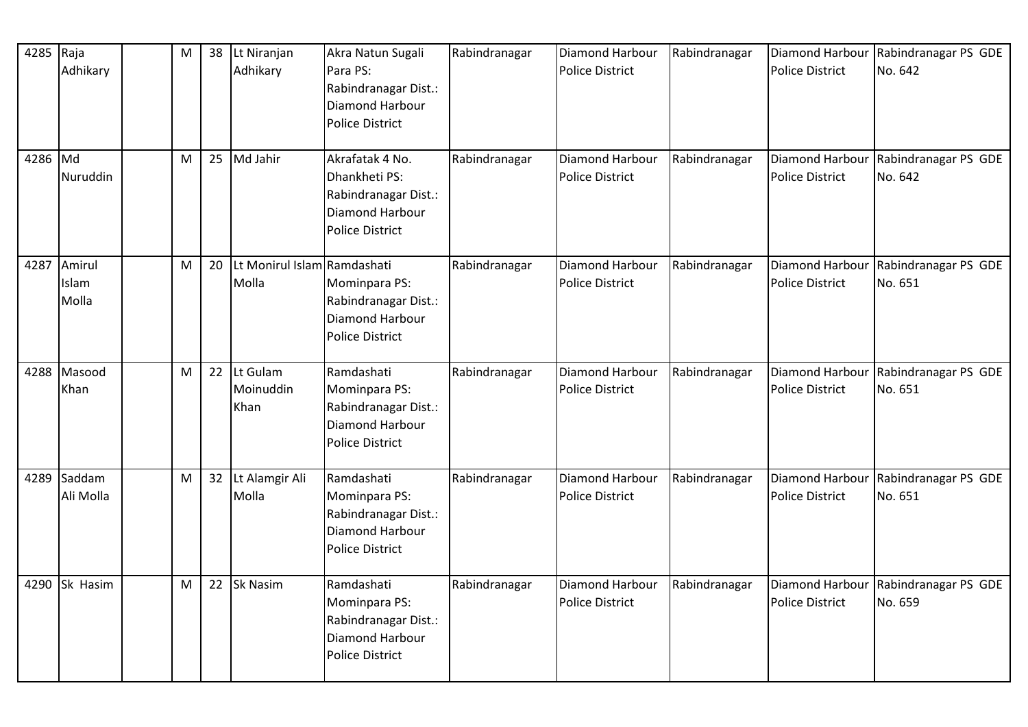| 4285 | Raja Adhikary | | M | 38 | Lt Niranjan Adhikary | Akra Natun Sugali Para PS: Rabindranagar Dist.: Diamond Harbour Police District | Rabindranagar | Diamond Harbour Police District | Rabindranagar | Diamond Harbour Police District | Rabindranagar PS GDE No. 642 |
|---|---|---|---|---|---|---|---|---|---|---|---|
| 4286 | Md Nuruddin | | M | 25 | Md Jahir | Akrafatak 4 No. Dhankheti PS: Rabindranagar Dist.: Diamond Harbour Police District | Rabindranagar | Diamond Harbour Police District | Rabindranagar | Diamond Harbour Police District | Rabindranagar PS GDE No. 642 |
| 4287 | Amirul Islam Molla | | M | 20 | Lt Monirul Islam Molla | Ramdashati Mominpara PS: Rabindranagar Dist.: Diamond Harbour Police District | Rabindranagar | Diamond Harbour Police District | Rabindranagar | Diamond Harbour Police District | Rabindranagar PS GDE No. 651 |
| 4288 | Masood Khan | | M | 22 | Lt Gulam Moinuddin Khan | Ramdashati Mominpara PS: Rabindranagar Dist.: Diamond Harbour Police District | Rabindranagar | Diamond Harbour Police District | Rabindranagar | Diamond Harbour Police District | Rabindranagar PS GDE No. 651 |
| 4289 | Saddam Ali Molla | | M | 32 | Lt Alamgir Ali Molla | Ramdashati Mominpara PS: Rabindranagar Dist.: Diamond Harbour Police District | Rabindranagar | Diamond Harbour Police District | Rabindranagar | Diamond Harbour Police District | Rabindranagar PS GDE No. 651 |
| 4290 | Sk Hasim | | M | 22 | Sk Nasim | Ramdashati Mominpara PS: Rabindranagar Dist.: Diamond Harbour Police District | Rabindranagar | Diamond Harbour Police District | Rabindranagar | Diamond Harbour Police District | Rabindranagar PS GDE No. 659 |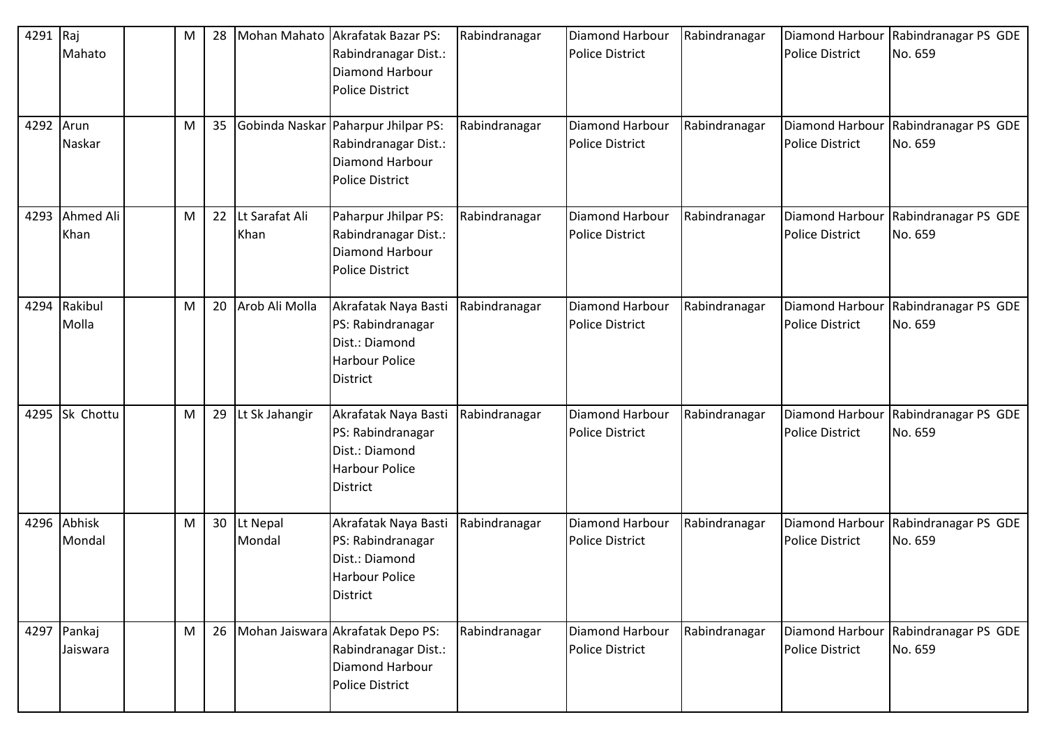| 4291 | Raj Mahato | | M | 28 | Mohan Mahato | Akrafatak Bazar PS: Rabindranagar Dist.: Diamond Harbour Police District | Rabindranagar | Diamond Harbour Police District | Rabindranagar | Diamond Harbour Police District | Rabindranagar PS GDE No. 659 |
|---|---|---|---|---|---|---|---|---|---|---|---|
| 4292 | Arun Naskar | | M | 35 | Gobinda Naskar | Paharpur Jhilpar PS: Rabindranagar Dist.: Diamond Harbour Police District | Rabindranagar | Diamond Harbour Police District | Rabindranagar | Diamond Harbour Police District | Rabindranagar PS GDE No. 659 |
| 4293 | Ahmed Ali Khan | | M | 22 | Lt Sarafat Ali Khan | Paharpur Jhilpar PS: Rabindranagar Dist.: Diamond Harbour Police District | Rabindranagar | Diamond Harbour Police District | Rabindranagar | Diamond Harbour Police District | Rabindranagar PS GDE No. 659 |
| 4294 | Rakibul Molla | | M | 20 | Arob Ali Molla | Akrafatak Naya Basti PS: Rabindranagar Dist.: Diamond Harbour Police District | Rabindranagar | Diamond Harbour Police District | Rabindranagar | Diamond Harbour Police District | Rabindranagar PS GDE No. 659 |
| 4295 | Sk Chottu | | M | 29 | Lt Sk Jahangir | Akrafatak Naya Basti PS: Rabindranagar Dist.: Diamond Harbour Police District | Rabindranagar | Diamond Harbour Police District | Rabindranagar | Diamond Harbour Police District | Rabindranagar PS GDE No. 659 |
| 4296 | Abhisk Mondal | | M | 30 | Lt Nepal Mondal | Akrafatak Naya Basti PS: Rabindranagar Dist.: Diamond Harbour Police District | Rabindranagar | Diamond Harbour Police District | Rabindranagar | Diamond Harbour Police District | Rabindranagar PS GDE No. 659 |
| 4297 | Pankaj Jaiswara | | M | 26 | Mohan Jaiswara | Akrafatak Depo PS: Rabindranagar Dist.: Diamond Harbour Police District | Rabindranagar | Diamond Harbour Police District | Rabindranagar | Diamond Harbour Police District | Rabindranagar PS GDE No. 659 |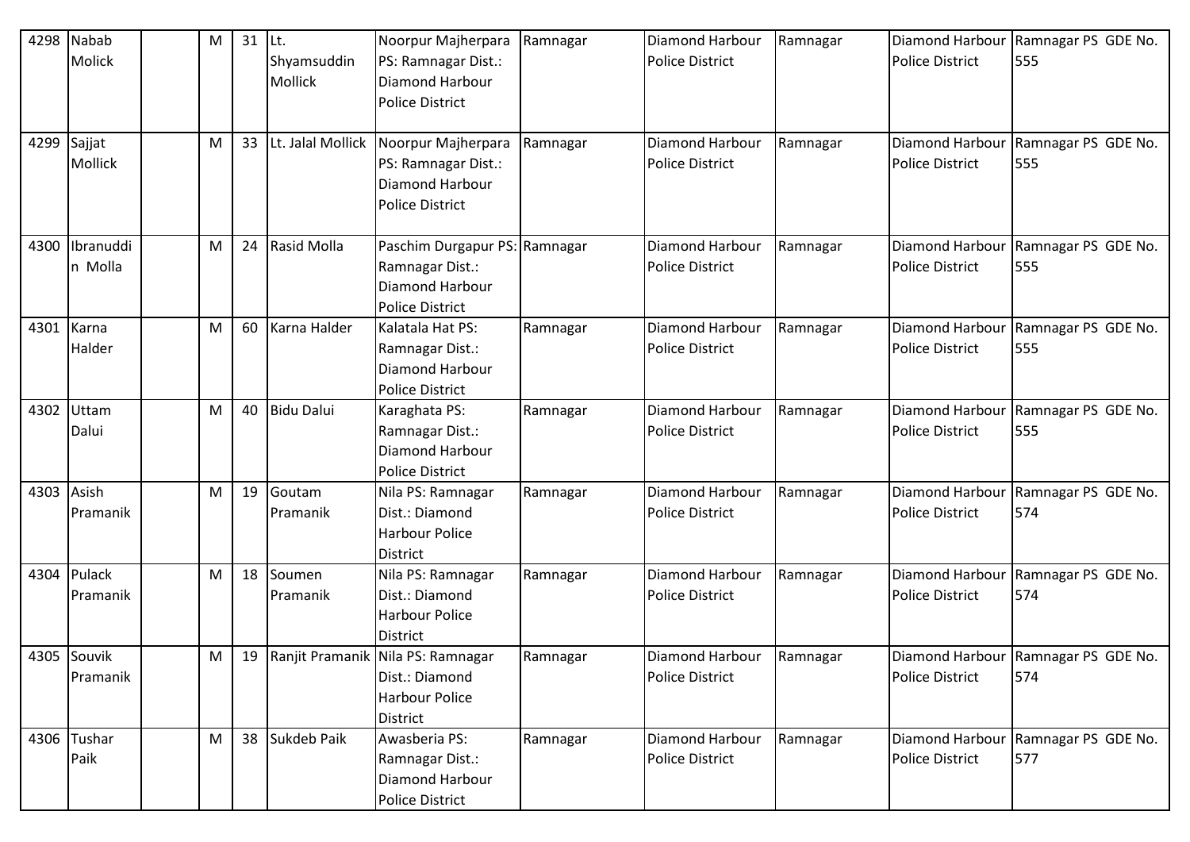| 4298 | Nabab Molick | | M | 31 | Lt. Shyamsuddin Mollick | Noorpur Majherpara PS: Ramnagar Dist.: Diamond Harbour Police District | Ramnagar | Diamond Harbour Police District | Ramnagar | Diamond Harbour Police District | Ramnagar PS GDE No. 555 |
|---|---|---|---|---|---|---|---|---|---|---|---|
| 4299 | Sajjat Mollick | | M | 33 | Lt. Jalal Mollick | Noorpur Majherpara PS: Ramnagar Dist.: Diamond Harbour Police District | Ramnagar | Diamond Harbour Police District | Ramnagar | Diamond Harbour Police District | Ramnagar PS GDE No. 555 |
| 4300 | Ibranuddin Molla | | M | 24 | Rasid Molla | Paschim Durgapur PS: Ramnagar Dist.: Diamond Harbour Police District | Ramnagar | Diamond Harbour Police District | Ramnagar | Diamond Harbour Police District | Ramnagar PS GDE No. 555 |
| 4301 | Karna Halder | | M | 60 | Karna Halder | Kalatala Hat PS: Ramnagar Dist.: Diamond Harbour Police District | Ramnagar | Diamond Harbour Police District | Ramnagar | Diamond Harbour Police District | Ramnagar PS GDE No. 555 |
| 4302 | Uttam Dalui | | M | 40 | Bidu Dalui | Karaghata PS: Ramnagar Dist.: Diamond Harbour Police District | Ramnagar | Diamond Harbour Police District | Ramnagar | Diamond Harbour Police District | Ramnagar PS GDE No. 555 |
| 4303 | Asish Pramanik | | M | 19 | Goutam Pramanik | Nila PS: Ramnagar Dist.: Diamond Harbour Police District | Ramnagar | Diamond Harbour Police District | Ramnagar | Diamond Harbour Police District | Ramnagar PS GDE No. 574 |
| 4304 | Pulack Pramanik | | M | 18 | Soumen Pramanik | Nila PS: Ramnagar Dist.: Diamond Harbour Police District | Ramnagar | Diamond Harbour Police District | Ramnagar | Diamond Harbour Police District | Ramnagar PS GDE No. 574 |
| 4305 | Souvik Pramanik | | M | 19 | Ranjit Pramanik | Nila PS: Ramnagar Dist.: Diamond Harbour Police District | Ramnagar | Diamond Harbour Police District | Ramnagar | Diamond Harbour Police District | Ramnagar PS GDE No. 574 |
| 4306 | Tushar Paik | | M | 38 | Sukdeb Paik | Awasberia PS: Ramnagar Dist.: Diamond Harbour Police District | Ramnagar | Diamond Harbour Police District | Ramnagar | Diamond Harbour Police District | Ramnagar PS GDE No. 577 |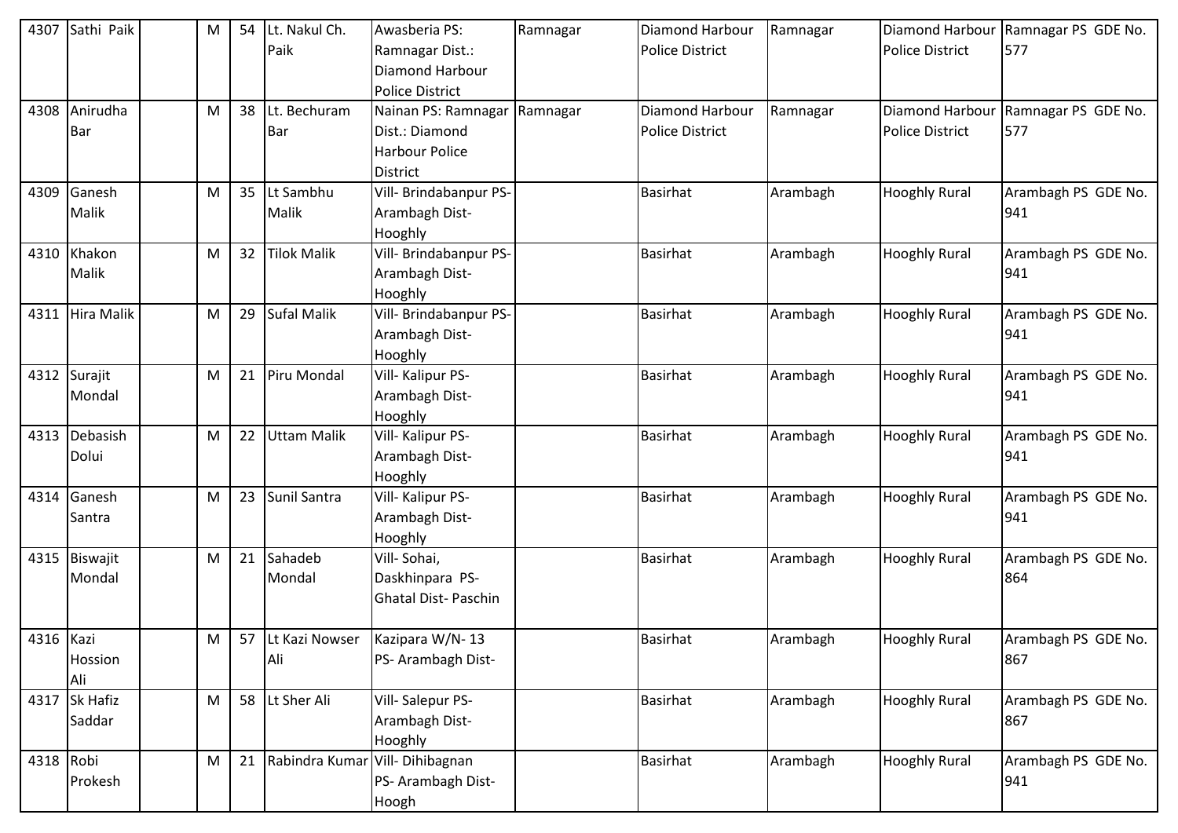| 4307 | Sathi Paik | | M | 54 | Lt. Nakul Ch. Paik | Awasberia PS: Ramnagar Dist.: Diamond Harbour Police District | Ramnagar | Diamond Harbour Police District | Ramnagar | Diamond Harbour Police District | Ramnagar PS GDE No. 577 |
|---|---|---|---|---|---|---|---|---|---|---|---|
| 4308 | Anirudha Bar | | M | 38 | Lt. Bechuram Bar | Nainan PS: Ramnagar Dist.: Diamond Harbour Police District | Ramnagar | Diamond Harbour Police District | Ramnagar | Diamond Harbour Police District | Ramnagar PS GDE No. 577 |
| 4309 | Ganesh Malik | | M | 35 | Lt Sambhu Malik | Vill- Brindabanpur PS- Arambagh Dist- Hooghly | | Basirhat | Arambagh | Hooghly Rural | Arambagh PS GDE No. 941 |
| 4310 | Khakon Malik | | M | 32 | Tilok Malik | Vill- Brindabanpur PS- Arambagh Dist- Hooghly | | Basirhat | Arambagh | Hooghly Rural | Arambagh PS GDE No. 941 |
| 4311 | Hira Malik | | M | 29 | Sufal Malik | Vill- Brindabanpur PS- Arambagh Dist- Hooghly | | Basirhat | Arambagh | Hooghly Rural | Arambagh PS GDE No. 941 |
| 4312 | Surajit Mondal | | M | 21 | Piru Mondal | Vill- Kalipur PS- Arambagh Dist- Hooghly | | Basirhat | Arambagh | Hooghly Rural | Arambagh PS GDE No. 941 |
| 4313 | Debasish Dolui | | M | 22 | Uttam Malik | Vill- Kalipur PS- Arambagh Dist- Hooghly | | Basirhat | Arambagh | Hooghly Rural | Arambagh PS GDE No. 941 |
| 4314 | Ganesh Santra | | M | 23 | Sunil Santra | Vill- Kalipur PS- Arambagh Dist- Hooghly | | Basirhat | Arambagh | Hooghly Rural | Arambagh PS GDE No. 941 |
| 4315 | Biswajit Mondal | | M | 21 | Sahadeb Mondal | Vill- Sohai, Daskhinpara PS- Ghatal Dist- Paschin | | Basirhat | Arambagh | Hooghly Rural | Arambagh PS GDE No. 864 |
| 4316 | Kazi Hossion Ali | | M | 57 | Lt Kazi Nowser Ali | Kazipara W/N- 13 PS- Arambagh Dist- | | Basirhat | Arambagh | Hooghly Rural | Arambagh PS GDE No. 867 |
| 4317 | Sk Hafiz Saddar | | M | 58 | Lt Sher Ali | Vill- Salepur PS- Arambagh Dist- Hooghly | | Basirhat | Arambagh | Hooghly Rural | Arambagh PS GDE No. 867 |
| 4318 | Robi Prokesh | | M | 21 | Rabindra Kumar | Vill- Dihibagnan PS- Arambagh Dist- Hoogh | | Basirhat | Arambagh | Hooghly Rural | Arambagh PS GDE No. 941 |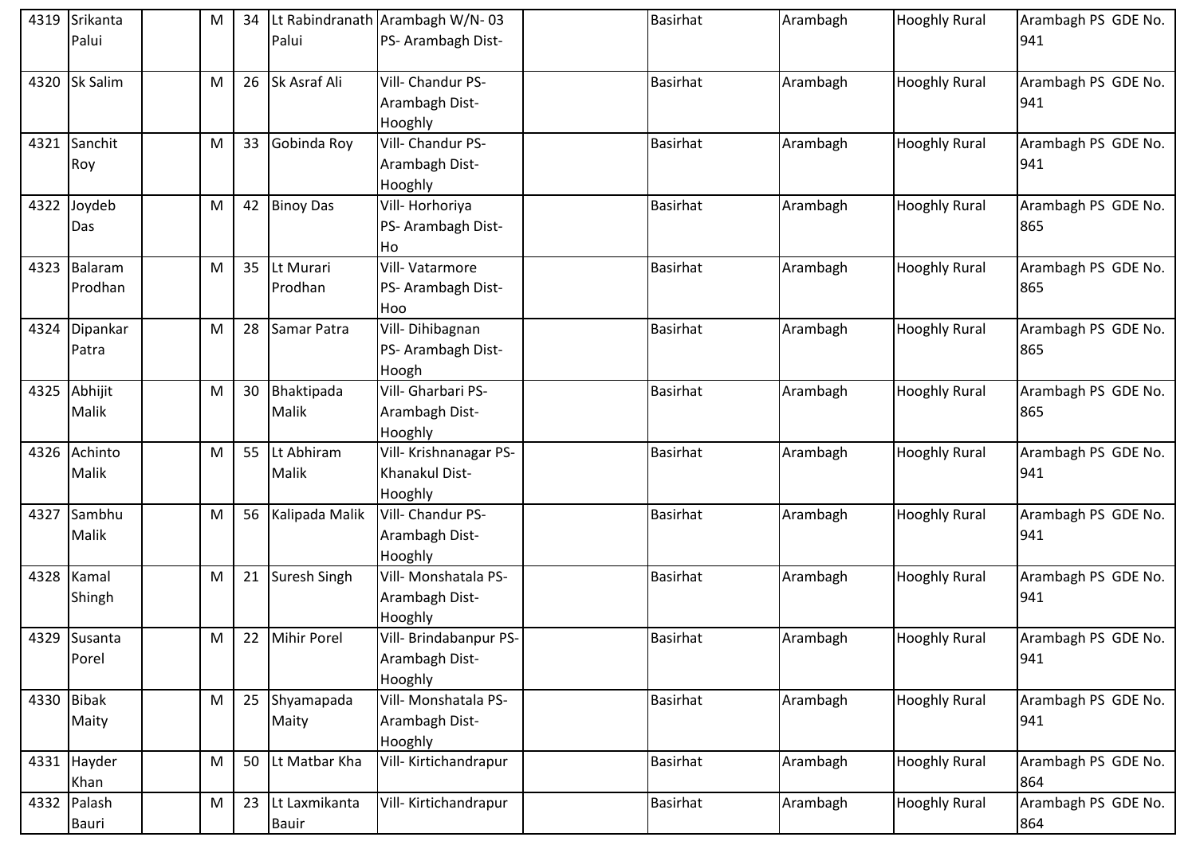| 4319 | Srikanta Palui | | M | 34 | Lt Rabindranath Palui | Arambagh W/N- 03 PS- Arambagh Dist- | | Basirhat | Arambagh | Hooghly Rural | Arambagh PS GDE No. 941 |
|---|---|---|---|---|---|---|---|---|---|---|---|
| 4320 | Sk Salim | | M | 26 | Sk Asraf Ali | Vill- Chandur PS- Arambagh Dist- Hooghly | | Basirhat | Arambagh | Hooghly Rural | Arambagh PS GDE No. 941 |
| 4321 | Sanchit Roy | | M | 33 | Gobinda Roy | Vill- Chandur PS- Arambagh Dist- Hooghly | | Basirhat | Arambagh | Hooghly Rural | Arambagh PS GDE No. 941 |
| 4322 | Joydeb Das | | M | 42 | Binoy Das | Vill- Horhoriya PS- Arambagh Dist- Ho | | Basirhat | Arambagh | Hooghly Rural | Arambagh PS GDE No. 865 |
| 4323 | Balaram Prodhan | | M | 35 | Lt Murari Prodhan | Vill- Vatarmore PS- Arambagh Dist- Hoo | | Basirhat | Arambagh | Hooghly Rural | Arambagh PS GDE No. 865 |
| 4324 | Dipankar Patra | | M | 28 | Samar Patra | Vill- Dihibagnan PS- Arambagh Dist- Hoogh | | Basirhat | Arambagh | Hooghly Rural | Arambagh PS GDE No. 865 |
| 4325 | Abhijit Malik | | M | 30 | Bhaktipada Malik | Vill- Gharbari PS- Arambagh Dist- Hooghly | | Basirhat | Arambagh | Hooghly Rural | Arambagh PS GDE No. 865 |
| 4326 | Achinto Malik | | M | 55 | Lt Abhiram Malik | Vill- Krishnanagar PS- Khanakul Dist- Hooghly | | Basirhat | Arambagh | Hooghly Rural | Arambagh PS GDE No. 941 |
| 4327 | Sambhu Malik | | M | 56 | Kalipada Malik | Vill- Chandur PS- Arambagh Dist- Hooghly | | Basirhat | Arambagh | Hooghly Rural | Arambagh PS GDE No. 941 |
| 4328 | Kamal Shingh | | M | 21 | Suresh Singh | Vill- Monshatala PS- Arambagh Dist- Hooghly | | Basirhat | Arambagh | Hooghly Rural | Arambagh PS GDE No. 941 |
| 4329 | Susanta Porel | | M | 22 | Mihir Porel | Vill- Brindabanpur PS- Arambagh Dist- Hooghly | | Basirhat | Arambagh | Hooghly Rural | Arambagh PS GDE No. 941 |
| 4330 | Bibak Maity | | M | 25 | Shyamapada Maity | Vill- Monshatala PS- Arambagh Dist- Hooghly | | Basirhat | Arambagh | Hooghly Rural | Arambagh PS GDE No. 941 |
| 4331 | Hayder Khan | | M | 50 | Lt Matbar Kha | Vill- Kirtichandrapur | | Basirhat | Arambagh | Hooghly Rural | Arambagh PS GDE No. 864 |
| 4332 | Palash Bauri | | M | 23 | Lt Laxmikanta Bauir | Vill- Kirtichandrapur | | Basirhat | Arambagh | Hooghly Rural | Arambagh PS GDE No. 864 |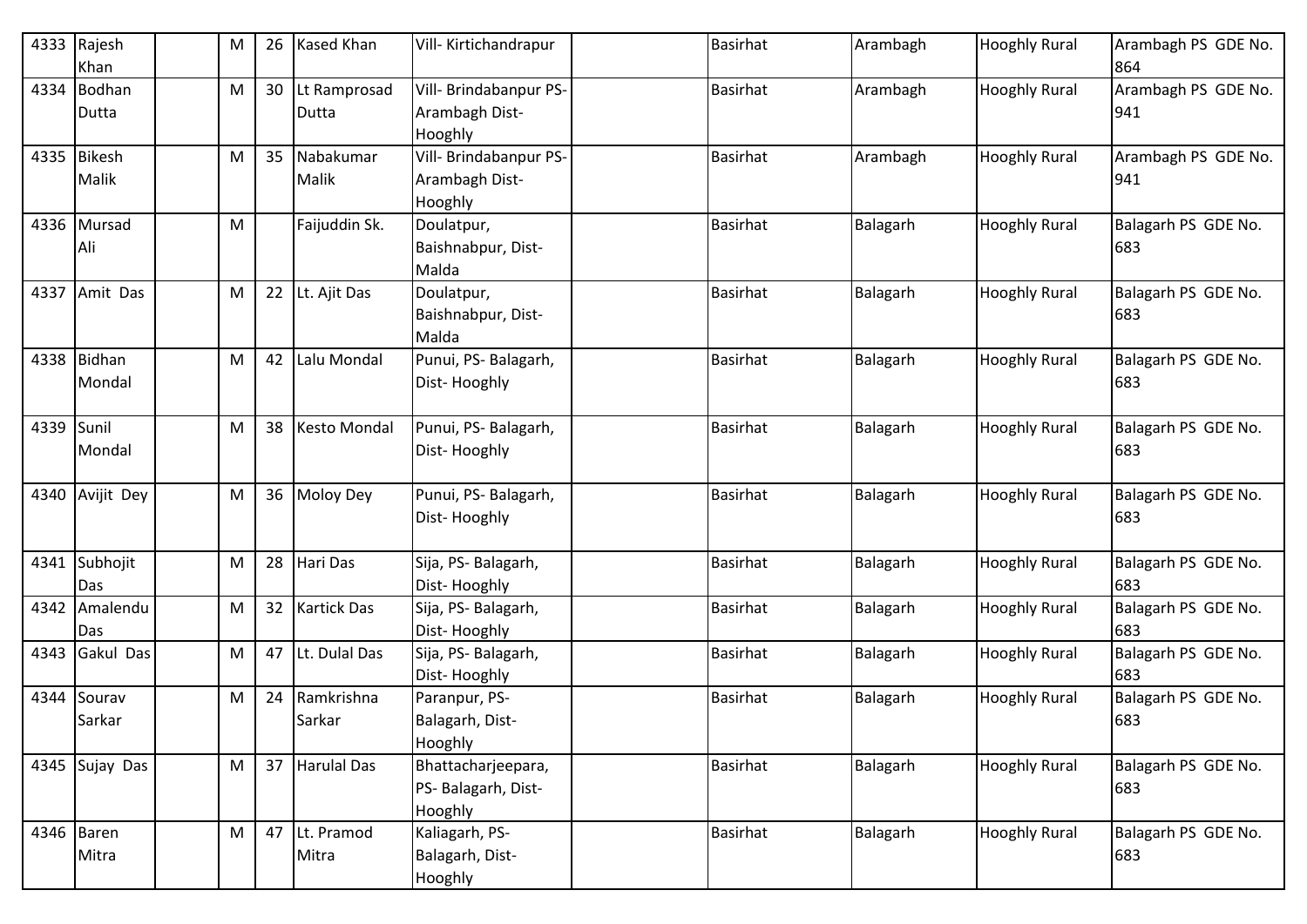| 4333 | Rajesh Khan | | M | 26 | Kased Khan | Vill- Kirtichandrapur | | Basirhat | Arambagh | Hooghly Rural | Arambagh PS GDE No. 864 |
|---|---|---|---|---|---|---|---|---|---|---|---|
| 4334 | Bodhan Dutta | | M | 30 | Lt Ramprosad Dutta | Vill- Brindabanpur PS- Arambagh Dist- Hooghly | | Basirhat | Arambagh | Hooghly Rural | Arambagh PS GDE No. 941 |
| 4335 | Bikesh Malik | | M | 35 | Nabakumar Malik | Vill- Brindabanpur PS- Arambagh Dist- Hooghly | | Basirhat | Arambagh | Hooghly Rural | Arambagh PS GDE No. 941 |
| 4336 | Mursad Ali | | M | | Faijuddin Sk. | Doulatpur, Baishnabpur, Dist- Malda | | Basirhat | Balagarh | Hooghly Rural | Balagarh PS GDE No. 683 |
| 4337 | Amit Das | | M | 22 | Lt. Ajit Das | Doulatpur, Baishnabpur, Dist- Malda | | Basirhat | Balagarh | Hooghly Rural | Balagarh PS GDE No. 683 |
| 4338 | Bidhan Mondal | | M | 42 | Lalu Mondal | Punui, PS- Balagarh, Dist- Hooghly | | Basirhat | Balagarh | Hooghly Rural | Balagarh PS GDE No. 683 |
| 4339 | Sunil Mondal | | M | 38 | Kesto Mondal | Punui, PS- Balagarh, Dist- Hooghly | | Basirhat | Balagarh | Hooghly Rural | Balagarh PS GDE No. 683 |
| 4340 | Avijit Dey | | M | 36 | Moloy Dey | Punui, PS- Balagarh, Dist- Hooghly | | Basirhat | Balagarh | Hooghly Rural | Balagarh PS GDE No. 683 |
| 4341 | Subhojit Das | | M | 28 | Hari Das | Sija, PS- Balagarh, Dist- Hooghly | | Basirhat | Balagarh | Hooghly Rural | Balagarh PS GDE No. 683 |
| 4342 | Amalendu Das | | M | 32 | Kartick Das | Sija, PS- Balagarh, Dist- Hooghly | | Basirhat | Balagarh | Hooghly Rural | Balagarh PS GDE No. 683 |
| 4343 | Gakul Das | | M | 47 | Lt. Dulal Das | Sija, PS- Balagarh, Dist- Hooghly | | Basirhat | Balagarh | Hooghly Rural | Balagarh PS GDE No. 683 |
| 4344 | Sourav Sarkar | | M | 24 | Ramkrishna Sarkar | Paranpur, PS- Balagarh, Dist- Hooghly | | Basirhat | Balagarh | Hooghly Rural | Balagarh PS GDE No. 683 |
| 4345 | Sujay Das | | M | 37 | Harulal Das | Bhattacharjeepara, PS- Balagarh, Dist- Hooghly | | Basirhat | Balagarh | Hooghly Rural | Balagarh PS GDE No. 683 |
| 4346 | Baren Mitra | | M | 47 | Lt. Pramod Mitra | Kaliagarh, PS- Balagarh, Dist- Hooghly | | Basirhat | Balagarh | Hooghly Rural | Balagarh PS GDE No. 683 |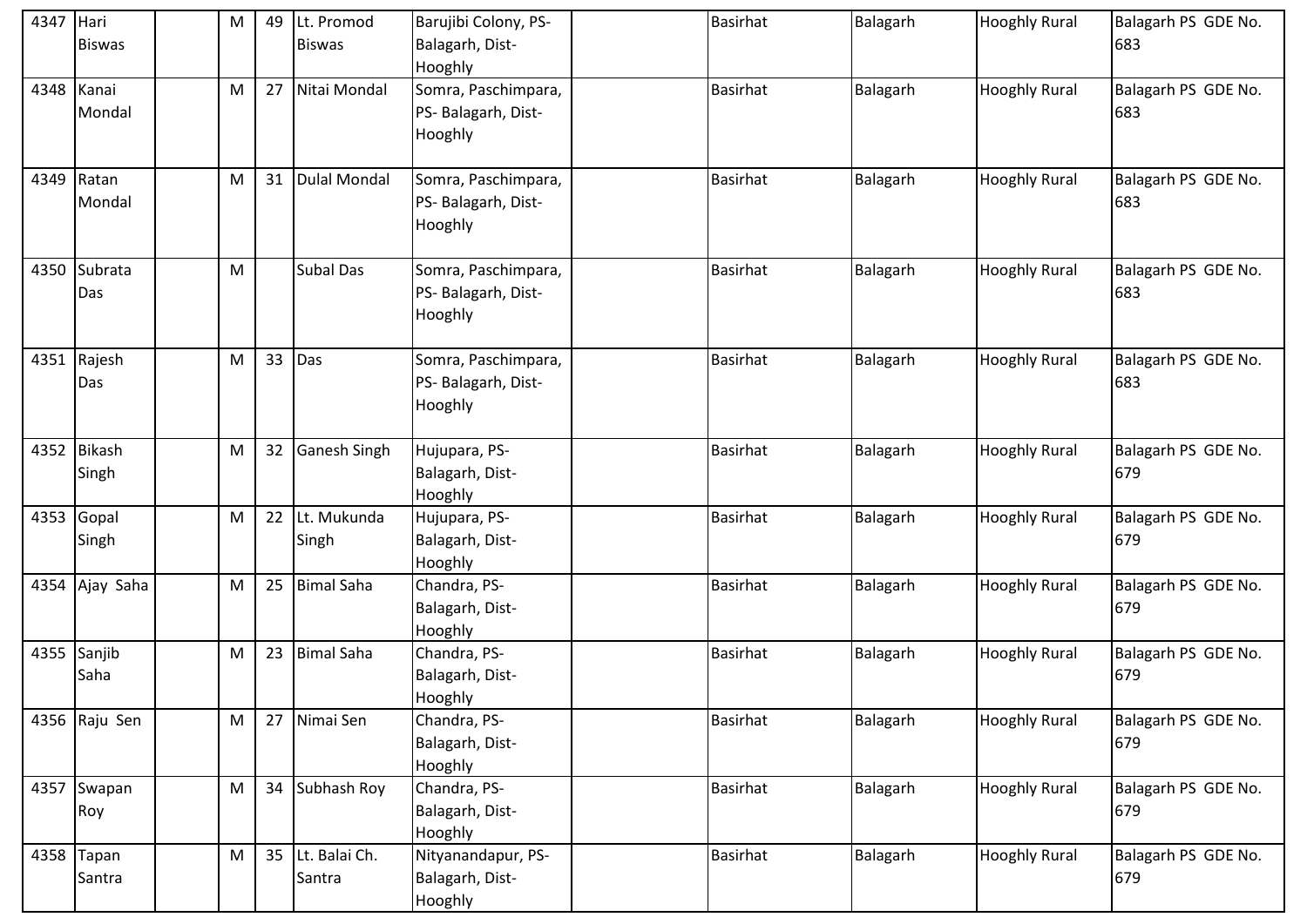| | | | | | | | | | | |
|---|---|---|---|---|---|---|---|---|---|---|
| 4347 | Hari Biswas | | M | 49 | Lt. Promod Biswas | Barujibi Colony, PS-Balagarh, Dist-Hooghly | | Basirhat | Balagarh | Hooghly Rural | Balagarh PS GDE No. 683 |
| 4348 | Kanai Mondal | | M | 27 | Nitai Mondal | Somra, Paschimpara, PS- Balagarh, Dist-Hooghly | | Basirhat | Balagarh | Hooghly Rural | Balagarh PS GDE No. 683 |
| 4349 | Ratan Mondal | | M | 31 | Dulal Mondal | Somra, Paschimpara, PS- Balagarh, Dist-Hooghly | | Basirhat | Balagarh | Hooghly Rural | Balagarh PS GDE No. 683 |
| 4350 | Subrata Das | | M | | Subal Das | Somra, Paschimpara, PS- Balagarh, Dist-Hooghly | | Basirhat | Balagarh | Hooghly Rural | Balagarh PS GDE No. 683 |
| 4351 | Rajesh Das | | M | 33 | Das | Somra, Paschimpara, PS- Balagarh, Dist-Hooghly | | Basirhat | Balagarh | Hooghly Rural | Balagarh PS GDE No. 683 |
| 4352 | Bikash Singh | | M | 32 | Ganesh Singh | Hujupara, PS-Balagarh, Dist-Hooghly | | Basirhat | Balagarh | Hooghly Rural | Balagarh PS GDE No. 679 |
| 4353 | Gopal Singh | | M | 22 | Lt. Mukunda Singh | Hujupara, PS-Balagarh, Dist-Hooghly | | Basirhat | Balagarh | Hooghly Rural | Balagarh PS GDE No. 679 |
| 4354 | Ajay Saha | | M | 25 | Bimal Saha | Chandra, PS-Balagarh, Dist-Hooghly | | Basirhat | Balagarh | Hooghly Rural | Balagarh PS GDE No. 679 |
| 4355 | Sanjib Saha | | M | 23 | Bimal Saha | Chandra, PS-Balagarh, Dist-Hooghly | | Basirhat | Balagarh | Hooghly Rural | Balagarh PS GDE No. 679 |
| 4356 | Raju Sen | | M | 27 | Nimai Sen | Chandra, PS-Balagarh, Dist-Hooghly | | Basirhat | Balagarh | Hooghly Rural | Balagarh PS GDE No. 679 |
| 4357 | Swapan Roy | | M | 34 | Subhash Roy | Chandra, PS-Balagarh, Dist-Hooghly | | Basirhat | Balagarh | Hooghly Rural | Balagarh PS GDE No. 679 |
| 4358 | Tapan Santra | | M | 35 | Lt. Balai Ch. Santra | Nityanandapur, PS-Balagarh, Dist-Hooghly | | Basirhat | Balagarh | Hooghly Rural | Balagarh PS GDE No. 679 |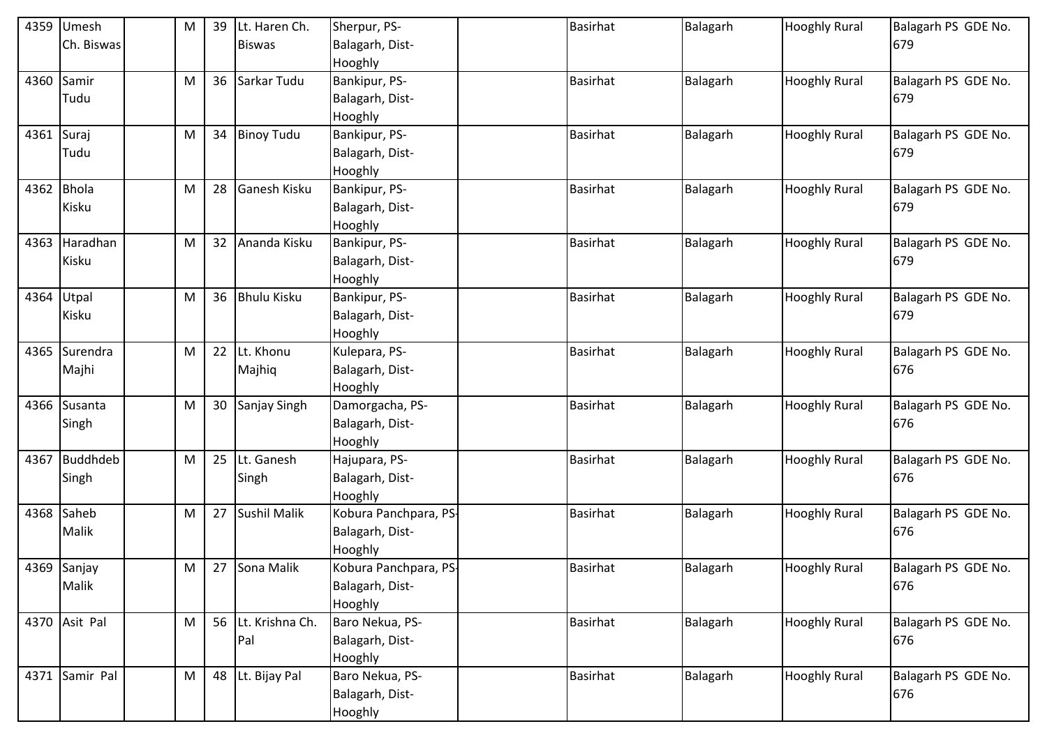| 4359 | Umesh Ch. Biswas | | M | 39 | Lt. Haren Ch. Biswas | Sherpur, PS-Balagarh, Dist-Hooghly | | Basirhat | Balagarh | Hooghly Rural | Balagarh PS GDE No. 679 |
|---|---|---|---|---|---|---|---|---|---|---|---|
| 4360 | Samir Tudu | | M | 36 | Sarkar Tudu | Bankipur, PS-Balagarh, Dist-Hooghly | | Basirhat | Balagarh | Hooghly Rural | Balagarh PS GDE No. 679 |
| 4361 | Suraj Tudu | | M | 34 | Binoy Tudu | Bankipur, PS-Balagarh, Dist-Hooghly | | Basirhat | Balagarh | Hooghly Rural | Balagarh PS GDE No. 679 |
| 4362 | Bhola Kisku | | M | 28 | Ganesh Kisku | Bankipur, PS-Balagarh, Dist-Hooghly | | Basirhat | Balagarh | Hooghly Rural | Balagarh PS GDE No. 679 |
| 4363 | Haradhan Kisku | | M | 32 | Ananda Kisku | Bankipur, PS-Balagarh, Dist-Hooghly | | Basirhat | Balagarh | Hooghly Rural | Balagarh PS GDE No. 679 |
| 4364 | Utpal Kisku | | M | 36 | Bhulu Kisku | Bankipur, PS-Balagarh, Dist-Hooghly | | Basirhat | Balagarh | Hooghly Rural | Balagarh PS GDE No. 679 |
| 4365 | Surendra Majhi | | M | 22 | Lt. Khonu Majhiq | Kulepara, PS-Balagarh, Dist-Hooghly | | Basirhat | Balagarh | Hooghly Rural | Balagarh PS GDE No. 676 |
| 4366 | Susanta Singh | | M | 30 | Sanjay Singh | Damorgacha, PS-Balagarh, Dist-Hooghly | | Basirhat | Balagarh | Hooghly Rural | Balagarh PS GDE No. 676 |
| 4367 | Buddhdeb Singh | | M | 25 | Lt. Ganesh Singh | Hajupara, PS-Balagarh, Dist-Hooghly | | Basirhat | Balagarh | Hooghly Rural | Balagarh PS GDE No. 676 |
| 4368 | Saheb Malik | | M | 27 | Sushil Malik | Kobura Panchpara, PS-Balagarh, Dist-Hooghly | | Basirhat | Balagarh | Hooghly Rural | Balagarh PS GDE No. 676 |
| 4369 | Sanjay Malik | | M | 27 | Sona Malik | Kobura Panchpara, PS-Balagarh, Dist-Hooghly | | Basirhat | Balagarh | Hooghly Rural | Balagarh PS GDE No. 676 |
| 4370 | Asit Pal | | M | 56 | Lt. Krishna Ch. Pal | Baro Nekua, PS-Balagarh, Dist-Hooghly | | Basirhat | Balagarh | Hooghly Rural | Balagarh PS GDE No. 676 |
| 4371 | Samir Pal | | M | 48 | Lt. Bijay Pal | Baro Nekua, PS-Balagarh, Dist-Hooghly | | Basirhat | Balagarh | Hooghly Rural | Balagarh PS GDE No. 676 |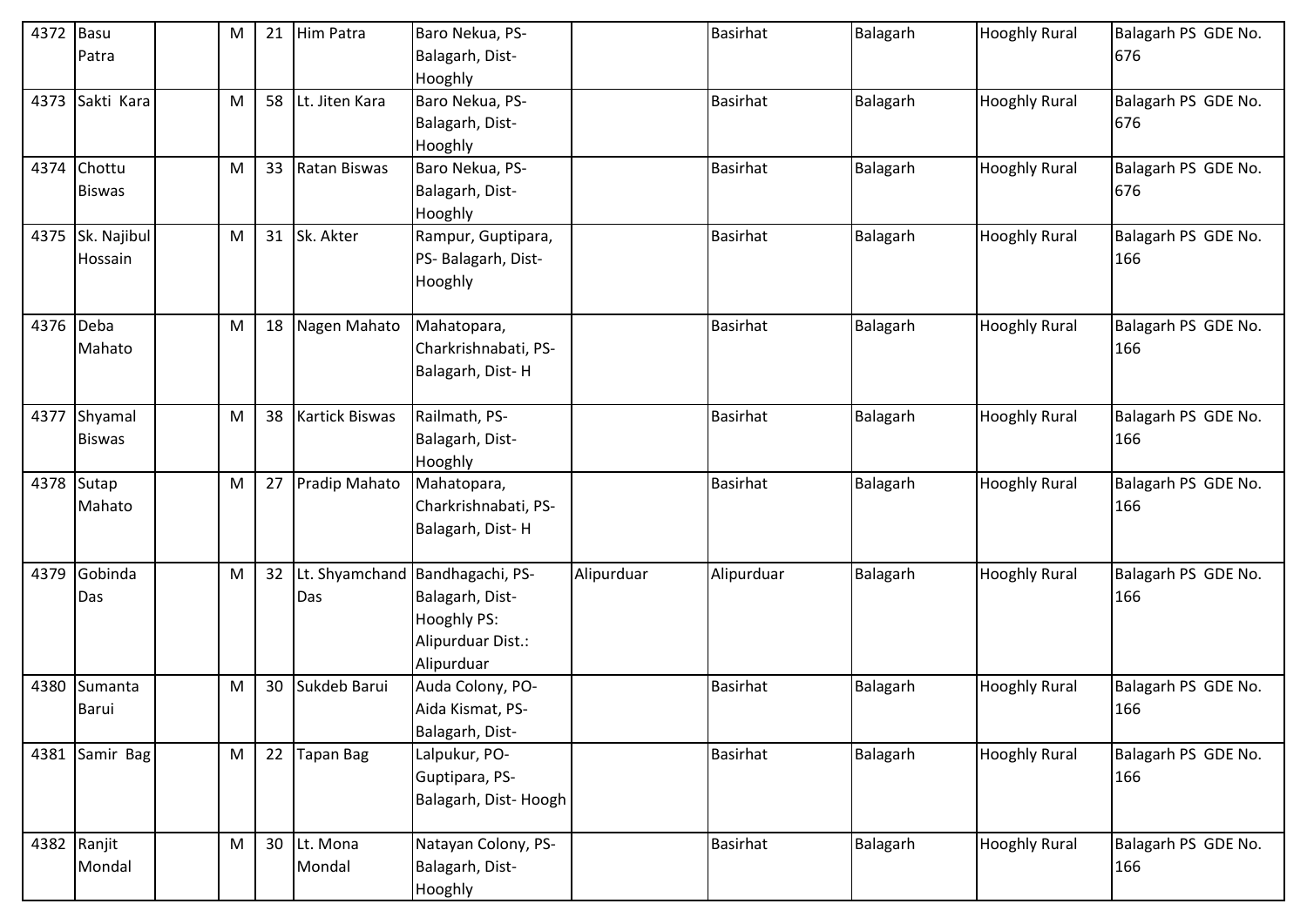| 4372 | Basu Patra | | M | 21 | Him Patra | Baro Nekua, PS-Balagarh, Dist-Hooghly | | Basirhat | Balagarh | Hooghly Rural | Balagarh PS GDE No. 676 |
|---|---|---|---|---|---|---|---|---|---|---|---|
| 4373 | Sakti Kara | | M | 58 | Lt. Jiten Kara | Baro Nekua, PS-Balagarh, Dist-Hooghly | | Basirhat | Balagarh | Hooghly Rural | Balagarh PS GDE No. 676 |
| 4374 | Chottu Biswas | | M | 33 | Ratan Biswas | Baro Nekua, PS-Balagarh, Dist-Hooghly | | Basirhat | Balagarh | Hooghly Rural | Balagarh PS GDE No. 676 |
| 4375 | Sk. Najibul Hossain | | M | 31 | Sk. Akter | Rampur, Guptipara, PS- Balagarh, Dist-Hooghly | | Basirhat | Balagarh | Hooghly Rural | Balagarh PS GDE No. 166 |
| 4376 | Deba Mahato | | M | 18 | Nagen Mahato | Mahatopara, Charkrishnabati, PS-Balagarh, Dist- H | | Basirhat | Balagarh | Hooghly Rural | Balagarh PS GDE No. 166 |
| 4377 | Shyamal Biswas | | M | 38 | Kartick Biswas | Railmath, PS-Balagarh, Dist-Hooghly | | Basirhat | Balagarh | Hooghly Rural | Balagarh PS GDE No. 166 |
| 4378 | Sutap Mahato | | M | 27 | Pradip Mahato | Mahatopara, Charkrishnabati, PS-Balagarh, Dist- H | | Basirhat | Balagarh | Hooghly Rural | Balagarh PS GDE No. 166 |
| 4379 | Gobinda Das | | M | 32 | Lt. Shyamchand Das | Bandhagachi, PS-Balagarh, Dist-Hooghly PS: Alipurduar Dist.: Alipurduar | Alipurduar | Alipurduar | Balagarh | Hooghly Rural | Balagarh PS GDE No. 166 |
| 4380 | Sumanta Barui | | M | 30 | Sukdeb Barui | Auda Colony, PO-Aida Kismat, PS-Balagarh, Dist- | | Basirhat | Balagarh | Hooghly Rural | Balagarh PS GDE No. 166 |
| 4381 | Samir Bag | | M | 22 | Tapan Bag | Lalpukur, PO-Guptipara, PS-Balagarh, Dist- Hoogh | | Basirhat | Balagarh | Hooghly Rural | Balagarh PS GDE No. 166 |
| 4382 | Ranjit Mondal | | M | 30 | Lt. Mona Mondal | Natayan Colony, PS-Balagarh, Dist-Hooghly | | Basirhat | Balagarh | Hooghly Rural | Balagarh PS GDE No. 166 |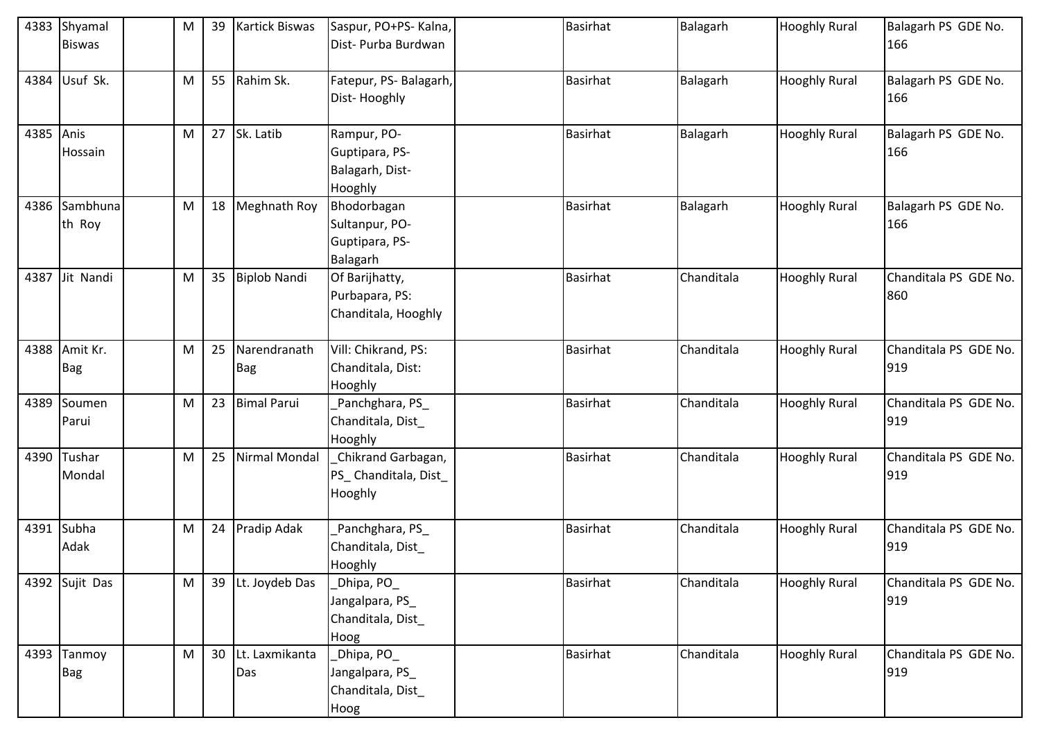| 4383 | Shyamal Biswas | | M | 39 | Kartick Biswas | Saspur, PO+PS- Kalna, Dist- Purba Burdwan | | Basirhat | Balagarh | Hooghly Rural | Balagarh PS GDE No. 166 |
|---|---|---|---|---|---|---|---|---|---|---|---|
| 4384 | Usuf Sk. | | M | 55 | Rahim Sk. | Fatepur, PS- Balagarh, Dist- Hooghly | | Basirhat | Balagarh | Hooghly Rural | Balagarh PS GDE No. 166 |
| 4385 | Anis Hossain | | M | 27 | Sk. Latib | Rampur, PO- Guptipara, PS- Balagarh, Dist- Hooghly | | Basirhat | Balagarh | Hooghly Rural | Balagarh PS GDE No. 166 |
| 4386 | Sambhunath Roy | | M | 18 | Meghnath Roy | Bhodorbagan Sultanpur, PO- Guptipara, PS- Balagarh | | Basirhat | Balagarh | Hooghly Rural | Balagarh PS GDE No. 166 |
| 4387 | Jit Nandi | | M | 35 | Biplob Nandi | Of Barijhatty, Purbapara, PS: Chanditala, Hooghly | | Basirhat | Chanditala | Hooghly Rural | Chanditala PS GDE No. 860 |
| 4388 | Amit Kr. Bag | | M | 25 | Narendranath Bag | Vill: Chikrand, PS: Chanditala, Dist: Hooghly | | Basirhat | Chanditala | Hooghly Rural | Chanditala PS GDE No. 919 |
| 4389 | Soumen Parui | | M | 23 | Bimal Parui | _Panchghara, PS_ Chanditala, Dist_ Hooghly | | Basirhat | Chanditala | Hooghly Rural | Chanditala PS GDE No. 919 |
| 4390 | Tushar Mondal | | M | 25 | Nirmal Mondal | _Chikrand Garbagan, PS_ Chanditala, Dist_ Hooghly | | Basirhat | Chanditala | Hooghly Rural | Chanditala PS GDE No. 919 |
| 4391 | Subha Adak | | M | 24 | Pradip Adak | _Panchghara, PS_ Chanditala, Dist_ Hooghly | | Basirhat | Chanditala | Hooghly Rural | Chanditala PS GDE No. 919 |
| 4392 | Sujit Das | | M | 39 | Lt. Joydeb Das | _Dhipa, PO_ Jangalpara, PS_ Chanditala, Dist_ Hoog | | Basirhat | Chanditala | Hooghly Rural | Chanditala PS GDE No. 919 |
| 4393 | Tanmoy Bag | | M | 30 | Lt. Laxmikanta Das | _Dhipa, PO_ Jangalpara, PS_ Chanditala, Dist_ Hoog | | Basirhat | Chanditala | Hooghly Rural | Chanditala PS GDE No. 919 |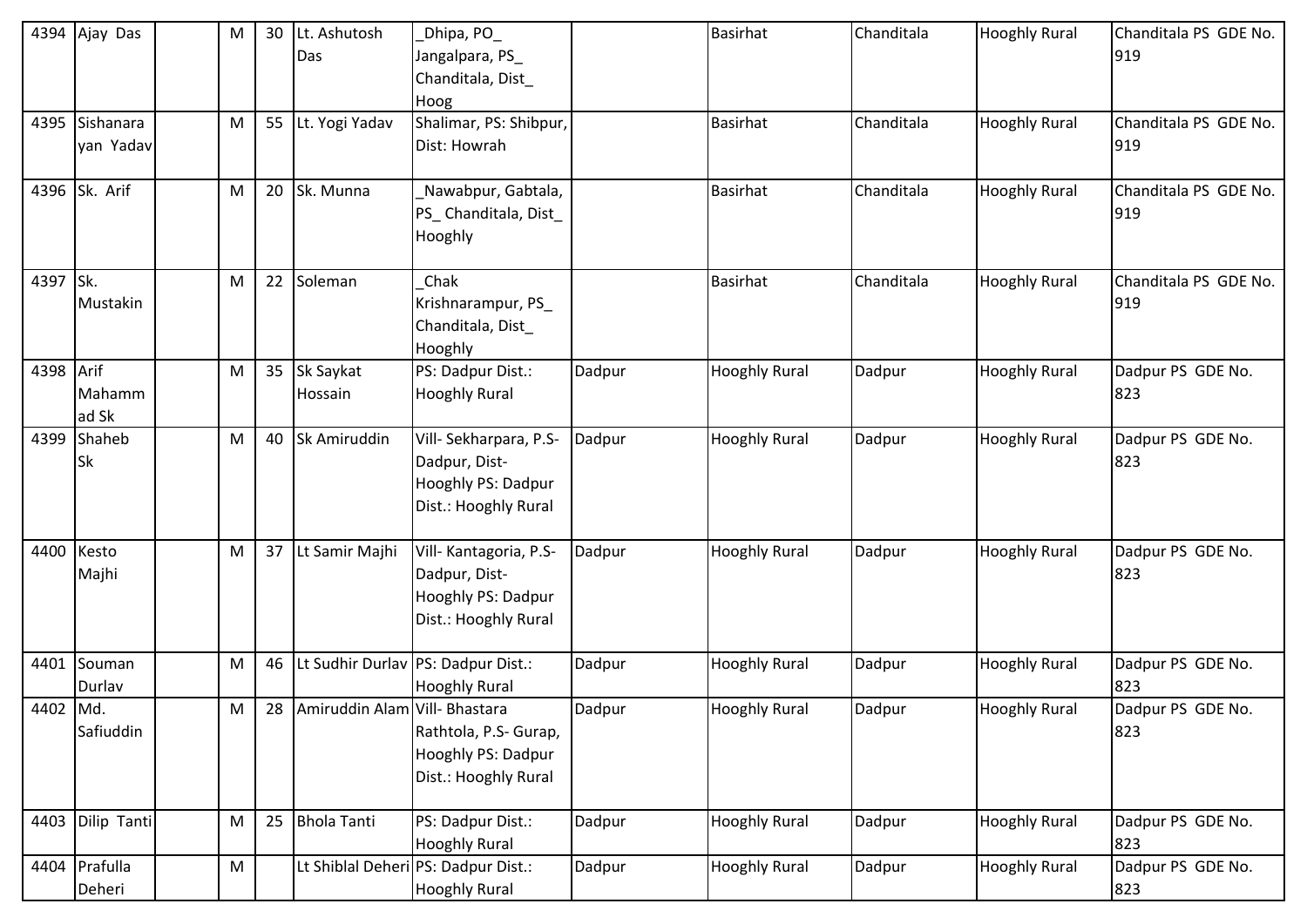| 4394 | Ajay Das | | M | 30 | Lt. Ashutosh Das | _Dhipa, PO_ Jangalpara, PS_ Chanditala, Dist_ Hoog | | Basirhat | Chanditala | Hooghly Rural | Chanditala PS GDE No. 919 |
|---|---|---|---|---|---|---|---|---|---|---|---|
| 4395 | Sishanarayan Yadav | | M | 55 | Lt. Yogi Yadav | Shalimar, PS: Shibpur, Dist: Howrah | | Basirhat | Chanditala | Hooghly Rural | Chanditala PS GDE No. 919 |
| 4396 | Sk. Arif | | M | 20 | Sk. Munna | _Nawabpur, Gabtala, PS_ Chanditala, Dist_ Hooghly | | Basirhat | Chanditala | Hooghly Rural | Chanditala PS GDE No. 919 |
| 4397 | Sk. Mustakin | | M | 22 | Soleman | _Chak Krishnarampur, PS_ Chanditala, Dist_ Hooghly | | Basirhat | Chanditala | Hooghly Rural | Chanditala PS GDE No. 919 |
| 4398 | Arif Mahammad Sk | | M | 35 | Sk Saykat Hossain | PS: Dadpur Dist.: Hooghly Rural | Dadpur | Hooghly Rural | Dadpur | Hooghly Rural | Dadpur PS GDE No. 823 |
| 4399 | Shaheb Sk | | M | 40 | Sk Amiruddin | Vill- Sekharpara, P.S- Dadpur, Dist- Hooghly PS: Dadpur Dist.: Hooghly Rural | Dadpur | Hooghly Rural | Dadpur | Hooghly Rural | Dadpur PS GDE No. 823 |
| 4400 | Kesto Majhi | | M | 37 | Lt Samir Majhi | Vill- Kantagoria, P.S- Dadpur, Dist- Hooghly PS: Dadpur Dist.: Hooghly Rural | Dadpur | Hooghly Rural | Dadpur | Hooghly Rural | Dadpur PS GDE No. 823 |
| 4401 | Souman Durlav | | M | 46 | Lt Sudhir Durlav | PS: Dadpur Dist.: Hooghly Rural | Dadpur | Hooghly Rural | Dadpur | Hooghly Rural | Dadpur PS GDE No. 823 |
| 4402 | Md. Safiuddin | | M | 28 | Amiruddin Alam | Vill- Bhastara Rathtola, P.S- Gurap, Hooghly PS: Dadpur Dist.: Hooghly Rural | Dadpur | Hooghly Rural | Dadpur | Hooghly Rural | Dadpur PS GDE No. 823 |
| 4403 | Dilip Tanti | | M | 25 | Bhola Tanti | PS: Dadpur Dist.: Hooghly Rural | Dadpur | Hooghly Rural | Dadpur | Hooghly Rural | Dadpur PS GDE No. 823 |
| 4404 | Prafulla Deheri | | M | | Lt Shiblal Deheri | PS: Dadpur Dist.: Hooghly Rural | Dadpur | Hooghly Rural | Dadpur | Hooghly Rural | Dadpur PS GDE No. 823 |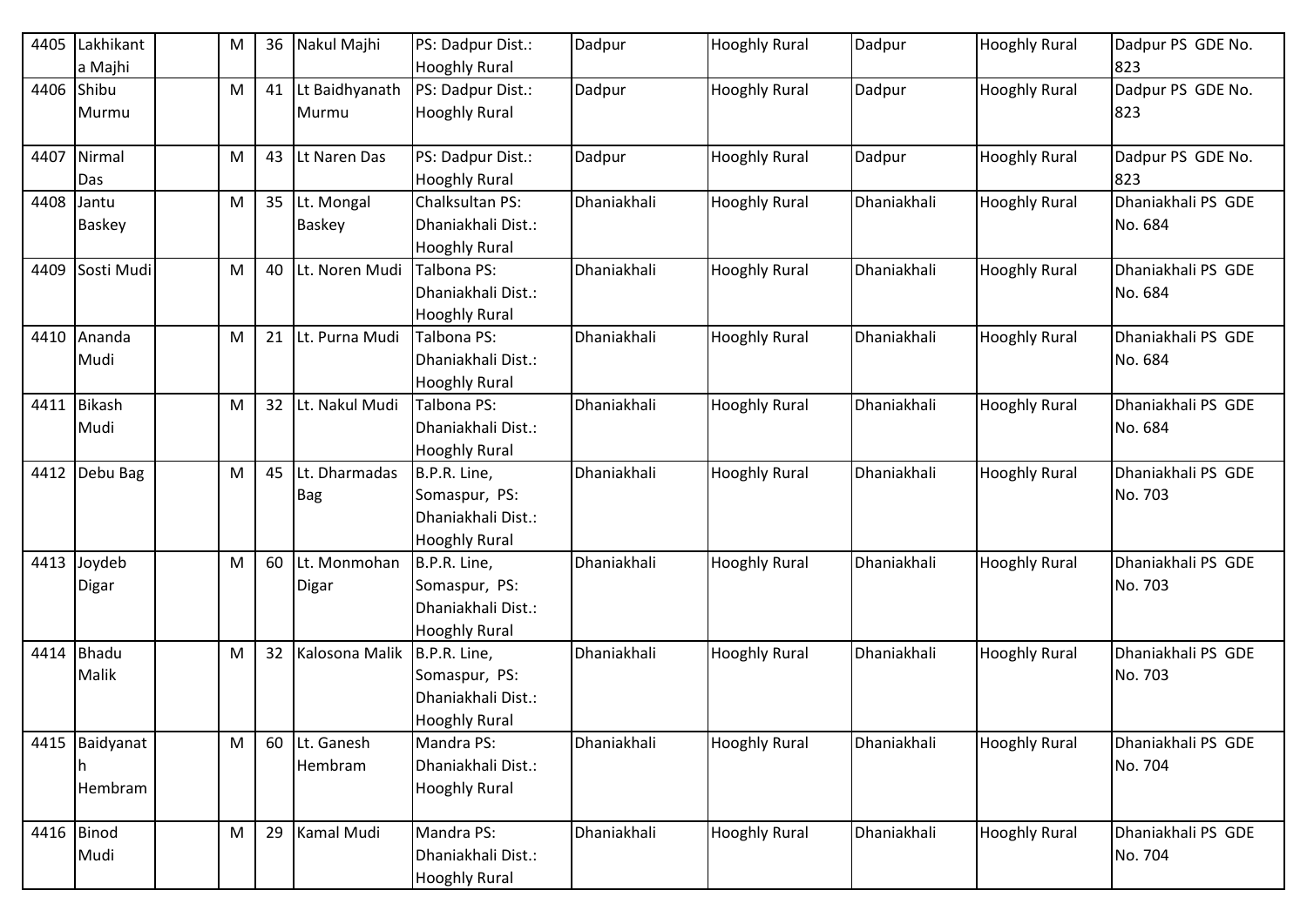| 4405 | Lakhikanta Majhi | | M | 36 | Nakul Majhi | PS: Dadpur Dist.: Hooghly Rural | Dadpur | Hooghly Rural | Dadpur | Hooghly Rural | Dadpur PS GDE No. 823 |
|---|---|---|---|---|---|---|---|---|---|---|---|
| 4406 | Shibu Murmu | | M | 41 | Lt Baidhyanath Murmu | PS: Dadpur Dist.: Hooghly Rural | Dadpur | Hooghly Rural | Dadpur | Hooghly Rural | Dadpur PS GDE No. 823 |
| 4407 | Nirmal Das | | M | 43 | Lt Naren Das | PS: Dadpur Dist.: Hooghly Rural | Dadpur | Hooghly Rural | Dadpur | Hooghly Rural | Dadpur PS GDE No. 823 |
| 4408 | Jantu Baskey | | M | 35 | Lt. Mongal Baskey | Chalksultan PS: Dhaniakhali Dist.: Hooghly Rural | Dhaniakhali | Hooghly Rural | Dhaniakhali | Hooghly Rural | Dhaniakhali PS GDE No. 684 |
| 4409 | Sosti Mudi | | M | 40 | Lt. Noren Mudi | Talbona PS: Dhaniakhali Dist.: Hooghly Rural | Dhaniakhali | Hooghly Rural | Dhaniakhali | Hooghly Rural | Dhaniakhali PS GDE No. 684 |
| 4410 | Ananda Mudi | | M | 21 | Lt. Purna Mudi | Talbona PS: Dhaniakhali Dist.: Hooghly Rural | Dhaniakhali | Hooghly Rural | Dhaniakhali | Hooghly Rural | Dhaniakhali PS GDE No. 684 |
| 4411 | Bikash Mudi | | M | 32 | Lt. Nakul Mudi | Talbona PS: Dhaniakhali Dist.: Hooghly Rural | Dhaniakhali | Hooghly Rural | Dhaniakhali | Hooghly Rural | Dhaniakhali PS GDE No. 684 |
| 4412 | Debu Bag | | M | 45 | Lt. Dharmadas Bag | B.P.R. Line, Somaspur, PS: Dhaniakhali Dist.: Hooghly Rural | Dhaniakhali | Hooghly Rural | Dhaniakhali | Hooghly Rural | Dhaniakhali PS GDE No. 703 |
| 4413 | Joydeb Digar | | M | 60 | Lt. Monmohan Digar | B.P.R. Line, Somaspur, PS: Dhaniakhali Dist.: Hooghly Rural | Dhaniakhali | Hooghly Rural | Dhaniakhali | Hooghly Rural | Dhaniakhali PS GDE No. 703 |
| 4414 | Bhadu Malik | | M | 32 | Kalosona Malik | B.P.R. Line, Somaspur, PS: Dhaniakhali Dist.: Hooghly Rural | Dhaniakhali | Hooghly Rural | Dhaniakhali | Hooghly Rural | Dhaniakhali PS GDE No. 703 |
| 4415 | Baidyanath Hembram | | M | 60 | Lt. Ganesh Hembram | Mandra PS: Dhaniakhali Dist.: Hooghly Rural | Dhaniakhali | Hooghly Rural | Dhaniakhali | Hooghly Rural | Dhaniakhali PS GDE No. 704 |
| 4416 | Binod Mudi | | M | 29 | Kamal Mudi | Mandra PS: Dhaniakhali Dist.: Hooghly Rural | Dhaniakhali | Hooghly Rural | Dhaniakhali | Hooghly Rural | Dhaniakhali PS GDE No. 704 |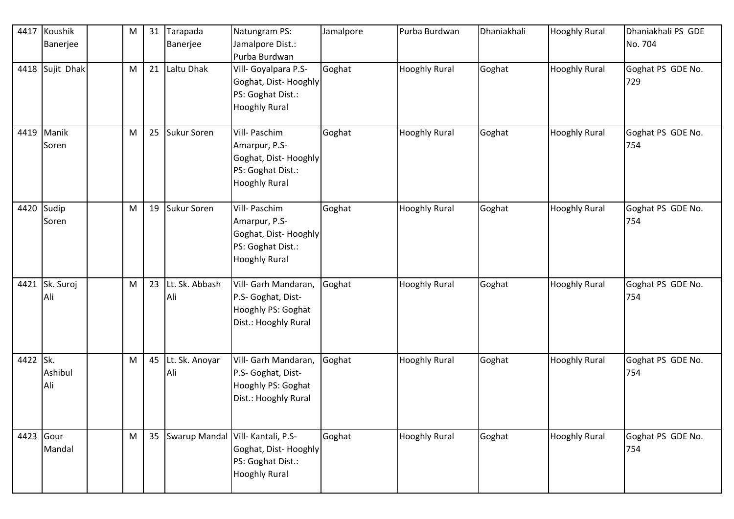| 4417 | Koushik Banerjee | | M | 31 | Tarapada Banerjee | Natungram PS: Jamalpore Dist.: Purba Burdwan | Jamalpore | Purba Burdwan | Dhaniakhali | Hooghly Rural | Dhaniakhali PS GDE No. 704 |
|---|---|---|---|---|---|---|---|---|---|---|---|
| 4418 | Sujit Dhak | | M | 21 | Laltu Dhak | Vill- Goyalpara P.S- Goghat, Dist- Hooghly PS: Goghat Dist.: Hooghly Rural | Goghat | Hooghly Rural | Goghat | Hooghly Rural | Goghat PS GDE No. 729 |
| 4419 | Manik Soren | | M | 25 | Sukur Soren | Vill- Paschim Amarpur, P.S- Goghat, Dist- Hooghly PS: Goghat Dist.: Hooghly Rural | Goghat | Hooghly Rural | Goghat | Hooghly Rural | Goghat PS GDE No. 754 |
| 4420 | Sudip Soren | | M | 19 | Sukur Soren | Vill- Paschim Amarpur, P.S- Goghat, Dist- Hooghly PS: Goghat Dist.: Hooghly Rural | Goghat | Hooghly Rural | Goghat | Hooghly Rural | Goghat PS GDE No. 754 |
| 4421 | Sk. Suroj Ali | | M | 23 | Lt. Sk. Abbash Ali | Vill- Garh Mandaran, P.S- Goghat, Dist- Hooghly PS: Goghat Dist.: Hooghly Rural | Goghat | Hooghly Rural | Goghat | Hooghly Rural | Goghat PS GDE No. 754 |
| 4422 | Sk. Ashibul Ali | | M | 45 | Lt. Sk. Anoyar Ali | Vill- Garh Mandaran, P.S- Goghat, Dist- Hooghly PS: Goghat Dist.: Hooghly Rural | Goghat | Hooghly Rural | Goghat | Hooghly Rural | Goghat PS GDE No. 754 |
| 4423 | Gour Mandal | | M | 35 | Swarup Mandal | Vill- Kantali, P.S- Goghat, Dist- Hooghly PS: Goghat Dist.: Hooghly Rural | Goghat | Hooghly Rural | Goghat | Hooghly Rural | Goghat PS GDE No. 754 |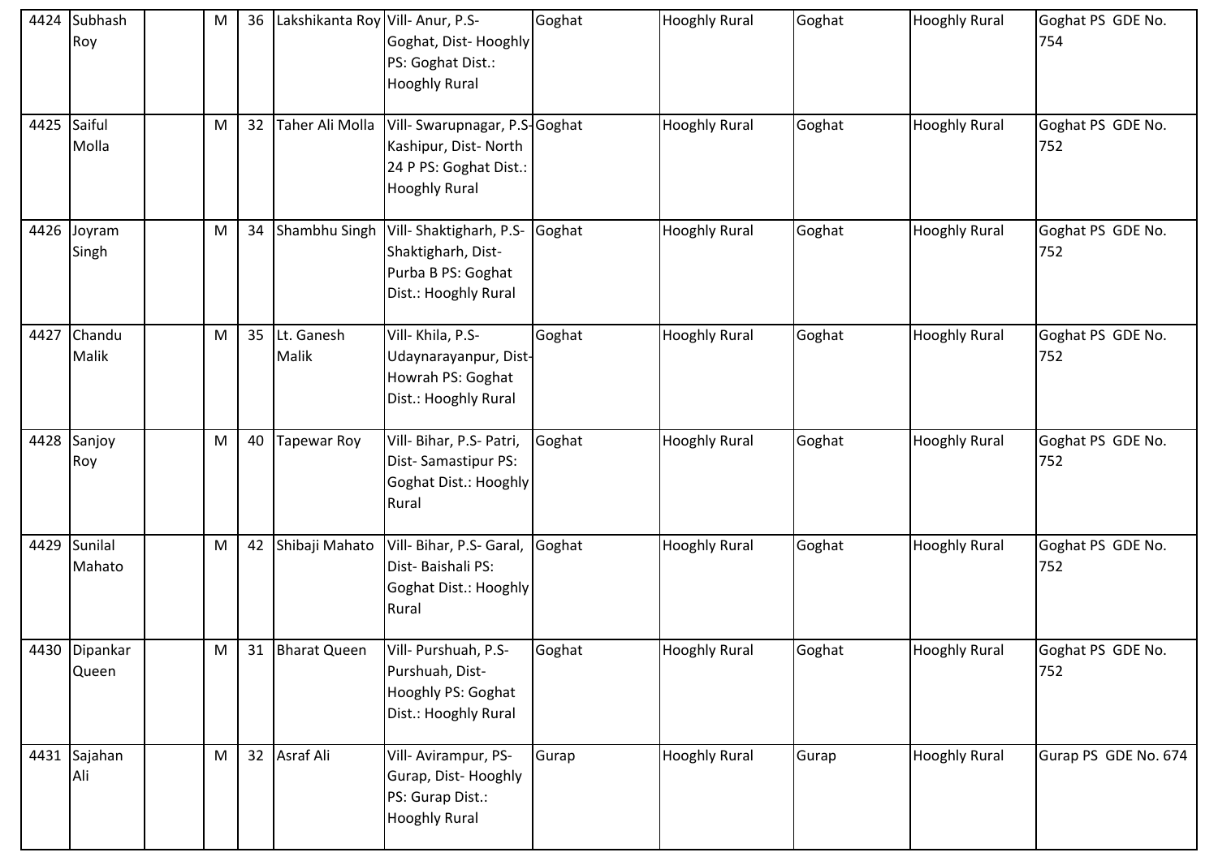| 4424 | Subhash Roy | | M | 36 | Lakshikanta Roy | Vill- Anur, P.S- Goghat, Dist- Hooghly PS: Goghat Dist.: Hooghly Rural | Goghat | Hooghly Rural | Goghat | Hooghly Rural | Goghat PS GDE No. 754 |
|---|---|---|---|---|---|---|---|---|---|---|---|
| 4425 | Saiful Molla | | M | 32 | Taher Ali Molla | Vill- Swarupnagar, P.S- Kashipur, Dist- North 24 P PS: Goghat Dist.: Hooghly Rural | Goghat | Hooghly Rural | Goghat | Hooghly Rural | Goghat PS GDE No. 752 |
| 4426 | Joyram Singh | | M | 34 | Shambhu Singh | Vill- Shaktigharh, P.S- Shaktigharh, Dist- Purba B PS: Goghat Dist.: Hooghly Rural | Goghat | Hooghly Rural | Goghat | Hooghly Rural | Goghat PS GDE No. 752 |
| 4427 | Chandu Malik | | M | 35 | Lt. Ganesh Malik | Vill- Khila, P.S- Udaynarayanpur, Dist- Howrah PS: Goghat Dist.: Hooghly Rural | Goghat | Hooghly Rural | Goghat | Hooghly Rural | Goghat PS GDE No. 752 |
| 4428 | Sanjoy Roy | | M | 40 | Tapewar Roy | Vill- Bihar, P.S- Patri, Dist- Samastipur PS: Goghat Dist.: Hooghly Rural | Goghat | Hooghly Rural | Goghat | Hooghly Rural | Goghat PS GDE No. 752 |
| 4429 | Sunilal Mahato | | M | 42 | Shibaji Mahato | Vill- Bihar, P.S- Garal, Dist- Baishali PS: Goghat Dist.: Hooghly Rural | Goghat | Hooghly Rural | Goghat | Hooghly Rural | Goghat PS GDE No. 752 |
| 4430 | Dipankar Queen | | M | 31 | Bharat Queen | Vill- Purshuah, P.S- Purshuah, Dist- Hooghly PS: Goghat Dist.: Hooghly Rural | Goghat | Hooghly Rural | Goghat | Hooghly Rural | Goghat PS GDE No. 752 |
| 4431 | Sajahan Ali | | M | 32 | Asraf Ali | Vill- Avirampur, PS- Gurap, Dist- Hooghly PS: Gurap Dist.: Hooghly Rural | Gurap | Hooghly Rural | Gurap | Hooghly Rural | Gurap PS GDE No. 674 |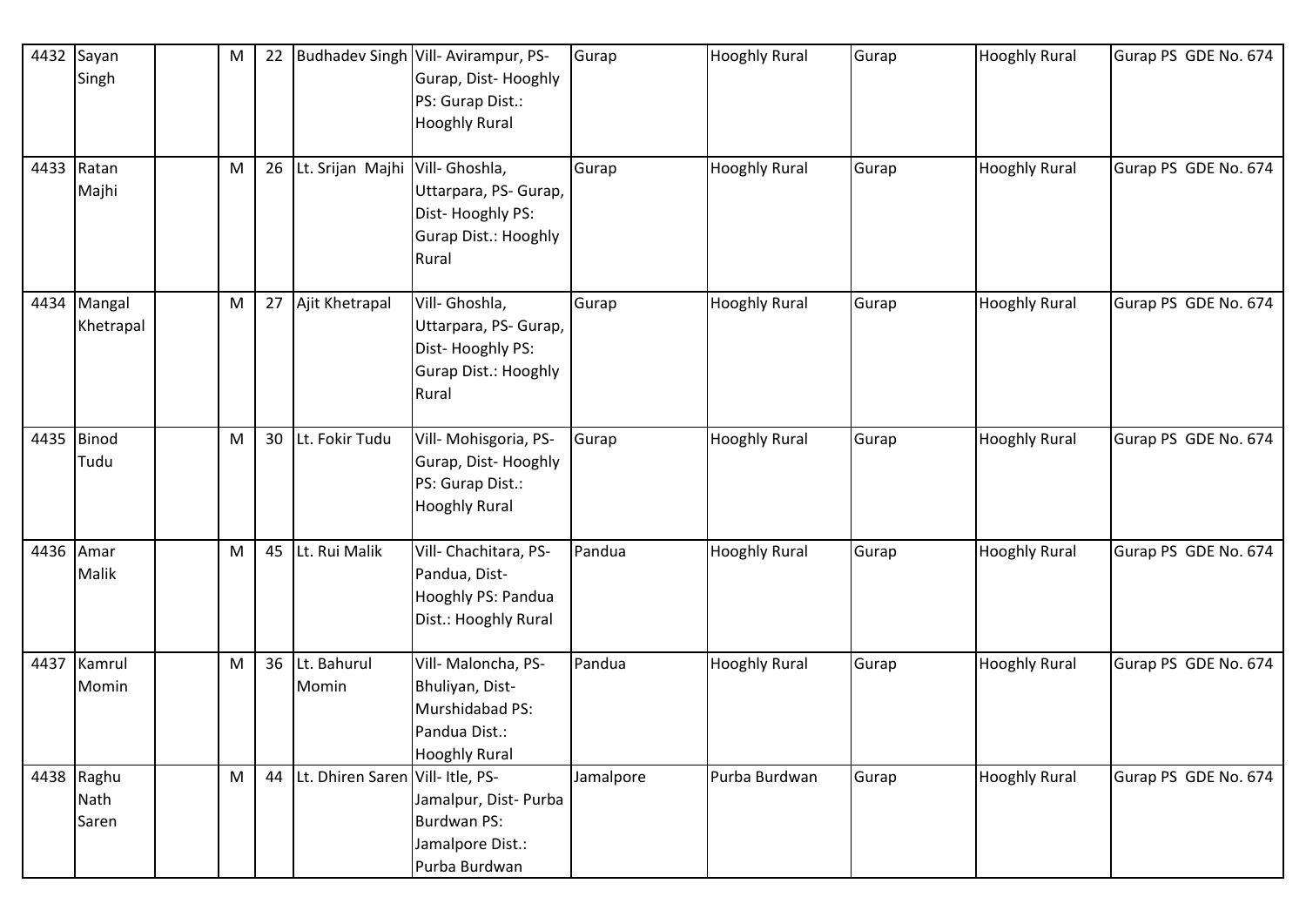| 4432 | Sayan Singh | | M | 22 | Budhadev Singh | Vill- Avirampur, PS- Gurap, Dist- Hooghly PS: Gurap Dist.: Hooghly Rural | Gurap | Hooghly Rural | Gurap | Hooghly Rural | Gurap PS GDE No. 674 |
|---|---|---|---|---|---|---|---|---|---|---|---|
| 4433 | Ratan Majhi | | M | 26 | Lt. Srijan Majhi | Vill- Ghoshla, Uttarpara, PS- Gurap, Dist- Hooghly PS: Gurap Dist.: Hooghly Rural | Gurap | Hooghly Rural | Gurap | Hooghly Rural | Gurap PS GDE No. 674 |
| 4434 | Mangal Khetrapal | | M | 27 | Ajit Khetrapal | Vill- Ghoshla, Uttarpara, PS- Gurap, Dist- Hooghly PS: Gurap Dist.: Hooghly Rural | Gurap | Hooghly Rural | Gurap | Hooghly Rural | Gurap PS GDE No. 674 |
| 4435 | Binod Tudu | | M | 30 | Lt. Fokir Tudu | Vill- Mohisgoria, PS- Gurap, Dist- Hooghly PS: Gurap Dist.: Hooghly Rural | Gurap | Hooghly Rural | Gurap | Hooghly Rural | Gurap PS GDE No. 674 |
| 4436 | Amar Malik | | M | 45 | Lt. Rui Malik | Vill- Chachitara, PS- Pandua, Dist- Hooghly PS: Pandua Dist.: Hooghly Rural | Pandua | Hooghly Rural | Gurap | Hooghly Rural | Gurap PS GDE No. 674 |
| 4437 | Kamrul Momin | | M | 36 | Lt. Bahurul Momin | Vill- Maloncha, PS- Bhuliyan, Dist- Murshidabad PS: Pandua Dist.: Hooghly Rural | Pandua | Hooghly Rural | Gurap | Hooghly Rural | Gurap PS GDE No. 674 |
| 4438 | Raghu Nath Saren | | M | 44 | Lt. Dhiren Saren | Vill- Itle, PS- Jamalpur, Dist- Purba Burdwan PS: Jamalpore Dist.: Purba Burdwan | Jamalpore | Purba Burdwan | Gurap | Hooghly Rural | Gurap PS GDE No. 674 |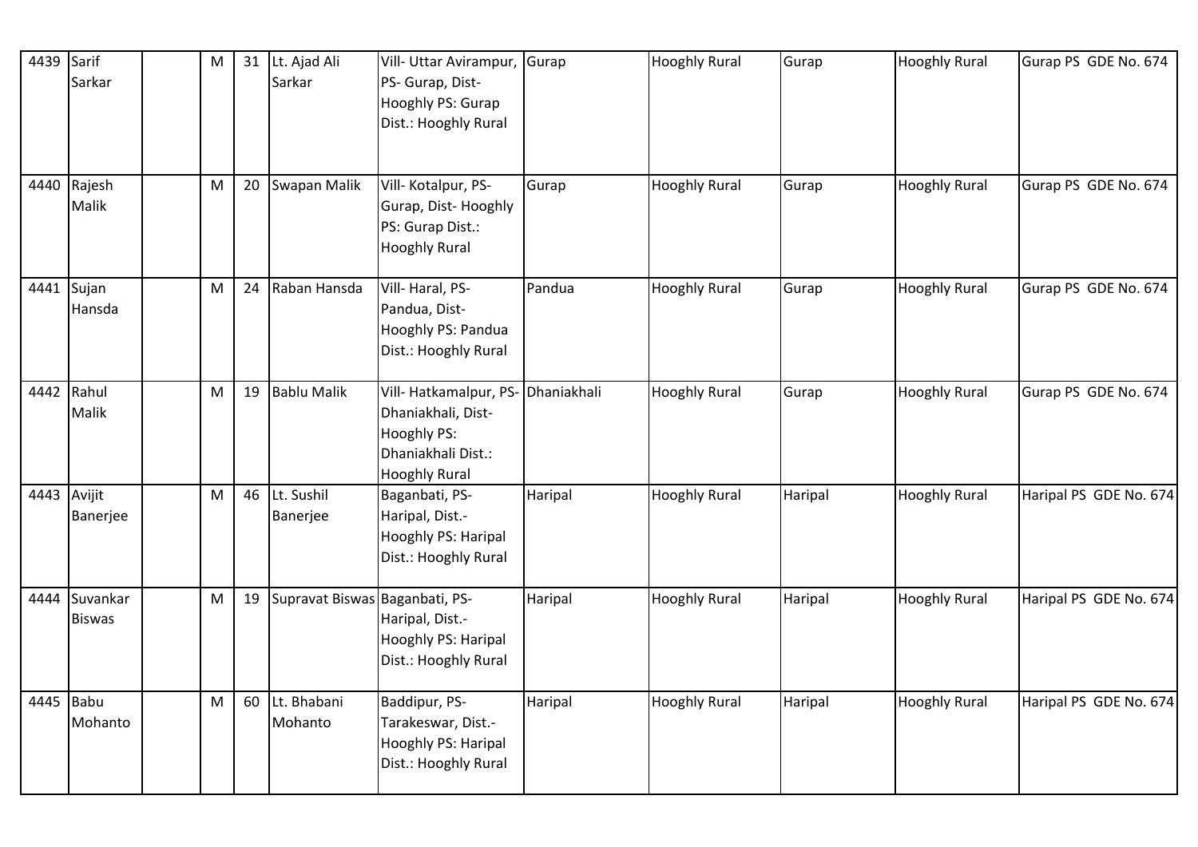| 4439 | Sarif Sarkar | | M | 31 | Lt. Ajad Ali Sarkar | Vill- Uttar Avirampur, PS- Gurap, Dist- Hooghly PS: Gurap Dist.: Hooghly Rural | Gurap | Hooghly Rural | Gurap | Hooghly Rural | Gurap PS GDE No. 674 |
|---|---|---|---|---|---|---|---|---|---|---|---|
| 4440 | Rajesh Malik | | M | 20 | Swapan Malik | Vill- Kotalpur, PS- Gurap, Dist- Hooghly PS: Gurap Dist.: Hooghly Rural | Gurap | Hooghly Rural | Gurap | Hooghly Rural | Gurap PS GDE No. 674 |
| 4441 | Sujan Hansda | | M | 24 | Raban Hansda | Vill- Haral, PS- Pandua, Dist- Hooghly PS: Pandua Dist.: Hooghly Rural | Pandua | Hooghly Rural | Gurap | Hooghly Rural | Gurap PS GDE No. 674 |
| 4442 | Rahul Malik | | M | 19 | Bablu Malik | Vill- Hatkamalpur, PS- Dhaniakhali, Dist- Hooghly PS: Dhaniakhali Dist.: Hooghly Rural | Dhaniakhali | Hooghly Rural | Gurap | Hooghly Rural | Gurap PS GDE No. 674 |
| 4443 | Avijit Banerjee | | M | 46 | Lt. Sushil Banerjee | Baganbati, PS- Haripal, Dist.- Hooghly PS: Haripal Dist.: Hooghly Rural | Haripal | Hooghly Rural | Haripal | Hooghly Rural | Haripal PS GDE No. 674 |
| 4444 | Suvankar Biswas | | M | 19 | Supravat Biswas | Baganbati, PS- Haripal, Dist.- Hooghly PS: Haripal Dist.: Hooghly Rural | Haripal | Hooghly Rural | Haripal | Hooghly Rural | Haripal PS GDE No. 674 |
| 4445 | Babu Mohanto | | M | 60 | Lt. Bhabani Mohanto | Baddipur, PS- Tarakeswar, Dist.- Hooghly PS: Haripal Dist.: Hooghly Rural | Haripal | Hooghly Rural | Haripal | Hooghly Rural | Haripal PS GDE No. 674 |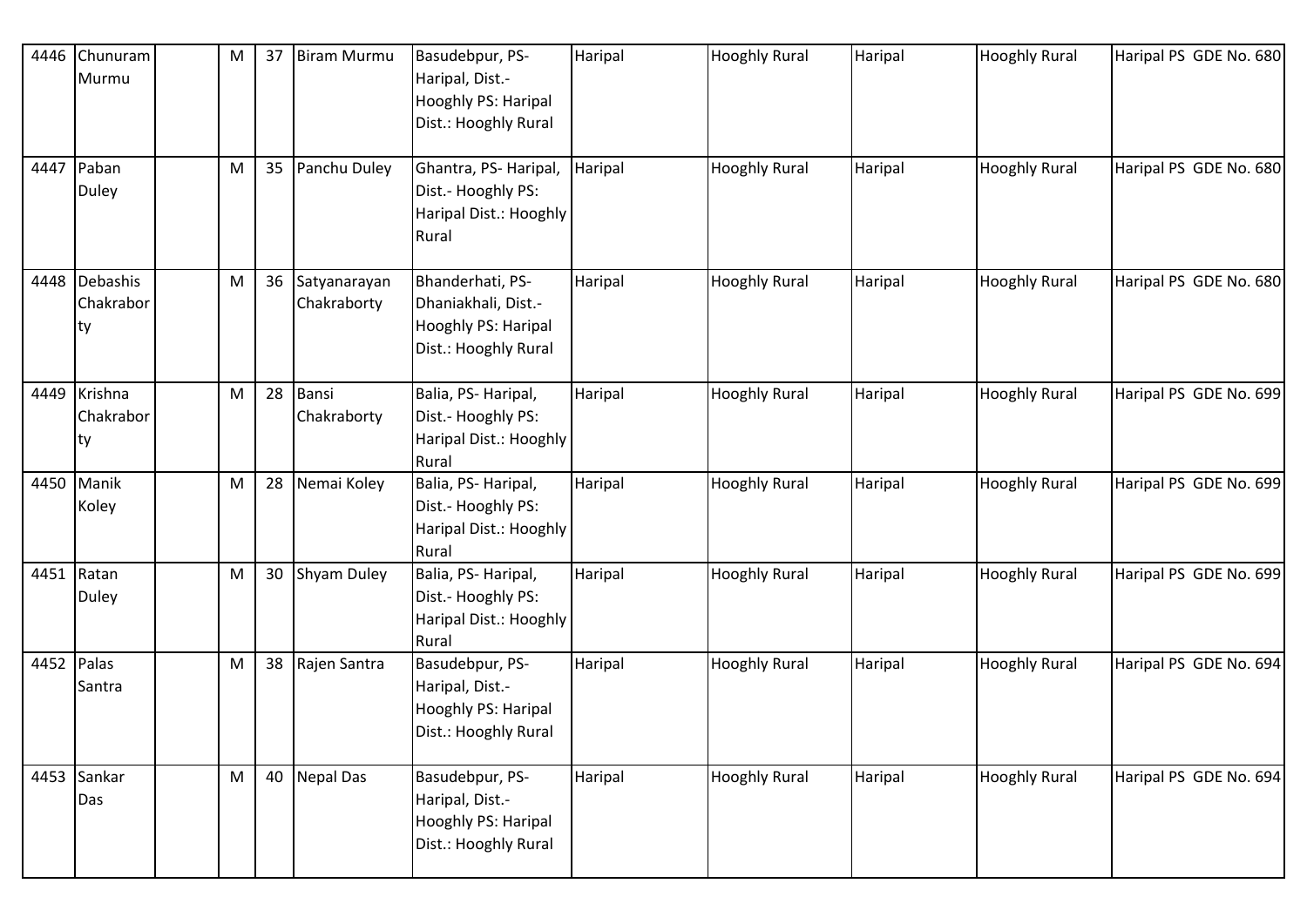| 4446 | Chunuram Murmu | | M | 37 | Biram Murmu | Basudebpur, PS- Haripal, Dist.- Hooghly PS: Haripal Dist.: Hooghly Rural | Haripal | Hooghly Rural | Haripal | Hooghly Rural | Haripal PS GDE No. 680 |
|---|---|---|---|---|---|---|---|---|---|---|---|
| 4447 | Paban Duley | | M | 35 | Panchu Duley | Ghantra, PS- Haripal, Dist.- Hooghly PS: Haripal Dist.: Hooghly Rural | Haripal | Hooghly Rural | Haripal | Hooghly Rural | Haripal PS GDE No. 680 |
| 4448 | Debashis Chakraborty | | M | 36 | Satyanarayan Chakraborty | Bhanderhati, PS- Dhaniakhali, Dist.- Hooghly PS: Haripal Dist.: Hooghly Rural | Haripal | Hooghly Rural | Haripal | Hooghly Rural | Haripal PS GDE No. 680 |
| 4449 | Krishna Chakraborty | | M | 28 | Bansi Chakraborty | Balia, PS- Haripal, Dist.- Hooghly PS: Haripal Dist.: Hooghly Rural | Haripal | Hooghly Rural | Haripal | Hooghly Rural | Haripal PS GDE No. 699 |
| 4450 | Manik Koley | | M | 28 | Nemai Koley | Balia, PS- Haripal, Dist.- Hooghly PS: Haripal Dist.: Hooghly Rural | Haripal | Hooghly Rural | Haripal | Hooghly Rural | Haripal PS GDE No. 699 |
| 4451 | Ratan Duley | | M | 30 | Shyam Duley | Balia, PS- Haripal, Dist.- Hooghly PS: Haripal Dist.: Hooghly Rural | Haripal | Hooghly Rural | Haripal | Hooghly Rural | Haripal PS GDE No. 699 |
| 4452 | Palas Santra | | M | 38 | Rajen Santra | Basudebpur, PS- Haripal, Dist.- Hooghly PS: Haripal Dist.: Hooghly Rural | Haripal | Hooghly Rural | Haripal | Hooghly Rural | Haripal PS GDE No. 694 |
| 4453 | Sankar Das | | M | 40 | Nepal Das | Basudebpur, PS- Haripal, Dist.- Hooghly PS: Haripal Dist.: Hooghly Rural | Haripal | Hooghly Rural | Haripal | Hooghly Rural | Haripal PS GDE No. 694 |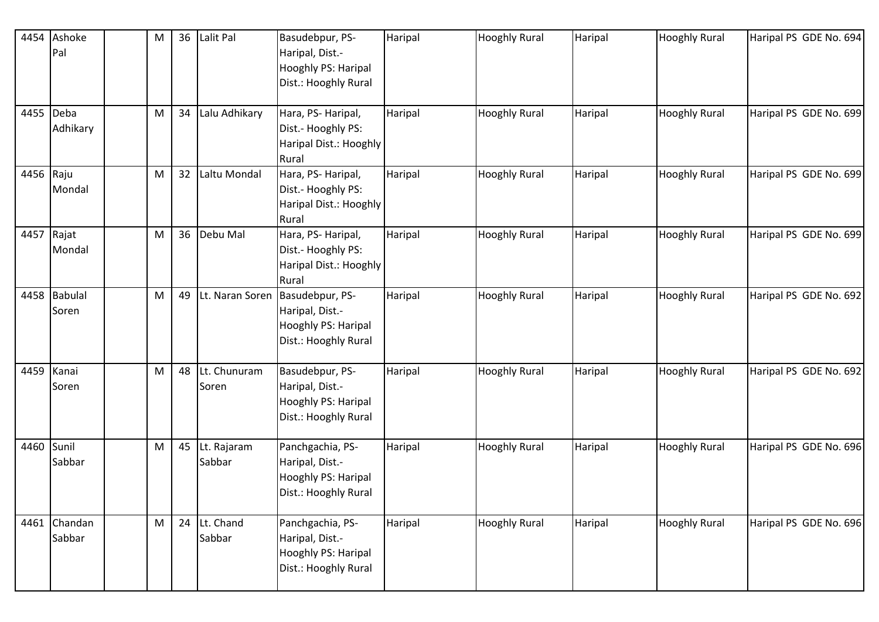| | | | | | | | | | | | |
|---|---|---|---|---|---|---|---|---|---|---|---|
| 4454 | Ashoke Pal | | M | 36 | Lalit Pal | Basudebpur, PS- Haripal, Dist.- Hooghly PS: Haripal Dist.: Hooghly Rural | Haripal | Hooghly Rural | Haripal | Hooghly Rural | Haripal PS GDE No. 694 |
| 4455 | Deba Adhikary | | M | 34 | Lalu Adhikary | Hara, PS- Haripal, Dist.- Hooghly PS: Haripal Dist.: Hooghly Rural | Haripal | Hooghly Rural | Haripal | Hooghly Rural | Haripal PS GDE No. 699 |
| 4456 | Raju Mondal | | M | 32 | Laltu Mondal | Hara, PS- Haripal, Dist.- Hooghly PS: Haripal Dist.: Hooghly Rural | Haripal | Hooghly Rural | Haripal | Hooghly Rural | Haripal PS GDE No. 699 |
| 4457 | Rajat Mondal | | M | 36 | Debu Mal | Hara, PS- Haripal, Dist.- Hooghly PS: Haripal Dist.: Hooghly Rural | Haripal | Hooghly Rural | Haripal | Hooghly Rural | Haripal PS GDE No. 699 |
| 4458 | Babulal Soren | | M | 49 | Lt. Naran Soren | Basudebpur, PS- Haripal, Dist.- Hooghly PS: Haripal Dist.: Hooghly Rural | Haripal | Hooghly Rural | Haripal | Hooghly Rural | Haripal PS GDE No. 692 |
| 4459 | Kanai Soren | | M | 48 | Lt. Chunuram Soren | Basudebpur, PS- Haripal, Dist.- Hooghly PS: Haripal Dist.: Hooghly Rural | Haripal | Hooghly Rural | Haripal | Hooghly Rural | Haripal PS GDE No. 692 |
| 4460 | Sunil Sabbar | | M | 45 | Lt. Rajaram Sabbar | Panchgachia, PS- Haripal, Dist.- Hooghly PS: Haripal Dist.: Hooghly Rural | Haripal | Hooghly Rural | Haripal | Hooghly Rural | Haripal PS GDE No. 696 |
| 4461 | Chandan Sabbar | | M | 24 | Lt. Chand Sabbar | Panchgachia, PS- Haripal, Dist.- Hooghly PS: Haripal Dist.: Hooghly Rural | Haripal | Hooghly Rural | Haripal | Hooghly Rural | Haripal PS GDE No. 696 |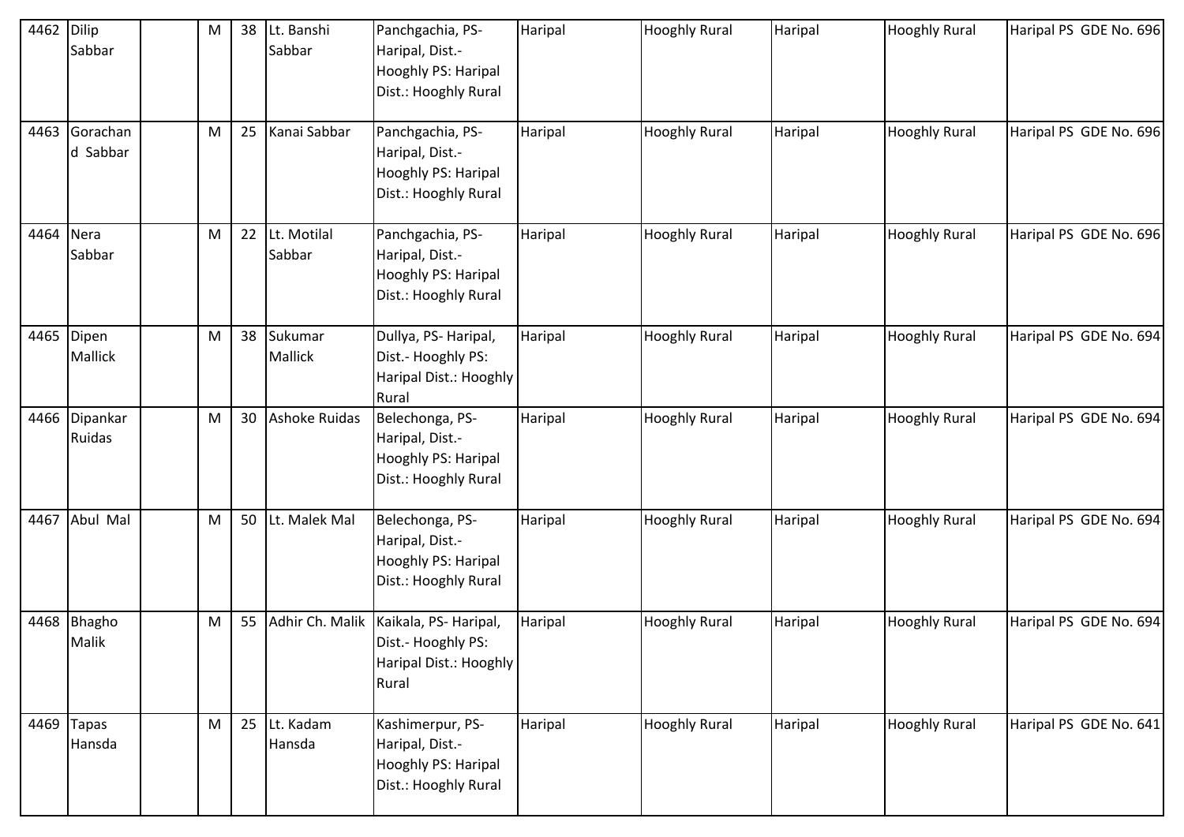| 4462 | Dilip Sabbar | | M | 38 | Lt. Banshi Sabbar | Panchgachia, PS- Haripal, Dist.- Hooghly PS: Haripal Dist.: Hooghly Rural | Haripal | Hooghly Rural | Haripal | Hooghly Rural | Haripal PS GDE No. 696 |
|---|---|---|---|---|---|---|---|---|---|---|---|
| 4463 | Gorachand Sabbar | | M | 25 | Kanai Sabbar | Panchgachia, PS- Haripal, Dist.- Hooghly PS: Haripal Dist.: Hooghly Rural | Haripal | Hooghly Rural | Haripal | Hooghly Rural | Haripal PS GDE No. 696 |
| 4464 | Nera Sabbar | | M | 22 | Lt. Motilal Sabbar | Panchgachia, PS- Haripal, Dist.- Hooghly PS: Haripal Dist.: Hooghly Rural | Haripal | Hooghly Rural | Haripal | Hooghly Rural | Haripal PS GDE No. 696 |
| 4465 | Dipen Mallick | | M | 38 | Sukumar Mallick | Dullya, PS- Haripal, Dist.- Hooghly PS: Haripal Dist.: Hooghly Rural | Haripal | Hooghly Rural | Haripal | Hooghly Rural | Haripal PS GDE No. 694 |
| 4466 | Dipankar Ruidas | | M | 30 | Ashoke Ruidas | Belechonga, PS- Haripal, Dist.- Hooghly PS: Haripal Dist.: Hooghly Rural | Haripal | Hooghly Rural | Haripal | Hooghly Rural | Haripal PS GDE No. 694 |
| 4467 | Abul Mal | | M | 50 | Lt. Malek Mal | Belechonga, PS- Haripal, Dist.- Hooghly PS: Haripal Dist.: Hooghly Rural | Haripal | Hooghly Rural | Haripal | Hooghly Rural | Haripal PS GDE No. 694 |
| 4468 | Bhagho Malik | | M | 55 | Adhir Ch. Malik | Kaikala, PS- Haripal, Dist.- Hooghly PS: Haripal Dist.: Hooghly Rural | Haripal | Hooghly Rural | Haripal | Hooghly Rural | Haripal PS GDE No. 694 |
| 4469 | Tapas Hansda | | M | 25 | Lt. Kadam Hansda | Kashimerpur, PS- Haripal, Dist.- Hooghly PS: Haripal Dist.: Hooghly Rural | Haripal | Hooghly Rural | Haripal | Hooghly Rural | Haripal PS GDE No. 641 |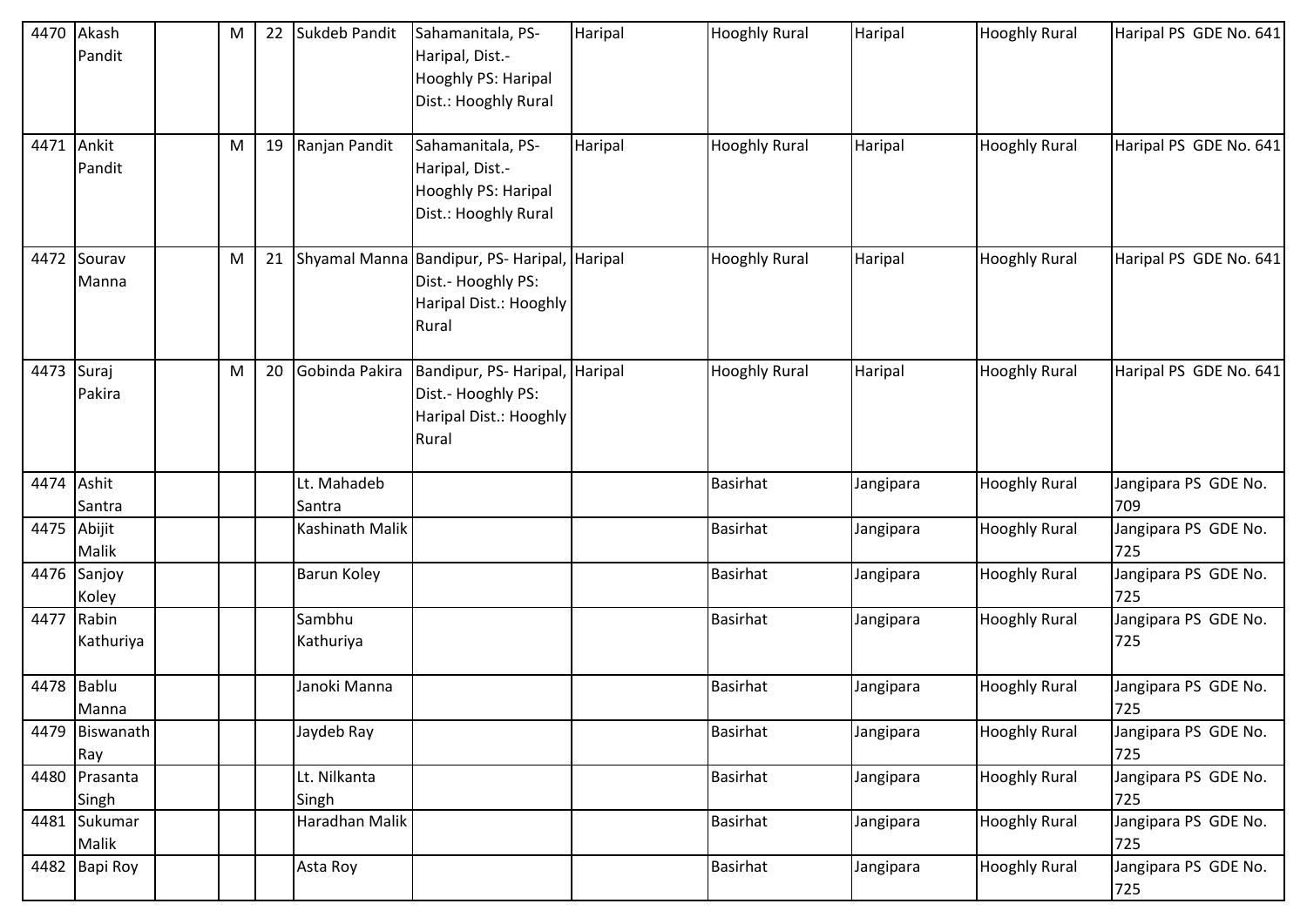| 4470 | Akash Pandit | | M | 22 | Sukdeb Pandit | Sahamanitala, PS- Haripal, Dist.- Hooghly PS: Haripal Dist.: Hooghly Rural | Haripal | Hooghly Rural | Haripal | Hooghly Rural | Haripal PS GDE No. 641 |
|---|---|---|---|---|---|---|---|---|---|---|---|
| 4471 | Ankit Pandit | | M | 19 | Ranjan Pandit | Sahamanitala, PS- Haripal, Dist.- Hooghly PS: Haripal Dist.: Hooghly Rural | Haripal | Hooghly Rural | Haripal | Hooghly Rural | Haripal PS GDE No. 641 |
| 4472 | Sourav Manna | | M | 21 | Shyamal Manna | Bandipur, PS- Haripal, Dist.- Hooghly PS: Haripal Dist.: Hooghly Rural | Haripal | Hooghly Rural | Haripal | Hooghly Rural | Haripal PS GDE No. 641 |
| 4473 | Suraj Pakira | | M | 20 | Gobinda Pakira | Bandipur, PS- Haripal, Dist.- Hooghly PS: Haripal Dist.: Hooghly Rural | Haripal | Hooghly Rural | Haripal | Hooghly Rural | Haripal PS GDE No. 641 |
| 4474 | Ashit Santra | | | | Lt. Mahadeb Santra | | | Basirhat | Jangipara | Hooghly Rural | Jangipara PS GDE No. 709 |
| 4475 | Abijit Malik | | | | Kashinath Malik | | | Basirhat | Jangipara | Hooghly Rural | Jangipara PS GDE No. 725 |
| 4476 | Sanjoy Koley | | | | Barun Koley | | | Basirhat | Jangipara | Hooghly Rural | Jangipara PS GDE No. 725 |
| 4477 | Rabin Kathuriya | | | | Sambhu Kathuriya | | | Basirhat | Jangipara | Hooghly Rural | Jangipara PS GDE No. 725 |
| 4478 | Bablu Manna | | | | Janoki Manna | | | Basirhat | Jangipara | Hooghly Rural | Jangipara PS GDE No. 725 |
| 4479 | Biswanath Ray | | | | Jaydeb Ray | | | Basirhat | Jangipara | Hooghly Rural | Jangipara PS GDE No. 725 |
| 4480 | Prasanta Singh | | | | Lt. Nilkanta Singh | | | Basirhat | Jangipara | Hooghly Rural | Jangipara PS GDE No. 725 |
| 4481 | Sukumar Malik | | | | Haradhan Malik | | | Basirhat | Jangipara | Hooghly Rural | Jangipara PS GDE No. 725 |
| 4482 | Bapi Roy | | | | Asta Roy | | | Basirhat | Jangipara | Hooghly Rural | Jangipara PS GDE No. 725 |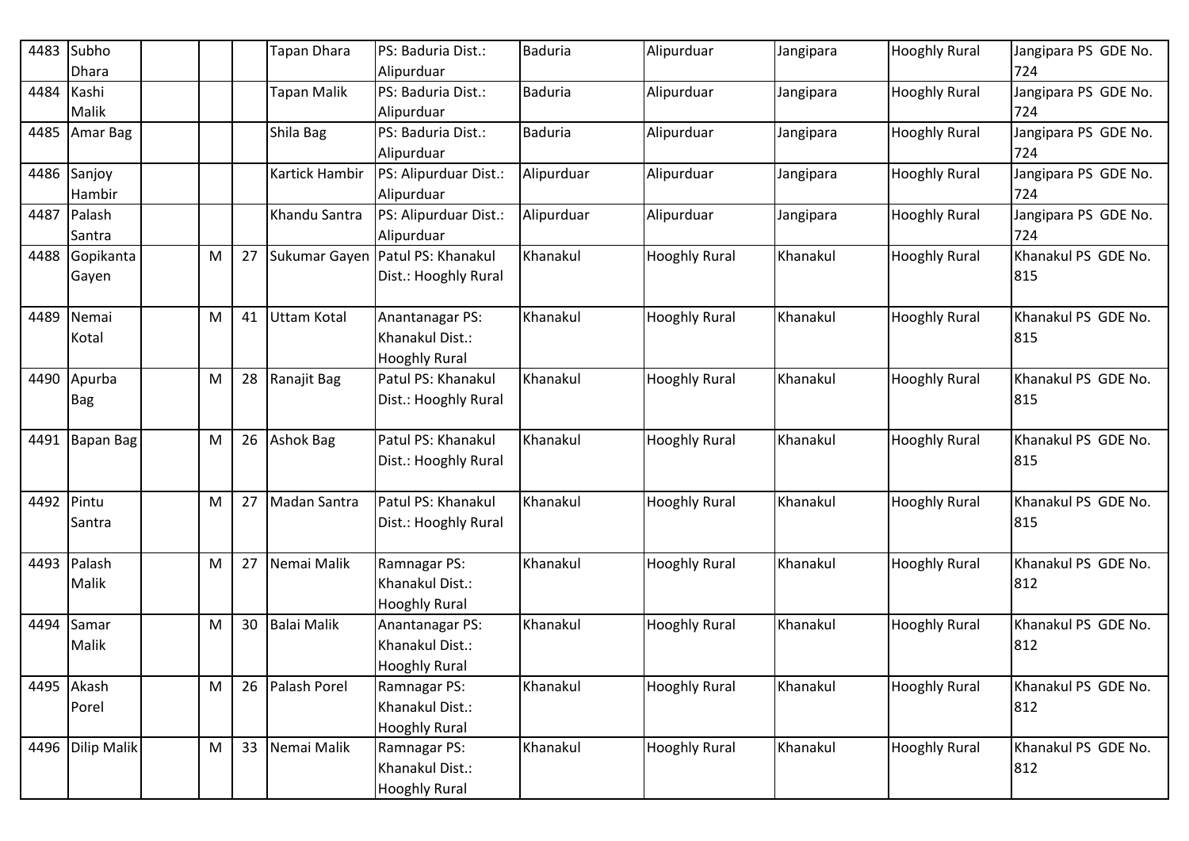| 4483 | Subho Dhara | | | | Tapan Dhara | PS: Baduria Dist.: Alipurduar | Baduria | Alipurduar | Jangipara | Hooghly Rural | Jangipara PS GDE No. 724 |
|---|---|---|---|---|---|---|---|---|---|---|---|
| 4484 | Kashi Malik | | | | Tapan Malik | PS: Baduria Dist.: Alipurduar | Baduria | Alipurduar | Jangipara | Hooghly Rural | Jangipara PS GDE No. 724 |
| 4485 | Amar Bag | | | | Shila Bag | PS: Baduria Dist.: Alipurduar | Baduria | Alipurduar | Jangipara | Hooghly Rural | Jangipara PS GDE No. 724 |
| 4486 | Sanjoy Hambir | | | | Kartick Hambir | PS: Alipurduar Dist.: Alipurduar | Alipurduar | Alipurduar | Jangipara | Hooghly Rural | Jangipara PS GDE No. 724 |
| 4487 | Palash Santra | | | | Khandu Santra | PS: Alipurduar Dist.: Alipurduar | Alipurduar | Alipurduar | Jangipara | Hooghly Rural | Jangipara PS GDE No. 724 |
| 4488 | Gopikanta Gayen | | M | 27 | Sukumar Gayen | Patul PS: Khanakul Dist.: Hooghly Rural | Khanakul | Hooghly Rural | Khanakul | Hooghly Rural | Khanakul PS GDE No. 815 |
| 4489 | Nemai Kotal | | M | 41 | Uttam Kotal | Anantanagar PS: Khanakul Dist.: Hooghly Rural | Khanakul | Hooghly Rural | Khanakul | Hooghly Rural | Khanakul PS GDE No. 815 |
| 4490 | Apurba Bag | | M | 28 | Ranajit Bag | Patul PS: Khanakul Dist.: Hooghly Rural | Khanakul | Hooghly Rural | Khanakul | Hooghly Rural | Khanakul PS GDE No. 815 |
| 4491 | Bapan Bag | | M | 26 | Ashok Bag | Patul PS: Khanakul Dist.: Hooghly Rural | Khanakul | Hooghly Rural | Khanakul | Hooghly Rural | Khanakul PS GDE No. 815 |
| 4492 | Pintu Santra | | M | 27 | Madan Santra | Patul PS: Khanakul Dist.: Hooghly Rural | Khanakul | Hooghly Rural | Khanakul | Hooghly Rural | Khanakul PS GDE No. 815 |
| 4493 | Palash Malik | | M | 27 | Nemai Malik | Ramnagar PS: Khanakul Dist.: Hooghly Rural | Khanakul | Hooghly Rural | Khanakul | Hooghly Rural | Khanakul PS GDE No. 812 |
| 4494 | Samar Malik | | M | 30 | Balai Malik | Anantanagar PS: Khanakul Dist.: Hooghly Rural | Khanakul | Hooghly Rural | Khanakul | Hooghly Rural | Khanakul PS GDE No. 812 |
| 4495 | Akash Porel | | M | 26 | Palash Porel | Ramnagar PS: Khanakul Dist.: Hooghly Rural | Khanakul | Hooghly Rural | Khanakul | Hooghly Rural | Khanakul PS GDE No. 812 |
| 4496 | Dilip Malik | | M | 33 | Nemai Malik | Ramnagar PS: Khanakul Dist.: Hooghly Rural | Khanakul | Hooghly Rural | Khanakul | Hooghly Rural | Khanakul PS GDE No. 812 |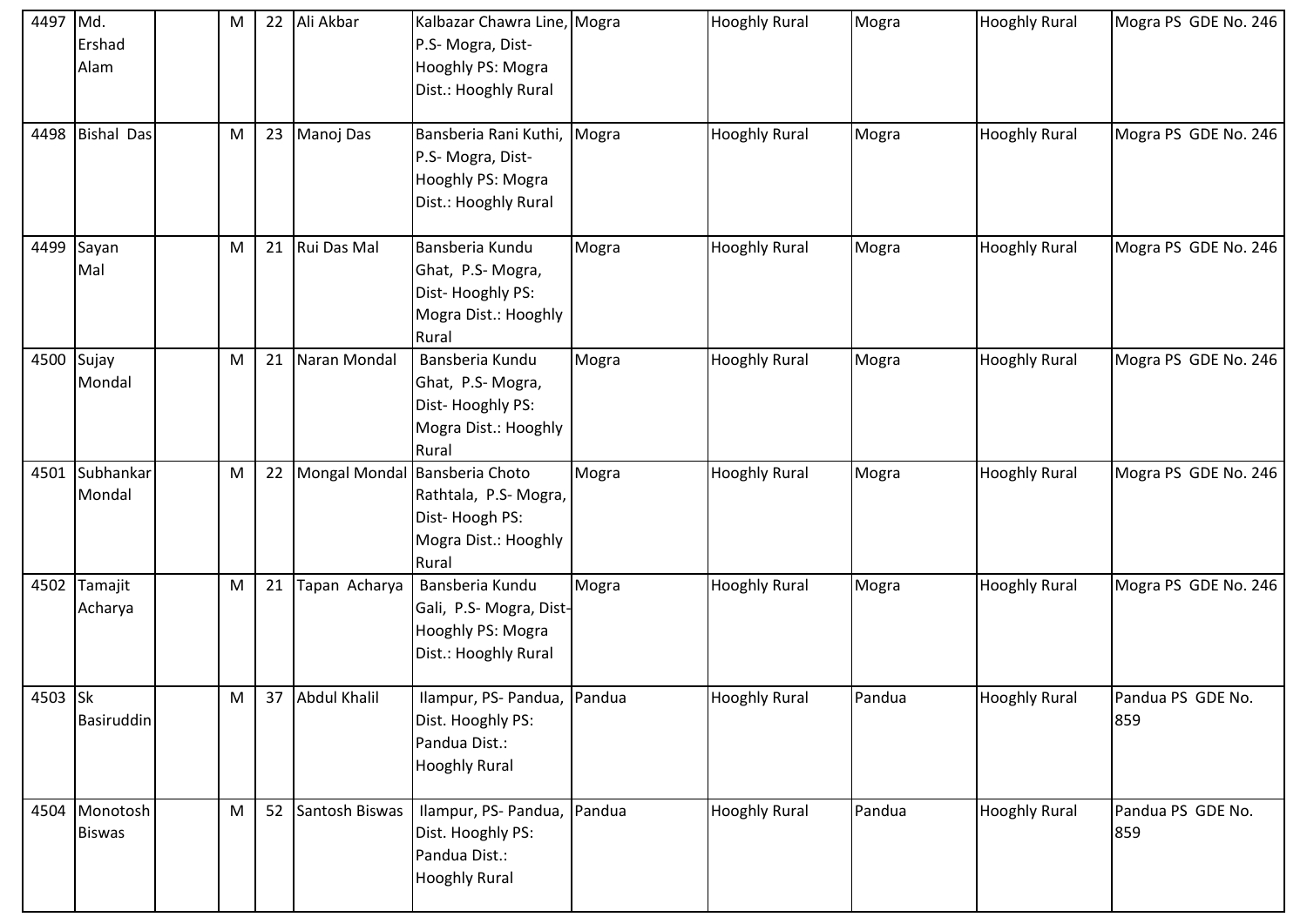| | | | | | | | | | | | |
|---|---|---|---|---|---|---|---|---|---|---|---|
| 4497 | Md. Ershad Alam | | M | 22 | Ali Akbar | Kalbazar Chawra Line, P.S- Mogra, Dist- Hooghly PS: Mogra Dist.: Hooghly Rural | Mogra | Hooghly Rural | Mogra | Hooghly Rural | Mogra PS GDE No. 246 |
| 4498 | Bishal Das | | M | 23 | Manoj Das | Bansberia Rani Kuthi, P.S- Mogra, Dist- Hooghly PS: Mogra Dist.: Hooghly Rural | Mogra | Hooghly Rural | Mogra | Hooghly Rural | Mogra PS GDE No. 246 |
| 4499 | Sayan Mal | | M | 21 | Rui Das Mal | Bansberia Kundu Ghat, P.S- Mogra, Dist- Hooghly PS: Mogra Dist.: Hooghly Rural | Mogra | Hooghly Rural | Mogra | Hooghly Rural | Mogra PS GDE No. 246 |
| 4500 | Sujay Mondal | | M | 21 | Naran Mondal | Bansberia Kundu Ghat, P.S- Mogra, Dist- Hooghly PS: Mogra Dist.: Hooghly Rural | Mogra | Hooghly Rural | Mogra | Hooghly Rural | Mogra PS GDE No. 246 |
| 4501 | Subhankar Mondal | | M | 22 | Mongal Mondal | Bansberia Choto Rathtala, P.S- Mogra, Dist- Hoogh PS: Mogra Dist.: Hooghly Rural | Mogra | Hooghly Rural | Mogra | Hooghly Rural | Mogra PS GDE No. 246 |
| 4502 | Tamajit Acharya | | M | 21 | Tapan Acharya | Bansberia Kundu Gali, P.S- Mogra, Dist- Hooghly PS: Mogra Dist.: Hooghly Rural | Mogra | Hooghly Rural | Mogra | Hooghly Rural | Mogra PS GDE No. 246 |
| 4503 | Sk Basiruddin | | M | 37 | Abdul Khalil | Ilampur, PS- Pandua, Dist. Hooghly PS: Pandua Dist.: Hooghly Rural | Pandua | Hooghly Rural | Pandua | Hooghly Rural | Pandua PS GDE No. 859 |
| 4504 | Monotosh Biswas | | M | 52 | Santosh Biswas | Ilampur, PS- Pandua, Dist. Hooghly PS: Pandua Dist.: Hooghly Rural | Pandua | Hooghly Rural | Pandua | Hooghly Rural | Pandua PS GDE No. 859 |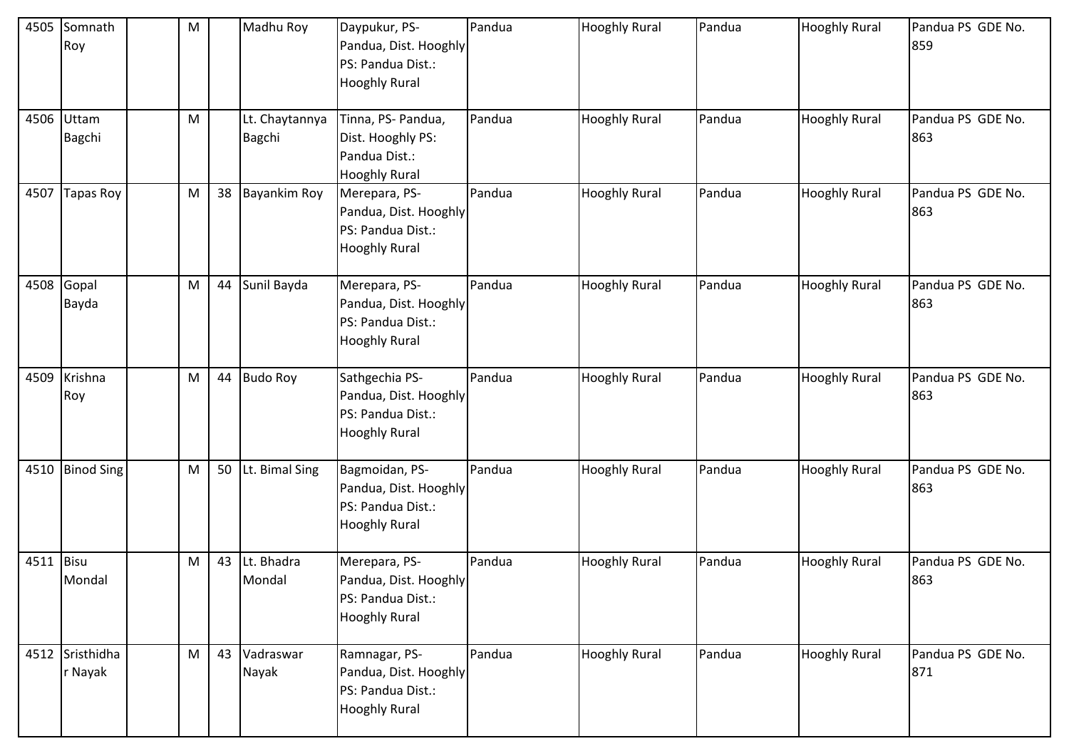| 4505 | Somnath Roy | | M | | Madhu Roy | Daypukur, PS- Pandua, Dist. Hooghly PS: Pandua Dist.: Hooghly Rural | Pandua | Hooghly Rural | Pandua | Hooghly Rural | Pandua PS GDE No. 859 |
|---|---|---|---|---|---|---|---|---|---|---|---|
| 4506 | Uttam Bagchi | | M | | Lt. Chaytannya Bagchi | Tinna, PS- Pandua, Dist. Hooghly PS: Pandua Dist.: Hooghly Rural | Pandua | Hooghly Rural | Pandua | Hooghly Rural | Pandua PS GDE No. 863 |
| 4507 | Tapas Roy | | M | 38 | Bayankim Roy | Merepara, PS- Pandua, Dist. Hooghly PS: Pandua Dist.: Hooghly Rural | Pandua | Hooghly Rural | Pandua | Hooghly Rural | Pandua PS GDE No. 863 |
| 4508 | Gopal Bayda | | M | 44 | Sunil Bayda | Merepara, PS- Pandua, Dist. Hooghly PS: Pandua Dist.: Hooghly Rural | Pandua | Hooghly Rural | Pandua | Hooghly Rural | Pandua PS GDE No. 863 |
| 4509 | Krishna Roy | | M | 44 | Budo Roy | Sathgechia PS- Pandua, Dist. Hooghly PS: Pandua Dist.: Hooghly Rural | Pandua | Hooghly Rural | Pandua | Hooghly Rural | Pandua PS GDE No. 863 |
| 4510 | Binod Sing | | M | 50 | Lt. Bimal Sing | Bagmoidan, PS- Pandua, Dist. Hooghly PS: Pandua Dist.: Hooghly Rural | Pandua | Hooghly Rural | Pandua | Hooghly Rural | Pandua PS GDE No. 863 |
| 4511 | Bisu Mondal | | M | 43 | Lt. Bhadra Mondal | Merepara, PS- Pandua, Dist. Hooghly PS: Pandua Dist.: Hooghly Rural | Pandua | Hooghly Rural | Pandua | Hooghly Rural | Pandua PS GDE No. 863 |
| 4512 | Sristhidhar Nayak | | M | 43 | Vadraswar Nayak | Ramnagar, PS- Pandua, Dist. Hooghly PS: Pandua Dist.: Hooghly Rural | Pandua | Hooghly Rural | Pandua | Hooghly Rural | Pandua PS GDE No. 871 |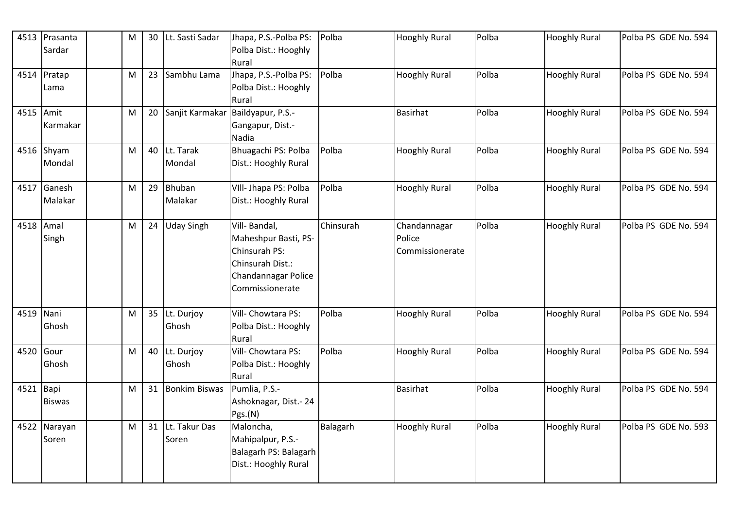| 4513 | Prasanta Sardar | | M | 30 | Lt. Sasti Sadar | Jhapa, P.S.-Polba PS: Polba Dist.: Hooghly Rural | Polba | Hooghly Rural | Polba | Hooghly Rural | Polba PS GDE No. 594 |
|---|---|---|---|---|---|---|---|---|---|---|---|
| 4514 | Pratap Lama | | M | 23 | Sambhu Lama | Jhapa, P.S.-Polba PS: Polba Dist.: Hooghly Rural | Polba | Hooghly Rural | Polba | Hooghly Rural | Polba PS GDE No. 594 |
| 4515 | Amit Karmakar | | M | 20 | Sanjit Karmakar | Baildyapur, P.S.-Gangapur, Dist.-Nadia | | Basirhat | Polba | Hooghly Rural | Polba PS GDE No. 594 |
| 4516 | Shyam Mondal | | M | 40 | Lt. Tarak Mondal | Bhuagachi PS: Polba Dist.: Hooghly Rural | Polba | Hooghly Rural | Polba | Hooghly Rural | Polba PS GDE No. 594 |
| 4517 | Ganesh Malakar | | M | 29 | Bhuban Malakar | VIll- Jhapa PS: Polba Dist.: Hooghly Rural | Polba | Hooghly Rural | Polba | Hooghly Rural | Polba PS GDE No. 594 |
| 4518 | Amal Singh | | M | 24 | Uday Singh | Vill- Bandal, Maheshpur Basti, PS-Chinsurah PS: Chinsurah Dist.: Chandannagar Police Commissionerate | Chinsurah | Chandannagar Police Commissionerate | Polba | Hooghly Rural | Polba PS GDE No. 594 |
| 4519 | Nani Ghosh | | M | 35 | Lt. Durjoy Ghosh | Vill- Chowtara PS: Polba Dist.: Hooghly Rural | Polba | Hooghly Rural | Polba | Hooghly Rural | Polba PS GDE No. 594 |
| 4520 | Gour Ghosh | | M | 40 | Lt. Durjoy Ghosh | Vill- Chowtara PS: Polba Dist.: Hooghly Rural | Polba | Hooghly Rural | Polba | Hooghly Rural | Polba PS GDE No. 594 |
| 4521 | Bapi Biswas | | M | 31 | Bonkim Biswas | Pumlia, P.S.-Ashoknagar, Dist.- 24 Pgs.(N) | | Basirhat | Polba | Hooghly Rural | Polba PS GDE No. 594 |
| 4522 | Narayan Soren | | M | 31 | Lt. Takur Das Soren | Maloncha, Mahipalpur, P.S.-Balagarh PS: Balagarh Dist.: Hooghly Rural | Balagarh | Hooghly Rural | Polba | Hooghly Rural | Polba PS GDE No. 593 |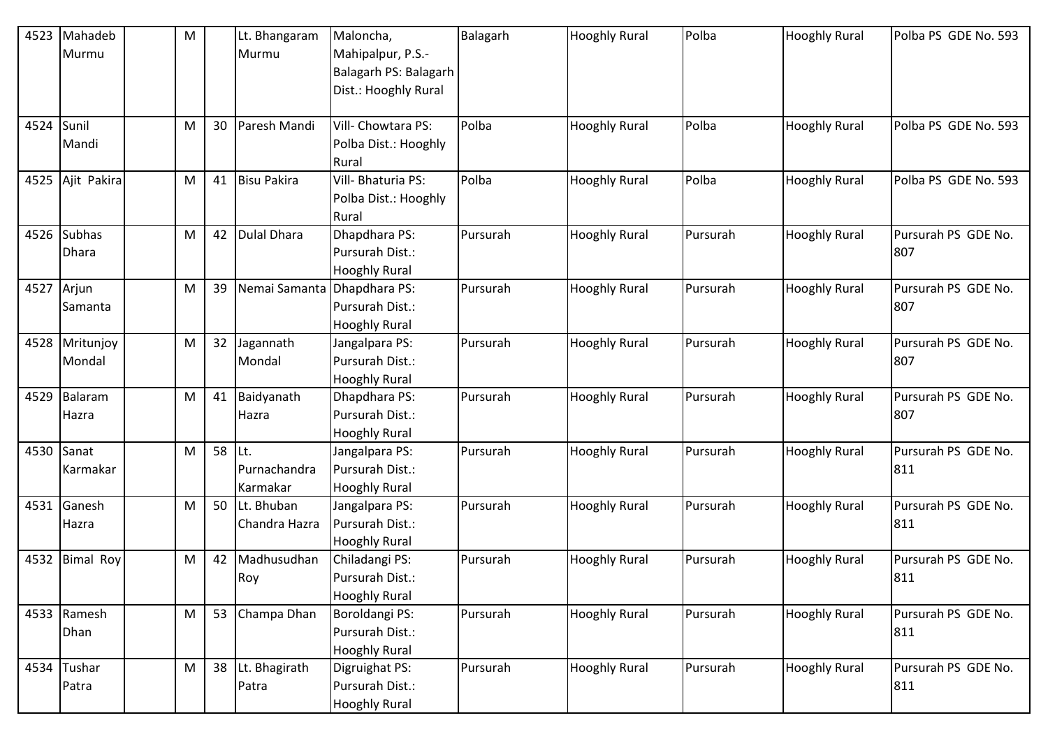| | | | | | | | | | | | |
|---|---|---|---|---|---|---|---|---|---|---|---|
| 4523 | Mahadeb Murmu | | M | | Lt. Bhangaram Murmu | Maloncha, Mahipalpur, P.S.- Balagarh PS: Balagarh Dist.: Hooghly Rural | Balagarh | Hooghly Rural | Polba | Hooghly Rural | Polba PS GDE No. 593 |
| 4524 | Sunil Mandi | | M | 30 | Paresh Mandi | Vill- Chowtara PS: Polba Dist.: Hooghly Rural | Polba | Hooghly Rural | Polba | Hooghly Rural | Polba PS GDE No. 593 |
| 4525 | Ajit Pakira | | M | 41 | Bisu Pakira | Vill- Bhaturia PS: Polba Dist.: Hooghly Rural | Polba | Hooghly Rural | Polba | Hooghly Rural | Polba PS GDE No. 593 |
| 4526 | Subhas Dhara | | M | 42 | Dulal Dhara | Dhapdhara PS: Pursurah Dist.: Hooghly Rural | Pursurah | Hooghly Rural | Pursurah | Hooghly Rural | Pursurah PS GDE No. 807 |
| 4527 | Arjun Samanta | | M | 39 | Nemai Samanta | Dhapdhara PS: Pursurah Dist.: Hooghly Rural | Pursurah | Hooghly Rural | Pursurah | Hooghly Rural | Pursurah PS GDE No. 807 |
| 4528 | Mritunjoy Mondal | | M | 32 | Jagannath Mondal | Jangalpara PS: Pursurah Dist.: Hooghly Rural | Pursurah | Hooghly Rural | Pursurah | Hooghly Rural | Pursurah PS GDE No. 807 |
| 4529 | Balaram Hazra | | M | 41 | Baidyanath Hazra | Dhapdhara PS: Pursurah Dist.: Hooghly Rural | Pursurah | Hooghly Rural | Pursurah | Hooghly Rural | Pursurah PS GDE No. 807 |
| 4530 | Sanat Karmakar | | M | 58 | Lt. Purnachandra Karmakar | Jangalpara PS: Pursurah Dist.: Hooghly Rural | Pursurah | Hooghly Rural | Pursurah | Hooghly Rural | Pursurah PS GDE No. 811 |
| 4531 | Ganesh Hazra | | M | 50 | Lt. Bhuban Chandra Hazra | Jangalpara PS: Pursurah Dist.: Hooghly Rural | Pursurah | Hooghly Rural | Pursurah | Hooghly Rural | Pursurah PS GDE No. 811 |
| 4532 | Bimal Roy | | M | 42 | Madhusudhan Roy | Chiladangi PS: Pursurah Dist.: Hooghly Rural | Pursurah | Hooghly Rural | Pursurah | Hooghly Rural | Pursurah PS GDE No. 811 |
| 4533 | Ramesh Dhan | | M | 53 | Champa Dhan | Boroldangi PS: Pursurah Dist.: Hooghly Rural | Pursurah | Hooghly Rural | Pursurah | Hooghly Rural | Pursurah PS GDE No. 811 |
| 4534 | Tushar Patra | | M | 38 | Lt. Bhagirath Patra | Digruighat PS: Pursurah Dist.: Hooghly Rural | Pursurah | Hooghly Rural | Pursurah | Hooghly Rural | Pursurah PS GDE No. 811 |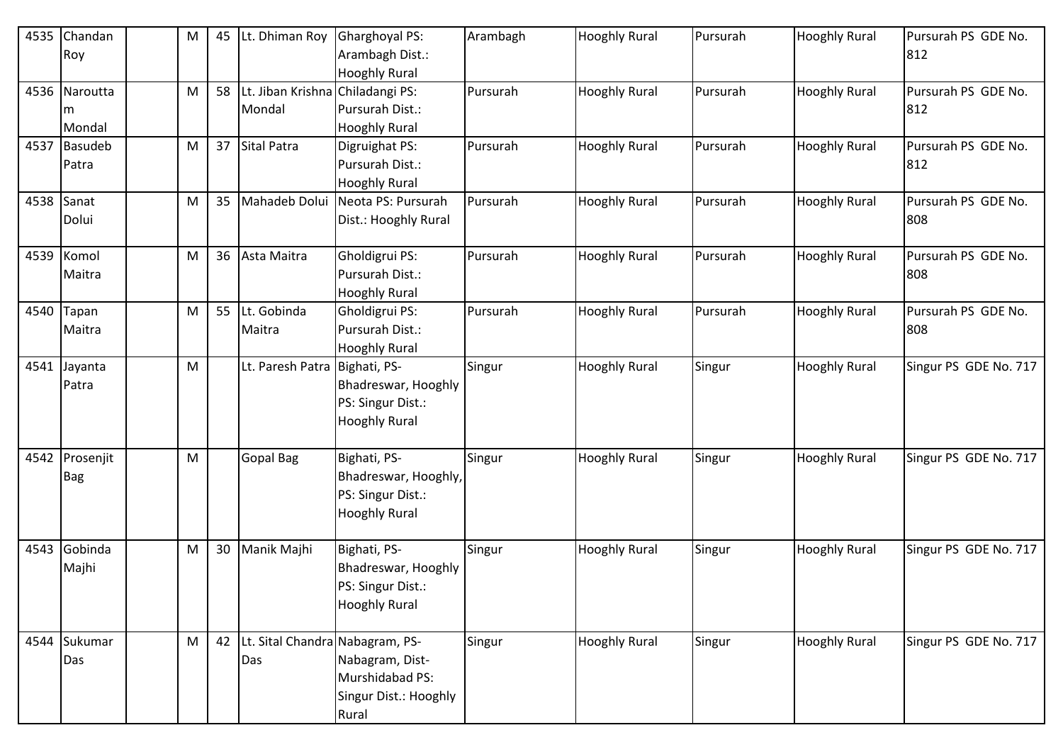| 4535 | Chandan Roy | | M | 45 | Lt. Dhiman Roy | Gharghoyal PS: Arambagh Dist.: Hooghly Rural | Arambagh | Hooghly Rural | Pursurah | Hooghly Rural | Pursurah PS GDE No. 812 |
|---|---|---|---|---|---|---|---|---|---|---|---|
| 4536 | Naroutta m Mondal | | M | 58 | Lt. Jiban Krishna Mondal | Chiladangi PS: Pursurah Dist.: Hooghly Rural | Pursurah | Hooghly Rural | Pursurah | Hooghly Rural | Pursurah PS GDE No. 812 |
| 4537 | Basudeb Patra | | M | 37 | Sital Patra | Digruighat PS: Pursurah Dist.: Hooghly Rural | Pursurah | Hooghly Rural | Pursurah | Hooghly Rural | Pursurah PS GDE No. 812 |
| 4538 | Sanat Dolui | | M | 35 | Mahadeb Dolui | Neota PS: Pursurah Dist.: Hooghly Rural | Pursurah | Hooghly Rural | Pursurah | Hooghly Rural | Pursurah PS GDE No. 808 |
| 4539 | Komol Maitra | | M | 36 | Asta Maitra | Gholdigrui PS: Pursurah Dist.: Hooghly Rural | Pursurah | Hooghly Rural | Pursurah | Hooghly Rural | Pursurah PS GDE No. 808 |
| 4540 | Tapan Maitra | | M | 55 | Lt. Gobinda Maitra | Gholdigrui PS: Pursurah Dist.: Hooghly Rural | Pursurah | Hooghly Rural | Pursurah | Hooghly Rural | Pursurah PS GDE No. 808 |
| 4541 | Jayanta Patra | | M | | Lt. Paresh Patra | Bighati, PS-Bhadreswar, Hooghly PS: Singur Dist.: Hooghly Rural | Singur | Hooghly Rural | Singur | Hooghly Rural | Singur PS GDE No. 717 |
| 4542 | Prosenjit Bag | | M | | Gopal Bag | Bighati, PS-Bhadreswar, Hooghly, PS: Singur Dist.: Hooghly Rural | Singur | Hooghly Rural | Singur | Hooghly Rural | Singur PS GDE No. 717 |
| 4543 | Gobinda Majhi | | M | 30 | Manik Majhi | Bighati, PS-Bhadreswar, Hooghly PS: Singur Dist.: Hooghly Rural | Singur | Hooghly Rural | Singur | Hooghly Rural | Singur PS GDE No. 717 |
| 4544 | Sukumar Das | | M | 42 | Lt. Sital Chandra Das | Nabagram, PS-Nabagram, Dist-Murshidabad PS: Singur Dist.: Hooghly Rural | Singur | Hooghly Rural | Singur | Hooghly Rural | Singur PS GDE No. 717 |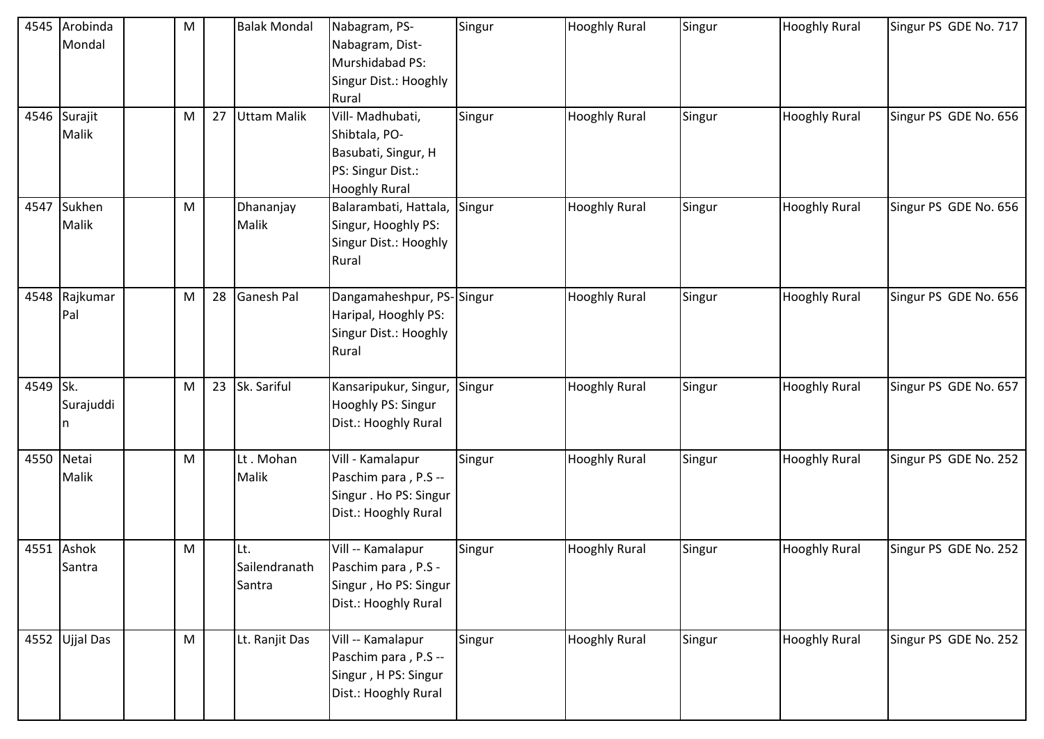| 4545 | Arobinda Mondal | | M | | Balak Mondal | Nabagram, PS- Nabagram, Dist- Murshidabad PS: Singur Dist.: Hooghly Rural | Singur | Hooghly Rural | Singur | Hooghly Rural | Singur PS GDE No. 717 |
|---|---|---|---|---|---|---|---|---|---|---|---|
| 4546 | Surajit Malik | | M | 27 | Uttam Malik | Vill- Madhubati, Shibtala, PO- Basubati, Singur, H PS: Singur Dist.: Hooghly Rural | Singur | Hooghly Rural | Singur | Hooghly Rural | Singur PS GDE No. 656 |
| 4547 | Sukhen Malik | | M | | Dhananjay Malik | Balarambati, Hattala, Singur, Hooghly PS: Singur Dist.: Hooghly Rural | Singur | Hooghly Rural | Singur | Hooghly Rural | Singur PS GDE No. 656 |
| 4548 | Rajkumar Pal | | M | 28 | Ganesh Pal | Dangamaheshpur, PS- Haripal, Hooghly PS: Singur Dist.: Hooghly Rural | Singur | Hooghly Rural | Singur | Hooghly Rural | Singur PS GDE No. 656 |
| 4549 | Sk. Surajuddin | | M | 23 | Sk. Sariful | Kansaripukur, Singur, Hooghly PS: Singur Dist.: Hooghly Rural | Singur | Hooghly Rural | Singur | Hooghly Rural | Singur PS GDE No. 657 |
| 4550 | Netai Malik | | M | | Lt . Mohan Malik | Vill - Kamalapur Paschim para , P.S -- Singur . Ho PS: Singur Dist.: Hooghly Rural | Singur | Hooghly Rural | Singur | Hooghly Rural | Singur PS GDE No. 252 |
| 4551 | Ashok Santra | | M | | Lt. Sailendranath Santra | Vill -- Kamalapur Paschim para , P.S - Singur , Ho PS: Singur Dist.: Hooghly Rural | Singur | Hooghly Rural | Singur | Hooghly Rural | Singur PS GDE No. 252 |
| 4552 | Ujjal Das | | M | | Lt. Ranjit Das | Vill -- Kamalapur Paschim para , P.S -- Singur , H PS: Singur Dist.: Hooghly Rural | Singur | Hooghly Rural | Singur | Hooghly Rural | Singur PS GDE No. 252 |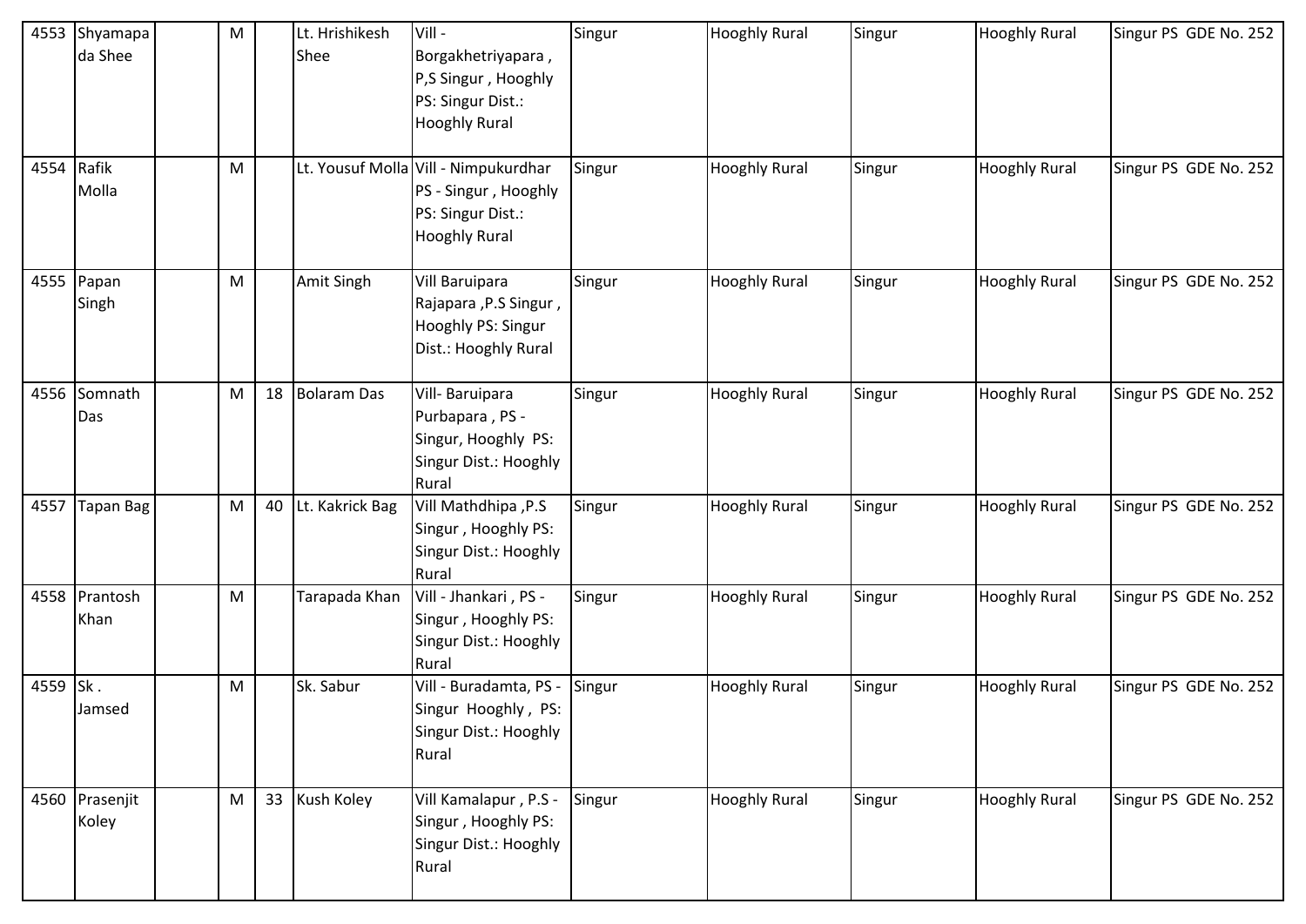| 4553 | Shyamapada Shee | | M | | Lt. Hrishikesh Shee | Vill - Borgakhetriyapara , P,S Singur , Hooghly PS: Singur Dist.: Hooghly Rural | Singur | Hooghly Rural | Singur | Hooghly Rural | Singur PS GDE No. 252 |
|---|---|---|---|---|---|---|---|---|---|---|---|
| 4554 | Rafik Molla | | M | | Lt. Yousuf Molla | Vill - Nimpukurdhar PS - Singur , Hooghly PS: Singur Dist.: Hooghly Rural | Singur | Hooghly Rural | Singur | Hooghly Rural | Singur PS GDE No. 252 |
| 4555 | Papan Singh | | M | | Amit Singh | Vill Baruipara Rajapara ,P.S Singur , Hooghly PS: Singur Dist.: Hooghly Rural | Singur | Hooghly Rural | Singur | Hooghly Rural | Singur PS GDE No. 252 |
| 4556 | Somnath Das | | M | 18 | Bolaram Das | Vill- Baruipara Purbapara , PS - Singur, Hooghly PS: Singur Dist.: Hooghly Rural | Singur | Hooghly Rural | Singur | Hooghly Rural | Singur PS GDE No. 252 |
| 4557 | Tapan Bag | | M | 40 | Lt. Kakrick Bag | Vill Mathdhipa ,P.S Singur , Hooghly PS: Singur Dist.: Hooghly Rural | Singur | Hooghly Rural | Singur | Hooghly Rural | Singur PS GDE No. 252 |
| 4558 | Prantosh Khan | | M | | Tarapada Khan | Vill - Jhankari , PS - Singur , Hooghly PS: Singur Dist.: Hooghly Rural | Singur | Hooghly Rural | Singur | Hooghly Rural | Singur PS GDE No. 252 |
| 4559 | Sk . Jamsed | | M | | Sk. Sabur | Vill - Buradamta, PS - Singur Hooghly , PS: Singur Dist.: Hooghly Rural | Singur | Hooghly Rural | Singur | Hooghly Rural | Singur PS GDE No. 252 |
| 4560 | Prasenjit Koley | | M | 33 | Kush Koley | Vill Kamalapur , P.S - Singur , Hooghly PS: Singur Dist.: Hooghly Rural | Singur | Hooghly Rural | Singur | Hooghly Rural | Singur PS GDE No. 252 |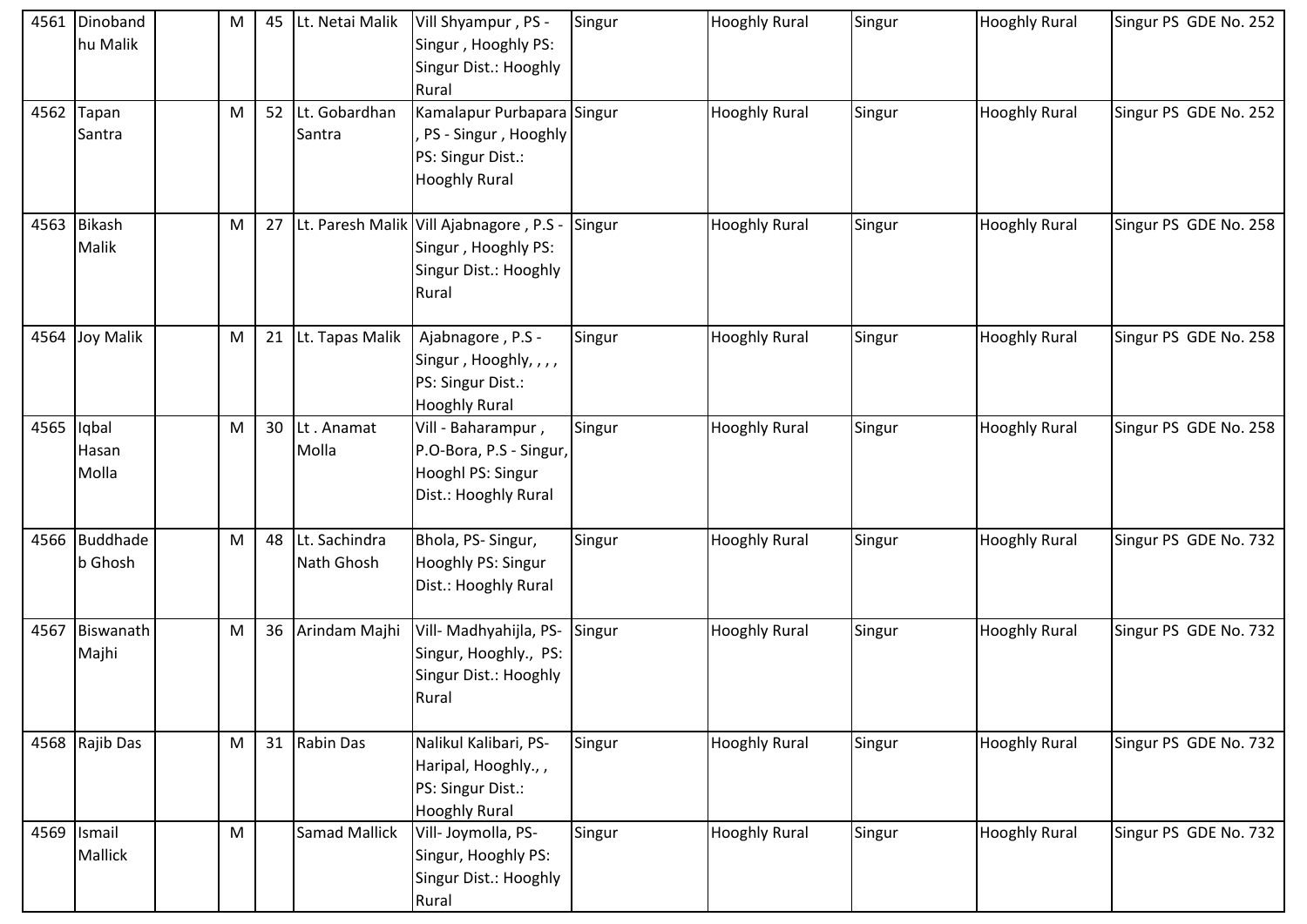| 4561 | Dinobandhu Malik | | M | 45 | Lt. Netai Malik | Vill Shyampur , PS - Singur , Hooghly PS: Singur Dist.: Hooghly Rural | Singur | Hooghly Rural | Singur | Hooghly Rural | Singur PS GDE No. 252 |
|---|---|---|---|---|---|---|---|---|---|---|---|
| 4562 | Tapan Santra | | M | 52 | Lt. Gobardhan Santra | Kamalapur Purbapara , PS - Singur , Hooghly PS: Singur Dist.: Hooghly Rural | Singur | Hooghly Rural | Singur | Hooghly Rural | Singur PS GDE No. 252 |
| 4563 | Bikash Malik | | M | 27 | Lt. Paresh Malik | Vill Ajabnagore , P.S - Singur , Hooghly PS: Singur Dist.: Hooghly Rural | Singur | Hooghly Rural | Singur | Hooghly Rural | Singur PS GDE No. 258 |
| 4564 | Joy Malik | | M | 21 | Lt. Tapas Malik | Ajabnagore , P.S - Singur , Hooghly, , , , PS: Singur Dist.: Hooghly Rural | Singur | Hooghly Rural | Singur | Hooghly Rural | Singur PS GDE No. 258 |
| 4565 | Iqbal Hasan Molla | | M | 30 | Lt . Anamat Molla | Vill - Baharampur , P.O-Bora, P.S - Singur, Hooghl PS: Singur Dist.: Hooghly Rural | Singur | Hooghly Rural | Singur | Hooghly Rural | Singur PS GDE No. 258 |
| 4566 | Buddhadeb Ghosh | | M | 48 | Lt. Sachindra Nath Ghosh | Bhola, PS- Singur, Hooghly PS: Singur Dist.: Hooghly Rural | Singur | Hooghly Rural | Singur | Hooghly Rural | Singur PS GDE No. 732 |
| 4567 | Biswanath Majhi | | M | 36 | Arindam Majhi | Vill- Madhyahijla, PS- Singur, Hooghly., PS: Singur Dist.: Hooghly Rural | Singur | Hooghly Rural | Singur | Hooghly Rural | Singur PS GDE No. 732 |
| 4568 | Rajib Das | | M | 31 | Rabin Das | Nalikul Kalibari, PS- Haripal, Hooghly., , PS: Singur Dist.: Hooghly Rural | Singur | Hooghly Rural | Singur | Hooghly Rural | Singur PS GDE No. 732 |
| 4569 | Ismail Mallick | | M | | Samad Mallick | Vill- Joymolla, PS- Singur, Hooghly PS: Singur Dist.: Hooghly Rural | Singur | Hooghly Rural | Singur | Hooghly Rural | Singur PS GDE No. 732 |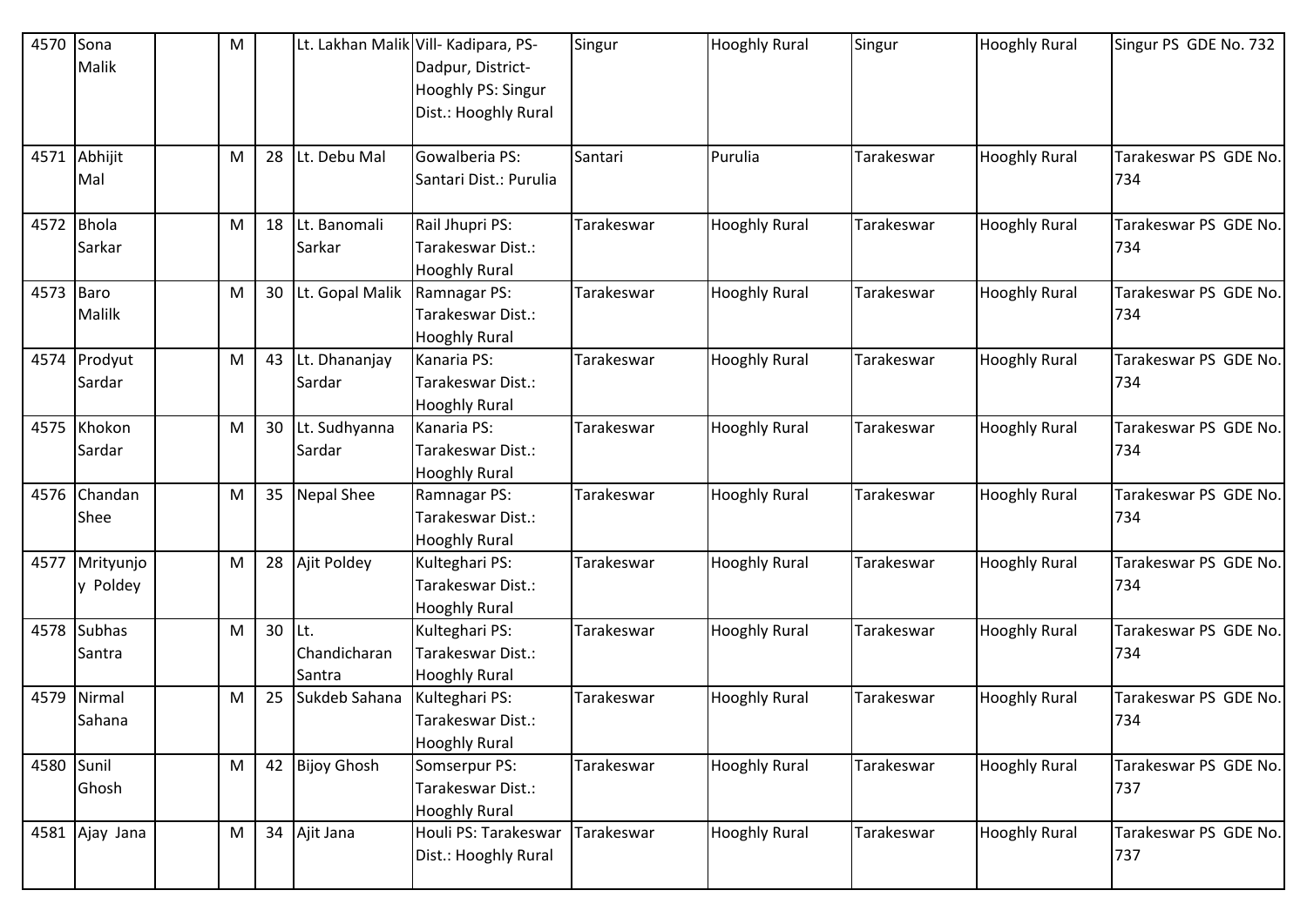| | | | | | | | | | | | |
|---|---|---|---|---|---|---|---|---|---|---|---|
| 4570 | Sona Malik | | M | | Lt. Lakhan Malik | Vill- Kadipara, PS-Dadpur, District-Hooghly PS: Singur Dist.: Hooghly Rural | Singur | Hooghly Rural | Singur | Hooghly Rural | Singur PS GDE No. 732 |
| 4571 | Abhijit Mal | | M | 28 | Lt. Debu Mal | Gowalberia PS: Santari Dist.: Purulia | Santari | Purulia | Tarakeswar | Hooghly Rural | Tarakeswar PS GDE No. 734 |
| 4572 | Bhola Sarkar | | M | 18 | Lt. Banomali Sarkar | Rail Jhupri PS: Tarakeswar Dist.: Hooghly Rural | Tarakeswar | Hooghly Rural | Tarakeswar | Hooghly Rural | Tarakeswar PS GDE No. 734 |
| 4573 | Baro Malilk | | M | 30 | Lt. Gopal Malik | Ramnagar PS: Tarakeswar Dist.: Hooghly Rural | Tarakeswar | Hooghly Rural | Tarakeswar | Hooghly Rural | Tarakeswar PS GDE No. 734 |
| 4574 | Prodyut Sardar | | M | 43 | Lt. Dhananjay Sardar | Kanaria PS: Tarakeswar Dist.: Hooghly Rural | Tarakeswar | Hooghly Rural | Tarakeswar | Hooghly Rural | Tarakeswar PS GDE No. 734 |
| 4575 | Khokon Sardar | | M | 30 | Lt. Sudhyanna Sardar | Kanaria PS: Tarakeswar Dist.: Hooghly Rural | Tarakeswar | Hooghly Rural | Tarakeswar | Hooghly Rural | Tarakeswar PS GDE No. 734 |
| 4576 | Chandan Shee | | M | 35 | Nepal Shee | Ramnagar PS: Tarakeswar Dist.: Hooghly Rural | Tarakeswar | Hooghly Rural | Tarakeswar | Hooghly Rural | Tarakeswar PS GDE No. 734 |
| 4577 | Mrityunjoy Poldey | | M | 28 | Ajit Poldey | Kulteghari PS: Tarakeswar Dist.: Hooghly Rural | Tarakeswar | Hooghly Rural | Tarakeswar | Hooghly Rural | Tarakeswar PS GDE No. 734 |
| 4578 | Subhas Santra | | M | 30 | Lt. Chandicharan Santra | Kulteghari PS: Tarakeswar Dist.: Hooghly Rural | Tarakeswar | Hooghly Rural | Tarakeswar | Hooghly Rural | Tarakeswar PS GDE No. 734 |
| 4579 | Nirmal Sahana | | M | 25 | Sukdeb Sahana | Kulteghari PS: Tarakeswar Dist.: Hooghly Rural | Tarakeswar | Hooghly Rural | Tarakeswar | Hooghly Rural | Tarakeswar PS GDE No. 734 |
| 4580 | Sunil Ghosh | | M | 42 | Bijoy Ghosh | Somserpur PS: Tarakeswar Dist.: Hooghly Rural | Tarakeswar | Hooghly Rural | Tarakeswar | Hooghly Rural | Tarakeswar PS GDE No. 737 |
| 4581 | Ajay Jana | | M | 34 | Ajit Jana | Houli PS: Tarakeswar Dist.: Hooghly Rural | Tarakeswar | Hooghly Rural | Tarakeswar | Hooghly Rural | Tarakeswar PS GDE No. 737 |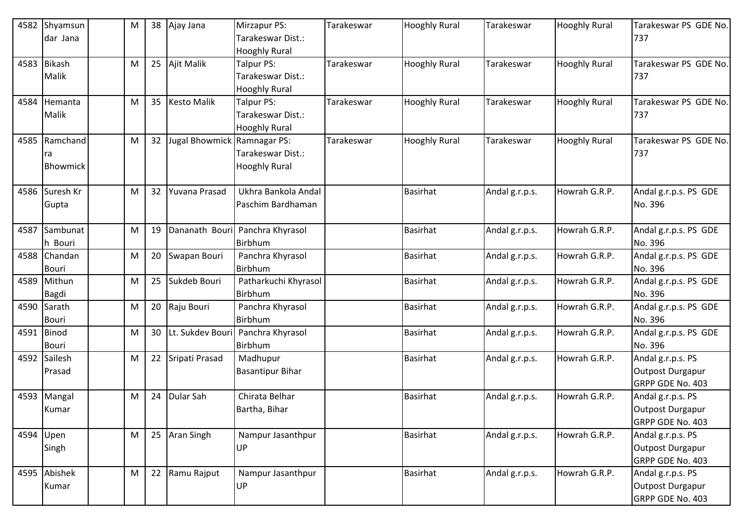| 4582 | Shyamsundar Jana | | M | 38 | Ajay Jana | Mirzapur PS: Tarakeswar Dist.: Hooghly Rural | Tarakeswar | Hooghly Rural | Tarakeswar | Hooghly Rural | Tarakeswar PS GDE No. 737 |
|---|---|---|---|---|---|---|---|---|---|---|---|
| 4583 | Bikash Malik | | M | 25 | Ajit Malik | Talpur PS: Tarakeswar Dist.: Hooghly Rural | Tarakeswar | Hooghly Rural | Tarakeswar | Hooghly Rural | Tarakeswar PS GDE No. 737 |
| 4584 | Hemanta Malik | | M | 35 | Kesto Malik | Talpur PS: Tarakeswar Dist.: Hooghly Rural | Tarakeswar | Hooghly Rural | Tarakeswar | Hooghly Rural | Tarakeswar PS GDE No. 737 |
| 4585 | Ramchandra Bhowmick | | M | 32 | Jugal Bhowmick | Ramnagar PS: Tarakeswar Dist.: Hooghly Rural | Tarakeswar | Hooghly Rural | Tarakeswar | Hooghly Rural | Tarakeswar PS GDE No. 737 |
| 4586 | Suresh Kr Gupta | | M | 32 | Yuvana Prasad | Ukhra Bankola Andal Paschim Bardhaman | | Basirhat | Andal g.r.p.s. | Howrah G.R.P. | Andal g.r.p.s. PS GDE No. 396 |
| 4587 | Sambunath Bouri | | M | 19 | Dananath Bouri | Panchra Khyrasol Birbhum | | Basirhat | Andal g.r.p.s. | Howrah G.R.P. | Andal g.r.p.s. PS GDE No. 396 |
| 4588 | Chandan Bouri | | M | 20 | Swapan Bouri | Panchra Khyrasol Birbhum | | Basirhat | Andal g.r.p.s. | Howrah G.R.P. | Andal g.r.p.s. PS GDE No. 396 |
| 4589 | Mithun Bagdi | | M | 25 | Sukdeb Bouri | Patharkuchi Khyrasol Birbhum | | Basirhat | Andal g.r.p.s. | Howrah G.R.P. | Andal g.r.p.s. PS GDE No. 396 |
| 4590 | Sarath Bouri | | M | 20 | Raju Bouri | Panchra Khyrasol Birbhum | | Basirhat | Andal g.r.p.s. | Howrah G.R.P. | Andal g.r.p.s. PS GDE No. 396 |
| 4591 | Binod Bouri | | M | 30 | Lt. Sukdev Bouri | Panchra Khyrasol Birbhum | | Basirhat | Andal g.r.p.s. | Howrah G.R.P. | Andal g.r.p.s. PS GDE No. 396 |
| 4592 | Sailesh Prasad | | M | 22 | Sripati Prasad | Madhupur Basantipur Bihar | | Basirhat | Andal g.r.p.s. | Howrah G.R.P. | Andal g.r.p.s. PS Outpost Durgapur GRPP GDE No. 403 |
| 4593 | Mangal Kumar | | M | 24 | Dular Sah | Chirata Belhar Bartha, Bihar | | Basirhat | Andal g.r.p.s. | Howrah G.R.P. | Andal g.r.p.s. PS Outpost Durgapur GRPP GDE No. 403 |
| 4594 | Upen Singh | | M | 25 | Aran Singh | Nampur Jasanthpur UP | | Basirhat | Andal g.r.p.s. | Howrah G.R.P. | Andal g.r.p.s. PS Outpost Durgapur GRPP GDE No. 403 |
| 4595 | Abishek Kumar | | M | 22 | Ramu Rajput | Nampur Jasanthpur UP | | Basirhat | Andal g.r.p.s. | Howrah G.R.P. | Andal g.r.p.s. PS Outpost Durgapur GRPP GDE No. 403 |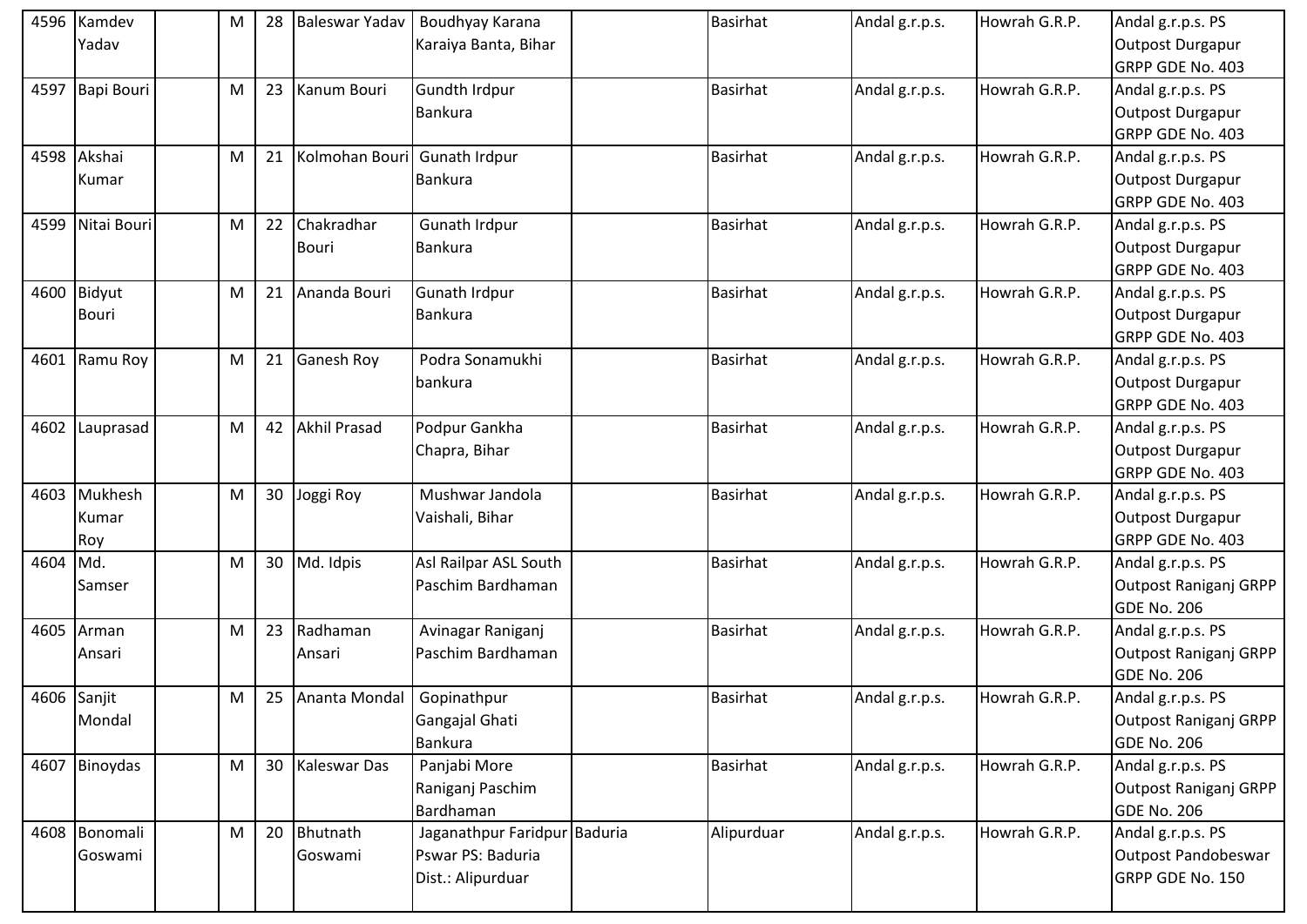| | | | | | | | | | | | |
|---|---|---|---|---|---|---|---|---|---|---|---|
| 4596 | Kamdev Yadav | | M | 28 | Baleswar Yadav | Boudhyay Karana Karaiya Banta, Bihar | | Basirhat | Andal g.r.p.s. | Howrah G.R.P. | Andal g.r.p.s. PS Outpost Durgapur GRPP GDE No. 403 |
| 4597 | Bapi Bouri | | M | 23 | Kanum Bouri | Gundth Irdpur Bankura | | Basirhat | Andal g.r.p.s. | Howrah G.R.P. | Andal g.r.p.s. PS Outpost Durgapur GRPP GDE No. 403 |
| 4598 | Akshai Kumar | | M | 21 | Kolmohan Bouri | Gunath Irdpur Bankura | | Basirhat | Andal g.r.p.s. | Howrah G.R.P. | Andal g.r.p.s. PS Outpost Durgapur GRPP GDE No. 403 |
| 4599 | Nitai Bouri | | M | 22 | Chakradhar Bouri | Gunath Irdpur Bankura | | Basirhat | Andal g.r.p.s. | Howrah G.R.P. | Andal g.r.p.s. PS Outpost Durgapur GRPP GDE No. 403 |
| 4600 | Bidyut Bouri | | M | 21 | Ananda Bouri | Gunath Irdpur Bankura | | Basirhat | Andal g.r.p.s. | Howrah G.R.P. | Andal g.r.p.s. PS Outpost Durgapur GRPP GDE No. 403 |
| 4601 | Ramu Roy | | M | 21 | Ganesh Roy | Podra Sonamukhi bankura | | Basirhat | Andal g.r.p.s. | Howrah G.R.P. | Andal g.r.p.s. PS Outpost Durgapur GRPP GDE No. 403 |
| 4602 | Lauprasad | | M | 42 | Akhil Prasad | Podpur Gankha Chapra, Bihar | | Basirhat | Andal g.r.p.s. | Howrah G.R.P. | Andal g.r.p.s. PS Outpost Durgapur GRPP GDE No. 403 |
| 4603 | Mukhesh Kumar Roy | | M | 30 | Joggi Roy | Mushwar Jandola Vaishali, Bihar | | Basirhat | Andal g.r.p.s. | Howrah G.R.P. | Andal g.r.p.s. PS Outpost Durgapur GRPP GDE No. 403 |
| 4604 | Md. Samser | | M | 30 | Md. Idpis | Asl Railpar ASL South Paschim Bardhaman | | Basirhat | Andal g.r.p.s. | Howrah G.R.P. | Andal g.r.p.s. PS Outpost Raniganj GRPP GDE No. 206 |
| 4605 | Arman Ansari | | M | 23 | Radhaman Ansari | Avinagar Raniganj Paschim Bardhaman | | Basirhat | Andal g.r.p.s. | Howrah G.R.P. | Andal g.r.p.s. PS Outpost Raniganj GRPP GDE No. 206 |
| 4606 | Sanjit Mondal | | M | 25 | Ananta Mondal | Gopinathpur Gangajal Ghati Bankura | | Basirhat | Andal g.r.p.s. | Howrah G.R.P. | Andal g.r.p.s. PS Outpost Raniganj GRPP GDE No. 206 |
| 4607 | Binoydas | | M | 30 | Kaleswar Das | Panjabi More Raniganj Paschim Bardhaman | | Basirhat | Andal g.r.p.s. | Howrah G.R.P. | Andal g.r.p.s. PS Outpost Raniganj GRPP GDE No. 206 |
| 4608 | Bonomali Goswami | | M | 20 | Bhutnath Goswami | Jaganathpur Faridpur Pswar PS: Baduria Dist.: Alipurduar | Baduria | Alipurduar | Andal g.r.p.s. | Howrah G.R.P. | Andal g.r.p.s. PS Outpost Pandobeswar GRPP GDE No. 150 |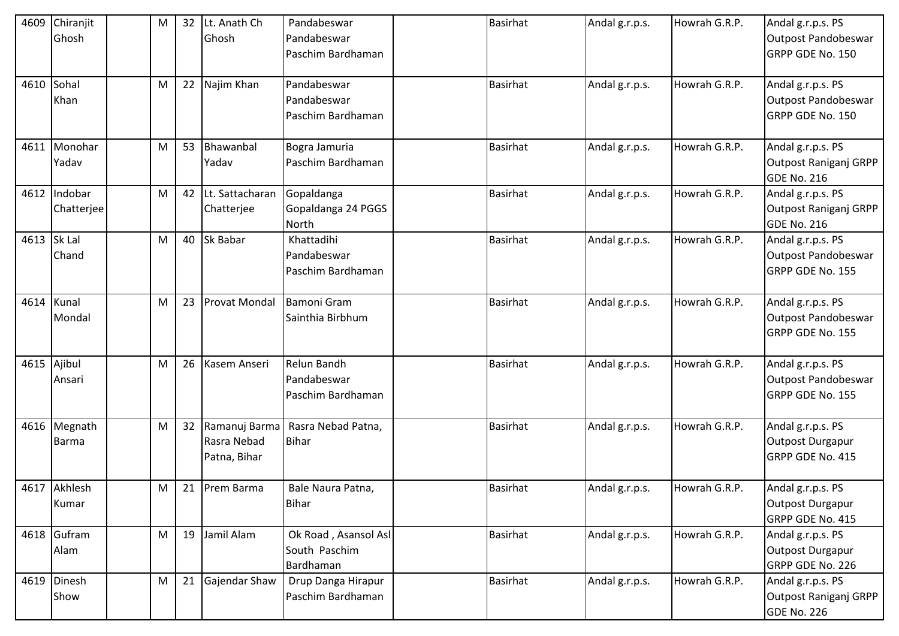| | | | | | | | | | | | |
|---|---|---|---|---|---|---|---|---|---|---|---|
| 4609 | Chiranjit Ghosh | | M | 32 | Lt. Anath Ch Ghosh | Pandabeswar Pandabeswar Paschim Bardhaman | | Basirhat | Andal g.r.p.s. | Howrah G.R.P. | Andal g.r.p.s. PS Outpost Pandobeswar GRPP GDE No. 150 |
| 4610 | Sohal Khan | | M | 22 | Najim Khan | Pandabeswar Pandabeswar Paschim Bardhaman | | Basirhat | Andal g.r.p.s. | Howrah G.R.P. | Andal g.r.p.s. PS Outpost Pandobeswar GRPP GDE No. 150 |
| 4611 | Monohar Yadav | | M | 53 | Bhawanbal Yadav | Bogra Jamuria Paschim Bardhaman | | Basirhat | Andal g.r.p.s. | Howrah G.R.P. | Andal g.r.p.s. PS Outpost Raniganj GRPP GDE No. 216 |
| 4612 | Indobar Chatterjee | | M | 42 | Lt. Sattacharan Chatterjee | Gopaldanga Gopaldanga 24 PGGS North | | Basirhat | Andal g.r.p.s. | Howrah G.R.P. | Andal g.r.p.s. PS Outpost Raniganj GRPP GDE No. 216 |
| 4613 | Sk Lal Chand | | M | 40 | Sk Babar | Khattadihi Pandabeswar Paschim Bardhaman | | Basirhat | Andal g.r.p.s. | Howrah G.R.P. | Andal g.r.p.s. PS Outpost Pandobeswar GRPP GDE No. 155 |
| 4614 | Kunal Mondal | | M | 23 | Provat Mondal | Bamoni Gram Sainthia Birbhum | | Basirhat | Andal g.r.p.s. | Howrah G.R.P. | Andal g.r.p.s. PS Outpost Pandobeswar GRPP GDE No. 155 |
| 4615 | Ajibul Ansari | | M | 26 | Kasem Anseri | Relun Bandh Pandabeswar Paschim Bardhaman | | Basirhat | Andal g.r.p.s. | Howrah G.R.P. | Andal g.r.p.s. PS Outpost Pandobeswar GRPP GDE No. 155 |
| 4616 | Megnath Barma | | M | 32 | Ramanuj Barma Rasra Nebad Patna, Bihar | Rasra Nebad Patna, Bihar | | Basirhat | Andal g.r.p.s. | Howrah G.R.P. | Andal g.r.p.s. PS Outpost Durgapur GRPP GDE No. 415 |
| 4617 | Akhlesh Kumar | | M | 21 | Prem Barma | Bale Naura Patna, Bihar | | Basirhat | Andal g.r.p.s. | Howrah G.R.P. | Andal g.r.p.s. PS Outpost Durgapur GRPP GDE No. 415 |
| 4618 | Gufram Alam | | M | 19 | Jamil Alam | Ok Road , Asansol Asl South Paschim Bardhaman | | Basirhat | Andal g.r.p.s. | Howrah G.R.P. | Andal g.r.p.s. PS Outpost Durgapur GRPP GDE No. 226 |
| 4619 | Dinesh Show | | M | 21 | Gajendar Shaw | Drup Danga Hirapur Paschim Bardhaman | | Basirhat | Andal g.r.p.s. | Howrah G.R.P. | Andal g.r.p.s. PS Outpost Raniganj GRPP GDE No. 226 |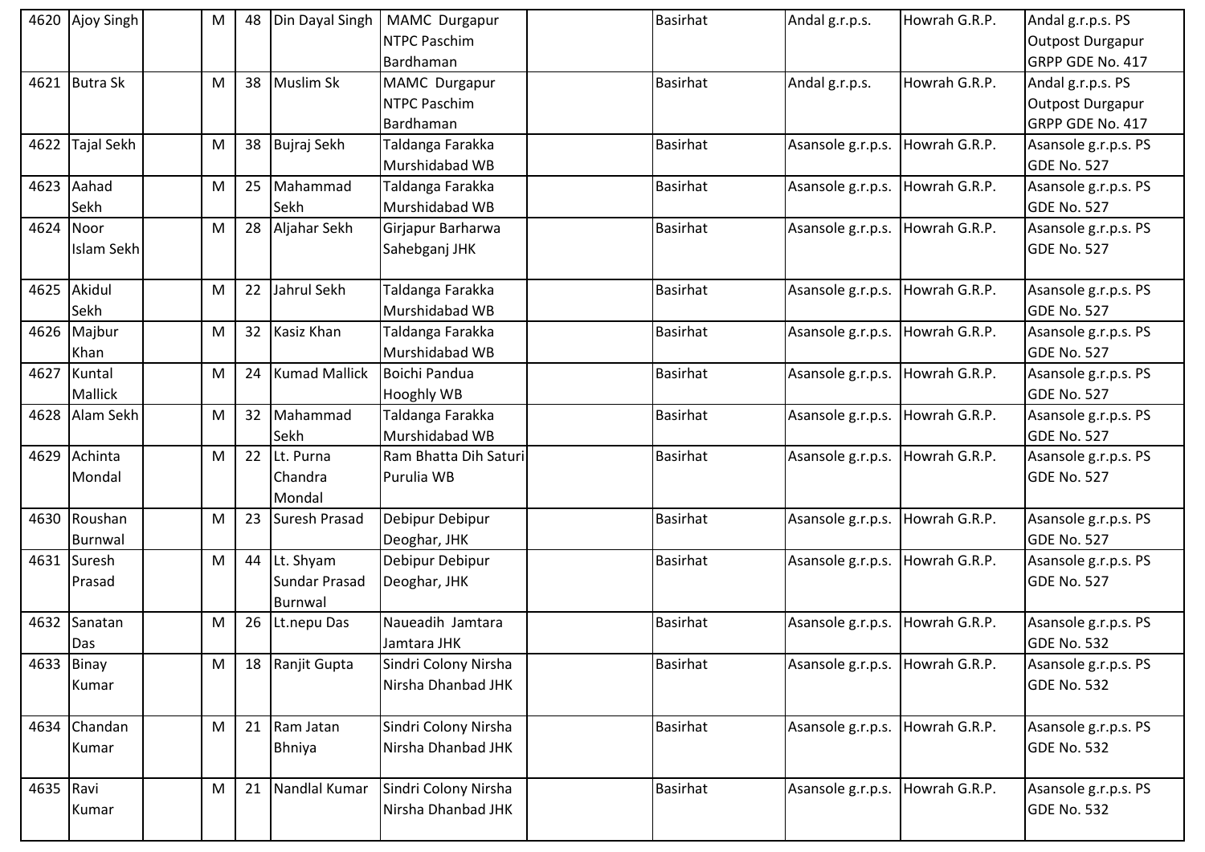| 4620 | Ajoy Singh | | M | 48 | Din Dayal Singh | MAMC Durgapur NTPC Paschim Bardhaman | | Basirhat | Andal g.r.p.s. | Howrah G.R.P. | Andal g.r.p.s. PS Outpost Durgapur GRPP GDE No. 417 |
|---|---|---|---|---|---|---|---|---|---|---|---|
| 4621 | Butra Sk | | M | 38 | Muslim Sk | MAMC Durgapur NTPC Paschim Bardhaman | | Basirhat | Andal g.r.p.s. | Howrah G.R.P. | Andal g.r.p.s. PS Outpost Durgapur GRPP GDE No. 417 |
| 4622 | Tajal Sekh | | M | 38 | Bujraj Sekh | Taldanga Farakka Murshidabad WB | | Basirhat | Asansole g.r.p.s. | Howrah G.R.P. | Asansole g.r.p.s. PS GDE No. 527 |
| 4623 | Aahad Sekh | | M | 25 | Mahammad Sekh | Taldanga Farakka Murshidabad WB | | Basirhat | Asansole g.r.p.s. | Howrah G.R.P. | Asansole g.r.p.s. PS GDE No. 527 |
| 4624 | Noor Islam Sekh | | M | 28 | Aljahar Sekh | Girjapur Barharwa Sahebganj JHK | | Basirhat | Asansole g.r.p.s. | Howrah G.R.P. | Asansole g.r.p.s. PS GDE No. 527 |
| 4625 | Akidul Sekh | | M | 22 | Jahrul Sekh | Taldanga Farakka Murshidabad WB | | Basirhat | Asansole g.r.p.s. | Howrah G.R.P. | Asansole g.r.p.s. PS GDE No. 527 |
| 4626 | Majbur Khan | | M | 32 | Kasiz Khan | Taldanga Farakka Murshidabad WB | | Basirhat | Asansole g.r.p.s. | Howrah G.R.P. | Asansole g.r.p.s. PS GDE No. 527 |
| 4627 | Kuntal Mallick | | M | 24 | Kumad Mallick | Boichi Pandua Hooghly WB | | Basirhat | Asansole g.r.p.s. | Howrah G.R.P. | Asansole g.r.p.s. PS GDE No. 527 |
| 4628 | Alam Sekh | | M | 32 | Mahammad Sekh | Taldanga Farakka Murshidabad WB | | Basirhat | Asansole g.r.p.s. | Howrah G.R.P. | Asansole g.r.p.s. PS GDE No. 527 |
| 4629 | Achinta Mondal | | M | 22 | Lt. Purna Chandra Mondal | Ram Bhatta Dih Saturi Purulia WB | | Basirhat | Asansole g.r.p.s. | Howrah G.R.P. | Asansole g.r.p.s. PS GDE No. 527 |
| 4630 | Roushan Burnwal | | M | 23 | Suresh Prasad | Debipur Debipur Deoghar, JHK | | Basirhat | Asansole g.r.p.s. | Howrah G.R.P. | Asansole g.r.p.s. PS GDE No. 527 |
| 4631 | Suresh Prasad | | M | 44 | Lt. Shyam Sundar Prasad Burnwal | Debipur Debipur Deoghar, JHK | | Basirhat | Asansole g.r.p.s. | Howrah G.R.P. | Asansole g.r.p.s. PS GDE No. 527 |
| 4632 | Sanatan Das | | M | 26 | Lt.nepu Das | Naueadih Jamtara Jamtara JHK | | Basirhat | Asansole g.r.p.s. | Howrah G.R.P. | Asansole g.r.p.s. PS GDE No. 532 |
| 4633 | Binay Kumar | | M | 18 | Ranjit Gupta | Sindri Colony Nirsha Nirsha Dhanbad JHK | | Basirhat | Asansole g.r.p.s. | Howrah G.R.P. | Asansole g.r.p.s. PS GDE No. 532 |
| 4634 | Chandan Kumar | | M | 21 | Ram Jatan Bhniya | Sindri Colony Nirsha Nirsha Dhanbad JHK | | Basirhat | Asansole g.r.p.s. | Howrah G.R.P. | Asansole g.r.p.s. PS GDE No. 532 |
| 4635 | Ravi Kumar | | M | 21 | Nandlal Kumar | Sindri Colony Nirsha Nirsha Dhanbad JHK | | Basirhat | Asansole g.r.p.s. | Howrah G.R.P. | Asansole g.r.p.s. PS GDE No. 532 |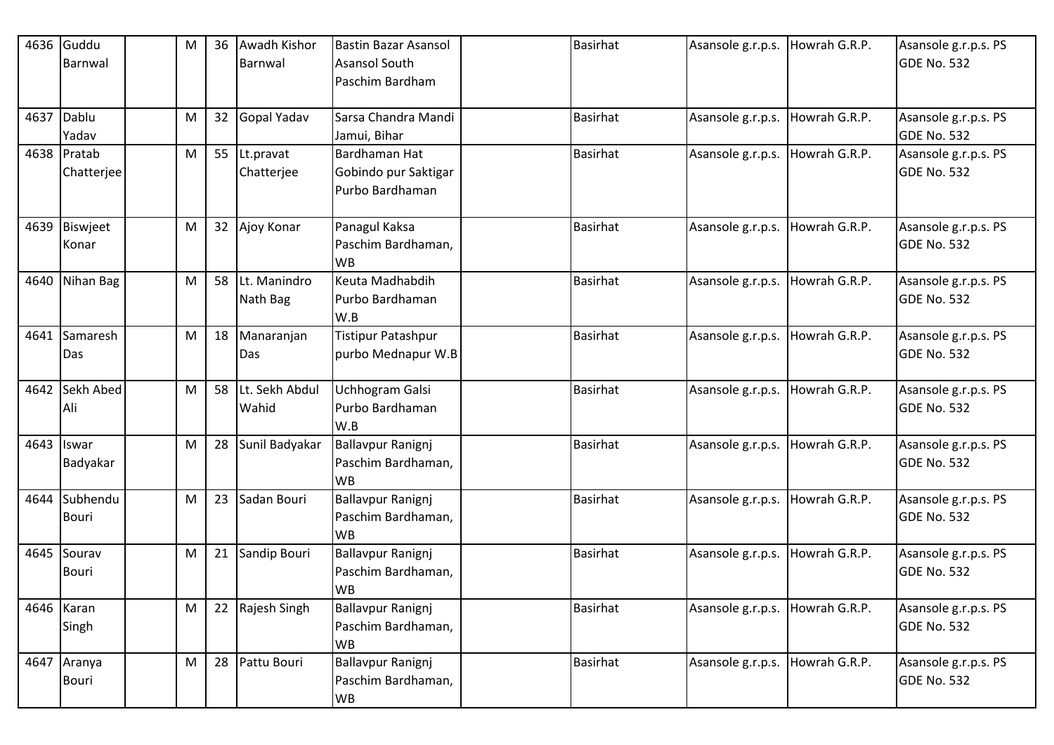| 4636 | Guddu Barnwal | | M | 36 | Awadh Kishor Barnwal | Bastin Bazar Asansol Asansol South Paschim Bardham | | Basirhat | Asansole g.r.p.s. | Howrah G.R.P. | Asansole g.r.p.s. PS GDE No. 532 |
|---|---|---|---|---|---|---|---|---|---|---|---|
| 4637 | Dablu Yadav | | M | 32 | Gopal Yadav | Sarsa Chandra Mandi Jamui, Bihar | | Basirhat | Asansole g.r.p.s. | Howrah G.R.P. | Asansole g.r.p.s. PS GDE No. 532 |
| 4638 | Pratab Chatterjee | | M | 55 | Lt.pravat Chatterjee | Bardhaman Hat Gobindo pur Saktigar Purbo Bardhaman | | Basirhat | Asansole g.r.p.s. | Howrah G.R.P. | Asansole g.r.p.s. PS GDE No. 532 |
| 4639 | Biswjeet Konar | | M | 32 | Ajoy Konar | Panagul Kaksa Paschim Bardhaman, WB | | Basirhat | Asansole g.r.p.s. | Howrah G.R.P. | Asansole g.r.p.s. PS GDE No. 532 |
| 4640 | Nihan Bag | | M | 58 | Lt. Manindro Nath Bag | Keuta Madhabdih Purbo Bardhaman W.B | | Basirhat | Asansole g.r.p.s. | Howrah G.R.P. | Asansole g.r.p.s. PS GDE No. 532 |
| 4641 | Samaresh Das | | M | 18 | Manaranjan Das | Tistipur Patashpur purbo Mednapur W.B | | Basirhat | Asansole g.r.p.s. | Howrah G.R.P. | Asansole g.r.p.s. PS GDE No. 532 |
| 4642 | Sekh Abed Ali | | M | 58 | Lt. Sekh Abdul Wahid | Uchhogram Galsi Purbo Bardhaman W.B | | Basirhat | Asansole g.r.p.s. | Howrah G.R.P. | Asansole g.r.p.s. PS GDE No. 532 |
| 4643 | Iswar Badyakar | | M | 28 | Sunil Badyakar | Ballavpur Ranignj Paschim Bardhaman, WB | | Basirhat | Asansole g.r.p.s. | Howrah G.R.P. | Asansole g.r.p.s. PS GDE No. 532 |
| 4644 | Subhendu Bouri | | M | 23 | Sadan Bouri | Ballavpur Ranignj Paschim Bardhaman, WB | | Basirhat | Asansole g.r.p.s. | Howrah G.R.P. | Asansole g.r.p.s. PS GDE No. 532 |
| 4645 | Sourav Bouri | | M | 21 | Sandip Bouri | Ballavpur Ranignj Paschim Bardhaman, WB | | Basirhat | Asansole g.r.p.s. | Howrah G.R.P. | Asansole g.r.p.s. PS GDE No. 532 |
| 4646 | Karan Singh | | M | 22 | Rajesh Singh | Ballavpur Ranignj Paschim Bardhaman, WB | | Basirhat | Asansole g.r.p.s. | Howrah G.R.P. | Asansole g.r.p.s. PS GDE No. 532 |
| 4647 | Aranya Bouri | | M | 28 | Pattu Bouri | Ballavpur Ranignj Paschim Bardhaman, WB | | Basirhat | Asansole g.r.p.s. | Howrah G.R.P. | Asansole g.r.p.s. PS GDE No. 532 |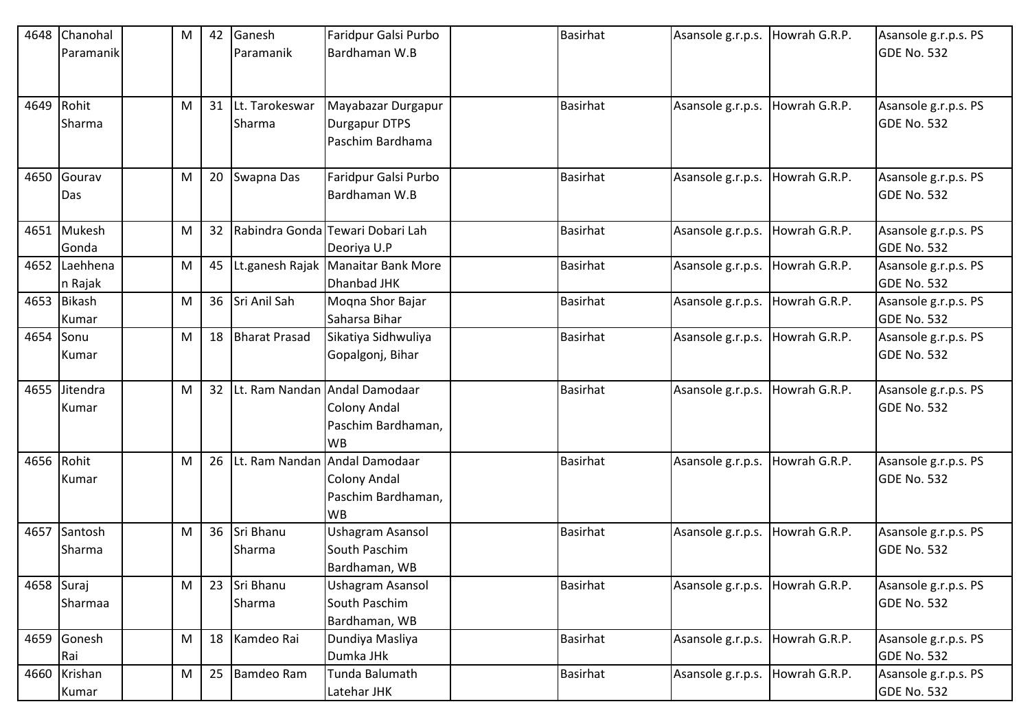| 4648 | Chanohal Paramanik | | M | 42 | Ganesh Paramanik | Faridpur Galsi Purbo Bardhaman W.B | | Basirhat | Asansole g.r.p.s. | Howrah G.R.P. | Asansole g.r.p.s. PS GDE No. 532 |
|---|---|---|---|---|---|---|---|---|---|---|---|
| 4649 | Rohit Sharma | | M | 31 | Lt. Tarokeswar Sharma | Mayabazar Durgapur Durgapur DTPS Paschim Bardhama | | Basirhat | Asansole g.r.p.s. | Howrah G.R.P. | Asansole g.r.p.s. PS GDE No. 532 |
| 4650 | Gourav Das | | M | 20 | Swapna Das | Faridpur Galsi Purbo Bardhaman W.B | | Basirhat | Asansole g.r.p.s. | Howrah G.R.P. | Asansole g.r.p.s. PS GDE No. 532 |
| 4651 | Mukesh Gonda | | M | 32 | Rabindra Gonda | Tewari Dobari Lah Deoriya U.P | | Basirhat | Asansole g.r.p.s. | Howrah G.R.P. | Asansole g.r.p.s. PS GDE No. 532 |
| 4652 | Laehhenan Rajak | | M | 45 | Lt.ganesh Rajak | Manaitar Bank More Dhanbad JHK | | Basirhat | Asansole g.r.p.s. | Howrah G.R.P. | Asansole g.r.p.s. PS GDE No. 532 |
| 4653 | Bikash Kumar | | M | 36 | Sri Anil Sah | Moqna Shor Bajar Saharsa Bihar | | Basirhat | Asansole g.r.p.s. | Howrah G.R.P. | Asansole g.r.p.s. PS GDE No. 532 |
| 4654 | Sonu Kumar | | M | 18 | Bharat Prasad | Sikatiya Sidhwuliya Gopalgonj, Bihar | | Basirhat | Asansole g.r.p.s. | Howrah G.R.P. | Asansole g.r.p.s. PS GDE No. 532 |
| 4655 | Jitendra Kumar | | M | 32 | Lt. Ram Nandan | Andal Damodaar Colony Andal Paschim Bardhaman, WB | | Basirhat | Asansole g.r.p.s. | Howrah G.R.P. | Asansole g.r.p.s. PS GDE No. 532 |
| 4656 | Rohit Kumar | | M | 26 | Lt. Ram Nandan | Andal Damodaar Colony Andal Paschim Bardhaman, WB | | Basirhat | Asansole g.r.p.s. | Howrah G.R.P. | Asansole g.r.p.s. PS GDE No. 532 |
| 4657 | Santosh Sharma | | M | 36 | Sri Bhanu Sharma | Ushagram Asansol South Paschim Bardhaman, WB | | Basirhat | Asansole g.r.p.s. | Howrah G.R.P. | Asansole g.r.p.s. PS GDE No. 532 |
| 4658 | Suraj Sharmaa | | M | 23 | Sri Bhanu Sharma | Ushagram Asansol South Paschim Bardhaman, WB | | Basirhat | Asansole g.r.p.s. | Howrah G.R.P. | Asansole g.r.p.s. PS GDE No. 532 |
| 4659 | Gonesh Rai | | M | 18 | Kamdeo Rai | Dundiya Masliya Dumka JHk | | Basirhat | Asansole g.r.p.s. | Howrah G.R.P. | Asansole g.r.p.s. PS GDE No. 532 |
| 4660 | Krishan Kumar | | M | 25 | Bamdeo Ram | Tunda Balumath Latehar JHK | | Basirhat | Asansole g.r.p.s. | Howrah G.R.P. | Asansole g.r.p.s. PS GDE No. 532 |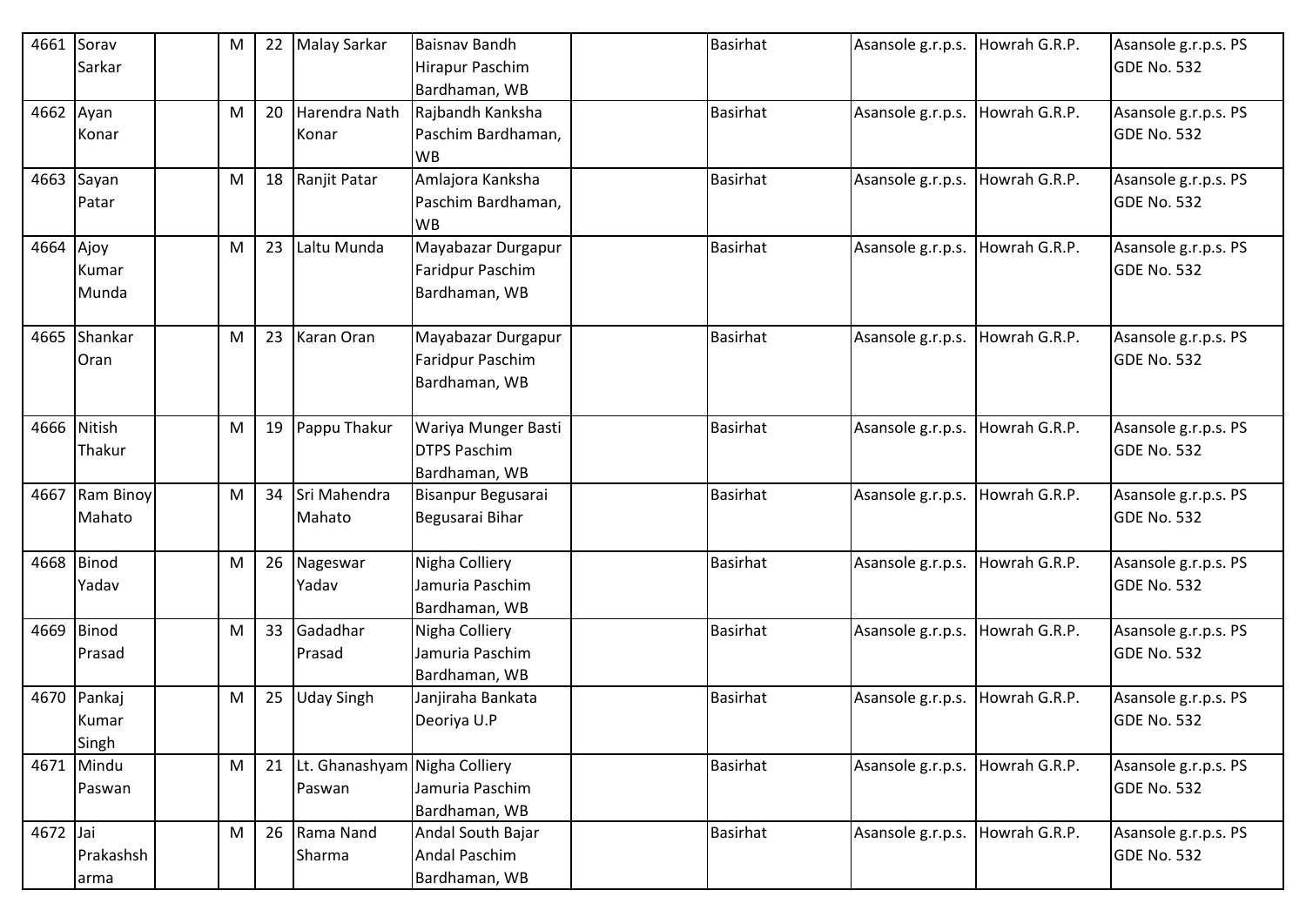| 4661 | Sorav Sarkar | | M | 22 | Malay Sarkar | Baisnav Bandh Hirapur Paschim Bardhaman, WB | | Basirhat | Asansole g.r.p.s. | Howrah G.R.P. | Asansole g.r.p.s. PS GDE No. 532 |
|---|---|---|---|---|---|---|---|---|---|---|---|
| 4662 | Ayan Konar | | M | 20 | Harendra Nath Konar | Rajbandh Kanksha Paschim Bardhaman, WB | | Basirhat | Asansole g.r.p.s. | Howrah G.R.P. | Asansole g.r.p.s. PS GDE No. 532 |
| 4663 | Sayan Patar | | M | 18 | Ranjit Patar | Amlajora Kanksha Paschim Bardhaman, WB | | Basirhat | Asansole g.r.p.s. | Howrah G.R.P. | Asansole g.r.p.s. PS GDE No. 532 |
| 4664 | Ajoy Kumar Munda | | M | 23 | Laltu Munda | Mayabazar Durgapur Faridpur Paschim Bardhaman, WB | | Basirhat | Asansole g.r.p.s. | Howrah G.R.P. | Asansole g.r.p.s. PS GDE No. 532 |
| 4665 | Shankar Oran | | M | 23 | Karan Oran | Mayabazar Durgapur Faridpur Paschim Bardhaman, WB | | Basirhat | Asansole g.r.p.s. | Howrah G.R.P. | Asansole g.r.p.s. PS GDE No. 532 |
| 4666 | Nitish Thakur | | M | 19 | Pappu Thakur | Wariya Munger Basti DTPS Paschim Bardhaman, WB | | Basirhat | Asansole g.r.p.s. | Howrah G.R.P. | Asansole g.r.p.s. PS GDE No. 532 |
| 4667 | Ram Binoy Mahato | | M | 34 | Sri Mahendra Mahato | Bisanpur Begusarai Begusarai Bihar | | Basirhat | Asansole g.r.p.s. | Howrah G.R.P. | Asansole g.r.p.s. PS GDE No. 532 |
| 4668 | Binod Yadav | | M | 26 | Nageswar Yadav | Nigha Colliery Jamuria Paschim Bardhaman, WB | | Basirhat | Asansole g.r.p.s. | Howrah G.R.P. | Asansole g.r.p.s. PS GDE No. 532 |
| 4669 | Binod Prasad | | M | 33 | Gadadhar Prasad | Nigha Colliery Jamuria Paschim Bardhaman, WB | | Basirhat | Asansole g.r.p.s. | Howrah G.R.P. | Asansole g.r.p.s. PS GDE No. 532 |
| 4670 | Pankaj Kumar Singh | | M | 25 | Uday Singh | Janjiraha Bankata Deoriya U.P | | Basirhat | Asansole g.r.p.s. | Howrah G.R.P. | Asansole g.r.p.s. PS GDE No. 532 |
| 4671 | Mindu Paswan | | M | 21 | Lt. Ghanashyam Paswan | Nigha Colliery Jamuria Paschim Bardhaman, WB | | Basirhat | Asansole g.r.p.s. | Howrah G.R.P. | Asansole g.r.p.s. PS GDE No. 532 |
| 4672 | Jai Prakashsharma | | M | 26 | Rama Nand Sharma | Andal South Bajar Andal Paschim Bardhaman, WB | | Basirhat | Asansole g.r.p.s. | Howrah G.R.P. | Asansole g.r.p.s. PS GDE No. 532 |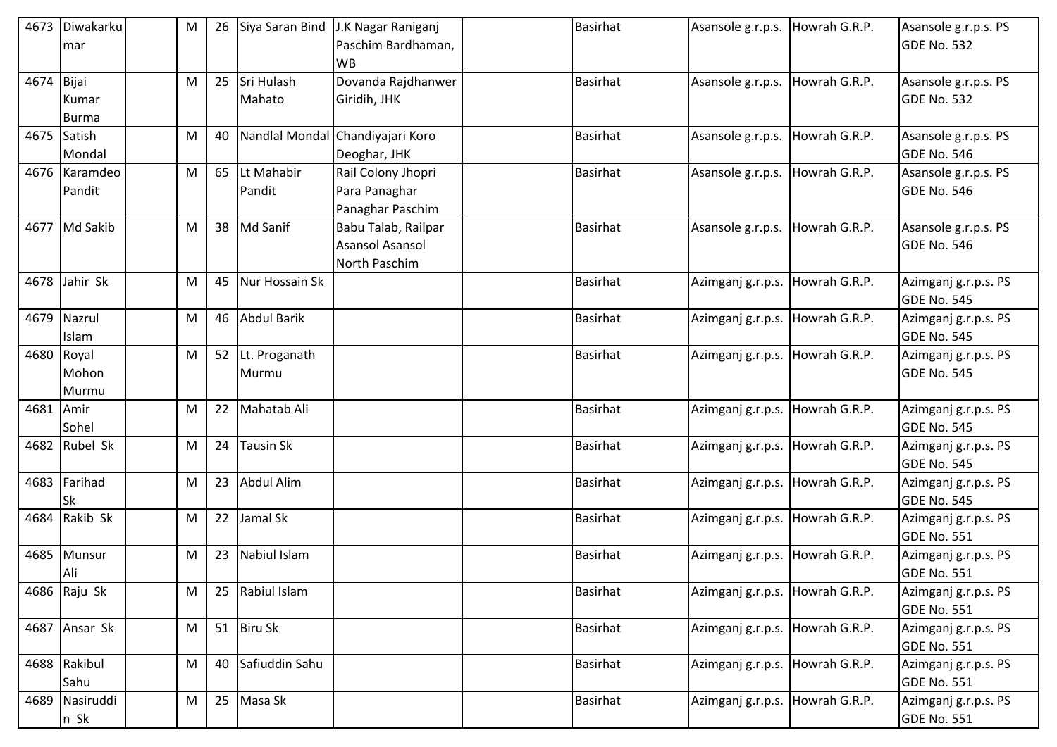| 4673 | Diwakarkumar | | M | 26 | Siya Saran Bind | J.K Nagar Raniganj Paschim Bardhaman, WB | | Basirhat | Asansole g.r.p.s. | Howrah G.R.P. | Asansole g.r.p.s. PS GDE No. 532 |
|---|---|---|---|---|---|---|---|---|---|---|---|
| 4674 | Bijai Kumar Burma | | M | 25 | Sri Hulash Mahato | Dovanda Rajdhanwer Giridih, JHK | | Basirhat | Asansole g.r.p.s. | Howrah G.R.P. | Asansole g.r.p.s. PS GDE No. 532 |
| 4675 | Satish Mondal | | M | 40 | Nandlal Mondal | Chandiyajari Koro Deoghar, JHK | | Basirhat | Asansole g.r.p.s. | Howrah G.R.P. | Asansole g.r.p.s. PS GDE No. 546 |
| 4676 | Karamdeo Pandit | | M | 65 | Lt Mahabir Pandit | Rail Colony Jhopri Para Panaghar Panaghar Paschim | | Basirhat | Asansole g.r.p.s. | Howrah G.R.P. | Asansole g.r.p.s. PS GDE No. 546 |
| 4677 | Md Sakib | | M | 38 | Md Sanif | Babu Talab, Railpar Asansol Asansol North Paschim | | Basirhat | Asansole g.r.p.s. | Howrah G.R.P. | Asansole g.r.p.s. PS GDE No. 546 |
| 4678 | Jahir Sk | | M | 45 | Nur Hossain Sk | | | Basirhat | Azimganj g.r.p.s. | Howrah G.R.P. | Azimganj g.r.p.s. PS GDE No. 545 |
| 4679 | Nazrul Islam | | M | 46 | Abdul Barik | | | Basirhat | Azimganj g.r.p.s. | Howrah G.R.P. | Azimganj g.r.p.s. PS GDE No. 545 |
| 4680 | Royal Mohon Murmu | | M | 52 | Lt. Proganath Murmu | | | Basirhat | Azimganj g.r.p.s. | Howrah G.R.P. | Azimganj g.r.p.s. PS GDE No. 545 |
| 4681 | Amir Sohel | | M | 22 | Mahatab Ali | | | Basirhat | Azimganj g.r.p.s. | Howrah G.R.P. | Azimganj g.r.p.s. PS GDE No. 545 |
| 4682 | Rubel Sk | | M | 24 | Tausin Sk | | | Basirhat | Azimganj g.r.p.s. | Howrah G.R.P. | Azimganj g.r.p.s. PS GDE No. 545 |
| 4683 | Farihad Sk | | M | 23 | Abdul Alim | | | Basirhat | Azimganj g.r.p.s. | Howrah G.R.P. | Azimganj g.r.p.s. PS GDE No. 545 |
| 4684 | Rakib Sk | | M | 22 | Jamal Sk | | | Basirhat | Azimganj g.r.p.s. | Howrah G.R.P. | Azimganj g.r.p.s. PS GDE No. 551 |
| 4685 | Munsur Ali | | M | 23 | Nabiul Islam | | | Basirhat | Azimganj g.r.p.s. | Howrah G.R.P. | Azimganj g.r.p.s. PS GDE No. 551 |
| 4686 | Raju Sk | | M | 25 | Rabiul Islam | | | Basirhat | Azimganj g.r.p.s. | Howrah G.R.P. | Azimganj g.r.p.s. PS GDE No. 551 |
| 4687 | Ansar Sk | | M | 51 | Biru Sk | | | Basirhat | Azimganj g.r.p.s. | Howrah G.R.P. | Azimganj g.r.p.s. PS GDE No. 551 |
| 4688 | Rakibul Sahu | | M | 40 | Safiuddin Sahu | | | Basirhat | Azimganj g.r.p.s. | Howrah G.R.P. | Azimganj g.r.p.s. PS GDE No. 551 |
| 4689 | Nasiruddin Sk | | M | 25 | Masa Sk | | | Basirhat | Azimganj g.r.p.s. | Howrah G.R.P. | Azimganj g.r.p.s. PS GDE No. 551 |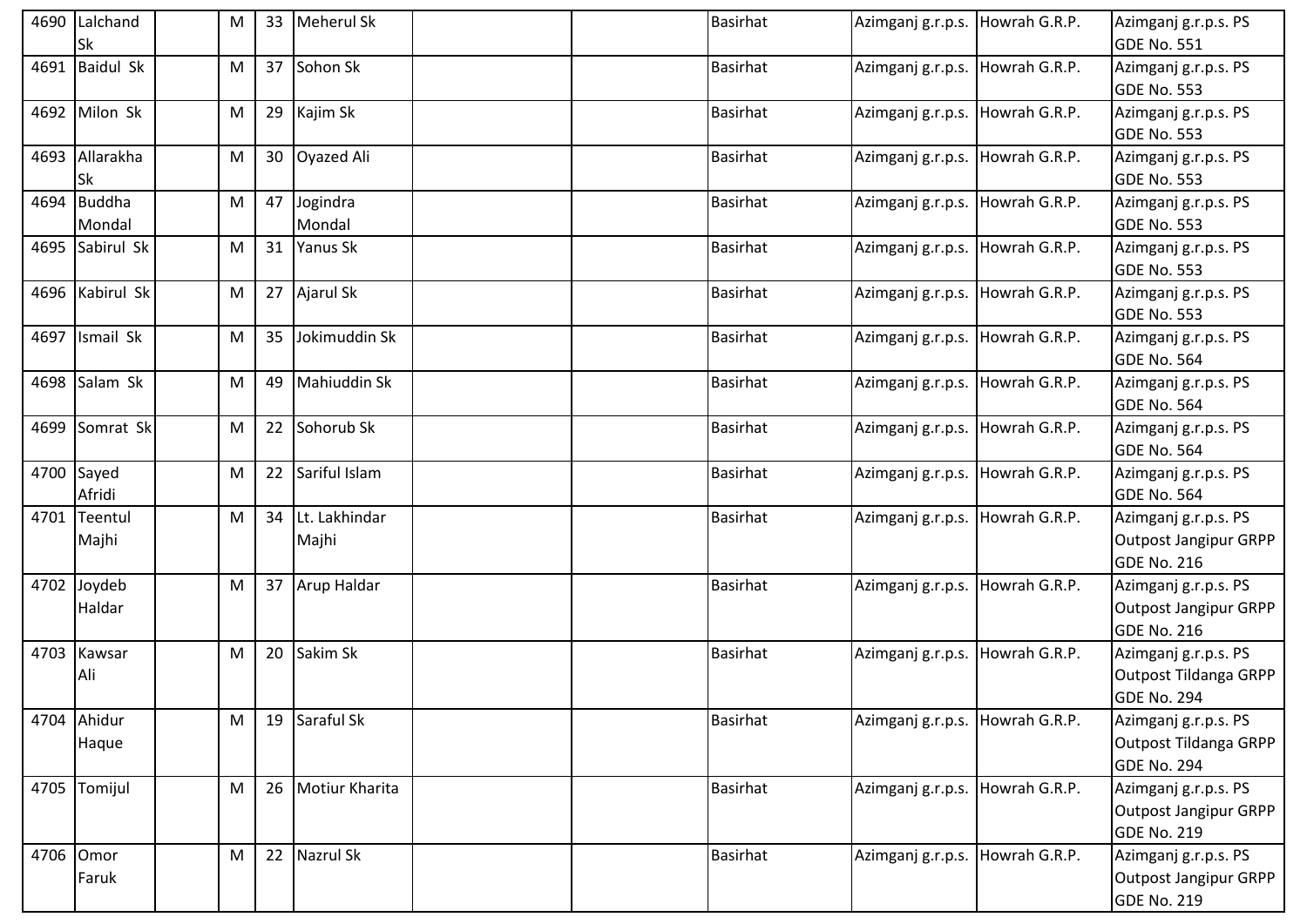| 4690 | Lalchand Sk | | M | 33 | Meherul Sk | | | Basirhat | Azimganj g.r.p.s. | Howrah G.R.P. | Azimganj g.r.p.s. PS GDE No. 551 |
|---|---|---|---|---|---|---|---|---|---|---|---|
| 4691 | Baidul Sk | | M | 37 | Sohon Sk | | | Basirhat | Azimganj g.r.p.s. | Howrah G.R.P. | Azimganj g.r.p.s. PS GDE No. 553 |
| 4692 | Milon Sk | | M | 29 | Kajim Sk | | | Basirhat | Azimganj g.r.p.s. | Howrah G.R.P. | Azimganj g.r.p.s. PS GDE No. 553 |
| 4693 | Allarakha Sk | | M | 30 | Oyazed Ali | | | Basirhat | Azimganj g.r.p.s. | Howrah G.R.P. | Azimganj g.r.p.s. PS GDE No. 553 |
| 4694 | Buddha Mondal | | M | 47 | Jogindra Mondal | | | Basirhat | Azimganj g.r.p.s. | Howrah G.R.P. | Azimganj g.r.p.s. PS GDE No. 553 |
| 4695 | Sabirul Sk | | M | 31 | Yanus Sk | | | Basirhat | Azimganj g.r.p.s. | Howrah G.R.P. | Azimganj g.r.p.s. PS GDE No. 553 |
| 4696 | Kabirul Sk | | M | 27 | Ajarul Sk | | | Basirhat | Azimganj g.r.p.s. | Howrah G.R.P. | Azimganj g.r.p.s. PS GDE No. 553 |
| 4697 | Ismail Sk | | M | 35 | Jokimuddin Sk | | | Basirhat | Azimganj g.r.p.s. | Howrah G.R.P. | Azimganj g.r.p.s. PS GDE No. 564 |
| 4698 | Salam Sk | | M | 49 | Mahiuddin Sk | | | Basirhat | Azimganj g.r.p.s. | Howrah G.R.P. | Azimganj g.r.p.s. PS GDE No. 564 |
| 4699 | Somrat Sk | | M | 22 | Sohorub Sk | | | Basirhat | Azimganj g.r.p.s. | Howrah G.R.P. | Azimganj g.r.p.s. PS GDE No. 564 |
| 4700 | Sayed Afridi | | M | 22 | Sariful Islam | | | Basirhat | Azimganj g.r.p.s. | Howrah G.R.P. | Azimganj g.r.p.s. PS GDE No. 564 |
| 4701 | Teentul Majhi | | M | 34 | Lt. Lakhindar Majhi | | | Basirhat | Azimganj g.r.p.s. | Howrah G.R.P. | Azimganj g.r.p.s. PS Outpost Jangipur GRPP GDE No. 216 |
| 4702 | Joydeb Haldar | | M | 37 | Arup Haldar | | | Basirhat | Azimganj g.r.p.s. | Howrah G.R.P. | Azimganj g.r.p.s. PS Outpost Jangipur GRPP GDE No. 216 |
| 4703 | Kawsar Ali | | M | 20 | Sakim Sk | | | Basirhat | Azimganj g.r.p.s. | Howrah G.R.P. | Azimganj g.r.p.s. PS Outpost Tildanga GRPP GDE No. 294 |
| 4704 | Ahidur Haque | | M | 19 | Saraful Sk | | | Basirhat | Azimganj g.r.p.s. | Howrah G.R.P. | Azimganj g.r.p.s. PS Outpost Tildanga GRPP GDE No. 294 |
| 4705 | Tomijul | | M | 26 | Motiur Kharita | | | Basirhat | Azimganj g.r.p.s. | Howrah G.R.P. | Azimganj g.r.p.s. PS Outpost Jangipur GRPP GDE No. 219 |
| 4706 | Omor Faruk | | M | 22 | Nazrul Sk | | | Basirhat | Azimganj g.r.p.s. | Howrah G.R.P. | Azimganj g.r.p.s. PS Outpost Jangipur GRPP GDE No. 219 |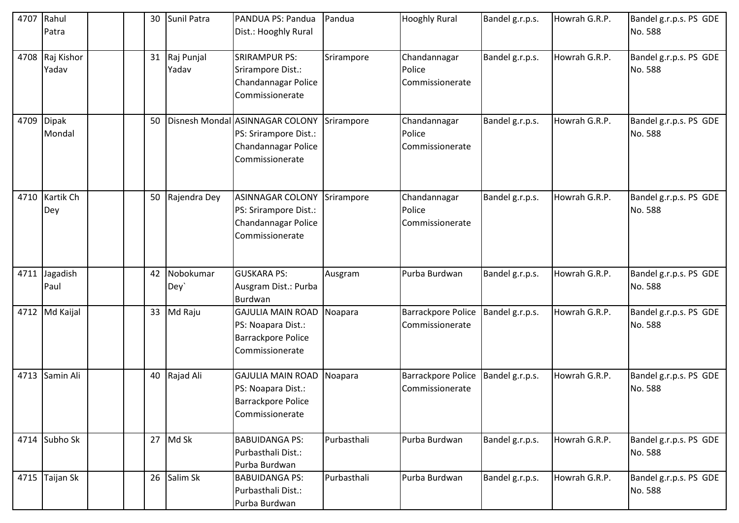| | | | | | | | | | | | |
|---|---|---|---|---|---|---|---|---|---|---|---|
| 4707 | Rahul Patra | | | 30 | Sunil Patra | PANDUA PS: Pandua Dist.: Hooghly Rural | Pandua | Hooghly Rural | Bandel g.r.p.s. | Howrah G.R.P. | Bandel g.r.p.s. PS GDE No. 588 |
| 4708 | Raj Kishor Yadav | | | 31 | Raj Punjal Yadav | SRIRAMPUR PS: Srirampore Dist.: Chandannagar Police Commissionerate | Srirampore | Chandannagar Police Commissionerate | Bandel g.r.p.s. | Howrah G.R.P. | Bandel g.r.p.s. PS GDE No. 588 |
| 4709 | Dipak Mondal | | | 50 | Disnesh Mondal | ASINNAGAR COLONY PS: Srirampore Dist.: Chandannagar Police Commissionerate | Srirampore | Chandannagar Police Commissionerate | Bandel g.r.p.s. | Howrah G.R.P. | Bandel g.r.p.s. PS GDE No. 588 |
| 4710 | Kartik Ch Dey | | | 50 | Rajendra Dey | ASINNAGAR COLONY PS: Srirampore Dist.: Chandannagar Police Commissionerate | Srirampore | Chandannagar Police Commissionerate | Bandel g.r.p.s. | Howrah G.R.P. | Bandel g.r.p.s. PS GDE No. 588 |
| 4711 | Jagadish Paul | | | 42 | Nobokumar Dey` | GUSKARA PS: Ausgram Dist.: Purba Burdwan | Ausgram | Purba Burdwan | Bandel g.r.p.s. | Howrah G.R.P. | Bandel g.r.p.s. PS GDE No. 588 |
| 4712 | Md Kaijal | | | 33 | Md Raju | GAJULIA MAIN ROAD PS: Noapara Dist.: Barrackpore Police Commissionerate | Noapara | Barrackpore Police Commissionerate | Bandel g.r.p.s. | Howrah G.R.P. | Bandel g.r.p.s. PS GDE No. 588 |
| 4713 | Samin Ali | | | 40 | Rajad Ali | GAJULIA MAIN ROAD PS: Noapara Dist.: Barrackpore Police Commissionerate | Noapara | Barrackpore Police Commissionerate | Bandel g.r.p.s. | Howrah G.R.P. | Bandel g.r.p.s. PS GDE No. 588 |
| 4714 | Subho Sk | | | 27 | Md Sk | BABUIDANGA PS: Purbasthali Dist.: Purba Burdwan | Purbasthali | Purba Burdwan | Bandel g.r.p.s. | Howrah G.R.P. | Bandel g.r.p.s. PS GDE No. 588 |
| 4715 | Taijan Sk | | | 26 | Salim Sk | BABUIDANGA PS: Purbasthali Dist.: Purba Burdwan | Purbasthali | Purba Burdwan | Bandel g.r.p.s. | Howrah G.R.P. | Bandel g.r.p.s. PS GDE No. 588 |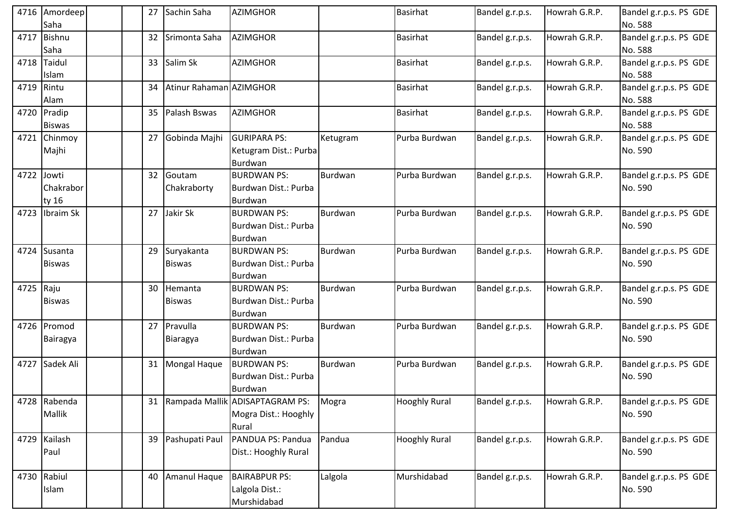| | | | | | | | | | | | |
|---|---|---|---|---|---|---|---|---|---|---|---|
| 4716 | Amordeep Saha | | | 27 | Sachin Saha | AZIMGHOR | | Basirhat | Bandel g.r.p.s. | Howrah G.R.P. | Bandel g.r.p.s. PS GDE No. 588 |
| 4717 | Bishnu Saha | | | 32 | Srimonta Saha | AZIMGHOR | | Basirhat | Bandel g.r.p.s. | Howrah G.R.P. | Bandel g.r.p.s. PS GDE No. 588 |
| 4718 | Taidul Islam | | | 33 | Salim Sk | AZIMGHOR | | Basirhat | Bandel g.r.p.s. | Howrah G.R.P. | Bandel g.r.p.s. PS GDE No. 588 |
| 4719 | Rintu Alam | | | 34 | Atinur Rahaman | AZIMGHOR | | Basirhat | Bandel g.r.p.s. | Howrah G.R.P. | Bandel g.r.p.s. PS GDE No. 588 |
| 4720 | Pradip Biswas | | | 35 | Palash Bswas | AZIMGHOR | | Basirhat | Bandel g.r.p.s. | Howrah G.R.P. | Bandel g.r.p.s. PS GDE No. 588 |
| 4721 | Chinmoy Majhi | | | 27 | Gobinda Majhi | GURIPARA PS: Ketugram Dist.: Purba Burdwan | Ketugram | Purba Burdwan | Bandel g.r.p.s. | Howrah G.R.P. | Bandel g.r.p.s. PS GDE No. 590 |
| 4722 | Jowti Chakrabor ty 16 | | | 32 | Goutam Chakraborty | BURDWAN PS: Burdwan Dist.: Purba Burdwan | Burdwan | Purba Burdwan | Bandel g.r.p.s. | Howrah G.R.P. | Bandel g.r.p.s. PS GDE No. 590 |
| 4723 | Ibraim Sk | | | 27 | Jakir Sk | BURDWAN PS: Burdwan Dist.: Purba Burdwan | Burdwan | Purba Burdwan | Bandel g.r.p.s. | Howrah G.R.P. | Bandel g.r.p.s. PS GDE No. 590 |
| 4724 | Susanta Biswas | | | 29 | Suryakanta Biswas | BURDWAN PS: Burdwan Dist.: Purba Burdwan | Burdwan | Purba Burdwan | Bandel g.r.p.s. | Howrah G.R.P. | Bandel g.r.p.s. PS GDE No. 590 |
| 4725 | Raju Biswas | | | 30 | Hemanta Biswas | BURDWAN PS: Burdwan Dist.: Purba Burdwan | Burdwan | Purba Burdwan | Bandel g.r.p.s. | Howrah G.R.P. | Bandel g.r.p.s. PS GDE No. 590 |
| 4726 | Promod Bairagya | | | 27 | Pravulla Biaragya | BURDWAN PS: Burdwan Dist.: Purba Burdwan | Burdwan | Purba Burdwan | Bandel g.r.p.s. | Howrah G.R.P. | Bandel g.r.p.s. PS GDE No. 590 |
| 4727 | Sadek Ali | | | 31 | Mongal Haque | BURDWAN PS: Burdwan Dist.: Purba Burdwan | Burdwan | Purba Burdwan | Bandel g.r.p.s. | Howrah G.R.P. | Bandel g.r.p.s. PS GDE No. 590 |
| 4728 | Rabenda Mallik | | | 31 | Rampada Mallik | ADISAPTAGRAM PS: Mogra Dist.: Hooghly Rural | Mogra | Hooghly Rural | Bandel g.r.p.s. | Howrah G.R.P. | Bandel g.r.p.s. PS GDE No. 590 |
| 4729 | Kailash Paul | | | 39 | Pashupati Paul | PANDUA PS: Pandua Dist.: Hooghly Rural | Pandua | Hooghly Rural | Bandel g.r.p.s. | Howrah G.R.P. | Bandel g.r.p.s. PS GDE No. 590 |
| 4730 | Rabiul Islam | | | 40 | Amanul Haque | BAIRABPUR PS: Lalgola Dist.: Murshidabad | Lalgola | Murshidabad | Bandel g.r.p.s. | Howrah G.R.P. | Bandel g.r.p.s. PS GDE No. 590 |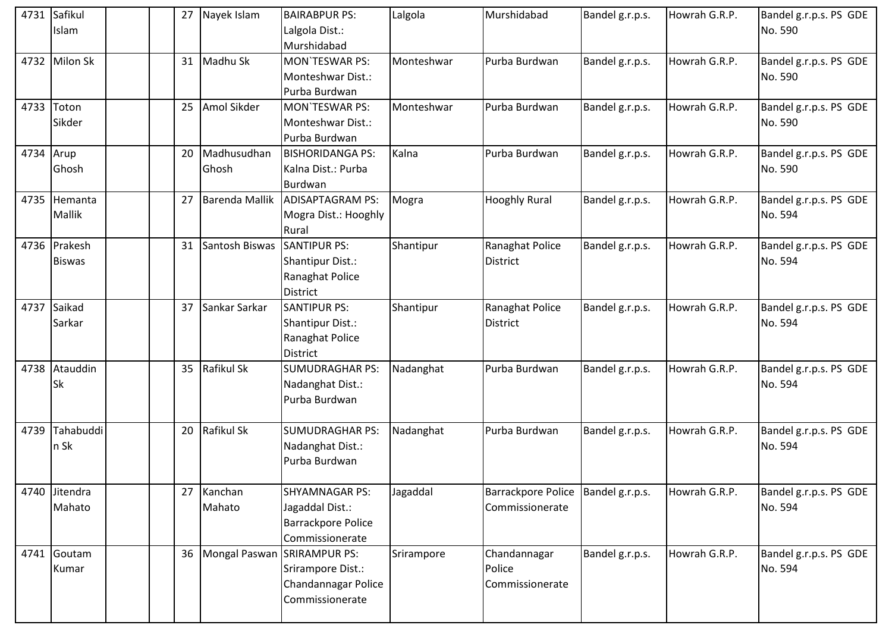| | | | | | | | | | | |
|---|---|---|---|---|---|---|---|---|---|---|
| 4731 | Safikul Islam | | | 27 | Nayek Islam | BAIRABPUR PS: Lalgola Dist.: Murshidabad | Lalgola | Murshidabad | Bandel g.r.p.s. | Howrah G.R.P. | Bandel g.r.p.s. PS GDE No. 590 |
| 4732 | Milon Sk | | | 31 | Madhu Sk | MON`TESWAR PS: Monteshwar Dist.: Purba Burdwan | Monteshwar | Purba Burdwan | Bandel g.r.p.s. | Howrah G.R.P. | Bandel g.r.p.s. PS GDE No. 590 |
| 4733 | Toton Sikder | | | 25 | Amol Sikder | MON`TESWAR PS: Monteshwar Dist.: Purba Burdwan | Monteshwar | Purba Burdwan | Bandel g.r.p.s. | Howrah G.R.P. | Bandel g.r.p.s. PS GDE No. 590 |
| 4734 | Arup Ghosh | | | 20 | Madhusudhan Ghosh | BISHORIDANGA PS: Kalna Dist.: Purba Burdwan | Kalna | Purba Burdwan | Bandel g.r.p.s. | Howrah G.R.P. | Bandel g.r.p.s. PS GDE No. 590 |
| 4735 | Hemanta Mallik | | | 27 | Barenda Mallik | ADISAPTAGRAM PS: Mogra Dist.: Hooghly Rural | Mogra | Hooghly Rural | Bandel g.r.p.s. | Howrah G.R.P. | Bandel g.r.p.s. PS GDE No. 594 |
| 4736 | Prakesh Biswas | | | 31 | Santosh Biswas | SANTIPUR PS: Shantipur Dist.: Ranaghat Police District | Shantipur | Ranaghat Police District | Bandel g.r.p.s. | Howrah G.R.P. | Bandel g.r.p.s. PS GDE No. 594 |
| 4737 | Saikad Sarkar | | | 37 | Sankar Sarkar | SANTIPUR PS: Shantipur Dist.: Ranaghat Police District | Shantipur | Ranaghat Police District | Bandel g.r.p.s. | Howrah G.R.P. | Bandel g.r.p.s. PS GDE No. 594 |
| 4738 | Atauddin Sk | | | 35 | Rafikul Sk | SUMUDRAGHAR PS: Nadanghat Dist.: Purba Burdwan | Nadanghat | Purba Burdwan | Bandel g.r.p.s. | Howrah G.R.P. | Bandel g.r.p.s. PS GDE No. 594 |
| 4739 | Tahabuddin Sk | | | 20 | Rafikul Sk | SUMUDRAGHAR PS: Nadanghat Dist.: Purba Burdwan | Nadanghat | Purba Burdwan | Bandel g.r.p.s. | Howrah G.R.P. | Bandel g.r.p.s. PS GDE No. 594 |
| 4740 | Jitendra Mahato | | | 27 | Kanchan Mahato | SHYAMNAGAR PS: Jagaddal Dist.: Barrackpore Police Commissionerate | Jagaddal | Barrackpore Police Commissionerate | Bandel g.r.p.s. | Howrah G.R.P. | Bandel g.r.p.s. PS GDE No. 594 |
| 4741 | Goutam Kumar | | | 36 | Mongal Paswan | SRIRAMPUR PS: Srirampore Dist.: Chandannagar Police Commissionerate | Srirampore | Chandannagar Police Commissionerate | Bandel g.r.p.s. | Howrah G.R.P. | Bandel g.r.p.s. PS GDE No. 594 |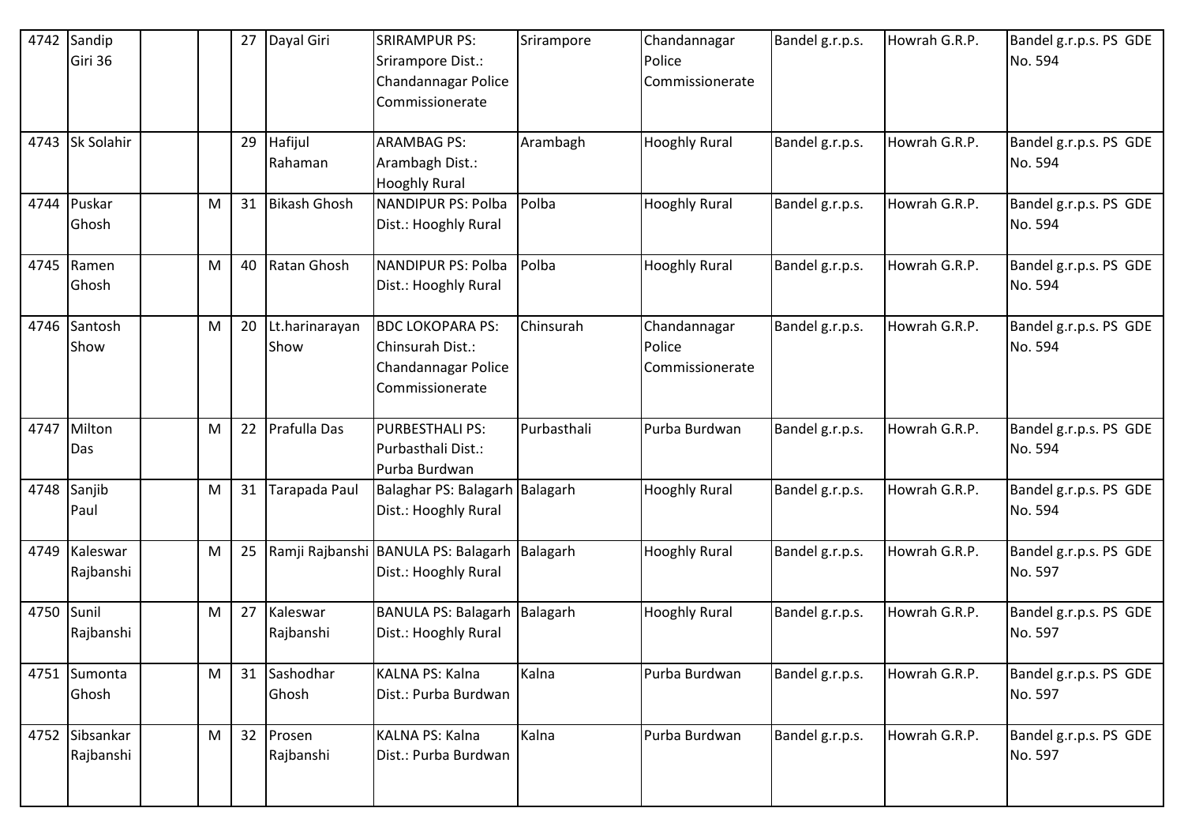| 4742 | Sandip Giri 36 | | | 27 | Dayal Giri | SRIRAMPUR PS: Srirampore Dist.: Chandannagar Police Commissionerate | Srirampore | Chandannagar Police Commissionerate | Bandel g.r.p.s. | Howrah G.R.P. | Bandel g.r.p.s. PS GDE No. 594 |
|---|---|---|---|---|---|---|---|---|---|---|---|
| 4743 | Sk Solahir | | | 29 | Hafijul Rahaman | ARAMBAG PS: Arambagh Dist.: Hooghly Rural | Arambagh | Hooghly Rural | Bandel g.r.p.s. | Howrah G.R.P. | Bandel g.r.p.s. PS GDE No. 594 |
| 4744 | Puskar Ghosh | | M | 31 | Bikash Ghosh | NANDIPUR PS: Polba Dist.: Hooghly Rural | Polba | Hooghly Rural | Bandel g.r.p.s. | Howrah G.R.P. | Bandel g.r.p.s. PS GDE No. 594 |
| 4745 | Ramen Ghosh | | M | 40 | Ratan Ghosh | NANDIPUR PS: Polba Dist.: Hooghly Rural | Polba | Hooghly Rural | Bandel g.r.p.s. | Howrah G.R.P. | Bandel g.r.p.s. PS GDE No. 594 |
| 4746 | Santosh Show | | M | 20 | Lt.harinarayan Show | BDC LOKOPARA PS: Chinsurah Dist.: Chandannagar Police Commissionerate | Chinsurah | Chandannagar Police Commissionerate | Bandel g.r.p.s. | Howrah G.R.P. | Bandel g.r.p.s. PS GDE No. 594 |
| 4747 | Milton Das | | M | 22 | Prafulla Das | PURBESTHALI PS: Purbasthali Dist.: Purba Burdwan | Purbasthali | Purba Burdwan | Bandel g.r.p.s. | Howrah G.R.P. | Bandel g.r.p.s. PS GDE No. 594 |
| 4748 | Sanjib Paul | | M | 31 | Tarapada Paul | Balaghar PS: Balagarh Dist.: Hooghly Rural | Balagarh | Hooghly Rural | Bandel g.r.p.s. | Howrah G.R.P. | Bandel g.r.p.s. PS GDE No. 594 |
| 4749 | Kaleswar Rajbanshi | | M | 25 | Ramji Rajbanshi | BANULA PS: Balagarh Dist.: Hooghly Rural | Balagarh | Hooghly Rural | Bandel g.r.p.s. | Howrah G.R.P. | Bandel g.r.p.s. PS GDE No. 597 |
| 4750 | Sunil Rajbanshi | | M | 27 | Kaleswar Rajbanshi | BANULA PS: Balagarh Dist.: Hooghly Rural | Balagarh | Hooghly Rural | Bandel g.r.p.s. | Howrah G.R.P. | Bandel g.r.p.s. PS GDE No. 597 |
| 4751 | Sumonta Ghosh | | M | 31 | Sashodhar Ghosh | KALNA PS: Kalna Dist.: Purba Burdwan | Kalna | Purba Burdwan | Bandel g.r.p.s. | Howrah G.R.P. | Bandel g.r.p.s. PS GDE No. 597 |
| 4752 | Sibsankar Rajbanshi | | M | 32 | Prosen Rajbanshi | KALNA PS: Kalna Dist.: Purba Burdwan | Kalna | Purba Burdwan | Bandel g.r.p.s. | Howrah G.R.P. | Bandel g.r.p.s. PS GDE No. 597 |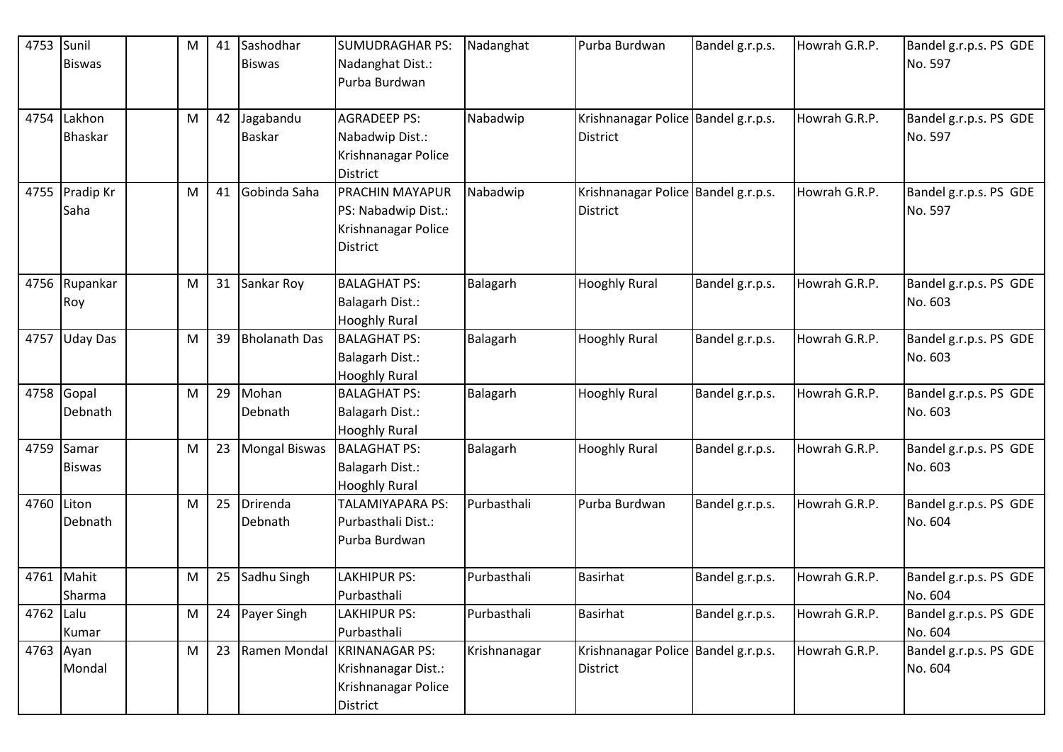| 4753 | Sunil Biswas | | M | 41 | Sashodhar Biswas | SUMUDRAGHAR PS: Nadanghat Dist.: Purba Burdwan | Nadanghat | Purba Burdwan | Bandel g.r.p.s. | Howrah G.R.P. | Bandel g.r.p.s. PS GDE No. 597 |
|---|---|---|---|---|---|---|---|---|---|---|---|
| 4754 | Lakhon Bhaskar | | M | 42 | Jagabandu Baskar | AGRADEEP PS: Nabadwip Dist.: Krishnanagar Police District | Nabadwip | Krishnanagar Police District | Bandel g.r.p.s. | Howrah G.R.P. | Bandel g.r.p.s. PS GDE No. 597 |
| 4755 | Pradip Kr Saha | | M | 41 | Gobinda Saha | PRACHIN MAYAPUR PS: Nabadwip Dist.: Krishnanagar Police District | Nabadwip | Krishnanagar Police District | Bandel g.r.p.s. | Howrah G.R.P. | Bandel g.r.p.s. PS GDE No. 597 |
| 4756 | Rupankar Roy | | M | 31 | Sankar Roy | BALAGHAT PS: Balagarh Dist.: Hooghly Rural | Balagarh | Hooghly Rural | Bandel g.r.p.s. | Howrah G.R.P. | Bandel g.r.p.s. PS GDE No. 603 |
| 4757 | Uday Das | | M | 39 | Bholanath Das | BALAGHAT PS: Balagarh Dist.: Hooghly Rural | Balagarh | Hooghly Rural | Bandel g.r.p.s. | Howrah G.R.P. | Bandel g.r.p.s. PS GDE No. 603 |
| 4758 | Gopal Debnath | | M | 29 | Mohan Debnath | BALAGHAT PS: Balagarh Dist.: Hooghly Rural | Balagarh | Hooghly Rural | Bandel g.r.p.s. | Howrah G.R.P. | Bandel g.r.p.s. PS GDE No. 603 |
| 4759 | Samar Biswas | | M | 23 | Mongal Biswas | BALAGHAT PS: Balagarh Dist.: Hooghly Rural | Balagarh | Hooghly Rural | Bandel g.r.p.s. | Howrah G.R.P. | Bandel g.r.p.s. PS GDE No. 603 |
| 4760 | Liton Debnath | | M | 25 | Drirenda Debnath | TALAMIYAPARA PS: Purbasthali Dist.: Purba Burdwan | Purbasthali | Purba Burdwan | Bandel g.r.p.s. | Howrah G.R.P. | Bandel g.r.p.s. PS GDE No. 604 |
| 4761 | Mahit Sharma | | M | 25 | Sadhu Singh | LAKHIPUR PS: Purbasthali | Purbasthali | Basirhat | Bandel g.r.p.s. | Howrah G.R.P. | Bandel g.r.p.s. PS GDE No. 604 |
| 4762 | Lalu Kumar | | M | 24 | Payer Singh | LAKHIPUR PS: Purbasthali | Purbasthali | Basirhat | Bandel g.r.p.s. | Howrah G.R.P. | Bandel g.r.p.s. PS GDE No. 604 |
| 4763 | Ayan Mondal | | M | 23 | Ramen Mondal | KRINANAGAR PS: Krishnanagar Dist.: Krishnanagar Police District | Krishnanagar | Krishnanagar Police District | Bandel g.r.p.s. | Howrah G.R.P. | Bandel g.r.p.s. PS GDE No. 604 |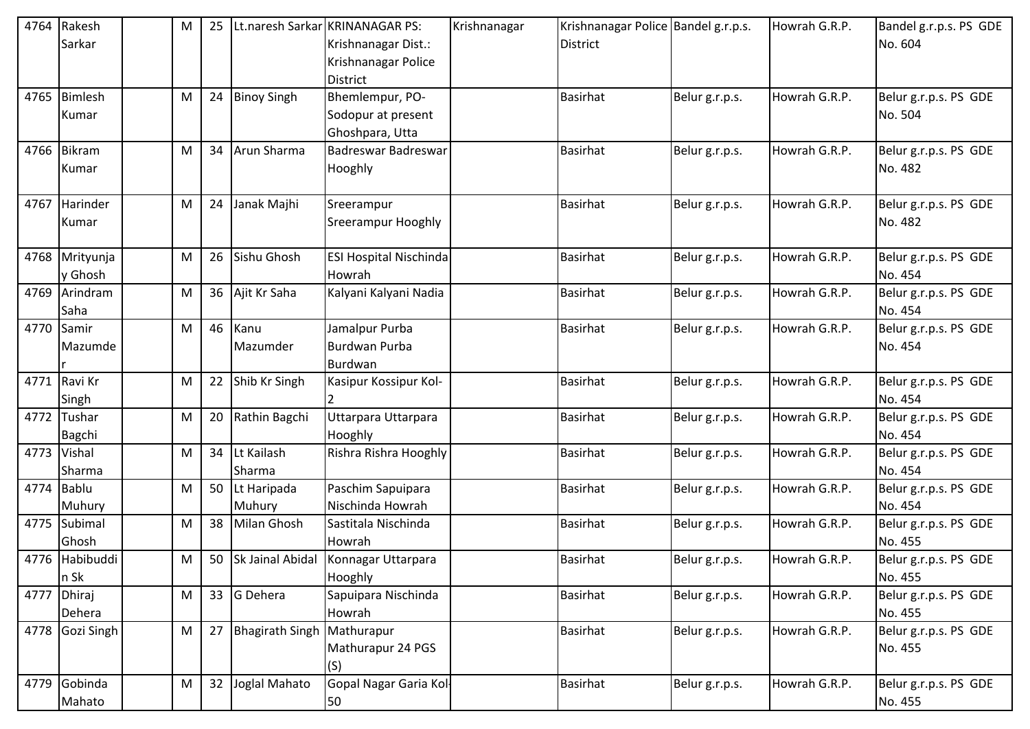| 4764 | Rakesh Sarkar | | M | 25 | Lt.naresh Sarkar | KRINANAGAR PS: Krishnanagar Dist.: Krishnanagar Police District | Krishnanagar | Krishnanagar Police District | Bandel g.r.p.s. | Howrah G.R.P. | Bandel g.r.p.s. PS GDE No. 604 |
|---|---|---|---|---|---|---|---|---|---|---|---|
| 4765 | Bimlesh Kumar | | M | 24 | Binoy Singh | Bhemlempur, PO- Sodopur at present Ghoshpara, Utta | | Basirhat | Belur g.r.p.s. | Howrah G.R.P. | Belur g.r.p.s. PS GDE No. 504 |
| 4766 | Bikram Kumar | | M | 34 | Arun Sharma | Badreswar Badreswar Hooghly | | Basirhat | Belur g.r.p.s. | Howrah G.R.P. | Belur g.r.p.s. PS GDE No. 482 |
| 4767 | Harinder Kumar | | M | 24 | Janak Majhi | Sreerampur Sreerampur Hooghly | | Basirhat | Belur g.r.p.s. | Howrah G.R.P. | Belur g.r.p.s. PS GDE No. 482 |
| 4768 | Mrityunjay Ghosh | | M | 26 | Sishu Ghosh | ESI Hospital Nischinda Howrah | | Basirhat | Belur g.r.p.s. | Howrah G.R.P. | Belur g.r.p.s. PS GDE No. 454 |
| 4769 | Arindram Saha | | M | 36 | Ajit Kr Saha | Kalyani Kalyani Nadia | | Basirhat | Belur g.r.p.s. | Howrah G.R.P. | Belur g.r.p.s. PS GDE No. 454 |
| 4770 | Samir Mazumder | | M | 46 | Kanu Mazumder | Jamalpur Purba Burdwan Purba Burdwan | | Basirhat | Belur g.r.p.s. | Howrah G.R.P. | Belur g.r.p.s. PS GDE No. 454 |
| 4771 | Ravi Kr Singh | | M | 22 | Shib Kr Singh | Kasipur Kossipur Kol-2 | | Basirhat | Belur g.r.p.s. | Howrah G.R.P. | Belur g.r.p.s. PS GDE No. 454 |
| 4772 | Tushar Bagchi | | M | 20 | Rathin Bagchi | Uttarpara Uttarpara Hooghly | | Basirhat | Belur g.r.p.s. | Howrah G.R.P. | Belur g.r.p.s. PS GDE No. 454 |
| 4773 | Vishal Sharma | | M | 34 | Lt Kailash Sharma | Rishra Rishra Hooghly | | Basirhat | Belur g.r.p.s. | Howrah G.R.P. | Belur g.r.p.s. PS GDE No. 454 |
| 4774 | Bablu Muhury | | M | 50 | Lt Haripada Muhury | Paschim Sapuipara Nischinda Howrah | | Basirhat | Belur g.r.p.s. | Howrah G.R.P. | Belur g.r.p.s. PS GDE No. 454 |
| 4775 | Subimal Ghosh | | M | 38 | Milan Ghosh | Sastitala Nischinda Howrah | | Basirhat | Belur g.r.p.s. | Howrah G.R.P. | Belur g.r.p.s. PS GDE No. 455 |
| 4776 | Habibuddin Sk | | M | 50 | Sk Jainal Abidal | Konnagar Uttarpara Hooghly | | Basirhat | Belur g.r.p.s. | Howrah G.R.P. | Belur g.r.p.s. PS GDE No. 455 |
| 4777 | Dhiraj Dehera | | M | 33 | G Dehera | Sapuipara Nischinda Howrah | | Basirhat | Belur g.r.p.s. | Howrah G.R.P. | Belur g.r.p.s. PS GDE No. 455 |
| 4778 | Gozi Singh | | M | 27 | Bhagirath Singh | Mathurapur Mathurapur 24 PGS (S) | | Basirhat | Belur g.r.p.s. | Howrah G.R.P. | Belur g.r.p.s. PS GDE No. 455 |
| 4779 | Gobinda Mahato | | M | 32 | Joglal Mahato | Gopal Nagar Garia Kol-50 | | Basirhat | Belur g.r.p.s. | Howrah G.R.P. | Belur g.r.p.s. PS GDE No. 455 |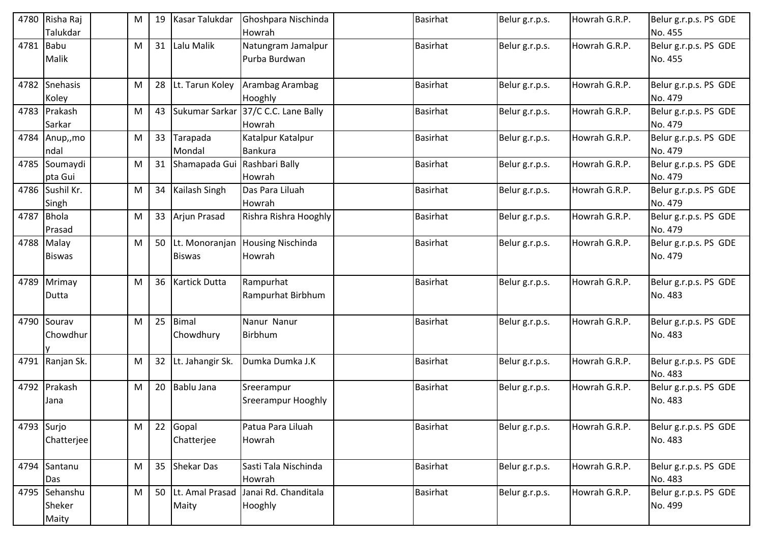| 4780 | Risha Raj Talukdar | | M | 19 | Kasar Talukdar | Ghoshpara Nischinda Howrah | | Basirhat | Belur g.r.p.s. | Howrah G.R.P. | Belur g.r.p.s. PS GDE No. 455 |
|---|---|---|---|---|---|---|---|---|---|---|---|
| 4781 | Babu Malik | | M | 31 | Lalu Malik | Natungram Jamalpur Purba Burdwan | | Basirhat | Belur g.r.p.s. | Howrah G.R.P. | Belur g.r.p.s. PS GDE No. 455 |
| 4782 | Snehasis Koley | | M | 28 | Lt. Tarun Koley | Arambag Arambag Hooghly | | Basirhat | Belur g.r.p.s. | Howrah G.R.P. | Belur g.r.p.s. PS GDE No. 479 |
| 4783 | Prakash Sarkar | | M | 43 | Sukumar Sarkar | 37/C C.C. Lane Bally Howrah | | Basirhat | Belur g.r.p.s. | Howrah G.R.P. | Belur g.r.p.s. PS GDE No. 479 |
| 4784 | Anup,,mondal | | M | 33 | Tarapada Mondal | Katalpur Katalpur Bankura | | Basirhat | Belur g.r.p.s. | Howrah G.R.P. | Belur g.r.p.s. PS GDE No. 479 |
| 4785 | Soumaydipta Gui | | M | 31 | Shamapada Gui | Rashbari Bally Howrah | | Basirhat | Belur g.r.p.s. | Howrah G.R.P. | Belur g.r.p.s. PS GDE No. 479 |
| 4786 | Sushil Kr. Singh | | M | 34 | Kailash Singh | Das Para Liluah Howrah | | Basirhat | Belur g.r.p.s. | Howrah G.R.P. | Belur g.r.p.s. PS GDE No. 479 |
| 4787 | Bhola Prasad | | M | 33 | Arjun Prasad | Rishra Rishra Hooghly | | Basirhat | Belur g.r.p.s. | Howrah G.R.P. | Belur g.r.p.s. PS GDE No. 479 |
| 4788 | Malay Biswas | | M | 50 | Lt. Monoranjan Biswas | Housing Nischinda Howrah | | Basirhat | Belur g.r.p.s. | Howrah G.R.P. | Belur g.r.p.s. PS GDE No. 479 |
| 4789 | Mrimay Dutta | | M | 36 | Kartick Dutta | Rampurhat Rampurhat Birbhum | | Basirhat | Belur g.r.p.s. | Howrah G.R.P. | Belur g.r.p.s. PS GDE No. 483 |
| 4790 | Sourav Chowdhury | | M | 25 | Bimal Chowdhury | Nanur Nanur Birbhum | | Basirhat | Belur g.r.p.s. | Howrah G.R.P. | Belur g.r.p.s. PS GDE No. 483 |
| 4791 | Ranjan Sk. | | M | 32 | Lt. Jahangir Sk. | Dumka Dumka J.K | | Basirhat | Belur g.r.p.s. | Howrah G.R.P. | Belur g.r.p.s. PS GDE No. 483 |
| 4792 | Prakash Jana | | M | 20 | Bablu Jana | Sreerampur Sreerampur Hooghly | | Basirhat | Belur g.r.p.s. | Howrah G.R.P. | Belur g.r.p.s. PS GDE No. 483 |
| 4793 | Surjo Chatterjee | | M | 22 | Gopal Chatterjee | Patua Para Liluah Howrah | | Basirhat | Belur g.r.p.s. | Howrah G.R.P. | Belur g.r.p.s. PS GDE No. 483 |
| 4794 | Santanu Das | | M | 35 | Shekar Das | Sasti Tala Nischinda Howrah | | Basirhat | Belur g.r.p.s. | Howrah G.R.P. | Belur g.r.p.s. PS GDE No. 483 |
| 4795 | Sehanshu Sheker Maity | | M | 50 | Lt. Amal Prasad Maity | Janai Rd. Chanditala Hooghly | | Basirhat | Belur g.r.p.s. | Howrah G.R.P. | Belur g.r.p.s. PS GDE No. 499 |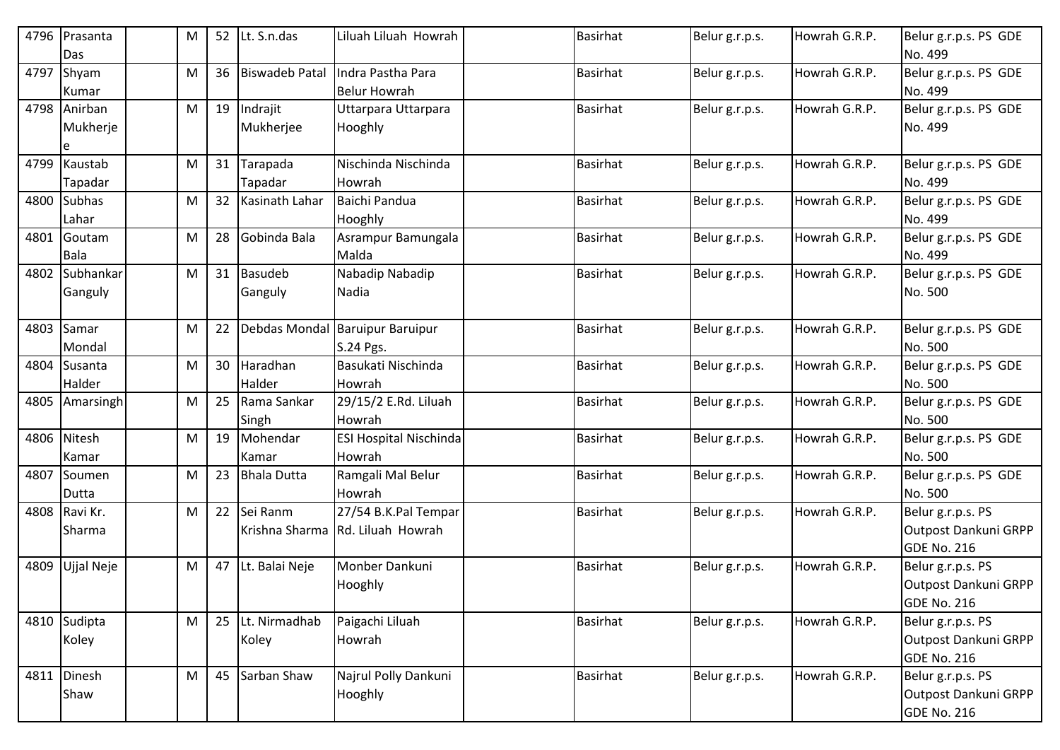| 4796 | Prasanta Das | | M | 52 | Lt. S.n.das | Liluah Liluah Howrah | | Basirhat | Belur g.r.p.s. | Howrah G.R.P. | Belur g.r.p.s. PS GDE No. 499 |
|---|---|---|---|---|---|---|---|---|---|---|---|
| 4797 | Shyam Kumar | | M | 36 | Biswadeb Patal | Indra Pastha Para Belur Howrah | | Basirhat | Belur g.r.p.s. | Howrah G.R.P. | Belur g.r.p.s. PS GDE No. 499 |
| 4798 | Anirban Mukherjee | | M | 19 | Indrajit Mukherjee | Uttarpara Uttarpara Hooghly | | Basirhat | Belur g.r.p.s. | Howrah G.R.P. | Belur g.r.p.s. PS GDE No. 499 |
| 4799 | Kaustab Tapadar | | M | 31 | Tarapada Tapadar | Nischinda Nischinda Howrah | | Basirhat | Belur g.r.p.s. | Howrah G.R.P. | Belur g.r.p.s. PS GDE No. 499 |
| 4800 | Subhas Lahar | | M | 32 | Kasinath Lahar | Baichi Pandua Hooghly | | Basirhat | Belur g.r.p.s. | Howrah G.R.P. | Belur g.r.p.s. PS GDE No. 499 |
| 4801 | Goutam Bala | | M | 28 | Gobinda Bala | Asrampur Bamungala Malda | | Basirhat | Belur g.r.p.s. | Howrah G.R.P. | Belur g.r.p.s. PS GDE No. 499 |
| 4802 | Subhankar Ganguly | | M | 31 | Basudeb Ganguly | Nabadip Nabadip Nadia | | Basirhat | Belur g.r.p.s. | Howrah G.R.P. | Belur g.r.p.s. PS GDE No. 500 |
| 4803 | Samar Mondal | | M | 22 | Debdas Mondal | Baruipur Baruipur S.24 Pgs. | | Basirhat | Belur g.r.p.s. | Howrah G.R.P. | Belur g.r.p.s. PS GDE No. 500 |
| 4804 | Susanta Halder | | M | 30 | Haradhan Halder | Basukati Nischinda Howrah | | Basirhat | Belur g.r.p.s. | Howrah G.R.P. | Belur g.r.p.s. PS GDE No. 500 |
| 4805 | Amarsingh | | M | 25 | Rama Sankar Singh | 29/15/2 E.Rd. Liluah Howrah | | Basirhat | Belur g.r.p.s. | Howrah G.R.P. | Belur g.r.p.s. PS GDE No. 500 |
| 4806 | Nitesh Kamar | | M | 19 | Mohendar Kamar | ESI Hospital Nischinda Howrah | | Basirhat | Belur g.r.p.s. | Howrah G.R.P. | Belur g.r.p.s. PS GDE No. 500 |
| 4807 | Soumen Dutta | | M | 23 | Bhala Dutta | Ramgali Mal Belur Howrah | | Basirhat | Belur g.r.p.s. | Howrah G.R.P. | Belur g.r.p.s. PS GDE No. 500 |
| 4808 | Ravi Kr. Sharma | | M | 22 | Sei Ranm Krishna Sharma | 27/54 B.K.Pal Tempar Rd. Liluah Howrah | | Basirhat | Belur g.r.p.s. | Howrah G.R.P. | Belur g.r.p.s. PS Outpost Dankuni GRPP GDE No. 216 |
| 4809 | Ujjal Neje | | M | 47 | Lt. Balai Neje | Monber Dankuni Hooghly | | Basirhat | Belur g.r.p.s. | Howrah G.R.P. | Belur g.r.p.s. PS Outpost Dankuni GRPP GDE No. 216 |
| 4810 | Sudipta Koley | | M | 25 | Lt. Nirmadhab Koley | Paigachi Liluah Howrah | | Basirhat | Belur g.r.p.s. | Howrah G.R.P. | Belur g.r.p.s. PS Outpost Dankuni GRPP GDE No. 216 |
| 4811 | Dinesh Shaw | | M | 45 | Sarban Shaw | Najrul Polly Dankuni Hooghly | | Basirhat | Belur g.r.p.s. | Howrah G.R.P. | Belur g.r.p.s. PS Outpost Dankuni GRPP GDE No. 216 |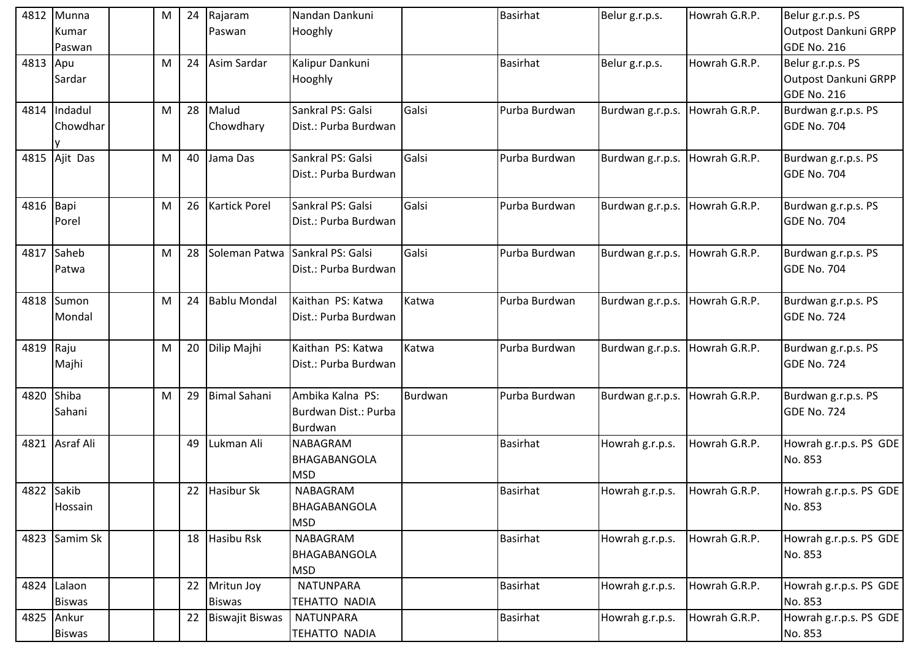| 4812 | Munna Kumar Paswan | | M | 24 | Rajaram Paswan | Nandan Dankuni Hooghly | | Basirhat | Belur g.r.p.s. | Howrah G.R.P. | Belur g.r.p.s. PS Outpost Dankuni GRPP GDE No. 216 |
|---|---|---|---|---|---|---|---|---|---|---|---|
| 4813 | Apu Sardar | | M | 24 | Asim Sardar | Kalipur Dankuni Hooghly | | Basirhat | Belur g.r.p.s. | Howrah G.R.P. | Belur g.r.p.s. PS Outpost Dankuni GRPP GDE No. 216 |
| 4814 | Indadul Chowdhary | | M | 28 | Malud Chowdhary | Sankral PS: Galsi Dist.: Purba Burdwan | Galsi | Purba Burdwan | Burdwan g.r.p.s. | Howrah G.R.P. | Burdwan g.r.p.s. PS GDE No. 704 |
| 4815 | Ajit Das | | M | 40 | Jama Das | Sankral PS: Galsi Dist.: Purba Burdwan | Galsi | Purba Burdwan | Burdwan g.r.p.s. | Howrah G.R.P. | Burdwan g.r.p.s. PS GDE No. 704 |
| 4816 | Bapi Porel | | M | 26 | Kartick Porel | Sankral PS: Galsi Dist.: Purba Burdwan | Galsi | Purba Burdwan | Burdwan g.r.p.s. | Howrah G.R.P. | Burdwan g.r.p.s. PS GDE No. 704 |
| 4817 | Saheb Patwa | | M | 28 | Soleman Patwa | Sankral PS: Galsi Dist.: Purba Burdwan | Galsi | Purba Burdwan | Burdwan g.r.p.s. | Howrah G.R.P. | Burdwan g.r.p.s. PS GDE No. 704 |
| 4818 | Sumon Mondal | | M | 24 | Bablu Mondal | Kaithan PS: Katwa Dist.: Purba Burdwan | Katwa | Purba Burdwan | Burdwan g.r.p.s. | Howrah G.R.P. | Burdwan g.r.p.s. PS GDE No. 724 |
| 4819 | Raju Majhi | | M | 20 | Dilip Majhi | Kaithan PS: Katwa Dist.: Purba Burdwan | Katwa | Purba Burdwan | Burdwan g.r.p.s. | Howrah G.R.P. | Burdwan g.r.p.s. PS GDE No. 724 |
| 4820 | Shiba Sahani | | M | 29 | Bimal Sahani | Ambika Kalna PS: Burdwan Dist.: Purba Burdwan | Burdwan | Purba Burdwan | Burdwan g.r.p.s. | Howrah G.R.P. | Burdwan g.r.p.s. PS GDE No. 724 |
| 4821 | Asraf Ali | | | 49 | Lukman Ali | NABAGRAM BHAGABANGOLA MSD | | Basirhat | Howrah g.r.p.s. | Howrah G.R.P. | Howrah g.r.p.s. PS GDE No. 853 |
| 4822 | Sakib Hossain | | | 22 | Hasibur Sk | NABAGRAM BHAGABANGOLA MSD | | Basirhat | Howrah g.r.p.s. | Howrah G.R.P. | Howrah g.r.p.s. PS GDE No. 853 |
| 4823 | Samim Sk | | | 18 | Hasibu Rsk | NABAGRAM BHAGABANGOLA MSD | | Basirhat | Howrah g.r.p.s. | Howrah G.R.P. | Howrah g.r.p.s. PS GDE No. 853 |
| 4824 | Lalaon Biswas | | | 22 | Mritun Joy Biswas | NATUNPARA TEHATTO NADIA | | Basirhat | Howrah g.r.p.s. | Howrah G.R.P. | Howrah g.r.p.s. PS GDE No. 853 |
| 4825 | Ankur Biswas | | | 22 | Biswajit Biswas | NATUNPARA TEHATTO NADIA | | Basirhat | Howrah g.r.p.s. | Howrah G.R.P. | Howrah g.r.p.s. PS GDE No. 853 |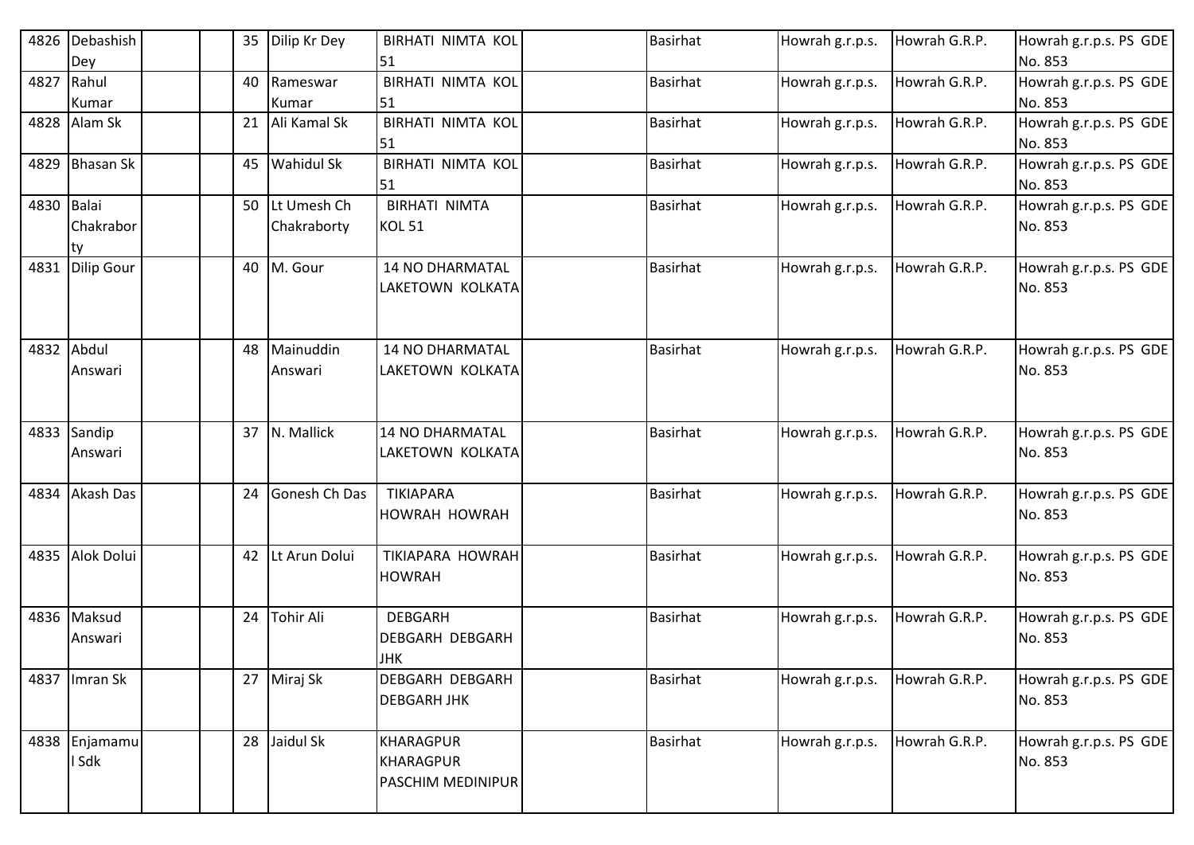| | | | | | | | | | | |
|---|---|---|---|---|---|---|---|---|---|---|
| 4826 | Debashish Dey | | | 35 | Dilip Kr Dey | BIRHATI NIMTA KOL 51 | | Basirhat | Howrah g.r.p.s. | Howrah G.R.P. | Howrah g.r.p.s. PS GDE No. 853 |
| 4827 | Rahul Kumar | | | 40 | Rameswar Kumar | BIRHATI NIMTA KOL 51 | | Basirhat | Howrah g.r.p.s. | Howrah G.R.P. | Howrah g.r.p.s. PS GDE No. 853 |
| 4828 | Alam Sk | | | 21 | Ali Kamal Sk | BIRHATI NIMTA KOL 51 | | Basirhat | Howrah g.r.p.s. | Howrah G.R.P. | Howrah g.r.p.s. PS GDE No. 853 |
| 4829 | Bhasan Sk | | | 45 | Wahidul Sk | BIRHATI NIMTA KOL 51 | | Basirhat | Howrah g.r.p.s. | Howrah G.R.P. | Howrah g.r.p.s. PS GDE No. 853 |
| 4830 | Balai Chakraborty | | | 50 | Lt Umesh Ch Chakraborty | BIRHATI NIMTA KOL 51 | | Basirhat | Howrah g.r.p.s. | Howrah G.R.P. | Howrah g.r.p.s. PS GDE No. 853 |
| 4831 | Dilip Gour | | | 40 | M. Gour | 14 NO DHARMATAL LAKETOWN KOLKATA | | Basirhat | Howrah g.r.p.s. | Howrah G.R.P. | Howrah g.r.p.s. PS GDE No. 853 |
| 4832 | Abdul Answari | | | 48 | Mainuddin Answari | 14 NO DHARMATAL LAKETOWN KOLKATA | | Basirhat | Howrah g.r.p.s. | Howrah G.R.P. | Howrah g.r.p.s. PS GDE No. 853 |
| 4833 | Sandip Answari | | | 37 | N. Mallick | 14 NO DHARMATAL LAKETOWN KOLKATA | | Basirhat | Howrah g.r.p.s. | Howrah G.R.P. | Howrah g.r.p.s. PS GDE No. 853 |
| 4834 | Akash Das | | | 24 | Gonesh Ch Das | TIKIAPARA HOWRAH HOWRAH | | Basirhat | Howrah g.r.p.s. | Howrah G.R.P. | Howrah g.r.p.s. PS GDE No. 853 |
| 4835 | Alok Dolui | | | 42 | Lt Arun Dolui | TIKIAPARA HOWRAH HOWRAH | | Basirhat | Howrah g.r.p.s. | Howrah G.R.P. | Howrah g.r.p.s. PS GDE No. 853 |
| 4836 | Maksud Answari | | | 24 | Tohir Ali | DEBGARH DEBGARH DEBGARH JHK | | Basirhat | Howrah g.r.p.s. | Howrah G.R.P. | Howrah g.r.p.s. PS GDE No. 853 |
| 4837 | Imran Sk | | | 27 | Miraj Sk | DEBGARH DEBGARH DEBGARH JHK | | Basirhat | Howrah g.r.p.s. | Howrah G.R.P. | Howrah g.r.p.s. PS GDE No. 853 |
| 4838 | Enjamamul Sdk | | | 28 | Jaidul Sk | KHARAGPUR KHARAGPUR PASCHIM MEDINIPUR | | Basirhat | Howrah g.r.p.s. | Howrah G.R.P. | Howrah g.r.p.s. PS GDE No. 853 |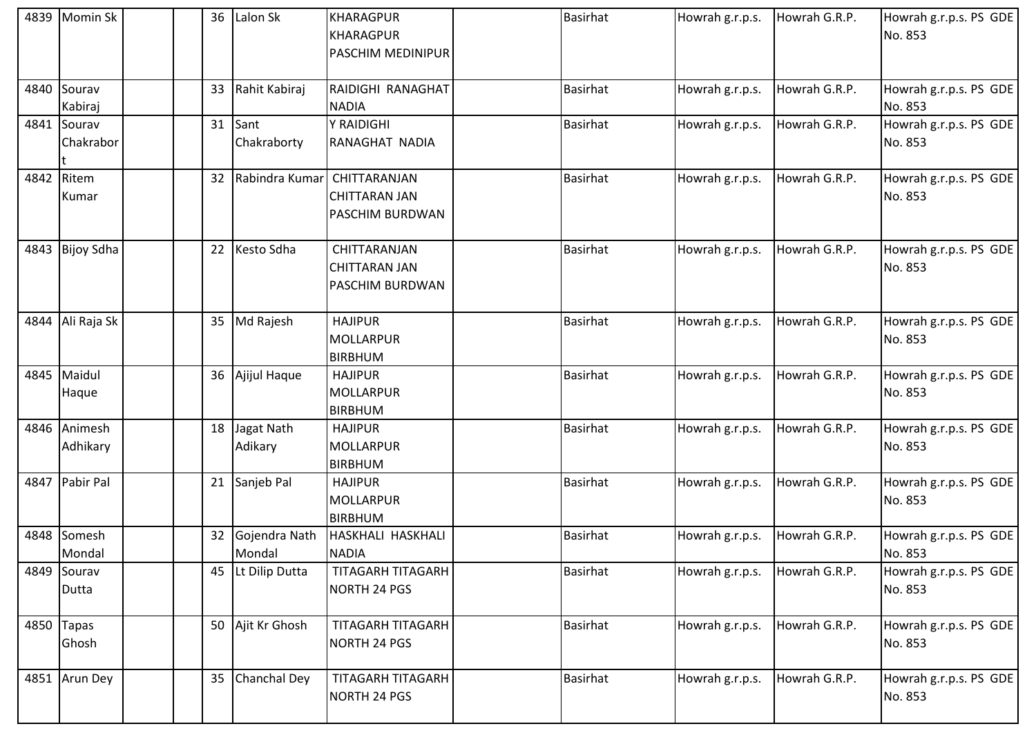| | | | | | | | | | | |
|---|---|---|---|---|---|---|---|---|---|---|
| 4839 | Momin Sk | | | 36 | Lalon Sk | KHARAGPUR KHARAGPUR PASCHIM MEDINIPUR | | Basirhat | Howrah g.r.p.s. | Howrah G.R.P. | Howrah g.r.p.s. PS GDE No. 853 |
| 4840 | Sourav Kabiraj | | | 33 | Rahit Kabiraj | RAIDIGHI RANAGHAT NADIA | | Basirhat | Howrah g.r.p.s. | Howrah G.R.P. | Howrah g.r.p.s. PS GDE No. 853 |
| 4841 | Sourav Chakrabort | | | 31 | Sant Chakraborty | Y RAIDIGHI RANAGHAT NADIA | | Basirhat | Howrah g.r.p.s. | Howrah G.R.P. | Howrah g.r.p.s. PS GDE No. 853 |
| 4842 | Ritem Kumar | | | 32 | Rabindra Kumar | CHITTARANJAN CHITTARAN JAN PASCHIM BURDWAN | | Basirhat | Howrah g.r.p.s. | Howrah G.R.P. | Howrah g.r.p.s. PS GDE No. 853 |
| 4843 | Bijoy Sdha | | | 22 | Kesto Sdha | CHITTARANJAN CHITTARAN JAN PASCHIM BURDWAN | | Basirhat | Howrah g.r.p.s. | Howrah G.R.P. | Howrah g.r.p.s. PS GDE No. 853 |
| 4844 | Ali Raja Sk | | | 35 | Md Rajesh | HAJIPUR MOLLARPUR BIRBHUM | | Basirhat | Howrah g.r.p.s. | Howrah G.R.P. | Howrah g.r.p.s. PS GDE No. 853 |
| 4845 | Maidul Haque | | | 36 | Ajijul Haque | HAJIPUR MOLLARPUR BIRBHUM | | Basirhat | Howrah g.r.p.s. | Howrah G.R.P. | Howrah g.r.p.s. PS GDE No. 853 |
| 4846 | Animesh Adhikary | | | 18 | Jagat Nath Adikary | HAJIPUR MOLLARPUR BIRBHUM | | Basirhat | Howrah g.r.p.s. | Howrah G.R.P. | Howrah g.r.p.s. PS GDE No. 853 |
| 4847 | Pabir Pal | | | 21 | Sanjeb Pal | HAJIPUR MOLLARPUR BIRBHUM | | Basirhat | Howrah g.r.p.s. | Howrah G.R.P. | Howrah g.r.p.s. PS GDE No. 853 |
| 4848 | Somesh Mondal | | | 32 | Gojendra Nath Mondal | HASKHALI HASKHALI NADIA | | Basirhat | Howrah g.r.p.s. | Howrah G.R.P. | Howrah g.r.p.s. PS GDE No. 853 |
| 4849 | Sourav Dutta | | | 45 | Lt Dilip Dutta | TITAGARH TITAGARH NORTH 24 PGS | | Basirhat | Howrah g.r.p.s. | Howrah G.R.P. | Howrah g.r.p.s. PS GDE No. 853 |
| 4850 | Tapas Ghosh | | | 50 | Ajit Kr Ghosh | TITAGARH TITAGARH NORTH 24 PGS | | Basirhat | Howrah g.r.p.s. | Howrah G.R.P. | Howrah g.r.p.s. PS GDE No. 853 |
| 4851 | Arun Dey | | | 35 | Chanchal Dey | TITAGARH TITAGARH NORTH 24 PGS | | Basirhat | Howrah g.r.p.s. | Howrah G.R.P. | Howrah g.r.p.s. PS GDE No. 853 |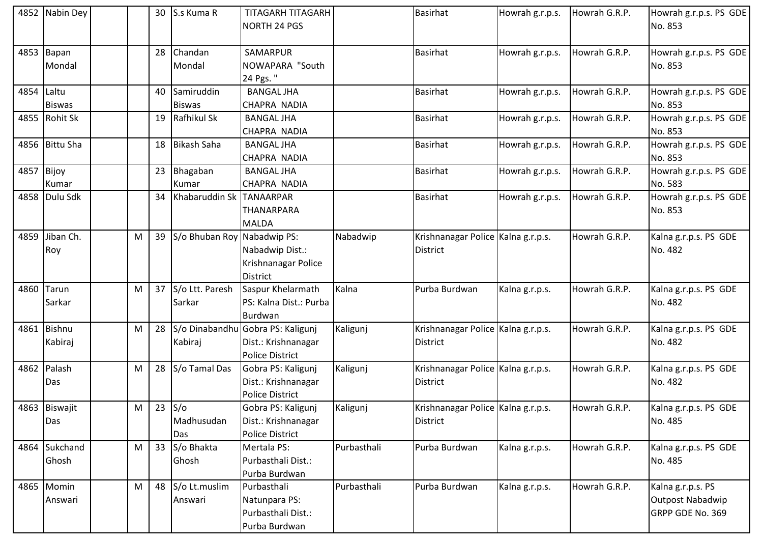| | | | | | | | | | | | |
|---|---|---|---|---|---|---|---|---|---|---|---|
| 4852 | Nabin Dey | | | 30 | S.s Kuma R | TITAGARH TITAGARH NORTH 24 PGS | | Basirhat | Howrah g.r.p.s. | Howrah G.R.P. | Howrah g.r.p.s. PS GDE No. 853 |
| 4853 | Bapan Mondal | | | 28 | Chandan Mondal | SAMARPUR NOWAPARA "South 24 Pgs. " | | Basirhat | Howrah g.r.p.s. | Howrah G.R.P. | Howrah g.r.p.s. PS GDE No. 853 |
| 4854 | Laltu Biswas | | | 40 | Samiruddin Biswas | BANGAL JHA CHAPRA NADIA | | Basirhat | Howrah g.r.p.s. | Howrah G.R.P. | Howrah g.r.p.s. PS GDE No. 853 |
| 4855 | Rohit Sk | | | 19 | Rafhikul Sk | BANGAL JHA CHAPRA NADIA | | Basirhat | Howrah g.r.p.s. | Howrah G.R.P. | Howrah g.r.p.s. PS GDE No. 853 |
| 4856 | Bittu Sha | | | 18 | Bikash Saha | BANGAL JHA CHAPRA NADIA | | Basirhat | Howrah g.r.p.s. | Howrah G.R.P. | Howrah g.r.p.s. PS GDE No. 853 |
| 4857 | Bijoy Kumar | | | 23 | Bhagaban Kumar | BANGAL JHA CHAPRA NADIA | | Basirhat | Howrah g.r.p.s. | Howrah G.R.P. | Howrah g.r.p.s. PS GDE No. 583 |
| 4858 | Dulu Sdk | | | 34 | Khabaruddin Sk | TANAARPAR THANARPARA MALDA | | Basirhat | Howrah g.r.p.s. | Howrah G.R.P. | Howrah g.r.p.s. PS GDE No. 853 |
| 4859 | Jiban Ch. Roy | | M | 39 | S/o Bhuban Roy | Nabadwip PS: Nabadwip Dist.: Krishnanagar Police District | Nabadwip | Krishnanagar Police District | Kalna g.r.p.s. | Howrah G.R.P. | Kalna g.r.p.s. PS GDE No. 482 |
| 4860 | Tarun Sarkar | | M | 37 | S/o Ltt. Paresh Sarkar | Saspur Khelarmath PS: Kalna Dist.: Purba Burdwan | Kalna | Purba Burdwan | Kalna g.r.p.s. | Howrah G.R.P. | Kalna g.r.p.s. PS GDE No. 482 |
| 4861 | Bishnu Kabiraj | | M | 28 | S/o Dinabandhu Kabiraj | Gobra PS: Kaligunj Dist.: Krishnanagar Police District | Kaligunj | Krishnanagar Police District | Kalna g.r.p.s. | Howrah G.R.P. | Kalna g.r.p.s. PS GDE No. 482 |
| 4862 | Palash Das | | M | 28 | S/o Tamal Das | Gobra PS: Kaligunj Dist.: Krishnanagar Police District | Kaligunj | Krishnanagar Police District | Kalna g.r.p.s. | Howrah G.R.P. | Kalna g.r.p.s. PS GDE No. 482 |
| 4863 | Biswajit Das | | M | 23 | S/o Madhusudan Das | Gobra PS: Kaligunj Dist.: Krishnanagar Police District | Kaligunj | Krishnanagar Police District | Kalna g.r.p.s. | Howrah G.R.P. | Kalna g.r.p.s. PS GDE No. 485 |
| 4864 | Sukchand Ghosh | | M | 33 | S/o Bhakta Ghosh | Mertala PS: Purbasthali Dist.: Purba Burdwan | Purbasthali | Purba Burdwan | Kalna g.r.p.s. | Howrah G.R.P. | Kalna g.r.p.s. PS GDE No. 485 |
| 4865 | Momin Answari | | M | 48 | S/o Lt.muslim Answari | Purbasthali Natunpara PS: Purbasthali Dist.: Purba Burdwan | Purbasthali | Purba Burdwan | Kalna g.r.p.s. | Howrah G.R.P. | Kalna g.r.p.s. PS Outpost Nabadwip GRPP GDE No. 369 |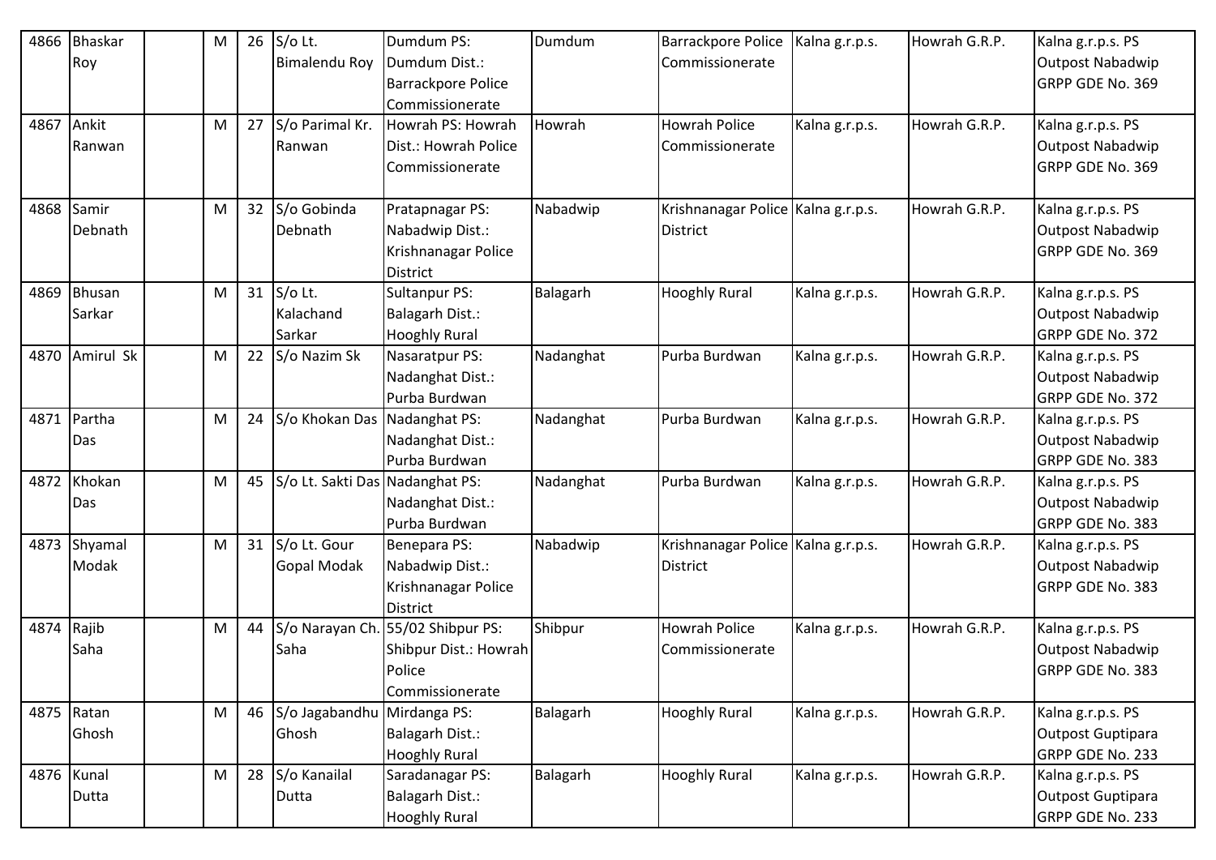| 4866 | Bhaskar Roy | | M | 26 | S/o Lt. Bimalendu Roy | Dumdum PS: Dumdum Dist.: Barrackpore Police Commissionerate | Dumdum | Barrackpore Police Commissionerate | Kalna g.r.p.s. | Howrah G.R.P. | Kalna g.r.p.s. PS Outpost Nabadwip GRPP GDE No. 369 |
|---|---|---|---|---|---|---|---|---|---|---|---|
| 4867 | Ankit Ranwan | | M | 27 | S/o Parimal Kr. Ranwan | Howrah PS: Howrah Dist.: Howrah Police Commissionerate | Howrah | Howrah Police Commissionerate | Kalna g.r.p.s. | Howrah G.R.P. | Kalna g.r.p.s. PS Outpost Nabadwip GRPP GDE No. 369 |
| 4868 | Samir Debnath | | M | 32 | S/o Gobinda Debnath | Pratapnagar PS: Nabadwip Dist.: Krishnanagar Police District | Nabadwip | Krishnanagar Police District | Kalna g.r.p.s. | Howrah G.R.P. | Kalna g.r.p.s. PS Outpost Nabadwip GRPP GDE No. 369 |
| 4869 | Bhusan Sarkar | | M | 31 | S/o Lt. Kalachand Sarkar | Sultanpur PS: Balagarh Dist.: Hooghly Rural | Balagarh | Hooghly Rural | Kalna g.r.p.s. | Howrah G.R.P. | Kalna g.r.p.s. PS Outpost Nabadwip GRPP GDE No. 372 |
| 4870 | Amirul Sk | | M | 22 | S/o Nazim Sk | Nasaratpur PS: Nadanghat Dist.: Purba Burdwan | Nadanghat | Purba Burdwan | Kalna g.r.p.s. | Howrah G.R.P. | Kalna g.r.p.s. PS Outpost Nabadwip GRPP GDE No. 372 |
| 4871 | Partha Das | | M | 24 | S/o Khokan Das | Nadanghat PS: Nadanghat Dist.: Purba Burdwan | Nadanghat | Purba Burdwan | Kalna g.r.p.s. | Howrah G.R.P. | Kalna g.r.p.s. PS Outpost Nabadwip GRPP GDE No. 383 |
| 4872 | Khokan Das | | M | 45 | S/o Lt. Sakti Das | Nadanghat PS: Nadanghat Dist.: Purba Burdwan | Nadanghat | Purba Burdwan | Kalna g.r.p.s. | Howrah G.R.P. | Kalna g.r.p.s. PS Outpost Nabadwip GRPP GDE No. 383 |
| 4873 | Shyamal Modak | | M | 31 | S/o Lt. Gour Gopal Modak | Benepara PS: Nabadwip Dist.: Krishnanagar Police District | Nabadwip | Krishnanagar Police District | Kalna g.r.p.s. | Howrah G.R.P. | Kalna g.r.p.s. PS Outpost Nabadwip GRPP GDE No. 383 |
| 4874 | Rajib Saha | | M | 44 | S/o Narayan Ch. Saha | 55/02 Shibpur PS: Shibpur Dist.: Howrah Police Commissionerate | Shibpur | Howrah Police Commissionerate | Kalna g.r.p.s. | Howrah G.R.P. | Kalna g.r.p.s. PS Outpost Nabadwip GRPP GDE No. 383 |
| 4875 | Ratan Ghosh | | M | 46 | S/o Jagabandhu Ghosh | Mirdanga PS: Balagarh Dist.: Hooghly Rural | Balagarh | Hooghly Rural | Kalna g.r.p.s. | Howrah G.R.P. | Kalna g.r.p.s. PS Outpost Guptipara GRPP GDE No. 233 |
| 4876 | Kunal Dutta | | M | 28 | S/o Kanailal Dutta | Saradanagar PS: Balagarh Dist.: Hooghly Rural | Balagarh | Hooghly Rural | Kalna g.r.p.s. | Howrah G.R.P. | Kalna g.r.p.s. PS Outpost Guptipara GRPP GDE No. 233 |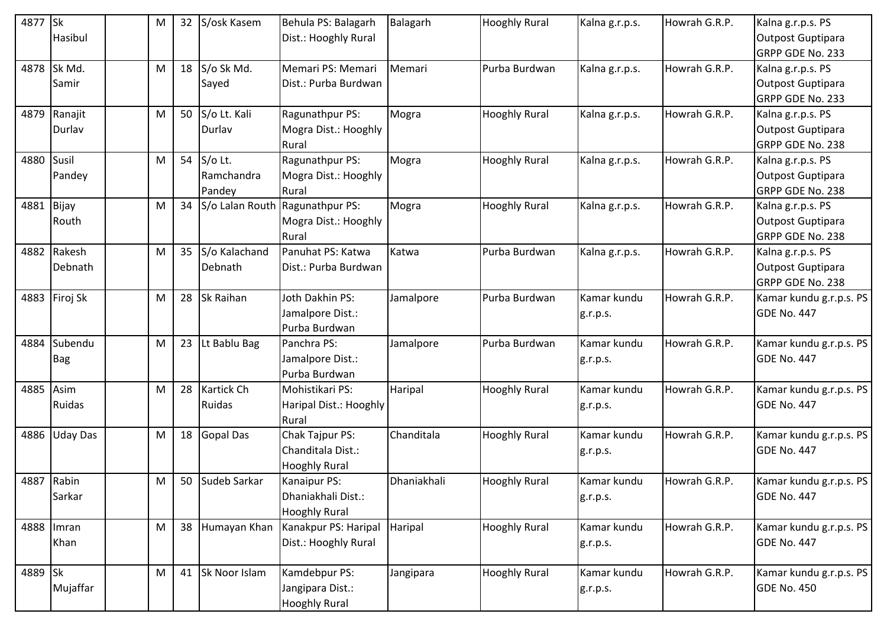| 4877 | Sk Hasibul | | M | 32 | S/osk Kasem | Behula PS: Balagarh Dist.: Hooghly Rural | Balagarh | Hooghly Rural | Kalna g.r.p.s. | Howrah G.R.P. | Kalna g.r.p.s. PS Outpost Guptipara GRPP GDE No. 233 |
|---|---|---|---|---|---|---|---|---|---|---|---|
| 4878 | Sk Md. Samir | | M | 18 | S/o Sk Md. Sayed | Memari PS: Memari Dist.: Purba Burdwan | Memari | Purba Burdwan | Kalna g.r.p.s. | Howrah G.R.P. | Kalna g.r.p.s. PS Outpost Guptipara GRPP GDE No. 233 |
| 4879 | Ranajit Durlav | | M | 50 | S/o Lt. Kali Durlav | Ragunathpur PS: Mogra Dist.: Hooghly Rural | Mogra | Hooghly Rural | Kalna g.r.p.s. | Howrah G.R.P. | Kalna g.r.p.s. PS Outpost Guptipara GRPP GDE No. 238 |
| 4880 | Susil Pandey | | M | 54 | S/o Lt. Ramchandra Pandey | Ragunathpur PS: Mogra Dist.: Hooghly Rural | Mogra | Hooghly Rural | Kalna g.r.p.s. | Howrah G.R.P. | Kalna g.r.p.s. PS Outpost Guptipara GRPP GDE No. 238 |
| 4881 | Bijay Routh | | M | 34 | S/o Lalan Routh | Ragunathpur PS: Mogra Dist.: Hooghly Rural | Mogra | Hooghly Rural | Kalna g.r.p.s. | Howrah G.R.P. | Kalna g.r.p.s. PS Outpost Guptipara GRPP GDE No. 238 |
| 4882 | Rakesh Debnath | | M | 35 | S/o Kalachand Debnath | Panuhat PS: Katwa Dist.: Purba Burdwan | Katwa | Purba Burdwan | Kalna g.r.p.s. | Howrah G.R.P. | Kalna g.r.p.s. PS Outpost Guptipara GRPP GDE No. 238 |
| 4883 | Firoj Sk | | M | 28 | Sk Raihan | Joth Dakhin PS: Jamalpore Dist.: Purba Burdwan | Jamalpore | Purba Burdwan | Kamar kundu g.r.p.s. | Howrah G.R.P. | Kamar kundu g.r.p.s. PS GDE No. 447 |
| 4884 | Subendu Bag | | M | 23 | Lt Bablu Bag | Panchra PS: Jamalpore Dist.: Purba Burdwan | Jamalpore | Purba Burdwan | Kamar kundu g.r.p.s. | Howrah G.R.P. | Kamar kundu g.r.p.s. PS GDE No. 447 |
| 4885 | Asim Ruidas | | M | 28 | Kartick Ch Ruidas | Mohistikari PS: Haripal Dist.: Hooghly Rural | Haripal | Hooghly Rural | Kamar kundu g.r.p.s. | Howrah G.R.P. | Kamar kundu g.r.p.s. PS GDE No. 447 |
| 4886 | Uday Das | | M | 18 | Gopal Das | Chak Tajpur PS: Chanditala Dist.: Hooghly Rural | Chanditala | Hooghly Rural | Kamar kundu g.r.p.s. | Howrah G.R.P. | Kamar kundu g.r.p.s. PS GDE No. 447 |
| 4887 | Rabin Sarkar | | M | 50 | Sudeb Sarkar | Kanaipur PS: Dhaniakhali Dist.: Hooghly Rural | Dhaniakhali | Hooghly Rural | Kamar kundu g.r.p.s. | Howrah G.R.P. | Kamar kundu g.r.p.s. PS GDE No. 447 |
| 4888 | Imran Khan | | M | 38 | Humayan Khan | Kanakpur PS: Haripal Dist.: Hooghly Rural | Haripal | Hooghly Rural | Kamar kundu g.r.p.s. | Howrah G.R.P. | Kamar kundu g.r.p.s. PS GDE No. 447 |
| 4889 | Sk Mujaffar | | M | 41 | Sk Noor Islam | Kamdebpur PS: Jangipara Dist.: Hooghly Rural | Jangipara | Hooghly Rural | Kamar kundu g.r.p.s. | Howrah G.R.P. | Kamar kundu g.r.p.s. PS GDE No. 450 |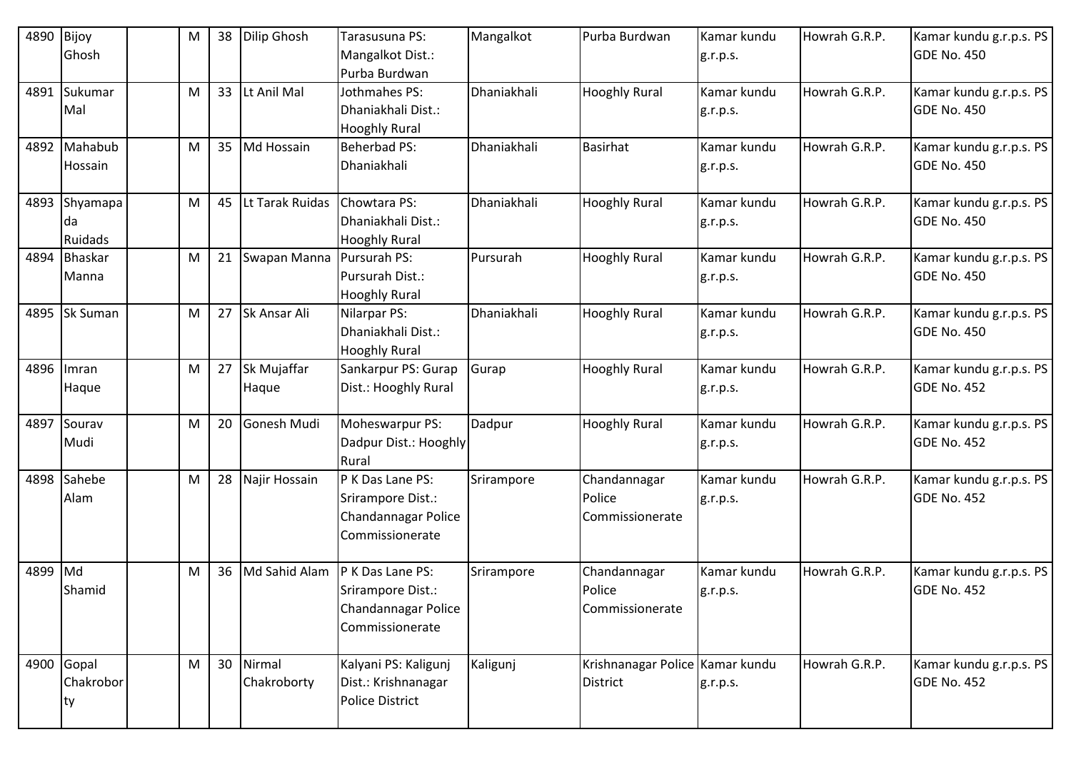| 4890 | Bijoy Ghosh | | M | 38 | Dilip Ghosh | Tarasusuna PS: Mangalkot Dist.: Purba Burdwan | Mangalkot | Purba Burdwan | Kamar kundu g.r.p.s. | Howrah G.R.P. | Kamar kundu g.r.p.s. PS GDE No. 450 |
|---|---|---|---|---|---|---|---|---|---|---|---|
| 4891 | Sukumar Mal | | M | 33 | Lt Anil Mal | Jothmahes PS: Dhaniakhali Dist.: Hooghly Rural | Dhaniakhali | Hooghly Rural | Kamar kundu g.r.p.s. | Howrah G.R.P. | Kamar kundu g.r.p.s. PS GDE No. 450 |
| 4892 | Mahabub Hossain | | M | 35 | Md Hossain | Beherbad PS: Dhaniakhali | Dhaniakhali | Basirhat | Kamar kundu g.r.p.s. | Howrah G.R.P. | Kamar kundu g.r.p.s. PS GDE No. 450 |
| 4893 | Shyamapada Ruidads | | M | 45 | Lt Tarak Ruidas | Chowtara PS: Dhaniakhali Dist.: Hooghly Rural | Dhaniakhali | Hooghly Rural | Kamar kundu g.r.p.s. | Howrah G.R.P. | Kamar kundu g.r.p.s. PS GDE No. 450 |
| 4894 | Bhaskar Manna | | M | 21 | Swapan Manna | Pursurah PS: Pursurah Dist.: Hooghly Rural | Pursurah | Hooghly Rural | Kamar kundu g.r.p.s. | Howrah G.R.P. | Kamar kundu g.r.p.s. PS GDE No. 450 |
| 4895 | Sk Suman | | M | 27 | Sk Ansar Ali | Nilarpar PS: Dhaniakhali Dist.: Hooghly Rural | Dhaniakhali | Hooghly Rural | Kamar kundu g.r.p.s. | Howrah G.R.P. | Kamar kundu g.r.p.s. PS GDE No. 450 |
| 4896 | Imran Haque | | M | 27 | Sk Mujaffar Haque | Sankarpur PS: Gurap Dist.: Hooghly Rural | Gurap | Hooghly Rural | Kamar kundu g.r.p.s. | Howrah G.R.P. | Kamar kundu g.r.p.s. PS GDE No. 452 |
| 4897 | Sourav Mudi | | M | 20 | Gonesh Mudi | Moheswarpur PS: Dadpur Dist.: Hooghly Rural | Dadpur | Hooghly Rural | Kamar kundu g.r.p.s. | Howrah G.R.P. | Kamar kundu g.r.p.s. PS GDE No. 452 |
| 4898 | Sahebe Alam | | M | 28 | Najir Hossain | P K Das Lane PS: Srirampore Dist.: Chandannagar Police Commissionerate | Srirampore | Chandannagar Police Commissionerate | Kamar kundu g.r.p.s. | Howrah G.R.P. | Kamar kundu g.r.p.s. PS GDE No. 452 |
| 4899 | Md Shamid | | M | 36 | Md Sahid Alam | P K Das Lane PS: Srirampore Dist.: Chandannagar Police Commissionerate | Srirampore | Chandannagar Police Commissionerate | Kamar kundu g.r.p.s. | Howrah G.R.P. | Kamar kundu g.r.p.s. PS GDE No. 452 |
| 4900 | Gopal Chakroborty | | M | 30 | Nirmal Chakroborty | Kalyani PS: Kaligunj Dist.: Krishnanagar Police District | Kaligunj | Krishnanagar Police District | Kamar kundu g.r.p.s. | Howrah G.R.P. | Kamar kundu g.r.p.s. PS GDE No. 452 |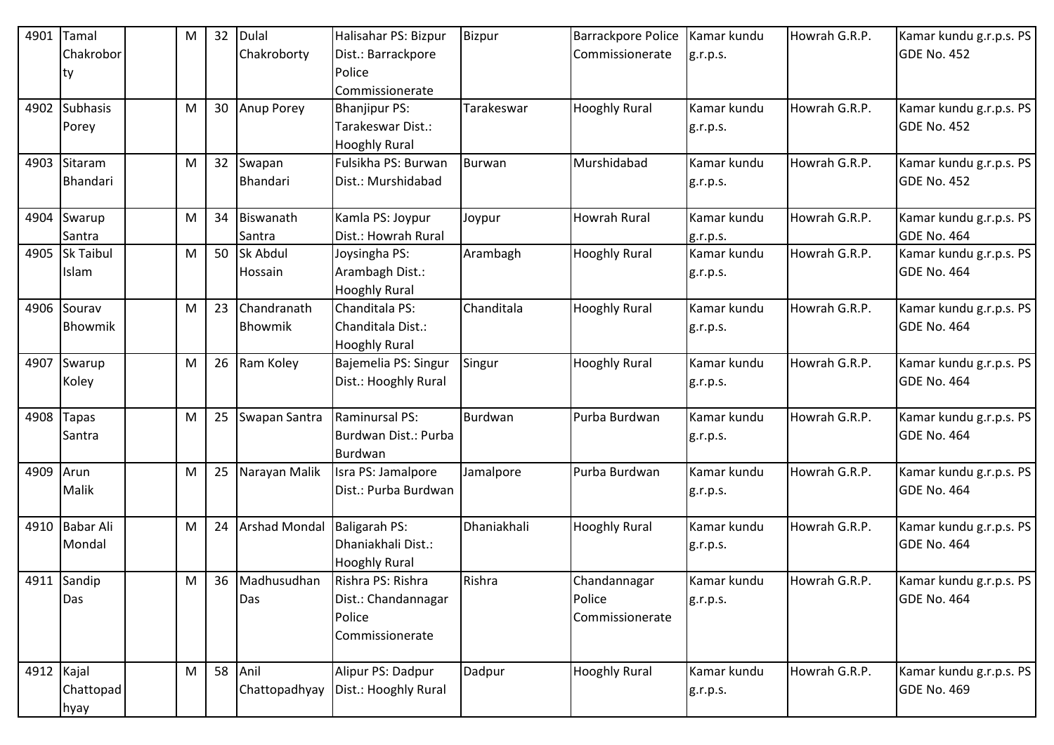| 4901 | Tamal Chakroborty | | M | 32 | Dulal Chakroborty | Halisahar PS: Bizpur Dist.: Barrackpore Police Commissionerate | Bizpur | Barrackpore Police Commissionerate | Kamar kundu g.r.p.s. | Howrah G.R.P. | Kamar kundu g.r.p.s. PS GDE No. 452 |
|---|---|---|---|---|---|---|---|---|---|---|---|
| 4902 | Subhasis Porey | | M | 30 | Anup Porey | Bhanjipur PS: Tarakeswar Dist.: Hooghly Rural | Tarakeswar | Hooghly Rural | Kamar kundu g.r.p.s. | Howrah G.R.P. | Kamar kundu g.r.p.s. PS GDE No. 452 |
| 4903 | Sitaram Bhandari | | M | 32 | Swapan Bhandari | Fulsikha PS: Burwan Dist.: Murshidabad | Burwan | Murshidabad | Kamar kundu g.r.p.s. | Howrah G.R.P. | Kamar kundu g.r.p.s. PS GDE No. 452 |
| 4904 | Swarup Santra | | M | 34 | Biswanath Santra | Kamla PS: Joypur Dist.: Howrah Rural | Joypur | Howrah Rural | Kamar kundu g.r.p.s. | Howrah G.R.P. | Kamar kundu g.r.p.s. PS GDE No. 464 |
| 4905 | Sk Taibul Islam | | M | 50 | Sk Abdul Hossain | Joysingha PS: Arambagh Dist.: Hooghly Rural | Arambagh | Hooghly Rural | Kamar kundu g.r.p.s. | Howrah G.R.P. | Kamar kundu g.r.p.s. PS GDE No. 464 |
| 4906 | Sourav Bhowmik | | M | 23 | Chandranath Bhowmik | Chanditala PS: Chanditala Dist.: Hooghly Rural | Chanditala | Hooghly Rural | Kamar kundu g.r.p.s. | Howrah G.R.P. | Kamar kundu g.r.p.s. PS GDE No. 464 |
| 4907 | Swarup Koley | | M | 26 | Ram Koley | Bajemelia PS: Singur Dist.: Hooghly Rural | Singur | Hooghly Rural | Kamar kundu g.r.p.s. | Howrah G.R.P. | Kamar kundu g.r.p.s. PS GDE No. 464 |
| 4908 | Tapas Santra | | M | 25 | Swapan Santra | Raminursal PS: Burdwan Dist.: Purba Burdwan | Burdwan | Purba Burdwan | Kamar kundu g.r.p.s. | Howrah G.R.P. | Kamar kundu g.r.p.s. PS GDE No. 464 |
| 4909 | Arun Malik | | M | 25 | Narayan Malik | Isra PS: Jamalpore Dist.: Purba Burdwan | Jamalpore | Purba Burdwan | Kamar kundu g.r.p.s. | Howrah G.R.P. | Kamar kundu g.r.p.s. PS GDE No. 464 |
| 4910 | Babar Ali Mondal | | M | 24 | Arshad Mondal | Baligarah PS: Dhaniakhali Dist.: Hooghly Rural | Dhaniakhali | Hooghly Rural | Kamar kundu g.r.p.s. | Howrah G.R.P. | Kamar kundu g.r.p.s. PS GDE No. 464 |
| 4911 | Sandip Das | | M | 36 | Madhusudhan Das | Rishra PS: Rishra Dist.: Chandannagar Police Commissionerate | Rishra | Chandannagar Police Commissionerate | Kamar kundu g.r.p.s. | Howrah G.R.P. | Kamar kundu g.r.p.s. PS GDE No. 464 |
| 4912 | Kajal Chattopadhyay | | M | 58 | Anil Chattopadhyay | Alipur PS: Dadpur Dist.: Hooghly Rural | Dadpur | Hooghly Rural | Kamar kundu g.r.p.s. | Howrah G.R.P. | Kamar kundu g.r.p.s. PS GDE No. 469 |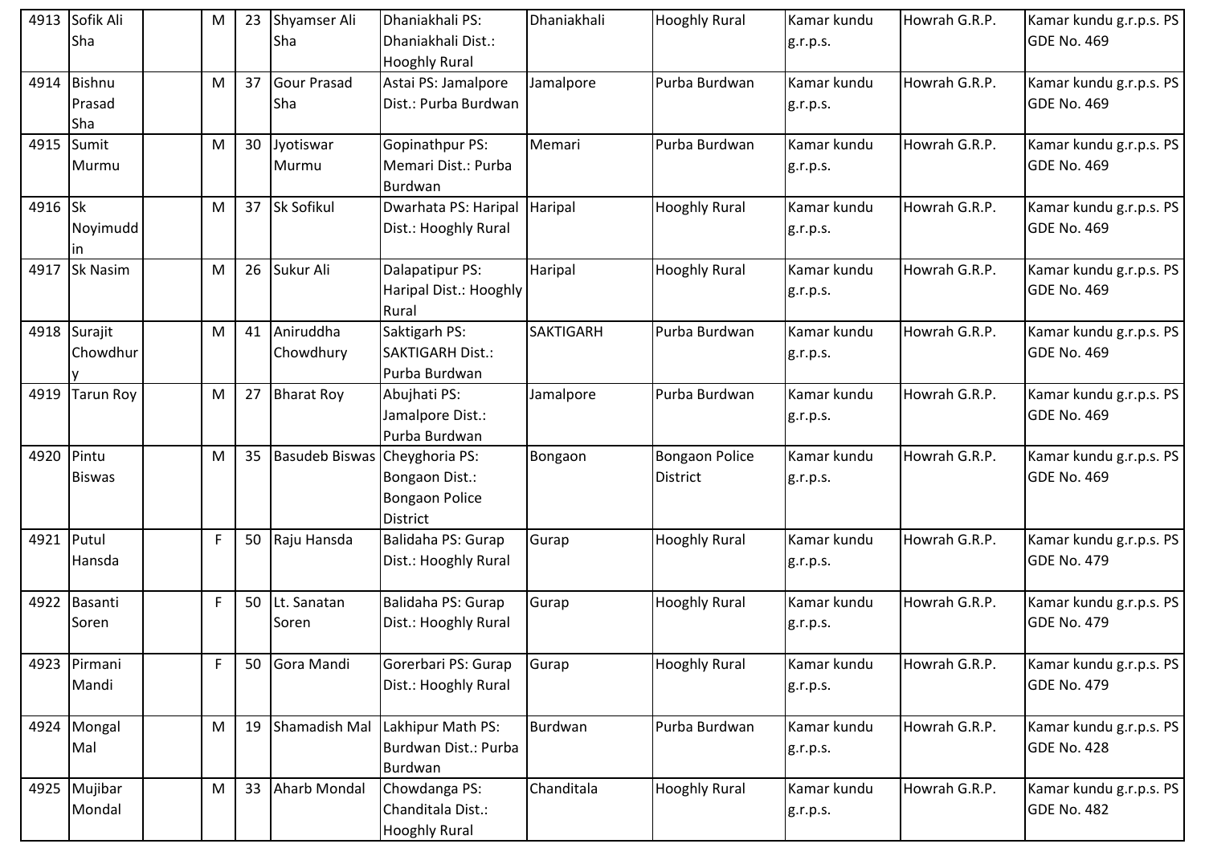| 4913 | Sofik Ali Sha | | M | 23 | Shyamser Ali Sha | Dhaniakhali PS: Dhaniakhali Dist.: Hooghly Rural | Dhaniakhali | Hooghly Rural | Kamar kundu g.r.p.s. | Howrah G.R.P. | Kamar kundu g.r.p.s. PS GDE No. 469 |
|---|---|---|---|---|---|---|---|---|---|---|---|
| 4914 | Bishnu Prasad Sha | | M | 37 | Gour Prasad Sha | Astai PS: Jamalpore Dist.: Purba Burdwan | Jamalpore | Purba Burdwan | Kamar kundu g.r.p.s. | Howrah G.R.P. | Kamar kundu g.r.p.s. PS GDE No. 469 |
| 4915 | Sumit Murmu | | M | 30 | Jyotiswar Murmu | Gopinathpur PS: Memari Dist.: Purba Burdwan | Memari | Purba Burdwan | Kamar kundu g.r.p.s. | Howrah G.R.P. | Kamar kundu g.r.p.s. PS GDE No. 469 |
| 4916 | Sk Noyimuddin | | M | 37 | Sk Sofikul | Dwarhata PS: Haripal Dist.: Hooghly Rural | Haripal | Hooghly Rural | Kamar kundu g.r.p.s. | Howrah G.R.P. | Kamar kundu g.r.p.s. PS GDE No. 469 |
| 4917 | Sk Nasim | | M | 26 | Sukur Ali | Dalapatipur PS: Haripal Dist.: Hooghly Rural | Haripal | Hooghly Rural | Kamar kundu g.r.p.s. | Howrah G.R.P. | Kamar kundu g.r.p.s. PS GDE No. 469 |
| 4918 | Surajit Chowdhury | | M | 41 | Aniruddha Chowdhury | Saktigarh PS: SAKTIGARH Dist.: Purba Burdwan | SAKTIGARH | Purba Burdwan | Kamar kundu g.r.p.s. | Howrah G.R.P. | Kamar kundu g.r.p.s. PS GDE No. 469 |
| 4919 | Tarun Roy | | M | 27 | Bharat Roy | Abujhati PS: Jamalpore Dist.: Purba Burdwan | Jamalpore | Purba Burdwan | Kamar kundu g.r.p.s. | Howrah G.R.P. | Kamar kundu g.r.p.s. PS GDE No. 469 |
| 4920 | Pintu Biswas | | M | 35 | Basudeb Biswas | Cheyghoria PS: Bongaon Dist.: Bongaon Police District | Bongaon | Bongaon Police District | Kamar kundu g.r.p.s. | Howrah G.R.P. | Kamar kundu g.r.p.s. PS GDE No. 469 |
| 4921 | Putul Hansda | | F | 50 | Raju Hansda | Balidaha PS: Gurap Dist.: Hooghly Rural | Gurap | Hooghly Rural | Kamar kundu g.r.p.s. | Howrah G.R.P. | Kamar kundu g.r.p.s. PS GDE No. 479 |
| 4922 | Basanti Soren | | F | 50 | Lt. Sanatan Soren | Balidaha PS: Gurap Dist.: Hooghly Rural | Gurap | Hooghly Rural | Kamar kundu g.r.p.s. | Howrah G.R.P. | Kamar kundu g.r.p.s. PS GDE No. 479 |
| 4923 | Pirmani Mandi | | F | 50 | Gora Mandi | Gorerbari PS: Gurap Dist.: Hooghly Rural | Gurap | Hooghly Rural | Kamar kundu g.r.p.s. | Howrah G.R.P. | Kamar kundu g.r.p.s. PS GDE No. 479 |
| 4924 | Mongal Mal | | M | 19 | Shamadish Mal | Lakhipur Math PS: Burdwan Dist.: Purba Burdwan | Burdwan | Purba Burdwan | Kamar kundu g.r.p.s. | Howrah G.R.P. | Kamar kundu g.r.p.s. PS GDE No. 428 |
| 4925 | Mujibar Mondal | | M | 33 | Aharb Mondal | Chowdanga PS: Chanditala Dist.: Hooghly Rural | Chanditala | Hooghly Rural | Kamar kundu g.r.p.s. | Howrah G.R.P. | Kamar kundu g.r.p.s. PS GDE No. 482 |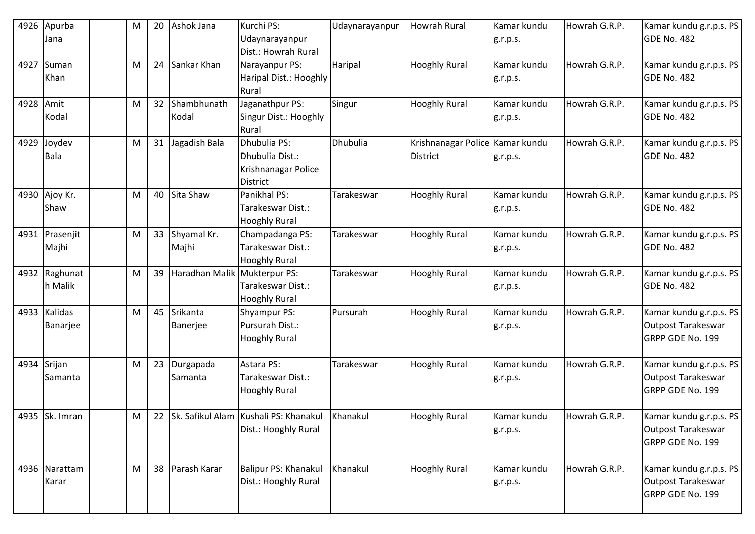| 4926 | Apurba Jana | | M | 20 | Ashok Jana | Kurchi PS: Udaynarayanpur Dist.: Howrah Rural | Udaynarayanpur | Howrah Rural | Kamar kundu g.r.p.s. | Howrah G.R.P. | Kamar kundu g.r.p.s. PS GDE No. 482 |
|---|---|---|---|---|---|---|---|---|---|---|---|
| 4927 | Suman Khan | | M | 24 | Sankar Khan | Narayanpur PS: Haripal Dist.: Hooghly Rural | Haripal | Hooghly Rural | Kamar kundu g.r.p.s. | Howrah G.R.P. | Kamar kundu g.r.p.s. PS GDE No. 482 |
| 4928 | Amit Kodal | | M | 32 | Shambhunath Kodal | Jaganathpur PS: Singur Dist.: Hooghly Rural | Singur | Hooghly Rural | Kamar kundu g.r.p.s. | Howrah G.R.P. | Kamar kundu g.r.p.s. PS GDE No. 482 |
| 4929 | Joydev Bala | | M | 31 | Jagadish Bala | Dhubulia PS: Dhubulia Dist.: Krishnanagar Police District | Dhubulia | Krishnanagar Police District | Kamar kundu g.r.p.s. | Howrah G.R.P. | Kamar kundu g.r.p.s. PS GDE No. 482 |
| 4930 | Ajoy Kr. Shaw | | M | 40 | Sita Shaw | Panikhal PS: Tarakeswar Dist.: Hooghly Rural | Tarakeswar | Hooghly Rural | Kamar kundu g.r.p.s. | Howrah G.R.P. | Kamar kundu g.r.p.s. PS GDE No. 482 |
| 4931 | Prasenjit Majhi | | M | 33 | Shyamal Kr. Majhi | Champadanga PS: Tarakeswar Dist.: Hooghly Rural | Tarakeswar | Hooghly Rural | Kamar kundu g.r.p.s. | Howrah G.R.P. | Kamar kundu g.r.p.s. PS GDE No. 482 |
| 4932 | Raghunath Malik | | M | 39 | Haradhan Malik | Mukterpur PS: Tarakeswar Dist.: Hooghly Rural | Tarakeswar | Hooghly Rural | Kamar kundu g.r.p.s. | Howrah G.R.P. | Kamar kundu g.r.p.s. PS GDE No. 482 |
| 4933 | Kalidas Banarjee | | M | 45 | Srikanta Banerjee | Shyampur PS: Pursurah Dist.: Hooghly Rural | Pursurah | Hooghly Rural | Kamar kundu g.r.p.s. | Howrah G.R.P. | Kamar kundu g.r.p.s. PS Outpost Tarakeswar GRPP GDE No. 199 |
| 4934 | Srijan Samanta | | M | 23 | Durgapada Samanta | Astara PS: Tarakeswar Dist.: Hooghly Rural | Tarakeswar | Hooghly Rural | Kamar kundu g.r.p.s. | Howrah G.R.P. | Kamar kundu g.r.p.s. PS Outpost Tarakeswar GRPP GDE No. 199 |
| 4935 | Sk. Imran | | M | 22 | Sk. Safikul Alam | Kushali PS: Khanakul Dist.: Hooghly Rural | Khanakul | Hooghly Rural | Kamar kundu g.r.p.s. | Howrah G.R.P. | Kamar kundu g.r.p.s. PS Outpost Tarakeswar GRPP GDE No. 199 |
| 4936 | Narattam Karar | | M | 38 | Parash Karar | Balipur PS: Khanakul Dist.: Hooghly Rural | Khanakul | Hooghly Rural | Kamar kundu g.r.p.s. | Howrah G.R.P. | Kamar kundu g.r.p.s. PS Outpost Tarakeswar GRPP GDE No. 199 |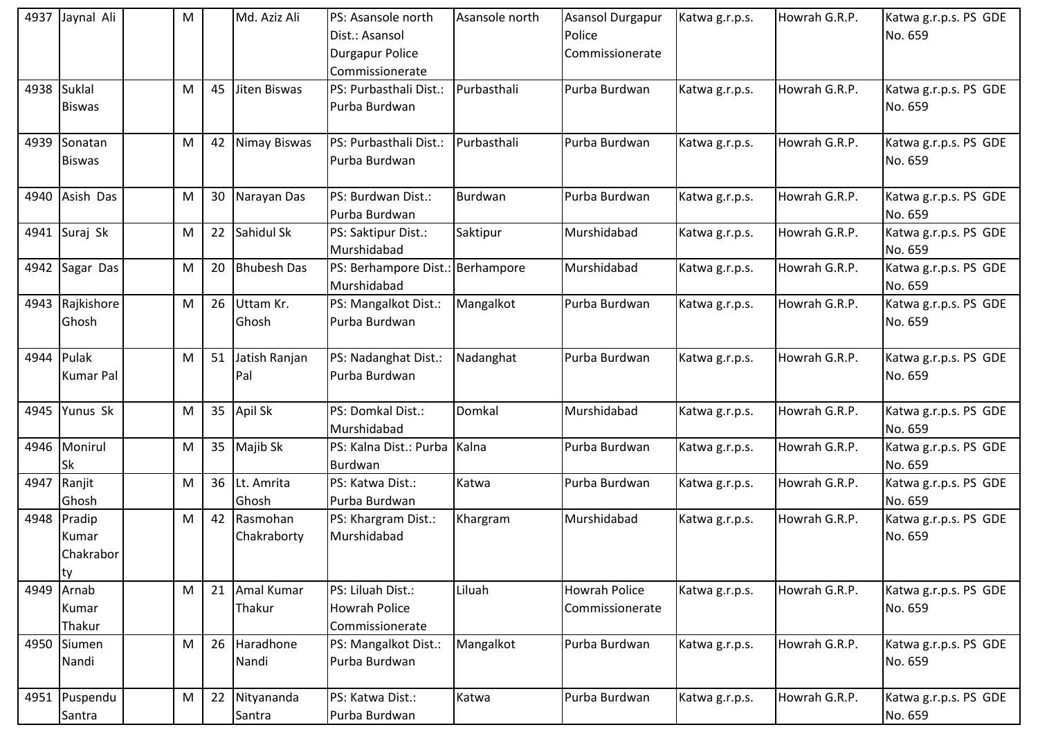| 4937 | Jaynal Ali | | M | | Md. Aziz Ali | PS: Asansole north Dist.: Asansol Durgapur Police Commissionerate | Asansole north | Asansol Durgapur Police Commissionerate | Katwa g.r.p.s. | Howrah G.R.P. | Katwa g.r.p.s. PS GDE No. 659 |
|---|---|---|---|---|---|---|---|---|---|---|---|
| 4938 | Suklal Biswas | | M | 45 | Jiten Biswas | PS: Purbasthali Dist.: Purba Burdwan | Purbasthali | Purba Burdwan | Katwa g.r.p.s. | Howrah G.R.P. | Katwa g.r.p.s. PS GDE No. 659 |
| 4939 | Sonatan Biswas | | M | 42 | Nimay Biswas | PS: Purbasthali Dist.: Purba Burdwan | Purbasthali | Purba Burdwan | Katwa g.r.p.s. | Howrah G.R.P. | Katwa g.r.p.s. PS GDE No. 659 |
| 4940 | Asish Das | | M | 30 | Narayan Das | PS: Burdwan Dist.: Purba Burdwan | Burdwan | Purba Burdwan | Katwa g.r.p.s. | Howrah G.R.P. | Katwa g.r.p.s. PS GDE No. 659 |
| 4941 | Suraj Sk | | M | 22 | Sahidul Sk | PS: Saktipur Dist.: Murshidabad | Saktipur | Murshidabad | Katwa g.r.p.s. | Howrah G.R.P. | Katwa g.r.p.s. PS GDE No. 659 |
| 4942 | Sagar Das | | M | 20 | Bhubesh Das | PS: Berhampore Dist.: Murshidabad | Berhampore | Murshidabad | Katwa g.r.p.s. | Howrah G.R.P. | Katwa g.r.p.s. PS GDE No. 659 |
| 4943 | Rajkishore Ghosh | | M | 26 | Uttam Kr. Ghosh | PS: Mangalkot Dist.: Purba Burdwan | Mangalkot | Purba Burdwan | Katwa g.r.p.s. | Howrah G.R.P. | Katwa g.r.p.s. PS GDE No. 659 |
| 4944 | Pulak Kumar Pal | | M | 51 | Jatish Ranjan Pal | PS: Nadanghat Dist.: Purba Burdwan | Nadanghat | Purba Burdwan | Katwa g.r.p.s. | Howrah G.R.P. | Katwa g.r.p.s. PS GDE No. 659 |
| 4945 | Yunus Sk | | M | 35 | Apil Sk | PS: Domkal Dist.: Murshidabad | Domkal | Murshidabad | Katwa g.r.p.s. | Howrah G.R.P. | Katwa g.r.p.s. PS GDE No. 659 |
| 4946 | Monirul Sk | | M | 35 | Majib Sk | PS: Kalna Dist.: Purba Burdwan | Kalna | Purba Burdwan | Katwa g.r.p.s. | Howrah G.R.P. | Katwa g.r.p.s. PS GDE No. 659 |
| 4947 | Ranjit Ghosh | | M | 36 | Lt. Amrita Ghosh | PS: Katwa Dist.: Purba Burdwan | Katwa | Purba Burdwan | Katwa g.r.p.s. | Howrah G.R.P. | Katwa g.r.p.s. PS GDE No. 659 |
| 4948 | Pradip Kumar Chakraborty | | M | 42 | Rasmohan Chakraborty | PS: Khargram Dist.: Murshidabad | Khargram | Murshidabad | Katwa g.r.p.s. | Howrah G.R.P. | Katwa g.r.p.s. PS GDE No. 659 |
| 4949 | Arnab Kumar Thakur | | M | 21 | Amal Kumar Thakur | PS: Liluah Dist.: Howrah Police Commissionerate | Liluah | Howrah Police Commissionerate | Katwa g.r.p.s. | Howrah G.R.P. | Katwa g.r.p.s. PS GDE No. 659 |
| 4950 | Siumen Nandi | | M | 26 | Haradhone Nandi | PS: Mangalkot Dist.: Purba Burdwan | Mangalkot | Purba Burdwan | Katwa g.r.p.s. | Howrah G.R.P. | Katwa g.r.p.s. PS GDE No. 659 |
| 4951 | Puspendu Santra | | M | 22 | Nityananda Santra | PS: Katwa Dist.: Purba Burdwan | Katwa | Purba Burdwan | Katwa g.r.p.s. | Howrah G.R.P. | Katwa g.r.p.s. PS GDE No. 659 |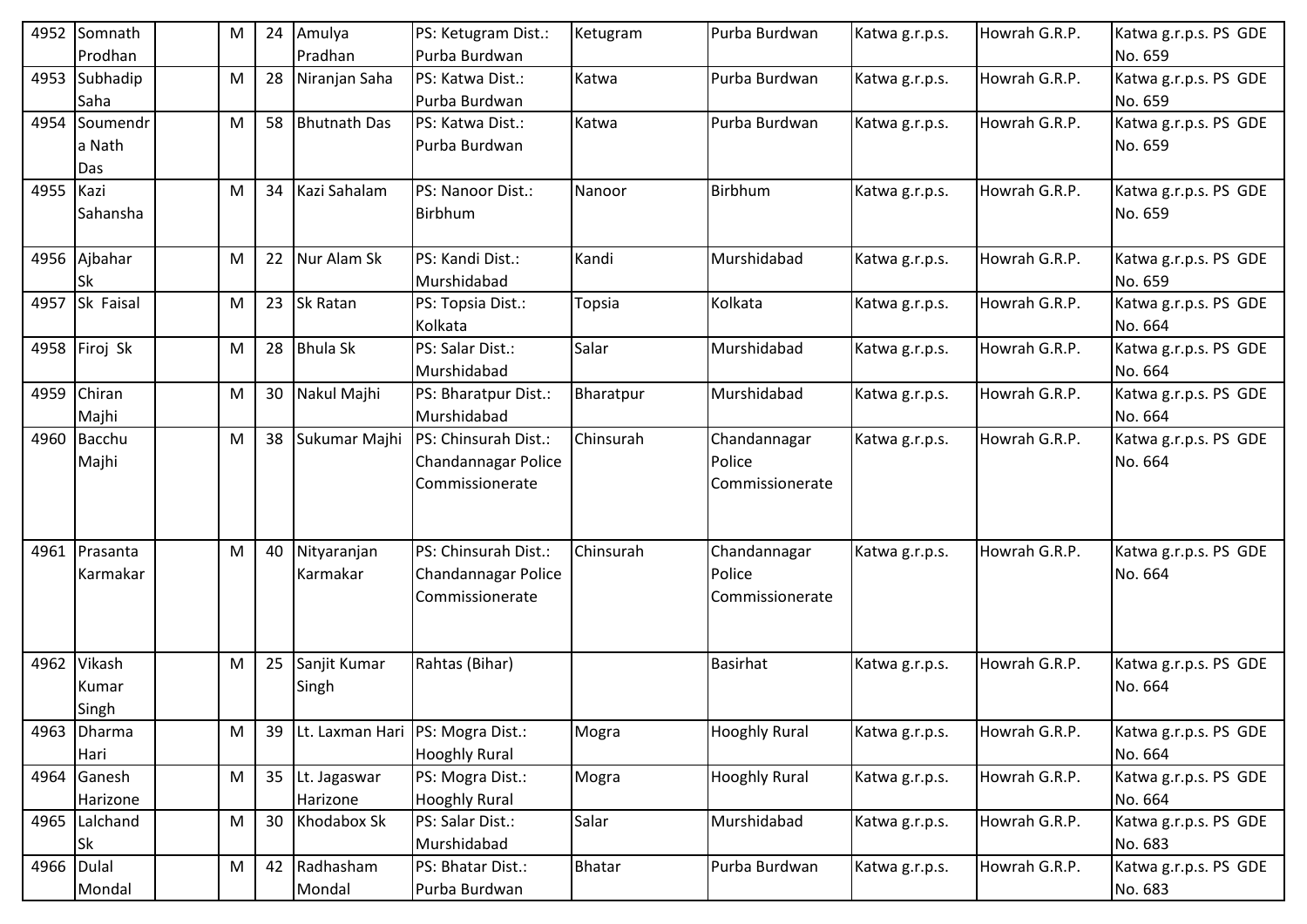| 4952 | Somnath Prodhan | | M | 24 | Amulya Pradhan | PS: Ketugram Dist.: Purba Burdwan | Ketugram | Purba Burdwan | Katwa g.r.p.s. | Howrah G.R.P. | Katwa g.r.p.s. PS GDE No. 659 |
|---|---|---|---|---|---|---|---|---|---|---|---|
| 4953 | Subhadip Saha | | M | 28 | Niranjan Saha | PS: Katwa Dist.: Purba Burdwan | Katwa | Purba Burdwan | Katwa g.r.p.s. | Howrah G.R.P. | Katwa g.r.p.s. PS GDE No. 659 |
| 4954 | Soumendra Nath Das | | M | 58 | Bhutnath Das | PS: Katwa Dist.: Purba Burdwan | Katwa | Purba Burdwan | Katwa g.r.p.s. | Howrah G.R.P. | Katwa g.r.p.s. PS GDE No. 659 |
| 4955 | Kazi Sahansha | | M | 34 | Kazi Sahalam | PS: Nanoor Dist.: Birbhum | Nanoor | Birbhum | Katwa g.r.p.s. | Howrah G.R.P. | Katwa g.r.p.s. PS GDE No. 659 |
| 4956 | Ajbahar Sk | | M | 22 | Nur Alam Sk | PS: Kandi Dist.: Murshidabad | Kandi | Murshidabad | Katwa g.r.p.s. | Howrah G.R.P. | Katwa g.r.p.s. PS GDE No. 659 |
| 4957 | Sk Faisal | | M | 23 | Sk Ratan | PS: Topsia Dist.: Kolkata | Topsia | Kolkata | Katwa g.r.p.s. | Howrah G.R.P. | Katwa g.r.p.s. PS GDE No. 664 |
| 4958 | Firoj Sk | | M | 28 | Bhula Sk | PS: Salar Dist.: Murshidabad | Salar | Murshidabad | Katwa g.r.p.s. | Howrah G.R.P. | Katwa g.r.p.s. PS GDE No. 664 |
| 4959 | Chiran Majhi | | M | 30 | Nakul Majhi | PS: Bharatpur Dist.: Murshidabad | Bharatpur | Murshidabad | Katwa g.r.p.s. | Howrah G.R.P. | Katwa g.r.p.s. PS GDE No. 664 |
| 4960 | Bacchu Majhi | | M | 38 | Sukumar Majhi | PS: Chinsurah Dist.: Chandannagar Police Commissionerate | Chinsurah | Chandannagar Police Commissionerate | Katwa g.r.p.s. | Howrah G.R.P. | Katwa g.r.p.s. PS GDE No. 664 |
| 4961 | Prasanta Karmakar | | M | 40 | Nityaranjan Karmakar | PS: Chinsurah Dist.: Chandannagar Police Commissionerate | Chinsurah | Chandannagar Police Commissionerate | Katwa g.r.p.s. | Howrah G.R.P. | Katwa g.r.p.s. PS GDE No. 664 |
| 4962 | Vikash Kumar Singh | | M | 25 | Sanjit Kumar Singh | Rahtas (Bihar) | | Basirhat | Katwa g.r.p.s. | Howrah G.R.P. | Katwa g.r.p.s. PS GDE No. 664 |
| 4963 | Dharma Hari | | M | 39 | Lt. Laxman Hari | PS: Mogra Dist.: Hooghly Rural | Mogra | Hooghly Rural | Katwa g.r.p.s. | Howrah G.R.P. | Katwa g.r.p.s. PS GDE No. 664 |
| 4964 | Ganesh Harizone | | M | 35 | Lt. Jagaswar Harizone | PS: Mogra Dist.: Hooghly Rural | Mogra | Hooghly Rural | Katwa g.r.p.s. | Howrah G.R.P. | Katwa g.r.p.s. PS GDE No. 664 |
| 4965 | Lalchand Sk | | M | 30 | Khodabox Sk | PS: Salar Dist.: Murshidabad | Salar | Murshidabad | Katwa g.r.p.s. | Howrah G.R.P. | Katwa g.r.p.s. PS GDE No. 683 |
| 4966 | Dulal Mondal | | M | 42 | Radhasham Mondal | PS: Bhatar Dist.: Purba Burdwan | Bhatar | Purba Burdwan | Katwa g.r.p.s. | Howrah G.R.P. | Katwa g.r.p.s. PS GDE No. 683 |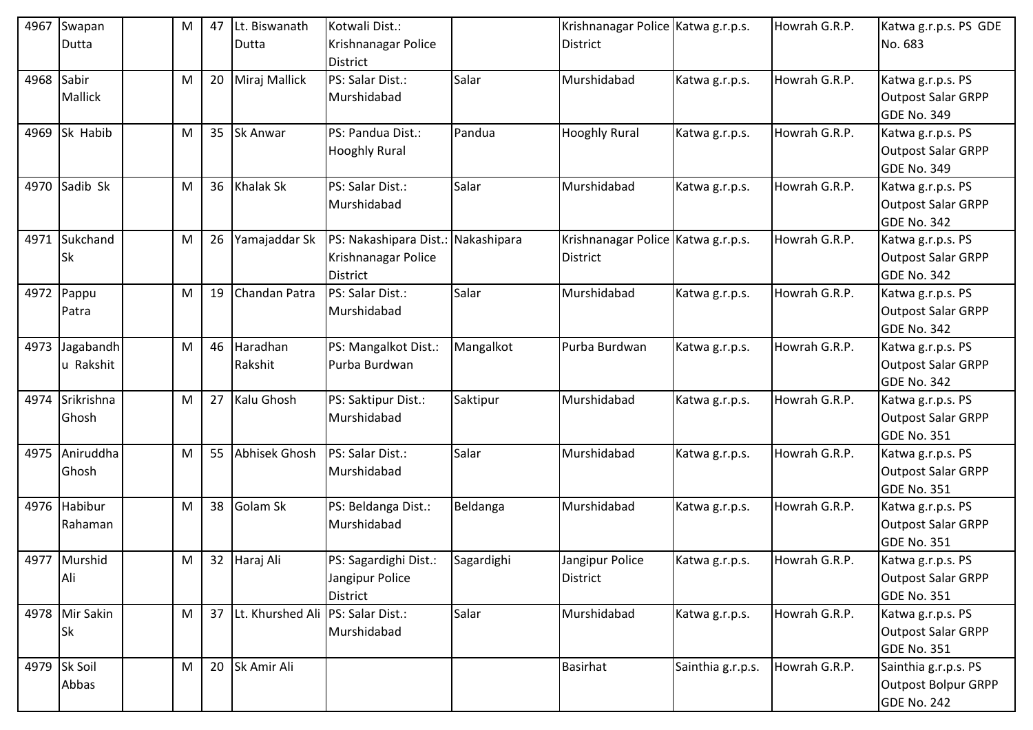| 4967 | Swapan Dutta | | M | 47 | Lt. Biswanath Dutta | Kotwali Dist.: Krishnanagar Police District | | Krishnanagar Police District | Katwa g.r.p.s. | Howrah G.R.P. | Katwa g.r.p.s. PS GDE No. 683 |
|---|---|---|---|---|---|---|---|---|---|---|---|
| 4968 | Sabir Mallick | | M | 20 | Miraj Mallick | PS: Salar Dist.: Murshidabad | Salar | Murshidabad | Katwa g.r.p.s. | Howrah G.R.P. | Katwa g.r.p.s. PS Outpost Salar GRPP GDE No. 349 |
| 4969 | Sk Habib | | M | 35 | Sk Anwar | PS: Pandua Dist.: Hooghly Rural | Pandua | Hooghly Rural | Katwa g.r.p.s. | Howrah G.R.P. | Katwa g.r.p.s. PS Outpost Salar GRPP GDE No. 349 |
| 4970 | Sadib Sk | | M | 36 | Khalak Sk | PS: Salar Dist.: Murshidabad | Salar | Murshidabad | Katwa g.r.p.s. | Howrah G.R.P. | Katwa g.r.p.s. PS Outpost Salar GRPP GDE No. 342 |
| 4971 | Sukchand Sk | | M | 26 | Yamajaddar Sk | PS: Nakashipara Dist.: Krishnanagar Police District | Nakashipara | Krishnanagar Police District | Katwa g.r.p.s. | Howrah G.R.P. | Katwa g.r.p.s. PS Outpost Salar GRPP GDE No. 342 |
| 4972 | Pappu Patra | | M | 19 | Chandan Patra | PS: Salar Dist.: Murshidabad | Salar | Murshidabad | Katwa g.r.p.s. | Howrah G.R.P. | Katwa g.r.p.s. PS Outpost Salar GRPP GDE No. 342 |
| 4973 | Jagabandhu Rakshit | | M | 46 | Haradhan Rakshit | PS: Mangalkot Dist.: Purba Burdwan | Mangalkot | Purba Burdwan | Katwa g.r.p.s. | Howrah G.R.P. | Katwa g.r.p.s. PS Outpost Salar GRPP GDE No. 342 |
| 4974 | Srikrishna Ghosh | | M | 27 | Kalu Ghosh | PS: Saktipur Dist.: Murshidabad | Saktipur | Murshidabad | Katwa g.r.p.s. | Howrah G.R.P. | Katwa g.r.p.s. PS Outpost Salar GRPP GDE No. 351 |
| 4975 | Aniruddha Ghosh | | M | 55 | Abhisek Ghosh | PS: Salar Dist.: Murshidabad | Salar | Murshidabad | Katwa g.r.p.s. | Howrah G.R.P. | Katwa g.r.p.s. PS Outpost Salar GRPP GDE No. 351 |
| 4976 | Habibur Rahaman | | M | 38 | Golam Sk | PS: Beldanga Dist.: Murshidabad | Beldanga | Murshidabad | Katwa g.r.p.s. | Howrah G.R.P. | Katwa g.r.p.s. PS Outpost Salar GRPP GDE No. 351 |
| 4977 | Murshid Ali | | M | 32 | Haraj Ali | PS: Sagardighi Dist.: Jangipur Police District | Sagardighi | Jangipur Police District | Katwa g.r.p.s. | Howrah G.R.P. | Katwa g.r.p.s. PS Outpost Salar GRPP GDE No. 351 |
| 4978 | Mir Sakin Sk | | M | 37 | Lt. Khurshed Ali | PS: Salar Dist.: Murshidabad | Salar | Murshidabad | Katwa g.r.p.s. | Howrah G.R.P. | Katwa g.r.p.s. PS Outpost Salar GRPP GDE No. 351 |
| 4979 | Sk Soil Abbas | | M | 20 | Sk Amir Ali | | | Basirhat | Sainthia g.r.p.s. | Howrah G.R.P. | Sainthia g.r.p.s. PS Outpost Bolpur GRPP GDE No. 242 |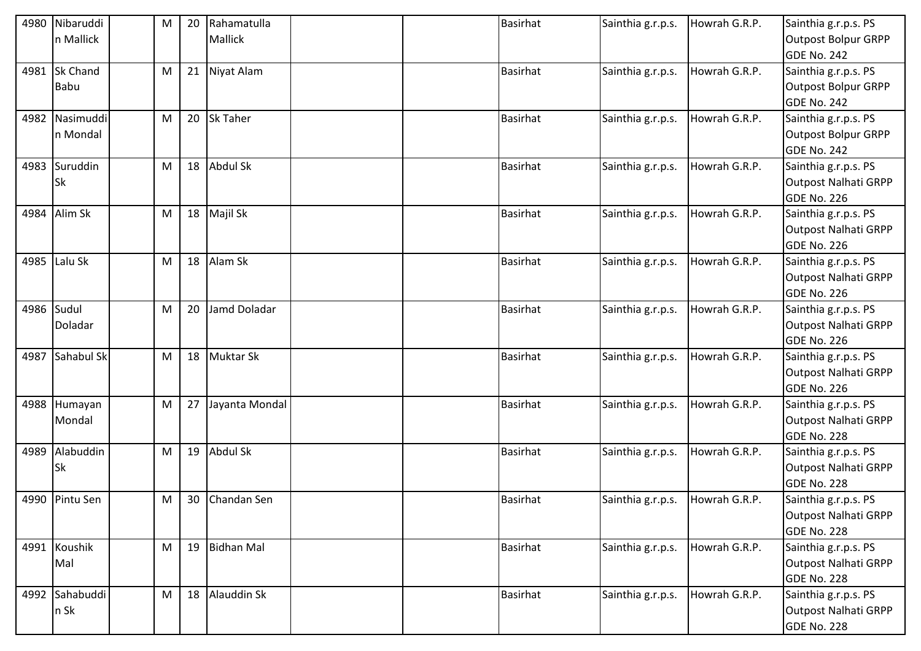| 4980 | Nibaruddin Mallick | | M | 20 | Rahamatulla Mallick | | | Basirhat | Sainthia g.r.p.s. | Howrah G.R.P. | Sainthia g.r.p.s. PS Outpost Bolpur GRPP GDE No. 242 |
|---|---|---|---|---|---|---|---|---|---|---|---|
| 4981 | Sk Chand Babu | | M | 21 | Niyat Alam | | | Basirhat | Sainthia g.r.p.s. | Howrah G.R.P. | Sainthia g.r.p.s. PS Outpost Bolpur GRPP GDE No. 242 |
| 4982 | Nasimuddin Mondal | | M | 20 | Sk Taher | | | Basirhat | Sainthia g.r.p.s. | Howrah G.R.P. | Sainthia g.r.p.s. PS Outpost Bolpur GRPP GDE No. 242 |
| 4983 | Suruddin Sk | | M | 18 | Abdul Sk | | | Basirhat | Sainthia g.r.p.s. | Howrah G.R.P. | Sainthia g.r.p.s. PS Outpost Nalhati GRPP GDE No. 226 |
| 4984 | Alim Sk | | M | 18 | Majil Sk | | | Basirhat | Sainthia g.r.p.s. | Howrah G.R.P. | Sainthia g.r.p.s. PS Outpost Nalhati GRPP GDE No. 226 |
| 4985 | Lalu Sk | | M | 18 | Alam Sk | | | Basirhat | Sainthia g.r.p.s. | Howrah G.R.P. | Sainthia g.r.p.s. PS Outpost Nalhati GRPP GDE No. 226 |
| 4986 | Sudul Doladar | | M | 20 | Jamd Doladar | | | Basirhat | Sainthia g.r.p.s. | Howrah G.R.P. | Sainthia g.r.p.s. PS Outpost Nalhati GRPP GDE No. 226 |
| 4987 | Sahabul Sk | | M | 18 | Muktar Sk | | | Basirhat | Sainthia g.r.p.s. | Howrah G.R.P. | Sainthia g.r.p.s. PS Outpost Nalhati GRPP GDE No. 226 |
| 4988 | Humayan Mondal | | M | 27 | Jayanta Mondal | | | Basirhat | Sainthia g.r.p.s. | Howrah G.R.P. | Sainthia g.r.p.s. PS Outpost Nalhati GRPP GDE No. 228 |
| 4989 | Alabuddin Sk | | M | 19 | Abdul Sk | | | Basirhat | Sainthia g.r.p.s. | Howrah G.R.P. | Sainthia g.r.p.s. PS Outpost Nalhati GRPP GDE No. 228 |
| 4990 | Pintu Sen | | M | 30 | Chandan Sen | | | Basirhat | Sainthia g.r.p.s. | Howrah G.R.P. | Sainthia g.r.p.s. PS Outpost Nalhati GRPP GDE No. 228 |
| 4991 | Koushik Mal | | M | 19 | Bidhan Mal | | | Basirhat | Sainthia g.r.p.s. | Howrah G.R.P. | Sainthia g.r.p.s. PS Outpost Nalhati GRPP GDE No. 228 |
| 4992 | Sahabuddin Sk | | M | 18 | Alauddin Sk | | | Basirhat | Sainthia g.r.p.s. | Howrah G.R.P. | Sainthia g.r.p.s. PS Outpost Nalhati GRPP GDE No. 228 |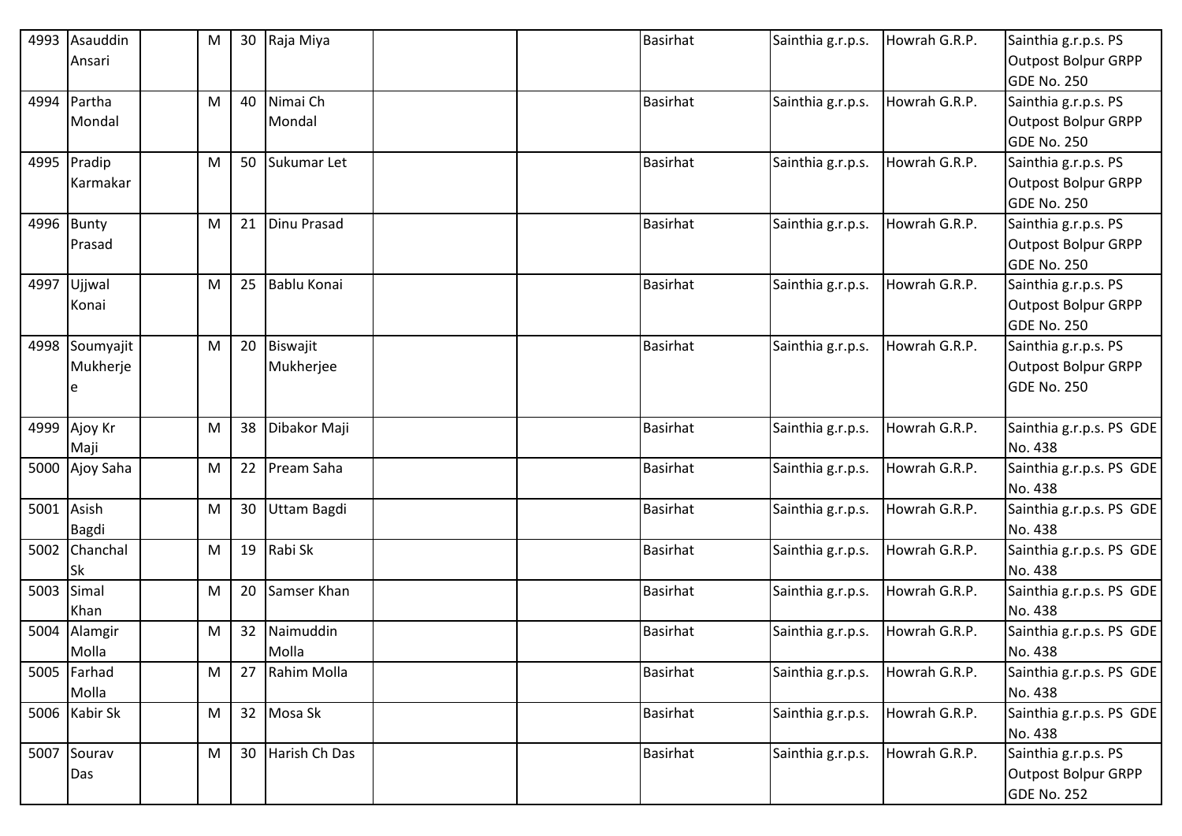| 4993 | Asauddin Ansari | | M | 30 | Raja Miya | | | Basirhat | Sainthia g.r.p.s. | Howrah G.R.P. | Sainthia g.r.p.s. PS Outpost Bolpur GRPP GDE No. 250 |
|---|---|---|---|---|---|---|---|---|---|---|---|
| 4994 | Partha Mondal | | M | 40 | Nimai Ch Mondal | | | Basirhat | Sainthia g.r.p.s. | Howrah G.R.P. | Sainthia g.r.p.s. PS Outpost Bolpur GRPP GDE No. 250 |
| 4995 | Pradip Karmakar | | M | 50 | Sukumar Let | | | Basirhat | Sainthia g.r.p.s. | Howrah G.R.P. | Sainthia g.r.p.s. PS Outpost Bolpur GRPP GDE No. 250 |
| 4996 | Bunty Prasad | | M | 21 | Dinu Prasad | | | Basirhat | Sainthia g.r.p.s. | Howrah G.R.P. | Sainthia g.r.p.s. PS Outpost Bolpur GRPP GDE No. 250 |
| 4997 | Ujjwal Konai | | M | 25 | Bablu Konai | | | Basirhat | Sainthia g.r.p.s. | Howrah G.R.P. | Sainthia g.r.p.s. PS Outpost Bolpur GRPP GDE No. 250 |
| 4998 | Soumyajit Mukherjee | | M | 20 | Biswajit Mukherjee | | | Basirhat | Sainthia g.r.p.s. | Howrah G.R.P. | Sainthia g.r.p.s. PS Outpost Bolpur GRPP GDE No. 250 |
| 4999 | Ajoy Kr Maji | | M | 38 | Dibakor Maji | | | Basirhat | Sainthia g.r.p.s. | Howrah G.R.P. | Sainthia g.r.p.s. PS GDE No. 438 |
| 5000 | Ajoy Saha | | M | 22 | Pream Saha | | | Basirhat | Sainthia g.r.p.s. | Howrah G.R.P. | Sainthia g.r.p.s. PS GDE No. 438 |
| 5001 | Asish Bagdi | | M | 30 | Uttam Bagdi | | | Basirhat | Sainthia g.r.p.s. | Howrah G.R.P. | Sainthia g.r.p.s. PS GDE No. 438 |
| 5002 | Chanchal Sk | | M | 19 | Rabi Sk | | | Basirhat | Sainthia g.r.p.s. | Howrah G.R.P. | Sainthia g.r.p.s. PS GDE No. 438 |
| 5003 | Simal Khan | | M | 20 | Samser Khan | | | Basirhat | Sainthia g.r.p.s. | Howrah G.R.P. | Sainthia g.r.p.s. PS GDE No. 438 |
| 5004 | Alamgir Molla | | M | 32 | Naimuddin Molla | | | Basirhat | Sainthia g.r.p.s. | Howrah G.R.P. | Sainthia g.r.p.s. PS GDE No. 438 |
| 5005 | Farhad Molla | | M | 27 | Rahim Molla | | | Basirhat | Sainthia g.r.p.s. | Howrah G.R.P. | Sainthia g.r.p.s. PS GDE No. 438 |
| 5006 | Kabir Sk | | M | 32 | Mosa Sk | | | Basirhat | Sainthia g.r.p.s. | Howrah G.R.P. | Sainthia g.r.p.s. PS GDE No. 438 |
| 5007 | Sourav Das | | M | 30 | Harish Ch Das | | | Basirhat | Sainthia g.r.p.s. | Howrah G.R.P. | Sainthia g.r.p.s. PS Outpost Bolpur GRPP GDE No. 252 |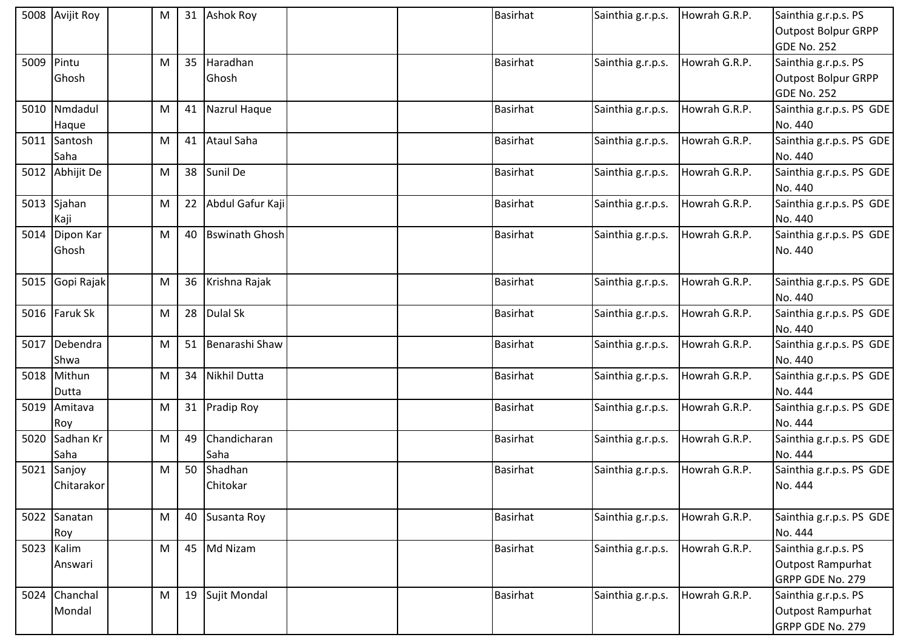| | | | | | | | | | | | |
|---|---|---|---|---|---|---|---|---|---|---|---|
| 5008 | Avijit Roy | | M | 31 | Ashok Roy | | | Basirhat | Sainthia g.r.p.s. | Howrah G.R.P. | Sainthia g.r.p.s. PS Outpost Bolpur GRPP GDE No. 252 |
| 5009 | Pintu Ghosh | | M | 35 | Haradhan Ghosh | | | Basirhat | Sainthia g.r.p.s. | Howrah G.R.P. | Sainthia g.r.p.s. PS Outpost Bolpur GRPP GDE No. 252 |
| 5010 | Nmdadul Haque | | M | 41 | Nazrul Haque | | | Basirhat | Sainthia g.r.p.s. | Howrah G.R.P. | Sainthia g.r.p.s. PS GDE No. 440 |
| 5011 | Santosh Saha | | M | 41 | Ataul Saha | | | Basirhat | Sainthia g.r.p.s. | Howrah G.R.P. | Sainthia g.r.p.s. PS GDE No. 440 |
| 5012 | Abhijit De | | M | 38 | Sunil De | | | Basirhat | Sainthia g.r.p.s. | Howrah G.R.P. | Sainthia g.r.p.s. PS GDE No. 440 |
| 5013 | Sjahan Kaji | | M | 22 | Abdul Gafur Kaji | | | Basirhat | Sainthia g.r.p.s. | Howrah G.R.P. | Sainthia g.r.p.s. PS GDE No. 440 |
| 5014 | Dipon Kar Ghosh | | M | 40 | Bswinath Ghosh | | | Basirhat | Sainthia g.r.p.s. | Howrah G.R.P. | Sainthia g.r.p.s. PS GDE No. 440 |
| 5015 | Gopi Rajak | | M | 36 | Krishna Rajak | | | Basirhat | Sainthia g.r.p.s. | Howrah G.R.P. | Sainthia g.r.p.s. PS GDE No. 440 |
| 5016 | Faruk Sk | | M | 28 | Dulal Sk | | | Basirhat | Sainthia g.r.p.s. | Howrah G.R.P. | Sainthia g.r.p.s. PS GDE No. 440 |
| 5017 | Debendra Shwa | | M | 51 | Benarashi Shaw | | | Basirhat | Sainthia g.r.p.s. | Howrah G.R.P. | Sainthia g.r.p.s. PS GDE No. 440 |
| 5018 | Mithun Dutta | | M | 34 | Nikhil Dutta | | | Basirhat | Sainthia g.r.p.s. | Howrah G.R.P. | Sainthia g.r.p.s. PS GDE No. 444 |
| 5019 | Amitava Roy | | M | 31 | Pradip Roy | | | Basirhat | Sainthia g.r.p.s. | Howrah G.R.P. | Sainthia g.r.p.s. PS GDE No. 444 |
| 5020 | Sadhan Kr Saha | | M | 49 | Chandicharan Saha | | | Basirhat | Sainthia g.r.p.s. | Howrah G.R.P. | Sainthia g.r.p.s. PS GDE No. 444 |
| 5021 | Sanjoy Chitarakor | | M | 50 | Shadhan Chitokar | | | Basirhat | Sainthia g.r.p.s. | Howrah G.R.P. | Sainthia g.r.p.s. PS GDE No. 444 |
| 5022 | Sanatan Roy | | M | 40 | Susanta Roy | | | Basirhat | Sainthia g.r.p.s. | Howrah G.R.P. | Sainthia g.r.p.s. PS GDE No. 444 |
| 5023 | Kalim Answari | | M | 45 | Md Nizam | | | Basirhat | Sainthia g.r.p.s. | Howrah G.R.P. | Sainthia g.r.p.s. PS Outpost Rampurhat GRPP GDE No. 279 |
| 5024 | Chanchal Mondal | | M | 19 | Sujit Mondal | | | Basirhat | Sainthia g.r.p.s. | Howrah G.R.P. | Sainthia g.r.p.s. PS Outpost Rampurhat GRPP GDE No. 279 |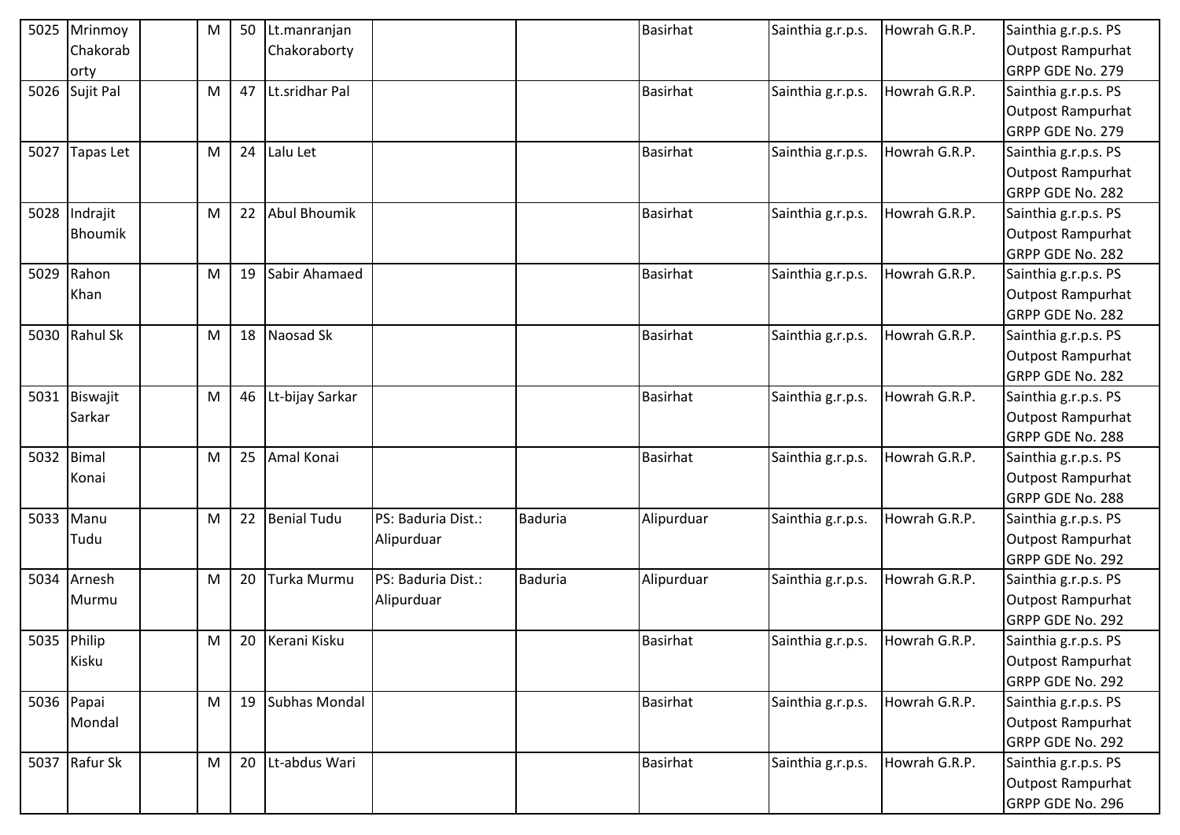| 5025 | Mrinmoy Chakoraborty | | M | 50 | Lt.manranjan Chakoraborty | | | Basirhat | Sainthia g.r.p.s. | Howrah G.R.P. | Sainthia g.r.p.s. PS Outpost Rampurhat GRPP GDE No. 279 |
|---|---|---|---|---|---|---|---|---|---|---|---|
| 5026 | Sujit Pal | | M | 47 | Lt.sridhar Pal | | | Basirhat | Sainthia g.r.p.s. | Howrah G.R.P. | Sainthia g.r.p.s. PS Outpost Rampurhat GRPP GDE No. 279 |
| 5027 | Tapas Let | | M | 24 | Lalu Let | | | Basirhat | Sainthia g.r.p.s. | Howrah G.R.P. | Sainthia g.r.p.s. PS Outpost Rampurhat GRPP GDE No. 282 |
| 5028 | Indrajit Bhoumik | | M | 22 | Abul Bhoumik | | | Basirhat | Sainthia g.r.p.s. | Howrah G.R.P. | Sainthia g.r.p.s. PS Outpost Rampurhat GRPP GDE No. 282 |
| 5029 | Rahon Khan | | M | 19 | Sabir Ahamaed | | | Basirhat | Sainthia g.r.p.s. | Howrah G.R.P. | Sainthia g.r.p.s. PS Outpost Rampurhat GRPP GDE No. 282 |
| 5030 | Rahul Sk | | M | 18 | Naosad Sk | | | Basirhat | Sainthia g.r.p.s. | Howrah G.R.P. | Sainthia g.r.p.s. PS Outpost Rampurhat GRPP GDE No. 282 |
| 5031 | Biswajit Sarkar | | M | 46 | Lt-bijay Sarkar | | | Basirhat | Sainthia g.r.p.s. | Howrah G.R.P. | Sainthia g.r.p.s. PS Outpost Rampurhat GRPP GDE No. 288 |
| 5032 | Bimal Konai | | M | 25 | Amal Konai | | | Basirhat | Sainthia g.r.p.s. | Howrah G.R.P. | Sainthia g.r.p.s. PS Outpost Rampurhat GRPP GDE No. 288 |
| 5033 | Manu Tudu | | M | 22 | Benial Tudu | PS: Baduria Dist.: Alipurduar | Baduria | Alipurduar | Sainthia g.r.p.s. | Howrah G.R.P. | Sainthia g.r.p.s. PS Outpost Rampurhat GRPP GDE No. 292 |
| 5034 | Arnesh Murmu | | M | 20 | Turka Murmu | PS: Baduria Dist.: Alipurduar | Baduria | Alipurduar | Sainthia g.r.p.s. | Howrah G.R.P. | Sainthia g.r.p.s. PS Outpost Rampurhat GRPP GDE No. 292 |
| 5035 | Philip Kisku | | M | 20 | Kerani Kisku | | | Basirhat | Sainthia g.r.p.s. | Howrah G.R.P. | Sainthia g.r.p.s. PS Outpost Rampurhat GRPP GDE No. 292 |
| 5036 | Papai Mondal | | M | 19 | Subhas Mondal | | | Basirhat | Sainthia g.r.p.s. | Howrah G.R.P. | Sainthia g.r.p.s. PS Outpost Rampurhat GRPP GDE No. 292 |
| 5037 | Rafur Sk | | M | 20 | Lt-abdus Wari | | | Basirhat | Sainthia g.r.p.s. | Howrah G.R.P. | Sainthia g.r.p.s. PS Outpost Rampurhat GRPP GDE No. 296 |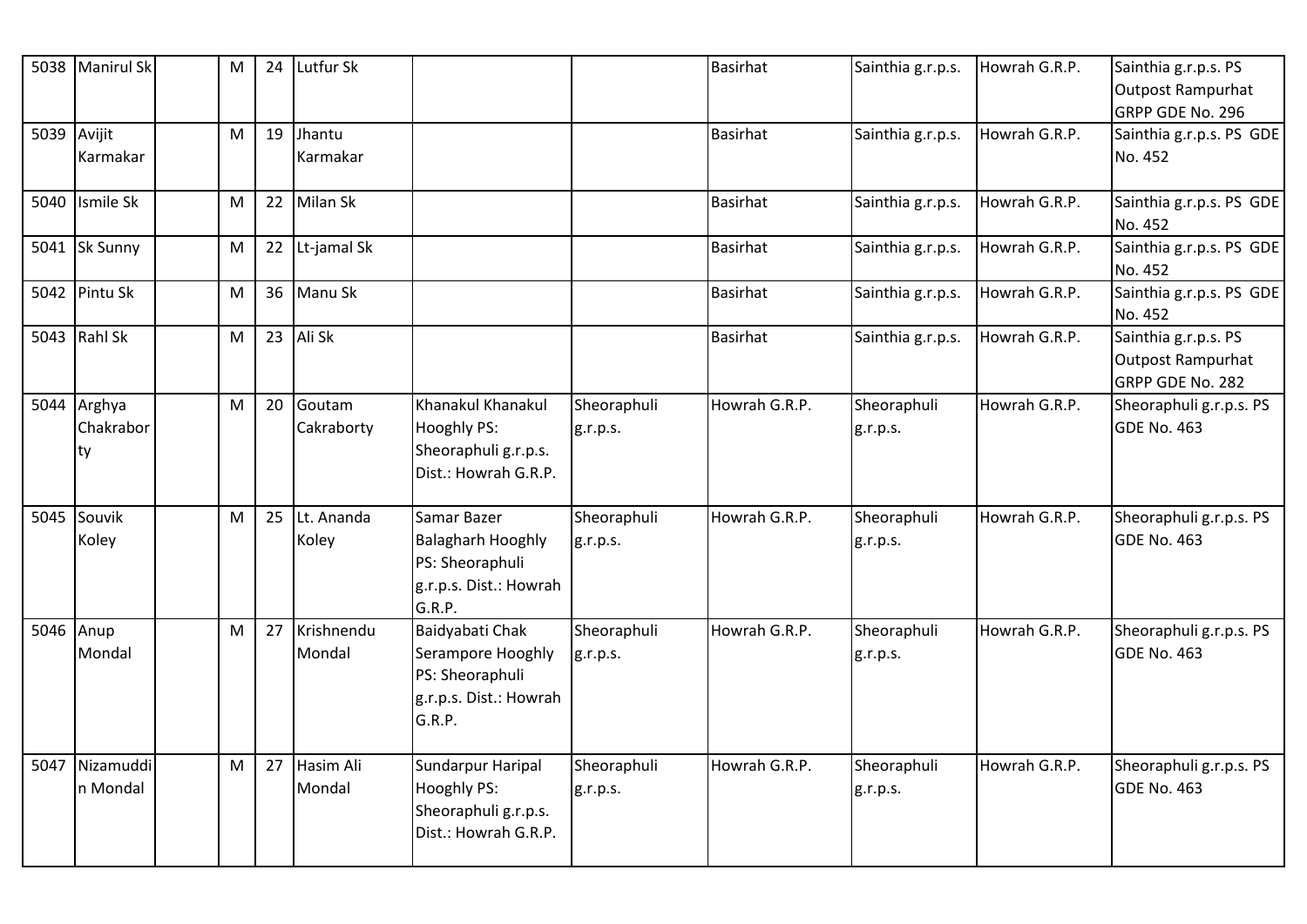| 5038 | Manirul Sk | | M | 24 | Lutfur Sk | | | Basirhat | Sainthia g.r.p.s. | Howrah G.R.P. | Sainthia g.r.p.s. PS Outpost Rampurhat GRPP GDE No. 296 |
|---|---|---|---|---|---|---|---|---|---|---|---|
| 5039 | Avijit Karmakar | | M | 19 | Jhantu Karmakar | | | Basirhat | Sainthia g.r.p.s. | Howrah G.R.P. | Sainthia g.r.p.s. PS GDE No. 452 |
| 5040 | Ismile Sk | | M | 22 | Milan Sk | | | Basirhat | Sainthia g.r.p.s. | Howrah G.R.P. | Sainthia g.r.p.s. PS GDE No. 452 |
| 5041 | Sk Sunny | | M | 22 | Lt-jamal Sk | | | Basirhat | Sainthia g.r.p.s. | Howrah G.R.P. | Sainthia g.r.p.s. PS GDE No. 452 |
| 5042 | Pintu Sk | | M | 36 | Manu Sk | | | Basirhat | Sainthia g.r.p.s. | Howrah G.R.P. | Sainthia g.r.p.s. PS GDE No. 452 |
| 5043 | Rahl Sk | | M | 23 | Ali Sk | | | Basirhat | Sainthia g.r.p.s. | Howrah G.R.P. | Sainthia g.r.p.s. PS Outpost Rampurhat GRPP GDE No. 282 |
| 5044 | Arghya Chakraborty | | M | 20 | Goutam Cakraborty | Khanakul Khanakul Hooghly PS: Sheoraphuli g.r.p.s. Dist.: Howrah G.R.P. | Sheoraphuli g.r.p.s. | Howrah G.R.P. | Sheoraphuli g.r.p.s. | Howrah G.R.P. | Sheoraphuli g.r.p.s. PS GDE No. 463 |
| 5045 | Souvik Koley | | M | 25 | Lt. Ananda Koley | Samar Bazer Balagharh Hooghly PS: Sheoraphuli g.r.p.s. Dist.: Howrah G.R.P. | Sheoraphuli g.r.p.s. | Howrah G.R.P. | Sheoraphuli g.r.p.s. | Howrah G.R.P. | Sheoraphuli g.r.p.s. PS GDE No. 463 |
| 5046 | Anup Mondal | | M | 27 | Krishnendu Mondal | Baidyabati Chak Serampore Hooghly PS: Sheoraphuli g.r.p.s. Dist.: Howrah G.R.P. | Sheoraphuli g.r.p.s. | Howrah G.R.P. | Sheoraphuli g.r.p.s. | Howrah G.R.P. | Sheoraphuli g.r.p.s. PS GDE No. 463 |
| 5047 | Nizamuddin Mondal | | M | 27 | Hasim Ali Mondal | Sundarpur Haripal Hooghly PS: Sheoraphuli g.r.p.s. Dist.: Howrah G.R.P. | Sheoraphuli g.r.p.s. | Howrah G.R.P. | Sheoraphuli g.r.p.s. | Howrah G.R.P. | Sheoraphuli g.r.p.s. PS GDE No. 463 |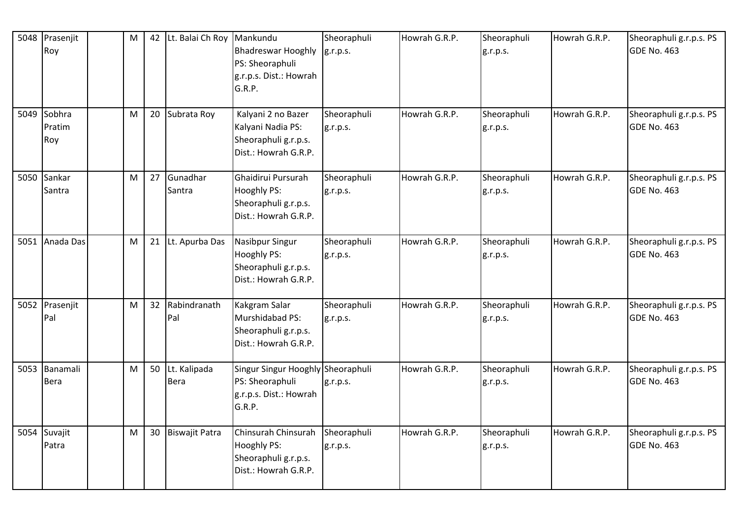| 5048 | Prasenjit Roy | | M | 42 | Lt. Balai Ch Roy | Mankundu Bhadreswar Hooghly PS: Sheoraphuli g.r.p.s. Dist.: Howrah G.R.P. | Sheoraphuli g.r.p.s. | Howrah G.R.P. | Sheoraphuli g.r.p.s. | Howrah G.R.P. | Sheoraphuli g.r.p.s. PS GDE No. 463 |
|---|---|---|---|---|---|---|---|---|---|---|---|
| 5049 | Sobhra Pratim Roy | | M | 20 | Subrata Roy | Kalyani 2 no Bazer Kalyani Nadia PS: Sheoraphuli g.r.p.s. Dist.: Howrah G.R.P. | Sheoraphuli g.r.p.s. | Howrah G.R.P. | Sheoraphuli g.r.p.s. | Howrah G.R.P. | Sheoraphuli g.r.p.s. PS GDE No. 463 |
| 5050 | Sankar Santra | | M | 27 | Gunadhar Santra | Ghaidirui Pursurah Hooghly PS: Sheoraphuli g.r.p.s. Dist.: Howrah G.R.P. | Sheoraphuli g.r.p.s. | Howrah G.R.P. | Sheoraphuli g.r.p.s. | Howrah G.R.P. | Sheoraphuli g.r.p.s. PS GDE No. 463 |
| 5051 | Anada Das | | M | 21 | Lt. Apurba Das | Nasibpur Singur Hooghly PS: Sheoraphuli g.r.p.s. Dist.: Howrah G.R.P. | Sheoraphuli g.r.p.s. | Howrah G.R.P. | Sheoraphuli g.r.p.s. | Howrah G.R.P. | Sheoraphuli g.r.p.s. PS GDE No. 463 |
| 5052 | Prasenjit Pal | | M | 32 | Rabindranath Pal | Kakgram Salar Murshidabad PS: Sheoraphuli g.r.p.s. Dist.: Howrah G.R.P. | Sheoraphuli g.r.p.s. | Howrah G.R.P. | Sheoraphuli g.r.p.s. | Howrah G.R.P. | Sheoraphuli g.r.p.s. PS GDE No. 463 |
| 5053 | Banamali Bera | | M | 50 | Lt. Kalipada Bera | Singur Singur Hooghly PS: Sheoraphuli g.r.p.s. Dist.: Howrah G.R.P. | Sheoraphuli g.r.p.s. | Howrah G.R.P. | Sheoraphuli g.r.p.s. | Howrah G.R.P. | Sheoraphuli g.r.p.s. PS GDE No. 463 |
| 5054 | Suvajit Patra | | M | 30 | Biswajit Patra | Chinsurah Chinsurah Hooghly PS: Sheoraphuli g.r.p.s. Dist.: Howrah G.R.P. | Sheoraphuli g.r.p.s. | Howrah G.R.P. | Sheoraphuli g.r.p.s. | Howrah G.R.P. | Sheoraphuli g.r.p.s. PS GDE No. 463 |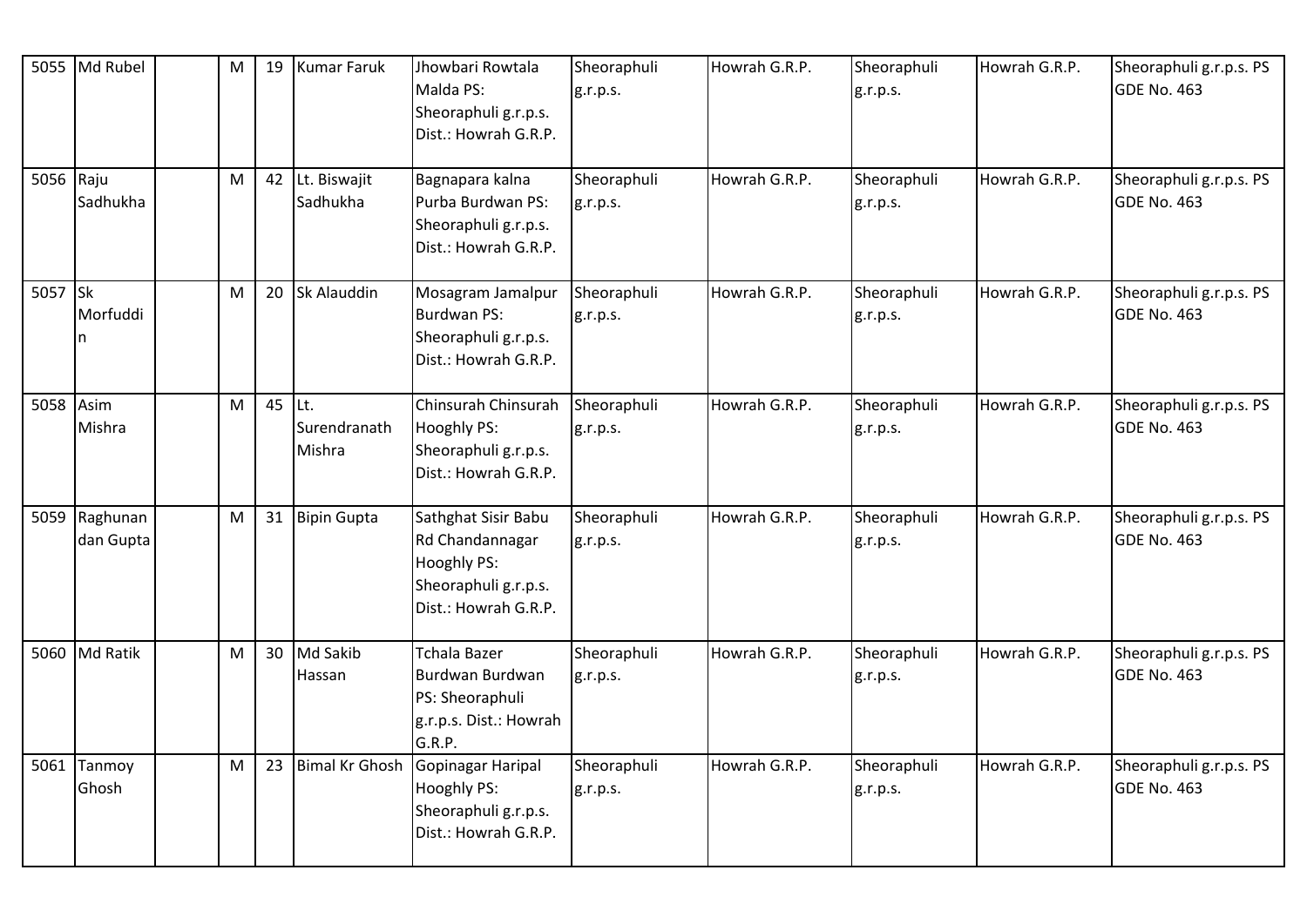| 5055 | Md Rubel | | M | 19 | Kumar Faruk | Jhowbari Rowtala Malda PS: Sheoraphuli g.r.p.s. Dist.: Howrah G.R.P. | Sheoraphuli g.r.p.s. | Howrah G.R.P. | Sheoraphuli g.r.p.s. | Howrah G.R.P. | Sheoraphuli g.r.p.s. PS GDE No. 463 |
|---|---|---|---|---|---|---|---|---|---|---|---|
| 5056 | Raju Sadhukha | | M | 42 | Lt. Biswajit Sadhukha | Bagnapara kalna Purba Burdwan PS: Sheoraphuli g.r.p.s. Dist.: Howrah G.R.P. | Sheoraphuli g.r.p.s. | Howrah G.R.P. | Sheoraphuli g.r.p.s. | Howrah G.R.P. | Sheoraphuli g.r.p.s. PS GDE No. 463 |
| 5057 | Sk Morfuddin | | M | 20 | Sk Alauddin | Mosagram Jamalpur Burdwan PS: Sheoraphuli g.r.p.s. Dist.: Howrah G.R.P. | Sheoraphuli g.r.p.s. | Howrah G.R.P. | Sheoraphuli g.r.p.s. | Howrah G.R.P. | Sheoraphuli g.r.p.s. PS GDE No. 463 |
| 5058 | Asim Mishra | | M | 45 | Lt. Surendranath Mishra | Chinsurah Chinsurah Hooghly PS: Sheoraphuli g.r.p.s. Dist.: Howrah G.R.P. | Sheoraphuli g.r.p.s. | Howrah G.R.P. | Sheoraphuli g.r.p.s. | Howrah G.R.P. | Sheoraphuli g.r.p.s. PS GDE No. 463 |
| 5059 | Raghunandan Gupta | | M | 31 | Bipin Gupta | Sathghat Sisir Babu Rd Chandannagar Hooghly PS: Sheoraphuli g.r.p.s. Dist.: Howrah G.R.P. | Sheoraphuli g.r.p.s. | Howrah G.R.P. | Sheoraphuli g.r.p.s. | Howrah G.R.P. | Sheoraphuli g.r.p.s. PS GDE No. 463 |
| 5060 | Md Ratik | | M | 30 | Md Sakib Hassan | Tchala Bazer Burdwan Burdwan PS: Sheoraphuli g.r.p.s. Dist.: Howrah G.R.P. | Sheoraphuli g.r.p.s. | Howrah G.R.P. | Sheoraphuli g.r.p.s. | Howrah G.R.P. | Sheoraphuli g.r.p.s. PS GDE No. 463 |
| 5061 | Tanmoy Ghosh | | M | 23 | Bimal Kr Ghosh | Gopinagar Haripal Hooghly PS: Sheoraphuli g.r.p.s. Dist.: Howrah G.R.P. | Sheoraphuli g.r.p.s. | Howrah G.R.P. | Sheoraphuli g.r.p.s. | Howrah G.R.P. | Sheoraphuli g.r.p.s. PS GDE No. 463 |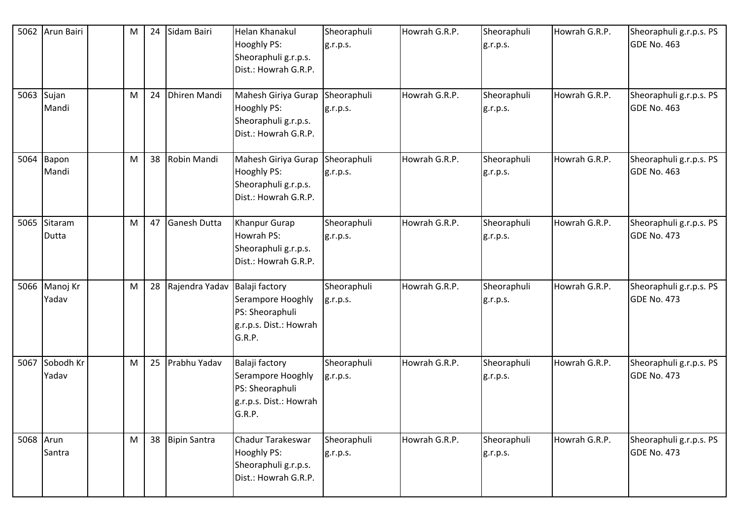| 5062 | Arun Bairi | | M | 24 | Sidam Bairi | Helan Khanakul Hooghly PS: Sheoraphuli g.r.p.s. Dist.: Howrah G.R.P. | Sheoraphuli g.r.p.s. | Howrah G.R.P. | Sheoraphuli g.r.p.s. | Howrah G.R.P. | Sheoraphuli g.r.p.s. PS GDE No. 463 |
|---|---|---|---|---|---|---|---|---|---|---|---|
| 5063 | Sujan Mandi | | M | 24 | Dhiren Mandi | Mahesh Giriya Gurap Hooghly PS: Sheoraphuli g.r.p.s. Dist.: Howrah G.R.P. | Sheoraphuli g.r.p.s. | Howrah G.R.P. | Sheoraphuli g.r.p.s. | Howrah G.R.P. | Sheoraphuli g.r.p.s. PS GDE No. 463 |
| 5064 | Bapon Mandi | | M | 38 | Robin Mandi | Mahesh Giriya Gurap Hooghly PS: Sheoraphuli g.r.p.s. Dist.: Howrah G.R.P. | Sheoraphuli g.r.p.s. | Howrah G.R.P. | Sheoraphuli g.r.p.s. | Howrah G.R.P. | Sheoraphuli g.r.p.s. PS GDE No. 463 |
| 5065 | Sitaram Dutta | | M | 47 | Ganesh Dutta | Khanpur Gurap Howrah PS: Sheoraphuli g.r.p.s. Dist.: Howrah G.R.P. | Sheoraphuli g.r.p.s. | Howrah G.R.P. | Sheoraphuli g.r.p.s. | Howrah G.R.P. | Sheoraphuli g.r.p.s. PS GDE No. 473 |
| 5066 | Manoj Kr Yadav | | M | 28 | Rajendra Yadav | Balaji factory Serampore Hooghly PS: Sheoraphuli g.r.p.s. Dist.: Howrah G.R.P. | Sheoraphuli g.r.p.s. | Howrah G.R.P. | Sheoraphuli g.r.p.s. | Howrah G.R.P. | Sheoraphuli g.r.p.s. PS GDE No. 473 |
| 5067 | Sobodh Kr Yadav | | M | 25 | Prabhu Yadav | Balaji factory Serampore Hooghly PS: Sheoraphuli g.r.p.s. Dist.: Howrah G.R.P. | Sheoraphuli g.r.p.s. | Howrah G.R.P. | Sheoraphuli g.r.p.s. | Howrah G.R.P. | Sheoraphuli g.r.p.s. PS GDE No. 473 |
| 5068 | Arun Santra | | M | 38 | Bipin Santra | Chadur Tarakeswar Hooghly PS: Sheoraphuli g.r.p.s. Dist.: Howrah G.R.P. | Sheoraphuli g.r.p.s. | Howrah G.R.P. | Sheoraphuli g.r.p.s. | Howrah G.R.P. | Sheoraphuli g.r.p.s. PS GDE No. 473 |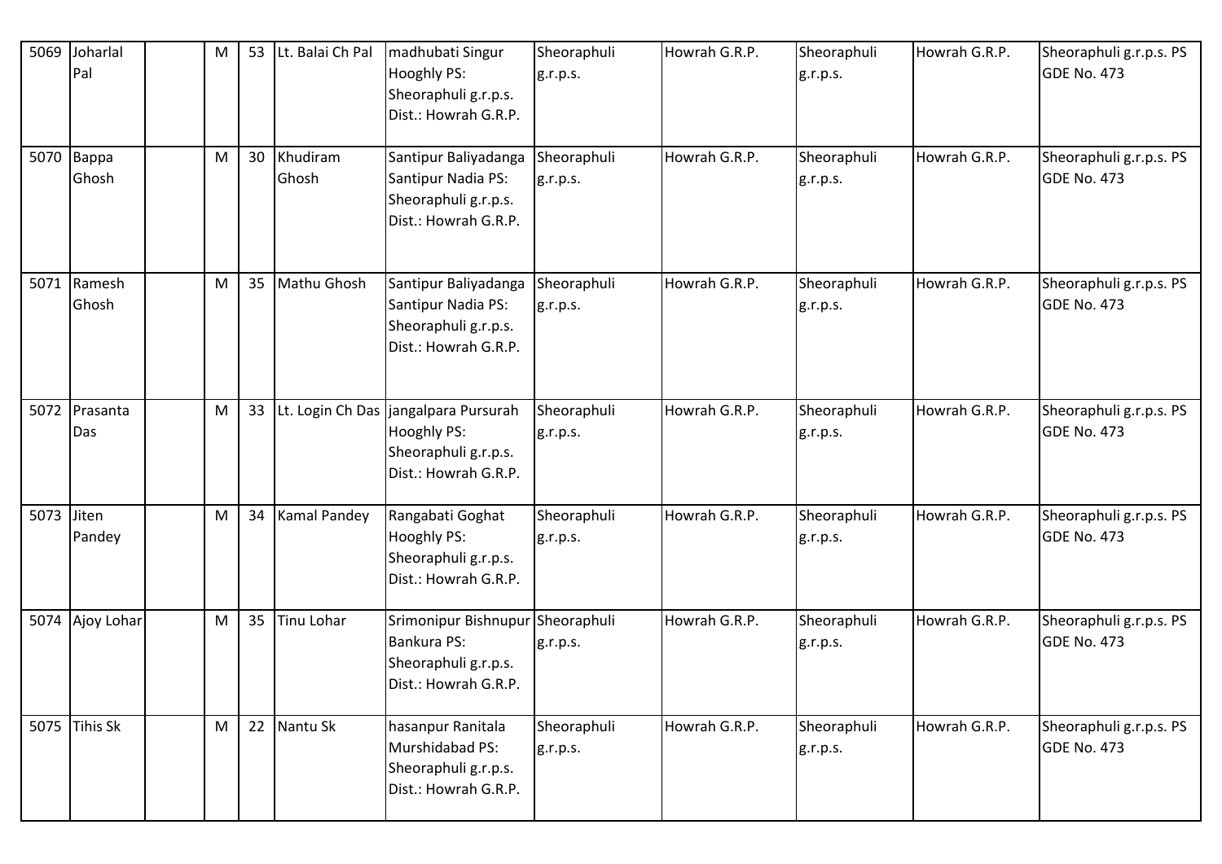| 5069 | Joharlal Pal | | M | 53 | Lt. Balai Ch Pal | madhubati Singur Hooghly PS: Sheoraphuli g.r.p.s. Dist.: Howrah G.R.P. | Sheoraphuli g.r.p.s. | Howrah G.R.P. | Sheoraphuli g.r.p.s. | Howrah G.R.P. | Sheoraphuli g.r.p.s. PS GDE No. 473 |
|---|---|---|---|---|---|---|---|---|---|---|---|
| 5070 | Bappa Ghosh | | M | 30 | Khudiram Ghosh | Santipur Baliyadanga Santipur Nadia PS: Sheoraphuli g.r.p.s. Dist.: Howrah G.R.P. | Sheoraphuli g.r.p.s. | Howrah G.R.P. | Sheoraphuli g.r.p.s. | Howrah G.R.P. | Sheoraphuli g.r.p.s. PS GDE No. 473 |
| 5071 | Ramesh Ghosh | | M | 35 | Mathu Ghosh | Santipur Baliyadanga Santipur Nadia PS: Sheoraphuli g.r.p.s. Dist.: Howrah G.R.P. | Sheoraphuli g.r.p.s. | Howrah G.R.P. | Sheoraphuli g.r.p.s. | Howrah G.R.P. | Sheoraphuli g.r.p.s. PS GDE No. 473 |
| 5072 | Prasanta Das | | M | 33 | Lt. Login Ch Das | jangalpara Pursurah Hooghly PS: Sheoraphuli g.r.p.s. Dist.: Howrah G.R.P. | Sheoraphuli g.r.p.s. | Howrah G.R.P. | Sheoraphuli g.r.p.s. | Howrah G.R.P. | Sheoraphuli g.r.p.s. PS GDE No. 473 |
| 5073 | Jiten Pandey | | M | 34 | Kamal Pandey | Rangabati Goghat Hooghly PS: Sheoraphuli g.r.p.s. Dist.: Howrah G.R.P. | Sheoraphuli g.r.p.s. | Howrah G.R.P. | Sheoraphuli g.r.p.s. | Howrah G.R.P. | Sheoraphuli g.r.p.s. PS GDE No. 473 |
| 5074 | Ajoy Lohar | | M | 35 | Tinu Lohar | Srimonipur Bishnupur Bankura PS: Sheoraphuli g.r.p.s. Dist.: Howrah G.R.P. | Sheoraphuli g.r.p.s. | Howrah G.R.P. | Sheoraphuli g.r.p.s. | Howrah G.R.P. | Sheoraphuli g.r.p.s. PS GDE No. 473 |
| 5075 | Tihis Sk | | M | 22 | Nantu Sk | hasanpur Ranitala Murshidabad PS: Sheoraphuli g.r.p.s. Dist.: Howrah G.R.P. | Sheoraphuli g.r.p.s. | Howrah G.R.P. | Sheoraphuli g.r.p.s. | Howrah G.R.P. | Sheoraphuli g.r.p.s. PS GDE No. 473 |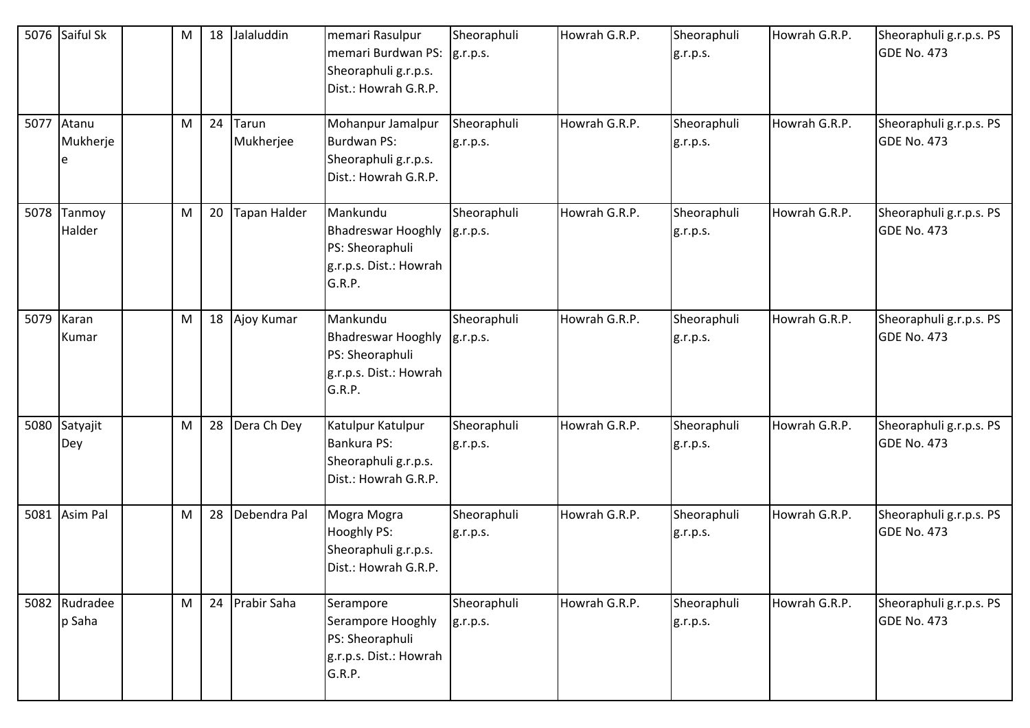| 5076 | Saiful Sk | | M | 18 | Jalaluddin | memari Rasulpur memari Burdwan PS: Sheoraphuli g.r.p.s. Dist.: Howrah G.R.P. | Sheoraphuli g.r.p.s. | Howrah G.R.P. | Sheoraphuli g.r.p.s. | Howrah G.R.P. | Sheoraphuli g.r.p.s. PS GDE No. 473 |
|---|---|---|---|---|---|---|---|---|---|---|---|
| 5077 | Atanu Mukherjee | | M | 24 | Tarun Mukherjee | Mohanpur Jamalpur Burdwan PS: Sheoraphuli g.r.p.s. Dist.: Howrah G.R.P. | Sheoraphuli g.r.p.s. | Howrah G.R.P. | Sheoraphuli g.r.p.s. | Howrah G.R.P. | Sheoraphuli g.r.p.s. PS GDE No. 473 |
| 5078 | Tanmoy Halder | | M | 20 | Tapan Halder | Mankundu Bhadreswar Hooghly PS: Sheoraphuli g.r.p.s. Dist.: Howrah G.R.P. | Sheoraphuli g.r.p.s. | Howrah G.R.P. | Sheoraphuli g.r.p.s. | Howrah G.R.P. | Sheoraphuli g.r.p.s. PS GDE No. 473 |
| 5079 | Karan Kumar | | M | 18 | Ajoy Kumar | Mankundu Bhadreswar Hooghly PS: Sheoraphuli g.r.p.s. Dist.: Howrah G.R.P. | Sheoraphuli g.r.p.s. | Howrah G.R.P. | Sheoraphuli g.r.p.s. | Howrah G.R.P. | Sheoraphuli g.r.p.s. PS GDE No. 473 |
| 5080 | Satyajit Dey | | M | 28 | Dera Ch Dey | Katulpur Katulpur Bankura PS: Sheoraphuli g.r.p.s. Dist.: Howrah G.R.P. | Sheoraphuli g.r.p.s. | Howrah G.R.P. | Sheoraphuli g.r.p.s. | Howrah G.R.P. | Sheoraphuli g.r.p.s. PS GDE No. 473 |
| 5081 | Asim Pal | | M | 28 | Debendra Pal | Mogra Mogra Hooghly PS: Sheoraphuli g.r.p.s. Dist.: Howrah G.R.P. | Sheoraphuli g.r.p.s. | Howrah G.R.P. | Sheoraphuli g.r.p.s. | Howrah G.R.P. | Sheoraphuli g.r.p.s. PS GDE No. 473 |
| 5082 | Rudradeep Saha | | M | 24 | Prabir Saha | Serampore Serampore Hooghly PS: Sheoraphuli g.r.p.s. Dist.: Howrah G.R.P. | Sheoraphuli g.r.p.s. | Howrah G.R.P. | Sheoraphuli g.r.p.s. | Howrah G.R.P. | Sheoraphuli g.r.p.s. PS GDE No. 473 |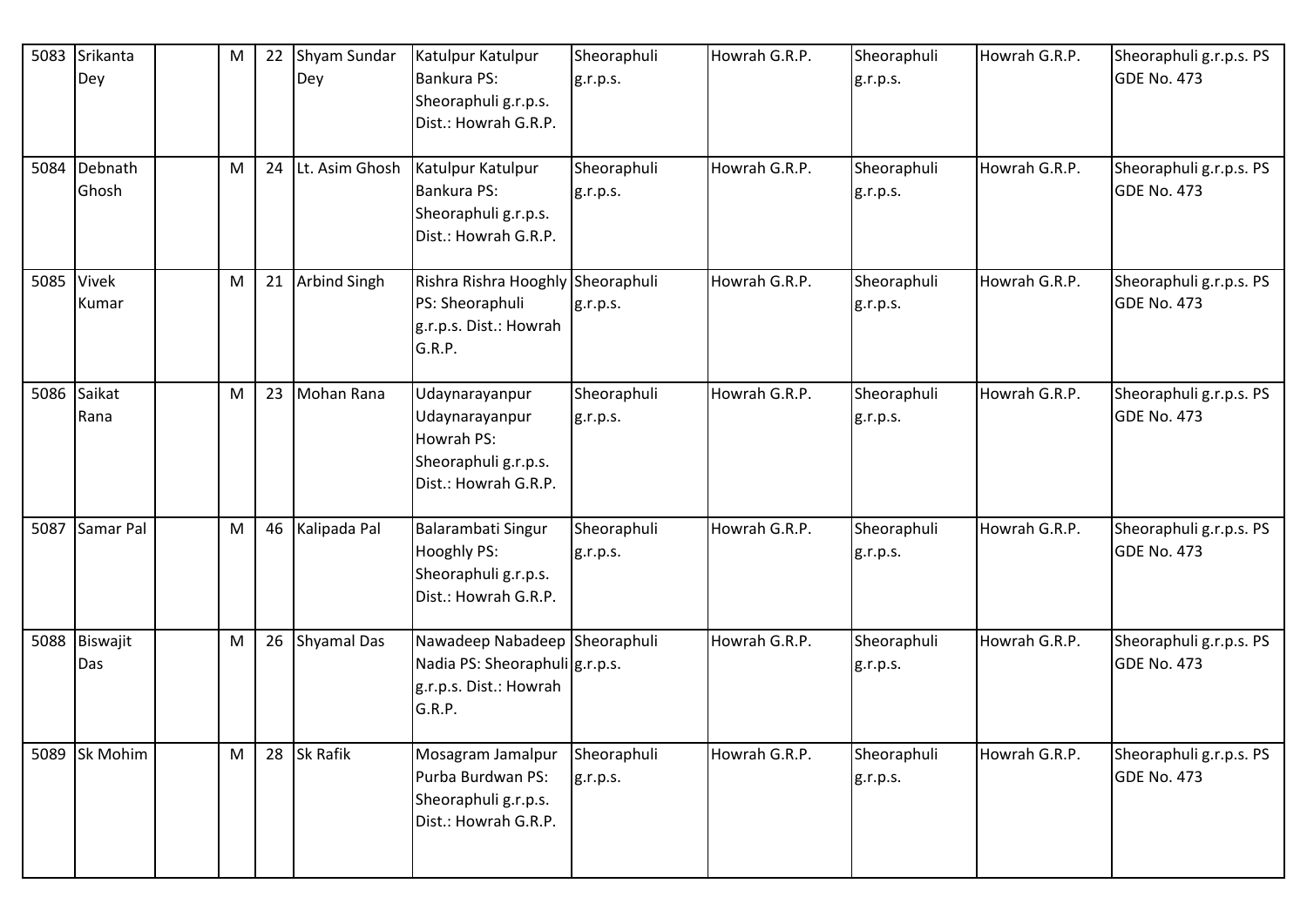| 5083 | Srikanta Dey | | M | 22 | Shyam Sundar Dey | Katulpur Katulpur Bankura PS: Sheoraphuli g.r.p.s. Dist.: Howrah G.R.P. | Sheoraphuli g.r.p.s. | Howrah G.R.P. | Sheoraphuli g.r.p.s. | Howrah G.R.P. | Sheoraphuli g.r.p.s. PS GDE No. 473 |
|---|---|---|---|---|---|---|---|---|---|---|---|
| 5084 | Debnath Ghosh | | M | 24 | Lt. Asim Ghosh | Katulpur Katulpur Bankura PS: Sheoraphuli g.r.p.s. Dist.: Howrah G.R.P. | Sheoraphuli g.r.p.s. | Howrah G.R.P. | Sheoraphuli g.r.p.s. | Howrah G.R.P. | Sheoraphuli g.r.p.s. PS GDE No. 473 |
| 5085 | Vivek Kumar | | M | 21 | Arbind Singh | Rishra Rishra Hooghly PS: Sheoraphuli g.r.p.s. Dist.: Howrah G.R.P. | Sheoraphuli g.r.p.s. | Howrah G.R.P. | Sheoraphuli g.r.p.s. | Howrah G.R.P. | Sheoraphuli g.r.p.s. PS GDE No. 473 |
| 5086 | Saikat Rana | | M | 23 | Mohan Rana | Udaynarayanpur Udaynarayanpur Howrah PS: Sheoraphuli g.r.p.s. Dist.: Howrah G.R.P. | Sheoraphuli g.r.p.s. | Howrah G.R.P. | Sheoraphuli g.r.p.s. | Howrah G.R.P. | Sheoraphuli g.r.p.s. PS GDE No. 473 |
| 5087 | Samar Pal | | M | 46 | Kalipada Pal | Balarambati Singur Hooghly PS: Sheoraphuli g.r.p.s. Dist.: Howrah G.R.P. | Sheoraphuli g.r.p.s. | Howrah G.R.P. | Sheoraphuli g.r.p.s. | Howrah G.R.P. | Sheoraphuli g.r.p.s. PS GDE No. 473 |
| 5088 | Biswajit Das | | M | 26 | Shyamal Das | Nawadeep Nabadeep Nadia PS: Sheoraphuli g.r.p.s. Dist.: Howrah G.R.P. | Sheoraphuli g.r.p.s. | Howrah G.R.P. | Sheoraphuli g.r.p.s. | Howrah G.R.P. | Sheoraphuli g.r.p.s. PS GDE No. 473 |
| 5089 | Sk Mohim | | M | 28 | Sk Rafik | Mosagram Jamalpur Purba Burdwan PS: Sheoraphuli g.r.p.s. Dist.: Howrah G.R.P. | Sheoraphuli g.r.p.s. | Howrah G.R.P. | Sheoraphuli g.r.p.s. | Howrah G.R.P. | Sheoraphuli g.r.p.s. PS GDE No. 473 |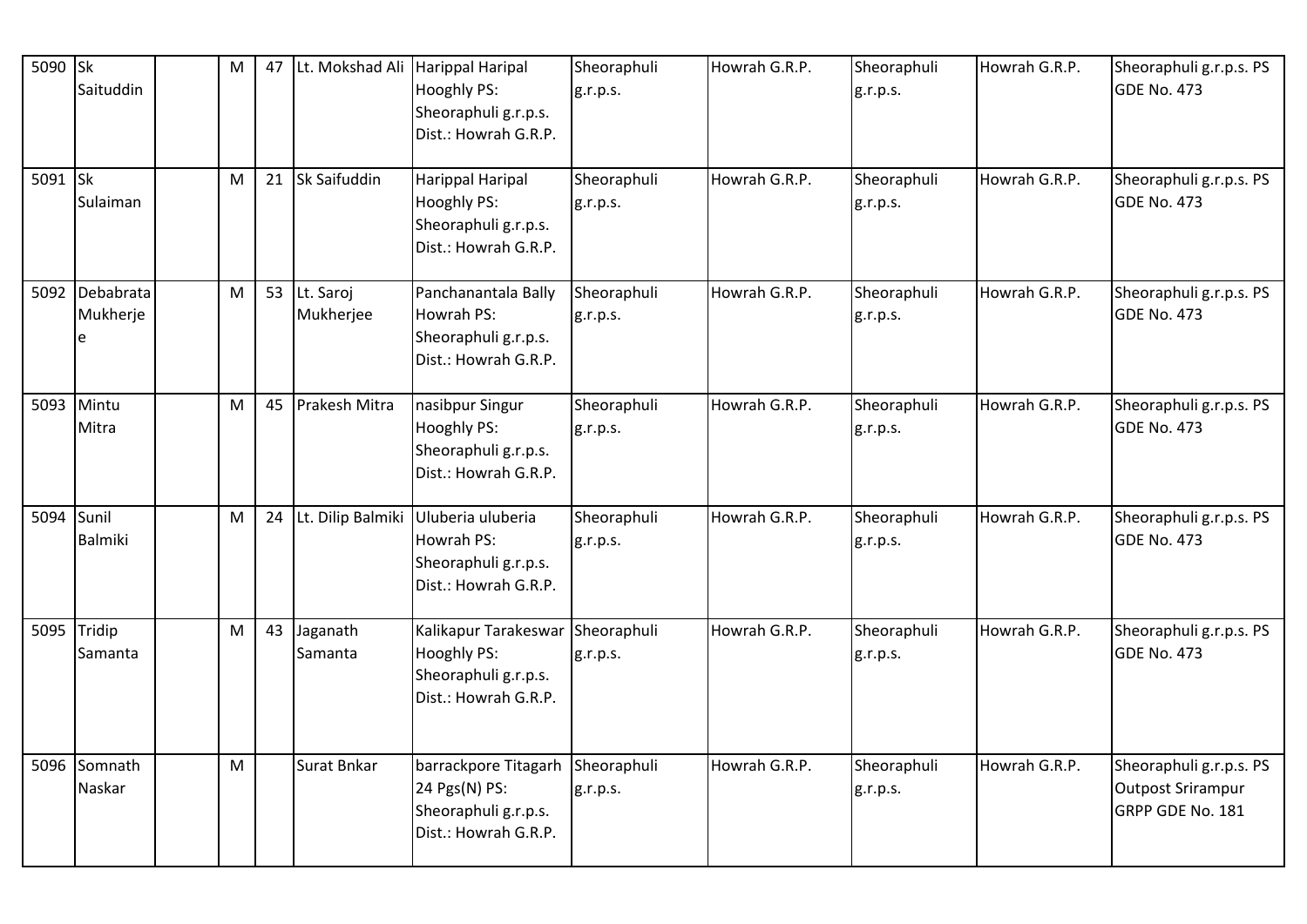| 5090 | Sk Saituddin | | M | 47 | Lt. Mokshad Ali | Harippal Haripal Hooghly PS: Sheoraphuli g.r.p.s. Dist.: Howrah G.R.P. | Sheoraphuli g.r.p.s. | Howrah G.R.P. | Sheoraphuli g.r.p.s. | Howrah G.R.P. | Sheoraphuli g.r.p.s. PS GDE No. 473 |
|---|---|---|---|---|---|---|---|---|---|---|---|
| 5091 | Sk Sulaiman | | M | 21 | Sk Saifuddin | Harippal Haripal Hooghly PS: Sheoraphuli g.r.p.s. Dist.: Howrah G.R.P. | Sheoraphuli g.r.p.s. | Howrah G.R.P. | Sheoraphuli g.r.p.s. | Howrah G.R.P. | Sheoraphuli g.r.p.s. PS GDE No. 473 |
| 5092 | Debabrata Mukherjee | | M | 53 | Lt. Saroj Mukherjee | Panchanantala Bally Howrah PS: Sheoraphuli g.r.p.s. Dist.: Howrah G.R.P. | Sheoraphuli g.r.p.s. | Howrah G.R.P. | Sheoraphuli g.r.p.s. | Howrah G.R.P. | Sheoraphuli g.r.p.s. PS GDE No. 473 |
| 5093 | Mintu Mitra | | M | 45 | Prakesh Mitra | nasibpur Singur Hooghly PS: Sheoraphuli g.r.p.s. Dist.: Howrah G.R.P. | Sheoraphuli g.r.p.s. | Howrah G.R.P. | Sheoraphuli g.r.p.s. | Howrah G.R.P. | Sheoraphuli g.r.p.s. PS GDE No. 473 |
| 5094 | Sunil Balmiki | | M | 24 | Lt. Dilip Balmiki | Uluberia uluberia Howrah PS: Sheoraphuli g.r.p.s. Dist.: Howrah G.R.P. | Sheoraphuli g.r.p.s. | Howrah G.R.P. | Sheoraphuli g.r.p.s. | Howrah G.R.P. | Sheoraphuli g.r.p.s. PS GDE No. 473 |
| 5095 | Tridip Samanta | | M | 43 | Jaganath Samanta | Kalikapur Tarakeswar Hooghly PS: Sheoraphuli g.r.p.s. Dist.: Howrah G.R.P. | Sheoraphuli g.r.p.s. | Howrah G.R.P. | Sheoraphuli g.r.p.s. | Howrah G.R.P. | Sheoraphuli g.r.p.s. PS GDE No. 473 |
| 5096 | Somnath Naskar | | M | | Surat Bnkar | barrackpore Titagarh 24 Pgs(N) PS: Sheoraphuli g.r.p.s. Dist.: Howrah G.R.P. | Sheoraphuli g.r.p.s. | Howrah G.R.P. | Sheoraphuli g.r.p.s. | Howrah G.R.P. | Sheoraphuli g.r.p.s. PS Outpost Srirampur GRPP GDE No. 181 |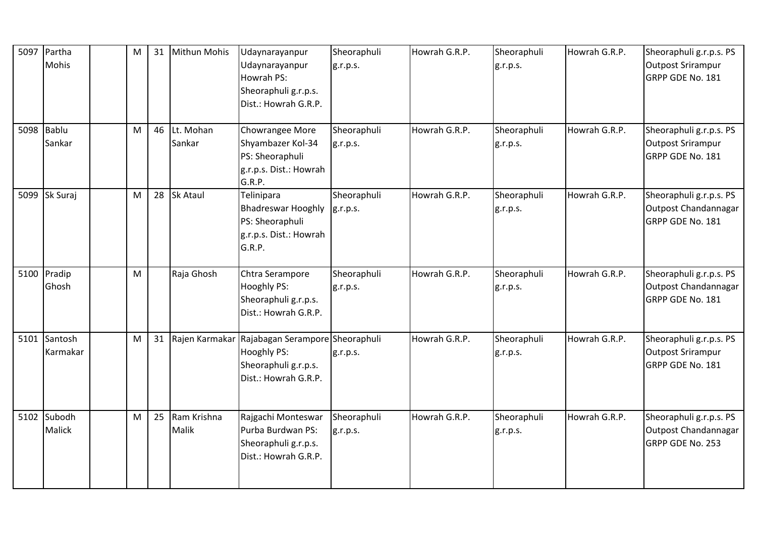| 5097 | Partha Mohis | | M | 31 | Mithun Mohis | Udaynarayanpur Udaynarayanpur Howrah PS: Sheoraphuli g.r.p.s. Dist.: Howrah G.R.P. | Sheoraphuli g.r.p.s. | Howrah G.R.P. | Sheoraphuli g.r.p.s. | Howrah G.R.P. | Sheoraphuli g.r.p.s. PS Outpost Srirampur GRPP GDE No. 181 |
|---|---|---|---|---|---|---|---|---|---|---|---|
| 5098 | Bablu Sankar | | M | 46 | Lt. Mohan Sankar | Chowrangee More Shyambazer Kol-34 PS: Sheoraphuli g.r.p.s. Dist.: Howrah G.R.P. | Sheoraphuli g.r.p.s. | Howrah G.R.P. | Sheoraphuli g.r.p.s. | Howrah G.R.P. | Sheoraphuli g.r.p.s. PS Outpost Srirampur GRPP GDE No. 181 |
| 5099 | Sk Suraj | | M | 28 | Sk Ataul | Telinipara Bhadreswar Hooghly PS: Sheoraphuli g.r.p.s. Dist.: Howrah G.R.P. | Sheoraphuli g.r.p.s. | Howrah G.R.P. | Sheoraphuli g.r.p.s. | Howrah G.R.P. | Sheoraphuli g.r.p.s. PS Outpost Chandannagar GRPP GDE No. 181 |
| 5100 | Pradip Ghosh | | M | | Raja Ghosh | Chtra Serampore Hooghly PS: Sheoraphuli g.r.p.s. Dist.: Howrah G.R.P. | Sheoraphuli g.r.p.s. | Howrah G.R.P. | Sheoraphuli g.r.p.s. | Howrah G.R.P. | Sheoraphuli g.r.p.s. PS Outpost Chandannagar GRPP GDE No. 181 |
| 5101 | Santosh Karmakar | | M | 31 | Rajen Karmakar | Rajabagan Serampore Hooghly PS: Sheoraphuli g.r.p.s. Dist.: Howrah G.R.P. | Sheoraphuli g.r.p.s. | Howrah G.R.P. | Sheoraphuli g.r.p.s. | Howrah G.R.P. | Sheoraphuli g.r.p.s. PS Outpost Srirampur GRPP GDE No. 181 |
| 5102 | Subodh Malick | | M | 25 | Ram Krishna Malik | Rajgachi Monteswar Purba Burdwan PS: Sheoraphuli g.r.p.s. Dist.: Howrah G.R.P. | Sheoraphuli g.r.p.s. | Howrah G.R.P. | Sheoraphuli g.r.p.s. | Howrah G.R.P. | Sheoraphuli g.r.p.s. PS Outpost Chandannagar GRPP GDE No. 253 |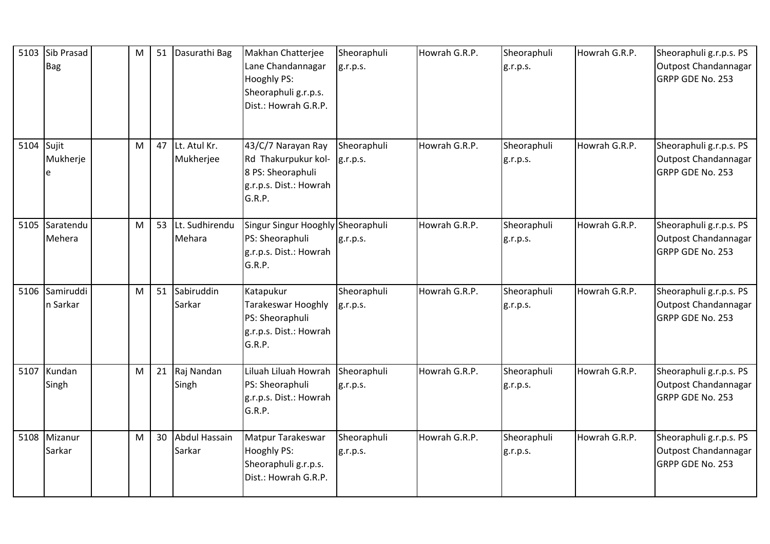| 5103 | Sib Prasad Bag | | M | 51 | Dasurathi Bag | Makhan Chatterjee Lane Chandannagar Hooghly PS: Sheoraphuli g.r.p.s. Dist.: Howrah G.R.P. | Sheoraphuli g.r.p.s. | Howrah G.R.P. | Sheoraphuli g.r.p.s. | Howrah G.R.P. | Sheoraphuli g.r.p.s. PS Outpost Chandannagar GRPP GDE No. 253 |
|---|---|---|---|---|---|---|---|---|---|---|---|
| 5104 | Sujit Mukherjee | | M | 47 | Lt. Atul Kr. Mukherjee | 43/C/7 Narayan Ray Rd Thakurpukur kol-8 PS: Sheoraphuli g.r.p.s. Dist.: Howrah G.R.P. | Sheoraphuli g.r.p.s. | Howrah G.R.P. | Sheoraphuli g.r.p.s. | Howrah G.R.P. | Sheoraphuli g.r.p.s. PS Outpost Chandannagar GRPP GDE No. 253 |
| 5105 | Saratendu Mehera | | M | 53 | Lt. Sudhirendu Mehara | Singur Singur Hooghly PS: Sheoraphuli g.r.p.s. Dist.: Howrah G.R.P. | Sheoraphuli g.r.p.s. | Howrah G.R.P. | Sheoraphuli g.r.p.s. | Howrah G.R.P. | Sheoraphuli g.r.p.s. PS Outpost Chandannagar GRPP GDE No. 253 |
| 5106 | Samiruddin Sarkar | | M | 51 | Sabiruddin Sarkar | Katapukur Tarakeswar Hooghly PS: Sheoraphuli g.r.p.s. Dist.: Howrah G.R.P. | Sheoraphuli g.r.p.s. | Howrah G.R.P. | Sheoraphuli g.r.p.s. | Howrah G.R.P. | Sheoraphuli g.r.p.s. PS Outpost Chandannagar GRPP GDE No. 253 |
| 5107 | Kundan Singh | | M | 21 | Raj Nandan Singh | Liluah Liluah Howrah PS: Sheoraphuli g.r.p.s. Dist.: Howrah G.R.P. | Sheoraphuli g.r.p.s. | Howrah G.R.P. | Sheoraphuli g.r.p.s. | Howrah G.R.P. | Sheoraphuli g.r.p.s. PS Outpost Chandannagar GRPP GDE No. 253 |
| 5108 | Mizanur Sarkar | | M | 30 | Abdul Hassain Sarkar | Matpur Tarakeswar Hooghly PS: Sheoraphuli g.r.p.s. Dist.: Howrah G.R.P. | Sheoraphuli g.r.p.s. | Howrah G.R.P. | Sheoraphuli g.r.p.s. | Howrah G.R.P. | Sheoraphuli g.r.p.s. PS Outpost Chandannagar GRPP GDE No. 253 |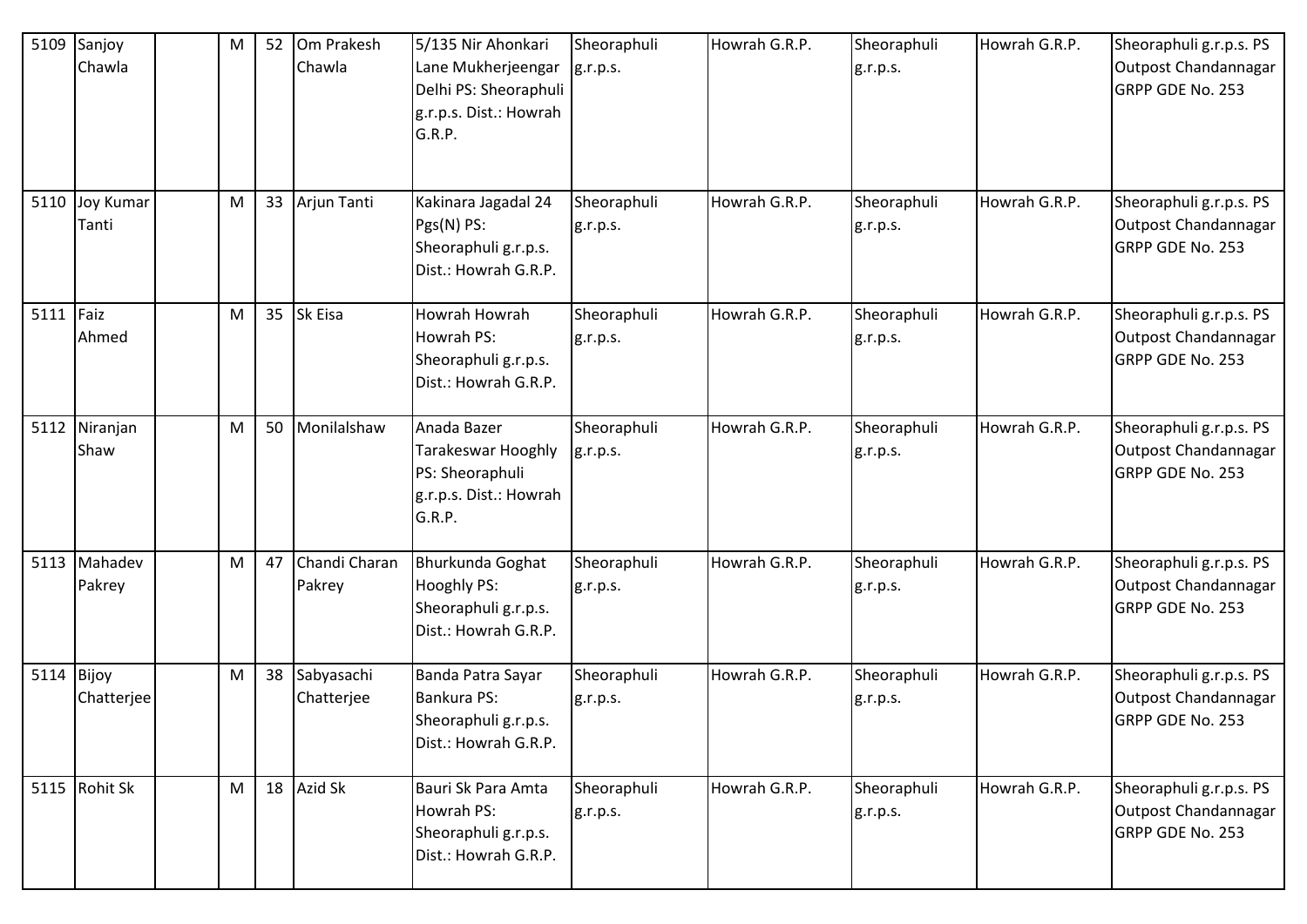| | | | | | | | | | | |
|---|---|---|---|---|---|---|---|---|---|---|
| 5109 | Sanjoy Chawla | | M | 52 | Om Prakesh Chawla | 5/135 Nir Ahonkari Lane Mukherjeengar Delhi PS: Sheoraphuli g.r.p.s. Dist.: Howrah G.R.P. | Sheoraphuli g.r.p.s. | Howrah G.R.P. | Sheoraphuli g.r.p.s. | Howrah G.R.P. | Sheoraphuli g.r.p.s. PS Outpost Chandannagar GRPP GDE No. 253 |
| 5110 | Joy Kumar Tanti | | M | 33 | Arjun Tanti | Kakinara Jagadal 24 Pgs(N) PS: Sheoraphuli g.r.p.s. Dist.: Howrah G.R.P. | Sheoraphuli g.r.p.s. | Howrah G.R.P. | Sheoraphuli g.r.p.s. | Howrah G.R.P. | Sheoraphuli g.r.p.s. PS Outpost Chandannagar GRPP GDE No. 253 |
| 5111 | Faiz Ahmed | | M | 35 | Sk Eisa | Howrah Howrah Howrah PS: Sheoraphuli g.r.p.s. Dist.: Howrah G.R.P. | Sheoraphuli g.r.p.s. | Howrah G.R.P. | Sheoraphuli g.r.p.s. | Howrah G.R.P. | Sheoraphuli g.r.p.s. PS Outpost Chandannagar GRPP GDE No. 253 |
| 5112 | Niranjan Shaw | | M | 50 | Monilalshaw | Anada Bazer Tarakeswar Hooghly PS: Sheoraphuli g.r.p.s. Dist.: Howrah G.R.P. | Sheoraphuli g.r.p.s. | Howrah G.R.P. | Sheoraphuli g.r.p.s. | Howrah G.R.P. | Sheoraphuli g.r.p.s. PS Outpost Chandannagar GRPP GDE No. 253 |
| 5113 | Mahadev Pakrey | | M | 47 | Chandi Charan Pakrey | Bhurkunda Goghat Hooghly PS: Sheoraphuli g.r.p.s. Dist.: Howrah G.R.P. | Sheoraphuli g.r.p.s. | Howrah G.R.P. | Sheoraphuli g.r.p.s. | Howrah G.R.P. | Sheoraphuli g.r.p.s. PS Outpost Chandannagar GRPP GDE No. 253 |
| 5114 | Bijoy Chatterjee | | M | 38 | Sabyasachi Chatterjee | Banda Patra Sayar Bankura PS: Sheoraphuli g.r.p.s. Dist.: Howrah G.R.P. | Sheoraphuli g.r.p.s. | Howrah G.R.P. | Sheoraphuli g.r.p.s. | Howrah G.R.P. | Sheoraphuli g.r.p.s. PS Outpost Chandannagar GRPP GDE No. 253 |
| 5115 | Rohit Sk | | M | 18 | Azid Sk | Bauri Sk Para Amta Howrah PS: Sheoraphuli g.r.p.s. Dist.: Howrah G.R.P. | Sheoraphuli g.r.p.s. | Howrah G.R.P. | Sheoraphuli g.r.p.s. | Howrah G.R.P. | Sheoraphuli g.r.p.s. PS Outpost Chandannagar GRPP GDE No. 253 |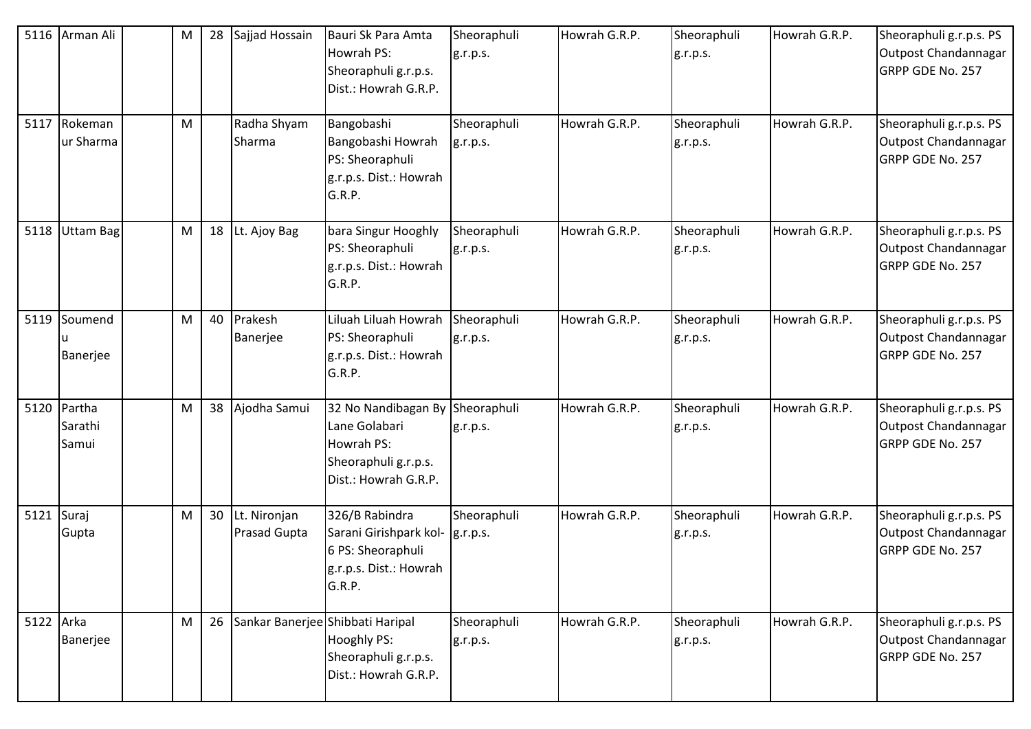| 5116 | Arman Ali | | M | 28 | Sajjad Hossain | Bauri Sk Para Amta Howrah PS: Sheoraphuli g.r.p.s. Dist.: Howrah G.R.P. | Sheoraphuli g.r.p.s. | Howrah G.R.P. | Sheoraphuli g.r.p.s. | Howrah G.R.P. | Sheoraphuli g.r.p.s. PS Outpost Chandannagar GRPP GDE No. 257 |
|---|---|---|---|---|---|---|---|---|---|---|---|
| 5117 | Rokemanur Sharma | | M | | Radha Shyam Sharma | Bangobashi Bangobashi Howrah PS: Sheoraphuli g.r.p.s. Dist.: Howrah G.R.P. | Sheoraphuli g.r.p.s. | Howrah G.R.P. | Sheoraphuli g.r.p.s. | Howrah G.R.P. | Sheoraphuli g.r.p.s. PS Outpost Chandannagar GRPP GDE No. 257 |
| 5118 | Uttam Bag | | M | 18 | Lt. Ajoy Bag | bara Singur Hooghly PS: Sheoraphuli g.r.p.s. Dist.: Howrah G.R.P. | Sheoraphuli g.r.p.s. | Howrah G.R.P. | Sheoraphuli g.r.p.s. | Howrah G.R.P. | Sheoraphuli g.r.p.s. PS Outpost Chandannagar GRPP GDE No. 257 |
| 5119 | Soumendu Banerjee | | M | 40 | Prakesh Banerjee | Liluah Liluah Howrah PS: Sheoraphuli g.r.p.s. Dist.: Howrah G.R.P. | Sheoraphuli g.r.p.s. | Howrah G.R.P. | Sheoraphuli g.r.p.s. | Howrah G.R.P. | Sheoraphuli g.r.p.s. PS Outpost Chandannagar GRPP GDE No. 257 |
| 5120 | Partha Sarathi Samui | | M | 38 | Ajodha Samui | 32 No Nandibagan By Lane Golabari Howrah PS: Sheoraphuli g.r.p.s. Dist.: Howrah G.R.P. | Sheoraphuli g.r.p.s. | Howrah G.R.P. | Sheoraphuli g.r.p.s. | Howrah G.R.P. | Sheoraphuli g.r.p.s. PS Outpost Chandannagar GRPP GDE No. 257 |
| 5121 | Suraj Gupta | | M | 30 | Lt. Nironjan Prasad Gupta | 326/B Rabindra Sarani Girishpark kol-6 PS: Sheoraphuli g.r.p.s. Dist.: Howrah G.R.P. | Sheoraphuli g.r.p.s. | Howrah G.R.P. | Sheoraphuli g.r.p.s. | Howrah G.R.P. | Sheoraphuli g.r.p.s. PS Outpost Chandannagar GRPP GDE No. 257 |
| 5122 | Arka Banerjee | | M | 26 | Sankar Banerjee | Shibbati Haripal Hooghly PS: Sheoraphuli g.r.p.s. Dist.: Howrah G.R.P. | Sheoraphuli g.r.p.s. | Howrah G.R.P. | Sheoraphuli g.r.p.s. | Howrah G.R.P. | Sheoraphuli g.r.p.s. PS Outpost Chandannagar GRPP GDE No. 257 |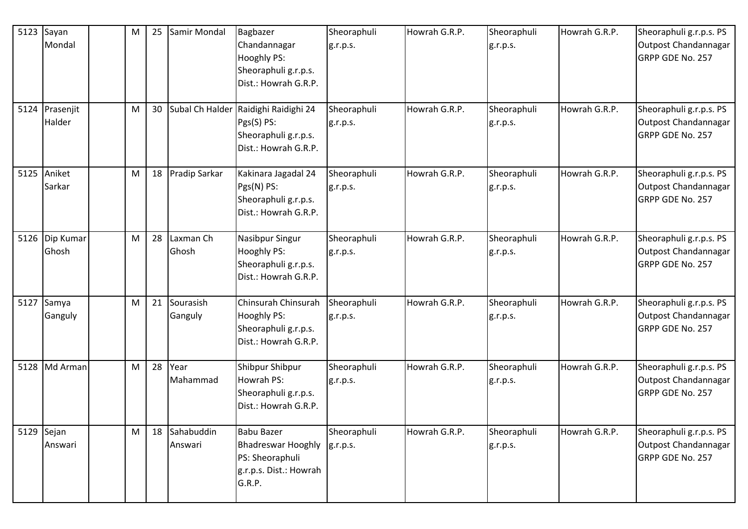| 5123 | Sayan Mondal | | M | 25 | Samir Mondal | Bagbazer Chandannagar Hooghly PS: Sheoraphuli g.r.p.s. Dist.: Howrah G.R.P. | Sheoraphuli g.r.p.s. | Howrah G.R.P. | Sheoraphuli g.r.p.s. | Howrah G.R.P. | Sheoraphuli g.r.p.s. PS Outpost Chandannagar GRPP GDE No. 257 |
|---|---|---|---|---|---|---|---|---|---|---|---|
| 5124 | Prasenjit Halder | | M | 30 | Subal Ch Halder | Raidighi Raidighi 24 Pgs(S) PS: Sheoraphuli g.r.p.s. Dist.: Howrah G.R.P. | Sheoraphuli g.r.p.s. | Howrah G.R.P. | Sheoraphuli g.r.p.s. | Howrah G.R.P. | Sheoraphuli g.r.p.s. PS Outpost Chandannagar GRPP GDE No. 257 |
| 5125 | Aniket Sarkar | | M | 18 | Pradip Sarkar | Kakinara Jagadal 24 Pgs(N) PS: Sheoraphuli g.r.p.s. Dist.: Howrah G.R.P. | Sheoraphuli g.r.p.s. | Howrah G.R.P. | Sheoraphuli g.r.p.s. | Howrah G.R.P. | Sheoraphuli g.r.p.s. PS Outpost Chandannagar GRPP GDE No. 257 |
| 5126 | Dip Kumar Ghosh | | M | 28 | Laxman Ch Ghosh | Nasibpur Singur Hooghly PS: Sheoraphuli g.r.p.s. Dist.: Howrah G.R.P. | Sheoraphuli g.r.p.s. | Howrah G.R.P. | Sheoraphuli g.r.p.s. | Howrah G.R.P. | Sheoraphuli g.r.p.s. PS Outpost Chandannagar GRPP GDE No. 257 |
| 5127 | Samya Ganguly | | M | 21 | Sourasish Ganguly | Chinsurah Chinsurah Hooghly PS: Sheoraphuli g.r.p.s. Dist.: Howrah G.R.P. | Sheoraphuli g.r.p.s. | Howrah G.R.P. | Sheoraphuli g.r.p.s. | Howrah G.R.P. | Sheoraphuli g.r.p.s. PS Outpost Chandannagar GRPP GDE No. 257 |
| 5128 | Md Arman | | M | 28 | Year Mahammad | Shibpur Shibpur Howrah PS: Sheoraphuli g.r.p.s. Dist.: Howrah G.R.P. | Sheoraphuli g.r.p.s. | Howrah G.R.P. | Sheoraphuli g.r.p.s. | Howrah G.R.P. | Sheoraphuli g.r.p.s. PS Outpost Chandannagar GRPP GDE No. 257 |
| 5129 | Sejan Answari | | M | 18 | Sahabuddin Answari | Babu Bazer Bhadreswar Hooghly PS: Sheoraphuli g.r.p.s. Dist.: Howrah G.R.P. | Sheoraphuli g.r.p.s. | Howrah G.R.P. | Sheoraphuli g.r.p.s. | Howrah G.R.P. | Sheoraphuli g.r.p.s. PS Outpost Chandannagar GRPP GDE No. 257 |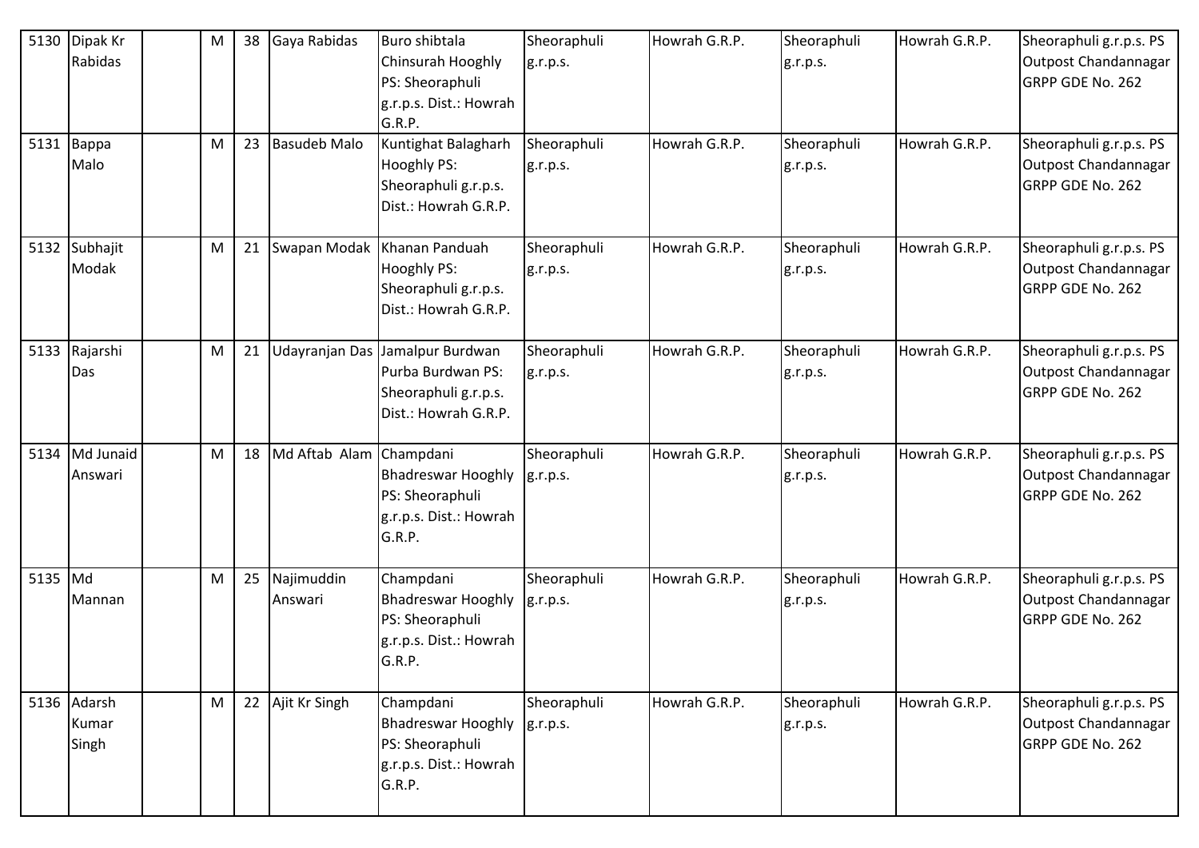| 5130 | Dipak Kr Rabidas | | M | 38 | Gaya Rabidas | Buro shibtala Chinsurah Hooghly PS: Sheoraphuli g.r.p.s. Dist.: Howrah G.R.P. | Sheoraphuli g.r.p.s. | Howrah G.R.P. | Sheoraphuli g.r.p.s. | Howrah G.R.P. | Sheoraphuli g.r.p.s. PS Outpost Chandannagar GRPP GDE No. 262 |
|---|---|---|---|---|---|---|---|---|---|---|---|
| 5131 | Bappa Malo | | M | 23 | Basudeb Malo | Kuntighat Balagharh Hooghly PS: Sheoraphuli g.r.p.s. Dist.: Howrah G.R.P. | Sheoraphuli g.r.p.s. | Howrah G.R.P. | Sheoraphuli g.r.p.s. | Howrah G.R.P. | Sheoraphuli g.r.p.s. PS Outpost Chandannagar GRPP GDE No. 262 |
| 5132 | Subhajit Modak | | M | 21 | Swapan Modak | Khanan Panduah Hooghly PS: Sheoraphuli g.r.p.s. Dist.: Howrah G.R.P. | Sheoraphuli g.r.p.s. | Howrah G.R.P. | Sheoraphuli g.r.p.s. | Howrah G.R.P. | Sheoraphuli g.r.p.s. PS Outpost Chandannagar GRPP GDE No. 262 |
| 5133 | Rajarshi Das | | M | 21 | Udayranjan Das | Jamalpur Burdwan Purba Burdwan PS: Sheoraphuli g.r.p.s. Dist.: Howrah G.R.P. | Sheoraphuli g.r.p.s. | Howrah G.R.P. | Sheoraphuli g.r.p.s. | Howrah G.R.P. | Sheoraphuli g.r.p.s. PS Outpost Chandannagar GRPP GDE No. 262 |
| 5134 | Md Junaid Answari | | M | 18 | Md Aftab Alam | Champdani Bhadreswar Hooghly PS: Sheoraphuli g.r.p.s. Dist.: Howrah G.R.P. | Sheoraphuli g.r.p.s. | Howrah G.R.P. | Sheoraphuli g.r.p.s. | Howrah G.R.P. | Sheoraphuli g.r.p.s. PS Outpost Chandannagar GRPP GDE No. 262 |
| 5135 | Md Mannan | | M | 25 | Najimuddin Answari | Champdani Bhadreswar Hooghly PS: Sheoraphuli g.r.p.s. Dist.: Howrah G.R.P. | Sheoraphuli g.r.p.s. | Howrah G.R.P. | Sheoraphuli g.r.p.s. | Howrah G.R.P. | Sheoraphuli g.r.p.s. PS Outpost Chandannagar GRPP GDE No. 262 |
| 5136 | Adarsh Kumar Singh | | M | 22 | Ajit Kr Singh | Champdani Bhadreswar Hooghly PS: Sheoraphuli g.r.p.s. Dist.: Howrah G.R.P. | Sheoraphuli g.r.p.s. | Howrah G.R.P. | Sheoraphuli g.r.p.s. | Howrah G.R.P. | Sheoraphuli g.r.p.s. PS Outpost Chandannagar GRPP GDE No. 262 |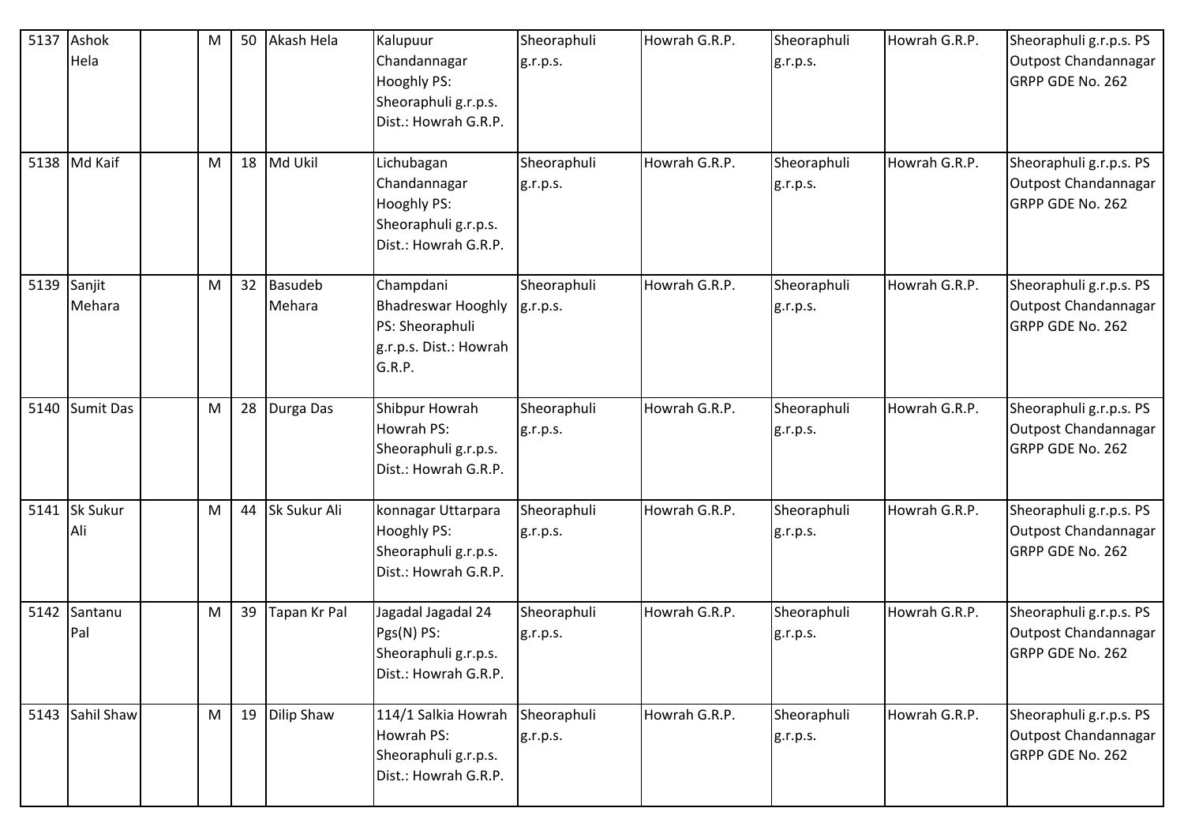| 5137 | Ashok Hela | | M | 50 | Akash Hela | Kalupuur Chandannagar Hooghly PS: Sheoraphuli g.r.p.s. Dist.: Howrah G.R.P. | Sheoraphuli g.r.p.s. | Howrah G.R.P. | Sheoraphuli g.r.p.s. | Howrah G.R.P. | Sheoraphuli g.r.p.s. PS Outpost Chandannagar GRPP GDE No. 262 |
|---|---|---|---|---|---|---|---|---|---|---|---|
| 5138 | Md Kaif | | M | 18 | Md Ukil | Lichubagan Chandannagar Hooghly PS: Sheoraphuli g.r.p.s. Dist.: Howrah G.R.P. | Sheoraphuli g.r.p.s. | Howrah G.R.P. | Sheoraphuli g.r.p.s. | Howrah G.R.P. | Sheoraphuli g.r.p.s. PS Outpost Chandannagar GRPP GDE No. 262 |
| 5139 | Sanjit Mehara | | M | 32 | Basudeb Mehara | Champdani Bhadreswar Hooghly PS: Sheoraphuli g.r.p.s. Dist.: Howrah G.R.P. | Sheoraphuli g.r.p.s. | Howrah G.R.P. | Sheoraphuli g.r.p.s. | Howrah G.R.P. | Sheoraphuli g.r.p.s. PS Outpost Chandannagar GRPP GDE No. 262 |
| 5140 | Sumit Das | | M | 28 | Durga Das | Shibpur Howrah Howrah PS: Sheoraphuli g.r.p.s. Dist.: Howrah G.R.P. | Sheoraphuli g.r.p.s. | Howrah G.R.P. | Sheoraphuli g.r.p.s. | Howrah G.R.P. | Sheoraphuli g.r.p.s. PS Outpost Chandannagar GRPP GDE No. 262 |
| 5141 | Sk Sukur Ali | | M | 44 | Sk Sukur Ali | konnagar Uttarpara Hooghly PS: Sheoraphuli g.r.p.s. Dist.: Howrah G.R.P. | Sheoraphuli g.r.p.s. | Howrah G.R.P. | Sheoraphuli g.r.p.s. | Howrah G.R.P. | Sheoraphuli g.r.p.s. PS Outpost Chandannagar GRPP GDE No. 262 |
| 5142 | Santanu Pal | | M | 39 | Tapan Kr Pal | Jagadal Jagadal 24 Pgs(N) PS: Sheoraphuli g.r.p.s. Dist.: Howrah G.R.P. | Sheoraphuli g.r.p.s. | Howrah G.R.P. | Sheoraphuli g.r.p.s. | Howrah G.R.P. | Sheoraphuli g.r.p.s. PS Outpost Chandannagar GRPP GDE No. 262 |
| 5143 | Sahil Shaw | | M | 19 | Dilip Shaw | 114/1 Salkia Howrah Howrah PS: Sheoraphuli g.r.p.s. Dist.: Howrah G.R.P. | Sheoraphuli g.r.p.s. | Howrah G.R.P. | Sheoraphuli g.r.p.s. | Howrah G.R.P. | Sheoraphuli g.r.p.s. PS Outpost Chandannagar GRPP GDE No. 262 |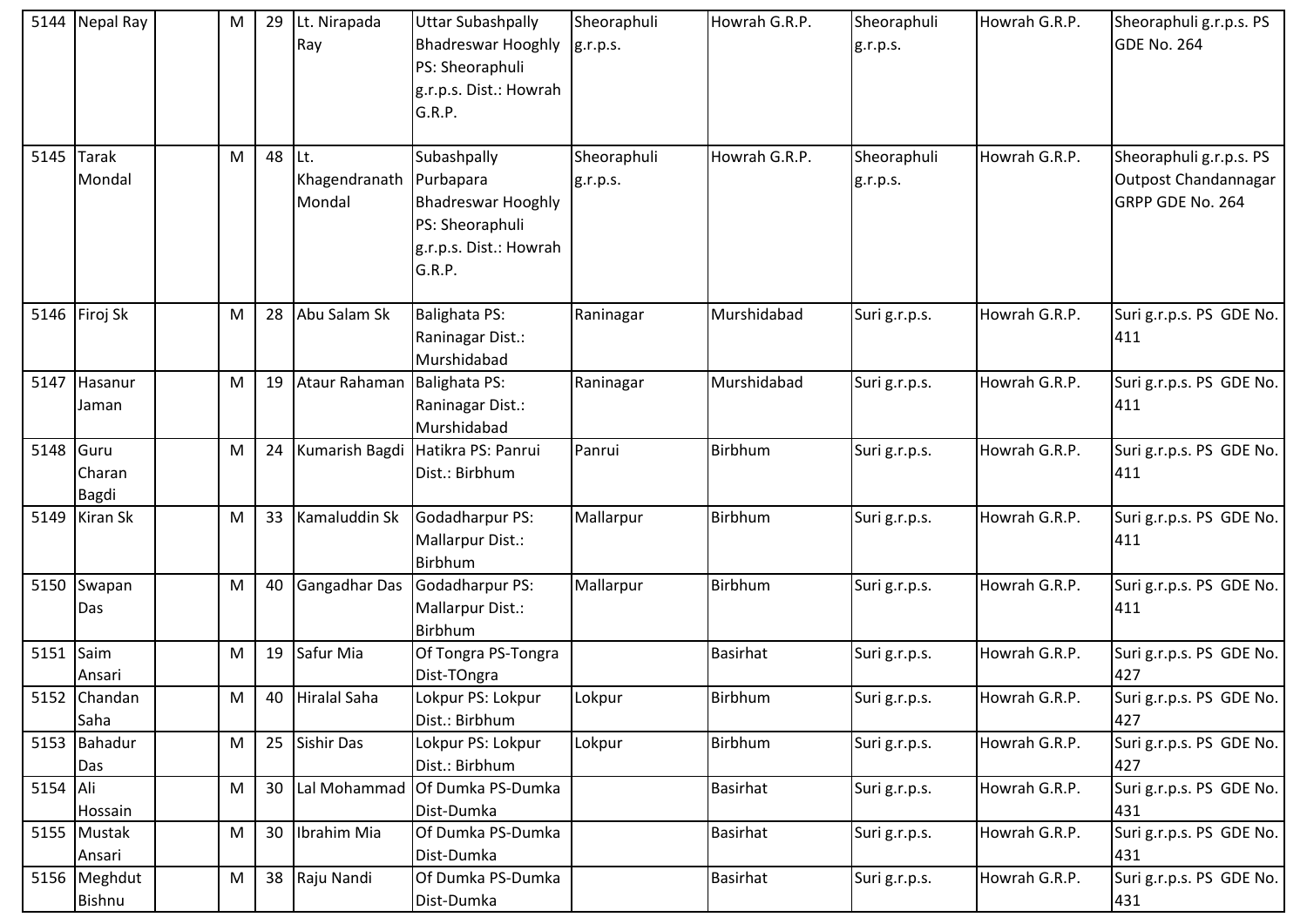| 5144 | Nepal Ray | | M | 29 | Lt. Nirapada Ray | Uttar Subashpally Bhadreswar Hooghly PS: Sheoraphuli g.r.p.s. Dist.: Howrah G.R.P. | Sheoraphuli g.r.p.s. | Howrah G.R.P. | Sheoraphuli g.r.p.s. | Howrah G.R.P. | Sheoraphuli g.r.p.s. PS GDE No. 264 |
|---|---|---|---|---|---|---|---|---|---|---|---|
| 5145 | Tarak Mondal | | M | 48 | Lt. Khagendranath Mondal | Subashpally Purbapara Bhadreswar Hooghly PS: Sheoraphuli g.r.p.s. Dist.: Howrah G.R.P. | Sheoraphuli g.r.p.s. | Howrah G.R.P. | Sheoraphuli g.r.p.s. | Howrah G.R.P. | Sheoraphuli g.r.p.s. PS Outpost Chandannagar GRPP GDE No. 264 |
| 5146 | Firoj Sk | | M | 28 | Abu Salam Sk | Balighata PS: Raninagar Dist.: Murshidabad | Raninagar | Murshidabad | Suri g.r.p.s. | Howrah G.R.P. | Suri g.r.p.s. PS GDE No. 411 |
| 5147 | Hasanur Jaman | | M | 19 | Ataur Rahaman | Balighata PS: Raninagar Dist.: Murshidabad | Raninagar | Murshidabad | Suri g.r.p.s. | Howrah G.R.P. | Suri g.r.p.s. PS GDE No. 411 |
| 5148 | Guru Charan Bagdi | | M | 24 | Kumarish Bagdi | Hatikra PS: Panrui Dist.: Birbhum | Panrui | Birbhum | Suri g.r.p.s. | Howrah G.R.P. | Suri g.r.p.s. PS GDE No. 411 |
| 5149 | Kiran Sk | | M | 33 | Kamaluddin Sk | Godadharpur PS: Mallarpur Dist.: Birbhum | Mallarpur | Birbhum | Suri g.r.p.s. | Howrah G.R.P. | Suri g.r.p.s. PS GDE No. 411 |
| 5150 | Swapan Das | | M | 40 | Gangadhar Das | Godadharpur PS: Mallarpur Dist.: Birbhum | Mallarpur | Birbhum | Suri g.r.p.s. | Howrah G.R.P. | Suri g.r.p.s. PS GDE No. 411 |
| 5151 | Saim Ansari | | M | 19 | Safur Mia | Of Tongra PS-Tongra Dist-TOngra | | Basirhat | Suri g.r.p.s. | Howrah G.R.P. | Suri g.r.p.s. PS GDE No. 427 |
| 5152 | Chandan Saha | | M | 40 | Hiralal Saha | Lokpur PS: Lokpur Dist.: Birbhum | Lokpur | Birbhum | Suri g.r.p.s. | Howrah G.R.P. | Suri g.r.p.s. PS GDE No. 427 |
| 5153 | Bahadur Das | | M | 25 | Sishir Das | Lokpur PS: Lokpur Dist.: Birbhum | Lokpur | Birbhum | Suri g.r.p.s. | Howrah G.R.P. | Suri g.r.p.s. PS GDE No. 427 |
| 5154 | Ali Hossain | | M | 30 | Lal Mohammad | Of Dumka PS-Dumka Dist-Dumka | | Basirhat | Suri g.r.p.s. | Howrah G.R.P. | Suri g.r.p.s. PS GDE No. 431 |
| 5155 | Mustak Ansari | | M | 30 | Ibrahim Mia | Of Dumka PS-Dumka Dist-Dumka | | Basirhat | Suri g.r.p.s. | Howrah G.R.P. | Suri g.r.p.s. PS GDE No. 431 |
| 5156 | Meghdut Bishnu | | M | 38 | Raju Nandi | Of Dumka PS-Dumka Dist-Dumka | | Basirhat | Suri g.r.p.s. | Howrah G.R.P. | Suri g.r.p.s. PS GDE No. 431 |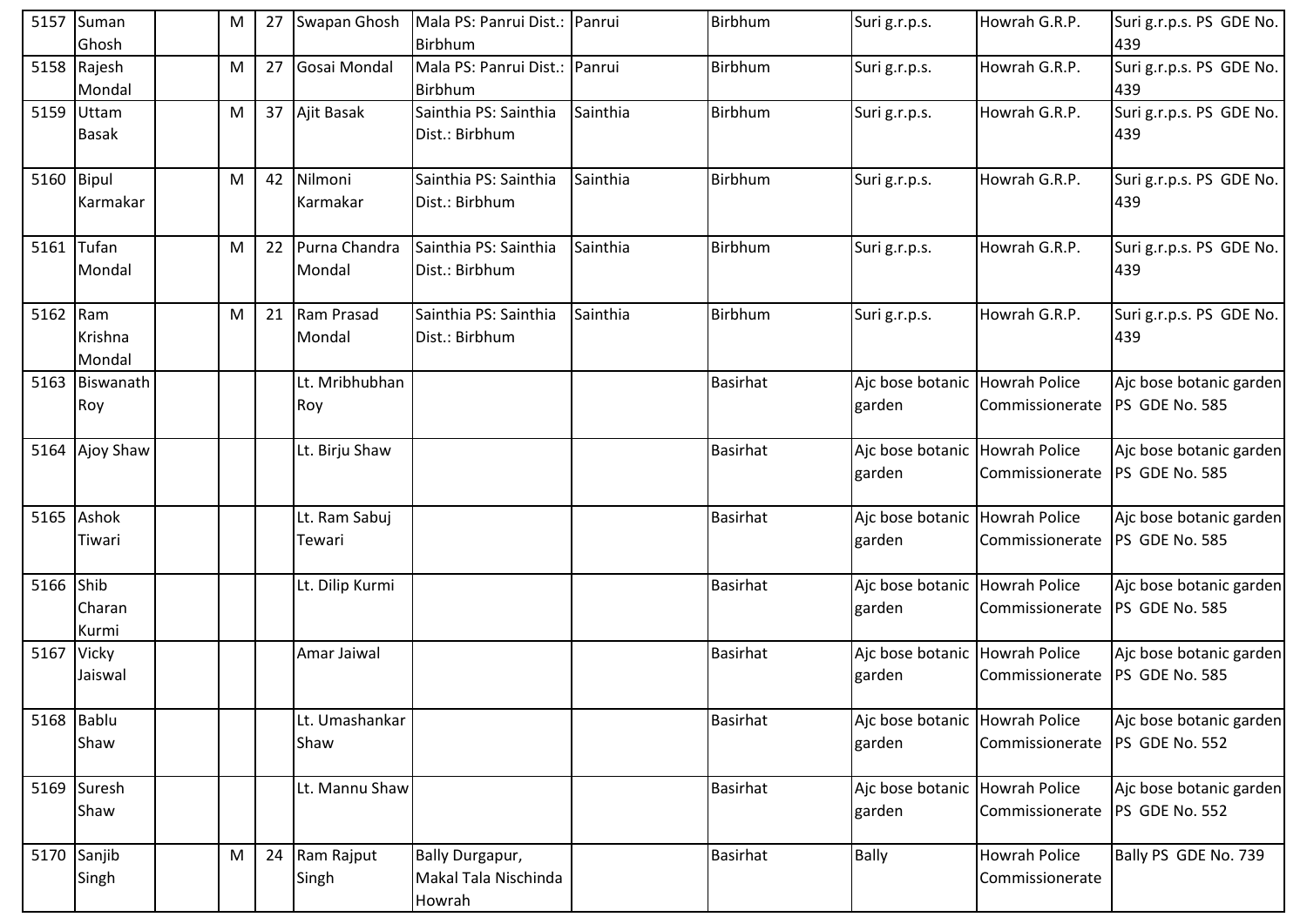| 5157 | Suman Ghosh | | M | 27 | Swapan Ghosh | Mala PS: Panrui Dist.: Birbhum | Panrui | Birbhum | Suri g.r.p.s. | Howrah G.R.P. | Suri g.r.p.s. PS GDE No. 439 |
|---|---|---|---|---|---|---|---|---|---|---|---|
| 5158 | Rajesh Mondal | | M | 27 | Gosai Mondal | Mala PS: Panrui Dist.: Birbhum | Panrui | Birbhum | Suri g.r.p.s. | Howrah G.R.P. | Suri g.r.p.s. PS GDE No. 439 |
| 5159 | Uttam Basak | | M | 37 | Ajit Basak | Sainthia PS: Sainthia Dist.: Birbhum | Sainthia | Birbhum | Suri g.r.p.s. | Howrah G.R.P. | Suri g.r.p.s. PS GDE No. 439 |
| 5160 | Bipul Karmakar | | M | 42 | Nilmoni Karmakar | Sainthia PS: Sainthia Dist.: Birbhum | Sainthia | Birbhum | Suri g.r.p.s. | Howrah G.R.P. | Suri g.r.p.s. PS GDE No. 439 |
| 5161 | Tufan Mondal | | M | 22 | Purna Chandra Mondal | Sainthia PS: Sainthia Dist.: Birbhum | Sainthia | Birbhum | Suri g.r.p.s. | Howrah G.R.P. | Suri g.r.p.s. PS GDE No. 439 |
| 5162 | Ram Krishna Mondal | | M | 21 | Ram Prasad Mondal | Sainthia PS: Sainthia Dist.: Birbhum | Sainthia | Birbhum | Suri g.r.p.s. | Howrah G.R.P. | Suri g.r.p.s. PS GDE No. 439 |
| 5163 | Biswanath Roy | | | | Lt. Mribhubhan Roy | | | Basirhat | Ajc bose botanic garden | Howrah Police Commissionerate | Ajc bose botanic garden PS GDE No. 585 |
| 5164 | Ajoy Shaw | | | | Lt. Birju Shaw | | | Basirhat | Ajc bose botanic garden | Howrah Police Commissionerate | Ajc bose botanic garden PS GDE No. 585 |
| 5165 | Ashok Tiwari | | | | Lt. Ram Sabuj Tewari | | | Basirhat | Ajc bose botanic garden | Howrah Police Commissionerate | Ajc bose botanic garden PS GDE No. 585 |
| 5166 | Shib Charan Kurmi | | | | Lt. Dilip Kurmi | | | Basirhat | Ajc bose botanic garden | Howrah Police Commissionerate | Ajc bose botanic garden PS GDE No. 585 |
| 5167 | Vicky Jaiswal | | | | Amar Jaiwal | | | Basirhat | Ajc bose botanic garden | Howrah Police Commissionerate | Ajc bose botanic garden PS GDE No. 585 |
| 5168 | Bablu Shaw | | | | Lt. Umashankar Shaw | | | Basirhat | Ajc bose botanic garden | Howrah Police Commissionerate | Ajc bose botanic garden PS GDE No. 552 |
| 5169 | Suresh Shaw | | | | Lt. Mannu Shaw | | | Basirhat | Ajc bose botanic garden | Howrah Police Commissionerate | Ajc bose botanic garden PS GDE No. 552 |
| 5170 | Sanjib Singh | | M | 24 | Ram Rajput Singh | Bally Durgapur, Makal Tala Nischinda Howrah | | Basirhat | Bally | Howrah Police Commissionerate | Bally PS GDE No. 739 |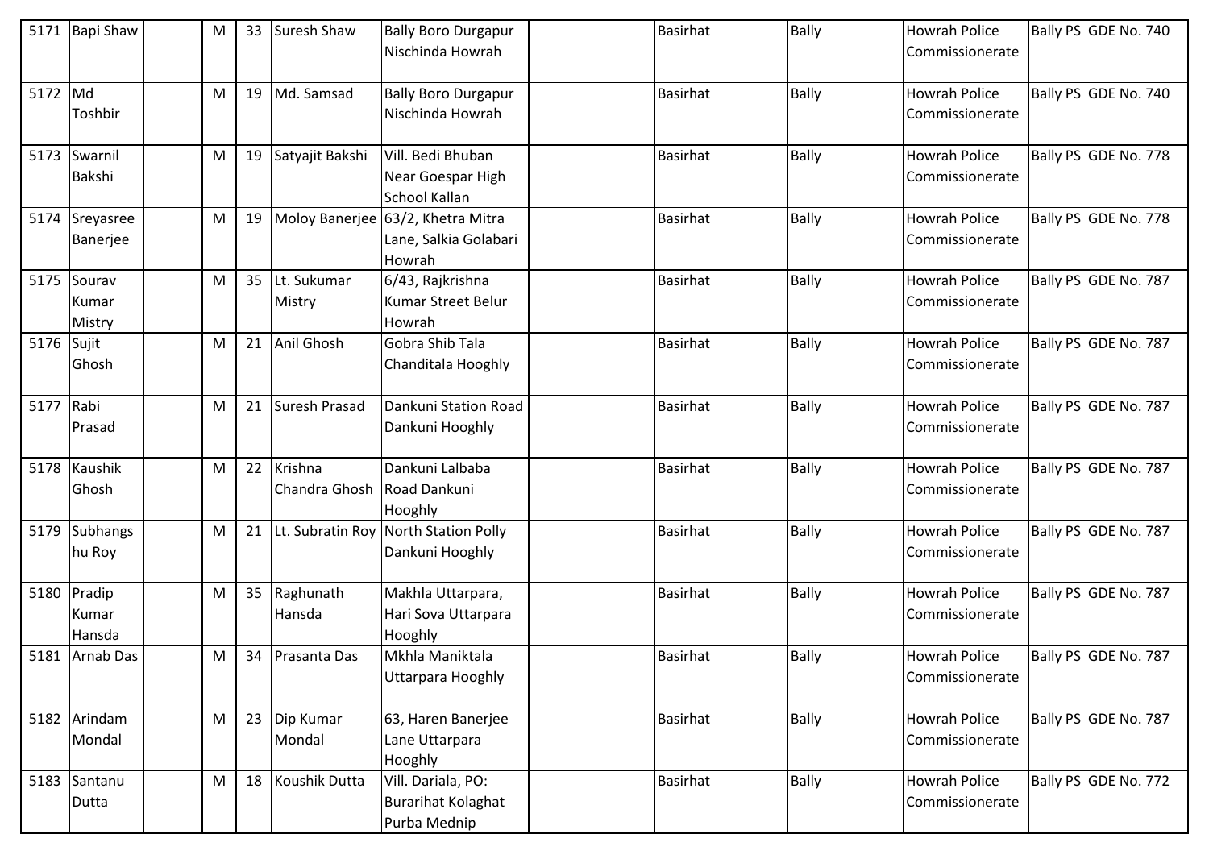| | | | | | | | | | | | |
|---|---|---|---|---|---|---|---|---|---|---|---|
| 5171 | Bapi Shaw | | M | 33 | Suresh Shaw | Bally Boro Durgapur Nischinda Howrah | | Basirhat | Bally | Howrah Police Commissionerate | Bally PS GDE No. 740 |
| 5172 | Md Toshbir | | M | 19 | Md. Samsad | Bally Boro Durgapur Nischinda Howrah | | Basirhat | Bally | Howrah Police Commissionerate | Bally PS GDE No. 740 |
| 5173 | Swarnil Bakshi | | M | 19 | Satyajit Bakshi | Vill. Bedi Bhuban Near Goespar High School Kallan | | Basirhat | Bally | Howrah Police Commissionerate | Bally PS GDE No. 778 |
| 5174 | Sreyasree Banerjee | | M | 19 | Moloy Banerjee | 63/2, Khetra Mitra Lane, Salkia Golabari Howrah | | Basirhat | Bally | Howrah Police Commissionerate | Bally PS GDE No. 778 |
| 5175 | Sourav Kumar Mistry | | M | 35 | Lt. Sukumar Mistry | 6/43, Rajkrishna Kumar Street Belur Howrah | | Basirhat | Bally | Howrah Police Commissionerate | Bally PS GDE No. 787 |
| 5176 | Sujit Ghosh | | M | 21 | Anil Ghosh | Gobra Shib Tala Chanditala Hooghly | | Basirhat | Bally | Howrah Police Commissionerate | Bally PS GDE No. 787 |
| 5177 | Rabi Prasad | | M | 21 | Suresh Prasad | Dankuni Station Road Dankuni Hooghly | | Basirhat | Bally | Howrah Police Commissionerate | Bally PS GDE No. 787 |
| 5178 | Kaushik Ghosh | | M | 22 | Krishna Chandra Ghosh | Dankuni Lalbaba Road Dankuni Hooghly | | Basirhat | Bally | Howrah Police Commissionerate | Bally PS GDE No. 787 |
| 5179 | Subhangshu Roy | | M | 21 | Lt. Subratin Roy | North Station Polly Dankuni Hooghly | | Basirhat | Bally | Howrah Police Commissionerate | Bally PS GDE No. 787 |
| 5180 | Pradip Kumar Hansda | | M | 35 | Raghunath Hansda | Makhla Uttarpara, Hari Sova Uttarpara Hooghly | | Basirhat | Bally | Howrah Police Commissionerate | Bally PS GDE No. 787 |
| 5181 | Arnab Das | | M | 34 | Prasanta Das | Mkhla Maniktala Uttarpara Hooghly | | Basirhat | Bally | Howrah Police Commissionerate | Bally PS GDE No. 787 |
| 5182 | Arindam Mondal | | M | 23 | Dip Kumar Mondal | 63, Haren Banerjee Lane Uttarpara Hooghly | | Basirhat | Bally | Howrah Police Commissionerate | Bally PS GDE No. 787 |
| 5183 | Santanu Dutta | | M | 18 | Koushik Dutta | Vill. Dariala, PO: Burarihat Kolaghat Purba Mednip | | Basirhat | Bally | Howrah Police Commissionerate | Bally PS GDE No. 772 |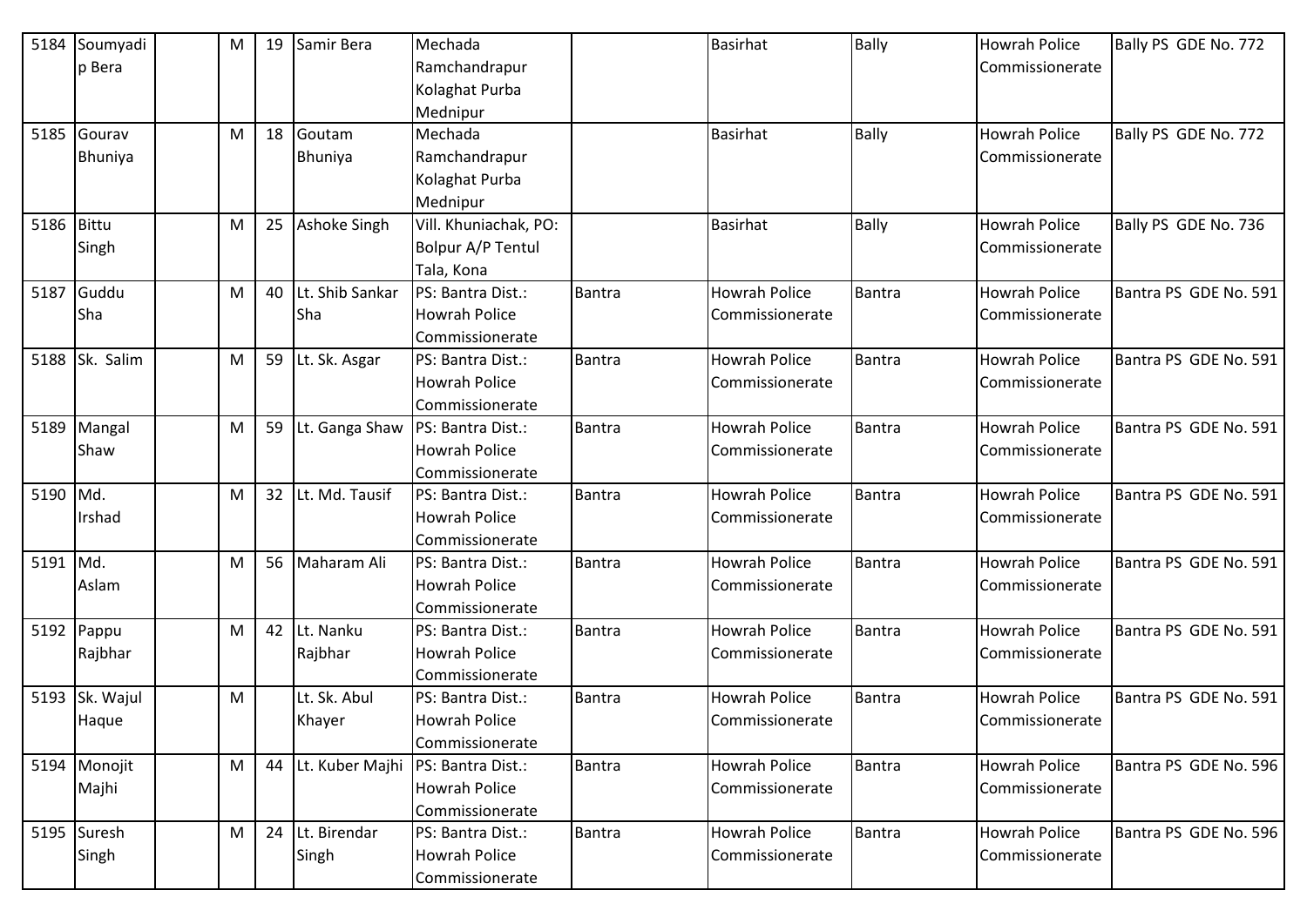| 5184 | Soumyadip Bera | | M | 19 | Samir Bera | Mechada Ramchandrapur Kolaghat Purba Mednipur | | Basirhat | Bally | Howrah Police Commissionerate | Bally PS GDE No. 772 |
|---|---|---|---|---|---|---|---|---|---|---|---|
| 5185 | Gourav Bhuniya | | M | 18 | Goutam Bhuniya | Mechada Ramchandrapur Kolaghat Purba Mednipur | | Basirhat | Bally | Howrah Police Commissionerate | Bally PS GDE No. 772 |
| 5186 | Bittu Singh | | M | 25 | Ashoke Singh | Vill. Khuniachak, PO: Bolpur A/P Tentul Tala, Kona | | Basirhat | Bally | Howrah Police Commissionerate | Bally PS GDE No. 736 |
| 5187 | Guddu Sha | | M | 40 | Lt. Shib Sankar Sha | PS: Bantra Dist.: Howrah Police Commissionerate | Bantra | Howrah Police Commissionerate | Bantra | Howrah Police Commissionerate | Bantra PS GDE No. 591 |
| 5188 | Sk. Salim | | M | 59 | Lt. Sk. Asgar | PS: Bantra Dist.: Howrah Police Commissionerate | Bantra | Howrah Police Commissionerate | Bantra | Howrah Police Commissionerate | Bantra PS GDE No. 591 |
| 5189 | Mangal Shaw | | M | 59 | Lt. Ganga Shaw | PS: Bantra Dist.: Howrah Police Commissionerate | Bantra | Howrah Police Commissionerate | Bantra | Howrah Police Commissionerate | Bantra PS GDE No. 591 |
| 5190 | Md. Irshad | | M | 32 | Lt. Md. Tausif | PS: Bantra Dist.: Howrah Police Commissionerate | Bantra | Howrah Police Commissionerate | Bantra | Howrah Police Commissionerate | Bantra PS GDE No. 591 |
| 5191 | Md. Aslam | | M | 56 | Maharam Ali | PS: Bantra Dist.: Howrah Police Commissionerate | Bantra | Howrah Police Commissionerate | Bantra | Howrah Police Commissionerate | Bantra PS GDE No. 591 |
| 5192 | Pappu Rajbhar | | M | 42 | Lt. Nanku Rajbhar | PS: Bantra Dist.: Howrah Police Commissionerate | Bantra | Howrah Police Commissionerate | Bantra | Howrah Police Commissionerate | Bantra PS GDE No. 591 |
| 5193 | Sk. Wajul Haque | | M | | Lt. Sk. Abul Khayer | PS: Bantra Dist.: Howrah Police Commissionerate | Bantra | Howrah Police Commissionerate | Bantra | Howrah Police Commissionerate | Bantra PS GDE No. 591 |
| 5194 | Monojit Majhi | | M | 44 | Lt. Kuber Majhi | PS: Bantra Dist.: Howrah Police Commissionerate | Bantra | Howrah Police Commissionerate | Bantra | Howrah Police Commissionerate | Bantra PS GDE No. 596 |
| 5195 | Suresh Singh | | M | 24 | Lt. Birendar Singh | PS: Bantra Dist.: Howrah Police Commissionerate | Bantra | Howrah Police Commissionerate | Bantra | Howrah Police Commissionerate | Bantra PS GDE No. 596 |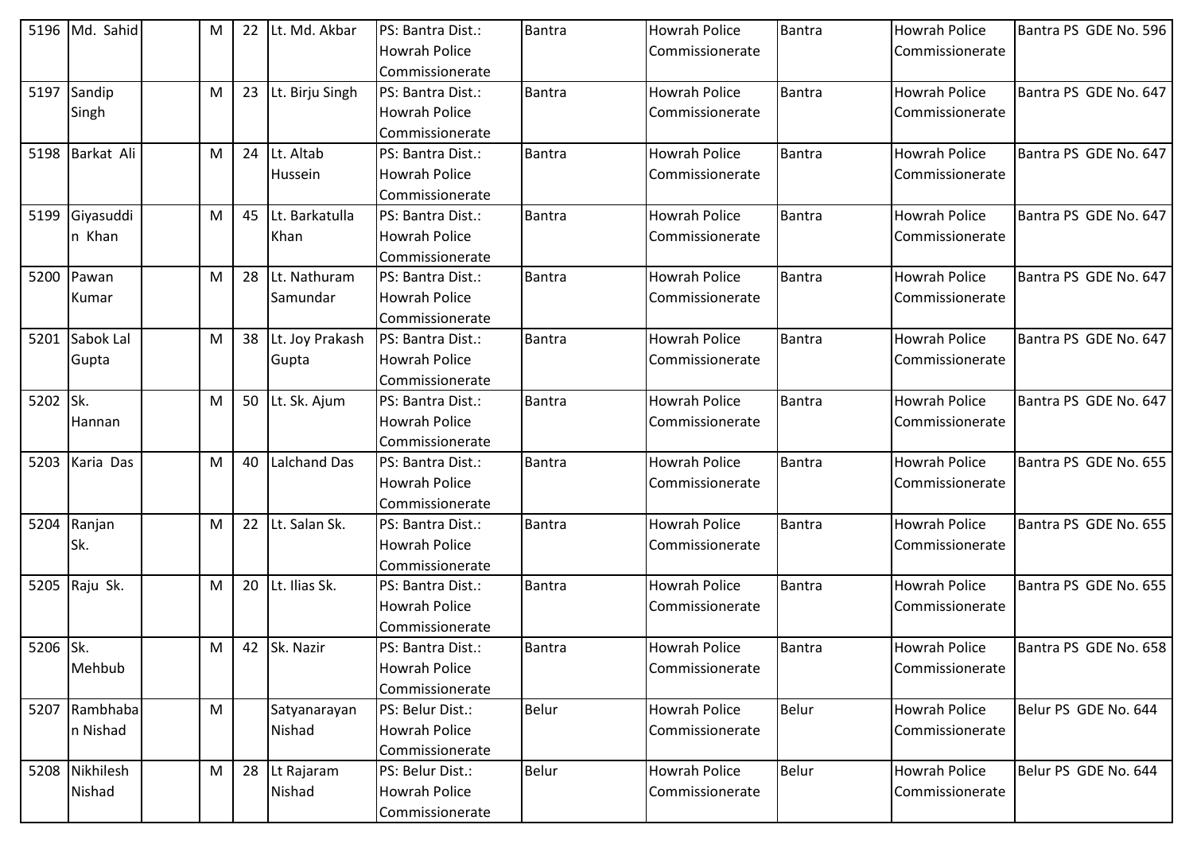| 5196 | Md. Sahid | | M | 22 | Lt. Md. Akbar | PS: Bantra Dist.: Howrah Police Commissionerate | Bantra | Howrah Police Commissionerate | Bantra | Howrah Police Commissionerate | Bantra PS GDE No. 596 |
|---|---|---|---|---|---|---|---|---|---|---|---|
| 5197 | Sandip Singh | | M | 23 | Lt. Birju Singh | PS: Bantra Dist.: Howrah Police Commissionerate | Bantra | Howrah Police Commissionerate | Bantra | Howrah Police Commissionerate | Bantra PS GDE No. 647 |
| 5198 | Barkat Ali | | M | 24 | Lt. Altab Hussein | PS: Bantra Dist.: Howrah Police Commissionerate | Bantra | Howrah Police Commissionerate | Bantra | Howrah Police Commissionerate | Bantra PS GDE No. 647 |
| 5199 | Giyasuddin Khan | | M | 45 | Lt. Barkatulla Khan | PS: Bantra Dist.: Howrah Police Commissionerate | Bantra | Howrah Police Commissionerate | Bantra | Howrah Police Commissionerate | Bantra PS GDE No. 647 |
| 5200 | Pawan Kumar | | M | 28 | Lt. Nathuram Samundar | PS: Bantra Dist.: Howrah Police Commissionerate | Bantra | Howrah Police Commissionerate | Bantra | Howrah Police Commissionerate | Bantra PS GDE No. 647 |
| 5201 | Sabok Lal Gupta | | M | 38 | Lt. Joy Prakash Gupta | PS: Bantra Dist.: Howrah Police Commissionerate | Bantra | Howrah Police Commissionerate | Bantra | Howrah Police Commissionerate | Bantra PS GDE No. 647 |
| 5202 | Sk. Hannan | | M | 50 | Lt. Sk. Ajum | PS: Bantra Dist.: Howrah Police Commissionerate | Bantra | Howrah Police Commissionerate | Bantra | Howrah Police Commissionerate | Bantra PS GDE No. 647 |
| 5203 | Karia Das | | M | 40 | Lalchand Das | PS: Bantra Dist.: Howrah Police Commissionerate | Bantra | Howrah Police Commissionerate | Bantra | Howrah Police Commissionerate | Bantra PS GDE No. 655 |
| 5204 | Ranjan Sk. | | M | 22 | Lt. Salan Sk. | PS: Bantra Dist.: Howrah Police Commissionerate | Bantra | Howrah Police Commissionerate | Bantra | Howrah Police Commissionerate | Bantra PS GDE No. 655 |
| 5205 | Raju Sk. | | M | 20 | Lt. Ilias Sk. | PS: Bantra Dist.: Howrah Police Commissionerate | Bantra | Howrah Police Commissionerate | Bantra | Howrah Police Commissionerate | Bantra PS GDE No. 655 |
| 5206 | Sk. Mehbub | | M | 42 | Sk. Nazir | PS: Bantra Dist.: Howrah Police Commissionerate | Bantra | Howrah Police Commissionerate | Bantra | Howrah Police Commissionerate | Bantra PS GDE No. 658 |
| 5207 | Rambhaban Nishad | | M | | Satyanarayan Nishad | PS: Belur Dist.: Howrah Police Commissionerate | Belur | Howrah Police Commissionerate | Belur | Howrah Police Commissionerate | Belur PS GDE No. 644 |
| 5208 | Nikhilesh Nishad | | M | 28 | Lt Rajaram Nishad | PS: Belur Dist.: Howrah Police Commissionerate | Belur | Howrah Police Commissionerate | Belur | Howrah Police Commissionerate | Belur PS GDE No. 644 |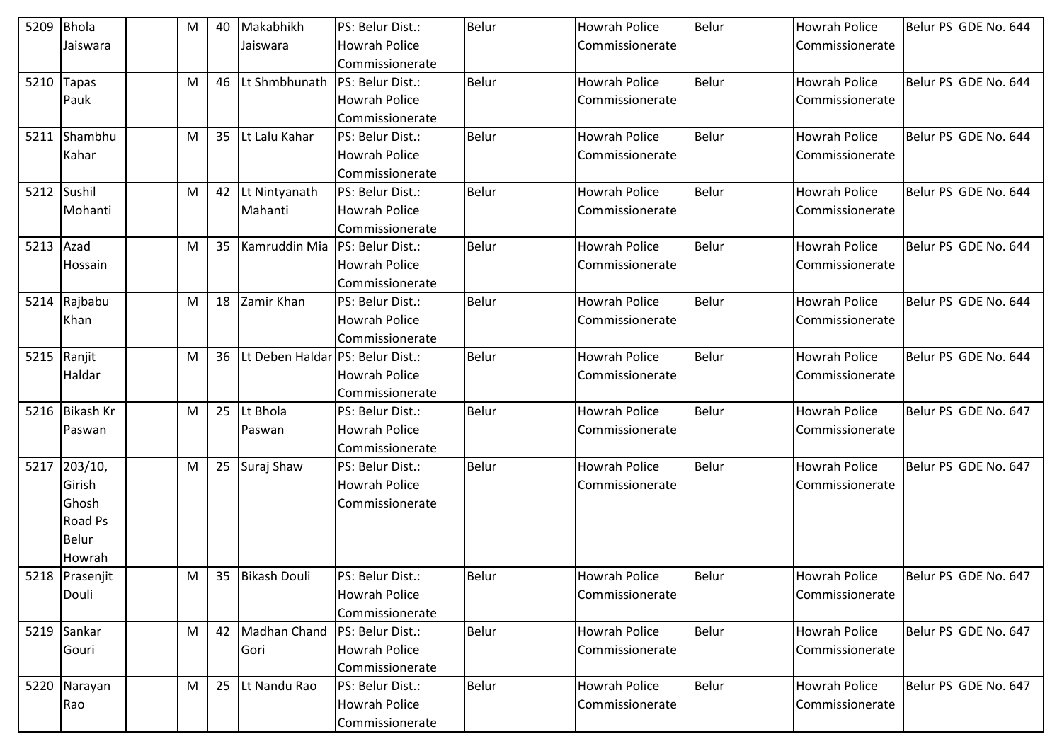| 5209 | Bhola Jaiswara | | M | 40 | Makabhikh Jaiswara | PS: Belur Dist.: Howrah Police Commissionerate | Belur | Howrah Police Commissionerate | Belur | Howrah Police Commissionerate | Belur PS GDE No. 644 |
|---|---|---|---|---|---|---|---|---|---|---|---|
| 5210 | Tapas Pauk | | M | 46 | Lt Shmbhunath | PS: Belur Dist.: Howrah Police Commissionerate | Belur | Howrah Police Commissionerate | Belur | Howrah Police Commissionerate | Belur PS GDE No. 644 |
| 5211 | Shambhu Kahar | | M | 35 | Lt Lalu Kahar | PS: Belur Dist.: Howrah Police Commissionerate | Belur | Howrah Police Commissionerate | Belur | Howrah Police Commissionerate | Belur PS GDE No. 644 |
| 5212 | Sushil Mohanti | | M | 42 | Lt Nintyanath Mahanti | PS: Belur Dist.: Howrah Police Commissionerate | Belur | Howrah Police Commissionerate | Belur | Howrah Police Commissionerate | Belur PS GDE No. 644 |
| 5213 | Azad Hossain | | M | 35 | Kamruddin Mia | PS: Belur Dist.: Howrah Police Commissionerate | Belur | Howrah Police Commissionerate | Belur | Howrah Police Commissionerate | Belur PS GDE No. 644 |
| 5214 | Rajbabu Khan | | M | 18 | Zamir Khan | PS: Belur Dist.: Howrah Police Commissionerate | Belur | Howrah Police Commissionerate | Belur | Howrah Police Commissionerate | Belur PS GDE No. 644 |
| 5215 | Ranjit Haldar | | M | 36 | Lt Deben Haldar | PS: Belur Dist.: Howrah Police Commissionerate | Belur | Howrah Police Commissionerate | Belur | Howrah Police Commissionerate | Belur PS GDE No. 644 |
| 5216 | Bikash Kr Paswan | | M | 25 | Lt Bhola Paswan | PS: Belur Dist.: Howrah Police Commissionerate | Belur | Howrah Police Commissionerate | Belur | Howrah Police Commissionerate | Belur PS GDE No. 647 |
| 5217 | 203/10, Girish Ghosh Road Ps Belur Howrah | | M | 25 | Suraj Shaw | PS: Belur Dist.: Howrah Police Commissionerate | Belur | Howrah Police Commissionerate | Belur | Howrah Police Commissionerate | Belur PS GDE No. 647 |
| 5218 | Prasenjit Douli | | M | 35 | Bikash Douli | PS: Belur Dist.: Howrah Police Commissionerate | Belur | Howrah Police Commissionerate | Belur | Howrah Police Commissionerate | Belur PS GDE No. 647 |
| 5219 | Sankar Gouri | | M | 42 | Madhan Chand Gori | PS: Belur Dist.: Howrah Police Commissionerate | Belur | Howrah Police Commissionerate | Belur | Howrah Police Commissionerate | Belur PS GDE No. 647 |
| 5220 | Narayan Rao | | M | 25 | Lt Nandu Rao | PS: Belur Dist.: Howrah Police Commissionerate | Belur | Howrah Police Commissionerate | Belur | Howrah Police Commissionerate | Belur PS GDE No. 647 |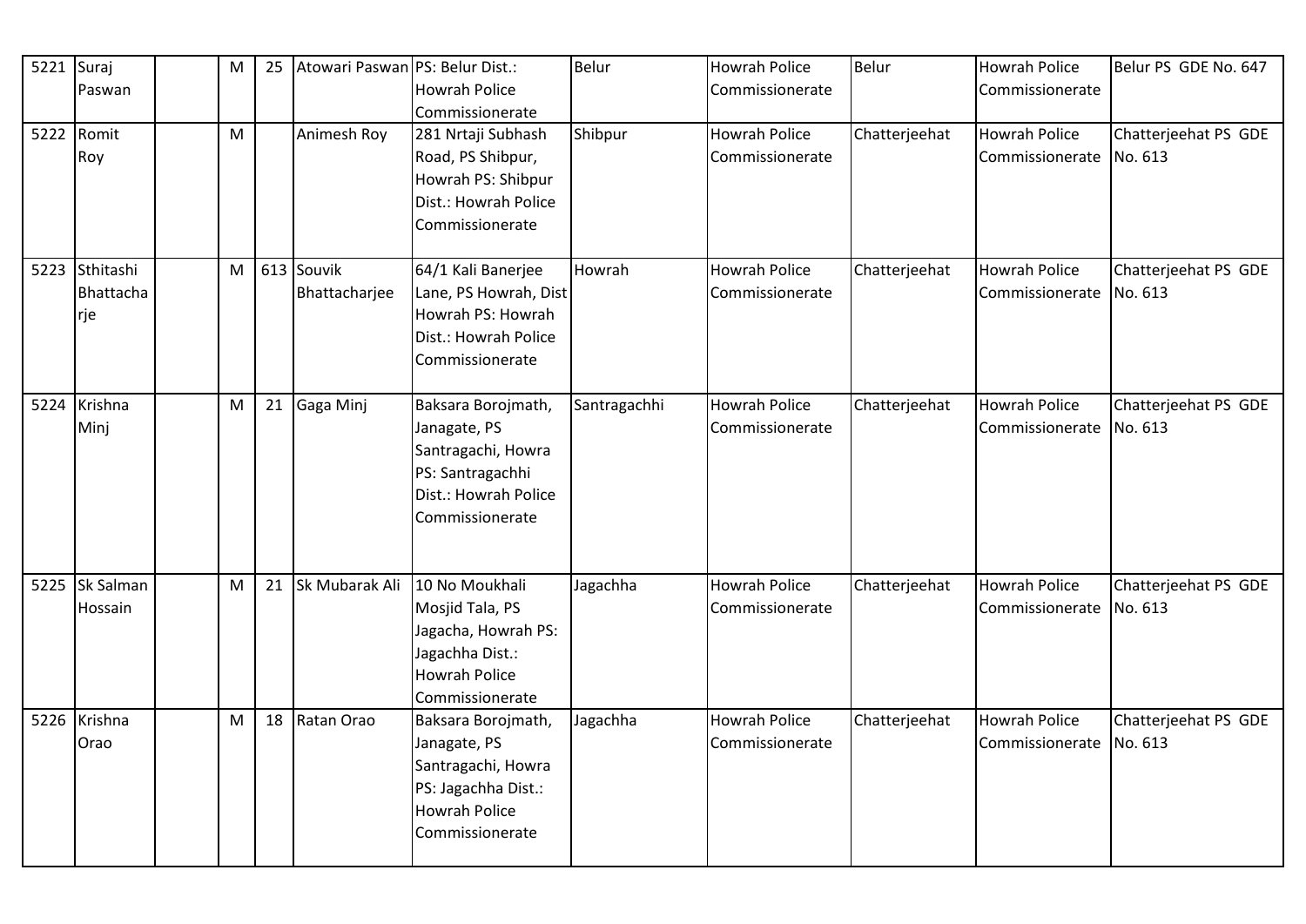| 5221 | Suraj Paswan | | M | 25 | Atowari Paswan | PS: Belur Dist.: Howrah Police Commissionerate | Belur | Howrah Police Commissionerate | Belur | Howrah Police Commissionerate | Belur PS GDE No. 647 |
|---|---|---|---|---|---|---|---|---|---|---|---|
| 5222 | Romit Roy | | M | | Animesh Roy | 281 Nrtaji Subhash Road, PS Shibpur, Howrah PS: Shibpur Dist.: Howrah Police Commissionerate | Shibpur | Howrah Police Commissionerate | Chatterjeehat | Howrah Police Commissionerate | Chatterjeehat PS GDE No. 613 |
| 5223 | Sthitashi Bhattacharje | | M | 613 | Souvik Bhattacharjee | 64/1 Kali Banerjee Lane, PS Howrah, Dist Howrah PS: Howrah Dist.: Howrah Police Commissionerate | Howrah | Howrah Police Commissionerate | Chatterjeehat | Howrah Police Commissionerate | Chatterjeehat PS GDE No. 613 |
| 5224 | Krishna Minj | | M | 21 | Gaga Minj | Baksara Borojmath, Janagate, PS Santragachi, Howra PS: Santragachhi Dist.: Howrah Police Commissionerate | Santragachhi | Howrah Police Commissionerate | Chatterjeehat | Howrah Police Commissionerate | Chatterjeehat PS GDE No. 613 |
| 5225 | Sk Salman Hossain | | M | 21 | Sk Mubarak Ali | 10 No Moukhali Mosjid Tala, PS Jagacha, Howrah PS: Jagachha Dist.: Howrah Police Commissionerate | Jagachha | Howrah Police Commissionerate | Chatterjeehat | Howrah Police Commissionerate | Chatterjeehat PS GDE No. 613 |
| 5226 | Krishna Orao | | M | 18 | Ratan Orao | Baksara Borojmath, Janagate, PS Santragachi, Howra PS: Jagachha Dist.: Howrah Police Commissionerate | Jagachha | Howrah Police Commissionerate | Chatterjeehat | Howrah Police Commissionerate | Chatterjeehat PS GDE No. 613 |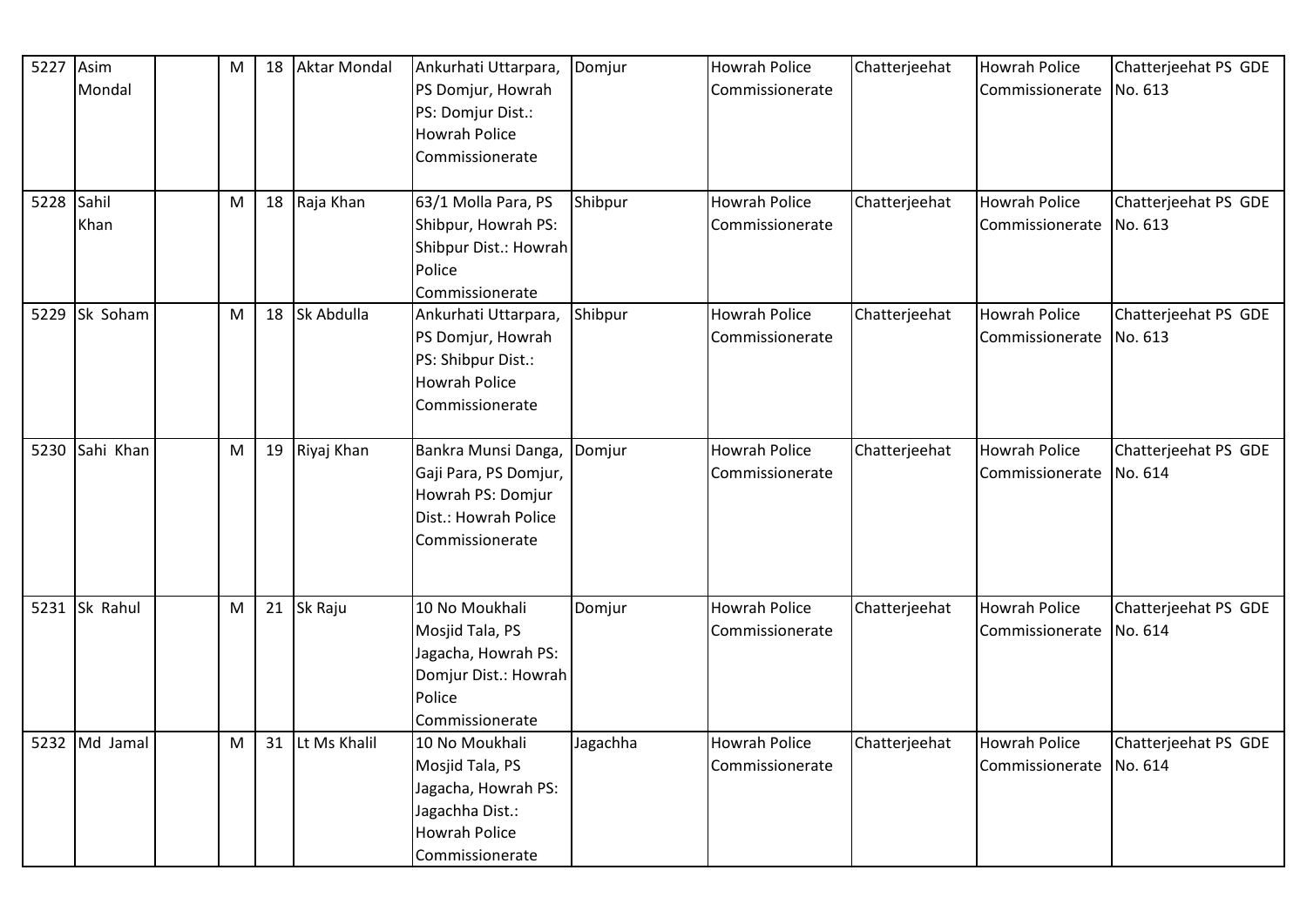| 5227 | Asim Mondal | | M | 18 | Aktar Mondal | Ankurhati Uttarpara, PS Domjur, Howrah PS: Domjur Dist.: Howrah Police Commissionerate | Domjur | Howrah Police Commissionerate | Chatterjeehat | Howrah Police Commissionerate | Chatterjeehat PS GDE No. 613 |
|---|---|---|---|---|---|---|---|---|---|---|---|
| 5228 | Sahil Khan | | M | 18 | Raja Khan | 63/1 Molla Para, PS Shibpur, Howrah PS: Shibpur Dist.: Howrah Police Commissionerate | Shibpur | Howrah Police Commissionerate | Chatterjeehat | Howrah Police Commissionerate | Chatterjeehat PS GDE No. 613 |
| 5229 | Sk Soham | | M | 18 | Sk Abdulla | Ankurhati Uttarpara, PS Domjur, Howrah PS: Shibpur Dist.: Howrah Police Commissionerate | Shibpur | Howrah Police Commissionerate | Chatterjeehat | Howrah Police Commissionerate | Chatterjeehat PS GDE No. 613 |
| 5230 | Sahi Khan | | M | 19 | Riyaj Khan | Bankra Munsi Danga, Gaji Para, PS Domjur, Howrah PS: Domjur Dist.: Howrah Police Commissionerate | Domjur | Howrah Police Commissionerate | Chatterjeehat | Howrah Police Commissionerate | Chatterjeehat PS GDE No. 614 |
| 5231 | Sk Rahul | | M | 21 | Sk Raju | 10 No Moukhali Mosjid Tala, PS Jagacha, Howrah PS: Domjur Dist.: Howrah Police Commissionerate | Domjur | Howrah Police Commissionerate | Chatterjeehat | Howrah Police Commissionerate | Chatterjeehat PS GDE No. 614 |
| 5232 | Md Jamal | | M | 31 | Lt Ms Khalil | 10 No Moukhali Mosjid Tala, PS Jagacha, Howrah PS: Jagachha Dist.: Howrah Police Commissionerate | Jagachha | Howrah Police Commissionerate | Chatterjeehat | Howrah Police Commissionerate | Chatterjeehat PS GDE No. 614 |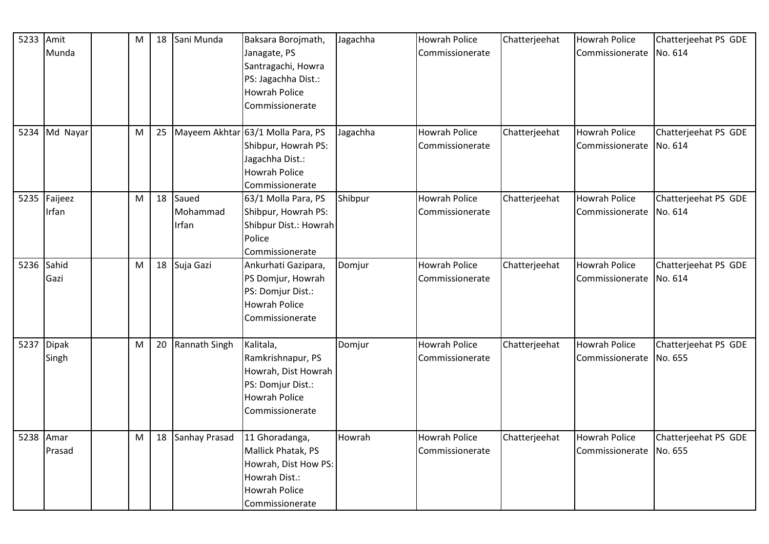| 5233 | Amit Munda | | M | 18 | Sani Munda | Baksara Borojmath, Janagate, PS Santragachi, Howra PS: Jagachha Dist.: Howrah Police Commissionerate | Jagachha | Howrah Police Commissionerate | Chatterjeehat | Howrah Police Commissionerate | Chatterjeehat PS GDE No. 614 |
|---|---|---|---|---|---|---|---|---|---|---|---|
| 5234 | Md Nayar | | M | 25 | Mayeem Akhtar | 63/1 Molla Para, PS Shibpur, Howrah PS: Jagachha Dist.: Howrah Police Commissionerate | Jagachha | Howrah Police Commissionerate | Chatterjeehat | Howrah Police Commissionerate | Chatterjeehat PS GDE No. 614 |
| 5235 | Faijeez Irfan | | M | 18 | Saued Mohammad Irfan | 63/1 Molla Para, PS Shibpur, Howrah PS: Shibpur Dist.: Howrah Police Commissionerate | Shibpur | Howrah Police Commissionerate | Chatterjeehat | Howrah Police Commissionerate | Chatterjeehat PS GDE No. 614 |
| 5236 | Sahid Gazi | | M | 18 | Suja Gazi | Ankurhati Gazipara, PS Domjur, Howrah PS: Domjur Dist.: Howrah Police Commissionerate | Domjur | Howrah Police Commissionerate | Chatterjeehat | Howrah Police Commissionerate | Chatterjeehat PS GDE No. 614 |
| 5237 | Dipak Singh | | M | 20 | Rannath Singh | Kalitala, Ramkrishnapur, PS Howrah, Dist Howrah PS: Domjur Dist.: Howrah Police Commissionerate | Domjur | Howrah Police Commissionerate | Chatterjeehat | Howrah Police Commissionerate | Chatterjeehat PS GDE No. 655 |
| 5238 | Amar Prasad | | M | 18 | Sanhay Prasad | 11 Ghoradanga, Mallick Phatak, PS Howrah, Dist How PS: Howrah Dist.: Howrah Police Commissionerate | Howrah | Howrah Police Commissionerate | Chatterjeehat | Howrah Police Commissionerate | Chatterjeehat PS GDE No. 655 |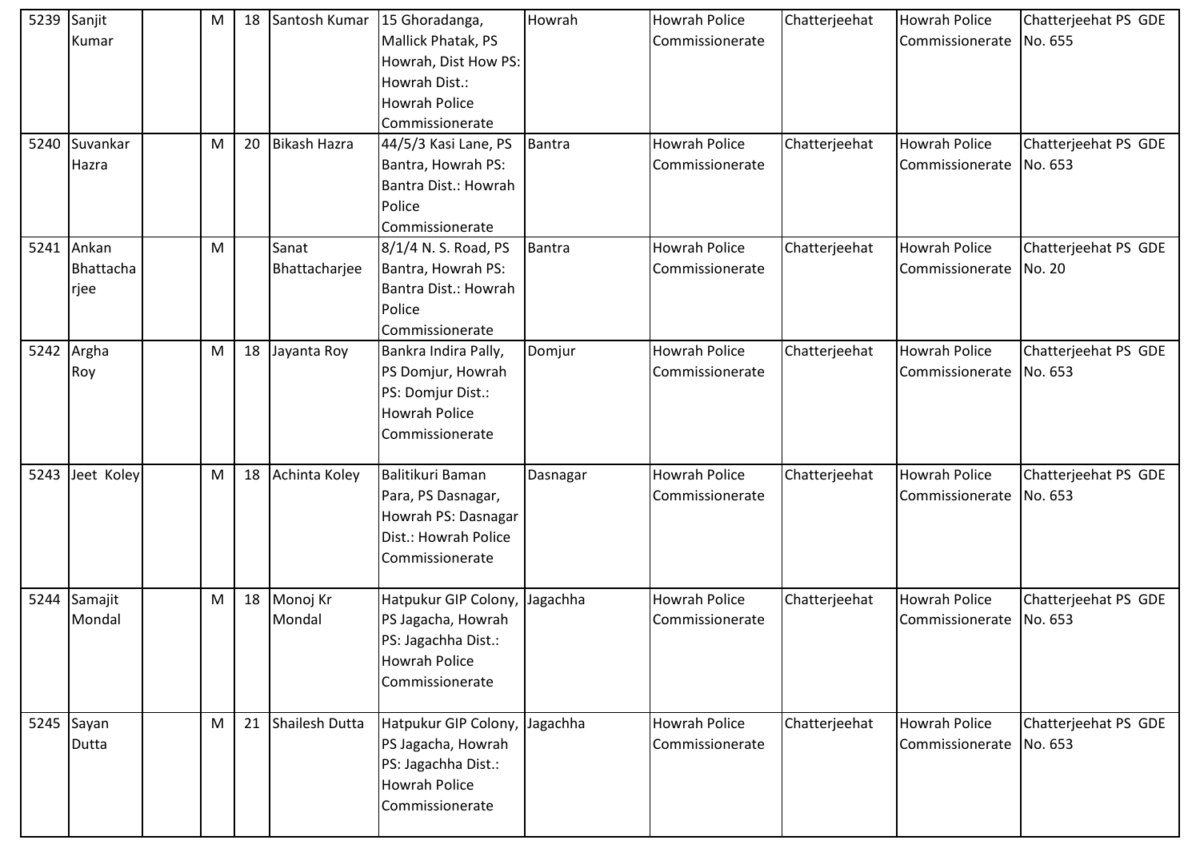| 5239 | Sanjit Kumar | | M | 18 | Santosh Kumar | 15 Ghoradanga, Mallick Phatak, PS Howrah, Dist How PS: Howrah Dist.: Howrah Police Commissionerate | Howrah | Howrah Police Commissionerate | Chatterjeehat | Howrah Police Commissionerate | Chatterjeehat PS GDE No. 655 |
|---|---|---|---|---|---|---|---|---|---|---|---|
| 5240 | Suvankar Hazra | | M | 20 | Bikash Hazra | 44/5/3 Kasi Lane, PS Bantra, Howrah PS: Bantra Dist.: Howrah Police Commissionerate | Bantra | Howrah Police Commissionerate | Chatterjeehat | Howrah Police Commissionerate | Chatterjeehat PS GDE No. 653 |
| 5241 | Ankan Bhattacharjee | | M | | Sanat Bhattacharjee | 8/1/4 N. S. Road, PS Bantra, Howrah PS: Bantra Dist.: Howrah Police Commissionerate | Bantra | Howrah Police Commissionerate | Chatterjeehat | Howrah Police Commissionerate | Chatterjeehat PS GDE No. 20 |
| 5242 | Argha Roy | | M | 18 | Jayanta Roy | Bankra Indira Pally, PS Domjur, Howrah PS: Domjur Dist.: Howrah Police Commissionerate | Domjur | Howrah Police Commissionerate | Chatterjeehat | Howrah Police Commissionerate | Chatterjeehat PS GDE No. 653 |
| 5243 | Jeet Koley | | M | 18 | Achinta Koley | Balitikuri Baman Para, PS Dasnagar, Howrah PS: Dasnagar Dist.: Howrah Police Commissionerate | Dasnagar | Howrah Police Commissionerate | Chatterjeehat | Howrah Police Commissionerate | Chatterjeehat PS GDE No. 653 |
| 5244 | Samajit Mondal | | M | 18 | Monoj Kr Mondal | Hatpukur GIP Colony, PS Jagacha, Howrah PS: Jagachha Dist.: Howrah Police Commissionerate | Jagachha | Howrah Police Commissionerate | Chatterjeehat | Howrah Police Commissionerate | Chatterjeehat PS GDE No. 653 |
| 5245 | Sayan Dutta | | M | 21 | Shailesh Dutta | Hatpukur GIP Colony, PS Jagacha, Howrah PS: Jagachha Dist.: Howrah Police Commissionerate | Jagachha | Howrah Police Commissionerate | Chatterjeehat | Howrah Police Commissionerate | Chatterjeehat PS GDE No. 653 |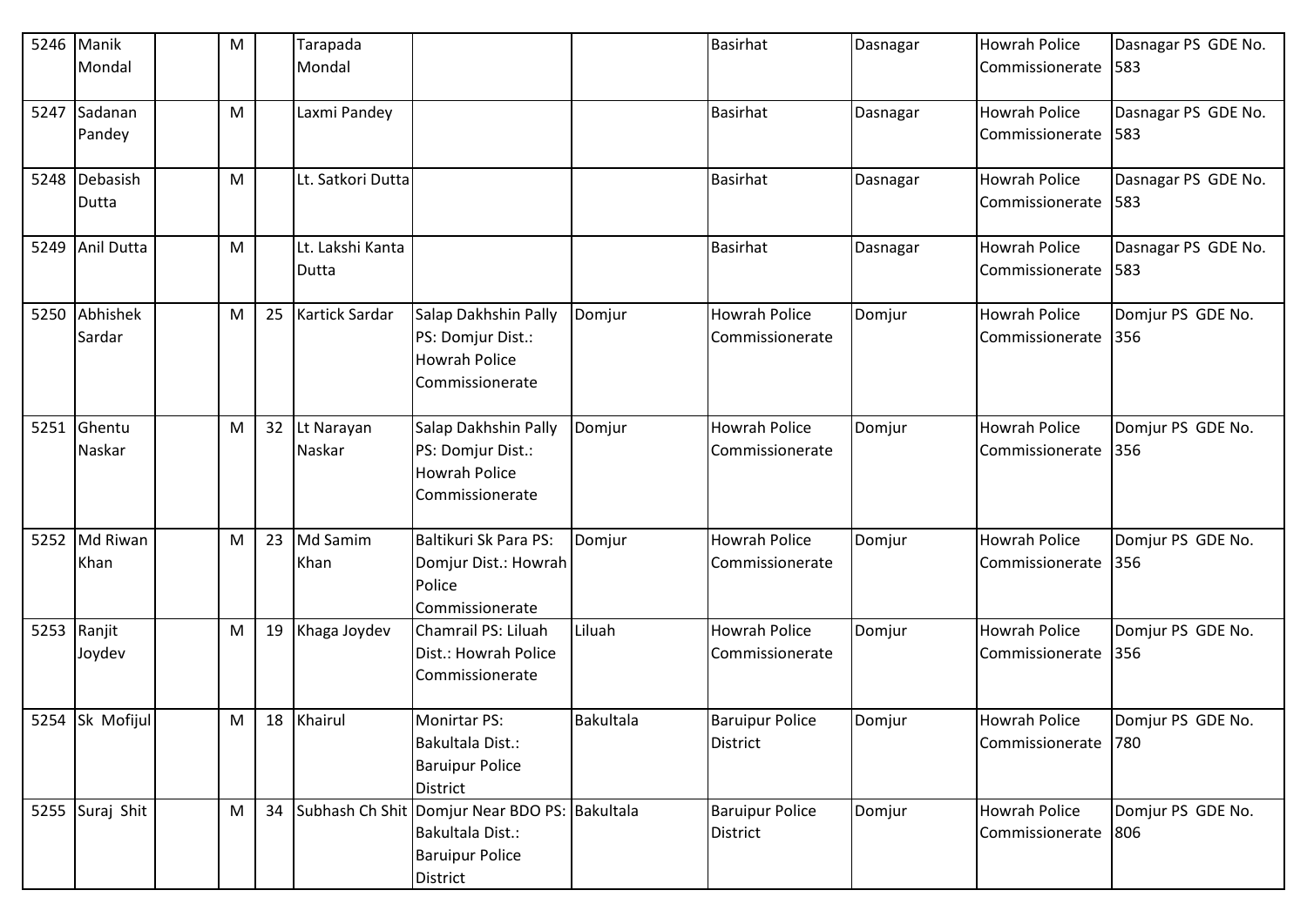| 5246 | Manik Mondal | | M | | Tarapada Mondal | | | Basirhat | Dasnagar | Howrah Police Commissionerate | Dasnagar PS GDE No. 583 |
|---|---|---|---|---|---|---|---|---|---|---|---|
| 5247 | Sadanan Pandey | | M | | Laxmi Pandey | | | Basirhat | Dasnagar | Howrah Police Commissionerate | Dasnagar PS GDE No. 583 |
| 5248 | Debasish Dutta | | M | | Lt. Satkori Dutta | | | Basirhat | Dasnagar | Howrah Police Commissionerate | Dasnagar PS GDE No. 583 |
| 5249 | Anil Dutta | | M | | Lt. Lakshi Kanta Dutta | | | Basirhat | Dasnagar | Howrah Police Commissionerate | Dasnagar PS GDE No. 583 |
| 5250 | Abhishek Sardar | | M | 25 | Kartick Sardar | Salap Dakhshin Pally PS: Domjur Dist.: Howrah Police Commissionerate | Domjur | Howrah Police Commissionerate | Domjur | Howrah Police Commissionerate | Domjur PS GDE No. 356 |
| 5251 | Ghentu Naskar | | M | 32 | Lt Narayan Naskar | Salap Dakhshin Pally PS: Domjur Dist.: Howrah Police Commissionerate | Domjur | Howrah Police Commissionerate | Domjur | Howrah Police Commissionerate | Domjur PS GDE No. 356 |
| 5252 | Md Riwan Khan | | M | 23 | Md Samim Khan | Baltikuri Sk Para PS: Domjur Dist.: Howrah Police Commissionerate | Domjur | Howrah Police Commissionerate | Domjur | Howrah Police Commissionerate | Domjur PS GDE No. 356 |
| 5253 | Ranjit Joydev | | M | 19 | Khaga Joydev | Chamrail PS: Liluah Dist.: Howrah Police Commissionerate | Liluah | Howrah Police Commissionerate | Domjur | Howrah Police Commissionerate | Domjur PS GDE No. 356 |
| 5254 | Sk Mofijul | | M | 18 | Khairul | Monirtar PS: Bakultala Dist.: Baruipur Police District | Bakultala | Baruipur Police District | Domjur | Howrah Police Commissionerate | Domjur PS GDE No. 780 |
| 5255 | Suraj Shit | | M | 34 | Subhash Ch Shit | Domjur Near BDO PS: Bakultala Dist.: Baruipur Police District | Bakultala | Baruipur Police District | Domjur | Howrah Police Commissionerate | Domjur PS GDE No. 806 |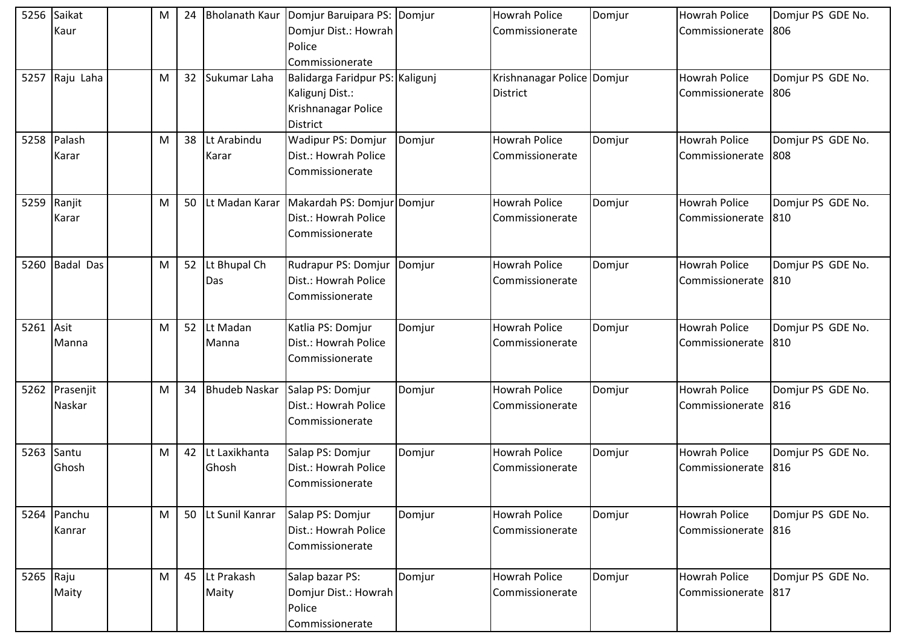| 5256 | Saikat Kaur | | M | 24 | Bholanath Kaur | Domjur Baruipara PS: Domjur Dist.: Howrah Police Commissionerate | Domjur | Howrah Police Commissionerate | Domjur | Howrah Police Commissionerate | Domjur PS GDE No. 806 |
|---|---|---|---|---|---|---|---|---|---|---|---|
| 5257 | Raju Laha | | M | 32 | Sukumar Laha | Balidarga Faridpur PS: Kaligunj Dist.: Krishnanagar Police District | Kaligunj | Krishnanagar Police District | Domjur | Howrah Police Commissionerate | Domjur PS GDE No. 806 |
| 5258 | Palash Karar | | M | 38 | Lt Arabindu Karar | Wadipur PS: Domjur Dist.: Howrah Police Commissionerate | Domjur | Howrah Police Commissionerate | Domjur | Howrah Police Commissionerate | Domjur PS GDE No. 808 |
| 5259 | Ranjit Karar | | M | 50 | Lt Madan Karar | Makardah PS: Domjur Dist.: Howrah Police Commissionerate | Domjur | Howrah Police Commissionerate | Domjur | Howrah Police Commissionerate | Domjur PS GDE No. 810 |
| 5260 | Badal Das | | M | 52 | Lt Bhupal Ch Das | Rudrapur PS: Domjur Dist.: Howrah Police Commissionerate | Domjur | Howrah Police Commissionerate | Domjur | Howrah Police Commissionerate | Domjur PS GDE No. 810 |
| 5261 | Asit Manna | | M | 52 | Lt Madan Manna | Katlia PS: Domjur Dist.: Howrah Police Commissionerate | Domjur | Howrah Police Commissionerate | Domjur | Howrah Police Commissionerate | Domjur PS GDE No. 810 |
| 5262 | Prasenjit Naskar | | M | 34 | Bhudeb Naskar | Salap PS: Domjur Dist.: Howrah Police Commissionerate | Domjur | Howrah Police Commissionerate | Domjur | Howrah Police Commissionerate | Domjur PS GDE No. 816 |
| 5263 | Santu Ghosh | | M | 42 | Lt Laxikhanta Ghosh | Salap PS: Domjur Dist.: Howrah Police Commissionerate | Domjur | Howrah Police Commissionerate | Domjur | Howrah Police Commissionerate | Domjur PS GDE No. 816 |
| 5264 | Panchu Kanrar | | M | 50 | Lt Sunil Kanrar | Salap PS: Domjur Dist.: Howrah Police Commissionerate | Domjur | Howrah Police Commissionerate | Domjur | Howrah Police Commissionerate | Domjur PS GDE No. 816 |
| 5265 | Raju Maity | | M | 45 | Lt Prakash Maity | Salap bazar PS: Domjur Dist.: Howrah Police Commissionerate | Domjur | Howrah Police Commissionerate | Domjur | Howrah Police Commissionerate | Domjur PS GDE No. 817 |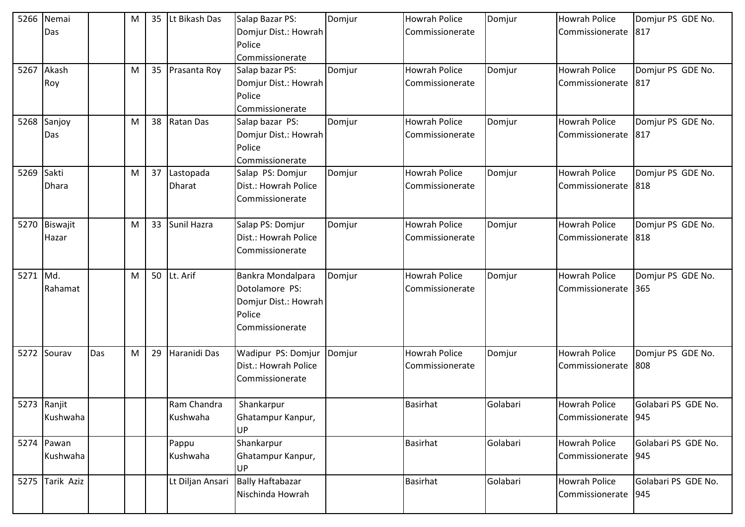| 5266 | Nemai Das | | M | 35 | Lt Bikash Das | Salap Bazar PS: Domjur Dist.: Howrah Police Commissionerate | Domjur | Howrah Police Commissionerate | Domjur | Howrah Police Commissionerate | Domjur PS GDE No. 817 |
|---|---|---|---|---|---|---|---|---|---|---|---|
| 5267 | Akash Roy | | M | 35 | Prasanta Roy | Salap bazar PS: Domjur Dist.: Howrah Police Commissionerate | Domjur | Howrah Police Commissionerate | Domjur | Howrah Police Commissionerate | Domjur PS GDE No. 817 |
| 5268 | Sanjoy Das | | M | 38 | Ratan Das | Salap bazar PS: Domjur Dist.: Howrah Police Commissionerate | Domjur | Howrah Police Commissionerate | Domjur | Howrah Police Commissionerate | Domjur PS GDE No. 817 |
| 5269 | Sakti Dhara | | M | 37 | Lastopada Dharat | Salap PS: Domjur Dist.: Howrah Police Commissionerate | Domjur | Howrah Police Commissionerate | Domjur | Howrah Police Commissionerate | Domjur PS GDE No. 818 |
| 5270 | Biswajit Hazar | | M | 33 | Sunil Hazra | Salap PS: Domjur Dist.: Howrah Police Commissionerate | Domjur | Howrah Police Commissionerate | Domjur | Howrah Police Commissionerate | Domjur PS GDE No. 818 |
| 5271 | Md. Rahamat | | M | 50 | Lt. Arif | Bankra Mondalpara Dotolamore PS: Domjur Dist.: Howrah Police Commissionerate | Domjur | Howrah Police Commissionerate | Domjur | Howrah Police Commissionerate | Domjur PS GDE No. 365 |
| 5272 | Sourav | Das | M | 29 | Haranidi Das | Wadipur PS: Domjur Dist.: Howrah Police Commissionerate | Domjur | Howrah Police Commissionerate | Domjur | Howrah Police Commissionerate | Domjur PS GDE No. 808 |
| 5273 | Ranjit Kushwaha | | | | Ram Chandra Kushwaha | Shankarpur Ghatampur Kanpur, UP | | Basirhat | Golabari | Howrah Police Commissionerate | Golabari PS GDE No. 945 |
| 5274 | Pawan Kushwaha | | | | Pappu Kushwaha | Shankarpur Ghatampur Kanpur, UP | | Basirhat | Golabari | Howrah Police Commissionerate | Golabari PS GDE No. 945 |
| 5275 | Tarik Aziz | | | | Lt Diljan Ansari | Bally Haftabazar Nischinda Howrah | | Basirhat | Golabari | Howrah Police Commissionerate | Golabari PS GDE No. 945 |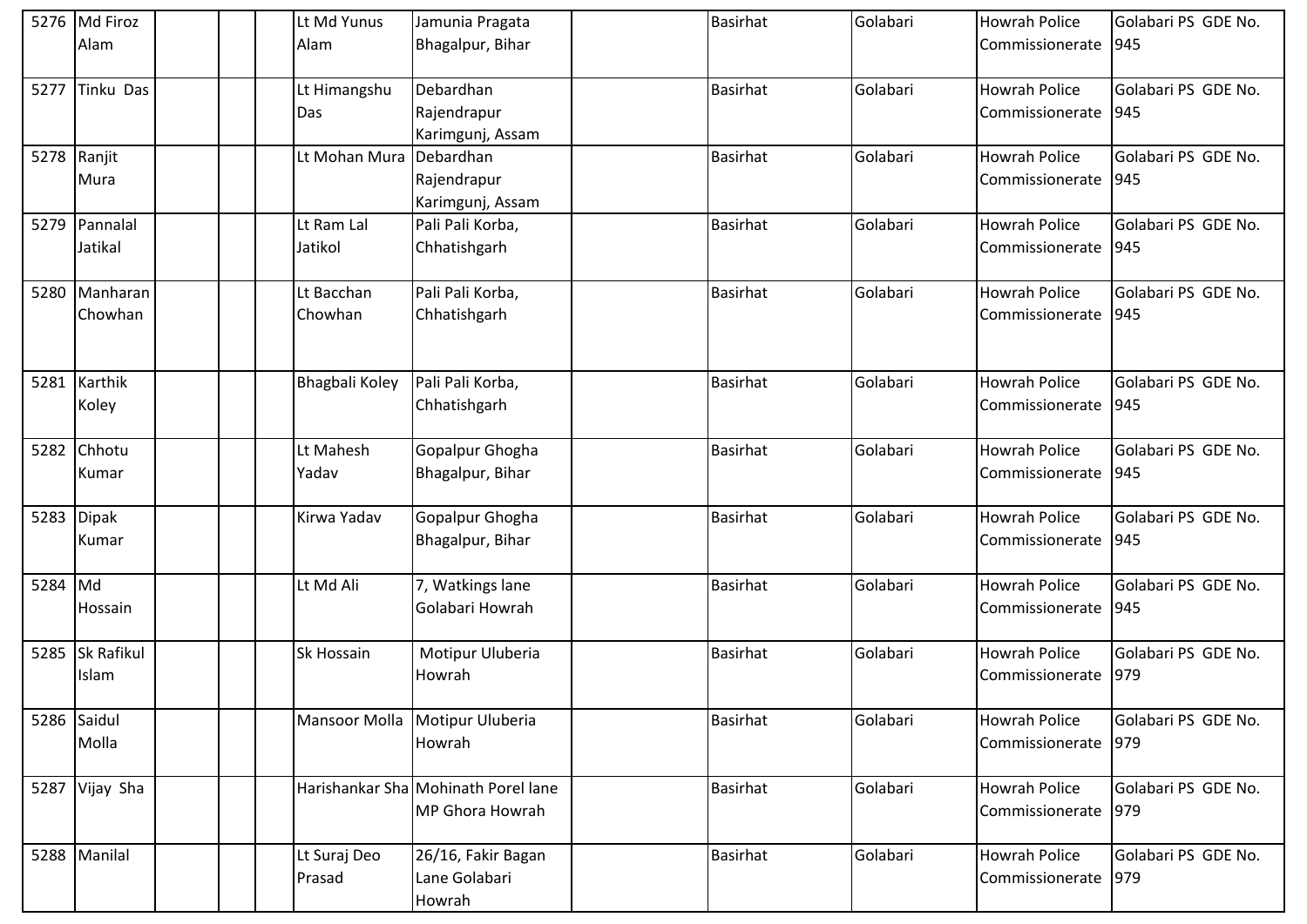| | | | | | | | | | | |
|---|---|---|---|---|---|---|---|---|---|---|
| 5276 | Md Firoz Alam | | | Lt Md Yunus Alam | Jamunia Pragata Bhagalpur, Bihar | | Basirhat | Golabari | Howrah Police Commissionerate | Golabari PS GDE No. 945 |
| 5277 | Tinku Das | | | Lt Himangshu Das | Debardhan Rajendrapur Karimgunj, Assam | | Basirhat | Golabari | Howrah Police Commissionerate | Golabari PS GDE No. 945 |
| 5278 | Ranjit Mura | | | Lt Mohan Mura | Debardhan Rajendrapur Karimgunj, Assam | | Basirhat | Golabari | Howrah Police Commissionerate | Golabari PS GDE No. 945 |
| 5279 | Pannalal Jatikal | | | Lt Ram Lal Jatikol | Pali Pali Korba, Chhatishgarh | | Basirhat | Golabari | Howrah Police Commissionerate | Golabari PS GDE No. 945 |
| 5280 | Manharan Chowhan | | | Lt Bacchan Chowhan | Pali Pali Korba, Chhatishgarh | | Basirhat | Golabari | Howrah Police Commissionerate | Golabari PS GDE No. 945 |
| 5281 | Karthik Koley | | | Bhagbali Koley | Pali Pali Korba, Chhatishgarh | | Basirhat | Golabari | Howrah Police Commissionerate | Golabari PS GDE No. 945 |
| 5282 | Chhotu Kumar | | | Lt Mahesh Yadav | Gopalpur Ghogha Bhagalpur, Bihar | | Basirhat | Golabari | Howrah Police Commissionerate | Golabari PS GDE No. 945 |
| 5283 | Dipak Kumar | | | Kirwa Yadav | Gopalpur Ghogha Bhagalpur, Bihar | | Basirhat | Golabari | Howrah Police Commissionerate | Golabari PS GDE No. 945 |
| 5284 | Md Hossain | | | Lt Md Ali | 7, Watkings lane Golabari Howrah | | Basirhat | Golabari | Howrah Police Commissionerate | Golabari PS GDE No. 945 |
| 5285 | Sk Rafikul Islam | | | Sk Hossain | Motipur Uluberia Howrah | | Basirhat | Golabari | Howrah Police Commissionerate | Golabari PS GDE No. 979 |
| 5286 | Saidul Molla | | | Mansoor Molla | Motipur Uluberia Howrah | | Basirhat | Golabari | Howrah Police Commissionerate | Golabari PS GDE No. 979 |
| 5287 | Vijay Sha | | | Harishankar Sha | Mohinath Porel lane MP Ghora Howrah | | Basirhat | Golabari | Howrah Police Commissionerate | Golabari PS GDE No. 979 |
| 5288 | Manilal | | | Lt Suraj Deo Prasad | 26/16, Fakir Bagan Lane Golabari Howrah | | Basirhat | Golabari | Howrah Police Commissionerate | Golabari PS GDE No. 979 |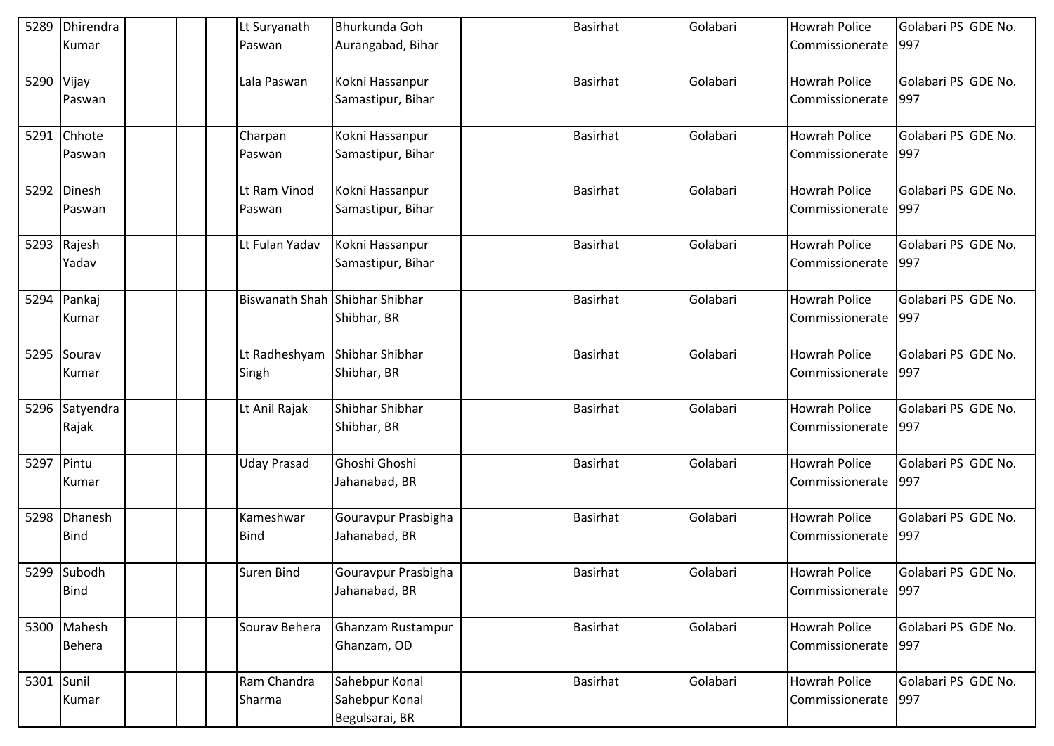| | | | | | | | | | | |
|---|---|---|---|---|---|---|---|---|---|---|
| 5289 | Dhirendra Kumar | | | Lt Suryanath Paswan | Bhurkunda Goh Aurangabad, Bihar | | Basirhat | Golabari | Howrah Police Commissionerate | Golabari PS GDE No. 997 |
| 5290 | Vijay Paswan | | | Lala Paswan | Kokni Hassanpur Samastipur, Bihar | | Basirhat | Golabari | Howrah Police Commissionerate | Golabari PS GDE No. 997 |
| 5291 | Chhote Paswan | | | Charpan Paswan | Kokni Hassanpur Samastipur, Bihar | | Basirhat | Golabari | Howrah Police Commissionerate | Golabari PS GDE No. 997 |
| 5292 | Dinesh Paswan | | | Lt Ram Vinod Paswan | Kokni Hassanpur Samastipur, Bihar | | Basirhat | Golabari | Howrah Police Commissionerate | Golabari PS GDE No. 997 |
| 5293 | Rajesh Yadav | | | Lt Fulan Yadav | Kokni Hassanpur Samastipur, Bihar | | Basirhat | Golabari | Howrah Police Commissionerate | Golabari PS GDE No. 997 |
| 5294 | Pankaj Kumar | | | Biswanath Shah | Shibhar Shibhar Shibhar, BR | | Basirhat | Golabari | Howrah Police Commissionerate | Golabari PS GDE No. 997 |
| 5295 | Sourav Kumar | | | Lt Radheshyam Singh | Shibhar Shibhar Shibhar, BR | | Basirhat | Golabari | Howrah Police Commissionerate | Golabari PS GDE No. 997 |
| 5296 | Satyendra Rajak | | | Lt Anil Rajak | Shibhar Shibhar Shibhar, BR | | Basirhat | Golabari | Howrah Police Commissionerate | Golabari PS GDE No. 997 |
| 5297 | Pintu Kumar | | | Uday Prasad | Ghoshi Ghoshi Jahanabad, BR | | Basirhat | Golabari | Howrah Police Commissionerate | Golabari PS GDE No. 997 |
| 5298 | Dhanesh Bind | | | Kameshwar Bind | Gouravpur Prasbigha Jahanabad, BR | | Basirhat | Golabari | Howrah Police Commissionerate | Golabari PS GDE No. 997 |
| 5299 | Subodh Bind | | | Suren Bind | Gouravpur Prasbigha Jahanabad, BR | | Basirhat | Golabari | Howrah Police Commissionerate | Golabari PS GDE No. 997 |
| 5300 | Mahesh Behera | | | Sourav Behera | Ghanzam Rustampur Ghanzam, OD | | Basirhat | Golabari | Howrah Police Commissionerate | Golabari PS GDE No. 997 |
| 5301 | Sunil Kumar | | | Ram Chandra Sharma | Sahebpur Konal Sahebpur Konal Begulsarai, BR | | Basirhat | Golabari | Howrah Police Commissionerate | Golabari PS GDE No. 997 |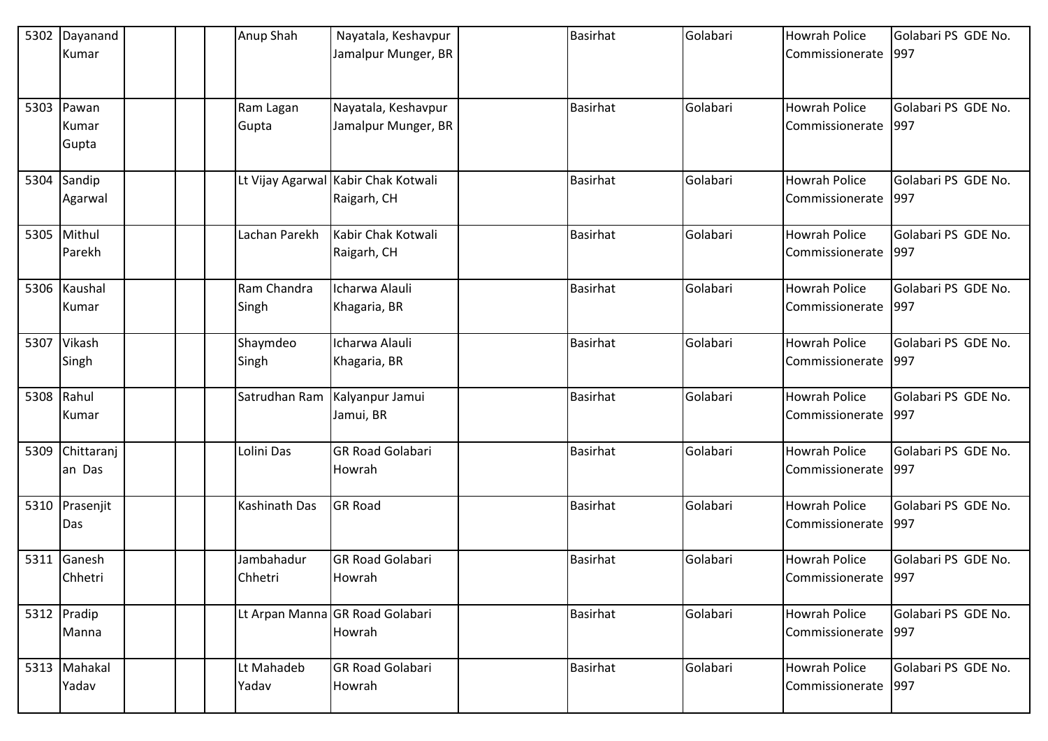| 5302 | Dayanand Kumar | | | | Anup Shah | Nayatala, Keshavpur Jamalpur Munger, BR | | Basirhat | Golabari | Howrah Police Commissionerate | Golabari PS GDE No. 997 |
|---|---|---|---|---|---|---|---|---|---|---|---|
| 5303 | Pawan Kumar Gupta | | | | Ram Lagan Gupta | Nayatala, Keshavpur Jamalpur Munger, BR | | Basirhat | Golabari | Howrah Police Commissionerate | Golabari PS GDE No. 997 |
| 5304 | Sandip Agarwal | | | | Lt Vijay Agarwal | Kabir Chak Kotwali Raigarh, CH | | Basirhat | Golabari | Howrah Police Commissionerate | Golabari PS GDE No. 997 |
| 5305 | Mithul Parekh | | | | Lachan Parekh | Kabir Chak Kotwali Raigarh, CH | | Basirhat | Golabari | Howrah Police Commissionerate | Golabari PS GDE No. 997 |
| 5306 | Kaushal Kumar | | | | Ram Chandra Singh | Icharwa Alauli Khagaria, BR | | Basirhat | Golabari | Howrah Police Commissionerate | Golabari PS GDE No. 997 |
| 5307 | Vikash Singh | | | | Shaymdeo Singh | Icharwa Alauli Khagaria, BR | | Basirhat | Golabari | Howrah Police Commissionerate | Golabari PS GDE No. 997 |
| 5308 | Rahul Kumar | | | | Satrudhan Ram | Kalyanpur Jamui Jamui, BR | | Basirhat | Golabari | Howrah Police Commissionerate | Golabari PS GDE No. 997 |
| 5309 | Chittaranjan Das | | | | Lolini Das | GR Road Golabari Howrah | | Basirhat | Golabari | Howrah Police Commissionerate | Golabari PS GDE No. 997 |
| 5310 | Prasenjit Das | | | | Kashinath Das | GR Road | | Basirhat | Golabari | Howrah Police Commissionerate | Golabari PS GDE No. 997 |
| 5311 | Ganesh Chhetri | | | | Jambahadur Chhetri | GR Road Golabari Howrah | | Basirhat | Golabari | Howrah Police Commissionerate | Golabari PS GDE No. 997 |
| 5312 | Pradip Manna | | | | Lt Arpan Manna | GR Road Golabari Howrah | | Basirhat | Golabari | Howrah Police Commissionerate | Golabari PS GDE No. 997 |
| 5313 | Mahakal Yadav | | | | Lt Mahadeb Yadav | GR Road Golabari Howrah | | Basirhat | Golabari | Howrah Police Commissionerate | Golabari PS GDE No. 997 |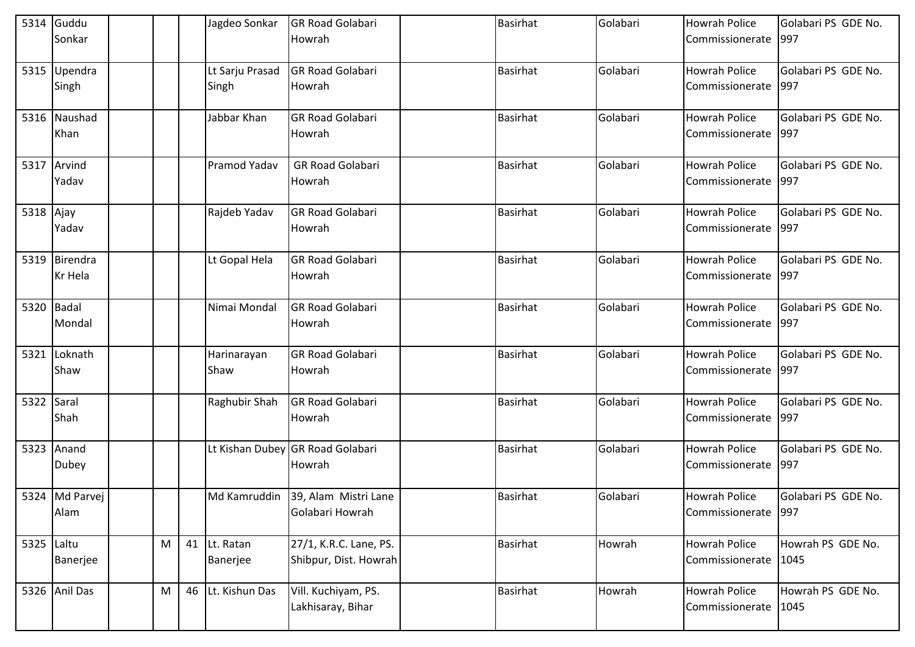| | | | | | | | | | | | |
|---|---|---|---|---|---|---|---|---|---|---|---|
| 5314 | Guddu Sonkar | | | | Jagdeo Sonkar | GR Road Golabari Howrah | | Basirhat | Golabari | Howrah Police Commissionerate | Golabari PS GDE No. 997 |
| 5315 | Upendra Singh | | | | Lt Sarju Prasad Singh | GR Road Golabari Howrah | | Basirhat | Golabari | Howrah Police Commissionerate | Golabari PS GDE No. 997 |
| 5316 | Naushad Khan | | | | Jabbar Khan | GR Road Golabari Howrah | | Basirhat | Golabari | Howrah Police Commissionerate | Golabari PS GDE No. 997 |
| 5317 | Arvind Yadav | | | | Pramod Yadav | GR Road Golabari Howrah | | Basirhat | Golabari | Howrah Police Commissionerate | Golabari PS GDE No. 997 |
| 5318 | Ajay Yadav | | | | Rajdeb Yadav | GR Road Golabari Howrah | | Basirhat | Golabari | Howrah Police Commissionerate | Golabari PS GDE No. 997 |
| 5319 | Birendra Kr Hela | | | | Lt Gopal Hela | GR Road Golabari Howrah | | Basirhat | Golabari | Howrah Police Commissionerate | Golabari PS GDE No. 997 |
| 5320 | Badal Mondal | | | | Nimai Mondal | GR Road Golabari Howrah | | Basirhat | Golabari | Howrah Police Commissionerate | Golabari PS GDE No. 997 |
| 5321 | Loknath Shaw | | | | Harinarayan Shaw | GR Road Golabari Howrah | | Basirhat | Golabari | Howrah Police Commissionerate | Golabari PS GDE No. 997 |
| 5322 | Saral Shah | | | | Raghubir Shah | GR Road Golabari Howrah | | Basirhat | Golabari | Howrah Police Commissionerate | Golabari PS GDE No. 997 |
| 5323 | Anand Dubey | | | | Lt Kishan Dubey | GR Road Golabari Howrah | | Basirhat | Golabari | Howrah Police Commissionerate | Golabari PS GDE No. 997 |
| 5324 | Md Parvej Alam | | | | Md Kamruddin | 39, Alam Mistri Lane Golabari Howrah | | Basirhat | Golabari | Howrah Police Commissionerate | Golabari PS GDE No. 997 |
| 5325 | Laltu Banerjee | | M | 41 | Lt. Ratan Banerjee | 27/1, K.R.C. Lane, PS. Shibpur, Dist. Howrah | | Basirhat | Howrah | Howrah Police Commissionerate | Howrah PS GDE No. 1045 |
| 5326 | Anil Das | | M | 46 | Lt. Kishun Das | Vill. Kuchiyam, PS. Lakhisaray, Bihar | | Basirhat | Howrah | Howrah Police Commissionerate | Howrah PS GDE No. 1045 |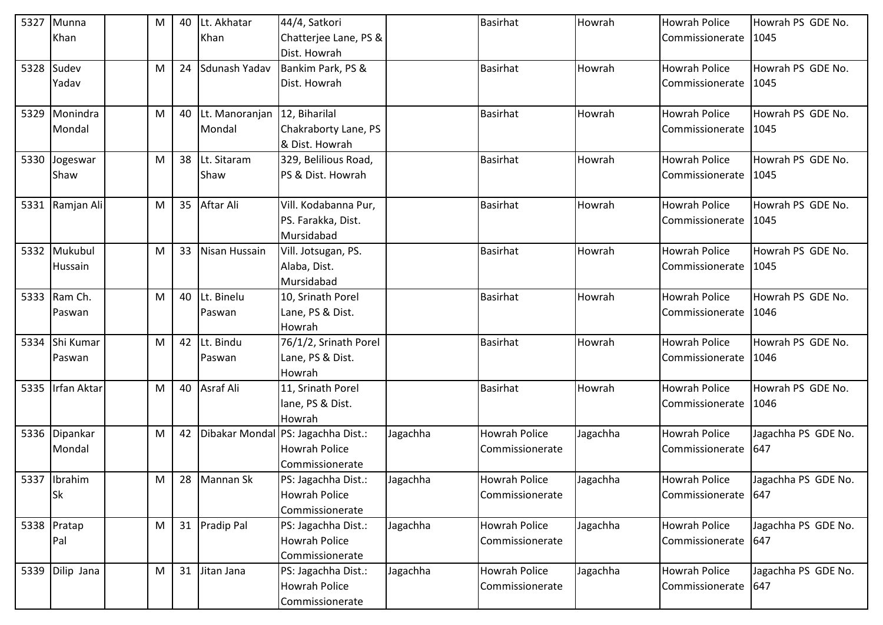| 5327 | Munna Khan | | M | 40 | Lt. Akhatar Khan | 44/4, Satkori Chatterjee Lane, PS & Dist. Howrah | | Basirhat | Howrah | Howrah Police Commissionerate | Howrah PS GDE No. 1045 |
|---|---|---|---|---|---|---|---|---|---|---|---|
| 5328 | Sudev Yadav | | M | 24 | Sdunash Yadav | Bankim Park, PS & Dist. Howrah | | Basirhat | Howrah | Howrah Police Commissionerate | Howrah PS GDE No. 1045 |
| 5329 | Monindra Mondal | | M | 40 | Lt. Manoranjan Mondal | 12, Biharilal Chakraborty Lane, PS & Dist. Howrah | | Basirhat | Howrah | Howrah Police Commissionerate | Howrah PS GDE No. 1045 |
| 5330 | Jogeswar Shaw | | M | 38 | Lt. Sitaram Shaw | 329, Belilious Road, PS & Dist. Howrah | | Basirhat | Howrah | Howrah Police Commissionerate | Howrah PS GDE No. 1045 |
| 5331 | Ramjan Ali | | M | 35 | Aftar Ali | Vill. Kodabanna Pur, PS. Farakka, Dist. Mursidabad | | Basirhat | Howrah | Howrah Police Commissionerate | Howrah PS GDE No. 1045 |
| 5332 | Mukubul Hussain | | M | 33 | Nisan Hussain | Vill. Jotsugan, PS. Alaba, Dist. Mursidabad | | Basirhat | Howrah | Howrah Police Commissionerate | Howrah PS GDE No. 1045 |
| 5333 | Ram Ch. Paswan | | M | 40 | Lt. Binelu Paswan | 10, Srinath Porel Lane, PS & Dist. Howrah | | Basirhat | Howrah | Howrah Police Commissionerate | Howrah PS GDE No. 1046 |
| 5334 | Shi Kumar Paswan | | M | 42 | Lt. Bindu Paswan | 76/1/2, Srinath Porel Lane, PS & Dist. Howrah | | Basirhat | Howrah | Howrah Police Commissionerate | Howrah PS GDE No. 1046 |
| 5335 | Irfan Aktar | | M | 40 | Asraf Ali | 11, Srinath Porel lane, PS & Dist. Howrah | | Basirhat | Howrah | Howrah Police Commissionerate | Howrah PS GDE No. 1046 |
| 5336 | Dipankar Mondal | | M | 42 | Dibakar Mondal | PS: Jagachha Dist.: Howrah Police Commissionerate | Jagachha | Howrah Police Commissionerate | Jagachha | Howrah Police Commissionerate | Jagachha PS GDE No. 647 |
| 5337 | Ibrahim Sk | | M | 28 | Mannan Sk | PS: Jagachha Dist.: Howrah Police Commissionerate | Jagachha | Howrah Police Commissionerate | Jagachha | Howrah Police Commissionerate | Jagachha PS GDE No. 647 |
| 5338 | Pratap Pal | | M | 31 | Pradip Pal | PS: Jagachha Dist.: Howrah Police Commissionerate | Jagachha | Howrah Police Commissionerate | Jagachha | Howrah Police Commissionerate | Jagachha PS GDE No. 647 |
| 5339 | Dilip Jana | | M | 31 | Jitan Jana | PS: Jagachha Dist.: Howrah Police Commissionerate | Jagachha | Howrah Police Commissionerate | Jagachha | Howrah Police Commissionerate | Jagachha PS GDE No. 647 |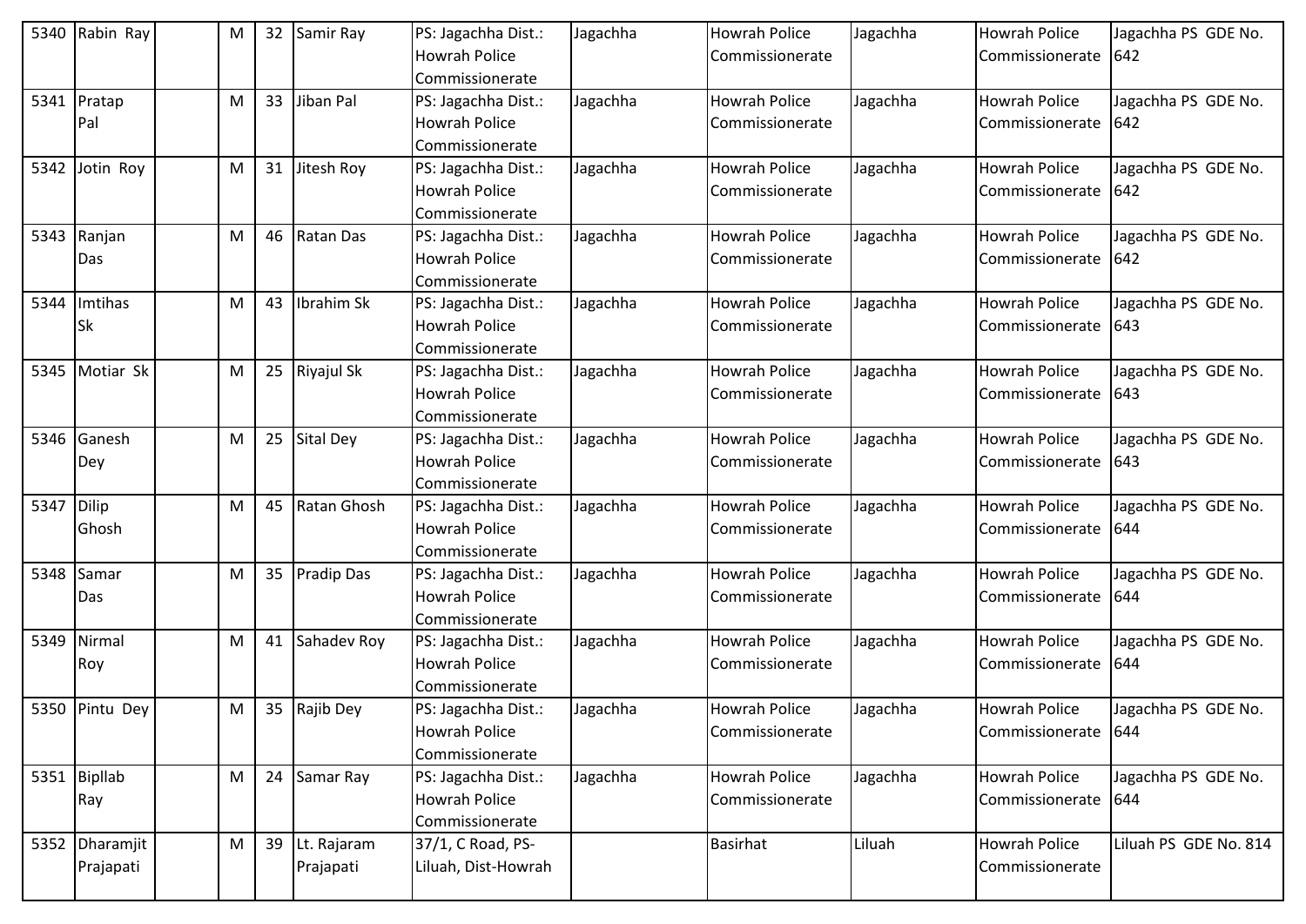| 5340 | Rabin Ray | | M | 32 | Samir Ray | PS: Jagachha Dist.: Howrah Police Commissionerate | Jagachha | Howrah Police Commissionerate | Jagachha | Howrah Police Commissionerate | Jagachha PS GDE No. 642 |
|---|---|---|---|---|---|---|---|---|---|---|---|
| 5341 | Pratap Pal | | M | 33 | Jiban Pal | PS: Jagachha Dist.: Howrah Police Commissionerate | Jagachha | Howrah Police Commissionerate | Jagachha | Howrah Police Commissionerate | Jagachha PS GDE No. 642 |
| 5342 | Jotin Roy | | M | 31 | Jitesh Roy | PS: Jagachha Dist.: Howrah Police Commissionerate | Jagachha | Howrah Police Commissionerate | Jagachha | Howrah Police Commissionerate | Jagachha PS GDE No. 642 |
| 5343 | Ranjan Das | | M | 46 | Ratan Das | PS: Jagachha Dist.: Howrah Police Commissionerate | Jagachha | Howrah Police Commissionerate | Jagachha | Howrah Police Commissionerate | Jagachha PS GDE No. 642 |
| 5344 | Imtihas Sk | | M | 43 | Ibrahim Sk | PS: Jagachha Dist.: Howrah Police Commissionerate | Jagachha | Howrah Police Commissionerate | Jagachha | Howrah Police Commissionerate | Jagachha PS GDE No. 643 |
| 5345 | Motiar Sk | | M | 25 | Riyajul Sk | PS: Jagachha Dist.: Howrah Police Commissionerate | Jagachha | Howrah Police Commissionerate | Jagachha | Howrah Police Commissionerate | Jagachha PS GDE No. 643 |
| 5346 | Ganesh Dey | | M | 25 | Sital Dey | PS: Jagachha Dist.: Howrah Police Commissionerate | Jagachha | Howrah Police Commissionerate | Jagachha | Howrah Police Commissionerate | Jagachha PS GDE No. 643 |
| 5347 | Dilip Ghosh | | M | 45 | Ratan Ghosh | PS: Jagachha Dist.: Howrah Police Commissionerate | Jagachha | Howrah Police Commissionerate | Jagachha | Howrah Police Commissionerate | Jagachha PS GDE No. 644 |
| 5348 | Samar Das | | M | 35 | Pradip Das | PS: Jagachha Dist.: Howrah Police Commissionerate | Jagachha | Howrah Police Commissionerate | Jagachha | Howrah Police Commissionerate | Jagachha PS GDE No. 644 |
| 5349 | Nirmal Roy | | M | 41 | Sahadev Roy | PS: Jagachha Dist.: Howrah Police Commissionerate | Jagachha | Howrah Police Commissionerate | Jagachha | Howrah Police Commissionerate | Jagachha PS GDE No. 644 |
| 5350 | Pintu Dey | | M | 35 | Rajib Dey | PS: Jagachha Dist.: Howrah Police Commissionerate | Jagachha | Howrah Police Commissionerate | Jagachha | Howrah Police Commissionerate | Jagachha PS GDE No. 644 |
| 5351 | Bipllab Ray | | M | 24 | Samar Ray | PS: Jagachha Dist.: Howrah Police Commissionerate | Jagachha | Howrah Police Commissionerate | Jagachha | Howrah Police Commissionerate | Jagachha PS GDE No. 644 |
| 5352 | Dharamjit Prajapati | | M | 39 | Lt. Rajaram Prajapati | 37/1, C Road, PS-Liluah, Dist-Howrah | | Basirhat | Liluah | Howrah Police Commissionerate | Liluah PS GDE No. 814 |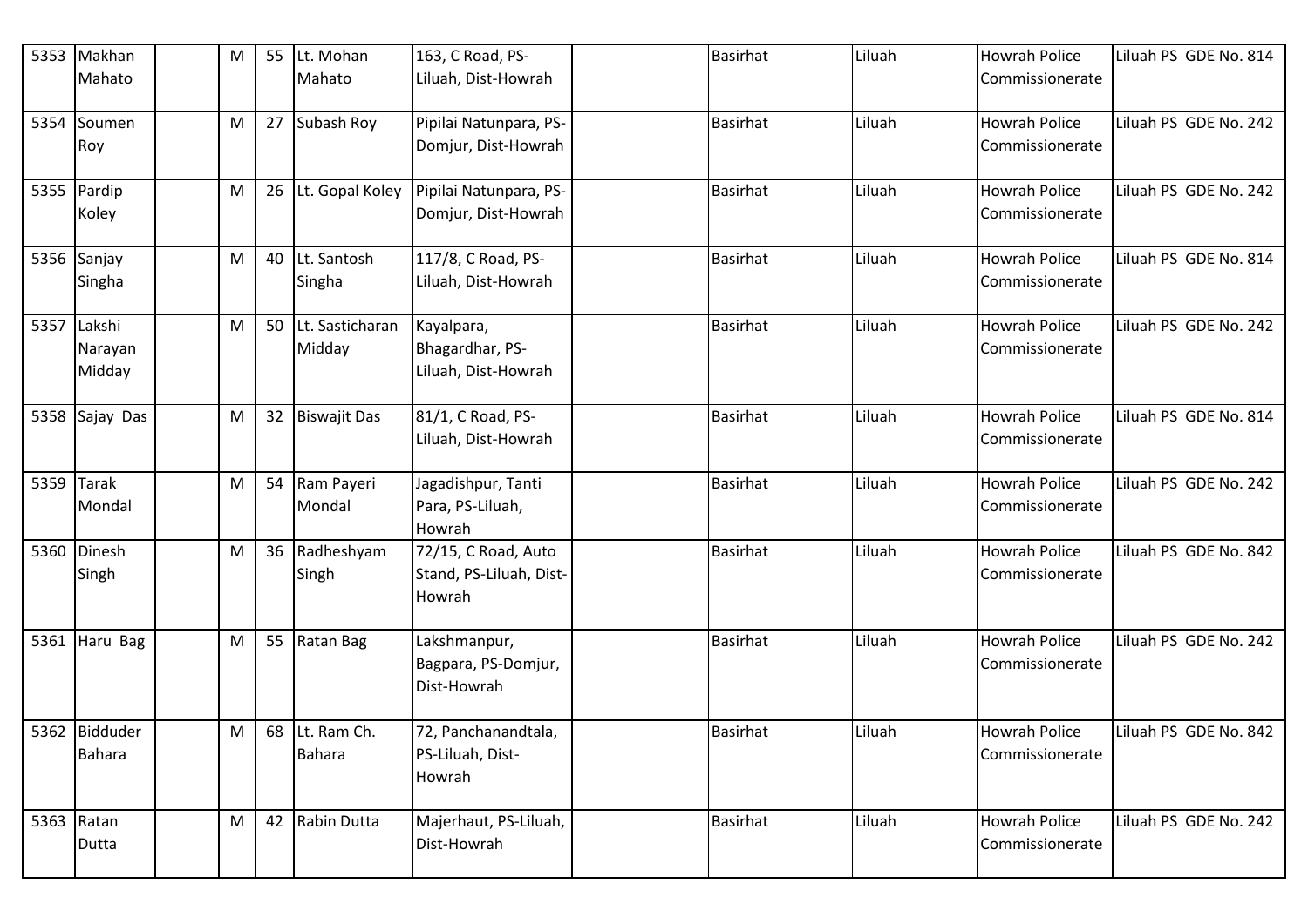| 5353 | Makhan Mahato | | M | 55 | Lt. Mohan Mahato | 163, C Road, PS-Liluah, Dist-Howrah | | Basirhat | Liluah | Howrah Police Commissionerate | Liluah PS GDE No. 814 |
|---|---|---|---|---|---|---|---|---|---|---|---|
| 5354 | Soumen Roy | | M | 27 | Subash Roy | Pipilai Natunpara, PS-Domjur, Dist-Howrah | | Basirhat | Liluah | Howrah Police Commissionerate | Liluah PS GDE No. 242 |
| 5355 | Pardip Koley | | M | 26 | Lt. Gopal Koley | Pipilai Natunpara, PS-Domjur, Dist-Howrah | | Basirhat | Liluah | Howrah Police Commissionerate | Liluah PS GDE No. 242 |
| 5356 | Sanjay Singha | | M | 40 | Lt. Santosh Singha | 117/8, C Road, PS-Liluah, Dist-Howrah | | Basirhat | Liluah | Howrah Police Commissionerate | Liluah PS GDE No. 814 |
| 5357 | Lakshi Narayan Midday | | M | 50 | Lt. Sasticharan Midday | Kayalpara, Bhagardhar, PS-Liluah, Dist-Howrah | | Basirhat | Liluah | Howrah Police Commissionerate | Liluah PS GDE No. 242 |
| 5358 | Sajay Das | | M | 32 | Biswajit Das | 81/1, C Road, PS-Liluah, Dist-Howrah | | Basirhat | Liluah | Howrah Police Commissionerate | Liluah PS GDE No. 814 |
| 5359 | Tarak Mondal | | M | 54 | Ram Payeri Mondal | Jagadishpur, Tanti Para, PS-Liluah, Howrah | | Basirhat | Liluah | Howrah Police Commissionerate | Liluah PS GDE No. 242 |
| 5360 | Dinesh Singh | | M | 36 | Radheshyam Singh | 72/15, C Road, Auto Stand, PS-Liluah, Dist-Howrah | | Basirhat | Liluah | Howrah Police Commissionerate | Liluah PS GDE No. 842 |
| 5361 | Haru Bag | | M | 55 | Ratan Bag | Lakshmanpur, Bagpara, PS-Domjur, Dist-Howrah | | Basirhat | Liluah | Howrah Police Commissionerate | Liluah PS GDE No. 242 |
| 5362 | Bidduder Bahara | | M | 68 | Lt. Ram Ch. Bahara | 72, Panchanandtala, PS-Liluah, Dist-Howrah | | Basirhat | Liluah | Howrah Police Commissionerate | Liluah PS GDE No. 842 |
| 5363 | Ratan Dutta | | M | 42 | Rabin Dutta | Majerhaut, PS-Liluah, Dist-Howrah | | Basirhat | Liluah | Howrah Police Commissionerate | Liluah PS GDE No. 242 |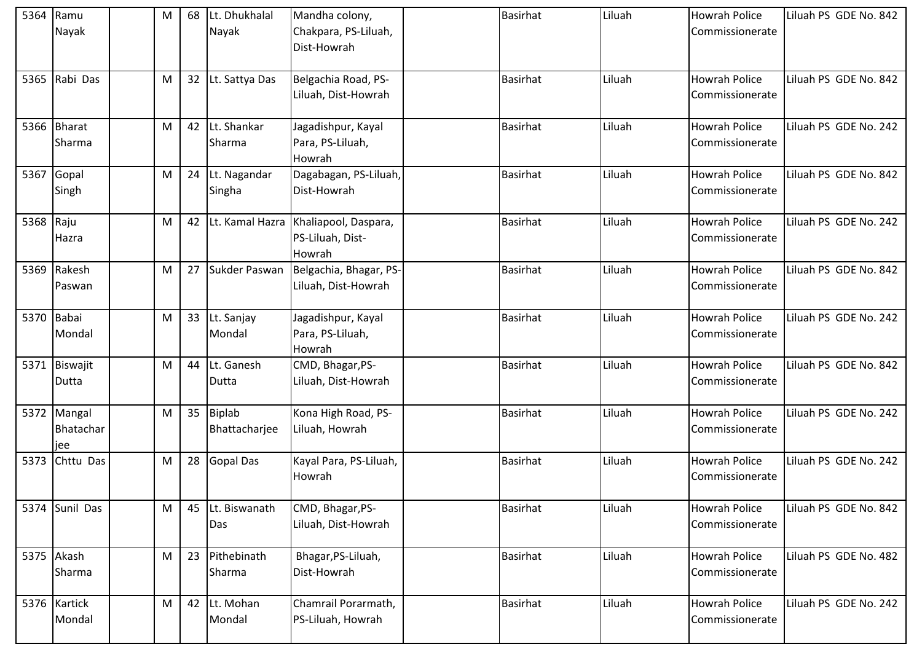| 5364 | Ramu Nayak | | M | 68 | Lt. Dhukhalal Nayak | Mandha colony, Chakpara, PS-Liluah, Dist-Howrah | | Basirhat | Liluah | Howrah Police Commissionerate | Liluah PS GDE No. 842 |
|---|---|---|---|---|---|---|---|---|---|---|---|
| 5365 | Rabi Das | | M | 32 | Lt. Sattya Das | Belgachia Road, PS-Liluah, Dist-Howrah | | Basirhat | Liluah | Howrah Police Commissionerate | Liluah PS GDE No. 842 |
| 5366 | Bharat Sharma | | M | 42 | Lt. Shankar Sharma | Jagadishpur, Kayal Para, PS-Liluah, Howrah | | Basirhat | Liluah | Howrah Police Commissionerate | Liluah PS GDE No. 242 |
| 5367 | Gopal Singh | | M | 24 | Lt. Nagandar Singha | Dagabagan, PS-Liluah, Dist-Howrah | | Basirhat | Liluah | Howrah Police Commissionerate | Liluah PS GDE No. 842 |
| 5368 | Raju Hazra | | M | 42 | Lt. Kamal Hazra | Khaliapool, Daspara, PS-Liluah, Dist-Howrah | | Basirhat | Liluah | Howrah Police Commissionerate | Liluah PS GDE No. 242 |
| 5369 | Rakesh Paswan | | M | 27 | Sukder Paswan | Belgachia, Bhagar, PS-Liluah, Dist-Howrah | | Basirhat | Liluah | Howrah Police Commissionerate | Liluah PS GDE No. 842 |
| 5370 | Babai Mondal | | M | 33 | Lt. Sanjay Mondal | Jagadishpur, Kayal Para, PS-Liluah, Howrah | | Basirhat | Liluah | Howrah Police Commissionerate | Liluah PS GDE No. 242 |
| 5371 | Biswajit Dutta | | M | 44 | Lt. Ganesh Dutta | CMD, Bhagar,PS-Liluah, Dist-Howrah | | Basirhat | Liluah | Howrah Police Commissionerate | Liluah PS GDE No. 842 |
| 5372 | Mangal Bhatacharjee | | M | 35 | Biplab Bhattacharjee | Kona High Road, PS-Liluah, Howrah | | Basirhat | Liluah | Howrah Police Commissionerate | Liluah PS GDE No. 242 |
| 5373 | Chttu Das | | M | 28 | Gopal Das | Kayal Para, PS-Liluah, Howrah | | Basirhat | Liluah | Howrah Police Commissionerate | Liluah PS GDE No. 242 |
| 5374 | Sunil Das | | M | 45 | Lt. Biswanath Das | CMD, Bhagar,PS-Liluah, Dist-Howrah | | Basirhat | Liluah | Howrah Police Commissionerate | Liluah PS GDE No. 842 |
| 5375 | Akash Sharma | | M | 23 | Pithebinath Sharma | Bhagar,PS-Liluah, Dist-Howrah | | Basirhat | Liluah | Howrah Police Commissionerate | Liluah PS GDE No. 482 |
| 5376 | Kartick Mondal | | M | 42 | Lt. Mohan Mondal | Chamrail Porarmath, PS-Liluah, Howrah | | Basirhat | Liluah | Howrah Police Commissionerate | Liluah PS GDE No. 242 |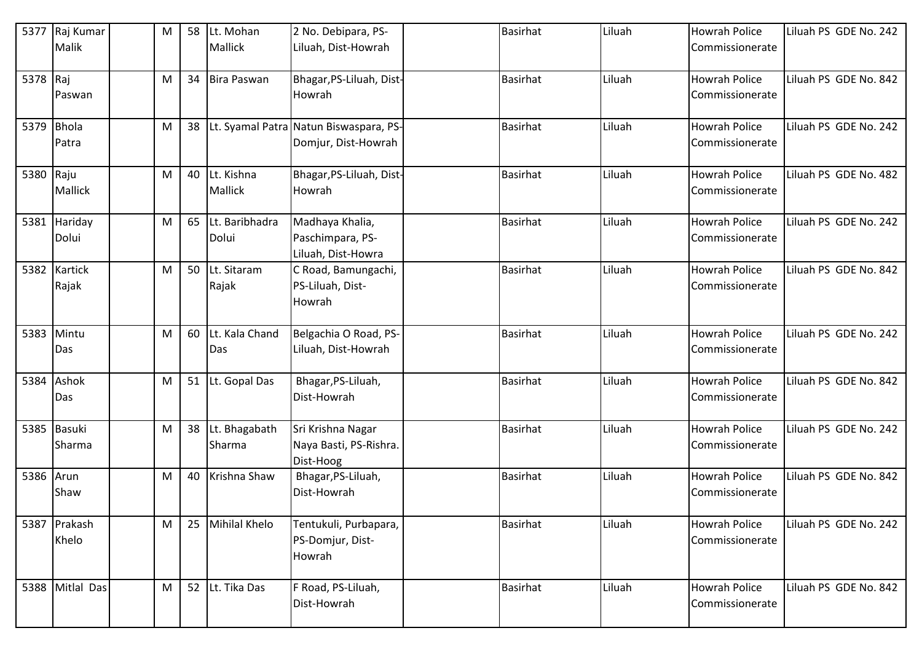| 5377 | Raj Kumar Malik | | M | 58 | Lt. Mohan Mallick | 2 No. Debipara, PS-Liluah, Dist-Howrah | | Basirhat | Liluah | Howrah Police Commissionerate | Liluah PS GDE No. 242 |
|---|---|---|---|---|---|---|---|---|---|---|---|
| 5378 | Raj Paswan | | M | 34 | Bira Paswan | Bhagar,PS-Liluah, Dist-Howrah | | Basirhat | Liluah | Howrah Police Commissionerate | Liluah PS GDE No. 842 |
| 5379 | Bhola Patra | | M | 38 | Lt. Syamal Patra | Natun Biswaspara, PS-Domjur, Dist-Howrah | | Basirhat | Liluah | Howrah Police Commissionerate | Liluah PS GDE No. 242 |
| 5380 | Raju Mallick | | M | 40 | Lt. Kishna Mallick | Bhagar,PS-Liluah, Dist-Howrah | | Basirhat | Liluah | Howrah Police Commissionerate | Liluah PS GDE No. 482 |
| 5381 | Hariday Dolui | | M | 65 | Lt. Baribhadra Dolui | Madhaya Khalia, Paschimpara, PS-Liluah, Dist-Howra | | Basirhat | Liluah | Howrah Police Commissionerate | Liluah PS GDE No. 242 |
| 5382 | Kartick Rajak | | M | 50 | Lt. Sitaram Rajak | C Road, Bamungachi, PS-Liluah, Dist-Howrah | | Basirhat | Liluah | Howrah Police Commissionerate | Liluah PS GDE No. 842 |
| 5383 | Mintu Das | | M | 60 | Lt. Kala Chand Das | Belgachia O Road, PS-Liluah, Dist-Howrah | | Basirhat | Liluah | Howrah Police Commissionerate | Liluah PS GDE No. 242 |
| 5384 | Ashok Das | | M | 51 | Lt. Gopal Das | Bhagar,PS-Liluah, Dist-Howrah | | Basirhat | Liluah | Howrah Police Commissionerate | Liluah PS GDE No. 842 |
| 5385 | Basuki Sharma | | M | 38 | Lt. Bhagabath Sharma | Sri Krishna Nagar Naya Basti, PS-Rishra. Dist-Hoog | | Basirhat | Liluah | Howrah Police Commissionerate | Liluah PS GDE No. 242 |
| 5386 | Arun Shaw | | M | 40 | Krishna Shaw | Bhagar,PS-Liluah, Dist-Howrah | | Basirhat | Liluah | Howrah Police Commissionerate | Liluah PS GDE No. 842 |
| 5387 | Prakash Khelo | | M | 25 | Mihilal Khelo | Tentukuli, Purbapara, PS-Domjur, Dist-Howrah | | Basirhat | Liluah | Howrah Police Commissionerate | Liluah PS GDE No. 242 |
| 5388 | Mitlal Das | | M | 52 | Lt. Tika Das | F Road, PS-Liluah, Dist-Howrah | | Basirhat | Liluah | Howrah Police Commissionerate | Liluah PS GDE No. 842 |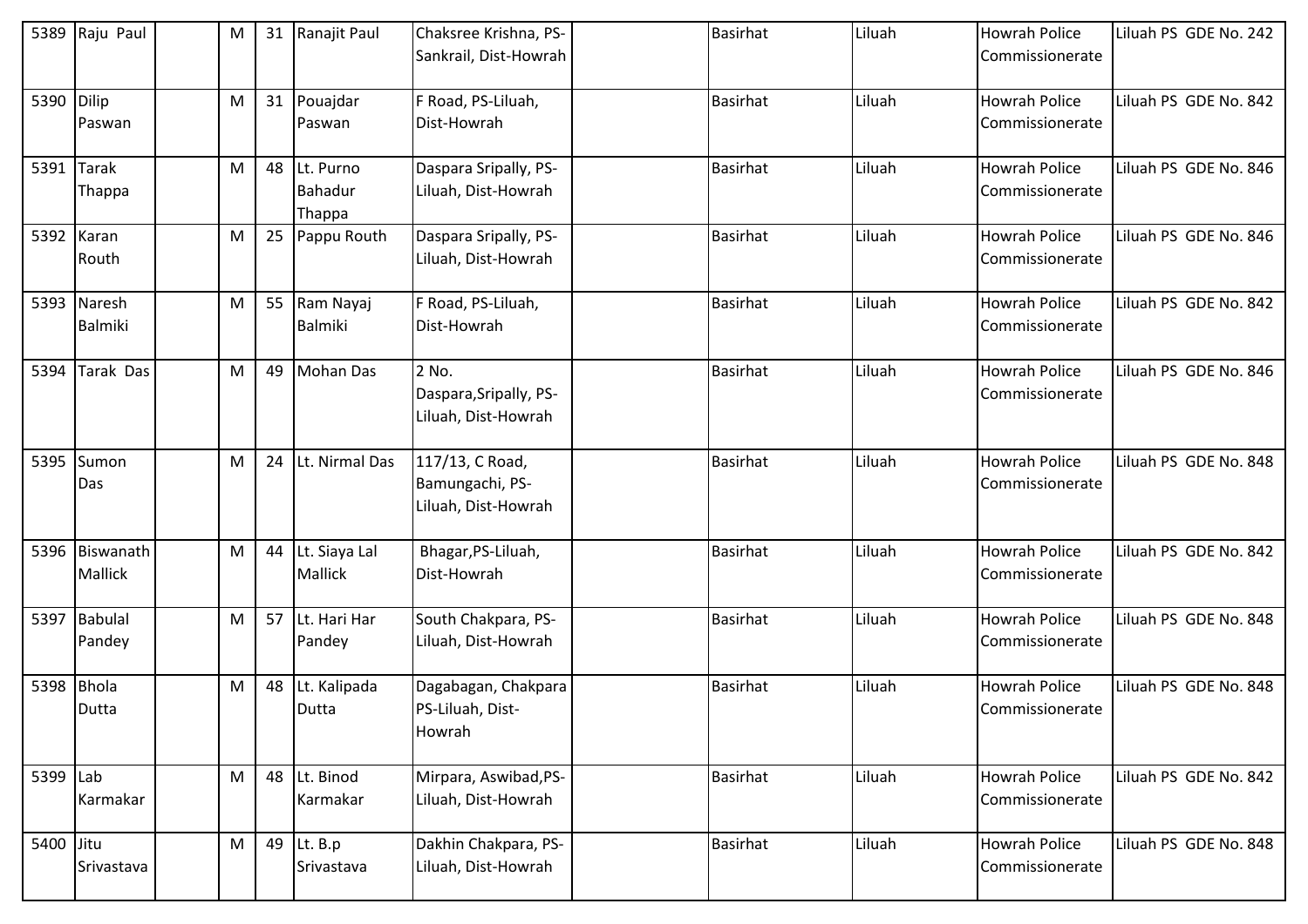| | | | | | | | | | | |
|---|---|---|---|---|---|---|---|---|---|---|
| 5389 | Raju Paul | | M | 31 | Ranajit Paul | Chaksree Krishna, PS-Sankrail, Dist-Howrah | | Basirhat | Liluah | Howrah Police Commissionerate | Liluah PS GDE No. 242 |
| 5390 | Dilip Paswan | | M | 31 | Pouajdar Paswan | F Road, PS-Liluah, Dist-Howrah | | Basirhat | Liluah | Howrah Police Commissionerate | Liluah PS GDE No. 842 |
| 5391 | Tarak Thappa | | M | 48 | Lt. Purno Bahadur Thappa | Daspara Sripally, PS-Liluah, Dist-Howrah | | Basirhat | Liluah | Howrah Police Commissionerate | Liluah PS GDE No. 846 |
| 5392 | Karan Routh | | M | 25 | Pappu Routh | Daspara Sripally, PS-Liluah, Dist-Howrah | | Basirhat | Liluah | Howrah Police Commissionerate | Liluah PS GDE No. 846 |
| 5393 | Naresh Balmiki | | M | 55 | Ram Nayaj Balmiki | F Road, PS-Liluah, Dist-Howrah | | Basirhat | Liluah | Howrah Police Commissionerate | Liluah PS GDE No. 842 |
| 5394 | Tarak Das | | M | 49 | Mohan Das | 2 No. Daspara,Sripally, PS-Liluah, Dist-Howrah | | Basirhat | Liluah | Howrah Police Commissionerate | Liluah PS GDE No. 846 |
| 5395 | Sumon Das | | M | 24 | Lt. Nirmal Das | 117/13, C Road, Bamungachi, PS-Liluah, Dist-Howrah | | Basirhat | Liluah | Howrah Police Commissionerate | Liluah PS GDE No. 848 |
| 5396 | Biswanath Mallick | | M | 44 | Lt. Siaya Lal Mallick | Bhagar,PS-Liluah, Dist-Howrah | | Basirhat | Liluah | Howrah Police Commissionerate | Liluah PS GDE No. 842 |
| 5397 | Babulal Pandey | | M | 57 | Lt. Hari Har Pandey | South Chakpara, PS-Liluah, Dist-Howrah | | Basirhat | Liluah | Howrah Police Commissionerate | Liluah PS GDE No. 848 |
| 5398 | Bhola Dutta | | M | 48 | Lt. Kalipada Dutta | Dagabagan, Chakpara PS-Liluah, Dist-Howrah | | Basirhat | Liluah | Howrah Police Commissionerate | Liluah PS GDE No. 848 |
| 5399 | Lab Karmakar | | M | 48 | Lt. Binod Karmakar | Mirpara, Aswibad,PS-Liluah, Dist-Howrah | | Basirhat | Liluah | Howrah Police Commissionerate | Liluah PS GDE No. 842 |
| 5400 | Jitu Srivastava | | M | 49 | Lt. B.p Srivastava | Dakhin Chakpara, PS-Liluah, Dist-Howrah | | Basirhat | Liluah | Howrah Police Commissionerate | Liluah PS GDE No. 848 |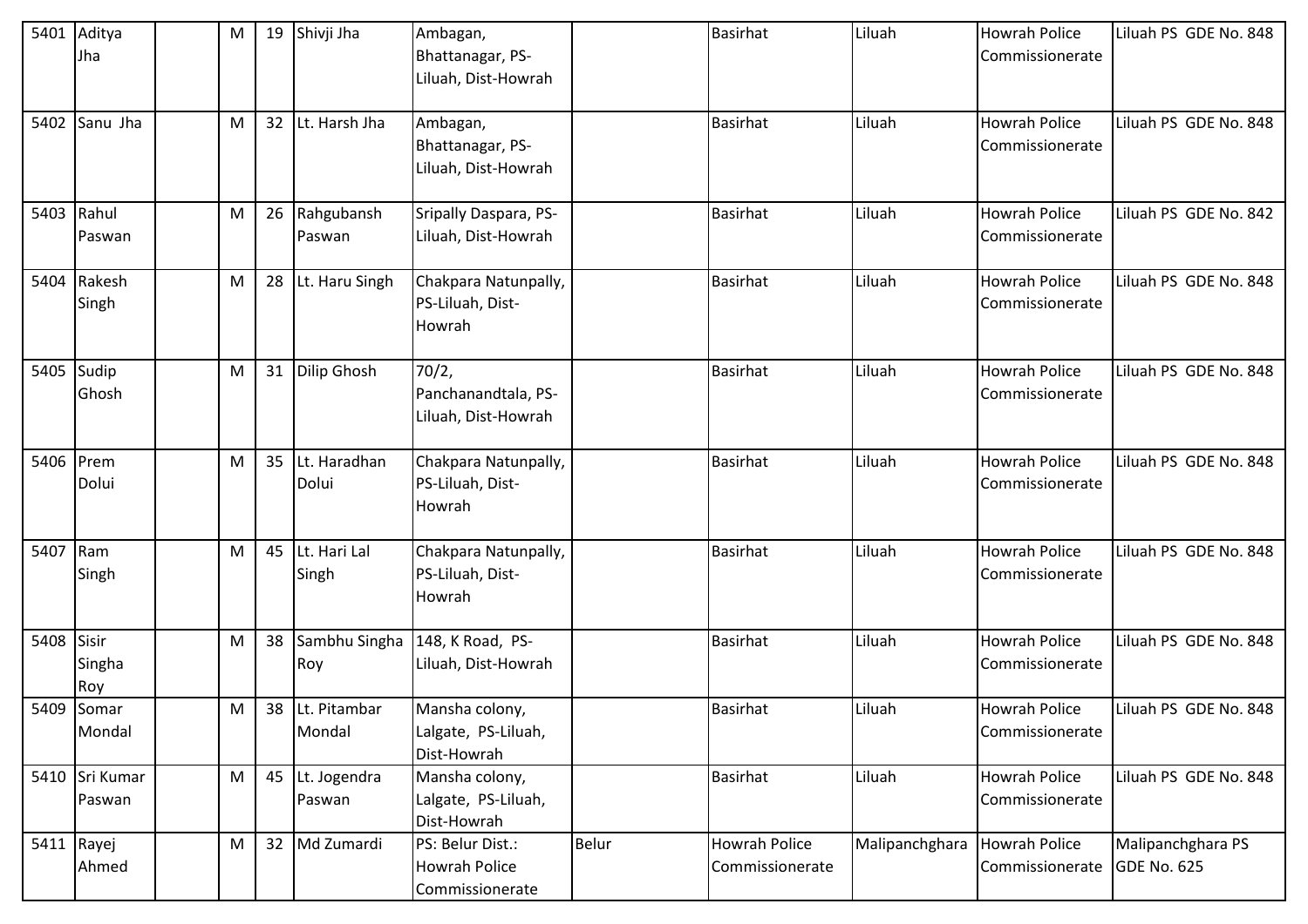| 5401 | Aditya Jha | | M | 19 | Shivji Jha | Ambagan, Bhattanagar, PS-Liluah, Dist-Howrah | | Basirhat | Liluah | Howrah Police Commissionerate | Liluah PS GDE No. 848 |
|---|---|---|---|---|---|---|---|---|---|---|---|
| 5402 | Sanu Jha | | M | 32 | Lt. Harsh Jha | Ambagan, Bhattanagar, PS-Liluah, Dist-Howrah | | Basirhat | Liluah | Howrah Police Commissionerate | Liluah PS GDE No. 848 |
| 5403 | Rahul Paswan | | M | 26 | Rahgubansh Paswan | Sripally Daspara, PS-Liluah, Dist-Howrah | | Basirhat | Liluah | Howrah Police Commissionerate | Liluah PS GDE No. 842 |
| 5404 | Rakesh Singh | | M | 28 | Lt. Haru Singh | Chakpara Natunpally, PS-Liluah, Dist-Howrah | | Basirhat | Liluah | Howrah Police Commissionerate | Liluah PS GDE No. 848 |
| 5405 | Sudip Ghosh | | M | 31 | Dilip Ghosh | 70/2, Panchanandtala, PS-Liluah, Dist-Howrah | | Basirhat | Liluah | Howrah Police Commissionerate | Liluah PS GDE No. 848 |
| 5406 | Prem Dolui | | M | 35 | Lt. Haradhan Dolui | Chakpara Natunpally, PS-Liluah, Dist-Howrah | | Basirhat | Liluah | Howrah Police Commissionerate | Liluah PS GDE No. 848 |
| 5407 | Ram Singh | | M | 45 | Lt. Hari Lal Singh | Chakpara Natunpally, PS-Liluah, Dist-Howrah | | Basirhat | Liluah | Howrah Police Commissionerate | Liluah PS GDE No. 848 |
| 5408 | Sisir Singha Roy | | M | 38 | Sambhu Singha Roy | 148, K Road, PS-Liluah, Dist-Howrah | | Basirhat | Liluah | Howrah Police Commissionerate | Liluah PS GDE No. 848 |
| 5409 | Somar Mondal | | M | 38 | Lt. Pitambar Mondal | Mansha colony, Lalgate, PS-Liluah, Dist-Howrah | | Basirhat | Liluah | Howrah Police Commissionerate | Liluah PS GDE No. 848 |
| 5410 | Sri Kumar Paswan | | M | 45 | Lt. Jogendra Paswan | Mansha colony, Lalgate, PS-Liluah, Dist-Howrah | | Basirhat | Liluah | Howrah Police Commissionerate | Liluah PS GDE No. 848 |
| 5411 | Rayej Ahmed | | M | 32 | Md Zumardi | PS: Belur Dist.: Howrah Police Commissionerate | Belur | Howrah Police Commissionerate | Malipanchghara | Howrah Police Commissionerate | Malipanchghara PS GDE No. 625 |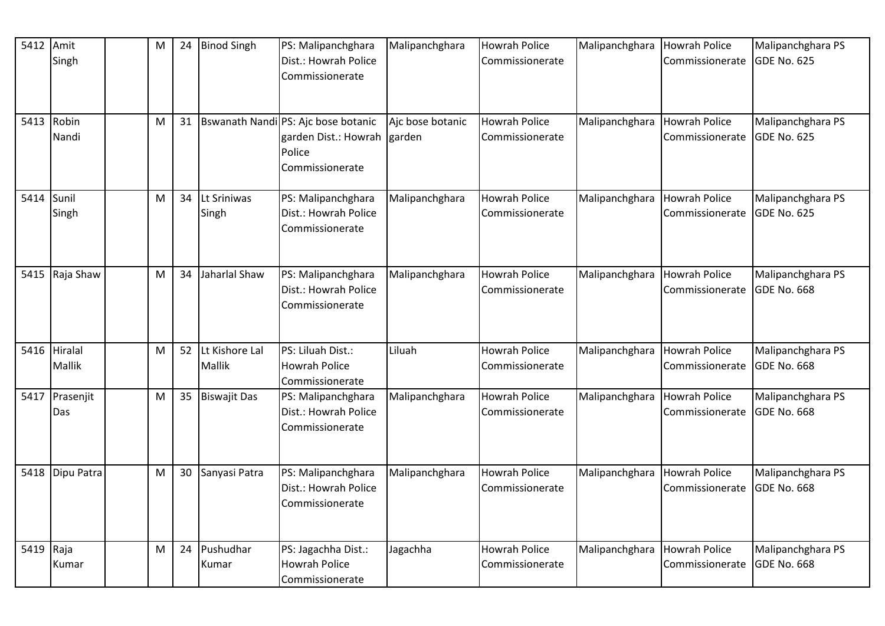| 5412 | Amit Singh | | M | 24 | Binod Singh | PS: Malipanchghara Dist.: Howrah Police Commissionerate | Malipanchghara | Howrah Police Commissionerate | Malipanchghara | Howrah Police Commissionerate | Malipanchghara PS GDE No. 625 |
|---|---|---|---|---|---|---|---|---|---|---|---|
| 5413 | Robin Nandi | | M | 31 | Bswanath Nandi | PS: Ajc bose botanic garden Dist.: Howrah Police Commissionerate | Ajc bose botanic garden | Howrah Police Commissionerate | Malipanchghara | Howrah Police Commissionerate | Malipanchghara PS GDE No. 625 |
| 5414 | Sunil Singh | | M | 34 | Lt Sriniwas Singh | PS: Malipanchghara Dist.: Howrah Police Commissionerate | Malipanchghara | Howrah Police Commissionerate | Malipanchghara | Howrah Police Commissionerate | Malipanchghara PS GDE No. 625 |
| 5415 | Raja Shaw | | M | 34 | Jaharlal Shaw | PS: Malipanchghara Dist.: Howrah Police Commissionerate | Malipanchghara | Howrah Police Commissionerate | Malipanchghara | Howrah Police Commissionerate | Malipanchghara PS GDE No. 668 |
| 5416 | Hiralal Mallik | | M | 52 | Lt Kishore Lal Mallik | PS: Liluah Dist.: Howrah Police Commissionerate | Liluah | Howrah Police Commissionerate | Malipanchghara | Howrah Police Commissionerate | Malipanchghara PS GDE No. 668 |
| 5417 | Prasenjit Das | | M | 35 | Biswajit Das | PS: Malipanchghara Dist.: Howrah Police Commissionerate | Malipanchghara | Howrah Police Commissionerate | Malipanchghara | Howrah Police Commissionerate | Malipanchghara PS GDE No. 668 |
| 5418 | Dipu Patra | | M | 30 | Sanyasi Patra | PS: Malipanchghara Dist.: Howrah Police Commissionerate | Malipanchghara | Howrah Police Commissionerate | Malipanchghara | Howrah Police Commissionerate | Malipanchghara PS GDE No. 668 |
| 5419 | Raja Kumar | | M | 24 | Pushudhar Kumar | PS: Jagachha Dist.: Howrah Police Commissionerate | Jagachha | Howrah Police Commissionerate | Malipanchghara | Howrah Police Commissionerate | Malipanchghara PS GDE No. 668 |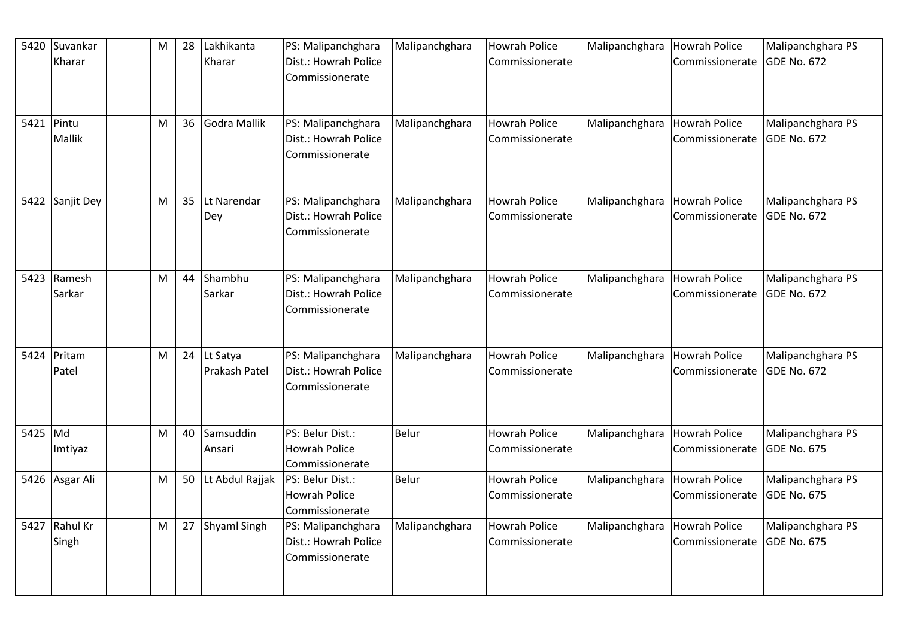| 5420 | Suvankar Kharar | | M | 28 | Lakhikanta Kharar | PS: Malipanchghara Dist.: Howrah Police Commissionerate | Malipanchghara | Howrah Police Commissionerate | Malipanchghara | Howrah Police Commissionerate | Malipanchghara PS GDE No. 672 |
|---|---|---|---|---|---|---|---|---|---|---|---|
| 5421 | Pintu Mallik | | M | 36 | Godra Mallik | PS: Malipanchghara Dist.: Howrah Police Commissionerate | Malipanchghara | Howrah Police Commissionerate | Malipanchghara | Howrah Police Commissionerate | Malipanchghara PS GDE No. 672 |
| 5422 | Sanjit Dey | | M | 35 | Lt Narendar Dey | PS: Malipanchghara Dist.: Howrah Police Commissionerate | Malipanchghara | Howrah Police Commissionerate | Malipanchghara | Howrah Police Commissionerate | Malipanchghara PS GDE No. 672 |
| 5423 | Ramesh Sarkar | | M | 44 | Shambhu Sarkar | PS: Malipanchghara Dist.: Howrah Police Commissionerate | Malipanchghara | Howrah Police Commissionerate | Malipanchghara | Howrah Police Commissionerate | Malipanchghara PS GDE No. 672 |
| 5424 | Pritam Patel | | M | 24 | Lt Satya Prakash Patel | PS: Malipanchghara Dist.: Howrah Police Commissionerate | Malipanchghara | Howrah Police Commissionerate | Malipanchghara | Howrah Police Commissionerate | Malipanchghara PS GDE No. 672 |
| 5425 | Md Imtiyaz | | M | 40 | Samsuddin Ansari | PS: Belur Dist.: Howrah Police Commissionerate | Belur | Howrah Police Commissionerate | Malipanchghara | Howrah Police Commissionerate | Malipanchghara PS GDE No. 675 |
| 5426 | Asgar Ali | | M | 50 | Lt Abdul Rajjak | PS: Belur Dist.: Howrah Police Commissionerate | Belur | Howrah Police Commissionerate | Malipanchghara | Howrah Police Commissionerate | Malipanchghara PS GDE No. 675 |
| 5427 | Rahul Kr Singh | | M | 27 | Shyaml Singh | PS: Malipanchghara Dist.: Howrah Police Commissionerate | Malipanchghara | Howrah Police Commissionerate | Malipanchghara | Howrah Police Commissionerate | Malipanchghara PS GDE No. 675 |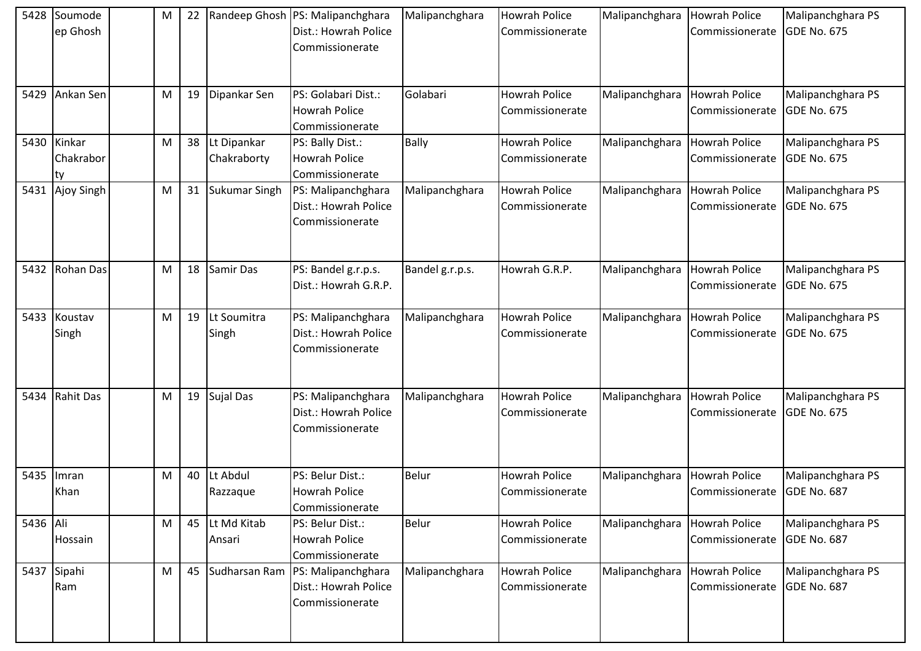| 5428 | Soumodeep Ghosh | | M | 22 | Randeep Ghosh | PS: Malipanchghara Dist.: Howrah Police Commissionerate | Malipanchghara | Howrah Police Commissionerate | Malipanchghara | Howrah Police Commissionerate | Malipanchghara PS GDE No. 675 |
|---|---|---|---|---|---|---|---|---|---|---|---|
| 5429 | Ankan Sen | | M | 19 | Dipankar Sen | PS: Golabari Dist.: Howrah Police Commissionerate | Golabari | Howrah Police Commissionerate | Malipanchghara | Howrah Police Commissionerate | Malipanchghara PS GDE No. 675 |
| 5430 | Kinkar Chakraborty | | M | 38 | Lt Dipankar Chakraborty | PS: Bally Dist.: Howrah Police Commissionerate | Bally | Howrah Police Commissionerate | Malipanchghara | Howrah Police Commissionerate | Malipanchghara PS GDE No. 675 |
| 5431 | Ajoy Singh | | M | 31 | Sukumar Singh | PS: Malipanchghara Dist.: Howrah Police Commissionerate | Malipanchghara | Howrah Police Commissionerate | Malipanchghara | Howrah Police Commissionerate | Malipanchghara PS GDE No. 675 |
| 5432 | Rohan Das | | M | 18 | Samir Das | PS: Bandel g.r.p.s. Dist.: Howrah G.R.P. | Bandel g.r.p.s. | Howrah G.R.P. | Malipanchghara | Howrah Police Commissionerate | Malipanchghara PS GDE No. 675 |
| 5433 | Koustav Singh | | M | 19 | Lt Soumitra Singh | PS: Malipanchghara Dist.: Howrah Police Commissionerate | Malipanchghara | Howrah Police Commissionerate | Malipanchghara | Howrah Police Commissionerate | Malipanchghara PS GDE No. 675 |
| 5434 | Rahit Das | | M | 19 | Sujal Das | PS: Malipanchghara Dist.: Howrah Police Commissionerate | Malipanchghara | Howrah Police Commissionerate | Malipanchghara | Howrah Police Commissionerate | Malipanchghara PS GDE No. 675 |
| 5435 | Imran Khan | | M | 40 | Lt Abdul Razzaque | PS: Belur Dist.: Howrah Police Commissionerate | Belur | Howrah Police Commissionerate | Malipanchghara | Howrah Police Commissionerate | Malipanchghara PS GDE No. 687 |
| 5436 | Ali Hossain | | M | 45 | Lt Md Kitab Ansari | PS: Belur Dist.: Howrah Police Commissionerate | Belur | Howrah Police Commissionerate | Malipanchghara | Howrah Police Commissionerate | Malipanchghara PS GDE No. 687 |
| 5437 | Sipahi Ram | | M | 45 | Sudharsan Ram | PS: Malipanchghara Dist.: Howrah Police Commissionerate | Malipanchghara | Howrah Police Commissionerate | Malipanchghara | Howrah Police Commissionerate | Malipanchghara PS GDE No. 687 |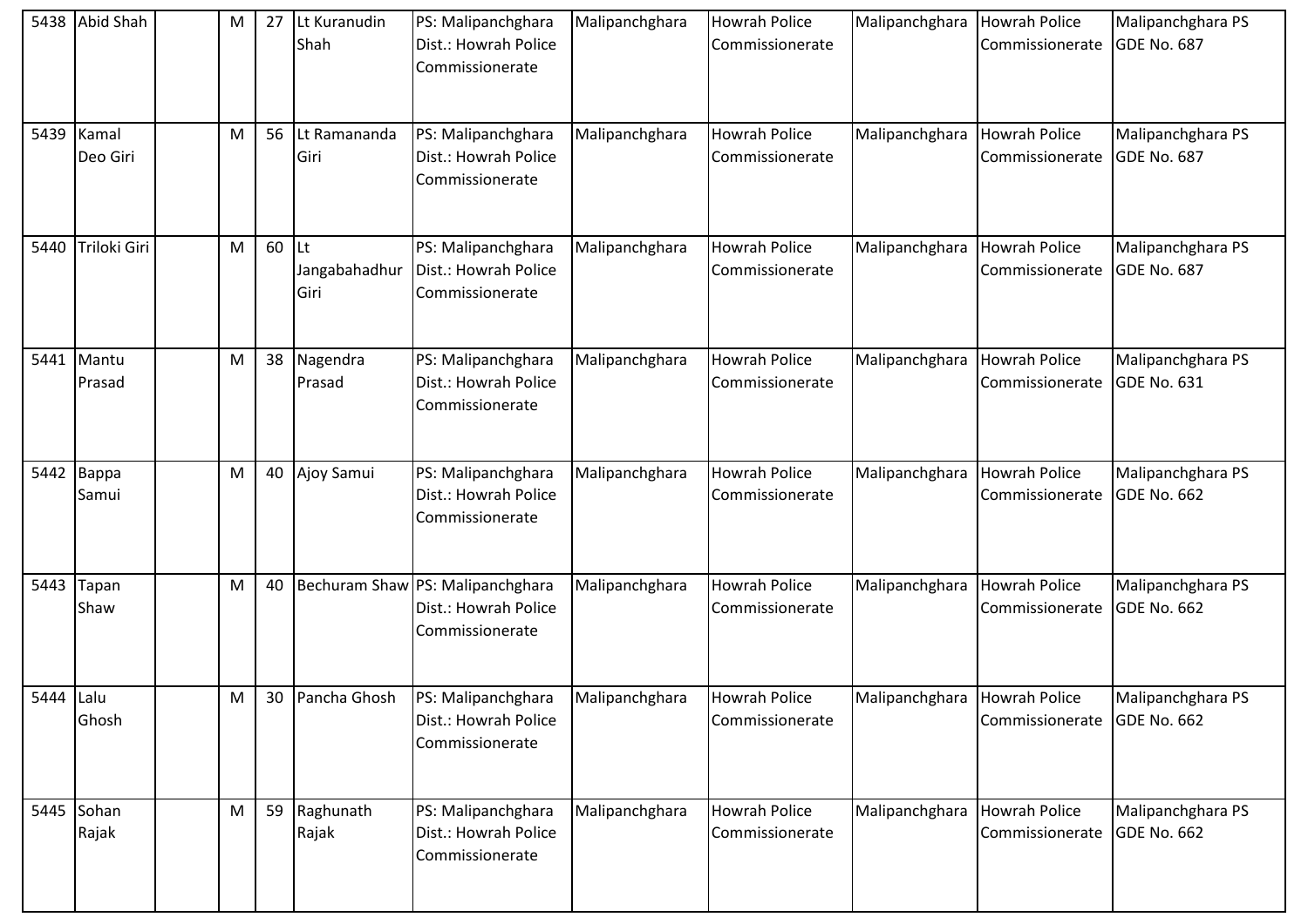| 5438 | Abid Shah | | M | 27 | Lt Kuranudin Shah | PS: Malipanchghara Dist.: Howrah Police Commissionerate | Malipanchghara | Howrah Police Commissionerate | Malipanchghara | Howrah Police Commissionerate | Malipanchghara PS GDE No. 687 |
|---|---|---|---|---|---|---|---|---|---|---|---|
| 5439 | Kamal Deo Giri | | M | 56 | Lt Ramananda Giri | PS: Malipanchghara Dist.: Howrah Police Commissionerate | Malipanchghara | Howrah Police Commissionerate | Malipanchghara | Howrah Police Commissionerate | Malipanchghara PS GDE No. 687 |
| 5440 | Triloki Giri | | M | 60 | Lt Jangabahadhur Giri | PS: Malipanchghara Dist.: Howrah Police Commissionerate | Malipanchghara | Howrah Police Commissionerate | Malipanchghara | Howrah Police Commissionerate | Malipanchghara PS GDE No. 687 |
| 5441 | Mantu Prasad | | M | 38 | Nagendra Prasad | PS: Malipanchghara Dist.: Howrah Police Commissionerate | Malipanchghara | Howrah Police Commissionerate | Malipanchghara | Howrah Police Commissionerate | Malipanchghara PS GDE No. 631 |
| 5442 | Bappa Samui | | M | 40 | Ajoy Samui | PS: Malipanchghara Dist.: Howrah Police Commissionerate | Malipanchghara | Howrah Police Commissionerate | Malipanchghara | Howrah Police Commissionerate | Malipanchghara PS GDE No. 662 |
| 5443 | Tapan Shaw | | M | 40 | Bechuram Shaw | PS: Malipanchghara Dist.: Howrah Police Commissionerate | Malipanchghara | Howrah Police Commissionerate | Malipanchghara | Howrah Police Commissionerate | Malipanchghara PS GDE No. 662 |
| 5444 | Lalu Ghosh | | M | 30 | Pancha Ghosh | PS: Malipanchghara Dist.: Howrah Police Commissionerate | Malipanchghara | Howrah Police Commissionerate | Malipanchghara | Howrah Police Commissionerate | Malipanchghara PS GDE No. 662 |
| 5445 | Sohan Rajak | | M | 59 | Raghunath Rajak | PS: Malipanchghara Dist.: Howrah Police Commissionerate | Malipanchghara | Howrah Police Commissionerate | Malipanchghara | Howrah Police Commissionerate | Malipanchghara PS GDE No. 662 |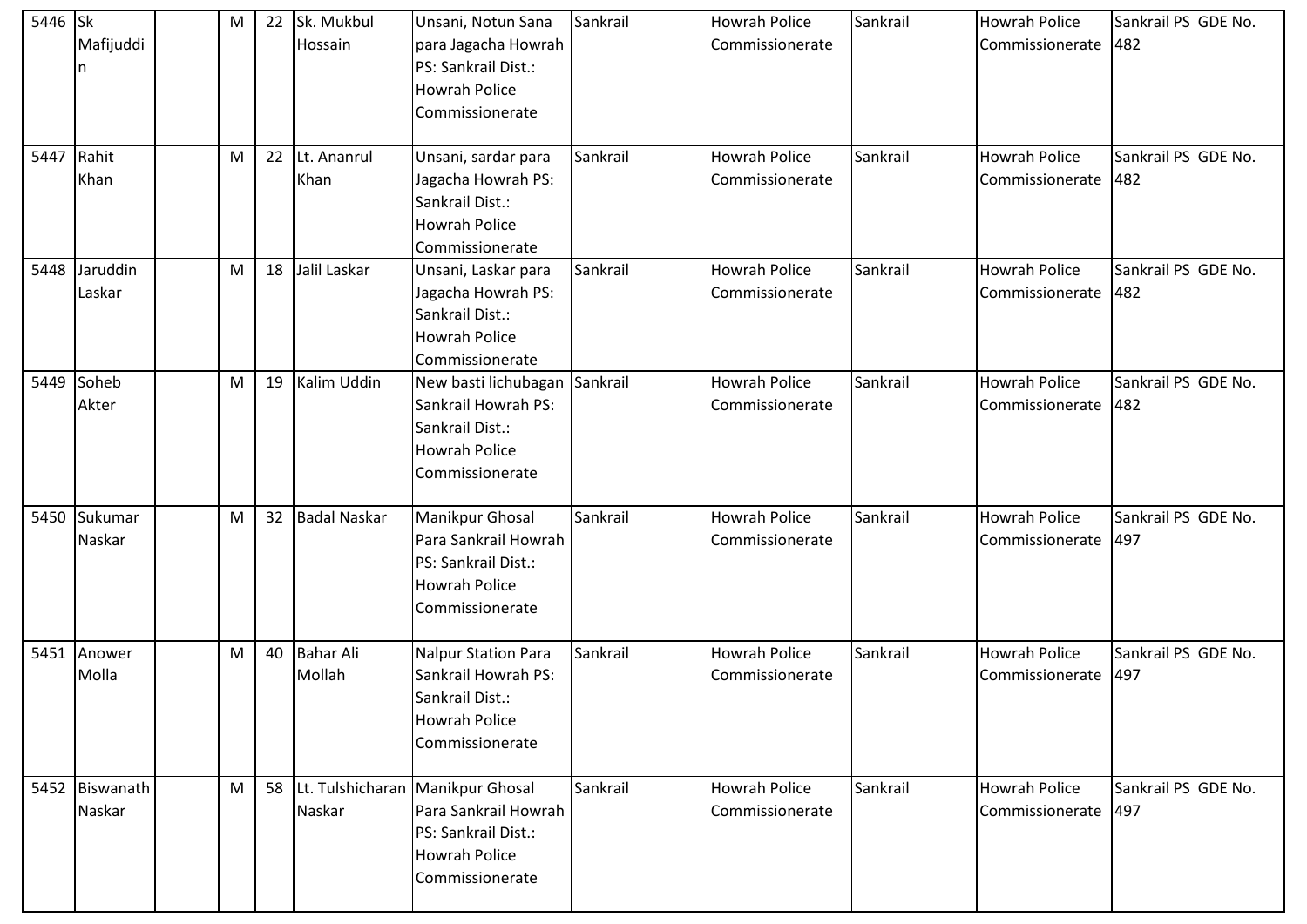| 5446 | Sk Mafijuddin | | M | 22 | Sk. Mukbul Hossain | Unsani, Notun Sana para Jagacha Howrah PS: Sankrail Dist.: Howrah Police Commissionerate | Sankrail | Howrah Police Commissionerate | Sankrail | Howrah Police Commissionerate | Sankrail PS GDE No. 482 |
|---|---|---|---|---|---|---|---|---|---|---|---|
| 5447 | Rahit Khan | | M | 22 | Lt. Ananrul Khan | Unsani, sardar para Jagacha Howrah PS: Sankrail Dist.: Howrah Police Commissionerate | Sankrail | Howrah Police Commissionerate | Sankrail | Howrah Police Commissionerate | Sankrail PS GDE No. 482 |
| 5448 | Jaruddin Laskar | | M | 18 | Jalil Laskar | Unsani, Laskar para Jagacha Howrah PS: Sankrail Dist.: Howrah Police Commissionerate | Sankrail | Howrah Police Commissionerate | Sankrail | Howrah Police Commissionerate | Sankrail PS GDE No. 482 |
| 5449 | Soheb Akter | | M | 19 | Kalim Uddin | New basti lichubagan Sankrail Howrah PS: Sankrail Dist.: Howrah Police Commissionerate | Sankrail | Howrah Police Commissionerate | Sankrail | Howrah Police Commissionerate | Sankrail PS GDE No. 482 |
| 5450 | Sukumar Naskar | | M | 32 | Badal Naskar | Manikpur Ghosal Para Sankrail Howrah PS: Sankrail Dist.: Howrah Police Commissionerate | Sankrail | Howrah Police Commissionerate | Sankrail | Howrah Police Commissionerate | Sankrail PS GDE No. 497 |
| 5451 | Anower Molla | | M | 40 | Bahar Ali Mollah | Nalpur Station Para Sankrail Howrah PS: Sankrail Dist.: Howrah Police Commissionerate | Sankrail | Howrah Police Commissionerate | Sankrail | Howrah Police Commissionerate | Sankrail PS GDE No. 497 |
| 5452 | Biswanath Naskar | | M | 58 | Lt. Tulshicharan Naskar | Manikpur Ghosal Para Sankrail Howrah PS: Sankrail Dist.: Howrah Police Commissionerate | Sankrail | Howrah Police Commissionerate | Sankrail | Howrah Police Commissionerate | Sankrail PS GDE No. 497 |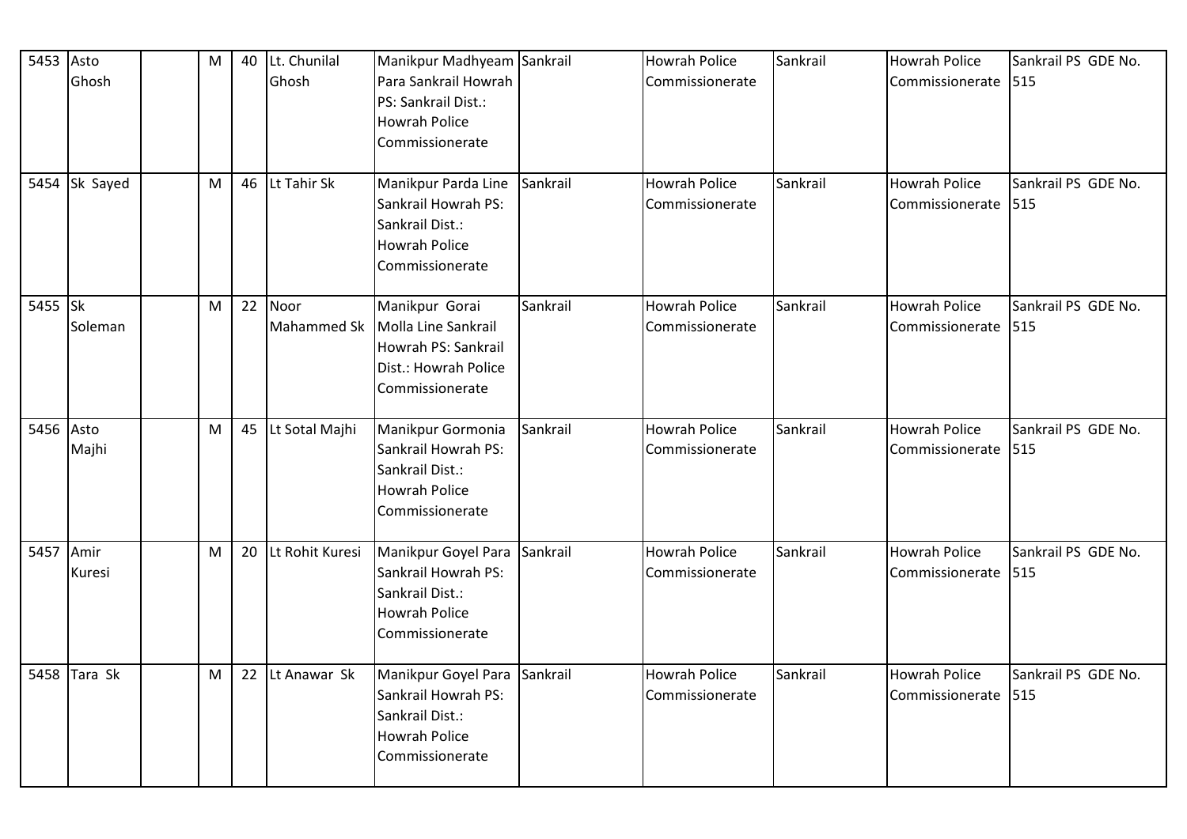| 5453 | Asto Ghosh | | M | 40 | Lt. Chunilal Ghosh | Manikpur Madhyeam Para Sankrail Howrah PS: Sankrail Dist.: Howrah Police Commissionerate | Sankrail | Howrah Police Commissionerate | Sankrail | Howrah Police Commissionerate | Sankrail PS GDE No. 515 |
|---|---|---|---|---|---|---|---|---|---|---|---|
| 5454 | Sk Sayed | | M | 46 | Lt Tahir Sk | Manikpur Parda Line Sankrail Howrah PS: Sankrail Dist.: Howrah Police Commissionerate | Sankrail | Howrah Police Commissionerate | Sankrail | Howrah Police Commissionerate | Sankrail PS GDE No. 515 |
| 5455 | Sk Soleman | | M | 22 | Noor Mahammed Sk | Manikpur Gorai Molla Line Sankrail Howrah PS: Sankrail Dist.: Howrah Police Commissionerate | Sankrail | Howrah Police Commissionerate | Sankrail | Howrah Police Commissionerate | Sankrail PS GDE No. 515 |
| 5456 | Asto Majhi | | M | 45 | Lt Sotal Majhi | Manikpur Gormonia Sankrail Howrah PS: Sankrail Dist.: Howrah Police Commissionerate | Sankrail | Howrah Police Commissionerate | Sankrail | Howrah Police Commissionerate | Sankrail PS GDE No. 515 |
| 5457 | Amir Kuresi | | M | 20 | Lt Rohit Kuresi | Manikpur Goyel Para Sankrail Howrah PS: Sankrail Dist.: Howrah Police Commissionerate | Sankrail | Howrah Police Commissionerate | Sankrail | Howrah Police Commissionerate | Sankrail PS GDE No. 515 |
| 5458 | Tara Sk | | M | 22 | Lt Anawar Sk | Manikpur Goyel Para Sankrail Howrah PS: Sankrail Dist.: Howrah Police Commissionerate | Sankrail | Howrah Police Commissionerate | Sankrail | Howrah Police Commissionerate | Sankrail PS GDE No. 515 |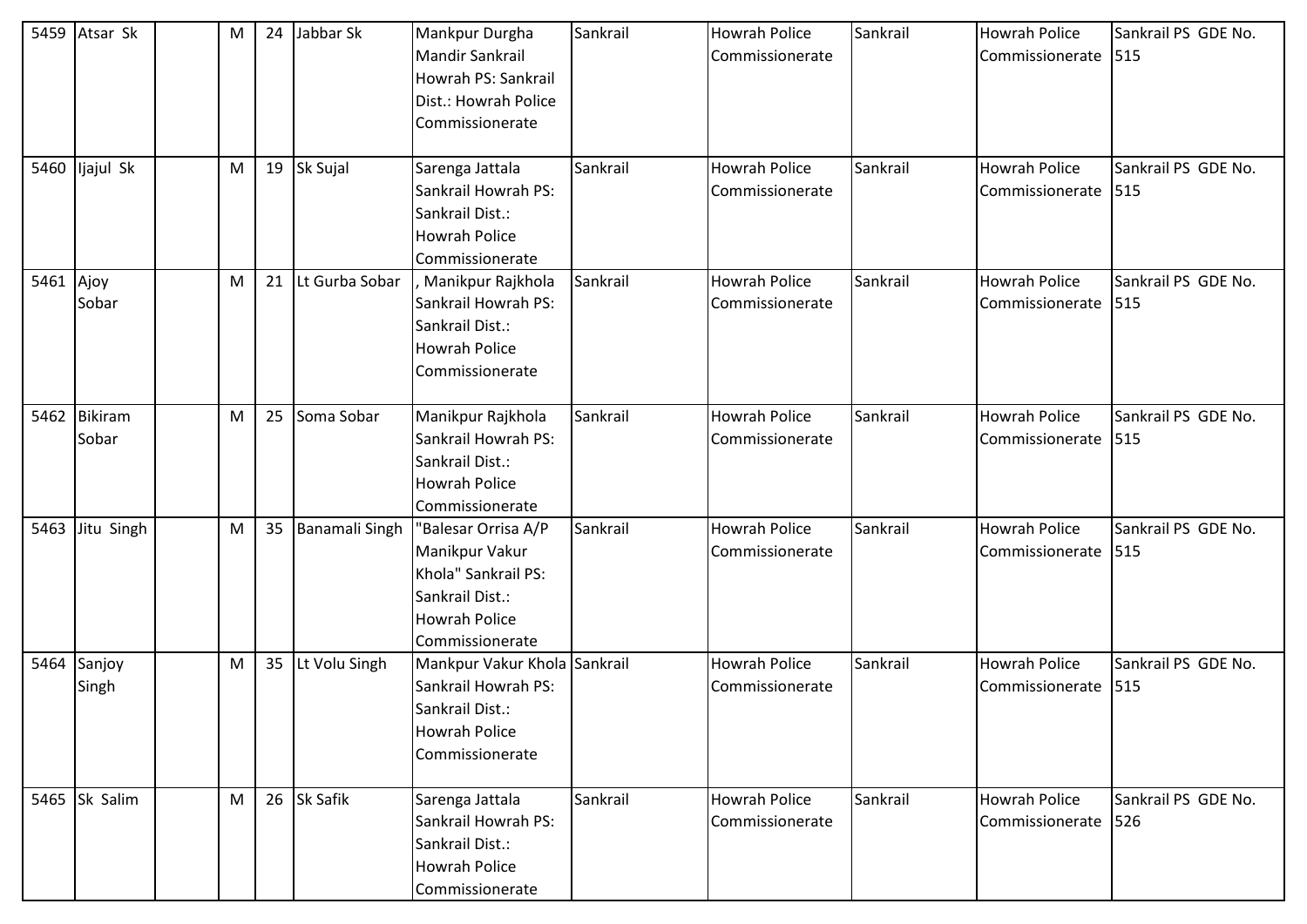| 5459 | Atsar Sk | | M | 24 | Jabbar Sk | Mankpur Durgha Mandir Sankrail Howrah PS: Sankrail Dist.: Howrah Police Commissionerate | Sankrail | Howrah Police Commissionerate | Sankrail | Howrah Police Commissionerate | Sankrail PS GDE No. 515 |
|---|---|---|---|---|---|---|---|---|---|---|---|
| 5460 | Ijajul Sk | | M | 19 | Sk Sujal | Sarenga Jattala Sankrail Howrah PS: Sankrail Dist.: Howrah Police Commissionerate | Sankrail | Howrah Police Commissionerate | Sankrail | Howrah Police Commissionerate | Sankrail PS GDE No. 515 |
| 5461 | Ajoy Sobar | | M | 21 | Lt Gurba Sobar | , Manikpur Rajkhola Sankrail Howrah PS: Sankrail Dist.: Howrah Police Commissionerate | Sankrail | Howrah Police Commissionerate | Sankrail | Howrah Police Commissionerate | Sankrail PS GDE No. 515 |
| 5462 | Bikiram Sobar | | M | 25 | Soma Sobar | Manikpur Rajkhola Sankrail Howrah PS: Sankrail Dist.: Howrah Police Commissionerate | Sankrail | Howrah Police Commissionerate | Sankrail | Howrah Police Commissionerate | Sankrail PS GDE No. 515 |
| 5463 | Jitu Singh | | M | 35 | Banamali Singh | "Balesar Orrisa A/P Manikpur Vakur Khola" Sankrail PS: Sankrail Dist.: Howrah Police Commissionerate | Sankrail | Howrah Police Commissionerate | Sankrail | Howrah Police Commissionerate | Sankrail PS GDE No. 515 |
| 5464 | Sanjoy Singh | | M | 35 | Lt Volu Singh | Mankpur Vakur Khola Sankrail Howrah PS: Sankrail Dist.: Howrah Police Commissionerate | Sankrail | Howrah Police Commissionerate | Sankrail | Howrah Police Commissionerate | Sankrail PS GDE No. 515 |
| 5465 | Sk Salim | | M | 26 | Sk Safik | Sarenga Jattala Sankrail Howrah PS: Sankrail Dist.: Howrah Police Commissionerate | Sankrail | Howrah Police Commissionerate | Sankrail | Howrah Police Commissionerate | Sankrail PS GDE No. 526 |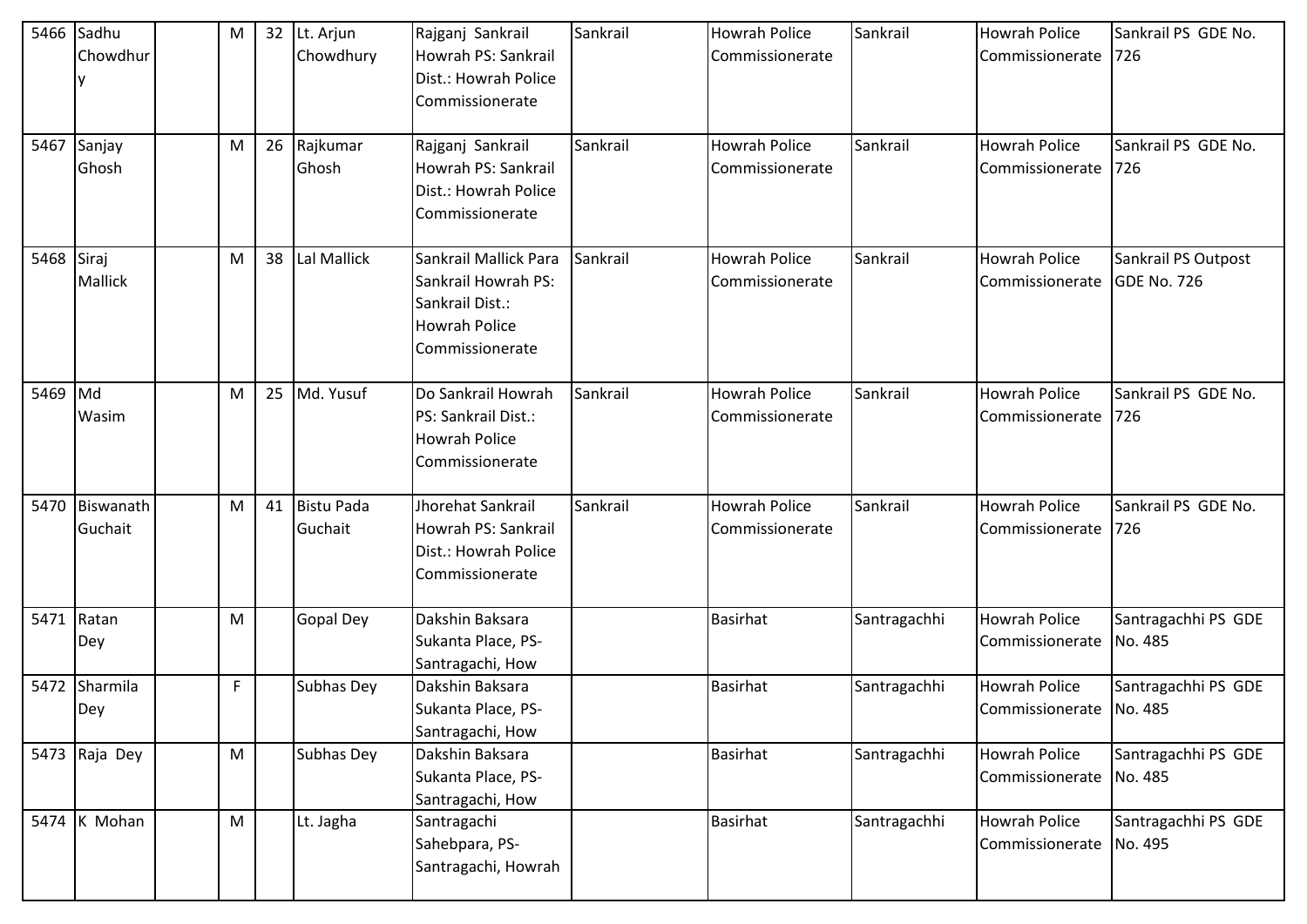| 5466 | Sadhu Chowdhury | | M | 32 | Lt. Arjun Chowdhury | Rajganj Sankrail Howrah PS: Sankrail Dist.: Howrah Police Commissionerate | Sankrail | Howrah Police Commissionerate | Sankrail | Howrah Police Commissionerate | Sankrail PS GDE No. 726 |
|---|---|---|---|---|---|---|---|---|---|---|---|
| 5467 | Sanjay Ghosh | | M | 26 | Rajkumar Ghosh | Rajganj Sankrail Howrah PS: Sankrail Dist.: Howrah Police Commissionerate | Sankrail | Howrah Police Commissionerate | Sankrail | Howrah Police Commissionerate | Sankrail PS GDE No. 726 |
| 5468 | Siraj Mallick | | M | 38 | Lal Mallick | Sankrail Mallick Para Sankrail Howrah PS: Sankrail Dist.: Howrah Police Commissionerate | Sankrail | Howrah Police Commissionerate | Sankrail | Howrah Police Commissionerate | Sankrail PS Outpost GDE No. 726 |
| 5469 | Md Wasim | | M | 25 | Md. Yusuf | Do Sankrail Howrah PS: Sankrail Dist.: Howrah Police Commissionerate | Sankrail | Howrah Police Commissionerate | Sankrail | Howrah Police Commissionerate | Sankrail PS GDE No. 726 |
| 5470 | Biswanath Guchait | | M | 41 | Bistu Pada Guchait | Jhorehat Sankrail Howrah PS: Sankrail Dist.: Howrah Police Commissionerate | Sankrail | Howrah Police Commissionerate | Sankrail | Howrah Police Commissionerate | Sankrail PS GDE No. 726 |
| 5471 | Ratan Dey | | M | | Gopal Dey | Dakshin Baksara Sukanta Place, PS-Santragachi, How | | Basirhat | Santragachhi | Howrah Police Commissionerate | Santragachhi PS GDE No. 485 |
| 5472 | Sharmila Dey | | F | | Subhas Dey | Dakshin Baksara Sukanta Place, PS-Santragachi, How | | Basirhat | Santragachhi | Howrah Police Commissionerate | Santragachhi PS GDE No. 485 |
| 5473 | Raja Dey | | M | | Subhas Dey | Dakshin Baksara Sukanta Place, PS-Santragachi, How | | Basirhat | Santragachhi | Howrah Police Commissionerate | Santragachhi PS GDE No. 485 |
| 5474 | K Mohan | | M | | Lt. Jagha | Santragachi Sahebpara, PS-Santragachi, Howrah | | Basirhat | Santragachhi | Howrah Police Commissionerate | Santragachhi PS GDE No. 495 |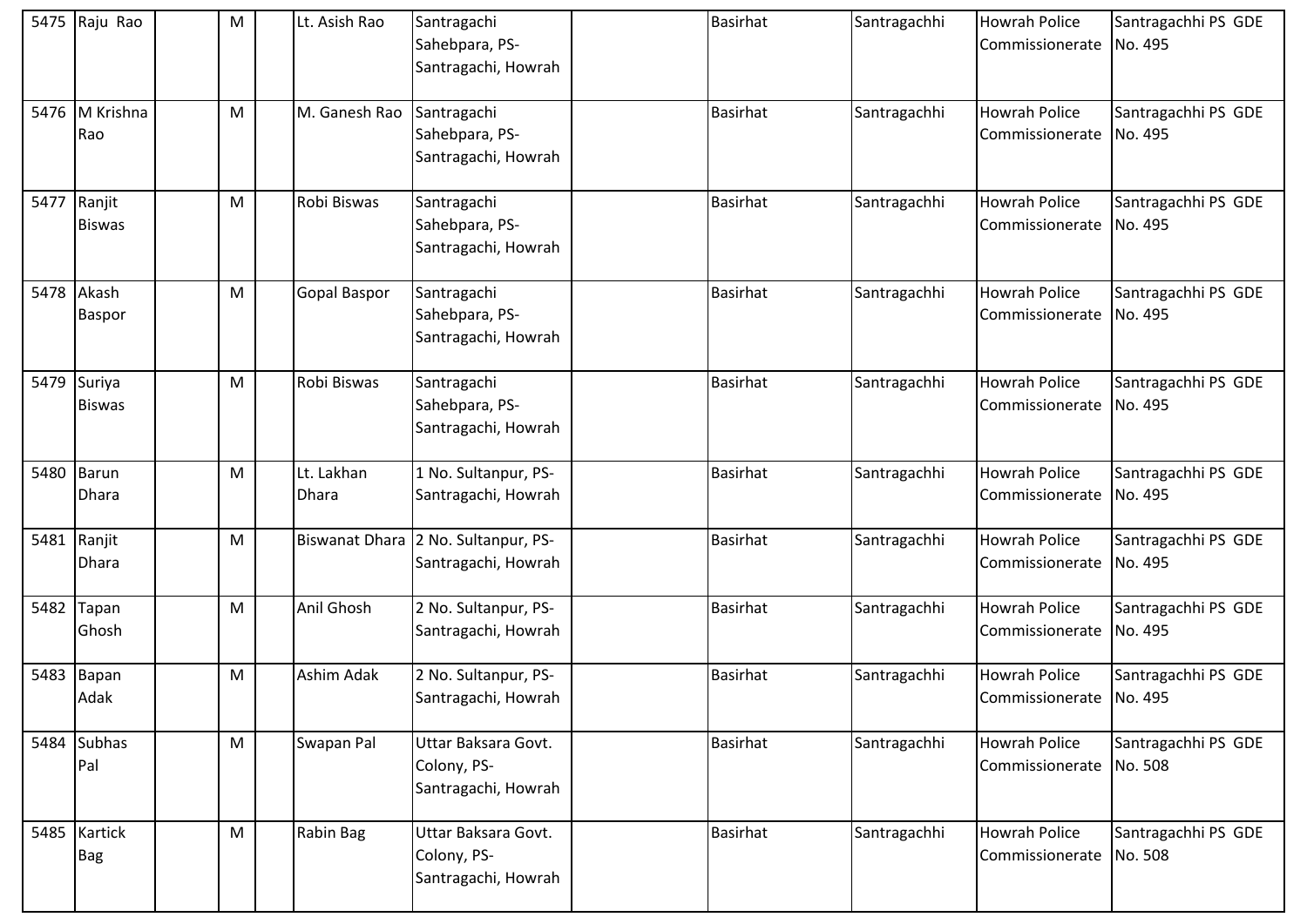| 5475 | Raju Rao | | M | | Lt. Asish Rao | Santragachi Sahebpara, PS-Santragachi, Howrah | | Basirhat | Santragachhi | Howrah Police Commissionerate | Santragachhi PS GDE No. 495 |
|---|---|---|---|---|---|---|---|---|---|---|---|
| 5476 | M Krishna Rao | | M | | M. Ganesh Rao | Santragachi Sahebpara, PS-Santragachi, Howrah | | Basirhat | Santragachhi | Howrah Police Commissionerate | Santragachhi PS GDE No. 495 |
| 5477 | Ranjit Biswas | | M | | Robi Biswas | Santragachi Sahebpara, PS-Santragachi, Howrah | | Basirhat | Santragachhi | Howrah Police Commissionerate | Santragachhi PS GDE No. 495 |
| 5478 | Akash Baspor | | M | | Gopal Baspor | Santragachi Sahebpara, PS-Santragachi, Howrah | | Basirhat | Santragachhi | Howrah Police Commissionerate | Santragachhi PS GDE No. 495 |
| 5479 | Suriya Biswas | | M | | Robi Biswas | Santragachi Sahebpara, PS-Santragachi, Howrah | | Basirhat | Santragachhi | Howrah Police Commissionerate | Santragachhi PS GDE No. 495 |
| 5480 | Barun Dhara | | M | | Lt. Lakhan Dhara | 1 No. Sultanpur, PS-Santragachi, Howrah | | Basirhat | Santragachhi | Howrah Police Commissionerate | Santragachhi PS GDE No. 495 |
| 5481 | Ranjit Dhara | | M | | Biswanat Dhara | 2 No. Sultanpur, PS-Santragachi, Howrah | | Basirhat | Santragachhi | Howrah Police Commissionerate | Santragachhi PS GDE No. 495 |
| 5482 | Tapan Ghosh | | M | | Anil Ghosh | 2 No. Sultanpur, PS-Santragachi, Howrah | | Basirhat | Santragachhi | Howrah Police Commissionerate | Santragachhi PS GDE No. 495 |
| 5483 | Bapan Adak | | M | | Ashim Adak | 2 No. Sultanpur, PS-Santragachi, Howrah | | Basirhat | Santragachhi | Howrah Police Commissionerate | Santragachhi PS GDE No. 495 |
| 5484 | Subhas Pal | | M | | Swapan Pal | Uttar Baksara Govt. Colony, PS-Santragachi, Howrah | | Basirhat | Santragachhi | Howrah Police Commissionerate | Santragachhi PS GDE No. 508 |
| 5485 | Kartick Bag | | M | | Rabin Bag | Uttar Baksara Govt. Colony, PS-Santragachi, Howrah | | Basirhat | Santragachhi | Howrah Police Commissionerate | Santragachhi PS GDE No. 508 |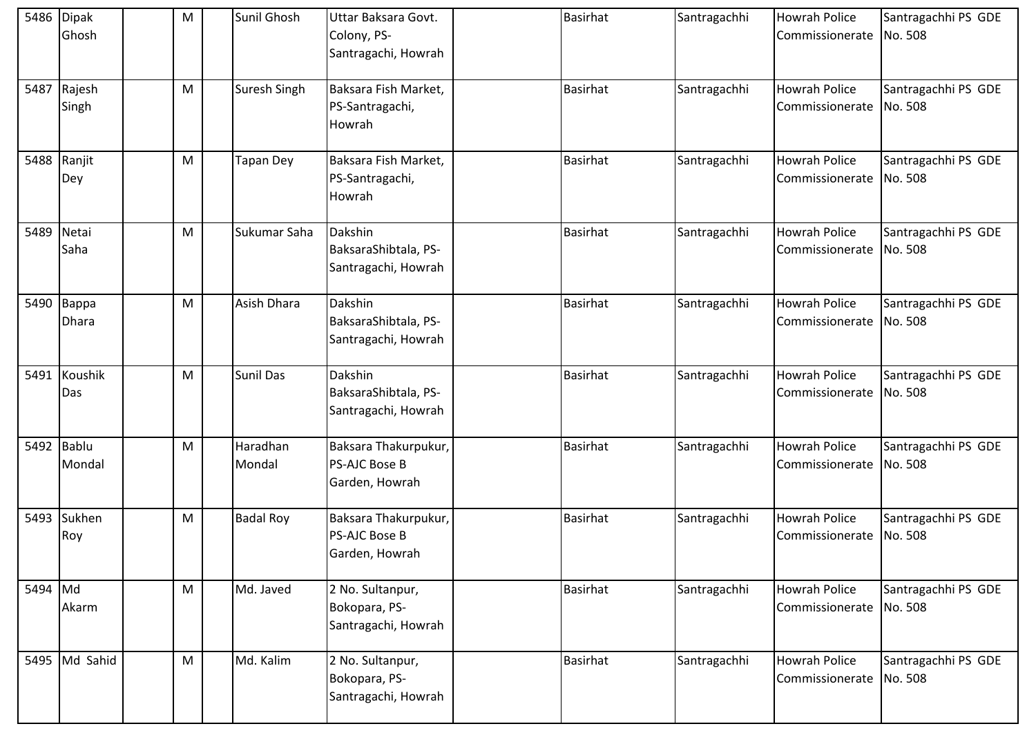| 5486 | Dipak Ghosh | | M | | Sunil Ghosh | Uttar Baksara Govt. Colony, PS-Santragachi, Howrah | | Basirhat | Santragachhi | Howrah Police Commissionerate | Santragachhi PS GDE No. 508 |
|---|---|---|---|---|---|---|---|---|---|---|---|
| 5487 | Rajesh Singh | | M | | Suresh Singh | Baksara Fish Market, PS-Santragachi, Howrah | | Basirhat | Santragachhi | Howrah Police Commissionerate | Santragachhi PS GDE No. 508 |
| 5488 | Ranjit Dey | | M | | Tapan Dey | Baksara Fish Market, PS-Santragachi, Howrah | | Basirhat | Santragachhi | Howrah Police Commissionerate | Santragachhi PS GDE No. 508 |
| 5489 | Netai Saha | | M | | Sukumar Saha | Dakshin BaksaraShibtala, PS-Santragachi, Howrah | | Basirhat | Santragachhi | Howrah Police Commissionerate | Santragachhi PS GDE No. 508 |
| 5490 | Bappa Dhara | | M | | Asish Dhara | Dakshin BaksaraShibtala, PS-Santragachi, Howrah | | Basirhat | Santragachhi | Howrah Police Commissionerate | Santragachhi PS GDE No. 508 |
| 5491 | Koushik Das | | M | | Sunil Das | Dakshin BaksaraShibtala, PS-Santragachi, Howrah | | Basirhat | Santragachhi | Howrah Police Commissionerate | Santragachhi PS GDE No. 508 |
| 5492 | Bablu Mondal | | M | | Haradhan Mondal | Baksara Thakurpukur, PS-AJC Bose B Garden, Howrah | | Basirhat | Santragachhi | Howrah Police Commissionerate | Santragachhi PS GDE No. 508 |
| 5493 | Sukhen Roy | | M | | Badal Roy | Baksara Thakurpukur, PS-AJC Bose B Garden, Howrah | | Basirhat | Santragachhi | Howrah Police Commissionerate | Santragachhi PS GDE No. 508 |
| 5494 | Md Akarm | | M | | Md. Javed | 2 No. Sultanpur, Bokopara, PS-Santragachi, Howrah | | Basirhat | Santragachhi | Howrah Police Commissionerate | Santragachhi PS GDE No. 508 |
| 5495 | Md Sahid | | M | | Md. Kalim | 2 No. Sultanpur, Bokopara, PS-Santragachi, Howrah | | Basirhat | Santragachhi | Howrah Police Commissionerate | Santragachhi PS GDE No. 508 |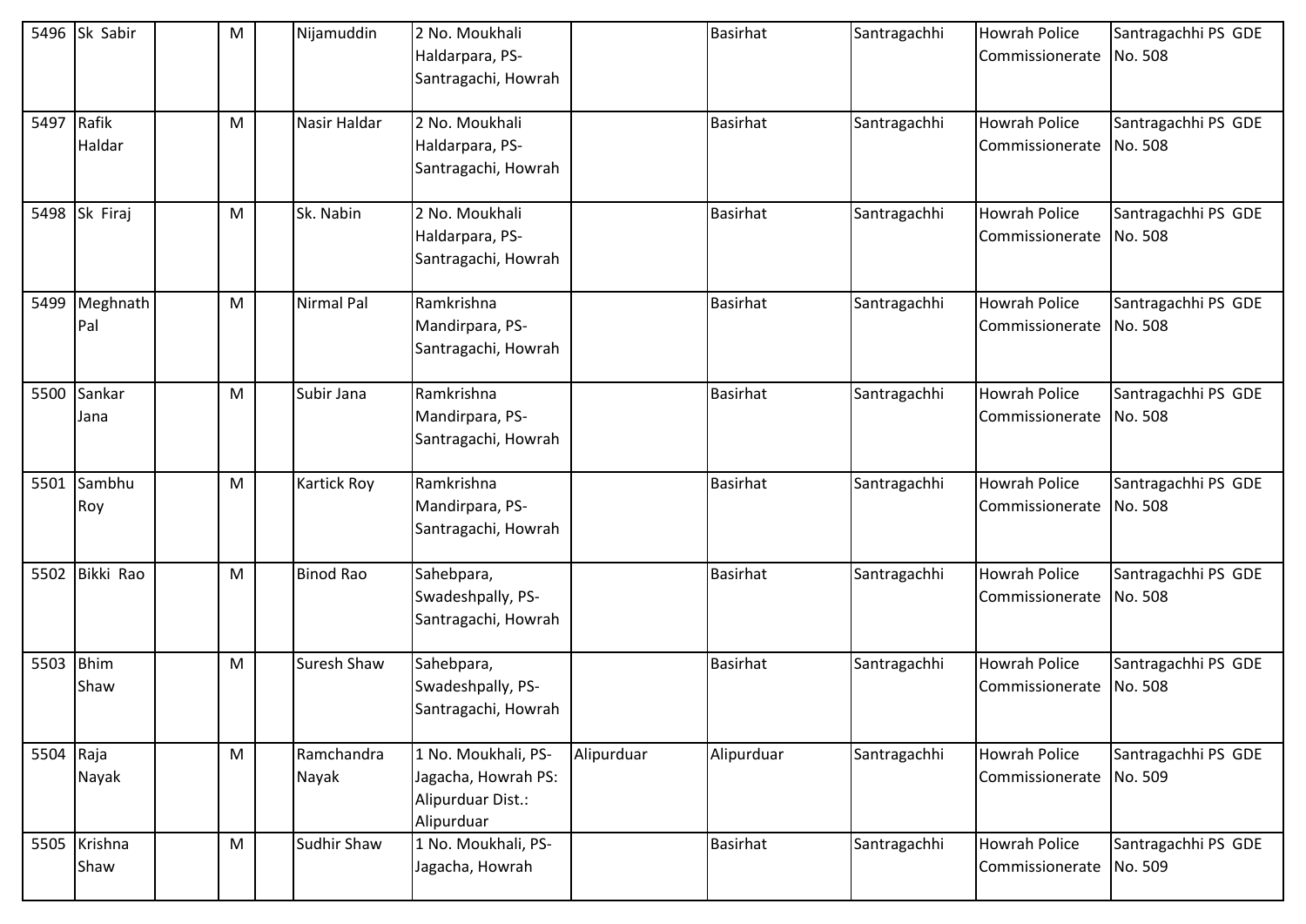| 5496 | Sk Sabir | | M | | Nijamuddin | 2 No. Moukhali Haldarpara, PS-Santragachi, Howrah | | Basirhat | Santragachhi | Howrah Police Commissionerate | Santragachhi PS GDE No. 508 |
|---|---|---|---|---|---|---|---|---|---|---|---|
| 5497 | Rafik Haldar | | M | | Nasir Haldar | 2 No. Moukhali Haldarpara, PS-Santragachi, Howrah | | Basirhat | Santragachhi | Howrah Police Commissionerate | Santragachhi PS GDE No. 508 |
| 5498 | Sk Firaj | | M | | Sk. Nabin | 2 No. Moukhali Haldarpara, PS-Santragachi, Howrah | | Basirhat | Santragachhi | Howrah Police Commissionerate | Santragachhi PS GDE No. 508 |
| 5499 | Meghnath Pal | | M | | Nirmal Pal | Ramkrishna Mandirpara, PS-Santragachi, Howrah | | Basirhat | Santragachhi | Howrah Police Commissionerate | Santragachhi PS GDE No. 508 |
| 5500 | Sankar Jana | | M | | Subir Jana | Ramkrishna Mandirpara, PS-Santragachi, Howrah | | Basirhat | Santragachhi | Howrah Police Commissionerate | Santragachhi PS GDE No. 508 |
| 5501 | Sambhu Roy | | M | | Kartick Roy | Ramkrishna Mandirpara, PS-Santragachi, Howrah | | Basirhat | Santragachhi | Howrah Police Commissionerate | Santragachhi PS GDE No. 508 |
| 5502 | Bikki Rao | | M | | Binod Rao | Sahebpara, Swadeshpally, PS-Santragachi, Howrah | | Basirhat | Santragachhi | Howrah Police Commissionerate | Santragachhi PS GDE No. 508 |
| 5503 | Bhim Shaw | | M | | Suresh Shaw | Sahebpara, Swadeshpally, PS-Santragachi, Howrah | | Basirhat | Santragachhi | Howrah Police Commissionerate | Santragachhi PS GDE No. 508 |
| 5504 | Raja Nayak | | M | | Ramchandra Nayak | 1 No. Moukhali, PS-Jagacha, Howrah PS: Alipurduar Dist.: Alipurduar | Alipurduar | Alipurduar | Santragachhi | Howrah Police Commissionerate | Santragachhi PS GDE No. 509 |
| 5505 | Krishna Shaw | | M | | Sudhir Shaw | 1 No. Moukhali, PS-Jagacha, Howrah | | Basirhat | Santragachhi | Howrah Police Commissionerate | Santragachhi PS GDE No. 509 |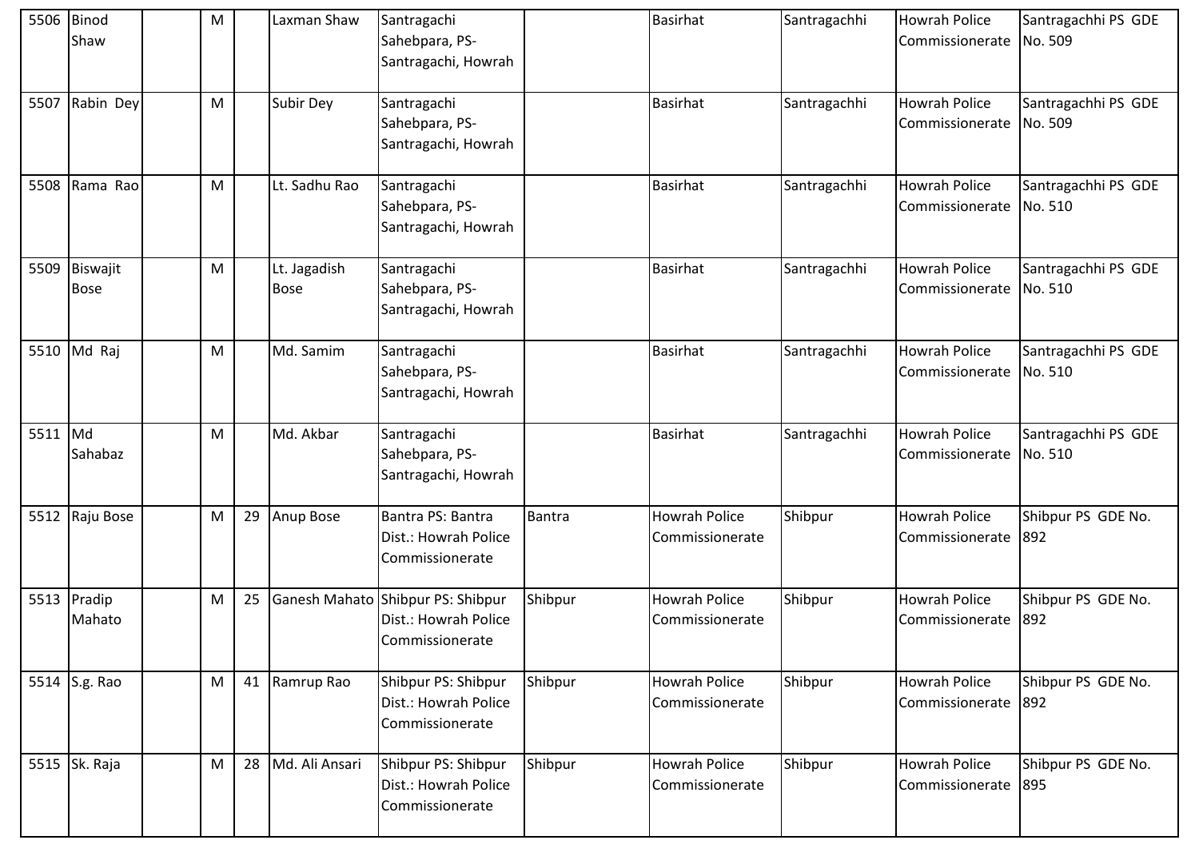| 5506 | Binod Shaw | | M | | Laxman Shaw | Santragachi Sahebpara, PS-Santragachi, Howrah | | Basirhat | Santragachhi | Howrah Police Commissionerate | Santragachhi PS GDE No. 509 |
|---|---|---|---|---|---|---|---|---|---|---|---|
| 5507 | Rabin Dey | | M | | Subir Dey | Santragachi Sahebpara, PS-Santragachi, Howrah | | Basirhat | Santragachhi | Howrah Police Commissionerate | Santragachhi PS GDE No. 509 |
| 5508 | Rama Rao | | M | | Lt. Sadhu Rao | Santragachi Sahebpara, PS-Santragachi, Howrah | | Basirhat | Santragachhi | Howrah Police Commissionerate | Santragachhi PS GDE No. 510 |
| 5509 | Biswajit Bose | | M | | Lt. Jagadish Bose | Santragachi Sahebpara, PS-Santragachi, Howrah | | Basirhat | Santragachhi | Howrah Police Commissionerate | Santragachhi PS GDE No. 510 |
| 5510 | Md Raj | | M | | Md. Samim | Santragachi Sahebpara, PS-Santragachi, Howrah | | Basirhat | Santragachhi | Howrah Police Commissionerate | Santragachhi PS GDE No. 510 |
| 5511 | Md Sahabaz | | M | | Md. Akbar | Santragachi Sahebpara, PS-Santragachi, Howrah | | Basirhat | Santragachhi | Howrah Police Commissionerate | Santragachhi PS GDE No. 510 |
| 5512 | Raju Bose | | M | 29 | Anup Bose | Bantra PS: Bantra Dist.: Howrah Police Commissionerate | Bantra | Howrah Police Commissionerate | Shibpur | Howrah Police Commissionerate | Shibpur PS GDE No. 892 |
| 5513 | Pradip Mahato | | M | 25 | Ganesh Mahato | Shibpur PS: Shibpur Dist.: Howrah Police Commissionerate | Shibpur | Howrah Police Commissionerate | Shibpur | Howrah Police Commissionerate | Shibpur PS GDE No. 892 |
| 5514 | S.g. Rao | | M | 41 | Ramrup Rao | Shibpur PS: Shibpur Dist.: Howrah Police Commissionerate | Shibpur | Howrah Police Commissionerate | Shibpur | Howrah Police Commissionerate | Shibpur PS GDE No. 892 |
| 5515 | Sk. Raja | | M | 28 | Md. Ali Ansari | Shibpur PS: Shibpur Dist.: Howrah Police Commissionerate | Shibpur | Howrah Police Commissionerate | Shibpur | Howrah Police Commissionerate | Shibpur PS GDE No. 895 |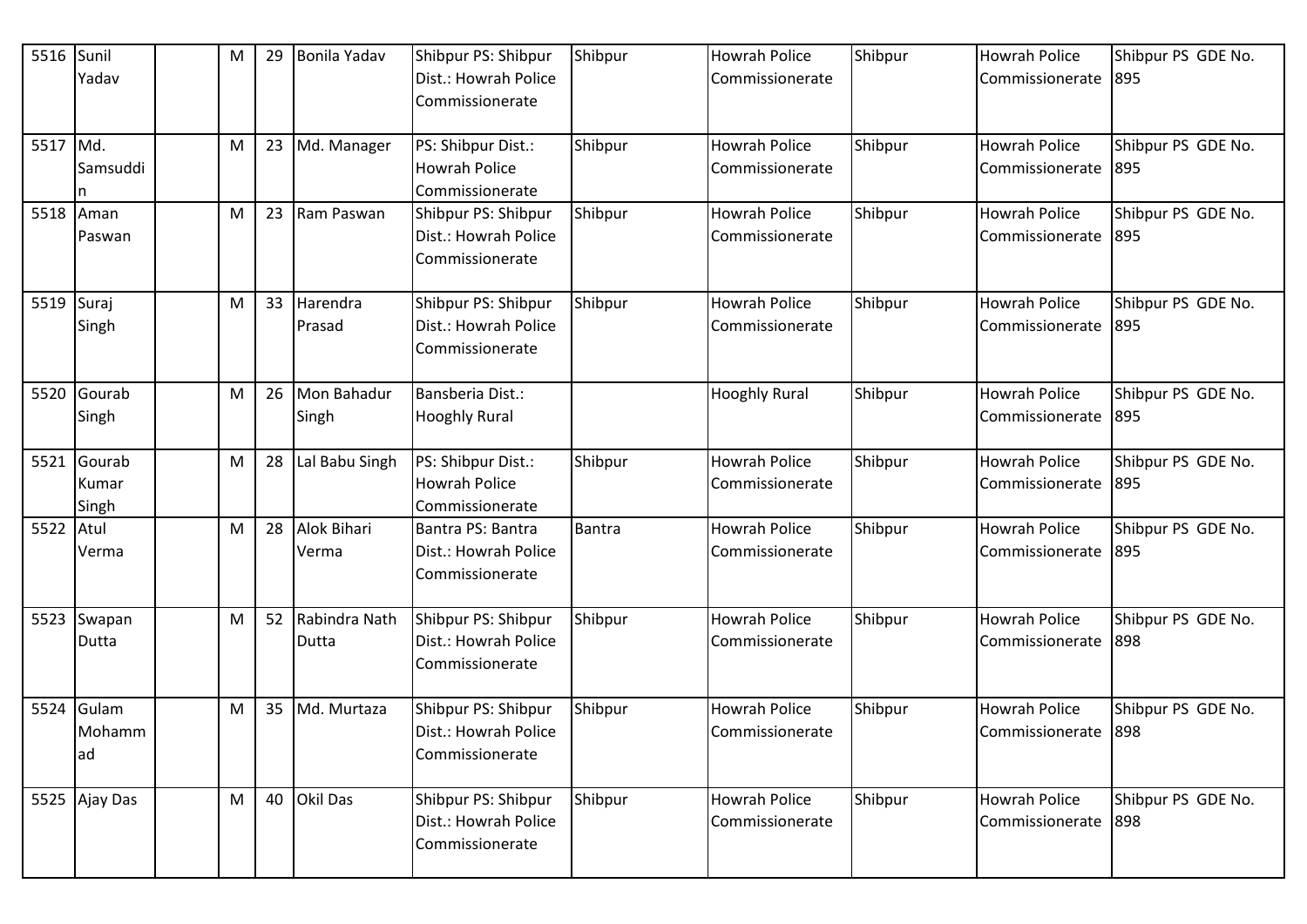| 5516 | Sunil Yadav | | M | 29 | Bonila Yadav | Shibpur PS: Shibpur Dist.: Howrah Police Commissionerate | Shibpur | Howrah Police Commissionerate | Shibpur | Howrah Police Commissionerate | Shibpur PS GDE No. 895 |
|---|---|---|---|---|---|---|---|---|---|---|---|
| 5517 | Md. Samsuddin | | M | 23 | Md. Manager | PS: Shibpur Dist.: Howrah Police Commissionerate | Shibpur | Howrah Police Commissionerate | Shibpur | Howrah Police Commissionerate | Shibpur PS GDE No. 895 |
| 5518 | Aman Paswan | | M | 23 | Ram Paswan | Shibpur PS: Shibpur Dist.: Howrah Police Commissionerate | Shibpur | Howrah Police Commissionerate | Shibpur | Howrah Police Commissionerate | Shibpur PS GDE No. 895 |
| 5519 | Suraj Singh | | M | 33 | Harendra Prasad | Shibpur PS: Shibpur Dist.: Howrah Police Commissionerate | Shibpur | Howrah Police Commissionerate | Shibpur | Howrah Police Commissionerate | Shibpur PS GDE No. 895 |
| 5520 | Gourab Singh | | M | 26 | Mon Bahadur Singh | Bansberia Dist.: Hooghly Rural | | Hooghly Rural | Shibpur | Howrah Police Commissionerate | Shibpur PS GDE No. 895 |
| 5521 | Gourab Kumar Singh | | M | 28 | Lal Babu Singh | PS: Shibpur Dist.: Howrah Police Commissionerate | Shibpur | Howrah Police Commissionerate | Shibpur | Howrah Police Commissionerate | Shibpur PS GDE No. 895 |
| 5522 | Atul Verma | | M | 28 | Alok Bihari Verma | Bantra PS: Bantra Dist.: Howrah Police Commissionerate | Bantra | Howrah Police Commissionerate | Shibpur | Howrah Police Commissionerate | Shibpur PS GDE No. 895 |
| 5523 | Swapan Dutta | | M | 52 | Rabindra Nath Dutta | Shibpur PS: Shibpur Dist.: Howrah Police Commissionerate | Shibpur | Howrah Police Commissionerate | Shibpur | Howrah Police Commissionerate | Shibpur PS GDE No. 898 |
| 5524 | Gulam Mohammad | | M | 35 | Md. Murtaza | Shibpur PS: Shibpur Dist.: Howrah Police Commissionerate | Shibpur | Howrah Police Commissionerate | Shibpur | Howrah Police Commissionerate | Shibpur PS GDE No. 898 |
| 5525 | Ajay Das | | M | 40 | Okil Das | Shibpur PS: Shibpur Dist.: Howrah Police Commissionerate | Shibpur | Howrah Police Commissionerate | Shibpur | Howrah Police Commissionerate | Shibpur PS GDE No. 898 |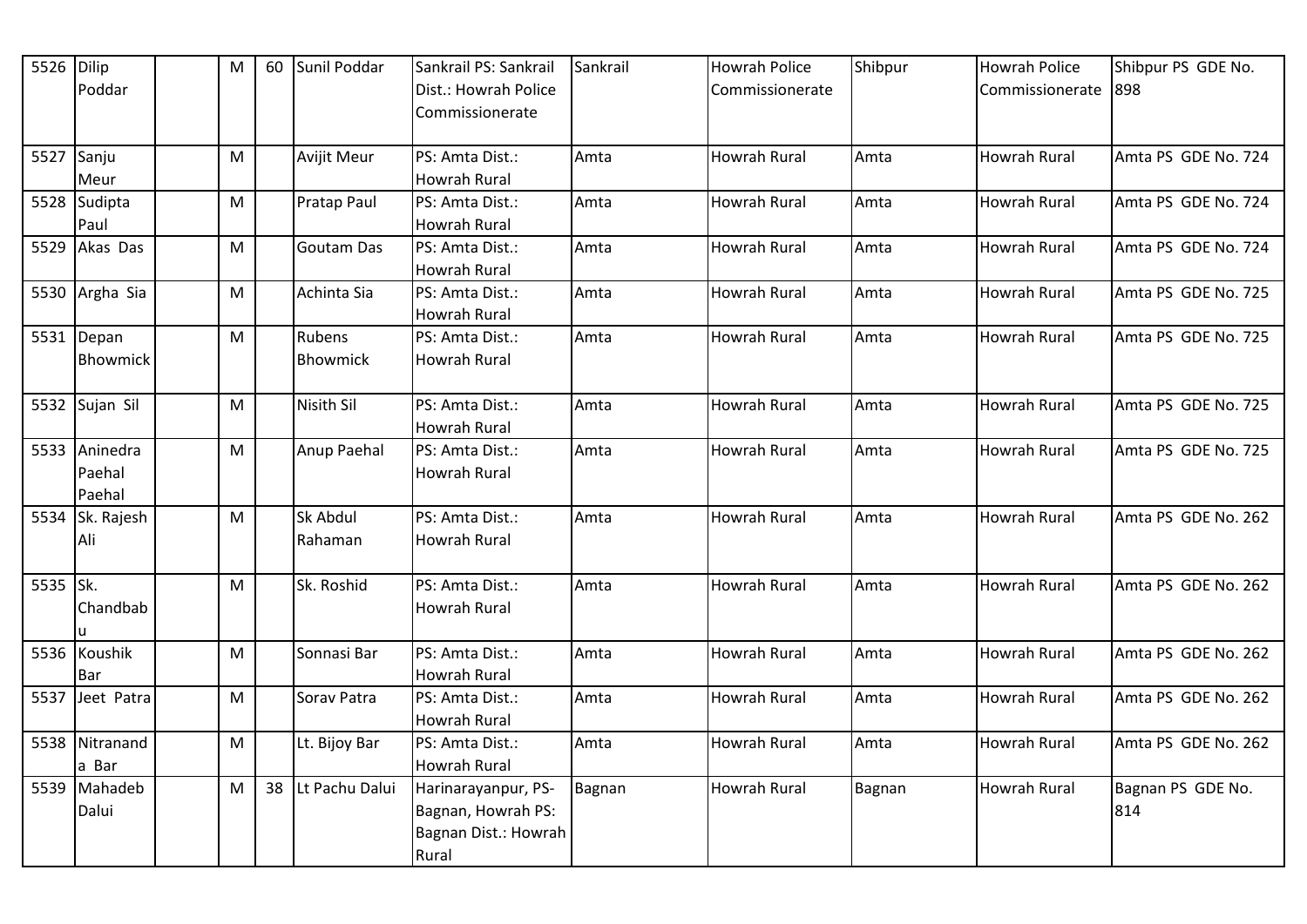| 5526 | Dilip Poddar | | M | 60 | Sunil Poddar | Sankrail PS: Sankrail Dist.: Howrah Police Commissionerate | Sankrail | Howrah Police Commissionerate | Shibpur | Howrah Police Commissionerate | Shibpur PS GDE No. 898 |
|---|---|---|---|---|---|---|---|---|---|---|---|
| 5527 | Sanju Meur | | M | | Avijit Meur | PS: Amta Dist.: Howrah Rural | Amta | Howrah Rural | Amta | Howrah Rural | Amta PS GDE No. 724 |
| 5528 | Sudipta Paul | | M | | Pratap Paul | PS: Amta Dist.: Howrah Rural | Amta | Howrah Rural | Amta | Howrah Rural | Amta PS GDE No. 724 |
| 5529 | Akas Das | | M | | Goutam Das | PS: Amta Dist.: Howrah Rural | Amta | Howrah Rural | Amta | Howrah Rural | Amta PS GDE No. 724 |
| 5530 | Argha Sia | | M | | Achinta Sia | PS: Amta Dist.: Howrah Rural | Amta | Howrah Rural | Amta | Howrah Rural | Amta PS GDE No. 725 |
| 5531 | Depan Bhowmick | | M | | Rubens Bhowmick | PS: Amta Dist.: Howrah Rural | Amta | Howrah Rural | Amta | Howrah Rural | Amta PS GDE No. 725 |
| 5532 | Sujan Sil | | M | | Nisith Sil | PS: Amta Dist.: Howrah Rural | Amta | Howrah Rural | Amta | Howrah Rural | Amta PS GDE No. 725 |
| 5533 | Aninedra Paehal Paehal | | M | | Anup Paehal | PS: Amta Dist.: Howrah Rural | Amta | Howrah Rural | Amta | Howrah Rural | Amta PS GDE No. 725 |
| 5534 | Sk. Rajesh Ali | | M | | Sk Abdul Rahaman | PS: Amta Dist.: Howrah Rural | Amta | Howrah Rural | Amta | Howrah Rural | Amta PS GDE No. 262 |
| 5535 | Sk. Chandbabu | | M | | Sk. Roshid | PS: Amta Dist.: Howrah Rural | Amta | Howrah Rural | Amta | Howrah Rural | Amta PS GDE No. 262 |
| 5536 | Koushik Bar | | M | | Sonnasi Bar | PS: Amta Dist.: Howrah Rural | Amta | Howrah Rural | Amta | Howrah Rural | Amta PS GDE No. 262 |
| 5537 | Jeet Patra | | M | | Sorav Patra | PS: Amta Dist.: Howrah Rural | Amta | Howrah Rural | Amta | Howrah Rural | Amta PS GDE No. 262 |
| 5538 | Nitranand a Bar | | M | | Lt. Bijoy Bar | PS: Amta Dist.: Howrah Rural | Amta | Howrah Rural | Amta | Howrah Rural | Amta PS GDE No. 262 |
| 5539 | Mahadeb Dalui | | M | 38 | Lt Pachu Dalui | Harinarayanpur, PS-Bagnan, Howrah PS: Bagnan Dist.: Howrah Rural | Bagnan | Howrah Rural | Bagnan | Howrah Rural | Bagnan PS GDE No. 814 |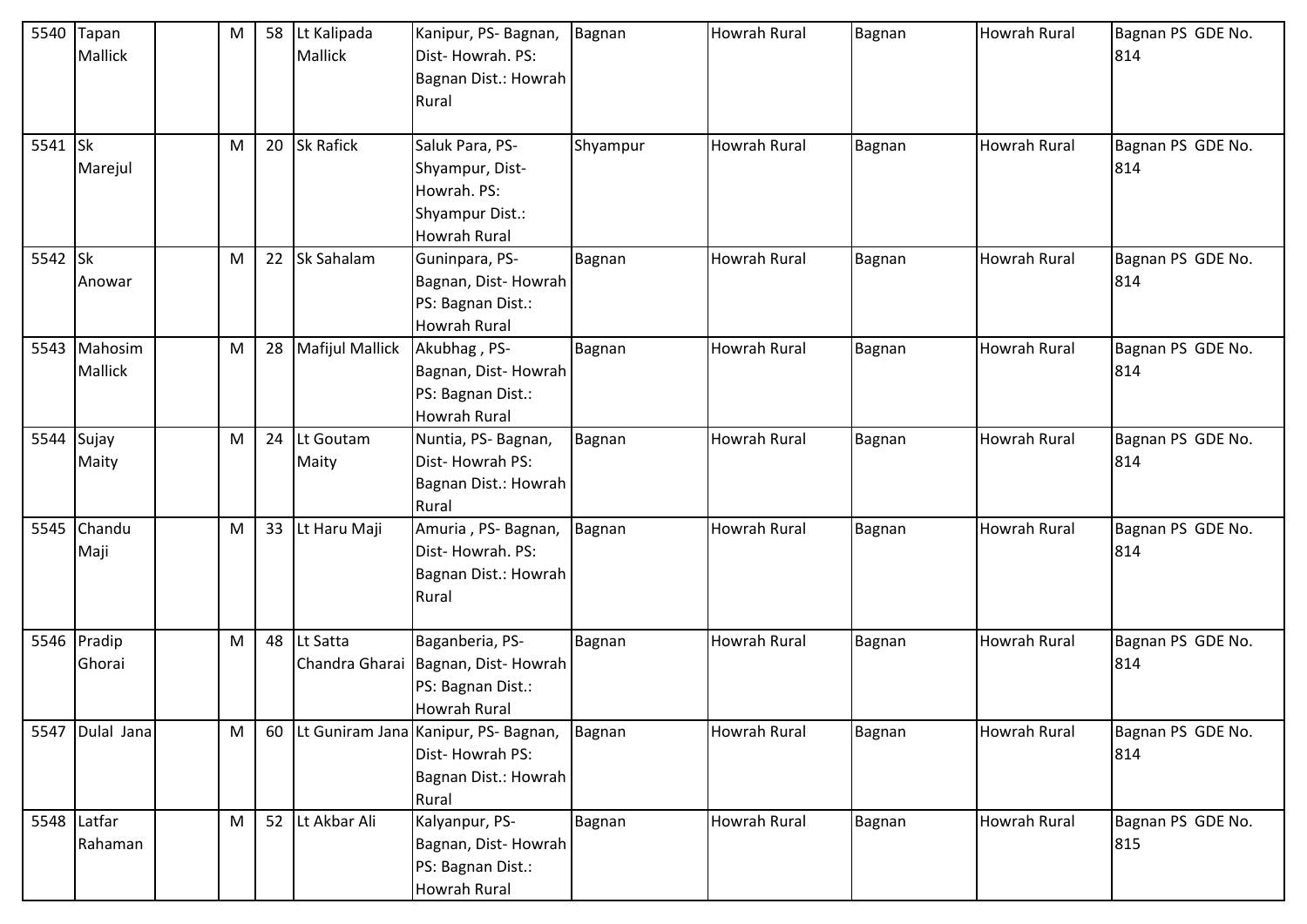| 5540 | Tapan Mallick | | M | 58 | Lt Kalipada Mallick | Kanipur, PS- Bagnan, Dist- Howrah. PS: Bagnan Dist.: Howrah Rural | Bagnan | Howrah Rural | Bagnan | Howrah Rural | Bagnan PS GDE No. 814 |
|---|---|---|---|---|---|---|---|---|---|---|---|
| 5541 | Sk Marejul | | M | 20 | Sk Rafick | Saluk Para, PS- Shyampur, Dist- Howrah. PS: Shyampur Dist.: Howrah Rural | Shyampur | Howrah Rural | Bagnan | Howrah Rural | Bagnan PS GDE No. 814 |
| 5542 | Sk Anowar | | M | 22 | Sk Sahalam | Guninpara, PS- Bagnan, Dist- Howrah PS: Bagnan Dist.: Howrah Rural | Bagnan | Howrah Rural | Bagnan | Howrah Rural | Bagnan PS GDE No. 814 |
| 5543 | Mahosim Mallick | | M | 28 | Mafijul Mallick | Akubhag , PS- Bagnan, Dist- Howrah PS: Bagnan Dist.: Howrah Rural | Bagnan | Howrah Rural | Bagnan | Howrah Rural | Bagnan PS GDE No. 814 |
| 5544 | Sujay Maity | | M | 24 | Lt Goutam Maity | Nuntia, PS- Bagnan, Dist- Howrah PS: Bagnan Dist.: Howrah Rural | Bagnan | Howrah Rural | Bagnan | Howrah Rural | Bagnan PS GDE No. 814 |
| 5545 | Chandu Maji | | M | 33 | Lt Haru Maji | Amuria , PS- Bagnan, Dist- Howrah. PS: Bagnan Dist.: Howrah Rural | Bagnan | Howrah Rural | Bagnan | Howrah Rural | Bagnan PS GDE No. 814 |
| 5546 | Pradip Ghorai | | M | 48 | Lt Satta Chandra Gharai | Baganberia, PS- Bagnan, Dist- Howrah PS: Bagnan Dist.: Howrah Rural | Bagnan | Howrah Rural | Bagnan | Howrah Rural | Bagnan PS GDE No. 814 |
| 5547 | Dulal Jana | | M | 60 | Lt Guniram Jana | Kanipur, PS- Bagnan, Dist- Howrah PS: Bagnan Dist.: Howrah Rural | Bagnan | Howrah Rural | Bagnan | Howrah Rural | Bagnan PS GDE No. 814 |
| 5548 | Latfar Rahaman | | M | 52 | Lt Akbar Ali | Kalyanpur, PS- Bagnan, Dist- Howrah PS: Bagnan Dist.: Howrah Rural | Bagnan | Howrah Rural | Bagnan | Howrah Rural | Bagnan PS GDE No. 815 |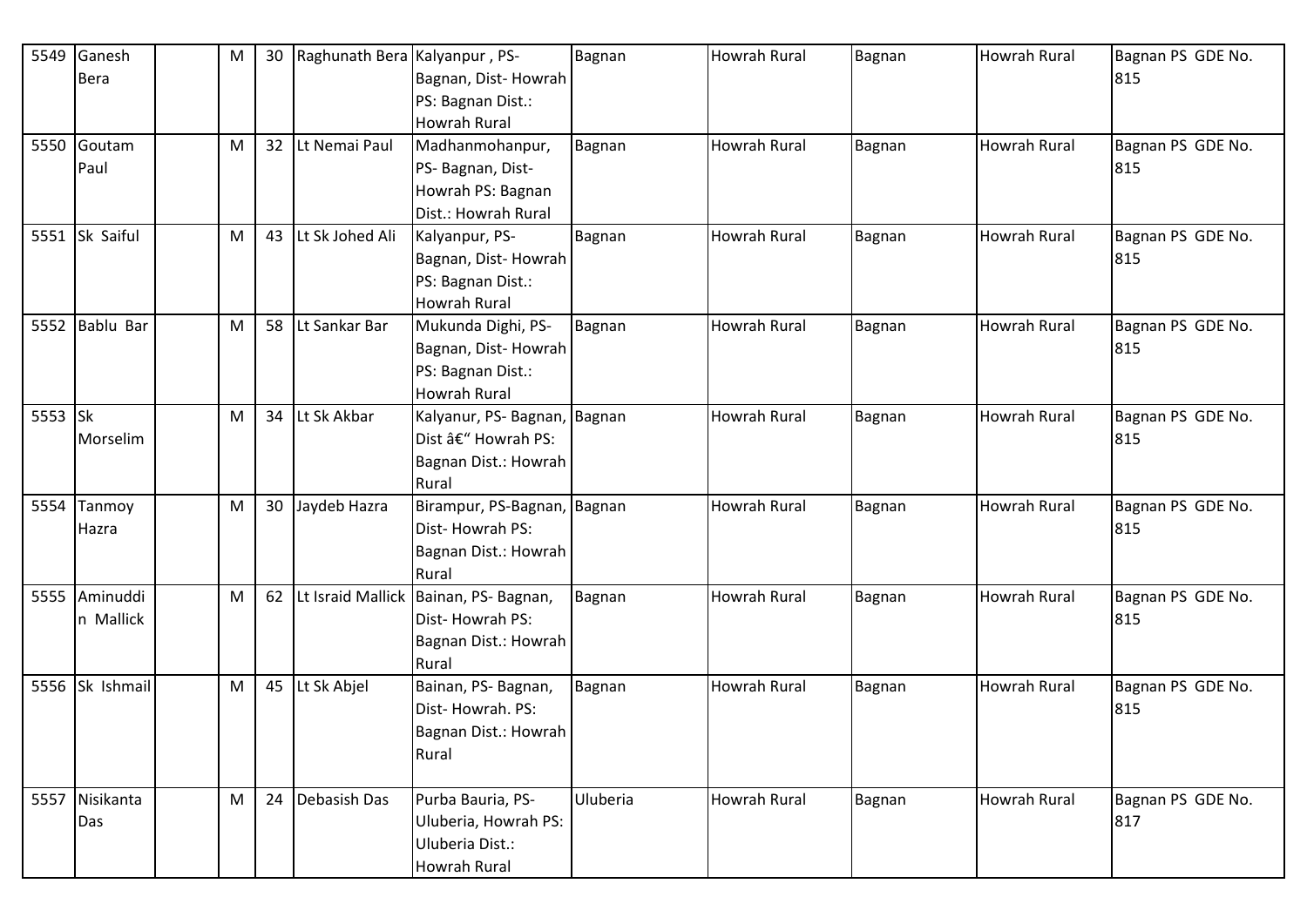| 5549 | Ganesh Bera | | M | 30 | Raghunath Bera | Kalyanpur , PS- Bagnan, Dist- Howrah PS: Bagnan Dist.: Howrah Rural | Bagnan | Howrah Rural | Bagnan | Howrah Rural | Bagnan PS GDE No. 815 |
|---|---|---|---|---|---|---|---|---|---|---|---|
| 5550 | Goutam Paul | | M | 32 | Lt Nemai Paul | Madhanmohanpur, PS- Bagnan, Dist- Howrah PS: Bagnan Dist.: Howrah Rural | Bagnan | Howrah Rural | Bagnan | Howrah Rural | Bagnan PS GDE No. 815 |
| 5551 | Sk Saiful | | M | 43 | Lt Sk Johed Ali | Kalyanpur, PS- Bagnan, Dist- Howrah PS: Bagnan Dist.: Howrah Rural | Bagnan | Howrah Rural | Bagnan | Howrah Rural | Bagnan PS GDE No. 815 |
| 5552 | Bablu Bar | | M | 58 | Lt Sankar Bar | Mukunda Dighi, PS- Bagnan, Dist- Howrah PS: Bagnan Dist.: Howrah Rural | Bagnan | Howrah Rural | Bagnan | Howrah Rural | Bagnan PS GDE No. 815 |
| 5553 | Sk Morselim | | M | 34 | Lt Sk Akbar | Kalyanur, PS- Bagnan, Dist â€" Howrah PS: Bagnan Dist.: Howrah Rural | Bagnan | Howrah Rural | Bagnan | Howrah Rural | Bagnan PS GDE No. 815 |
| 5554 | Tanmoy Hazra | | M | 30 | Jaydeb Hazra | Birampur, PS-Bagnan, Dist- Howrah PS: Bagnan Dist.: Howrah Rural | Bagnan | Howrah Rural | Bagnan | Howrah Rural | Bagnan PS GDE No. 815 |
| 5555 | Aminuddin Mallick | | M | 62 | Lt Israid Mallick | Bainan, PS- Bagnan, Dist- Howrah PS: Bagnan Dist.: Howrah Rural | Bagnan | Howrah Rural | Bagnan | Howrah Rural | Bagnan PS GDE No. 815 |
| 5556 | Sk Ishmail | | M | 45 | Lt Sk Abjel | Bainan, PS- Bagnan, Dist- Howrah. PS: Bagnan Dist.: Howrah Rural | Bagnan | Howrah Rural | Bagnan | Howrah Rural | Bagnan PS GDE No. 815 |
| 5557 | Nisikanta Das | | M | 24 | Debasish Das | Purba Bauria, PS- Uluberia, Howrah PS: Uluberia Dist.: Howrah Rural | Uluberia | Howrah Rural | Bagnan | Howrah Rural | Bagnan PS GDE No. 817 |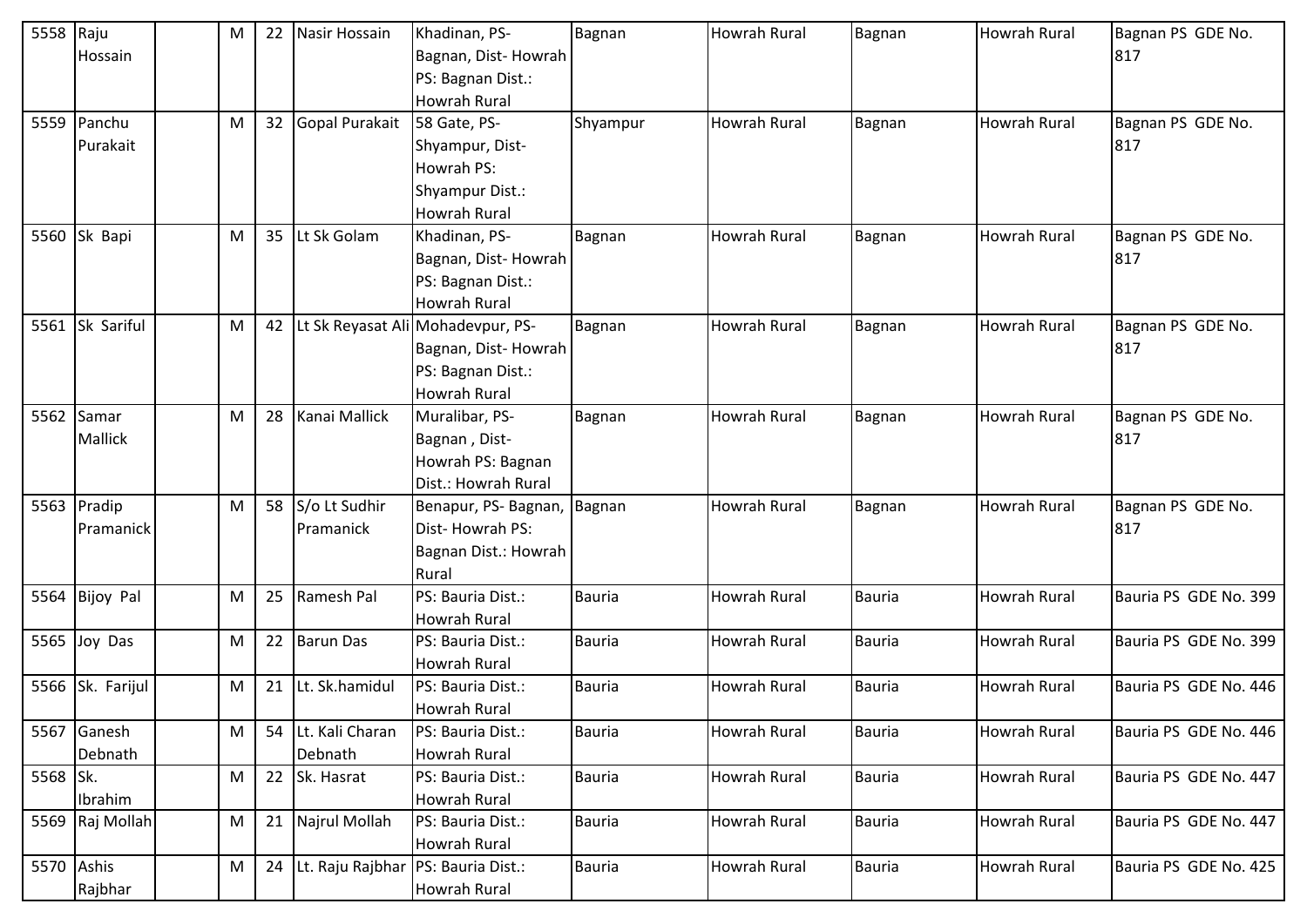| 5558 | Raju Hossain | | M | 22 | Nasir Hossain | Khadinan, PS- Bagnan, Dist- Howrah PS: Bagnan Dist.: Howrah Rural | Bagnan | Howrah Rural | Bagnan | Howrah Rural | Bagnan PS GDE No. 817 |
|---|---|---|---|---|---|---|---|---|---|---|---|
| 5559 | Panchu Purakait | | M | 32 | Gopal Purakait | 58 Gate, PS- Shyampur, Dist- Howrah PS: Shyampur Dist.: Howrah Rural | Shyampur | Howrah Rural | Bagnan | Howrah Rural | Bagnan PS GDE No. 817 |
| 5560 | Sk Bapi | | M | 35 | Lt Sk Golam | Khadinan, PS- Bagnan, Dist- Howrah PS: Bagnan Dist.: Howrah Rural | Bagnan | Howrah Rural | Bagnan | Howrah Rural | Bagnan PS GDE No. 817 |
| 5561 | Sk Sariful | | M | 42 | Lt Sk Reyasat Ali | Mohadevpur, PS- Bagnan, Dist- Howrah PS: Bagnan Dist.: Howrah Rural | Bagnan | Howrah Rural | Bagnan | Howrah Rural | Bagnan PS GDE No. 817 |
| 5562 | Samar Mallick | | M | 28 | Kanai Mallick | Muralibar, PS- Bagnan , Dist- Howrah PS: Bagnan Dist.: Howrah Rural | Bagnan | Howrah Rural | Bagnan | Howrah Rural | Bagnan PS GDE No. 817 |
| 5563 | Pradip Pramanick | | M | 58 | S/o Lt Sudhir Pramanick | Benapur, PS- Bagnan, Dist- Howrah PS: Bagnan Dist.: Howrah Rural | Bagnan | Howrah Rural | Bagnan | Howrah Rural | Bagnan PS GDE No. 817 |
| 5564 | Bijoy Pal | | M | 25 | Ramesh Pal | PS: Bauria Dist.: Howrah Rural | Bauria | Howrah Rural | Bauria | Howrah Rural | Bauria PS GDE No. 399 |
| 5565 | Joy Das | | M | 22 | Barun Das | PS: Bauria Dist.: Howrah Rural | Bauria | Howrah Rural | Bauria | Howrah Rural | Bauria PS GDE No. 399 |
| 5566 | Sk. Farijul | | M | 21 | Lt. Sk.hamidul | PS: Bauria Dist.: Howrah Rural | Bauria | Howrah Rural | Bauria | Howrah Rural | Bauria PS GDE No. 446 |
| 5567 | Ganesh Debnath | | M | 54 | Lt. Kali Charan Debnath | PS: Bauria Dist.: Howrah Rural | Bauria | Howrah Rural | Bauria | Howrah Rural | Bauria PS GDE No. 446 |
| 5568 | Sk. Ibrahim | | M | 22 | Sk. Hasrat | PS: Bauria Dist.: Howrah Rural | Bauria | Howrah Rural | Bauria | Howrah Rural | Bauria PS GDE No. 447 |
| 5569 | Raj Mollah | | M | 21 | Najrul Mollah | PS: Bauria Dist.: Howrah Rural | Bauria | Howrah Rural | Bauria | Howrah Rural | Bauria PS GDE No. 447 |
| 5570 | Ashis Rajbhar | | M | 24 | Lt. Raju Rajbhar | PS: Bauria Dist.: Howrah Rural | Bauria | Howrah Rural | Bauria | Howrah Rural | Bauria PS GDE No. 425 |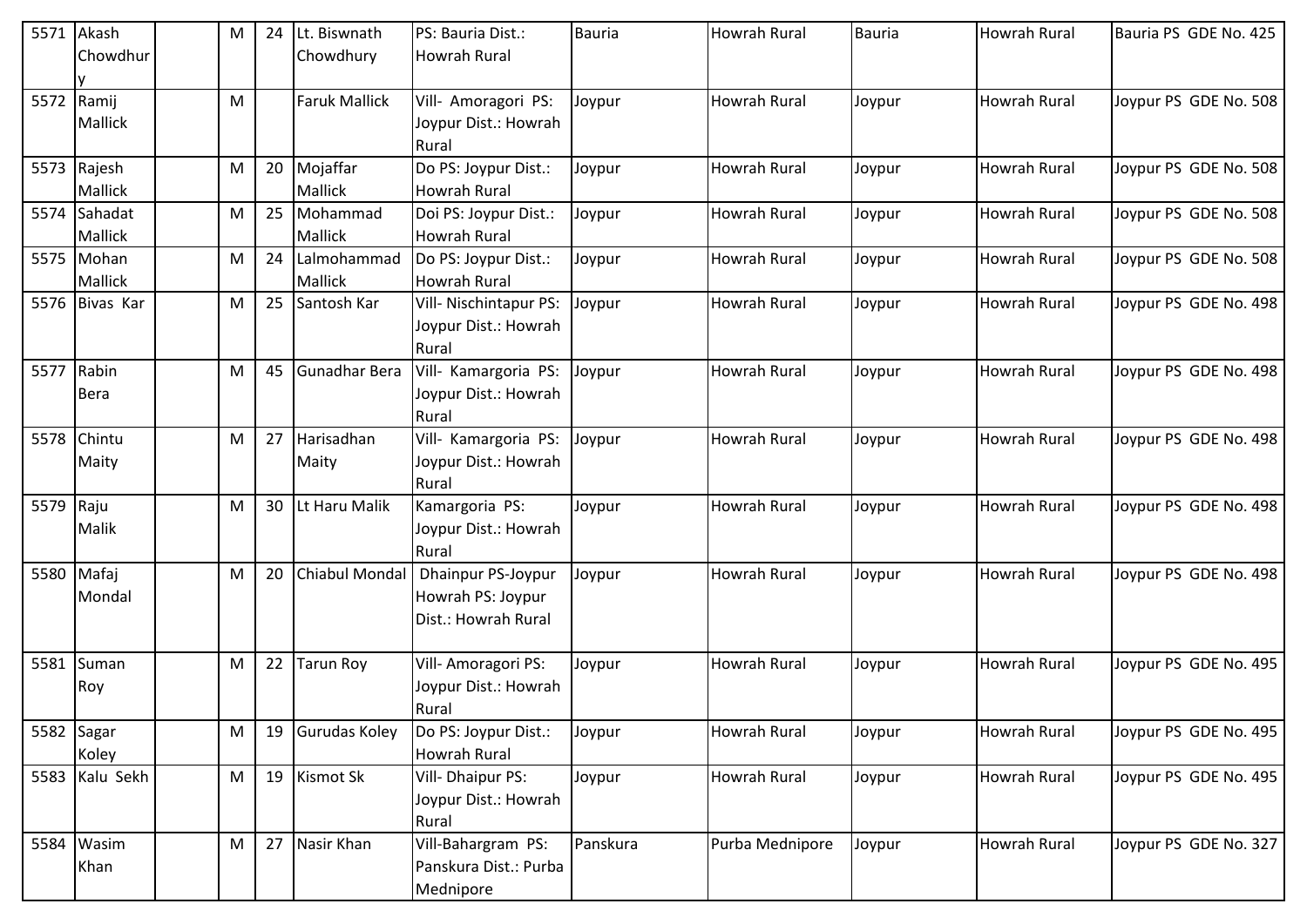| 5571 | Akash Chowdhury | | M | 24 | Lt. Biswnath Chowdhury | PS: Bauria Dist.: Howrah Rural | Bauria | Howrah Rural | Bauria | Howrah Rural | Bauria PS GDE No. 425 |
|---|---|---|---|---|---|---|---|---|---|---|---|
| 5572 | Ramij Mallick | | M | | Faruk Mallick | Vill- Amoragori PS: Joypur Dist.: Howrah Rural | Joypur | Howrah Rural | Joypur | Howrah Rural | Joypur PS GDE No. 508 |
| 5573 | Rajesh Mallick | | M | 20 | Mojaffar Mallick | Do PS: Joypur Dist.: Howrah Rural | Joypur | Howrah Rural | Joypur | Howrah Rural | Joypur PS GDE No. 508 |
| 5574 | Sahadat Mallick | | M | 25 | Mohammad Mallick | Doi PS: Joypur Dist.: Howrah Rural | Joypur | Howrah Rural | Joypur | Howrah Rural | Joypur PS GDE No. 508 |
| 5575 | Mohan Mallick | | M | 24 | Lalmohammad Mallick | Do PS: Joypur Dist.: Howrah Rural | Joypur | Howrah Rural | Joypur | Howrah Rural | Joypur PS GDE No. 508 |
| 5576 | Bivas Kar | | M | 25 | Santosh Kar | Vill- Nischintapur PS: Joypur Dist.: Howrah Rural | Joypur | Howrah Rural | Joypur | Howrah Rural | Joypur PS GDE No. 498 |
| 5577 | Rabin Bera | | M | 45 | Gunadhar Bera | Vill- Kamargoria PS: Joypur Dist.: Howrah Rural | Joypur | Howrah Rural | Joypur | Howrah Rural | Joypur PS GDE No. 498 |
| 5578 | Chintu Maity | | M | 27 | Harisadhan Maity | Vill- Kamargoria PS: Joypur Dist.: Howrah Rural | Joypur | Howrah Rural | Joypur | Howrah Rural | Joypur PS GDE No. 498 |
| 5579 | Raju Malik | | M | 30 | Lt Haru Malik | Kamargoria PS: Joypur Dist.: Howrah Rural | Joypur | Howrah Rural | Joypur | Howrah Rural | Joypur PS GDE No. 498 |
| 5580 | Mafaj Mondal | | M | 20 | Chiabul Mondal | Dhainpur PS-Joypur Howrah PS: Joypur Dist.: Howrah Rural | Joypur | Howrah Rural | Joypur | Howrah Rural | Joypur PS GDE No. 498 |
| 5581 | Suman Roy | | M | 22 | Tarun Roy | Vill- Amoragori PS: Joypur Dist.: Howrah Rural | Joypur | Howrah Rural | Joypur | Howrah Rural | Joypur PS GDE No. 495 |
| 5582 | Sagar Koley | | M | 19 | Gurudas Koley | Do PS: Joypur Dist.: Howrah Rural | Joypur | Howrah Rural | Joypur | Howrah Rural | Joypur PS GDE No. 495 |
| 5583 | Kalu Sekh | | M | 19 | Kismot Sk | Vill- Dhaipur PS: Joypur Dist.: Howrah Rural | Joypur | Howrah Rural | Joypur | Howrah Rural | Joypur PS GDE No. 495 |
| 5584 | Wasim Khan | | M | 27 | Nasir Khan | Vill-Bahargram PS: Panskura Dist.: Purba Mednipore | Panskura | Purba Mednipore | Joypur | Howrah Rural | Joypur PS GDE No. 327 |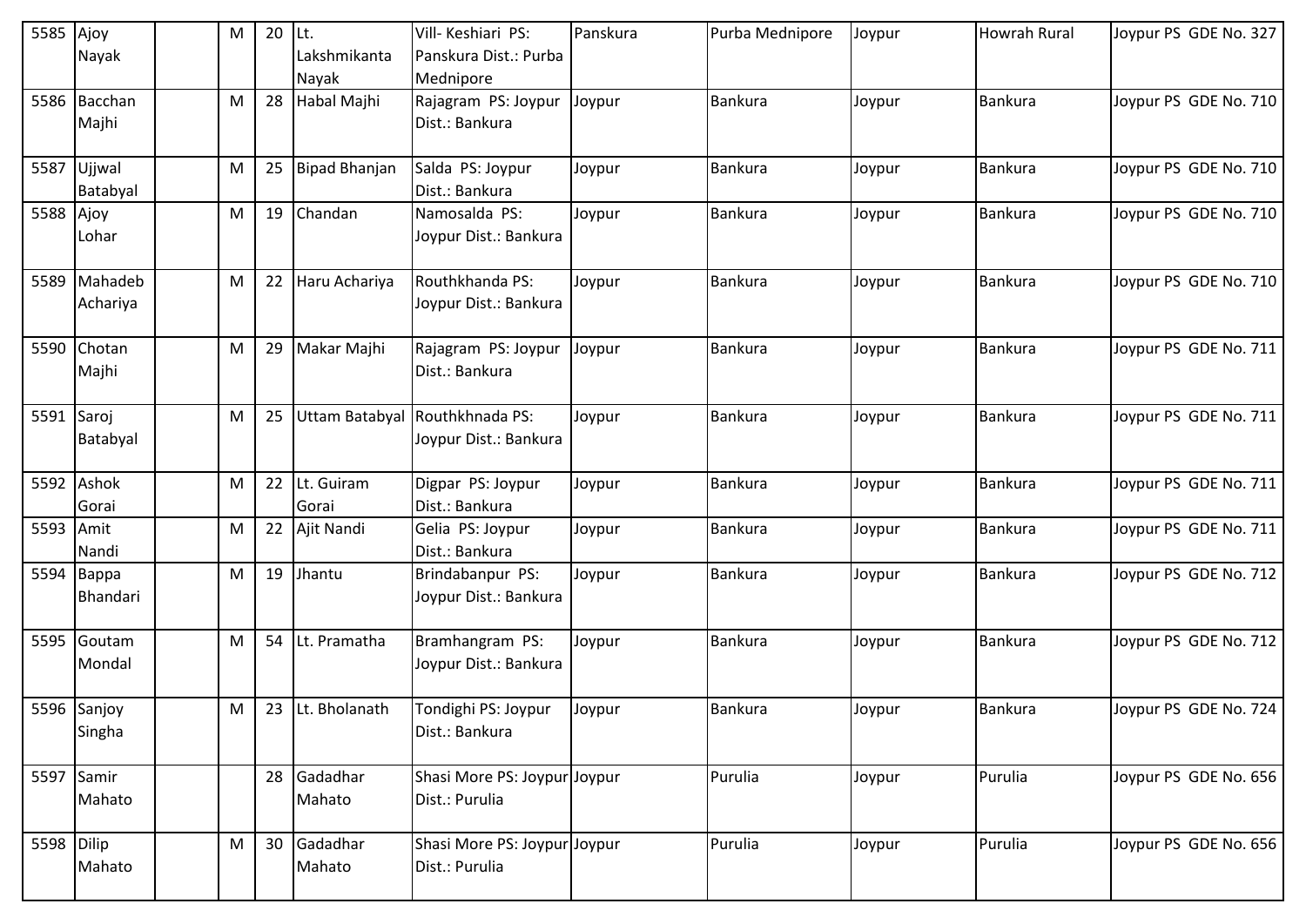| 5585 | Ajoy Nayak | | M | 20 | Lt. Lakshmikanta Nayak | Vill- Keshiari PS: Panskura Dist.: Purba Mednipore | Panskura | Purba Mednipore | Joypur | Howrah Rural | Joypur PS GDE No. 327 |
|---|---|---|---|---|---|---|---|---|---|---|---|
| 5586 | Bacchan Majhi | | M | 28 | Habal Majhi | Rajagram PS: Joypur Dist.: Bankura | Joypur | Bankura | Joypur | Bankura | Joypur PS GDE No. 710 |
| 5587 | Ujjwal Batabyal | | M | 25 | Bipad Bhanjan | Salda PS: Joypur Dist.: Bankura | Joypur | Bankura | Joypur | Bankura | Joypur PS GDE No. 710 |
| 5588 | Ajoy Lohar | | M | 19 | Chandan | Namosalda PS: Joypur Dist.: Bankura | Joypur | Bankura | Joypur | Bankura | Joypur PS GDE No. 710 |
| 5589 | Mahadeb Achariya | | M | 22 | Haru Achariya | Routhkhanda PS: Joypur Dist.: Bankura | Joypur | Bankura | Joypur | Bankura | Joypur PS GDE No. 710 |
| 5590 | Chotan Majhi | | M | 29 | Makar Majhi | Rajagram PS: Joypur Dist.: Bankura | Joypur | Bankura | Joypur | Bankura | Joypur PS GDE No. 711 |
| 5591 | Saroj Batabyal | | M | 25 | Uttam Batabyal | Routhkhnada PS: Joypur Dist.: Bankura | Joypur | Bankura | Joypur | Bankura | Joypur PS GDE No. 711 |
| 5592 | Ashok Gorai | | M | 22 | Lt. Guiram Gorai | Digpar PS: Joypur Dist.: Bankura | Joypur | Bankura | Joypur | Bankura | Joypur PS GDE No. 711 |
| 5593 | Amit Nandi | | M | 22 | Ajit Nandi | Gelia PS: Joypur Dist.: Bankura | Joypur | Bankura | Joypur | Bankura | Joypur PS GDE No. 711 |
| 5594 | Bappa Bhandari | | M | 19 | Jhantu | Brindabanpur PS: Joypur Dist.: Bankura | Joypur | Bankura | Joypur | Bankura | Joypur PS GDE No. 712 |
| 5595 | Goutam Mondal | | M | 54 | Lt. Pramatha | Bramhangram PS: Joypur Dist.: Bankura | Joypur | Bankura | Joypur | Bankura | Joypur PS GDE No. 712 |
| 5596 | Sanjoy Singha | | M | 23 | Lt. Bholanath | Tondighi PS: Joypur Dist.: Bankura | Joypur | Bankura | Joypur | Bankura | Joypur PS GDE No. 724 |
| 5597 | Samir Mahato | | | 28 | Gadadhar Mahato | Shasi More PS: Joypur Dist.: Purulia | Joypur | Purulia | Joypur | Purulia | Joypur PS GDE No. 656 |
| 5598 | Dilip Mahato | | M | 30 | Gadadhar Mahato | Shasi More PS: Joypur Dist.: Purulia | Joypur | Purulia | Joypur | Purulia | Joypur PS GDE No. 656 |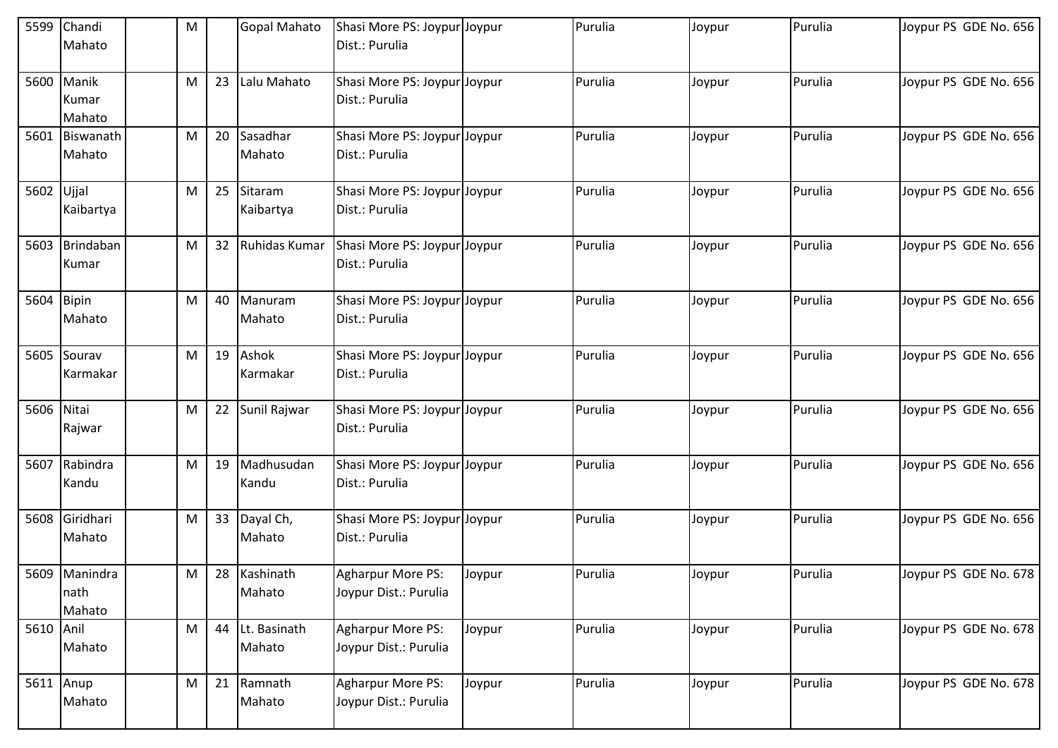| 5599 | Chandi Mahato | | M | | Gopal Mahato | Shasi More PS: Joypur Dist.: Purulia | Joypur | Purulia | Joypur | Purulia | Joypur PS GDE No. 656 |
|---|---|---|---|---|---|---|---|---|---|---|---|
| 5600 | Manik Kumar Mahato | | M | 23 | Lalu Mahato | Shasi More PS: Joypur Dist.: Purulia | Joypur | Purulia | Joypur | Purulia | Joypur PS GDE No. 656 |
| 5601 | Biswanath Mahato | | M | 20 | Sasadhar Mahato | Shasi More PS: Joypur Dist.: Purulia | Joypur | Purulia | Joypur | Purulia | Joypur PS GDE No. 656 |
| 5602 | Ujjal Kaibartya | | M | 25 | Sitaram Kaibartya | Shasi More PS: Joypur Dist.: Purulia | Joypur | Purulia | Joypur | Purulia | Joypur PS GDE No. 656 |
| 5603 | Brindaban Kumar | | M | 32 | Ruhidas Kumar | Shasi More PS: Joypur Dist.: Purulia | Joypur | Purulia | Joypur | Purulia | Joypur PS GDE No. 656 |
| 5604 | Bipin Mahato | | M | 40 | Manuram Mahato | Shasi More PS: Joypur Dist.: Purulia | Joypur | Purulia | Joypur | Purulia | Joypur PS GDE No. 656 |
| 5605 | Sourav Karmakar | | M | 19 | Ashok Karmakar | Shasi More PS: Joypur Dist.: Purulia | Joypur | Purulia | Joypur | Purulia | Joypur PS GDE No. 656 |
| 5606 | Nitai Rajwar | | M | 22 | Sunil Rajwar | Shasi More PS: Joypur Dist.: Purulia | Joypur | Purulia | Joypur | Purulia | Joypur PS GDE No. 656 |
| 5607 | Rabindra Kandu | | M | 19 | Madhusudan Kandu | Shasi More PS: Joypur Dist.: Purulia | Joypur | Purulia | Joypur | Purulia | Joypur PS GDE No. 656 |
| 5608 | Giridhari Mahato | | M | 33 | Dayal Ch, Mahato | Shasi More PS: Joypur Dist.: Purulia | Joypur | Purulia | Joypur | Purulia | Joypur PS GDE No. 656 |
| 5609 | Manindra nath Mahato | | M | 28 | Kashinath Mahato | Agharpur More PS: Joypur Dist.: Purulia | Joypur | Purulia | Joypur | Purulia | Joypur PS GDE No. 678 |
| 5610 | Anil Mahato | | M | 44 | Lt. Basinath Mahato | Agharpur More PS: Joypur Dist.: Purulia | Joypur | Purulia | Joypur | Purulia | Joypur PS GDE No. 678 |
| 5611 | Anup Mahato | | M | 21 | Ramnath Mahato | Agharpur More PS: Joypur Dist.: Purulia | Joypur | Purulia | Joypur | Purulia | Joypur PS GDE No. 678 |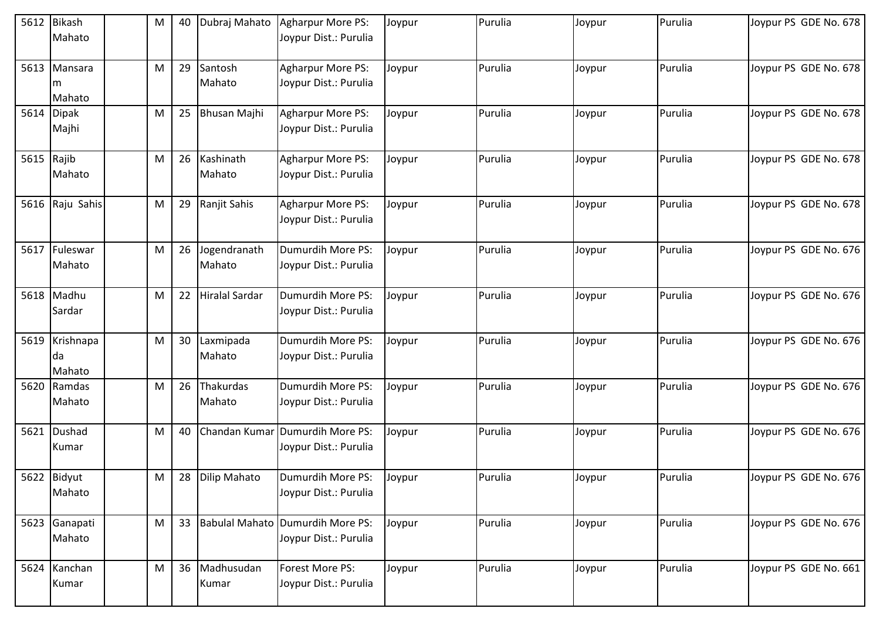| 5612 | Bikash Mahato | | M | 40 | Dubraj Mahato | Agharpur More PS: Joypur Dist.: Purulia | Joypur | Purulia | Joypur | Purulia | Joypur PS GDE No. 678 |
|---|---|---|---|---|---|---|---|---|---|---|---|
| 5613 | Mansaram Mahato | | M | 29 | Santosh Mahato | Agharpur More PS: Joypur Dist.: Purulia | Joypur | Purulia | Joypur | Purulia | Joypur PS GDE No. 678 |
| 5614 | Dipak Majhi | | M | 25 | Bhusan Majhi | Agharpur More PS: Joypur Dist.: Purulia | Joypur | Purulia | Joypur | Purulia | Joypur PS GDE No. 678 |
| 5615 | Rajib Mahato | | M | 26 | Kashinath Mahato | Agharpur More PS: Joypur Dist.: Purulia | Joypur | Purulia | Joypur | Purulia | Joypur PS GDE No. 678 |
| 5616 | Raju Sahis | | M | 29 | Ranjit Sahis | Agharpur More PS: Joypur Dist.: Purulia | Joypur | Purulia | Joypur | Purulia | Joypur PS GDE No. 678 |
| 5617 | Fuleswar Mahato | | M | 26 | Jogendranath Mahato | Dumurdih More PS: Joypur Dist.: Purulia | Joypur | Purulia | Joypur | Purulia | Joypur PS GDE No. 676 |
| 5618 | Madhu Sardar | | M | 22 | Hiralal Sardar | Dumurdih More PS: Joypur Dist.: Purulia | Joypur | Purulia | Joypur | Purulia | Joypur PS GDE No. 676 |
| 5619 | Krishnapada Mahato | | M | 30 | Laxmipada Mahato | Dumurdih More PS: Joypur Dist.: Purulia | Joypur | Purulia | Joypur | Purulia | Joypur PS GDE No. 676 |
| 5620 | Ramdas Mahato | | M | 26 | Thakurdas Mahato | Dumurdih More PS: Joypur Dist.: Purulia | Joypur | Purulia | Joypur | Purulia | Joypur PS GDE No. 676 |
| 5621 | Dushad Kumar | | M | 40 | Chandan Kumar | Dumurdih More PS: Joypur Dist.: Purulia | Joypur | Purulia | Joypur | Purulia | Joypur PS GDE No. 676 |
| 5622 | Bidyut Mahato | | M | 28 | Dilip Mahato | Dumurdih More PS: Joypur Dist.: Purulia | Joypur | Purulia | Joypur | Purulia | Joypur PS GDE No. 676 |
| 5623 | Ganapati Mahato | | M | 33 | Babulal Mahato | Dumurdih More PS: Joypur Dist.: Purulia | Joypur | Purulia | Joypur | Purulia | Joypur PS GDE No. 676 |
| 5624 | Kanchan Kumar | | M | 36 | Madhusudan Kumar | Forest More PS: Joypur Dist.: Purulia | Joypur | Purulia | Joypur | Purulia | Joypur PS GDE No. 661 |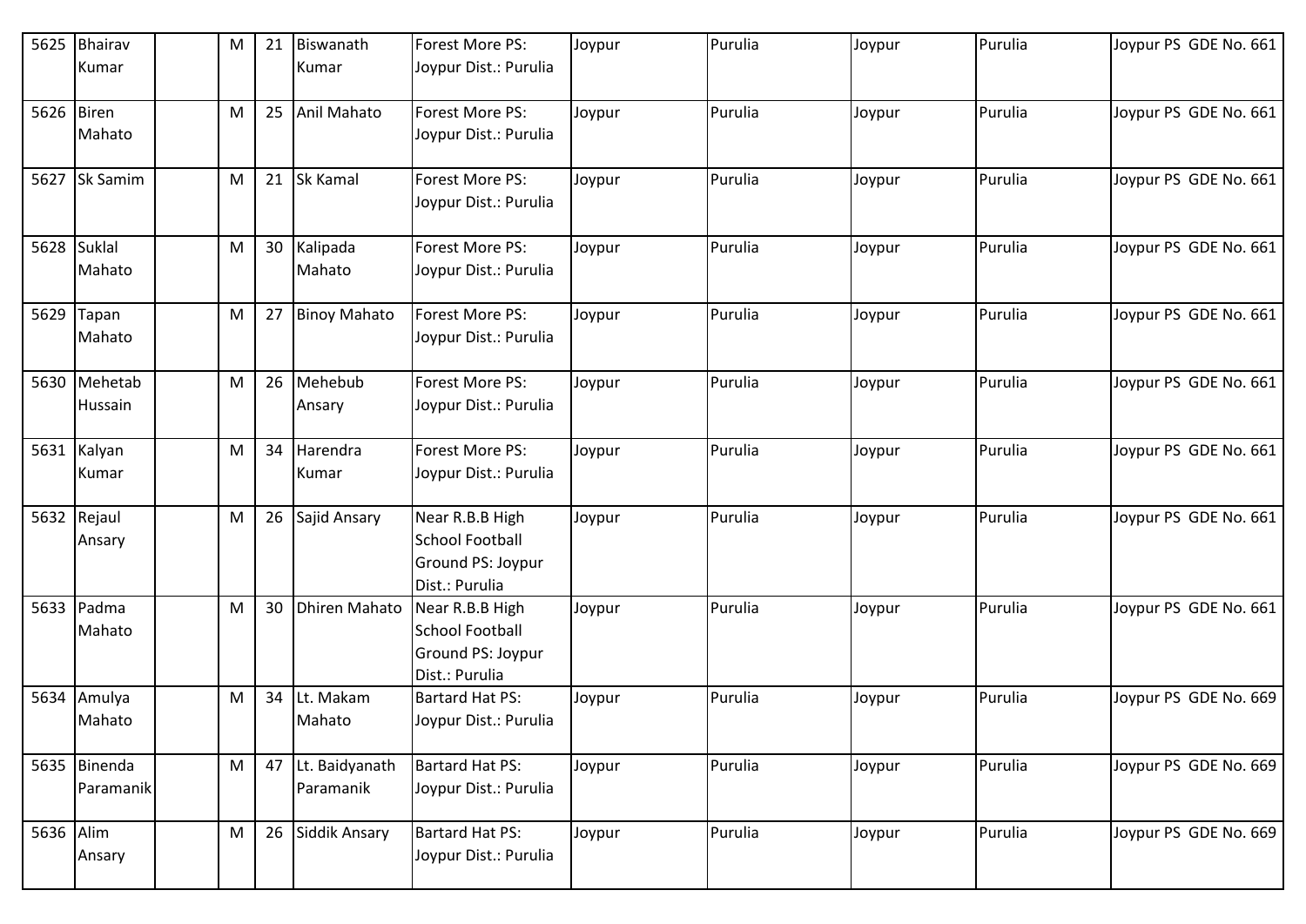| 5625 | Bhairav Kumar | | M | 21 | Biswanath Kumar | Forest More PS: Joypur Dist.: Purulia | Joypur | Purulia | Joypur | Purulia | Joypur PS GDE No. 661 |
|---|---|---|---|---|---|---|---|---|---|---|---|
| 5626 | Biren Mahato | | M | 25 | Anil Mahato | Forest More PS: Joypur Dist.: Purulia | Joypur | Purulia | Joypur | Purulia | Joypur PS GDE No. 661 |
| 5627 | Sk Samim | | M | 21 | Sk Kamal | Forest More PS: Joypur Dist.: Purulia | Joypur | Purulia | Joypur | Purulia | Joypur PS GDE No. 661 |
| 5628 | Suklal Mahato | | M | 30 | Kalipada Mahato | Forest More PS: Joypur Dist.: Purulia | Joypur | Purulia | Joypur | Purulia | Joypur PS GDE No. 661 |
| 5629 | Tapan Mahato | | M | 27 | Binoy Mahato | Forest More PS: Joypur Dist.: Purulia | Joypur | Purulia | Joypur | Purulia | Joypur PS GDE No. 661 |
| 5630 | Mehetab Hussain | | M | 26 | Mehebub Ansary | Forest More PS: Joypur Dist.: Purulia | Joypur | Purulia | Joypur | Purulia | Joypur PS GDE No. 661 |
| 5631 | Kalyan Kumar | | M | 34 | Harendra Kumar | Forest More PS: Joypur Dist.: Purulia | Joypur | Purulia | Joypur | Purulia | Joypur PS GDE No. 661 |
| 5632 | Rejaul Ansary | | M | 26 | Sajid Ansary | Near R.B.B High School Football Ground PS: Joypur Dist.: Purulia | Joypur | Purulia | Joypur | Purulia | Joypur PS GDE No. 661 |
| 5633 | Padma Mahato | | M | 30 | Dhiren Mahato | Near R.B.B High School Football Ground PS: Joypur Dist.: Purulia | Joypur | Purulia | Joypur | Purulia | Joypur PS GDE No. 661 |
| 5634 | Amulya Mahato | | M | 34 | Lt. Makam Mahato | Bartard Hat PS: Joypur Dist.: Purulia | Joypur | Purulia | Joypur | Purulia | Joypur PS GDE No. 669 |
| 5635 | Binenda Paramanik | | M | 47 | Lt. Baidyanath Paramanik | Bartard Hat PS: Joypur Dist.: Purulia | Joypur | Purulia | Joypur | Purulia | Joypur PS GDE No. 669 |
| 5636 | Alim Ansary | | M | 26 | Siddik Ansary | Bartard Hat PS: Joypur Dist.: Purulia | Joypur | Purulia | Joypur | Purulia | Joypur PS GDE No. 669 |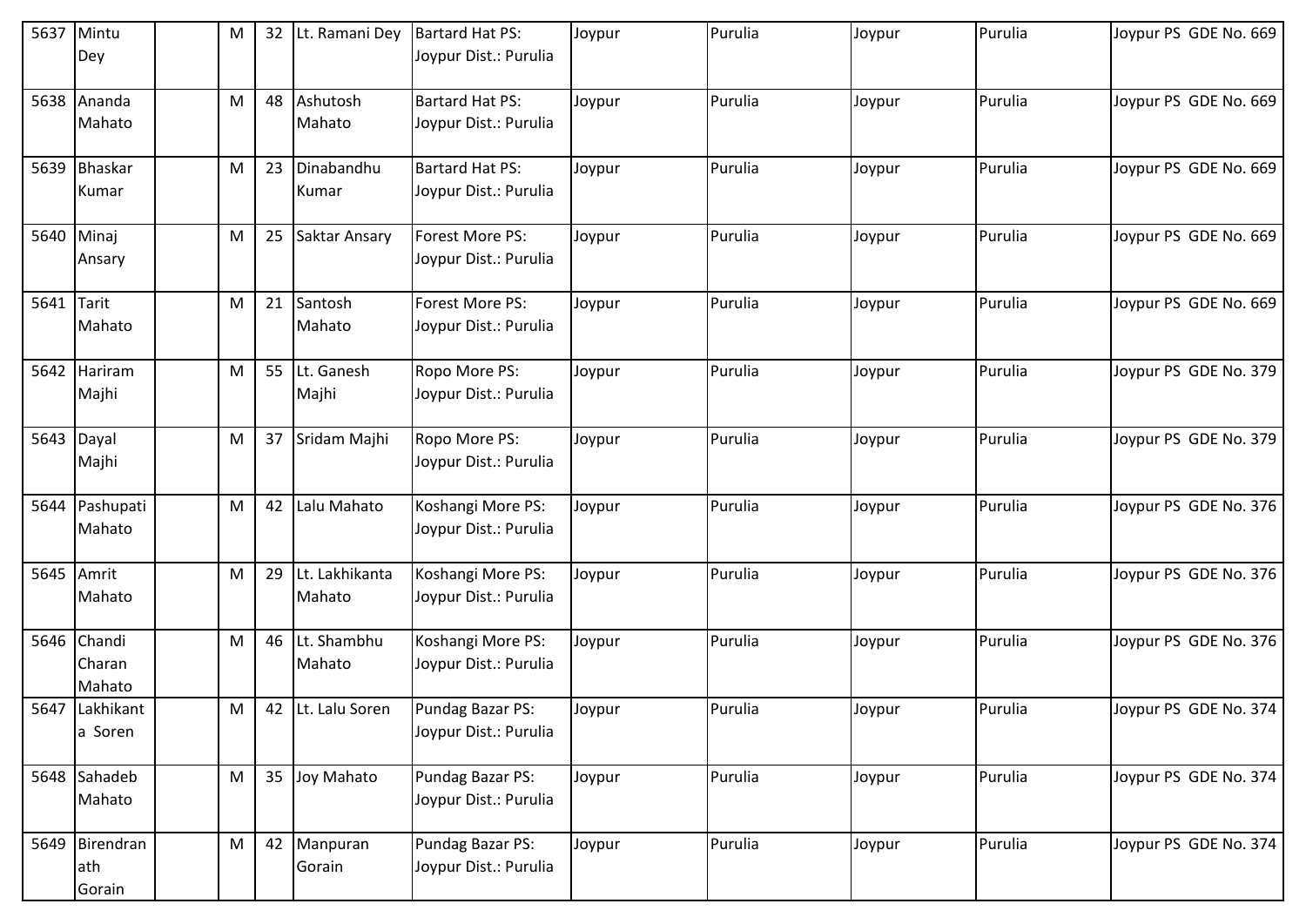| 5637 | Mintu Dey | | M | 32 | Lt. Ramani Dey | Bartard Hat PS: Joypur Dist.: Purulia | Joypur | Purulia | Joypur | Purulia | Joypur PS GDE No. 669 |
|---|---|---|---|---|---|---|---|---|---|---|---|
| 5638 | Ananda Mahato | | M | 48 | Ashutosh Mahato | Bartard Hat PS: Joypur Dist.: Purulia | Joypur | Purulia | Joypur | Purulia | Joypur PS GDE No. 669 |
| 5639 | Bhaskar Kumar | | M | 23 | Dinabandhu Kumar | Bartard Hat PS: Joypur Dist.: Purulia | Joypur | Purulia | Joypur | Purulia | Joypur PS GDE No. 669 |
| 5640 | Minaj Ansary | | M | 25 | Saktar Ansary | Forest More PS: Joypur Dist.: Purulia | Joypur | Purulia | Joypur | Purulia | Joypur PS GDE No. 669 |
| 5641 | Tarit Mahato | | M | 21 | Santosh Mahato | Forest More PS: Joypur Dist.: Purulia | Joypur | Purulia | Joypur | Purulia | Joypur PS GDE No. 669 |
| 5642 | Hariram Majhi | | M | 55 | Lt. Ganesh Majhi | Ropo More PS: Joypur Dist.: Purulia | Joypur | Purulia | Joypur | Purulia | Joypur PS GDE No. 379 |
| 5643 | Dayal Majhi | | M | 37 | Sridam Majhi | Ropo More PS: Joypur Dist.: Purulia | Joypur | Purulia | Joypur | Purulia | Joypur PS GDE No. 379 |
| 5644 | Pashupati Mahato | | M | 42 | Lalu Mahato | Koshangi More PS: Joypur Dist.: Purulia | Joypur | Purulia | Joypur | Purulia | Joypur PS GDE No. 376 |
| 5645 | Amrit Mahato | | M | 29 | Lt. Lakhikanta Mahato | Koshangi More PS: Joypur Dist.: Purulia | Joypur | Purulia | Joypur | Purulia | Joypur PS GDE No. 376 |
| 5646 | Chandi Charan Mahato | | M | 46 | Lt. Shambhu Mahato | Koshangi More PS: Joypur Dist.: Purulia | Joypur | Purulia | Joypur | Purulia | Joypur PS GDE No. 376 |
| 5647 | Lakhikanta Soren | | M | 42 | Lt. Lalu Soren | Pundag Bazar PS: Joypur Dist.: Purulia | Joypur | Purulia | Joypur | Purulia | Joypur PS GDE No. 374 |
| 5648 | Sahadeb Mahato | | M | 35 | Joy Mahato | Pundag Bazar PS: Joypur Dist.: Purulia | Joypur | Purulia | Joypur | Purulia | Joypur PS GDE No. 374 |
| 5649 | Birendranath Gorain | | M | 42 | Manpuran Gorain | Pundag Bazar PS: Joypur Dist.: Purulia | Joypur | Purulia | Joypur | Purulia | Joypur PS GDE No. 374 |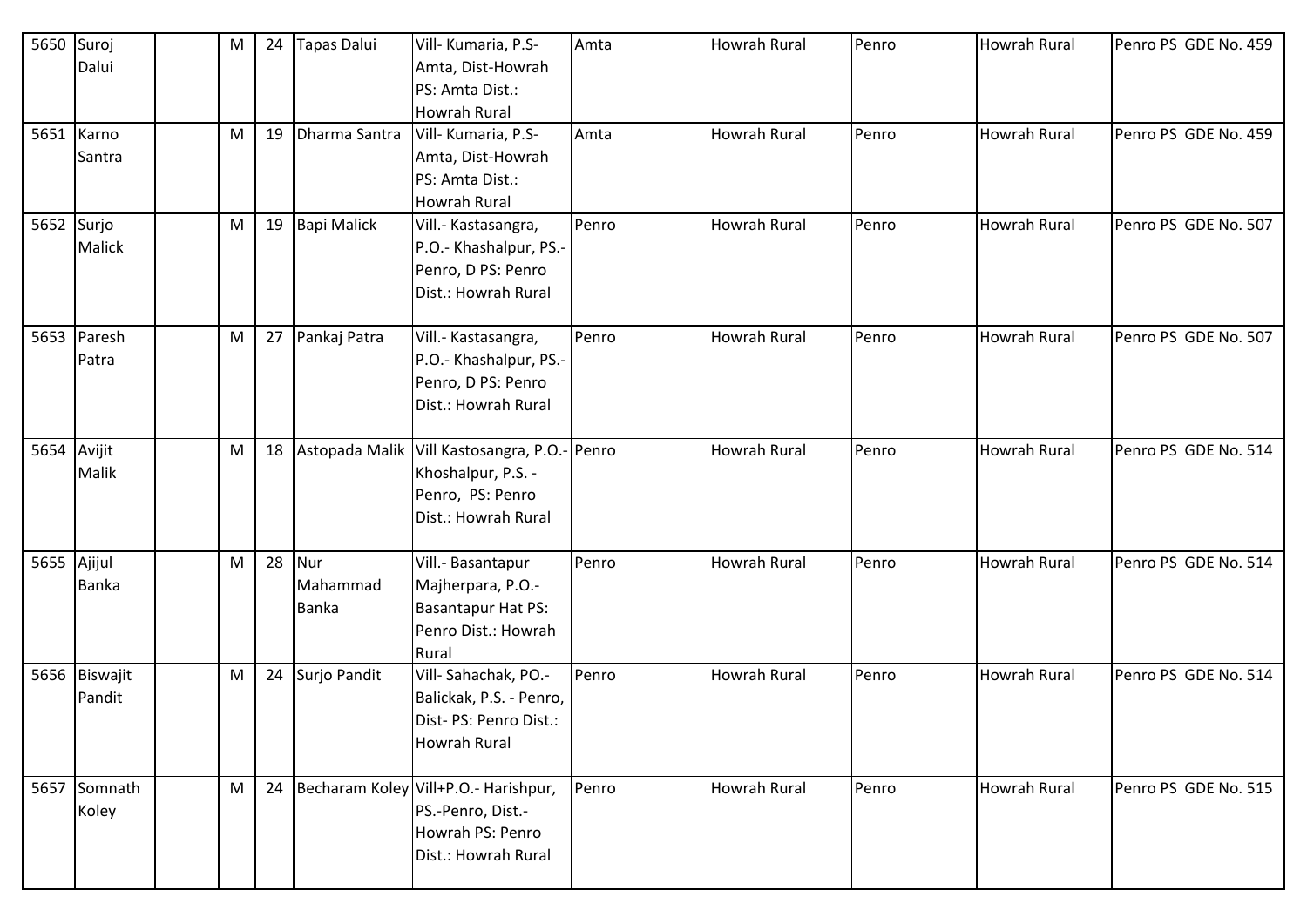| 5650 | Suroj Dalui | | M | 24 | Tapas Dalui | Vill- Kumaria, P.S- Amta, Dist-Howrah PS: Amta Dist.: Howrah Rural | Amta | Howrah Rural | Penro | Howrah Rural | Penro PS GDE No. 459 |
|---|---|---|---|---|---|---|---|---|---|---|---|
| 5651 | Karno Santra | | M | 19 | Dharma Santra | Vill- Kumaria, P.S- Amta, Dist-Howrah PS: Amta Dist.: Howrah Rural | Amta | Howrah Rural | Penro | Howrah Rural | Penro PS GDE No. 459 |
| 5652 | Surjo Malick | | M | 19 | Bapi Malick | Vill.- Kastasangra, P.O.- Khashalpur, PS.- Penro, D PS: Penro Dist.: Howrah Rural | Penro | Howrah Rural | Penro | Howrah Rural | Penro PS GDE No. 507 |
| 5653 | Paresh Patra | | M | 27 | Pankaj Patra | Vill.- Kastasangra, P.O.- Khashalpur, PS.- Penro, D PS: Penro Dist.: Howrah Rural | Penro | Howrah Rural | Penro | Howrah Rural | Penro PS GDE No. 507 |
| 5654 | Avijit Malik | | M | 18 | Astopada Malik | Vill Kastosangra, P.O.- Khoshalpur, P.S. - Penro, PS: Penro Dist.: Howrah Rural | Penro | Howrah Rural | Penro | Howrah Rural | Penro PS GDE No. 514 |
| 5655 | Ajijul Banka | | M | 28 | Nur Mahammad Banka | Vill.- Basantapur Majherpara, P.O.- Basantapur Hat PS: Penro Dist.: Howrah Rural | Penro | Howrah Rural | Penro | Howrah Rural | Penro PS GDE No. 514 |
| 5656 | Biswajit Pandit | | M | 24 | Surjo Pandit | Vill- Sahachak, PO.- Balickak, P.S. - Penro, Dist- PS: Penro Dist.: Howrah Rural | Penro | Howrah Rural | Penro | Howrah Rural | Penro PS GDE No. 514 |
| 5657 | Somnath Koley | | M | 24 | Becharam Koley | Vill+P.O.- Harishpur, PS.-Penro, Dist.- Howrah PS: Penro Dist.: Howrah Rural | Penro | Howrah Rural | Penro | Howrah Rural | Penro PS GDE No. 515 |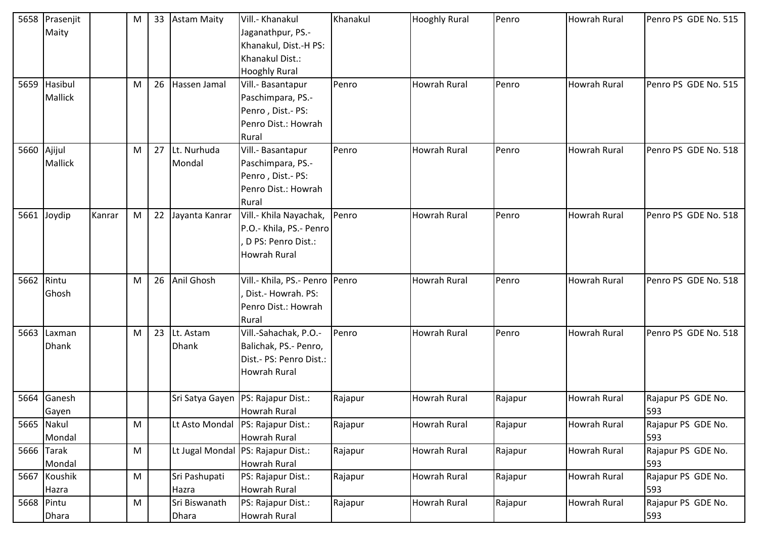| 5658 | Prasenjit Maity | | M | 33 | Astam Maity | Vill.- Khanakul Jaganathpur, PS.- Khanakul, Dist.-H PS: Khanakul Dist.: Hooghly Rural | Khanakul | Hooghly Rural | Penro | Howrah Rural | Penro PS GDE No. 515 |
|---|---|---|---|---|---|---|---|---|---|---|---|
| 5659 | Hasibul Mallick | | M | 26 | Hassen Jamal | Vill.- Basantapur Paschimpara, PS.- Penro , Dist.- PS: Penro Dist.: Howrah Rural | Penro | Howrah Rural | Penro | Howrah Rural | Penro PS GDE No. 515 |
| 5660 | Ajijul Mallick | | M | 27 | Lt. Nurhuda Mondal | Vill.- Basantapur Paschimpara, PS.- Penro , Dist.- PS: Penro Dist.: Howrah Rural | Penro | Howrah Rural | Penro | Howrah Rural | Penro PS GDE No. 518 |
| 5661 | Joydip | Kanrar | M | 22 | Jayanta Kanrar | Vill.- Khila Nayachak, P.O.- Khila, PS.- Penro , D PS: Penro Dist.: Howrah Rural | Penro | Howrah Rural | Penro | Howrah Rural | Penro PS GDE No. 518 |
| 5662 | Rintu Ghosh | | M | 26 | Anil Ghosh | Vill.- Khila, PS.- Penro , Dist.- Howrah. PS: Penro Dist.: Howrah Rural | Penro | Howrah Rural | Penro | Howrah Rural | Penro PS GDE No. 518 |
| 5663 | Laxman Dhank | | M | 23 | Lt. Astam Dhank | Vill.-Sahachak, P.O.- Balichak, PS.- Penro, Dist.- PS: Penro Dist.: Howrah Rural | Penro | Howrah Rural | Penro | Howrah Rural | Penro PS GDE No. 518 |
| 5664 | Ganesh Gayen | | | | Sri Satya Gayen | PS: Rajapur Dist.: Howrah Rural | Rajapur | Howrah Rural | Rajapur | Howrah Rural | Rajapur PS GDE No. 593 |
| 5665 | Nakul Mondal | | M | | Lt Asto Mondal | PS: Rajapur Dist.: Howrah Rural | Rajapur | Howrah Rural | Rajapur | Howrah Rural | Rajapur PS GDE No. 593 |
| 5666 | Tarak Mondal | | M | | Lt Jugal Mondal | PS: Rajapur Dist.: Howrah Rural | Rajapur | Howrah Rural | Rajapur | Howrah Rural | Rajapur PS GDE No. 593 |
| 5667 | Koushik Hazra | | M | | Sri Pashupati Hazra | PS: Rajapur Dist.: Howrah Rural | Rajapur | Howrah Rural | Rajapur | Howrah Rural | Rajapur PS GDE No. 593 |
| 5668 | Pintu Dhara | | M | | Sri Biswanath Dhara | PS: Rajapur Dist.: Howrah Rural | Rajapur | Howrah Rural | Rajapur | Howrah Rural | Rajapur PS GDE No. 593 |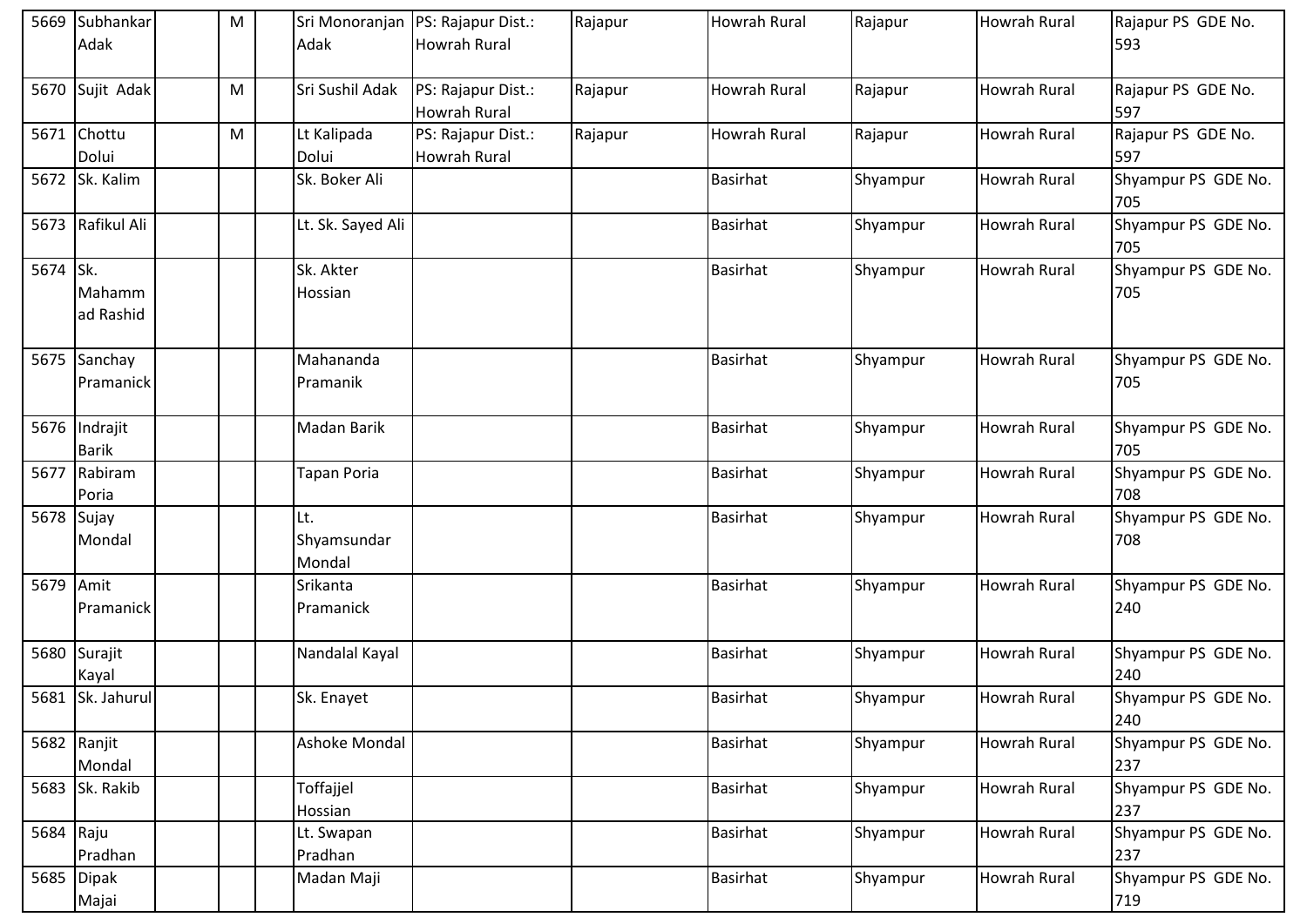| 5669 | Subhankar Adak | | M | | Sri Monoranjan Adak | PS: Rajapur Dist.: Howrah Rural | Rajapur | Howrah Rural | Rajapur | Howrah Rural | Rajapur PS GDE No. 593 |
|---|---|---|---|---|---|---|---|---|---|---|---|
| 5670 | Sujit Adak | | M | | Sri Sushil Adak | PS: Rajapur Dist.: Howrah Rural | Rajapur | Howrah Rural | Rajapur | Howrah Rural | Rajapur PS GDE No. 597 |
| 5671 | Chottu Dolui | | M | | Lt Kalipada Dolui | PS: Rajapur Dist.: Howrah Rural | Rajapur | Howrah Rural | Rajapur | Howrah Rural | Rajapur PS GDE No. 597 |
| 5672 | Sk. Kalim | | | | Sk. Boker Ali | | | Basirhat | Shyampur | Howrah Rural | Shyampur PS GDE No. 705 |
| 5673 | Rafikul Ali | | | | Lt. Sk. Sayed Ali | | | Basirhat | Shyampur | Howrah Rural | Shyampur PS GDE No. 705 |
| 5674 | Sk. Mahammad Rashid | | | | Sk. Akter Hossian | | | Basirhat | Shyampur | Howrah Rural | Shyampur PS GDE No. 705 |
| 5675 | Sanchay Pramanick | | | | Mahananda Pramanik | | | Basirhat | Shyampur | Howrah Rural | Shyampur PS GDE No. 705 |
| 5676 | Indrajit Barik | | | | Madan Barik | | | Basirhat | Shyampur | Howrah Rural | Shyampur PS GDE No. 705 |
| 5677 | Rabiram Poria | | | | Tapan Poria | | | Basirhat | Shyampur | Howrah Rural | Shyampur PS GDE No. 708 |
| 5678 | Sujay Mondal | | | | Lt. Shyamsundar Mondal | | | Basirhat | Shyampur | Howrah Rural | Shyampur PS GDE No. 708 |
| 5679 | Amit Pramanick | | | | Srikanta Pramanick | | | Basirhat | Shyampur | Howrah Rural | Shyampur PS GDE No. 240 |
| 5680 | Surajit Kayal | | | | Nandalal Kayal | | | Basirhat | Shyampur | Howrah Rural | Shyampur PS GDE No. 240 |
| 5681 | Sk. Jahurul | | | | Sk. Enayet | | | Basirhat | Shyampur | Howrah Rural | Shyampur PS GDE No. 240 |
| 5682 | Ranjit Mondal | | | | Ashoke Mondal | | | Basirhat | Shyampur | Howrah Rural | Shyampur PS GDE No. 237 |
| 5683 | Sk. Rakib | | | | Toffajjel Hossian | | | Basirhat | Shyampur | Howrah Rural | Shyampur PS GDE No. 237 |
| 5684 | Raju Pradhan | | | | Lt. Swapan Pradhan | | | Basirhat | Shyampur | Howrah Rural | Shyampur PS GDE No. 237 |
| 5685 | Dipak Majai | | | | Madan Maji | | | Basirhat | Shyampur | Howrah Rural | Shyampur PS GDE No. 719 |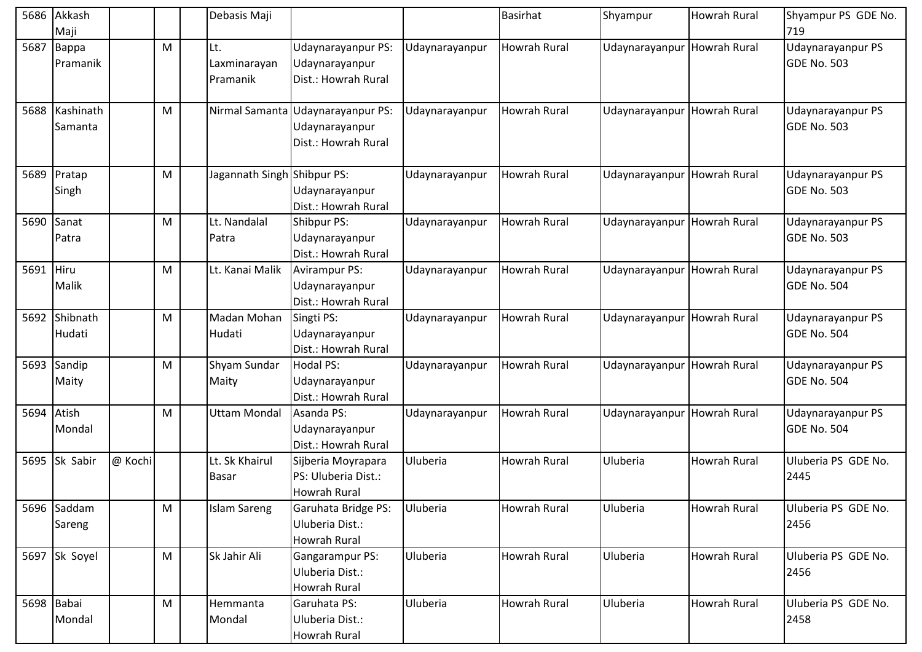| | | | | | | | | | | | |
|---|---|---|---|---|---|---|---|---|---|---|---|
| 5686 | Akkash Maji | | | | Debasis Maji | | | Basirhat | Shyampur | Howrah Rural | Shyampur PS GDE No. 719 |
| 5687 | Bappa Pramanik | | M | | Lt. Laxminarayan Pramanik | Udaynarayanpur PS: Udaynarayanpur Dist.: Howrah Rural | Udaynarayanpur | Howrah Rural | Udaynarayanpur | Howrah Rural | Udaynarayanpur PS GDE No. 503 |
| 5688 | Kashinath Samanta | | M | | Nirmal Samanta | Udaynarayanpur PS: Udaynarayanpur Dist.: Howrah Rural | Udaynarayanpur | Howrah Rural | Udaynarayanpur | Howrah Rural | Udaynarayanpur PS GDE No. 503 |
| 5689 | Pratap Singh | | M | | Jagannath Singh | Shibpur PS: Udaynarayanpur Dist.: Howrah Rural | Udaynarayanpur | Howrah Rural | Udaynarayanpur | Howrah Rural | Udaynarayanpur PS GDE No. 503 |
| 5690 | Sanat Patra | | M | | Lt. Nandalal Patra | Shibpur PS: Udaynarayanpur Dist.: Howrah Rural | Udaynarayanpur | Howrah Rural | Udaynarayanpur | Howrah Rural | Udaynarayanpur PS GDE No. 503 |
| 5691 | Hiru Malik | | M | | Lt. Kanai Malik | Avirampur PS: Udaynarayanpur Dist.: Howrah Rural | Udaynarayanpur | Howrah Rural | Udaynarayanpur | Howrah Rural | Udaynarayanpur PS GDE No. 504 |
| 5692 | Shibnath Hudati | | M | | Madan Mohan Hudati | Singti PS: Udaynarayanpur Dist.: Howrah Rural | Udaynarayanpur | Howrah Rural | Udaynarayanpur | Howrah Rural | Udaynarayanpur PS GDE No. 504 |
| 5693 | Sandip Maity | | M | | Shyam Sundar Maity | Hodal PS: Udaynarayanpur Dist.: Howrah Rural | Udaynarayanpur | Howrah Rural | Udaynarayanpur | Howrah Rural | Udaynarayanpur PS GDE No. 504 |
| 5694 | Atish Mondal | | M | | Uttam Mondal | Asanda PS: Udaynarayanpur Dist.: Howrah Rural | Udaynarayanpur | Howrah Rural | Udaynarayanpur | Howrah Rural | Udaynarayanpur PS GDE No. 504 |
| 5695 | Sk Sabir | @ Kochi | | | Lt. Sk Khairul Basar | Sijberia Moyrapara PS: Uluberia Dist.: Howrah Rural | Uluberia | Howrah Rural | Uluberia | Howrah Rural | Uluberia PS GDE No. 2445 |
| 5696 | Saddam Sareng | | M | | Islam Sareng | Garuhata Bridge PS: Uluberia Dist.: Howrah Rural | Uluberia | Howrah Rural | Uluberia | Howrah Rural | Uluberia PS GDE No. 2456 |
| 5697 | Sk Soyel | | M | | Sk Jahir Ali | Gangarampur PS: Uluberia Dist.: Howrah Rural | Uluberia | Howrah Rural | Uluberia | Howrah Rural | Uluberia PS GDE No. 2456 |
| 5698 | Babai Mondal | | M | | Hemmanta Mondal | Garuhata PS: Uluberia Dist.: Howrah Rural | Uluberia | Howrah Rural | Uluberia | Howrah Rural | Uluberia PS GDE No. 2458 |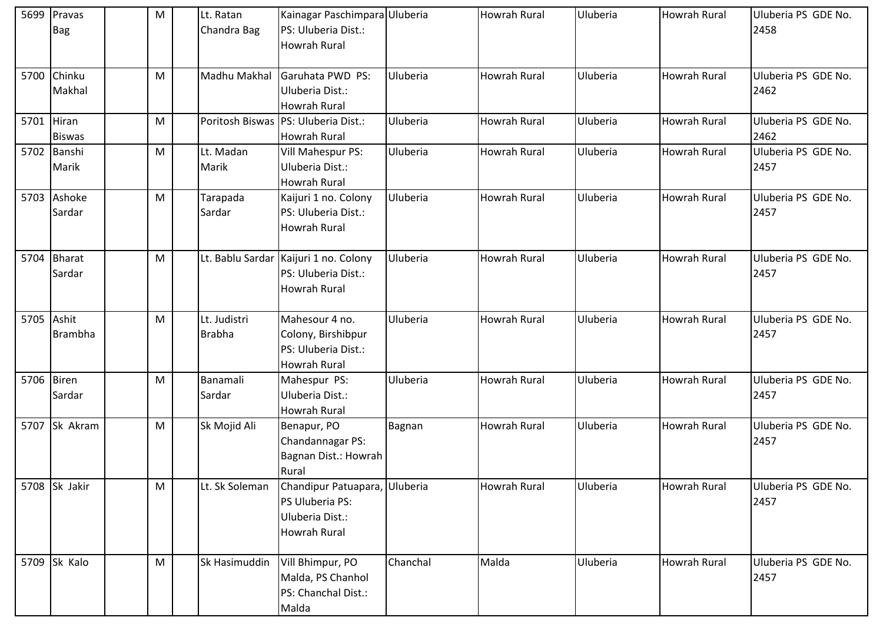| | | | | | | | | | | | |
|---|---|---|---|---|---|---|---|---|---|---|---|
| 5699 | Pravas Bag | | M | | Lt. Ratan Chandra Bag | Kainagar Paschimpara PS: Uluberia Dist.: Howrah Rural | Uluberia | Howrah Rural | Uluberia | Howrah Rural | Uluberia PS GDE No. 2458 |
| 5700 | Chinku Makhal | | M | | Madhu Makhal | Garuhata PWD PS: Uluberia Dist.: Howrah Rural | Uluberia | Howrah Rural | Uluberia | Howrah Rural | Uluberia PS GDE No. 2462 |
| 5701 | Hiran Biswas | | M | | Poritosh Biswas | PS: Uluberia Dist.: Howrah Rural | Uluberia | Howrah Rural | Uluberia | Howrah Rural | Uluberia PS GDE No. 2462 |
| 5702 | Banshi Marik | | M | | Lt. Madan Marik | Vill Mahespur PS: Uluberia Dist.: Howrah Rural | Uluberia | Howrah Rural | Uluberia | Howrah Rural | Uluberia PS GDE No. 2457 |
| 5703 | Ashoke Sardar | | M | | Tarapada Sardar | Kaijuri 1 no. Colony PS: Uluberia Dist.: Howrah Rural | Uluberia | Howrah Rural | Uluberia | Howrah Rural | Uluberia PS GDE No. 2457 |
| 5704 | Bharat Sardar | | M | | Lt. Bablu Sardar | Kaijuri 1 no. Colony PS: Uluberia Dist.: Howrah Rural | Uluberia | Howrah Rural | Uluberia | Howrah Rural | Uluberia PS GDE No. 2457 |
| 5705 | Ashit Brambha | | M | | Lt. Judistri Brabha | Mahesour 4 no. Colony, Birshibpur PS: Uluberia Dist.: Howrah Rural | Uluberia | Howrah Rural | Uluberia | Howrah Rural | Uluberia PS GDE No. 2457 |
| 5706 | Biren Sardar | | M | | Banamali Sardar | Mahespur PS: Uluberia Dist.: Howrah Rural | Uluberia | Howrah Rural | Uluberia | Howrah Rural | Uluberia PS GDE No. 2457 |
| 5707 | Sk Akram | | M | | Sk Mojid Ali | Benapur, PO Chandannagar PS: Bagnan Dist.: Howrah Rural | Bagnan | Howrah Rural | Uluberia | Howrah Rural | Uluberia PS GDE No. 2457 |
| 5708 | Sk Jakir | | M | | Lt. Sk Soleman | Chandipur Patuapara, PS Uluberia PS: Uluberia Dist.: Howrah Rural | Uluberia | Howrah Rural | Uluberia | Howrah Rural | Uluberia PS GDE No. 2457 |
| 5709 | Sk Kalo | | M | | Sk Hasimuddin | Vill Bhimpur, PO Malda, PS Chanhol PS: Chanchal Dist.: Malda | Chanchal | Malda | Uluberia | Howrah Rural | Uluberia PS GDE No. 2457 |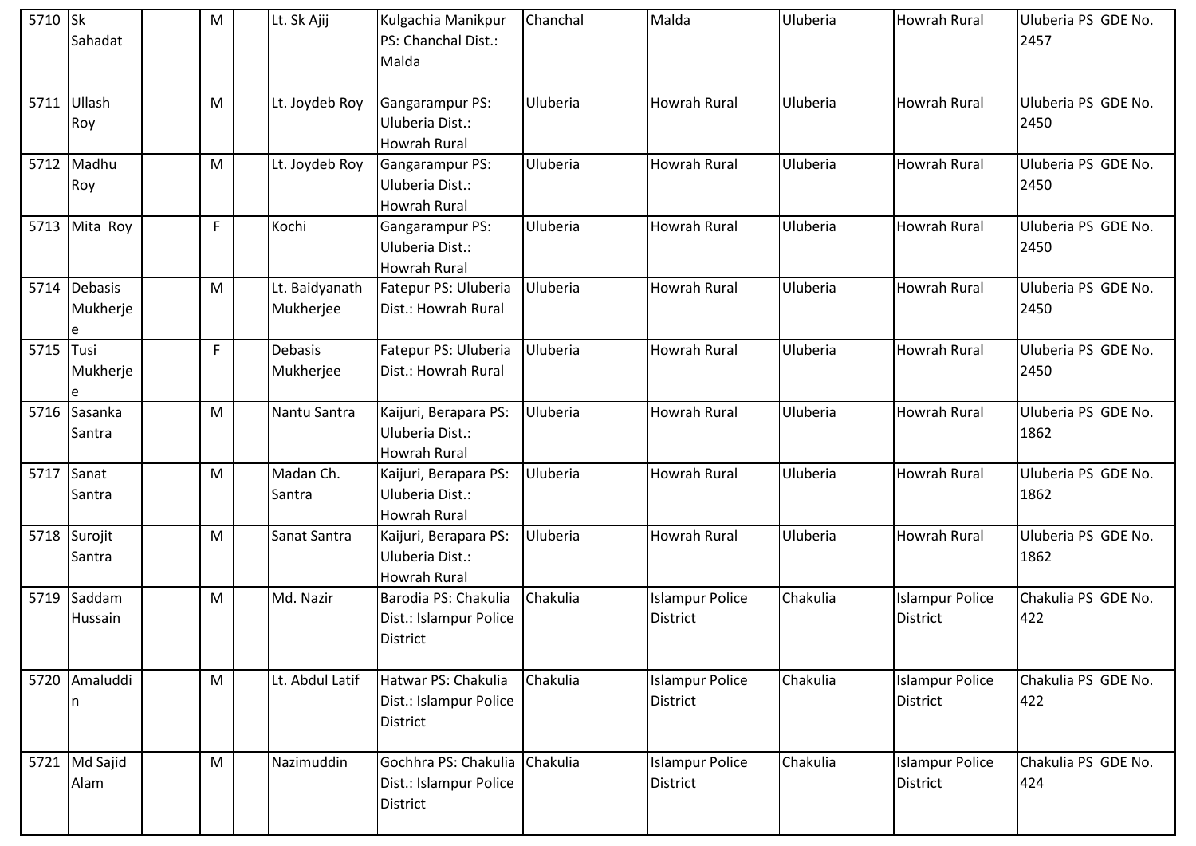| 5710 | Sk Sahadat | | M | | Lt. Sk Ajij | Kulgachia Manikpur PS: Chanchal Dist.: Malda | Chanchal | Malda | Uluberia | Howrah Rural | Uluberia PS GDE No. 2457 |
|---|---|---|---|---|---|---|---|---|---|---|---|
| 5711 | Ullash Roy | | M | | Lt. Joydeb Roy | Gangarampur PS: Uluberia Dist.: Howrah Rural | Uluberia | Howrah Rural | Uluberia | Howrah Rural | Uluberia PS GDE No. 2450 |
| 5712 | Madhu Roy | | M | | Lt. Joydeb Roy | Gangarampur PS: Uluberia Dist.: Howrah Rural | Uluberia | Howrah Rural | Uluberia | Howrah Rural | Uluberia PS GDE No. 2450 |
| 5713 | Mita Roy | | F | | Kochi | Gangarampur PS: Uluberia Dist.: Howrah Rural | Uluberia | Howrah Rural | Uluberia | Howrah Rural | Uluberia PS GDE No. 2450 |
| 5714 | Debasis Mukherjee | | M | | Lt. Baidyanath Mukherjee | Fatepur PS: Uluberia Dist.: Howrah Rural | Uluberia | Howrah Rural | Uluberia | Howrah Rural | Uluberia PS GDE No. 2450 |
| 5715 | Tusi Mukherjee | | F | | Debasis Mukherjee | Fatepur PS: Uluberia Dist.: Howrah Rural | Uluberia | Howrah Rural | Uluberia | Howrah Rural | Uluberia PS GDE No. 2450 |
| 5716 | Sasanka Santra | | M | | Nantu Santra | Kaijuri, Berapara PS: Uluberia Dist.: Howrah Rural | Uluberia | Howrah Rural | Uluberia | Howrah Rural | Uluberia PS GDE No. 1862 |
| 5717 | Sanat Santra | | M | | Madan Ch. Santra | Kaijuri, Berapara PS: Uluberia Dist.: Howrah Rural | Uluberia | Howrah Rural | Uluberia | Howrah Rural | Uluberia PS GDE No. 1862 |
| 5718 | Surojit Santra | | M | | Sanat Santra | Kaijuri, Berapara PS: Uluberia Dist.: Howrah Rural | Uluberia | Howrah Rural | Uluberia | Howrah Rural | Uluberia PS GDE No. 1862 |
| 5719 | Saddam Hussain | | M | | Md. Nazir | Barodia PS: Chakulia Dist.: Islampur Police District | Chakulia | Islampur Police District | Chakulia | Islampur Police District | Chakulia PS GDE No. 422 |
| 5720 | Amaluddin | | M | | Lt. Abdul Latif | Hatwar PS: Chakulia Dist.: Islampur Police District | Chakulia | Islampur Police District | Chakulia | Islampur Police District | Chakulia PS GDE No. 422 |
| 5721 | Md Sajid Alam | | M | | Nazimuddin | Gochhra PS: Chakulia Dist.: Islampur Police District | Chakulia | Islampur Police District | Chakulia | Islampur Police District | Chakulia PS GDE No. 424 |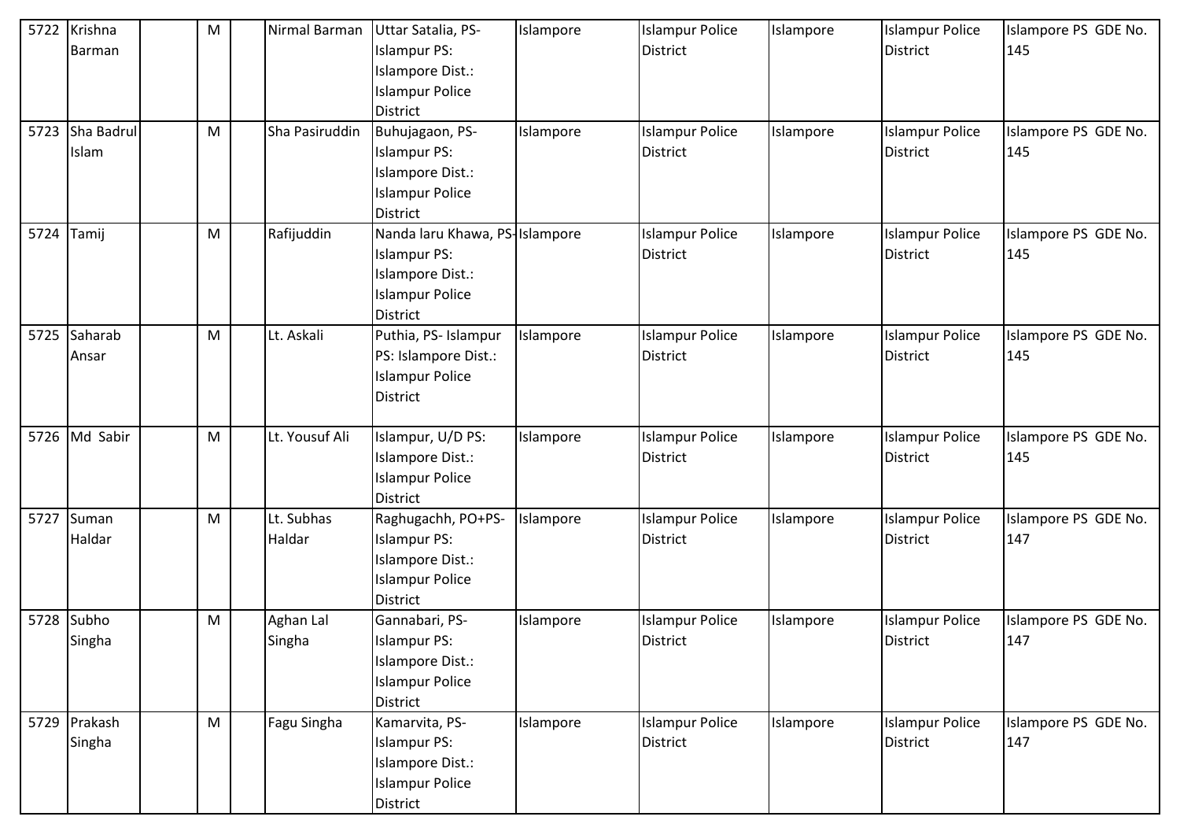| 5722 | Krishna Barman | | M | | Nirmal Barman | Uttar Satalia, PS- Islampur PS: Islampore Dist.: Islampur Police District | Islampore | Islampur Police District | Islampore | Islampur Police District | Islampore PS GDE No. 145 |
|---|---|---|---|---|---|---|---|---|---|---|---|
| 5723 | Sha Badrul Islam | | M | | Sha Pasiruddin | Buhujagaon, PS- Islampur PS: Islampore Dist.: Islampur Police District | Islampore | Islampur Police District | Islampore | Islampur Police District | Islampore PS GDE No. 145 |
| 5724 | Tamij | | M | | Rafijuddin | Nanda laru Khawa, PS- Islampur PS: Islampore Dist.: Islampur Police District | Islampore | Islampur Police District | Islampore | Islampur Police District | Islampore PS GDE No. 145 |
| 5725 | Saharab Ansar | | M | | Lt. Askali | Puthia, PS- Islampur PS: Islampore Dist.: Islampur Police District | Islampore | Islampur Police District | Islampore | Islampur Police District | Islampore PS GDE No. 145 |
| 5726 | Md Sabir | | M | | Lt. Yousuf Ali | Islampur, U/D PS: Islampore Dist.: Islampur Police District | Islampore | Islampur Police District | Islampore | Islampur Police District | Islampore PS GDE No. 145 |
| 5727 | Suman Haldar | | M | | Lt. Subhas Haldar | Raghugachh, PO+PS- Islampur PS: Islampore Dist.: Islampur Police District | Islampore | Islampur Police District | Islampore | Islampur Police District | Islampore PS GDE No. 147 |
| 5728 | Subho Singha | | M | | Aghan Lal Singha | Gannabari, PS- Islampur PS: Islampore Dist.: Islampur Police District | Islampore | Islampur Police District | Islampore | Islampur Police District | Islampore PS GDE No. 147 |
| 5729 | Prakash Singha | | M | | Fagu Singha | Kamarvita, PS- Islampur PS: Islampore Dist.: Islampur Police District | Islampore | Islampur Police District | Islampore | Islampur Police District | Islampore PS GDE No. 147 |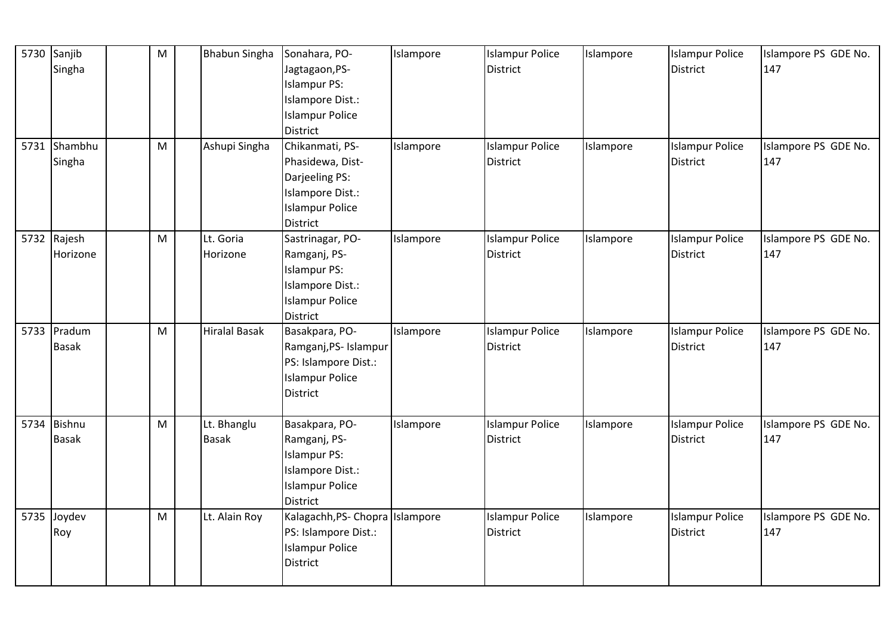| 5730 | Sanjib Singha | | M | | Bhabun Singha | Sonahara, PO-Jagtagaon,PS-Islampur PS: Islampore Dist.: Islampur Police District | Islampore | Islampur Police District | Islampore | Islampur Police District | Islampore PS GDE No. 147 |
|---|---|---|---|---|---|---|---|---|---|---|---|
| 5731 | Shambhu Singha | | M | | Ashupi Singha | Chikanmati, PS-Phasidewa, Dist-Darjeeling PS: Islampore Dist.: Islampur Police District | Islampore | Islampur Police District | Islampore | Islampur Police District | Islampore PS GDE No. 147 |
| 5732 | Rajesh Horizone | | M | | Lt. Goria Horizone | Sastrinagar, PO-Ramganj, PS-Islampur PS: Islampore Dist.: Islampur Police District | Islampore | Islampur Police District | Islampore | Islampur Police District | Islampore PS GDE No. 147 |
| 5733 | Pradum Basak | | M | | Hiralal Basak | Basakpara, PO-Ramganj,PS- Islampur PS: Islampore Dist.: Islampur Police District | Islampore | Islampur Police District | Islampore | Islampur Police District | Islampore PS GDE No. 147 |
| 5734 | Bishnu Basak | | M | | Lt. Bhanglu Basak | Basakpara, PO-Ramganj, PS-Islampur PS: Islampore Dist.: Islampur Police District | Islampore | Islampur Police District | Islampore | Islampur Police District | Islampore PS GDE No. 147 |
| 5735 | Joydev Roy | | M | | Lt. Alain Roy | Kalagachh,PS- Chopra PS: Islampore Dist.: Islampur Police District | Islampore | Islampur Police District | Islampore | Islampur Police District | Islampore PS GDE No. 147 |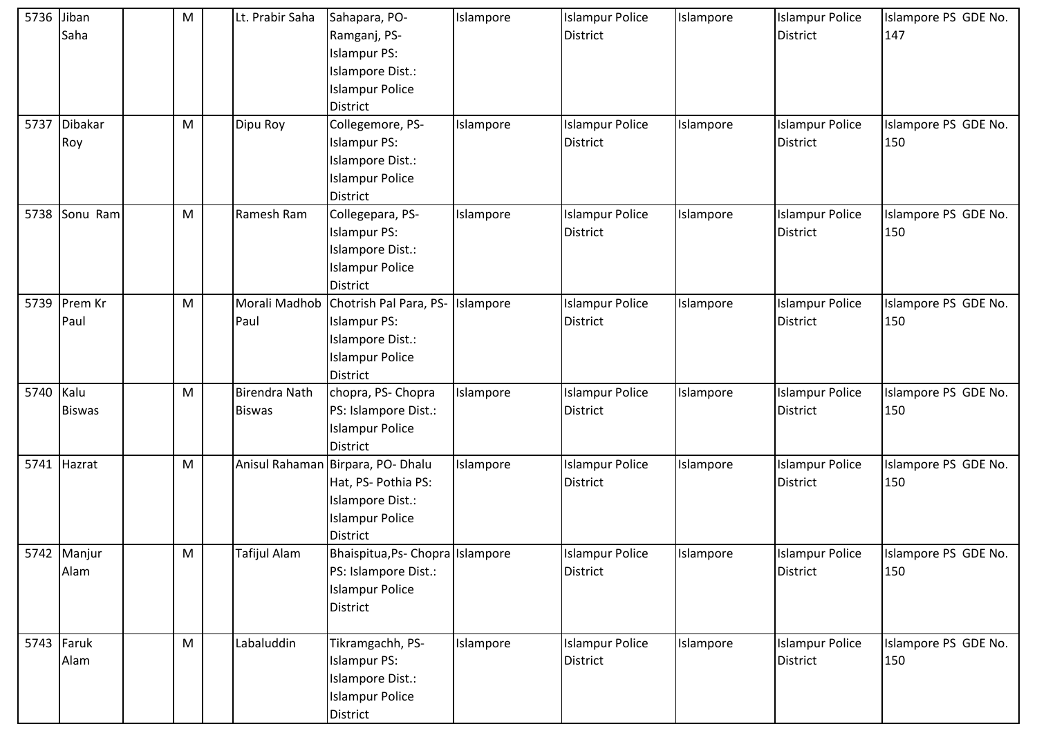| 5736 | Jiban Saha | | M | | Lt. Prabir Saha | Sahapara, PO- Ramganj, PS- Islampur PS: Islampore Dist.: Islampur Police District | Islampore | Islampur Police District | Islampore | Islampur Police District | Islampore PS GDE No. 147 |
|---|---|---|---|---|---|---|---|---|---|---|---|
| 5737 | Dibakar Roy | | M | | Dipu Roy | Collegemore, PS- Islampur PS: Islampore Dist.: Islampur Police District | Islampore | Islampur Police District | Islampore | Islampur Police District | Islampore PS GDE No. 150 |
| 5738 | Sonu Ram | | M | | Ramesh Ram | Collegepara, PS- Islampur PS: Islampore Dist.: Islampur Police District | Islampore | Islampur Police District | Islampore | Islampur Police District | Islampore PS GDE No. 150 |
| 5739 | Prem Kr Paul | | M | | Morali Madhob Paul | Chotrish Pal Para, PS- Islampur PS: Islampore Dist.: Islampur Police District | Islampore | Islampur Police District | Islampore | Islampur Police District | Islampore PS GDE No. 150 |
| 5740 | Kalu Biswas | | M | | Birendra Nath Biswas | chopra, PS- Chopra PS: Islampore Dist.: Islampur Police District | Islampore | Islampur Police District | Islampore | Islampur Police District | Islampore PS GDE No. 150 |
| 5741 | Hazrat | | M | | Anisul Rahaman | Birpara, PO- Dhalu Hat, PS- Pothia PS: Islampore Dist.: Islampur Police District | Islampore | Islampur Police District | Islampore | Islampur Police District | Islampore PS GDE No. 150 |
| 5742 | Manjur Alam | | M | | Tafijul Alam | Bhaispitua,Ps- Chopra PS: Islampore Dist.: Islampur Police District | Islampore | Islampur Police District | Islampore | Islampur Police District | Islampore PS GDE No. 150 |
| 5743 | Faruk Alam | | M | | Labaluddin | Tikramgachh, PS- Islampur PS: Islampore Dist.: Islampur Police District | Islampore | Islampur Police District | Islampore | Islampur Police District | Islampore PS GDE No. 150 |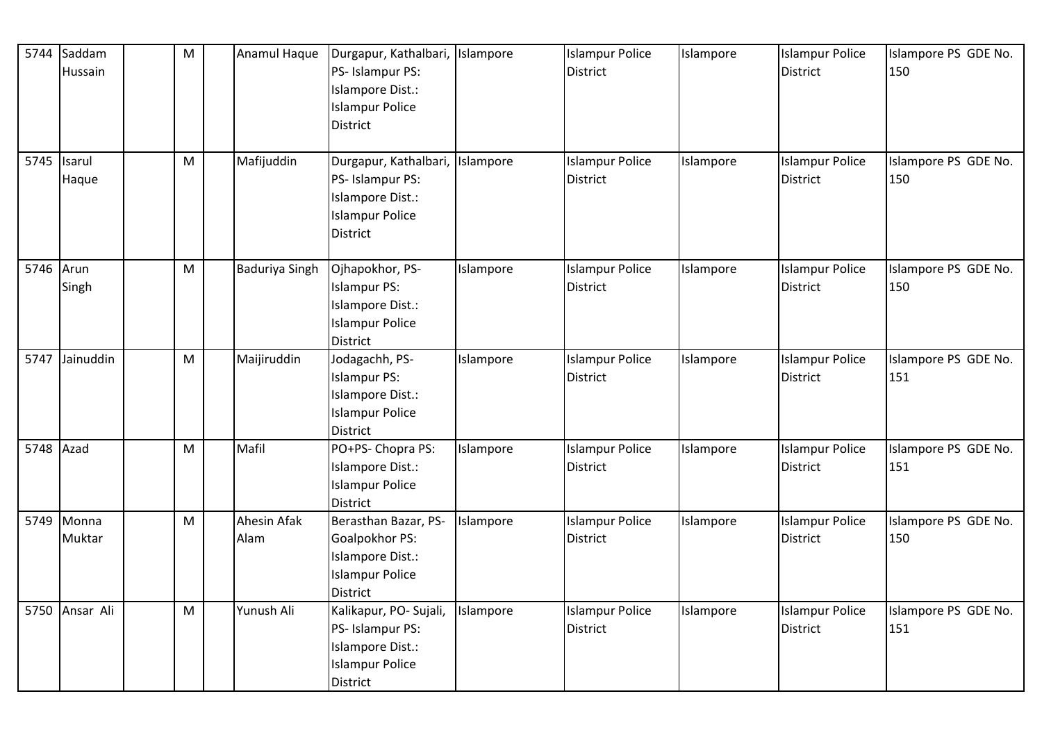| | | | | | | | | | | | |
|---|---|---|---|---|---|---|---|---|---|---|---|
| 5744 | Saddam Hussain | | M | | Anamul Haque | Durgapur, Kathalbari, PS- Islampur PS: Islampore Dist.: Islampur Police District | Islampore | Islampur Police District | Islampore | Islampur Police District | Islampore PS GDE No. 150 |
| 5745 | Isarul Haque | | M | | Mafijuddin | Durgapur, Kathalbari, PS- Islampur PS: Islampore Dist.: Islampur Police District | Islampore | Islampur Police District | Islampore | Islampur Police District | Islampore PS GDE No. 150 |
| 5746 | Arun Singh | | M | | Baduriya Singh | Ojhapokhor, PS- Islampur PS: Islampore Dist.: Islampur Police District | Islampore | Islampur Police District | Islampore | Islampur Police District | Islampore PS GDE No. 150 |
| 5747 | Jainuddin | | M | | Maijiruddin | Jodagachh, PS- Islampur PS: Islampore Dist.: Islampur Police District | Islampore | Islampur Police District | Islampore | Islampur Police District | Islampore PS GDE No. 151 |
| 5748 | Azad | | M | | Mafil | PO+PS- Chopra PS: Islampore Dist.: Islampur Police District | Islampore | Islampur Police District | Islampore | Islampur Police District | Islampore PS GDE No. 151 |
| 5749 | Monna Muktar | | M | | Ahesin Afak Alam | Berasthan Bazar, PS- Goalpokhor PS: Islampore Dist.: Islampur Police District | Islampore | Islampur Police District | Islampore | Islampur Police District | Islampore PS GDE No. 150 |
| 5750 | Ansar Ali | | M | | Yunush Ali | Kalikapur, PO- Sujali, PS- Islampur PS: Islampore Dist.: Islampur Police District | Islampore | Islampur Police District | Islampore | Islampur Police District | Islampore PS GDE No. 151 |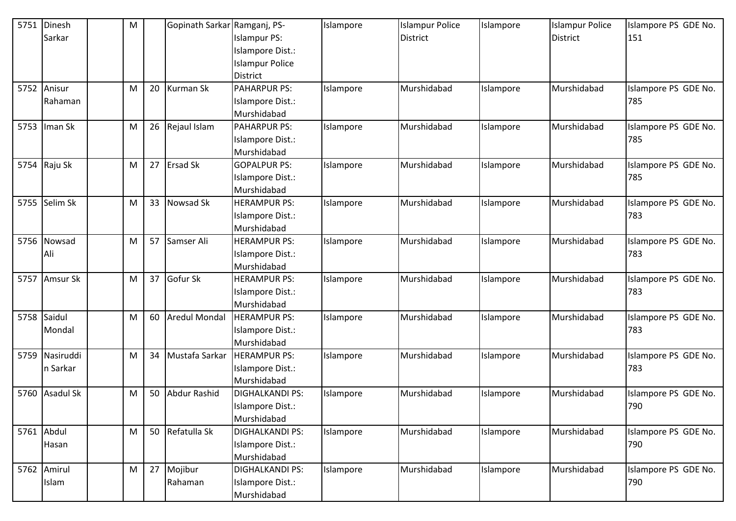| 5751 | Dinesh Sarkar | | M | | Gopinath Sarkar | Ramganj, PS- Islampur PS: Islampore Dist.: Islampur Police District | Islampore | Islampur Police District | Islampore | Islampur Police District | Islampore PS GDE No. 151 |
|---|---|---|---|---|---|---|---|---|---|---|---|
| 5752 | Anisur Rahaman | | M | 20 | Kurman Sk | PAHARPUR PS: Islampore Dist.: Murshidabad | Islampore | Murshidabad | Islampore | Murshidabad | Islampore PS GDE No. 785 |
| 5753 | Iman Sk | | M | 26 | Rejaul Islam | PAHARPUR PS: Islampore Dist.: Murshidabad | Islampore | Murshidabad | Islampore | Murshidabad | Islampore PS GDE No. 785 |
| 5754 | Raju Sk | | M | 27 | Ersad Sk | GOPALPUR PS: Islampore Dist.: Murshidabad | Islampore | Murshidabad | Islampore | Murshidabad | Islampore PS GDE No. 785 |
| 5755 | Selim Sk | | M | 33 | Nowsad Sk | HERAMPUR PS: Islampore Dist.: Murshidabad | Islampore | Murshidabad | Islampore | Murshidabad | Islampore PS GDE No. 783 |
| 5756 | Nowsad Ali | | M | 57 | Samser Ali | HERAMPUR PS: Islampore Dist.: Murshidabad | Islampore | Murshidabad | Islampore | Murshidabad | Islampore PS GDE No. 783 |
| 5757 | Amsur Sk | | M | 37 | Gofur Sk | HERAMPUR PS: Islampore Dist.: Murshidabad | Islampore | Murshidabad | Islampore | Murshidabad | Islampore PS GDE No. 783 |
| 5758 | Saidul Mondal | | M | 60 | Aredul Mondal | HERAMPUR PS: Islampore Dist.: Murshidabad | Islampore | Murshidabad | Islampore | Murshidabad | Islampore PS GDE No. 783 |
| 5759 | Nasiruddin Sarkar | | M | 34 | Mustafa Sarkar | HERAMPUR PS: Islampore Dist.: Murshidabad | Islampore | Murshidabad | Islampore | Murshidabad | Islampore PS GDE No. 783 |
| 5760 | Asadul Sk | | M | 50 | Abdur Rashid | DIGHALKANDI PS: Islampore Dist.: Murshidabad | Islampore | Murshidabad | Islampore | Murshidabad | Islampore PS GDE No. 790 |
| 5761 | Abdul Hasan | | M | 50 | Refatulla Sk | DIGHALKANDI PS: Islampore Dist.: Murshidabad | Islampore | Murshidabad | Islampore | Murshidabad | Islampore PS GDE No. 790 |
| 5762 | Amirul Islam | | M | 27 | Mojibur Rahaman | DIGHALKANDI PS: Islampore Dist.: Murshidabad | Islampore | Murshidabad | Islampore | Murshidabad | Islampore PS GDE No. 790 |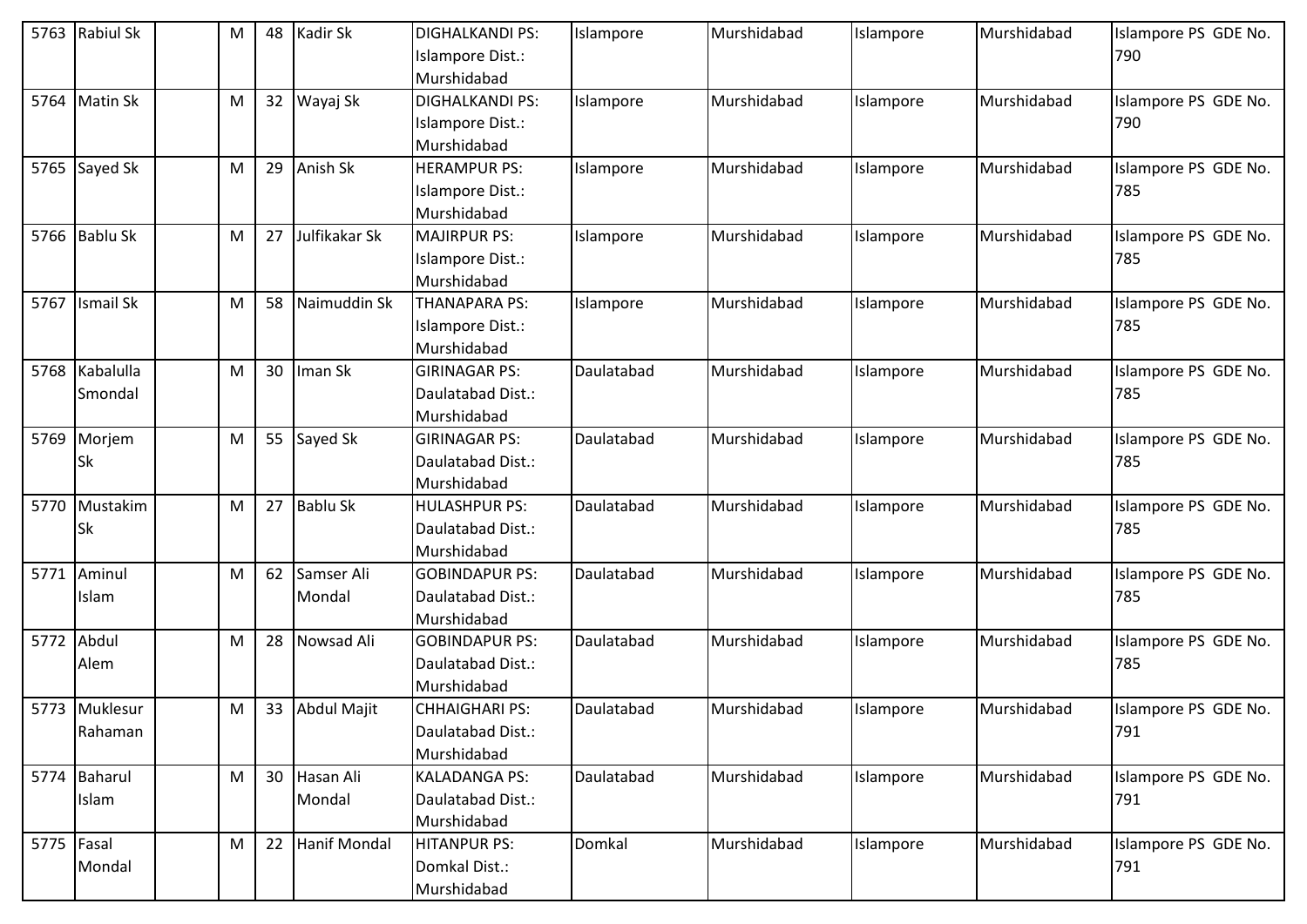| 5763 | Rabiul Sk | | M | 48 | Kadir Sk | DIGHALKANDI PS: Islampore Dist.: Murshidabad | Islampore | Murshidabad | Islampore | Murshidabad | Islampore PS GDE No. 790 |
|---|---|---|---|---|---|---|---|---|---|---|---|
| 5764 | Matin Sk | | M | 32 | Wayaj Sk | DIGHALKANDI PS: Islampore Dist.: Murshidabad | Islampore | Murshidabad | Islampore | Murshidabad | Islampore PS GDE No. 790 |
| 5765 | Sayed Sk | | M | 29 | Anish Sk | HERAMPUR PS: Islampore Dist.: Murshidabad | Islampore | Murshidabad | Islampore | Murshidabad | Islampore PS GDE No. 785 |
| 5766 | Bablu Sk | | M | 27 | Julfikakar Sk | MAJIRPUR PS: Islampore Dist.: Murshidabad | Islampore | Murshidabad | Islampore | Murshidabad | Islampore PS GDE No. 785 |
| 5767 | Ismail Sk | | M | 58 | Naimuddin Sk | THANAPARA PS: Islampore Dist.: Murshidabad | Islampore | Murshidabad | Islampore | Murshidabad | Islampore PS GDE No. 785 |
| 5768 | Kabalulla Smondal | | M | 30 | Iman Sk | GIRINAGAR PS: Daulatabad Dist.: Murshidabad | Daulatabad | Murshidabad | Islampore | Murshidabad | Islampore PS GDE No. 785 |
| 5769 | Morjem Sk | | M | 55 | Sayed Sk | GIRINAGAR PS: Daulatabad Dist.: Murshidabad | Daulatabad | Murshidabad | Islampore | Murshidabad | Islampore PS GDE No. 785 |
| 5770 | Mustakim Sk | | M | 27 | Bablu Sk | HULASHPUR PS: Daulatabad Dist.: Murshidabad | Daulatabad | Murshidabad | Islampore | Murshidabad | Islampore PS GDE No. 785 |
| 5771 | Aminul Islam | | M | 62 | Samser Ali Mondal | GOBINDAPUR PS: Daulatabad Dist.: Murshidabad | Daulatabad | Murshidabad | Islampore | Murshidabad | Islampore PS GDE No. 785 |
| 5772 | Abdul Alem | | M | 28 | Nowsad Ali | GOBINDAPUR PS: Daulatabad Dist.: Murshidabad | Daulatabad | Murshidabad | Islampore | Murshidabad | Islampore PS GDE No. 785 |
| 5773 | Muklesur Rahaman | | M | 33 | Abdul Majit | CHHAIGHARI PS: Daulatabad Dist.: Murshidabad | Daulatabad | Murshidabad | Islampore | Murshidabad | Islampore PS GDE No. 791 |
| 5774 | Baharul Islam | | M | 30 | Hasan Ali Mondal | KALADANGA PS: Daulatabad Dist.: Murshidabad | Daulatabad | Murshidabad | Islampore | Murshidabad | Islampore PS GDE No. 791 |
| 5775 | Fasal Mondal | | M | 22 | Hanif Mondal | HITANPUR PS: Domkal Dist.: Murshidabad | Domkal | Murshidabad | Islampore | Murshidabad | Islampore PS GDE No. 791 |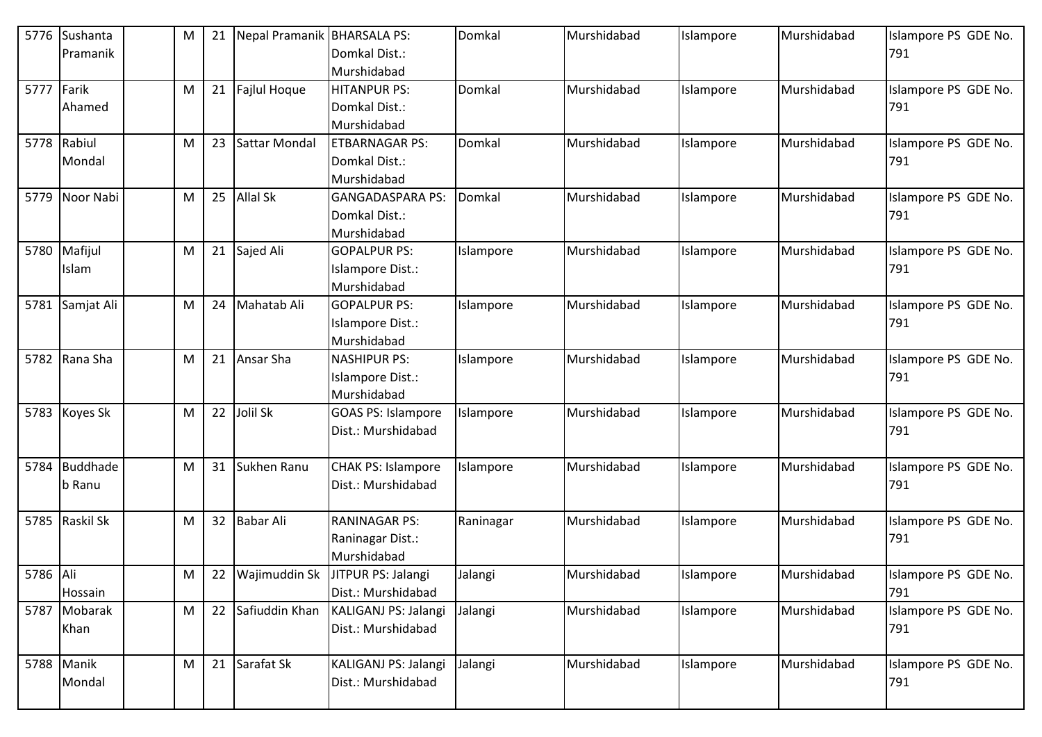| 5776 | Sushanta Pramanik | | M | 21 | Nepal Pramanik | BHARSALA PS: Domkal Dist.: Murshidabad | Domkal | Murshidabad | Islampore | Murshidabad | Islampore PS GDE No. 791 |
|---|---|---|---|---|---|---|---|---|---|---|---|
| 5777 | Farik Ahamed | | M | 21 | Fajlul Hoque | HITANPUR PS: Domkal Dist.: Murshidabad | Domkal | Murshidabad | Islampore | Murshidabad | Islampore PS GDE No. 791 |
| 5778 | Rabiul Mondal | | M | 23 | Sattar Mondal | ETBARNAGAR PS: Domkal Dist.: Murshidabad | Domkal | Murshidabad | Islampore | Murshidabad | Islampore PS GDE No. 791 |
| 5779 | Noor Nabi | | M | 25 | Allal Sk | GANGADASPARA PS: Domkal Dist.: Murshidabad | Domkal | Murshidabad | Islampore | Murshidabad | Islampore PS GDE No. 791 |
| 5780 | Mafijul Islam | | M | 21 | Sajed Ali | GOPALPUR PS: Islampore Dist.: Murshidabad | Islampore | Murshidabad | Islampore | Murshidabad | Islampore PS GDE No. 791 |
| 5781 | Samjat Ali | | M | 24 | Mahatab Ali | GOPALPUR PS: Islampore Dist.: Murshidabad | Islampore | Murshidabad | Islampore | Murshidabad | Islampore PS GDE No. 791 |
| 5782 | Rana Sha | | M | 21 | Ansar Sha | NASHIPUR PS: Islampore Dist.: Murshidabad | Islampore | Murshidabad | Islampore | Murshidabad | Islampore PS GDE No. 791 |
| 5783 | Koyes Sk | | M | 22 | Jolil Sk | GOAS PS: Islampore Dist.: Murshidabad | Islampore | Murshidabad | Islampore | Murshidabad | Islampore PS GDE No. 791 |
| 5784 | Buddhadeb Ranu | | M | 31 | Sukhen Ranu | CHAK PS: Islampore Dist.: Murshidabad | Islampore | Murshidabad | Islampore | Murshidabad | Islampore PS GDE No. 791 |
| 5785 | Raskil Sk | | M | 32 | Babar Ali | RANINAGAR PS: Raninagar Dist.: Murshidabad | Raninagar | Murshidabad | Islampore | Murshidabad | Islampore PS GDE No. 791 |
| 5786 | Ali Hossain | | M | 22 | Wajimuddin Sk | JITPUR PS: Jalangi Dist.: Murshidabad | Jalangi | Murshidabad | Islampore | Murshidabad | Islampore PS GDE No. 791 |
| 5787 | Mobarak Khan | | M | 22 | Safiuddin Khan | KALIGANJ PS: Jalangi Dist.: Murshidabad | Jalangi | Murshidabad | Islampore | Murshidabad | Islampore PS GDE No. 791 |
| 5788 | Manik Mondal | | M | 21 | Sarafat Sk | KALIGANJ PS: Jalangi Dist.: Murshidabad | Jalangi | Murshidabad | Islampore | Murshidabad | Islampore PS GDE No. 791 |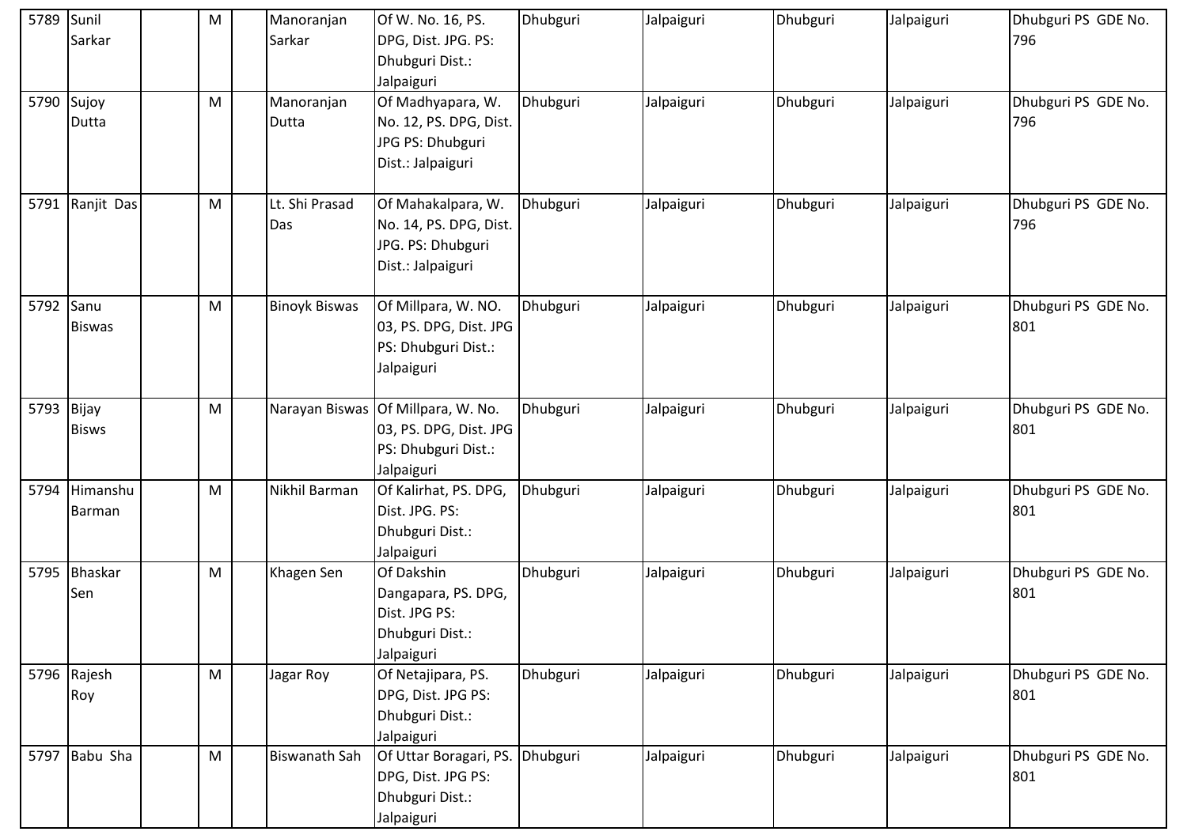| 5789 | Sunil Sarkar | | M | | Manoranjan Sarkar | Of W. No. 16, PS. DPG, Dist. JPG. PS: Dhubguri Dist.: Jalpaiguri | Dhubguri | Jalpaiguri | Dhubguri | Jalpaiguri | Dhubguri PS GDE No. 796 |
|---|---|---|---|---|---|---|---|---|---|---|---|
| 5790 | Sujoy Dutta | | M | | Manoranjan Dutta | Of Madhyapara, W. No. 12, PS. DPG, Dist. JPG PS: Dhubguri Dist.: Jalpaiguri | Dhubguri | Jalpaiguri | Dhubguri | Jalpaiguri | Dhubguri PS GDE No. 796 |
| 5791 | Ranjit Das | | M | | Lt. Shi Prasad Das | Of Mahakalpara, W. No. 14, PS. DPG, Dist. JPG. PS: Dhubguri Dist.: Jalpaiguri | Dhubguri | Jalpaiguri | Dhubguri | Jalpaiguri | Dhubguri PS GDE No. 796 |
| 5792 | Sanu Biswas | | M | | Binoyk Biswas | Of Millpara, W. NO. 03, PS. DPG, Dist. JPG PS: Dhubguri Dist.: Jalpaiguri | Dhubguri | Jalpaiguri | Dhubguri | Jalpaiguri | Dhubguri PS GDE No. 801 |
| 5793 | Bijay Bisws | | M | | Narayan Biswas | Of Millpara, W. No. 03, PS. DPG, Dist. JPG PS: Dhubguri Dist.: Jalpaiguri | Dhubguri | Jalpaiguri | Dhubguri | Jalpaiguri | Dhubguri PS GDE No. 801 |
| 5794 | Himanshu Barman | | M | | Nikhil Barman | Of Kalirhat, PS. DPG, Dist. JPG. PS: Dhubguri Dist.: Jalpaiguri | Dhubguri | Jalpaiguri | Dhubguri | Jalpaiguri | Dhubguri PS GDE No. 801 |
| 5795 | Bhaskar Sen | | M | | Khagen Sen | Of Dakshin Dangapara, PS. DPG, Dist. JPG PS: Dhubguri Dist.: Jalpaiguri | Dhubguri | Jalpaiguri | Dhubguri | Jalpaiguri | Dhubguri PS GDE No. 801 |
| 5796 | Rajesh Roy | | M | | Jagar Roy | Of Netajipara, PS. DPG, Dist. JPG PS: Dhubguri Dist.: Jalpaiguri | Dhubguri | Jalpaiguri | Dhubguri | Jalpaiguri | Dhubguri PS GDE No. 801 |
| 5797 | Babu Sha | | M | | Biswanath Sah | Of Uttar Boragari, PS. DPG, Dist. JPG PS: Dhubguri Dist.: Jalpaiguri | Dhubguri | Jalpaiguri | Dhubguri | Jalpaiguri | Dhubguri PS GDE No. 801 |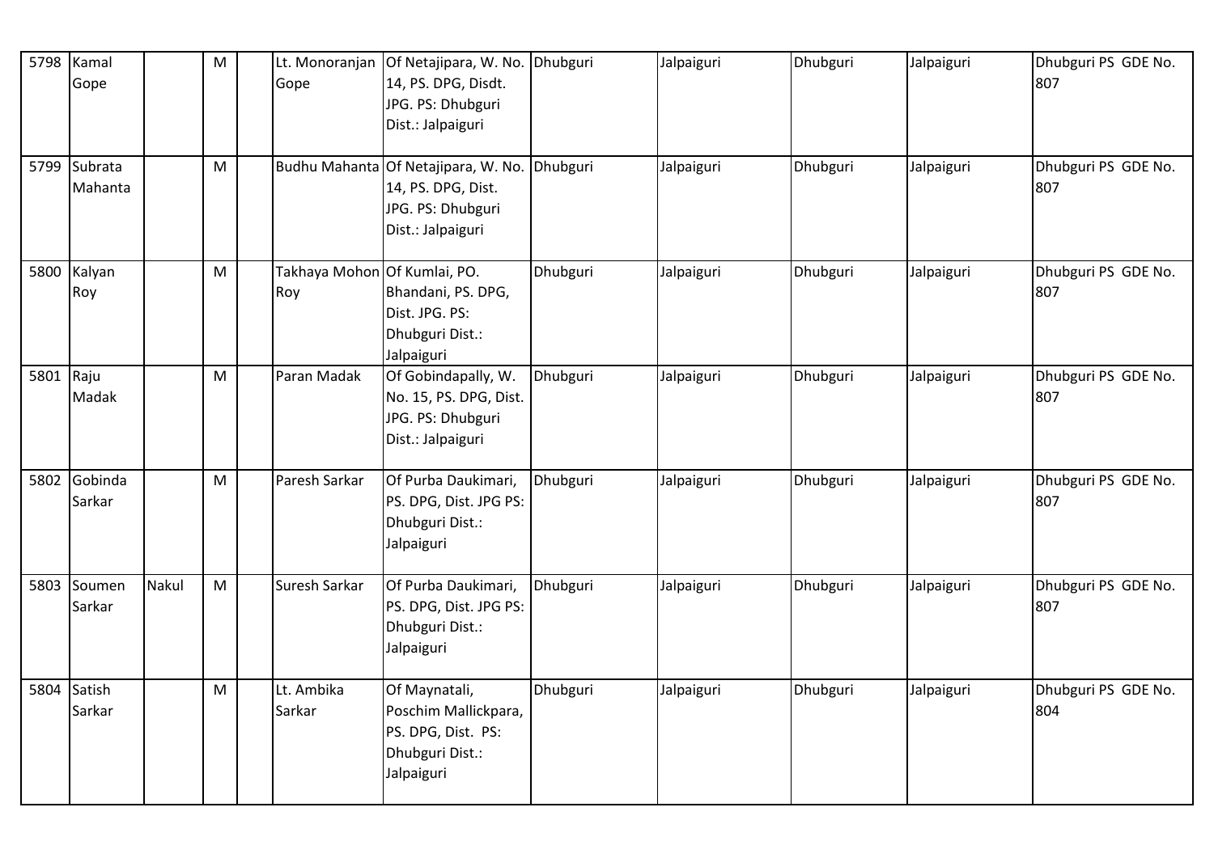| 5798 | Kamal Gope | | M | | Lt. Monoranjan Gope | Of Netajipara, W. No. 14, PS. DPG, Disdt. JPG. PS: Dhubguri Dist.: Jalpaiguri | Dhubguri | Jalpaiguri | Dhubguri | Jalpaiguri | Dhubguri PS GDE No. 807 |
|---|---|---|---|---|---|---|---|---|---|---|---|
| 5799 | Subrata Mahanta | | M | | Budhu Mahanta | Of Netajipara, W. No. 14, PS. DPG, Dist. JPG. PS: Dhubguri Dist.: Jalpaiguri | Dhubguri | Jalpaiguri | Dhubguri | Jalpaiguri | Dhubguri PS GDE No. 807 |
| 5800 | Kalyan Roy | | M | | Takhaya Mohon Roy | Of Kumlai, PO. Bhandani, PS. DPG, Dist. JPG. PS: Dhubguri Dist.: Jalpaiguri | Dhubguri | Jalpaiguri | Dhubguri | Jalpaiguri | Dhubguri PS GDE No. 807 |
| 5801 | Raju Madak | | M | | Paran Madak | Of Gobindapally, W. No. 15, PS. DPG, Dist. JPG. PS: Dhubguri Dist.: Jalpaiguri | Dhubguri | Jalpaiguri | Dhubguri | Jalpaiguri | Dhubguri PS GDE No. 807 |
| 5802 | Gobinda Sarkar | | M | | Paresh Sarkar | Of Purba Daukimari, PS. DPG, Dist. JPG PS: Dhubguri Dist.: Jalpaiguri | Dhubguri | Jalpaiguri | Dhubguri | Jalpaiguri | Dhubguri PS GDE No. 807 |
| 5803 | Soumen Sarkar | Nakul | M | | Suresh Sarkar | Of Purba Daukimari, PS. DPG, Dist. JPG PS: Dhubguri Dist.: Jalpaiguri | Dhubguri | Jalpaiguri | Dhubguri | Jalpaiguri | Dhubguri PS GDE No. 807 |
| 5804 | Satish Sarkar | | M | | Lt. Ambika Sarkar | Of Maynatali, Poschim Mallickpara, PS. DPG, Dist. PS: Dhubguri Dist.: Jalpaiguri | Dhubguri | Jalpaiguri | Dhubguri | Jalpaiguri | Dhubguri PS GDE No. 804 |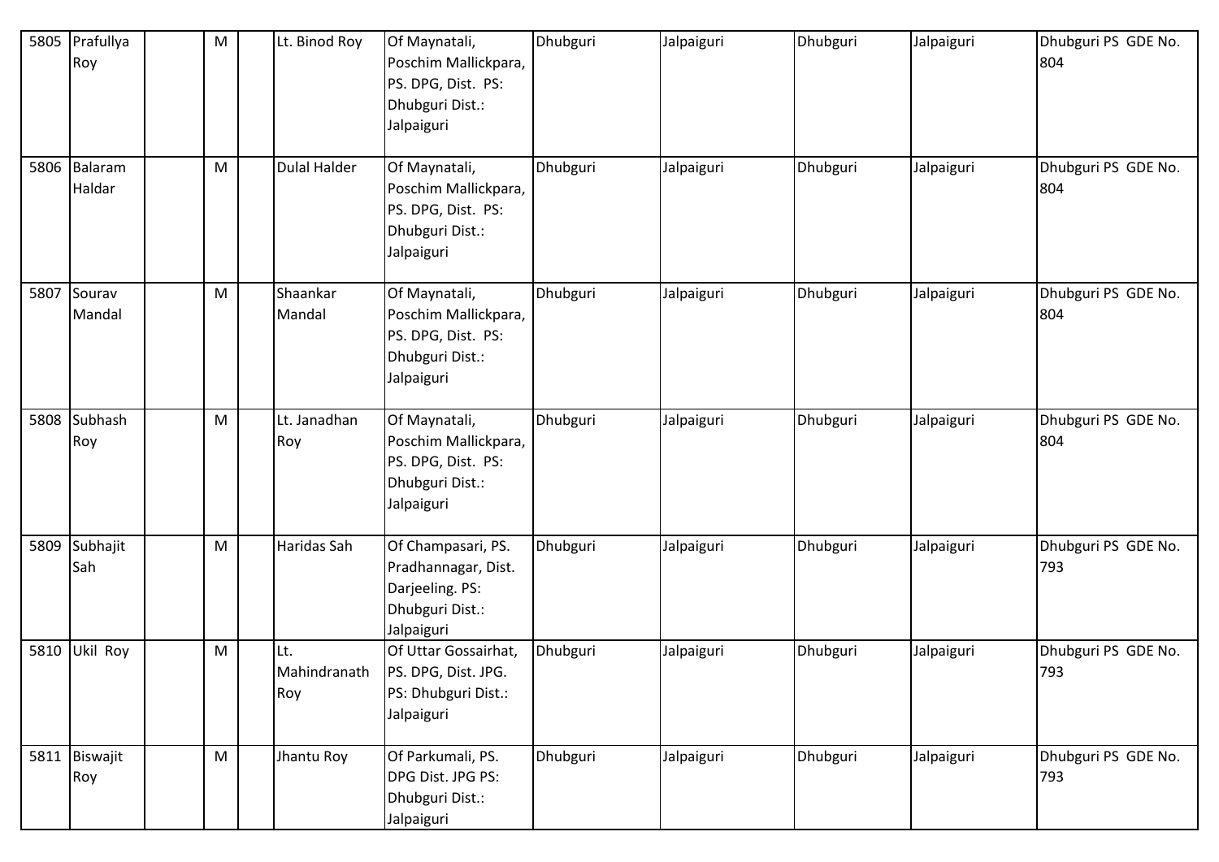| 5805 | Prafullya Roy | | M | | Lt. Binod Roy | Of Maynatali, Poschim Mallickpara, PS. DPG, Dist. PS: Dhubguri Dist.: Jalpaiguri | Dhubguri | Jalpaiguri | Dhubguri | Jalpaiguri | Dhubguri PS GDE No. 804 |
|---|---|---|---|---|---|---|---|---|---|---|---|
| 5806 | Balaram Haldar | | M | | Dulal Halder | Of Maynatali, Poschim Mallickpara, PS. DPG, Dist. PS: Dhubguri Dist.: Jalpaiguri | Dhubguri | Jalpaiguri | Dhubguri | Jalpaiguri | Dhubguri PS GDE No. 804 |
| 5807 | Sourav Mandal | | M | | Shaankar Mandal | Of Maynatali, Poschim Mallickpara, PS. DPG, Dist. PS: Dhubguri Dist.: Jalpaiguri | Dhubguri | Jalpaiguri | Dhubguri | Jalpaiguri | Dhubguri PS GDE No. 804 |
| 5808 | Subhash Roy | | M | | Lt. Janadhan Roy | Of Maynatali, Poschim Mallickpara, PS. DPG, Dist. PS: Dhubguri Dist.: Jalpaiguri | Dhubguri | Jalpaiguri | Dhubguri | Jalpaiguri | Dhubguri PS GDE No. 804 |
| 5809 | Subhajit Sah | | M | | Haridas Sah | Of Champasari, PS. Pradhannagar, Dist. Darjeeling. PS: Dhubguri Dist.: Jalpaiguri | Dhubguri | Jalpaiguri | Dhubguri | Jalpaiguri | Dhubguri PS GDE No. 793 |
| 5810 | Ukil Roy | | M | | Lt. Mahindranath Roy | Of Uttar Gossairhat, PS. DPG, Dist. JPG. PS: Dhubguri Dist.: Jalpaiguri | Dhubguri | Jalpaiguri | Dhubguri | Jalpaiguri | Dhubguri PS GDE No. 793 |
| 5811 | Biswajit Roy | | M | | Jhantu Roy | Of Parkumali, PS. DPG Dist. JPG PS: Dhubguri Dist.: Jalpaiguri | Dhubguri | Jalpaiguri | Dhubguri | Jalpaiguri | Dhubguri PS GDE No. 793 |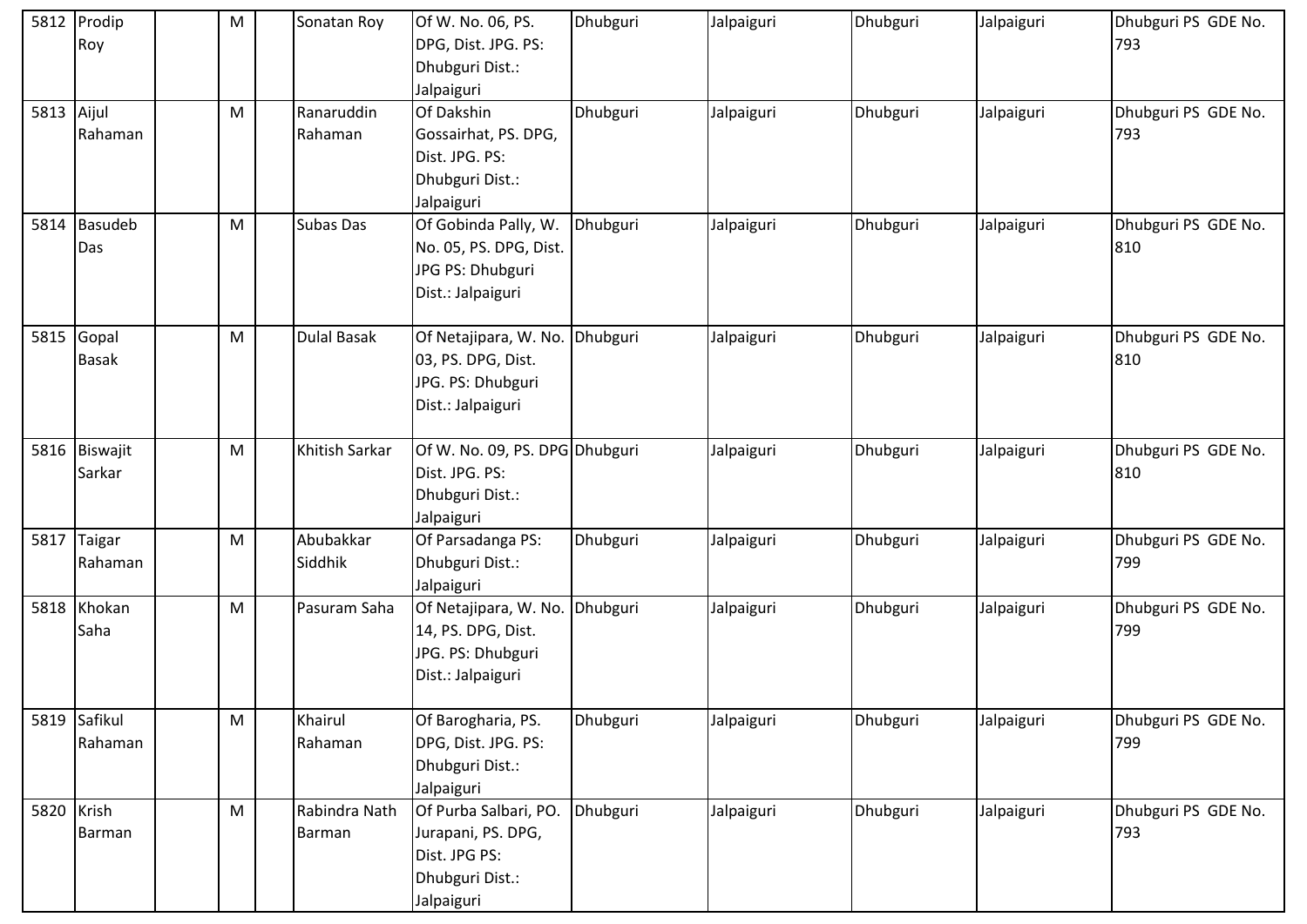| 5812 | Prodip Roy | | M | | Sonatan Roy | Of W. No. 06, PS. DPG, Dist. JPG. PS: Dhubguri Dist.: Jalpaiguri | Dhubguri | Jalpaiguri | Dhubguri | Jalpaiguri | Dhubguri PS GDE No. 793 |
|---|---|---|---|---|---|---|---|---|---|---|---|
| 5813 | Aijul Rahaman | | M | | Ranaruddin Rahaman | Of Dakshin Gossairhat, PS. DPG, Dist. JPG. PS: Dhubguri Dist.: Jalpaiguri | Dhubguri | Jalpaiguri | Dhubguri | Jalpaiguri | Dhubguri PS GDE No. 793 |
| 5814 | Basudeb Das | | M | | Subas Das | Of Gobinda Pally, W. No. 05, PS. DPG, Dist. JPG PS: Dhubguri Dist.: Jalpaiguri | Dhubguri | Jalpaiguri | Dhubguri | Jalpaiguri | Dhubguri PS GDE No. 810 |
| 5815 | Gopal Basak | | M | | Dulal Basak | Of Netajipara, W. No. 03, PS. DPG, Dist. JPG. PS: Dhubguri Dist.: Jalpaiguri | Dhubguri | Jalpaiguri | Dhubguri | Jalpaiguri | Dhubguri PS GDE No. 810 |
| 5816 | Biswajit Sarkar | | M | | Khitish Sarkar | Of W. No. 09, PS. DPG Dist. JPG. PS: Dhubguri Dist.: Jalpaiguri | Dhubguri | Jalpaiguri | Dhubguri | Jalpaiguri | Dhubguri PS GDE No. 810 |
| 5817 | Taigar Rahaman | | M | | Abubakkar Siddhik | Of Parsadanga PS: Dhubguri Dist.: Jalpaiguri | Dhubguri | Jalpaiguri | Dhubguri | Jalpaiguri | Dhubguri PS GDE No. 799 |
| 5818 | Khokan Saha | | M | | Pasuram Saha | Of Netajipara, W. No. 14, PS. DPG, Dist. JPG. PS: Dhubguri Dist.: Jalpaiguri | Dhubguri | Jalpaiguri | Dhubguri | Jalpaiguri | Dhubguri PS GDE No. 799 |
| 5819 | Safikul Rahaman | | M | | Khairul Rahaman | Of Barogharia, PS. DPG, Dist. JPG. PS: Dhubguri Dist.: Jalpaiguri | Dhubguri | Jalpaiguri | Dhubguri | Jalpaiguri | Dhubguri PS GDE No. 799 |
| 5820 | Krish Barman | | M | | Rabindra Nath Barman | Of Purba Salbari, PO. Jurapani, PS. DPG, Dist. JPG PS: Dhubguri Dist.: Jalpaiguri | Dhubguri | Jalpaiguri | Dhubguri | Jalpaiguri | Dhubguri PS GDE No. 793 |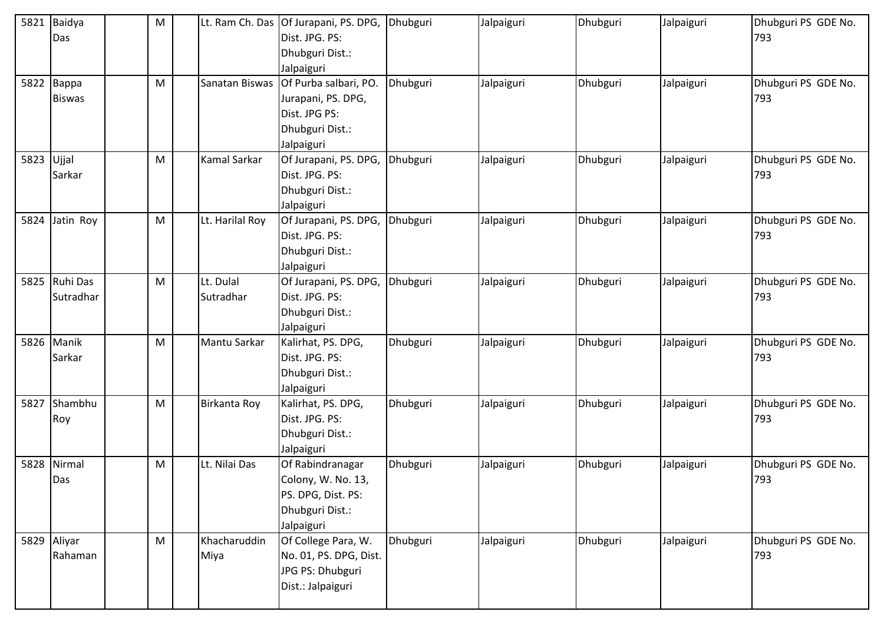| 5821 | Baidya Das | | M | | Lt. Ram Ch. Das | Of Jurapani, PS. DPG, Dist. JPG. PS: Dhubguri Dist.: Jalpaiguri | Dhubguri | Jalpaiguri | Dhubguri | Jalpaiguri | Dhubguri PS GDE No. 793 |
|---|---|---|---|---|---|---|---|---|---|---|---|
| 5822 | Bappa Biswas | | M | | Sanatan Biswas | Of Purba salbari, PO. Jurapani, PS. DPG, Dist. JPG PS: Dhubguri Dist.: Jalpaiguri | Dhubguri | Jalpaiguri | Dhubguri | Jalpaiguri | Dhubguri PS GDE No. 793 |
| 5823 | Ujjal Sarkar | | M | | Kamal Sarkar | Of Jurapani, PS. DPG, Dist. JPG. PS: Dhubguri Dist.: Jalpaiguri | Dhubguri | Jalpaiguri | Dhubguri | Jalpaiguri | Dhubguri PS GDE No. 793 |
| 5824 | Jatin Roy | | M | | Lt. Harilal Roy | Of Jurapani, PS. DPG, Dist. JPG. PS: Dhubguri Dist.: Jalpaiguri | Dhubguri | Jalpaiguri | Dhubguri | Jalpaiguri | Dhubguri PS GDE No. 793 |
| 5825 | Ruhi Das Sutradhar | | M | | Lt. Dulal Sutradhar | Of Jurapani, PS. DPG, Dist. JPG. PS: Dhubguri Dist.: Jalpaiguri | Dhubguri | Jalpaiguri | Dhubguri | Jalpaiguri | Dhubguri PS GDE No. 793 |
| 5826 | Manik Sarkar | | M | | Mantu Sarkar | Kalirhat, PS. DPG, Dist. JPG. PS: Dhubguri Dist.: Jalpaiguri | Dhubguri | Jalpaiguri | Dhubguri | Jalpaiguri | Dhubguri PS GDE No. 793 |
| 5827 | Shambhu Roy | | M | | Birkanta Roy | Kalirhat, PS. DPG, Dist. JPG. PS: Dhubguri Dist.: Jalpaiguri | Dhubguri | Jalpaiguri | Dhubguri | Jalpaiguri | Dhubguri PS GDE No. 793 |
| 5828 | Nirmal Das | | M | | Lt. Nilai Das | Of Rabindranagar Colony, W. No. 13, PS. DPG, Dist. PS: Dhubguri Dist.: Jalpaiguri | Dhubguri | Jalpaiguri | Dhubguri | Jalpaiguri | Dhubguri PS GDE No. 793 |
| 5829 | Aliyar Rahaman | | M | | Khacharuddin Miya | Of College Para, W. No. 01, PS. DPG, Dist. JPG PS: Dhubguri Dist.: Jalpaiguri | Dhubguri | Jalpaiguri | Dhubguri | Jalpaiguri | Dhubguri PS GDE No. 793 |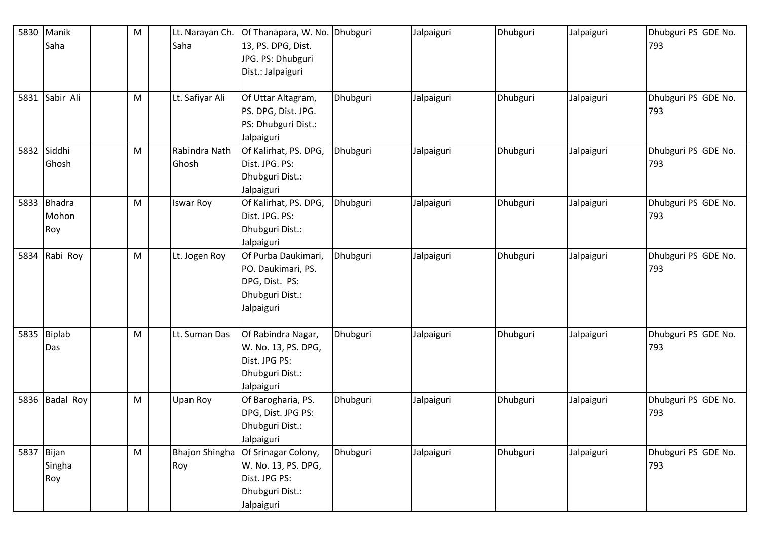| 5830 | Manik Saha | | M | | Lt. Narayan Ch. Saha | Of Thanapara, W. No. 13, PS. DPG, Dist. JPG. PS: Dhubguri Dist.: Jalpaiguri | Dhubguri | Jalpaiguri | Dhubguri | Jalpaiguri | Dhubguri PS GDE No. 793 |
|---|---|---|---|---|---|---|---|---|---|---|---|
| 5831 | Sabir Ali | | M | | Lt. Safiyar Ali | Of Uttar Altagram, PS. DPG, Dist. JPG. PS: Dhubguri Dist.: Jalpaiguri | Dhubguri | Jalpaiguri | Dhubguri | Jalpaiguri | Dhubguri PS GDE No. 793 |
| 5832 | Siddhi Ghosh | | M | | Rabindra Nath Ghosh | Of Kalirhat, PS. DPG, Dist. JPG. PS: Dhubguri Dist.: Jalpaiguri | Dhubguri | Jalpaiguri | Dhubguri | Jalpaiguri | Dhubguri PS GDE No. 793 |
| 5833 | Bhadra Mohon Roy | | M | | Iswar Roy | Of Kalirhat, PS. DPG, Dist. JPG. PS: Dhubguri Dist.: Jalpaiguri | Dhubguri | Jalpaiguri | Dhubguri | Jalpaiguri | Dhubguri PS GDE No. 793 |
| 5834 | Rabi Roy | | M | | Lt. Jogen Roy | Of Purba Daukimari, PO. Daukimari, PS. DPG, Dist. PS: Dhubguri Dist.: Jalpaiguri | Dhubguri | Jalpaiguri | Dhubguri | Jalpaiguri | Dhubguri PS GDE No. 793 |
| 5835 | Biplab Das | | M | | Lt. Suman Das | Of Rabindra Nagar, W. No. 13, PS. DPG, Dist. JPG PS: Dhubguri Dist.: Jalpaiguri | Dhubguri | Jalpaiguri | Dhubguri | Jalpaiguri | Dhubguri PS GDE No. 793 |
| 5836 | Badal Roy | | M | | Upan Roy | Of Barogharia, PS. DPG, Dist. JPG PS: Dhubguri Dist.: Jalpaiguri | Dhubguri | Jalpaiguri | Dhubguri | Jalpaiguri | Dhubguri PS GDE No. 793 |
| 5837 | Bijan Singha Roy | | M | | Bhajon Shingha Roy | Of Srinagar Colony, W. No. 13, PS. DPG, Dist. JPG PS: Dhubguri Dist.: Jalpaiguri | Dhubguri | Jalpaiguri | Dhubguri | Jalpaiguri | Dhubguri PS GDE No. 793 |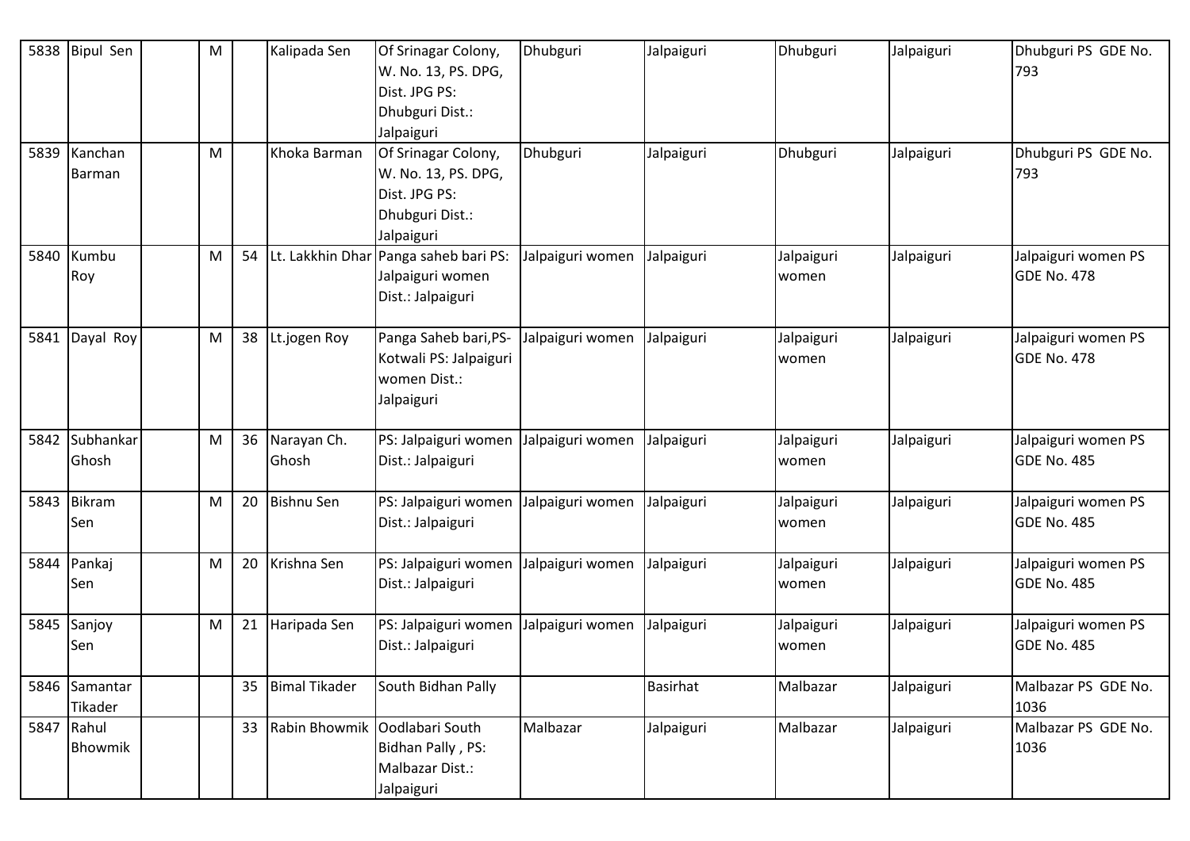| 5838 | Bipul Sen | | M | | Kalipada Sen | Of Srinagar Colony, W. No. 13, PS. DPG, Dist. JPG PS: Dhubguri Dist.: Jalpaiguri | Dhubguri | Jalpaiguri | Dhubguri | Jalpaiguri | Dhubguri PS GDE No. 793 |
|---|---|---|---|---|---|---|---|---|---|---|---|
| 5839 | Kanchan Barman | | M | | Khoka Barman | Of Srinagar Colony, W. No. 13, PS. DPG, Dist. JPG PS: Dhubguri Dist.: Jalpaiguri | Dhubguri | Jalpaiguri | Dhubguri | Jalpaiguri | Dhubguri PS GDE No. 793 |
| 5840 | Kumbu Roy | | M | 54 | Lt. Lakkhin Dhar | Panga saheb bari PS: Jalpaiguri women Dist.: Jalpaiguri | Jalpaiguri women | Jalpaiguri | Jalpaiguri women | Jalpaiguri | Jalpaiguri women PS GDE No. 478 |
| 5841 | Dayal Roy | | M | 38 | Lt.jogen Roy | Panga Saheb bari,PS-Kotwali PS: Jalpaiguri women Dist.: Jalpaiguri | Jalpaiguri women | Jalpaiguri | Jalpaiguri women | Jalpaiguri | Jalpaiguri women PS GDE No. 478 |
| 5842 | Subhankar Ghosh | | M | 36 | Narayan Ch. Ghosh | PS: Jalpaiguri women Dist.: Jalpaiguri | Jalpaiguri women | Jalpaiguri | Jalpaiguri women | Jalpaiguri | Jalpaiguri women PS GDE No. 485 |
| 5843 | Bikram Sen | | M | 20 | Bishnu Sen | PS: Jalpaiguri women Dist.: Jalpaiguri | Jalpaiguri women | Jalpaiguri | Jalpaiguri women | Jalpaiguri | Jalpaiguri women PS GDE No. 485 |
| 5844 | Pankaj Sen | | M | 20 | Krishna Sen | PS: Jalpaiguri women Dist.: Jalpaiguri | Jalpaiguri women | Jalpaiguri | Jalpaiguri women | Jalpaiguri | Jalpaiguri women PS GDE No. 485 |
| 5845 | Sanjoy Sen | | M | 21 | Haripada Sen | PS: Jalpaiguri women Dist.: Jalpaiguri | Jalpaiguri women | Jalpaiguri | Jalpaiguri women | Jalpaiguri | Jalpaiguri women PS GDE No. 485 |
| 5846 | Samantar Tikader | | | 35 | Bimal Tikader | South Bidhan Pally | | Basirhat | Malbazar | Jalpaiguri | Malbazar PS GDE No. 1036 |
| 5847 | Rahul Bhowmik | | | 33 | Rabin Bhowmik | Oodlabari South Bidhan Pally , PS: Malbazar Dist.: Jalpaiguri | Malbazar | Jalpaiguri | Malbazar | Jalpaiguri | Malbazar PS GDE No. 1036 |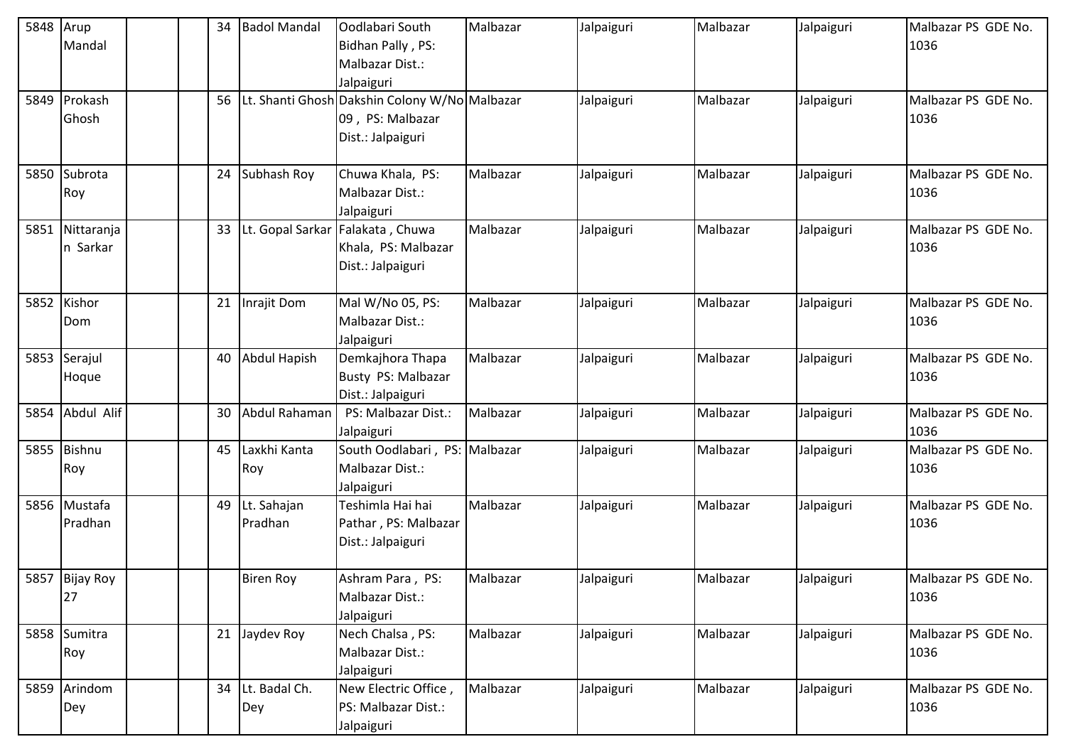| | | | | | | | | | | | |
|---|---|---|---|---|---|---|---|---|---|---|---|
| 5848 | Arup Mandal | | | 34 | Badol Mandal | Oodlabari South Bidhan Pally , PS: Malbazar Dist.: Jalpaiguri | Malbazar | Jalpaiguri | Malbazar | Jalpaiguri | Malbazar PS GDE No. 1036 |
| 5849 | Prokash Ghosh | | | 56 | Lt. Shanti Ghosh | Dakshin Colony W/No 09 , PS: Malbazar Dist.: Jalpaiguri | Malbazar | Jalpaiguri | Malbazar | Jalpaiguri | Malbazar PS GDE No. 1036 |
| 5850 | Subrota Roy | | | 24 | Subhash Roy | Chuwa Khala, PS: Malbazar Dist.: Jalpaiguri | Malbazar | Jalpaiguri | Malbazar | Jalpaiguri | Malbazar PS GDE No. 1036 |
| 5851 | Nittaranjan Sarkar | | | 33 | Lt. Gopal Sarkar | Falakata , Chuwa Khala, PS: Malbazar Dist.: Jalpaiguri | Malbazar | Jalpaiguri | Malbazar | Jalpaiguri | Malbazar PS GDE No. 1036 |
| 5852 | Kishor Dom | | | 21 | Inrajit Dom | Mal W/No 05, PS: Malbazar Dist.: Jalpaiguri | Malbazar | Jalpaiguri | Malbazar | Jalpaiguri | Malbazar PS GDE No. 1036 |
| 5853 | Serajul Hoque | | | 40 | Abdul Hapish | Demkajhora Thapa Busty PS: Malbazar Dist.: Jalpaiguri | Malbazar | Jalpaiguri | Malbazar | Jalpaiguri | Malbazar PS GDE No. 1036 |
| 5854 | Abdul Alif | | | 30 | Abdul Rahaman | PS: Malbazar Dist.: Jalpaiguri | Malbazar | Jalpaiguri | Malbazar | Jalpaiguri | Malbazar PS GDE No. 1036 |
| 5855 | Bishnu Roy | | | 45 | Laxkhi Kanta Roy | South Oodlabari , PS: Malbazar Dist.: Jalpaiguri | Malbazar | Jalpaiguri | Malbazar | Jalpaiguri | Malbazar PS GDE No. 1036 |
| 5856 | Mustafa Pradhan | | | 49 | Lt. Sahajan Pradhan | Teshimla Hai hai Pathar , PS: Malbazar Dist.: Jalpaiguri | Malbazar | Jalpaiguri | Malbazar | Jalpaiguri | Malbazar PS GDE No. 1036 |
| 5857 | Bijay Roy 27 | | | | Biren Roy | Ashram Para , PS: Malbazar Dist.: Jalpaiguri | Malbazar | Jalpaiguri | Malbazar | Jalpaiguri | Malbazar PS GDE No. 1036 |
| 5858 | Sumitra Roy | | | 21 | Jaydev Roy | Nech Chalsa , PS: Malbazar Dist.: Jalpaiguri | Malbazar | Jalpaiguri | Malbazar | Jalpaiguri | Malbazar PS GDE No. 1036 |
| 5859 | Arindom Dey | | | 34 | Lt. Badal Ch. Dey | New Electric Office , PS: Malbazar Dist.: Jalpaiguri | Malbazar | Jalpaiguri | Malbazar | Jalpaiguri | Malbazar PS GDE No. 1036 |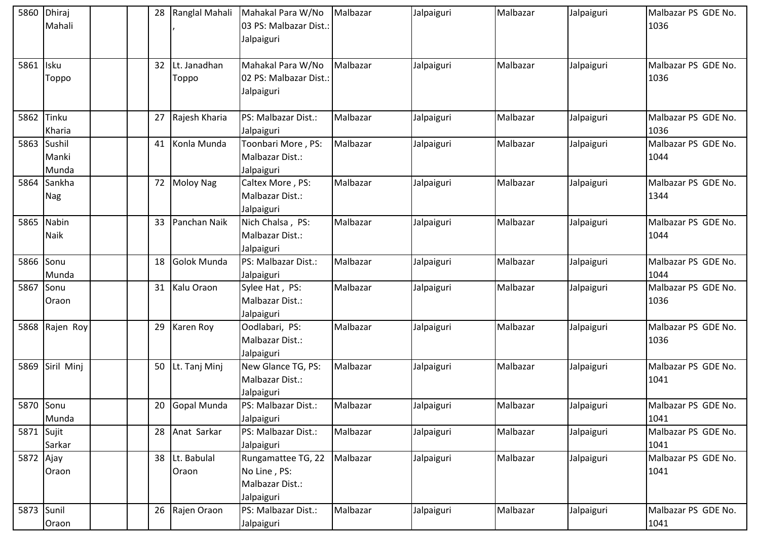| 5860 | Dhiraj Mahali | | | 28 | Ranglal Mahali , | Mahakal Para W/No 03 PS: Malbazar Dist.: Jalpaiguri | Malbazar | Jalpaiguri | Malbazar | Jalpaiguri | Malbazar PS GDE No. 1036 |
|---|---|---|---|---|---|---|---|---|---|---|---|
| 5861 | Isku Toppo | | | 32 | Lt. Janadhan Toppo | Mahakal Para W/No 02 PS: Malbazar Dist.: Jalpaiguri | Malbazar | Jalpaiguri | Malbazar | Jalpaiguri | Malbazar PS GDE No. 1036 |
| 5862 | Tinku Kharia | | | 27 | Rajesh Kharia | PS: Malbazar Dist.: Jalpaiguri | Malbazar | Jalpaiguri | Malbazar | Jalpaiguri | Malbazar PS GDE No. 1036 |
| 5863 | Sushil Manki Munda | | | 41 | Konla Munda | Toonbari More , PS: Malbazar Dist.: Jalpaiguri | Malbazar | Jalpaiguri | Malbazar | Jalpaiguri | Malbazar PS GDE No. 1044 |
| 5864 | Sankha Nag | | | 72 | Moloy Nag | Caltex More , PS: Malbazar Dist.: Jalpaiguri | Malbazar | Jalpaiguri | Malbazar | Jalpaiguri | Malbazar PS GDE No. 1344 |
| 5865 | Nabin Naik | | | 33 | Panchan Naik | Nich Chalsa , PS: Malbazar Dist.: Jalpaiguri | Malbazar | Jalpaiguri | Malbazar | Jalpaiguri | Malbazar PS GDE No. 1044 |
| 5866 | Sonu Munda | | | 18 | Golok Munda | PS: Malbazar Dist.: Jalpaiguri | Malbazar | Jalpaiguri | Malbazar | Jalpaiguri | Malbazar PS GDE No. 1044 |
| 5867 | Sonu Oraon | | | 31 | Kalu Oraon | Sylee Hat , PS: Malbazar Dist.: Jalpaiguri | Malbazar | Jalpaiguri | Malbazar | Jalpaiguri | Malbazar PS GDE No. 1036 |
| 5868 | Rajen Roy | | | 29 | Karen Roy | Oodlabari, PS: Malbazar Dist.: Jalpaiguri | Malbazar | Jalpaiguri | Malbazar | Jalpaiguri | Malbazar PS GDE No. 1036 |
| 5869 | Siril Minj | | | 50 | Lt. Tanj Minj | New Glance TG, PS: Malbazar Dist.: Jalpaiguri | Malbazar | Jalpaiguri | Malbazar | Jalpaiguri | Malbazar PS GDE No. 1041 |
| 5870 | Sonu Munda | | | 20 | Gopal Munda | PS: Malbazar Dist.: Jalpaiguri | Malbazar | Jalpaiguri | Malbazar | Jalpaiguri | Malbazar PS GDE No. 1041 |
| 5871 | Sujit Sarkar | | | 28 | Anat Sarkar | PS: Malbazar Dist.: Jalpaiguri | Malbazar | Jalpaiguri | Malbazar | Jalpaiguri | Malbazar PS GDE No. 1041 |
| 5872 | Ajay Oraon | | | 38 | Lt. Babulal Oraon | Rungamattee TG, 22 No Line , PS: Malbazar Dist.: Jalpaiguri | Malbazar | Jalpaiguri | Malbazar | Jalpaiguri | Malbazar PS GDE No. 1041 |
| 5873 | Sunil Oraon | | | 26 | Rajen Oraon | PS: Malbazar Dist.: Jalpaiguri | Malbazar | Jalpaiguri | Malbazar | Jalpaiguri | Malbazar PS GDE No. 1041 |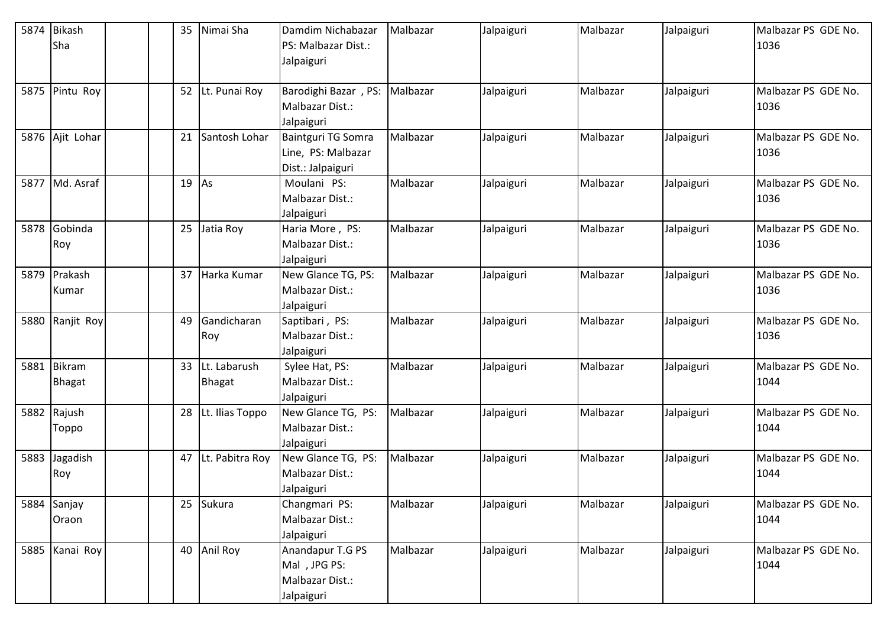| | | | | | | | | | | | |
|---|---|---|---|---|---|---|---|---|---|---|---|
| 5874 | Bikash Sha | | | 35 | Nimai Sha | Damdim Nichabazar PS: Malbazar Dist.: Jalpaiguri | Malbazar | Jalpaiguri | Malbazar | Jalpaiguri | Malbazar PS GDE No. 1036 |
| 5875 | Pintu Roy | | | 52 | Lt. Punai Roy | Barodighi Bazar , PS: Malbazar Dist.: Jalpaiguri | Malbazar | Jalpaiguri | Malbazar | Jalpaiguri | Malbazar PS GDE No. 1036 |
| 5876 | Ajit Lohar | | | 21 | Santosh Lohar | Baintguri TG Somra Line, PS: Malbazar Dist.: Jalpaiguri | Malbazar | Jalpaiguri | Malbazar | Jalpaiguri | Malbazar PS GDE No. 1036 |
| 5877 | Md. Asraf | | | 19 | As | Moulani PS: Malbazar Dist.: Jalpaiguri | Malbazar | Jalpaiguri | Malbazar | Jalpaiguri | Malbazar PS GDE No. 1036 |
| 5878 | Gobinda Roy | | | 25 | Jatia Roy | Haria More , PS: Malbazar Dist.: Jalpaiguri | Malbazar | Jalpaiguri | Malbazar | Jalpaiguri | Malbazar PS GDE No. 1036 |
| 5879 | Prakash Kumar | | | 37 | Harka Kumar | New Glance TG, PS: Malbazar Dist.: Jalpaiguri | Malbazar | Jalpaiguri | Malbazar | Jalpaiguri | Malbazar PS GDE No. 1036 |
| 5880 | Ranjit Roy | | | 49 | Gandicharan Roy | Saptibari , PS: Malbazar Dist.: Jalpaiguri | Malbazar | Jalpaiguri | Malbazar | Jalpaiguri | Malbazar PS GDE No. 1036 |
| 5881 | Bikram Bhagat | | | 33 | Lt. Labarush Bhagat | Sylee Hat, PS: Malbazar Dist.: Jalpaiguri | Malbazar | Jalpaiguri | Malbazar | Jalpaiguri | Malbazar PS GDE No. 1044 |
| 5882 | Rajush Toppo | | | 28 | Lt. Ilias Toppo | New Glance TG, PS: Malbazar Dist.: Jalpaiguri | Malbazar | Jalpaiguri | Malbazar | Jalpaiguri | Malbazar PS GDE No. 1044 |
| 5883 | Jagadish Roy | | | 47 | Lt. Pabitra Roy | New Glance TG, PS: Malbazar Dist.: Jalpaiguri | Malbazar | Jalpaiguri | Malbazar | Jalpaiguri | Malbazar PS GDE No. 1044 |
| 5884 | Sanjay Oraon | | | 25 | Sukura | Changmari PS: Malbazar Dist.: Jalpaiguri | Malbazar | Jalpaiguri | Malbazar | Jalpaiguri | Malbazar PS GDE No. 1044 |
| 5885 | Kanai Roy | | | 40 | Anil Roy | Anandapur T.G PS Mal , JPG PS: Malbazar Dist.: Jalpaiguri | Malbazar | Jalpaiguri | Malbazar | Jalpaiguri | Malbazar PS GDE No. 1044 |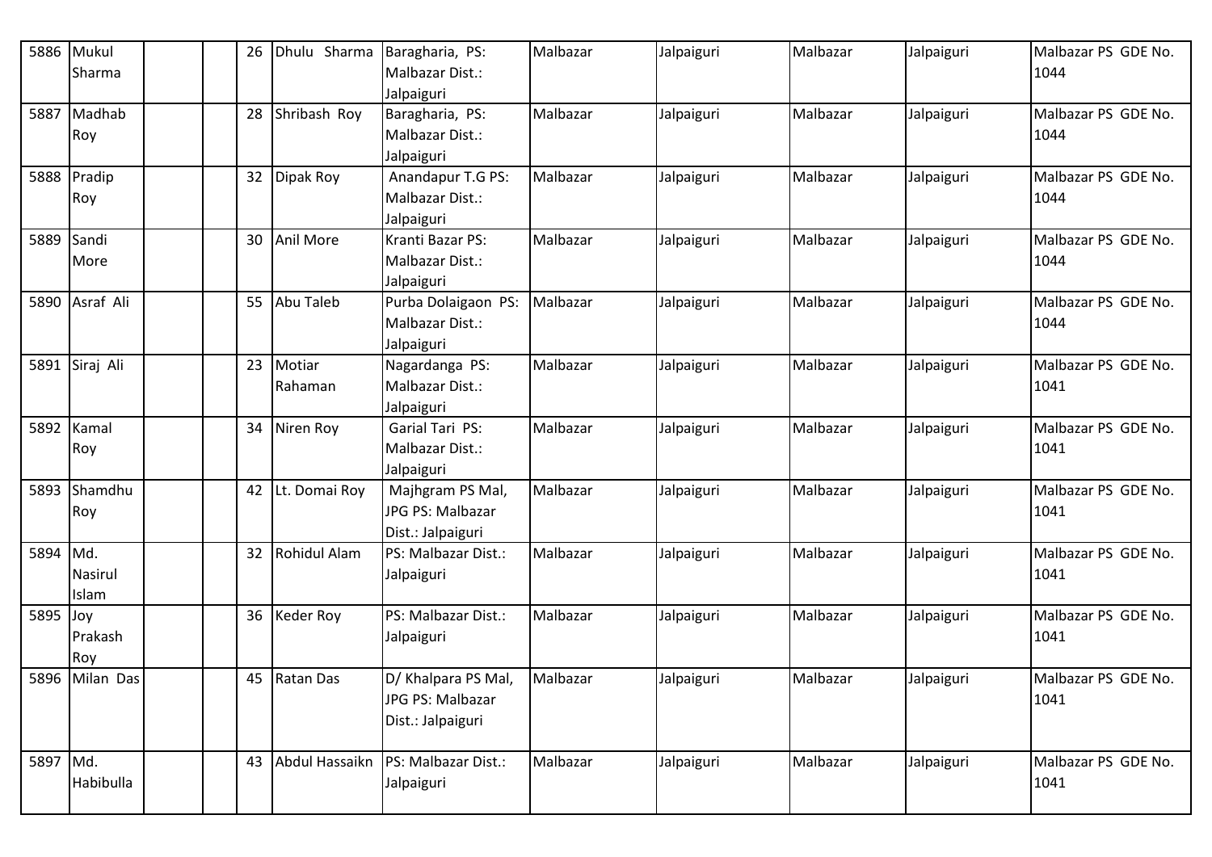| 5886 | Mukul Sharma | | | 26 | Dhulu Sharma | Baragharia, PS: Malbazar Dist.: Jalpaiguri | Malbazar | Jalpaiguri | Malbazar | Jalpaiguri | Malbazar PS GDE No. 1044 |
|---|---|---|---|---|---|---|---|---|---|---|---|
| 5887 | Madhab Roy | | | 28 | Shribash Roy | Baragharia, PS: Malbazar Dist.: Jalpaiguri | Malbazar | Jalpaiguri | Malbazar | Jalpaiguri | Malbazar PS GDE No. 1044 |
| 5888 | Pradip Roy | | | 32 | Dipak Roy | Anandapur T.G PS: Malbazar Dist.: Jalpaiguri | Malbazar | Jalpaiguri | Malbazar | Jalpaiguri | Malbazar PS GDE No. 1044 |
| 5889 | Sandi More | | | 30 | Anil More | Kranti Bazar PS: Malbazar Dist.: Jalpaiguri | Malbazar | Jalpaiguri | Malbazar | Jalpaiguri | Malbazar PS GDE No. 1044 |
| 5890 | Asraf Ali | | | 55 | Abu Taleb | Purba Dolaigaon PS: Malbazar Dist.: Jalpaiguri | Malbazar | Jalpaiguri | Malbazar | Jalpaiguri | Malbazar PS GDE No. 1044 |
| 5891 | Siraj Ali | | | 23 | Motiar Rahaman | Nagardanga PS: Malbazar Dist.: Jalpaiguri | Malbazar | Jalpaiguri | Malbazar | Jalpaiguri | Malbazar PS GDE No. 1041 |
| 5892 | Kamal Roy | | | 34 | Niren Roy | Garial Tari PS: Malbazar Dist.: Jalpaiguri | Malbazar | Jalpaiguri | Malbazar | Jalpaiguri | Malbazar PS GDE No. 1041 |
| 5893 | Shamdhu Roy | | | 42 | Lt. Domai Roy | Majhgram PS Mal, JPG PS: Malbazar Dist.: Jalpaiguri | Malbazar | Jalpaiguri | Malbazar | Jalpaiguri | Malbazar PS GDE No. 1041 |
| 5894 | Md. Nasirul Islam | | | 32 | Rohidul Alam | PS: Malbazar Dist.: Jalpaiguri | Malbazar | Jalpaiguri | Malbazar | Jalpaiguri | Malbazar PS GDE No. 1041 |
| 5895 | Joy Prakash Roy | | | 36 | Keder Roy | PS: Malbazar Dist.: Jalpaiguri | Malbazar | Jalpaiguri | Malbazar | Jalpaiguri | Malbazar PS GDE No. 1041 |
| 5896 | Milan Das | | | 45 | Ratan Das | D/ Khalpara PS Mal, JPG PS: Malbazar Dist.: Jalpaiguri | Malbazar | Jalpaiguri | Malbazar | Jalpaiguri | Malbazar PS GDE No. 1041 |
| 5897 | Md. Habibulla | | | 43 | Abdul Hassaikn | PS: Malbazar Dist.: Jalpaiguri | Malbazar | Jalpaiguri | Malbazar | Jalpaiguri | Malbazar PS GDE No. 1041 |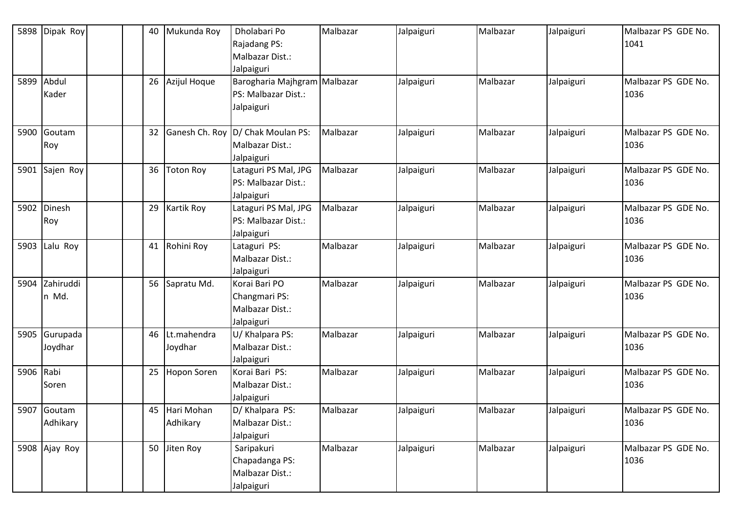| | | | | | | | | | | |
|---|---|---|---|---|---|---|---|---|---|---|
| 5898 | Dipak Roy | | | 40 | Mukunda Roy | Dholabari Po Rajadang PS: Malbazar Dist.: Jalpaiguri | Malbazar | Jalpaiguri | Malbazar | Jalpaiguri | Malbazar PS GDE No. 1041 |
| 5899 | Abdul Kader | | | 26 | Azijul Hoque | Barogharia Majhgram PS: Malbazar Dist.: Jalpaiguri | Malbazar | Jalpaiguri | Malbazar | Jalpaiguri | Malbazar PS GDE No. 1036 |
| 5900 | Goutam Roy | | | 32 | Ganesh Ch. Roy | D/ Chak Moulan PS: Malbazar Dist.: Jalpaiguri | Malbazar | Jalpaiguri | Malbazar | Jalpaiguri | Malbazar PS GDE No. 1036 |
| 5901 | Sajen Roy | | | 36 | Toton Roy | Lataguri PS Mal, JPG PS: Malbazar Dist.: Jalpaiguri | Malbazar | Jalpaiguri | Malbazar | Jalpaiguri | Malbazar PS GDE No. 1036 |
| 5902 | Dinesh Roy | | | 29 | Kartik Roy | Lataguri PS Mal, JPG PS: Malbazar Dist.: Jalpaiguri | Malbazar | Jalpaiguri | Malbazar | Jalpaiguri | Malbazar PS GDE No. 1036 |
| 5903 | Lalu Roy | | | 41 | Rohini Roy | Lataguri PS: Malbazar Dist.: Jalpaiguri | Malbazar | Jalpaiguri | Malbazar | Jalpaiguri | Malbazar PS GDE No. 1036 |
| 5904 | Zahiruddin Md. | | | 56 | Sapratu Md. | Korai Bari PO Changmari PS: Malbazar Dist.: Jalpaiguri | Malbazar | Jalpaiguri | Malbazar | Jalpaiguri | Malbazar PS GDE No. 1036 |
| 5905 | Gurupada Joydhar | | | 46 | Lt.mahendra Joydhar | U/ Khalpara PS: Malbazar Dist.: Jalpaiguri | Malbazar | Jalpaiguri | Malbazar | Jalpaiguri | Malbazar PS GDE No. 1036 |
| 5906 | Rabi Soren | | | 25 | Hopon Soren | Korai Bari PS: Malbazar Dist.: Jalpaiguri | Malbazar | Jalpaiguri | Malbazar | Jalpaiguri | Malbazar PS GDE No. 1036 |
| 5907 | Goutam Adhikary | | | 45 | Hari Mohan Adhikary | D/ Khalpara PS: Malbazar Dist.: Jalpaiguri | Malbazar | Jalpaiguri | Malbazar | Jalpaiguri | Malbazar PS GDE No. 1036 |
| 5908 | Ajay Roy | | | 50 | Jiten Roy | Saripakuri Chapadanga PS: Malbazar Dist.: Jalpaiguri | Malbazar | Jalpaiguri | Malbazar | Jalpaiguri | Malbazar PS GDE No. 1036 |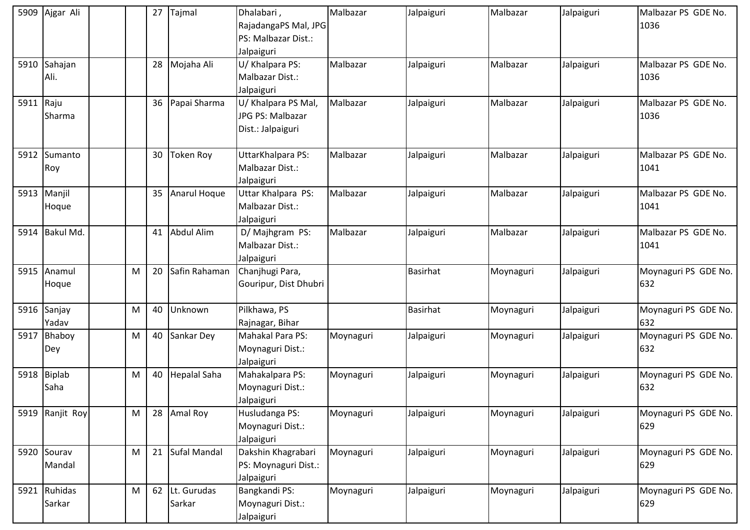| 5909 | Ajgar Ali | | | 27 | Tajmal | Dhalabari , RajadangaPS Mal, JPG PS: Malbazar Dist.: Jalpaiguri | Malbazar | Jalpaiguri | Malbazar | Jalpaiguri | Malbazar PS GDE No. 1036 |
|---|---|---|---|---|---|---|---|---|---|---|---|
| 5910 | Sahajan Ali. | | | 28 | Mojaha Ali | U/ Khalpara PS: Malbazar Dist.: Jalpaiguri | Malbazar | Jalpaiguri | Malbazar | Jalpaiguri | Malbazar PS GDE No. 1036 |
| 5911 | Raju Sharma | | | 36 | Papai Sharma | U/ Khalpara PS Mal, JPG PS: Malbazar Dist.: Jalpaiguri | Malbazar | Jalpaiguri | Malbazar | Jalpaiguri | Malbazar PS GDE No. 1036 |
| 5912 | Sumanto Roy | | | 30 | Token Roy | UttarKhalpara PS: Malbazar Dist.: Jalpaiguri | Malbazar | Jalpaiguri | Malbazar | Jalpaiguri | Malbazar PS GDE No. 1041 |
| 5913 | Manjil Hoque | | | 35 | Anarul Hoque | Uttar Khalpara PS: Malbazar Dist.: Jalpaiguri | Malbazar | Jalpaiguri | Malbazar | Jalpaiguri | Malbazar PS GDE No. 1041 |
| 5914 | Bakul Md. | | | 41 | Abdul Alim | D/ Majhgram PS: Malbazar Dist.: Jalpaiguri | Malbazar | Jalpaiguri | Malbazar | Jalpaiguri | Malbazar PS GDE No. 1041 |
| 5915 | Anamul Hoque | | M | 20 | Safin Rahaman | Chanjhugi Para, Gouripur, Dist Dhubri | | Basirhat | Moynaguri | Jalpaiguri | Moynaguri PS GDE No. 632 |
| 5916 | Sanjay Yadav | | M | 40 | Unknown | Pilkhawa, PS Rajnagar, Bihar | | Basirhat | Moynaguri | Jalpaiguri | Moynaguri PS GDE No. 632 |
| 5917 | Bhaboy Dey | | M | 40 | Sankar Dey | Mahakal Para PS: Moynaguri Dist.: Jalpaiguri | Moynaguri | Jalpaiguri | Moynaguri | Jalpaiguri | Moynaguri PS GDE No. 632 |
| 5918 | Biplab Saha | | M | 40 | Hepalal Saha | Mahakalpara PS: Moynaguri Dist.: Jalpaiguri | Moynaguri | Jalpaiguri | Moynaguri | Jalpaiguri | Moynaguri PS GDE No. 632 |
| 5919 | Ranjit Roy | | M | 28 | Amal Roy | Husludanga PS: Moynaguri Dist.: Jalpaiguri | Moynaguri | Jalpaiguri | Moynaguri | Jalpaiguri | Moynaguri PS GDE No. 629 |
| 5920 | Sourav Mandal | | M | 21 | Sufal Mandal | Dakshin Khagrabari PS: Moynaguri Dist.: Jalpaiguri | Moynaguri | Jalpaiguri | Moynaguri | Jalpaiguri | Moynaguri PS GDE No. 629 |
| 5921 | Ruhidas Sarkar | | M | 62 | Lt. Gurudas Sarkar | Bangkandi PS: Moynaguri Dist.: Jalpaiguri | Moynaguri | Jalpaiguri | Moynaguri | Jalpaiguri | Moynaguri PS GDE No. 629 |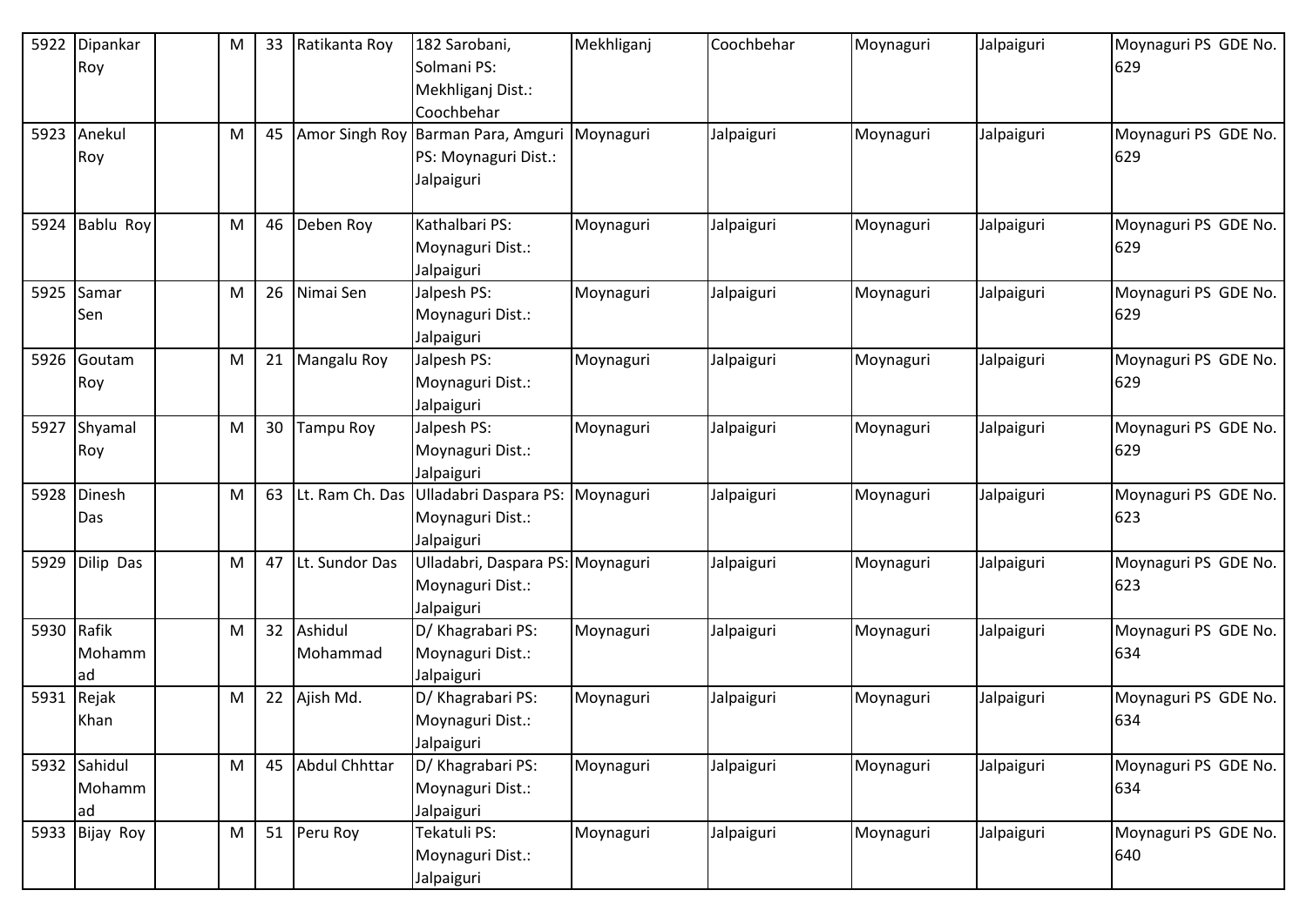| 5922 | Dipankar Roy | | M | 33 | Ratikanta Roy | 182 Sarobani, Solmani PS: Mekhliganj Dist.: Coochbehar | Mekhliganj | Coochbehar | Moynaguri | Jalpaiguri | Moynaguri PS GDE No. 629 |
|---|---|---|---|---|---|---|---|---|---|---|---|
| 5923 | Anekul Roy | | M | 45 | Amor Singh Roy | Barman Para, Amguri PS: Moynaguri Dist.: Jalpaiguri | Moynaguri | Jalpaiguri | Moynaguri | Jalpaiguri | Moynaguri PS GDE No. 629 |
| 5924 | Bablu Roy | | M | 46 | Deben Roy | Kathalbari PS: Moynaguri Dist.: Jalpaiguri | Moynaguri | Jalpaiguri | Moynaguri | Jalpaiguri | Moynaguri PS GDE No. 629 |
| 5925 | Samar Sen | | M | 26 | Nimai Sen | Jalpesh PS: Moynaguri Dist.: Jalpaiguri | Moynaguri | Jalpaiguri | Moynaguri | Jalpaiguri | Moynaguri PS GDE No. 629 |
| 5926 | Goutam Roy | | M | 21 | Mangalu Roy | Jalpesh PS: Moynaguri Dist.: Jalpaiguri | Moynaguri | Jalpaiguri | Moynaguri | Jalpaiguri | Moynaguri PS GDE No. 629 |
| 5927 | Shyamal Roy | | M | 30 | Tampu Roy | Jalpesh PS: Moynaguri Dist.: Jalpaiguri | Moynaguri | Jalpaiguri | Moynaguri | Jalpaiguri | Moynaguri PS GDE No. 629 |
| 5928 | Dinesh Das | | M | 63 | Lt. Ram Ch. Das | Ulladabri Daspara PS: Moynaguri Dist.: Jalpaiguri | Moynaguri | Jalpaiguri | Moynaguri | Jalpaiguri | Moynaguri PS GDE No. 623 |
| 5929 | Dilip Das | | M | 47 | Lt. Sundor Das | Ulladabri, Daspara PS: Moynaguri Dist.: Jalpaiguri | Moynaguri | Jalpaiguri | Moynaguri | Jalpaiguri | Moynaguri PS GDE No. 623 |
| 5930 | Rafik Mohammad | | M | 32 | Ashidul Mohammad | D/ Khagrabari PS: Moynaguri Dist.: Jalpaiguri | Moynaguri | Jalpaiguri | Moynaguri | Jalpaiguri | Moynaguri PS GDE No. 634 |
| 5931 | Rejak Khan | | M | 22 | Ajish Md. | D/ Khagrabari PS: Moynaguri Dist.: Jalpaiguri | Moynaguri | Jalpaiguri | Moynaguri | Jalpaiguri | Moynaguri PS GDE No. 634 |
| 5932 | Sahidul Mohammad | | M | 45 | Abdul Chhttar | D/ Khagrabari PS: Moynaguri Dist.: Jalpaiguri | Moynaguri | Jalpaiguri | Moynaguri | Jalpaiguri | Moynaguri PS GDE No. 634 |
| 5933 | Bijay Roy | | M | 51 | Peru Roy | Tekatuli PS: Moynaguri Dist.: Jalpaiguri | Moynaguri | Jalpaiguri | Moynaguri | Jalpaiguri | Moynaguri PS GDE No. 640 |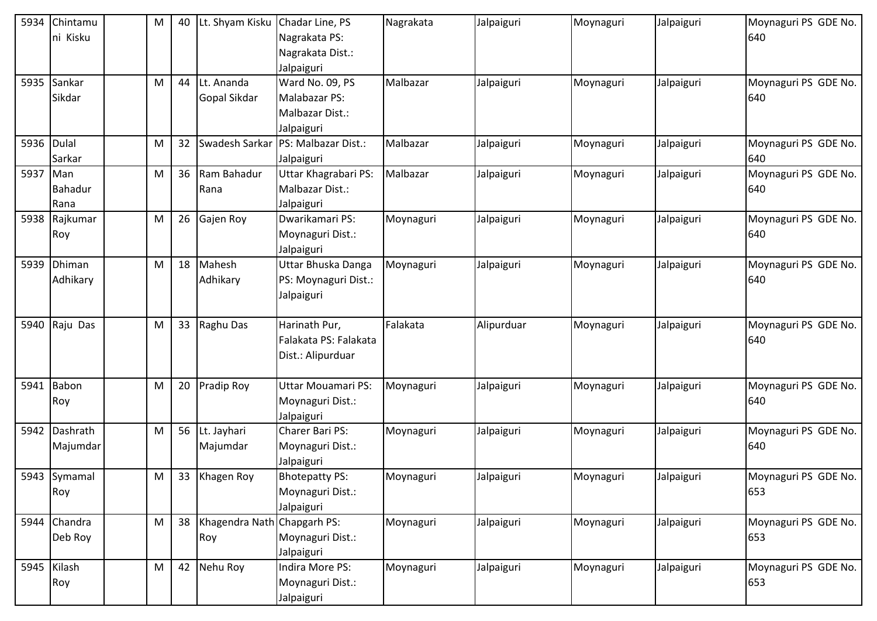| 5934 | Chintamuni Kisku | | M | 40 | Lt. Shyam Kisku | Chadar Line, PS Nagrakata PS: Nagrakata Dist.: Jalpaiguri | Nagrakata | Jalpaiguri | Moynaguri | Jalpaiguri | Moynaguri PS GDE No. 640 |
|---|---|---|---|---|---|---|---|---|---|---|---|
| 5935 | Sankar Sikdar | | M | 44 | Lt. Ananda Gopal Sikdar | Ward No. 09, PS Malabazar PS: Malbazar Dist.: Jalpaiguri | Malbazar | Jalpaiguri | Moynaguri | Jalpaiguri | Moynaguri PS GDE No. 640 |
| 5936 | Dulal Sarkar | | M | 32 | Swadesh Sarkar | PS: Malbazar Dist.: Jalpaiguri | Malbazar | Jalpaiguri | Moynaguri | Jalpaiguri | Moynaguri PS GDE No. 640 |
| 5937 | Man Bahadur Rana | | M | 36 | Ram Bahadur Rana | Uttar Khagrabari PS: Malbazar Dist.: Jalpaiguri | Malbazar | Jalpaiguri | Moynaguri | Jalpaiguri | Moynaguri PS GDE No. 640 |
| 5938 | Rajkumar Roy | | M | 26 | Gajen Roy | Dwarikamari PS: Moynaguri Dist.: Jalpaiguri | Moynaguri | Jalpaiguri | Moynaguri | Jalpaiguri | Moynaguri PS GDE No. 640 |
| 5939 | Dhiman Adhikary | | M | 18 | Mahesh Adhikary | Uttar Bhuska Danga PS: Moynaguri Dist.: Jalpaiguri | Moynaguri | Jalpaiguri | Moynaguri | Jalpaiguri | Moynaguri PS GDE No. 640 |
| 5940 | Raju Das | | M | 33 | Raghu Das | Harinath Pur, Falakata PS: Falakata Dist.: Alipurduar | Falakata | Alipurduar | Moynaguri | Jalpaiguri | Moynaguri PS GDE No. 640 |
| 5941 | Babon Roy | | M | 20 | Pradip Roy | Uttar Mouamari PS: Moynaguri Dist.: Jalpaiguri | Moynaguri | Jalpaiguri | Moynaguri | Jalpaiguri | Moynaguri PS GDE No. 640 |
| 5942 | Dashrath Majumdar | | M | 56 | Lt. Jayhari Majumdar | Charer Bari PS: Moynaguri Dist.: Jalpaiguri | Moynaguri | Jalpaiguri | Moynaguri | Jalpaiguri | Moynaguri PS GDE No. 640 |
| 5943 | Symamal Roy | | M | 33 | Khagen Roy | Bhotepatty PS: Moynaguri Dist.: Jalpaiguri | Moynaguri | Jalpaiguri | Moynaguri | Jalpaiguri | Moynaguri PS GDE No. 653 |
| 5944 | Chandra Deb Roy | | M | 38 | Khagendra Nath Roy | Chapgarh PS: Moynaguri Dist.: Jalpaiguri | Moynaguri | Jalpaiguri | Moynaguri | Jalpaiguri | Moynaguri PS GDE No. 653 |
| 5945 | Kilash Roy | | M | 42 | Nehu Roy | Indira More PS: Moynaguri Dist.: Jalpaiguri | Moynaguri | Jalpaiguri | Moynaguri | Jalpaiguri | Moynaguri PS GDE No. 653 |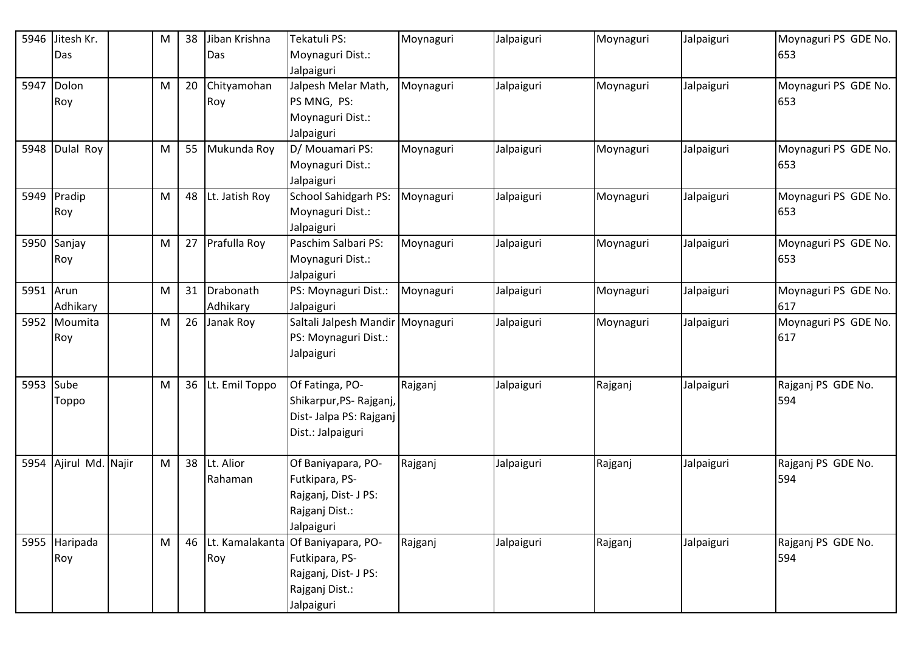| 5946 | Jitesh Kr. Das | | M | 38 | Jiban Krishna Das | Tekatuli PS: Moynaguri Dist.: Jalpaiguri | Moynaguri | Jalpaiguri | Moynaguri | Jalpaiguri | Moynaguri PS GDE No. 653 |
|---|---|---|---|---|---|---|---|---|---|---|---|
| 5947 | Dolon Roy | | M | 20 | Chityamohan Roy | Jalpesh Melar Math, PS MNG, PS: Moynaguri Dist.: Jalpaiguri | Moynaguri | Jalpaiguri | Moynaguri | Jalpaiguri | Moynaguri PS GDE No. 653 |
| 5948 | Dulal Roy | | M | 55 | Mukunda Roy | D/ Mouamari PS: Moynaguri Dist.: Jalpaiguri | Moynaguri | Jalpaiguri | Moynaguri | Jalpaiguri | Moynaguri PS GDE No. 653 |
| 5949 | Pradip Roy | | M | 48 | Lt. Jatish Roy | School Sahidgarh PS: Moynaguri Dist.: Jalpaiguri | Moynaguri | Jalpaiguri | Moynaguri | Jalpaiguri | Moynaguri PS GDE No. 653 |
| 5950 | Sanjay Roy | | M | 27 | Prafulla Roy | Paschim Salbari PS: Moynaguri Dist.: Jalpaiguri | Moynaguri | Jalpaiguri | Moynaguri | Jalpaiguri | Moynaguri PS GDE No. 653 |
| 5951 | Arun Adhikary | | M | 31 | Drabonath Adhikary | PS: Moynaguri Dist.: Jalpaiguri | Moynaguri | Jalpaiguri | Moynaguri | Jalpaiguri | Moynaguri PS GDE No. 617 |
| 5952 | Moumita Roy | | M | 26 | Janak Roy | Saltali Jalpesh Mandir PS: Moynaguri Dist.: Jalpaiguri | Moynaguri | Jalpaiguri | Moynaguri | Jalpaiguri | Moynaguri PS GDE No. 617 |
| 5953 | Sube Toppo | | M | 36 | Lt. Emil Toppo | Of Fatinga, PO-Shikarpur,PS- Rajganj, Dist- Jalpa PS: Rajganj Dist.: Jalpaiguri | Rajganj | Jalpaiguri | Rajganj | Jalpaiguri | Rajganj PS GDE No. 594 |
| 5954 | Ajirul Md. | Najir | M | 38 | Lt. Alior Rahaman | Of Baniyapara, PO-Futkipara, PS-Rajganj, Dist- J PS: Rajganj Dist.: Jalpaiguri | Rajganj | Jalpaiguri | Rajganj | Jalpaiguri | Rajganj PS GDE No. 594 |
| 5955 | Haripada Roy | | M | 46 | Lt. Kamalakanta Roy | Of Baniyapara, PO-Futkipara, PS-Rajganj, Dist- J PS: Rajganj Dist.: Jalpaiguri | Rajganj | Jalpaiguri | Rajganj | Jalpaiguri | Rajganj PS GDE No. 594 |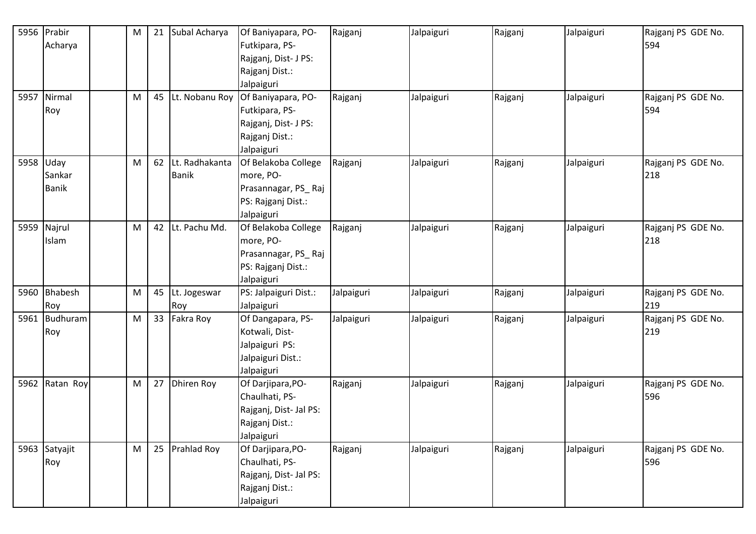| 5956 | Prabir Acharya | | M | 21 | Subal Acharya | Of Baniyapara, PO-Futkipara, PS-Rajganj, Dist- J PS: Rajganj Dist.: Jalpaiguri | Rajganj | Jalpaiguri | Rajganj | Jalpaiguri | Rajganj PS GDE No. 594 |
|---|---|---|---|---|---|---|---|---|---|---|---|
| 5957 | Nirmal Roy | | M | 45 | Lt. Nobanu Roy | Of Baniyapara, PO-Futkipara, PS-Rajganj, Dist- J PS: Rajganj Dist.: Jalpaiguri | Rajganj | Jalpaiguri | Rajganj | Jalpaiguri | Rajganj PS GDE No. 594 |
| 5958 | Uday Sankar Banik | | M | 62 | Lt. Radhakanta Banik | Of Belakoba College more, PO-Prasannagar, PS_ Raj PS: Rajganj Dist.: Jalpaiguri | Rajganj | Jalpaiguri | Rajganj | Jalpaiguri | Rajganj PS GDE No. 218 |
| 5959 | Najrul Islam | | M | 42 | Lt. Pachu Md. | Of Belakoba College more, PO-Prasannagar, PS_ Raj PS: Rajganj Dist.: Jalpaiguri | Rajganj | Jalpaiguri | Rajganj | Jalpaiguri | Rajganj PS GDE No. 218 |
| 5960 | Bhabesh Roy | | M | 45 | Lt. Jogeswar Roy | PS: Jalpaiguri Dist.: Jalpaiguri | Jalpaiguri | Jalpaiguri | Rajganj | Jalpaiguri | Rajganj PS GDE No. 219 |
| 5961 | Budhuram Roy | | M | 33 | Fakra Roy | Of Dangapara, PS-Kotwali, Dist-Jalpaiguri PS: Jalpaiguri Dist.: Jalpaiguri | Jalpaiguri | Jalpaiguri | Rajganj | Jalpaiguri | Rajganj PS GDE No. 219 |
| 5962 | Ratan Roy | | M | 27 | Dhiren Roy | Of Darjipara,PO-Chaulhati, PS-Rajganj, Dist- Jal PS: Rajganj Dist.: Jalpaiguri | Rajganj | Jalpaiguri | Rajganj | Jalpaiguri | Rajganj PS GDE No. 596 |
| 5963 | Satyajit Roy | | M | 25 | Prahlad Roy | Of Darjipara,PO-Chaulhati, PS-Rajganj, Dist- Jal PS: Rajganj Dist.: Jalpaiguri | Rajganj | Jalpaiguri | Rajganj | Jalpaiguri | Rajganj PS GDE No. 596 |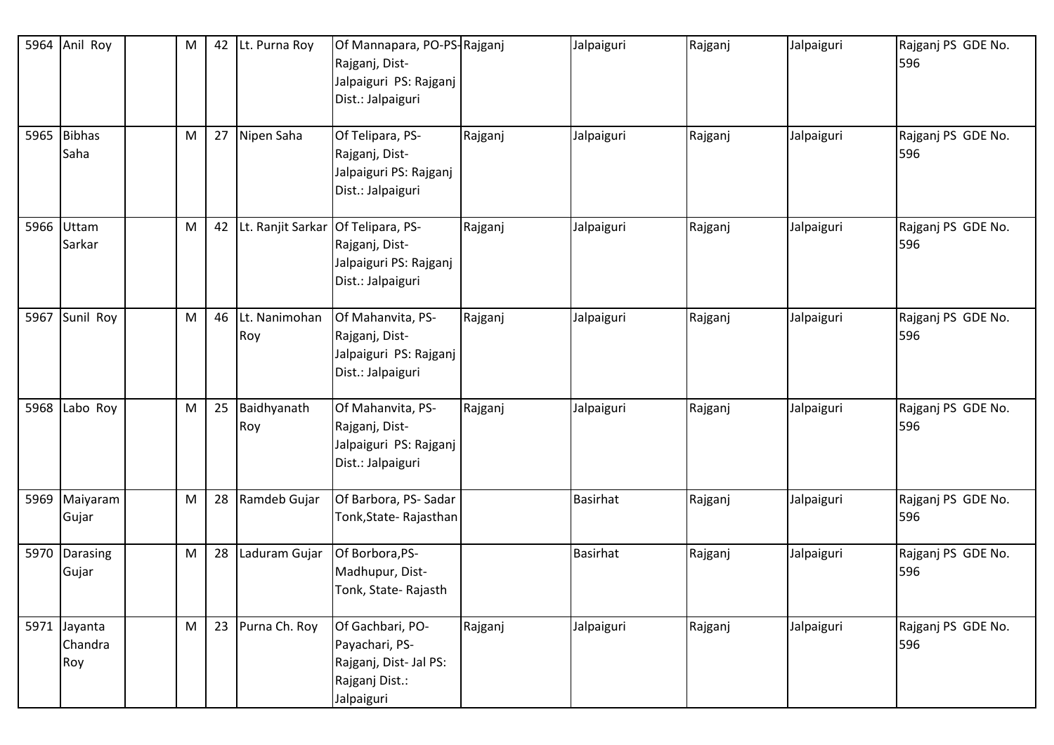| | | | | | | | | | | |
|---|---|---|---|---|---|---|---|---|---|---|
| 5964 | Anil Roy | | M | 42 | Lt. Purna Roy | Of Mannapara, PO-PS-Rajganj, Dist-Jalpaiguri PS: Rajganj Dist.: Jalpaiguri | Rajganj | Jalpaiguri | Rajganj | Jalpaiguri | Rajganj PS GDE No. 596 |
| 5965 | Bibhas Saha | | M | 27 | Nipen Saha | Of Telipara, PS-Rajganj, Dist-Jalpaiguri PS: Rajganj Dist.: Jalpaiguri | Rajganj | Jalpaiguri | Rajganj | Jalpaiguri | Rajganj PS GDE No. 596 |
| 5966 | Uttam Sarkar | | M | 42 | Lt. Ranjit Sarkar | Of Telipara, PS-Rajganj, Dist-Jalpaiguri PS: Rajganj Dist.: Jalpaiguri | Rajganj | Jalpaiguri | Rajganj | Jalpaiguri | Rajganj PS GDE No. 596 |
| 5967 | Sunil Roy | | M | 46 | Lt. Nanimohan Roy | Of Mahanvita, PS-Rajganj, Dist-Jalpaiguri PS: Rajganj Dist.: Jalpaiguri | Rajganj | Jalpaiguri | Rajganj | Jalpaiguri | Rajganj PS GDE No. 596 |
| 5968 | Labo Roy | | M | 25 | Baidhyanath Roy | Of Mahanvita, PS-Rajganj, Dist-Jalpaiguri PS: Rajganj Dist.: Jalpaiguri | Rajganj | Jalpaiguri | Rajganj | Jalpaiguri | Rajganj PS GDE No. 596 |
| 5969 | Maiyaram Gujar | | M | 28 | Ramdeb Gujar | Of Barbora, PS- Sadar Tonk,State- Rajasthan | | Basirhat | Rajganj | Jalpaiguri | Rajganj PS GDE No. 596 |
| 5970 | Darasing Gujar | | M | 28 | Laduram Gujar | Of Borbora,PS-Madhupur, Dist-Tonk, State- Rajasth | | Basirhat | Rajganj | Jalpaiguri | Rajganj PS GDE No. 596 |
| 5971 | Jayanta Chandra Roy | | M | 23 | Purna Ch. Roy | Of Gachbari, PO-Payachari, PS-Rajganj, Dist- Jal PS: Rajganj Dist.: Jalpaiguri | Rajganj | Jalpaiguri | Rajganj | Jalpaiguri | Rajganj PS GDE No. 596 |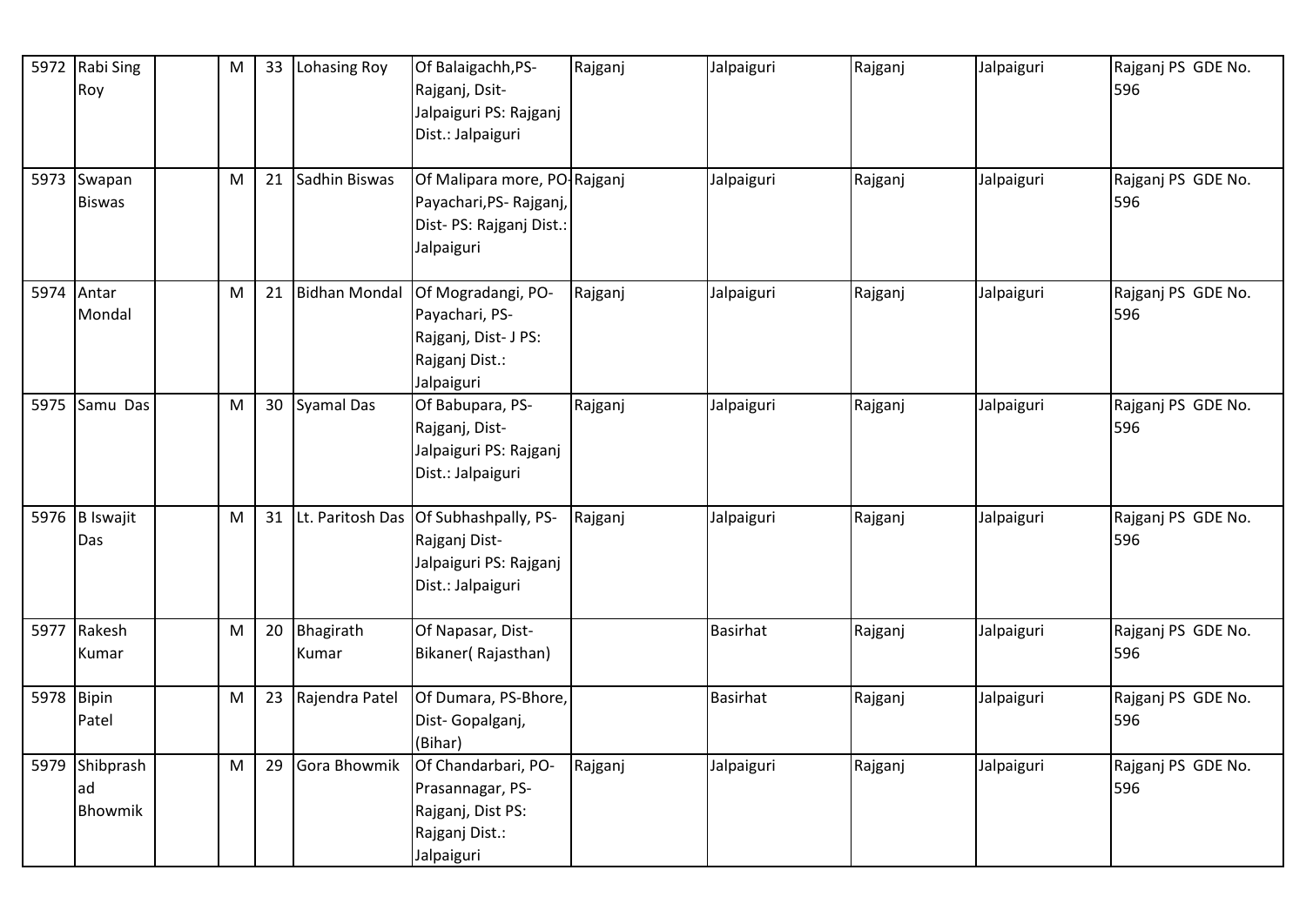| 5972 | Rabi Sing Roy | | M | 33 | Lohasing Roy | Of Balaigachh,PS-Rajganj, Dsit-Jalpaiguri PS: Rajganj Dist.: Jalpaiguri | Rajganj | Jalpaiguri | Rajganj | Jalpaiguri | Rajganj PS GDE No. 596 |
|---|---|---|---|---|---|---|---|---|---|---|---|
| 5973 | Swapan Biswas | | M | 21 | Sadhin Biswas | Of Malipara more, PO-Payachari,PS- Rajganj, Dist- PS: Rajganj Dist.: Jalpaiguri | Rajganj | Jalpaiguri | Rajganj | Jalpaiguri | Rajganj PS GDE No. 596 |
| 5974 | Antar Mondal | | M | 21 | Bidhan Mondal | Of Mogradangi, PO-Payachari, PS-Rajganj, Dist- J PS: Rajganj Dist.: Jalpaiguri | Rajganj | Jalpaiguri | Rajganj | Jalpaiguri | Rajganj PS GDE No. 596 |
| 5975 | Samu Das | | M | 30 | Syamal Das | Of Babupara, PS-Rajganj, Dist-Jalpaiguri PS: Rajganj Dist.: Jalpaiguri | Rajganj | Jalpaiguri | Rajganj | Jalpaiguri | Rajganj PS GDE No. 596 |
| 5976 | B Iswajit Das | | M | 31 | Lt. Paritosh Das | Of Subhashpally, PS-Rajganj Dist-Jalpaiguri PS: Rajganj Dist.: Jalpaiguri | Rajganj | Jalpaiguri | Rajganj | Jalpaiguri | Rajganj PS GDE No. 596 |
| 5977 | Rakesh Kumar | | M | 20 | Bhagirath Kumar | Of Napasar, Dist-Bikaner( Rajasthan) | | Basirhat | Rajganj | Jalpaiguri | Rajganj PS GDE No. 596 |
| 5978 | Bipin Patel | | M | 23 | Rajendra Patel | Of Dumara, PS-Bhore, Dist- Gopalganj, (Bihar) | | Basirhat | Rajganj | Jalpaiguri | Rajganj PS GDE No. 596 |
| 5979 | Shibprashad Bhowmik | | M | 29 | Gora Bhowmik | Of Chandarbari, PO-Prasannagar, PS-Rajganj, Dist PS: Rajganj Dist.: Jalpaiguri | Rajganj | Jalpaiguri | Rajganj | Jalpaiguri | Rajganj PS GDE No. 596 |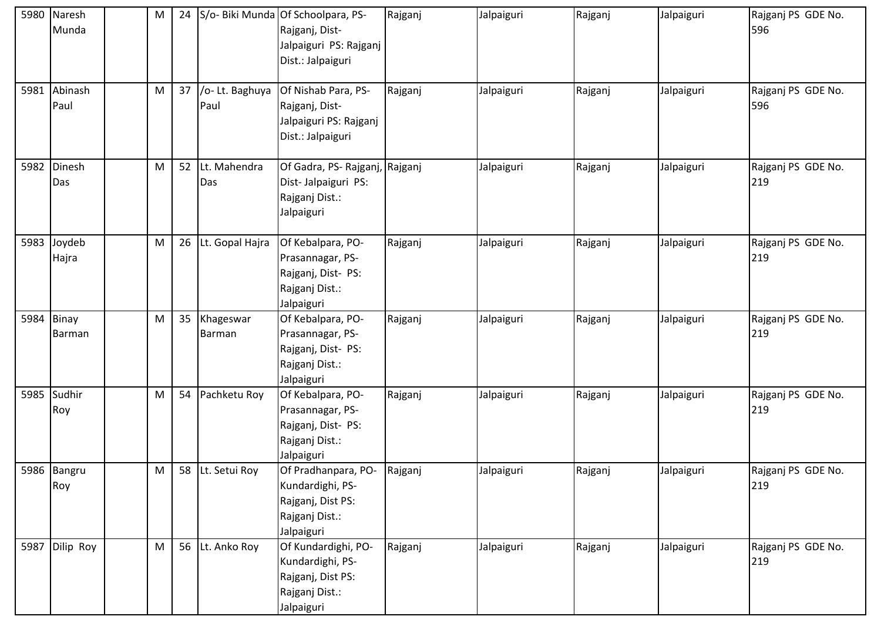| 5980 | Naresh Munda | | M | 24 | S/o- Biki Munda | Of Schoolpara, PS- Rajganj, Dist- Jalpaiguri PS: Rajganj Dist.: Jalpaiguri | Rajganj | Jalpaiguri | Rajganj | Jalpaiguri | Rajganj PS GDE No. 596 |
|---|---|---|---|---|---|---|---|---|---|---|---|
| 5981 | Abinash Paul | | M | 37 | /o- Lt. Baghuya Paul | Of Nishab Para, PS- Rajganj, Dist- Jalpaiguri PS: Rajganj Dist.: Jalpaiguri | Rajganj | Jalpaiguri | Rajganj | Jalpaiguri | Rajganj PS GDE No. 596 |
| 5982 | Dinesh Das | | M | 52 | Lt. Mahendra Das | Of Gadra, PS- Rajganj, Dist- Jalpaiguri PS: Rajganj Dist.: Jalpaiguri | Rajganj | Jalpaiguri | Rajganj | Jalpaiguri | Rajganj PS GDE No. 219 |
| 5983 | Joydeb Hajra | | M | 26 | Lt. Gopal Hajra | Of Kebalpara, PO- Prasannagar, PS- Rajganj, Dist- PS: Rajganj Dist.: Jalpaiguri | Rajganj | Jalpaiguri | Rajganj | Jalpaiguri | Rajganj PS GDE No. 219 |
| 5984 | Binay Barman | | M | 35 | Khageswar Barman | Of Kebalpara, PO- Prasannagar, PS- Rajganj, Dist- PS: Rajganj Dist.: Jalpaiguri | Rajganj | Jalpaiguri | Rajganj | Jalpaiguri | Rajganj PS GDE No. 219 |
| 5985 | Sudhir Roy | | M | 54 | Pachketu Roy | Of Kebalpara, PO- Prasannagar, PS- Rajganj, Dist- PS: Rajganj Dist.: Jalpaiguri | Rajganj | Jalpaiguri | Rajganj | Jalpaiguri | Rajganj PS GDE No. 219 |
| 5986 | Bangru Roy | | M | 58 | Lt. Setui Roy | Of Pradhanpara, PO- Kundardighi, PS- Rajganj, Dist PS: Rajganj Dist.: Jalpaiguri | Rajganj | Jalpaiguri | Rajganj | Jalpaiguri | Rajganj PS GDE No. 219 |
| 5987 | Dilip Roy | | M | 56 | Lt. Anko Roy | Of Kundardighi, PO- Kundardighi, PS- Rajganj, Dist PS: Rajganj Dist.: Jalpaiguri | Rajganj | Jalpaiguri | Rajganj | Jalpaiguri | Rajganj PS GDE No. 219 |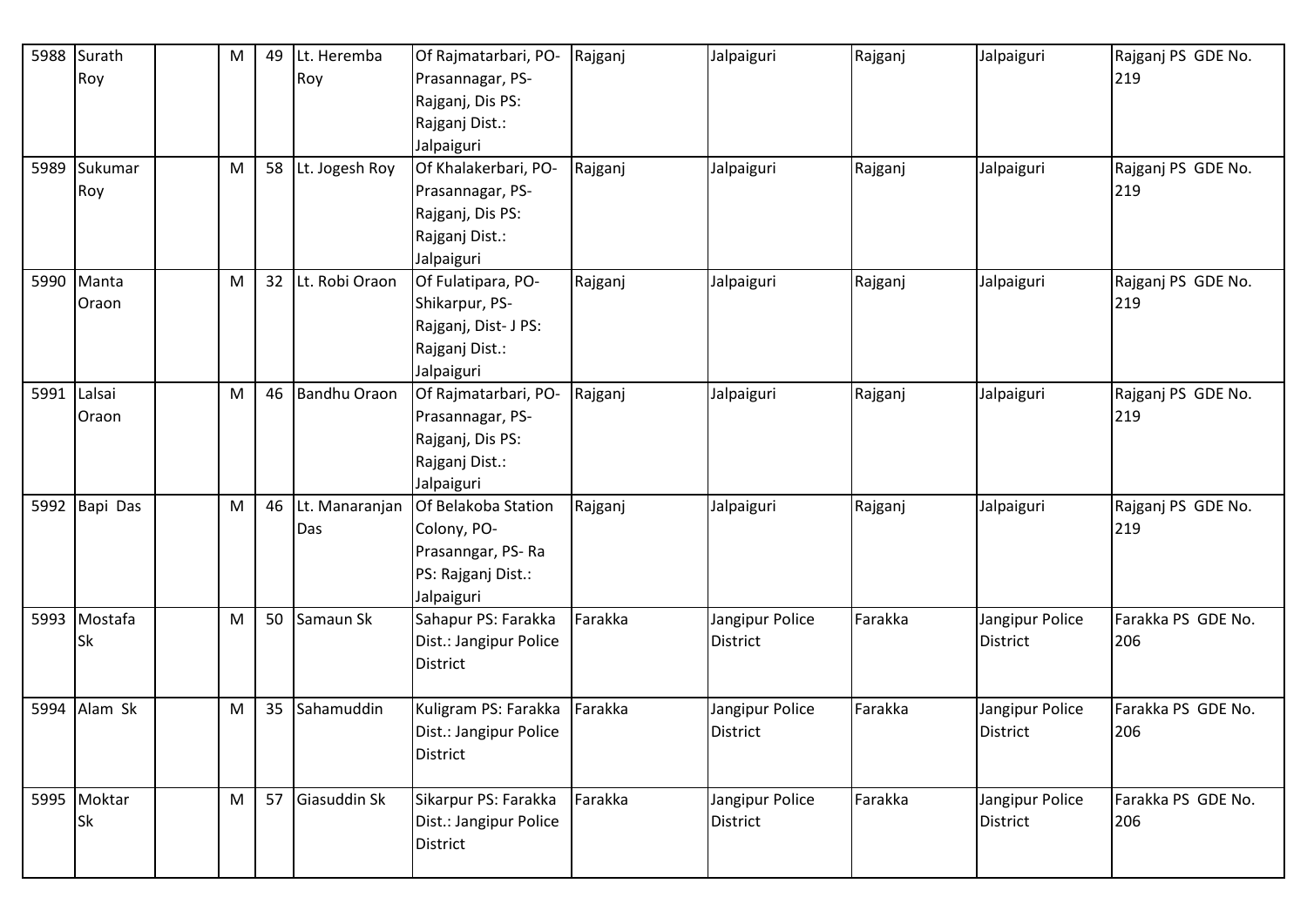| 5988 | Surath Roy | | M | 49 | Lt. Heremba Roy | Of Rajmatarbari, PO-Prasannagar, PS-Rajganj, Dis PS: Rajganj Dist.: Jalpaiguri | Rajganj | Jalpaiguri | Rajganj | Jalpaiguri | Rajganj PS GDE No. 219 |
|---|---|---|---|---|---|---|---|---|---|---|---|
| 5989 | Sukumar Roy | | M | 58 | Lt. Jogesh Roy | Of Khalakerbari, PO-Prasannagar, PS-Rajganj, Dis PS: Rajganj Dist.: Jalpaiguri | Rajganj | Jalpaiguri | Rajganj | Jalpaiguri | Rajganj PS GDE No. 219 |
| 5990 | Manta Oraon | | M | 32 | Lt. Robi Oraon | Of Fulatipara, PO-Shikarpur, PS-Rajganj, Dist- J PS: Rajganj Dist.: Jalpaiguri | Rajganj | Jalpaiguri | Rajganj | Jalpaiguri | Rajganj PS GDE No. 219 |
| 5991 | Lalsai Oraon | | M | 46 | Bandhu Oraon | Of Rajmatarbari, PO-Prasannagar, PS-Rajganj, Dis PS: Rajganj Dist.: Jalpaiguri | Rajganj | Jalpaiguri | Rajganj | Jalpaiguri | Rajganj PS GDE No. 219 |
| 5992 | Bapi Das | | M | 46 | Lt. Manaranjan Das | Of Belakoba Station Colony, PO-Prasanngar, PS- Ra PS: Rajganj Dist.: Jalpaiguri | Rajganj | Jalpaiguri | Rajganj | Jalpaiguri | Rajganj PS GDE No. 219 |
| 5993 | Mostafa Sk | | M | 50 | Samaun Sk | Sahapur PS: Farakka Dist.: Jangipur Police District | Farakka | Jangipur Police District | Farakka | Jangipur Police District | Farakka PS GDE No. 206 |
| 5994 | Alam Sk | | M | 35 | Sahamuddin | Kuligram PS: Farakka Dist.: Jangipur Police District | Farakka | Jangipur Police District | Farakka | Jangipur Police District | Farakka PS GDE No. 206 |
| 5995 | Moktar Sk | | M | 57 | Giasuddin Sk | Sikarpur PS: Farakka Dist.: Jangipur Police District | Farakka | Jangipur Police District | Farakka | Jangipur Police District | Farakka PS GDE No. 206 |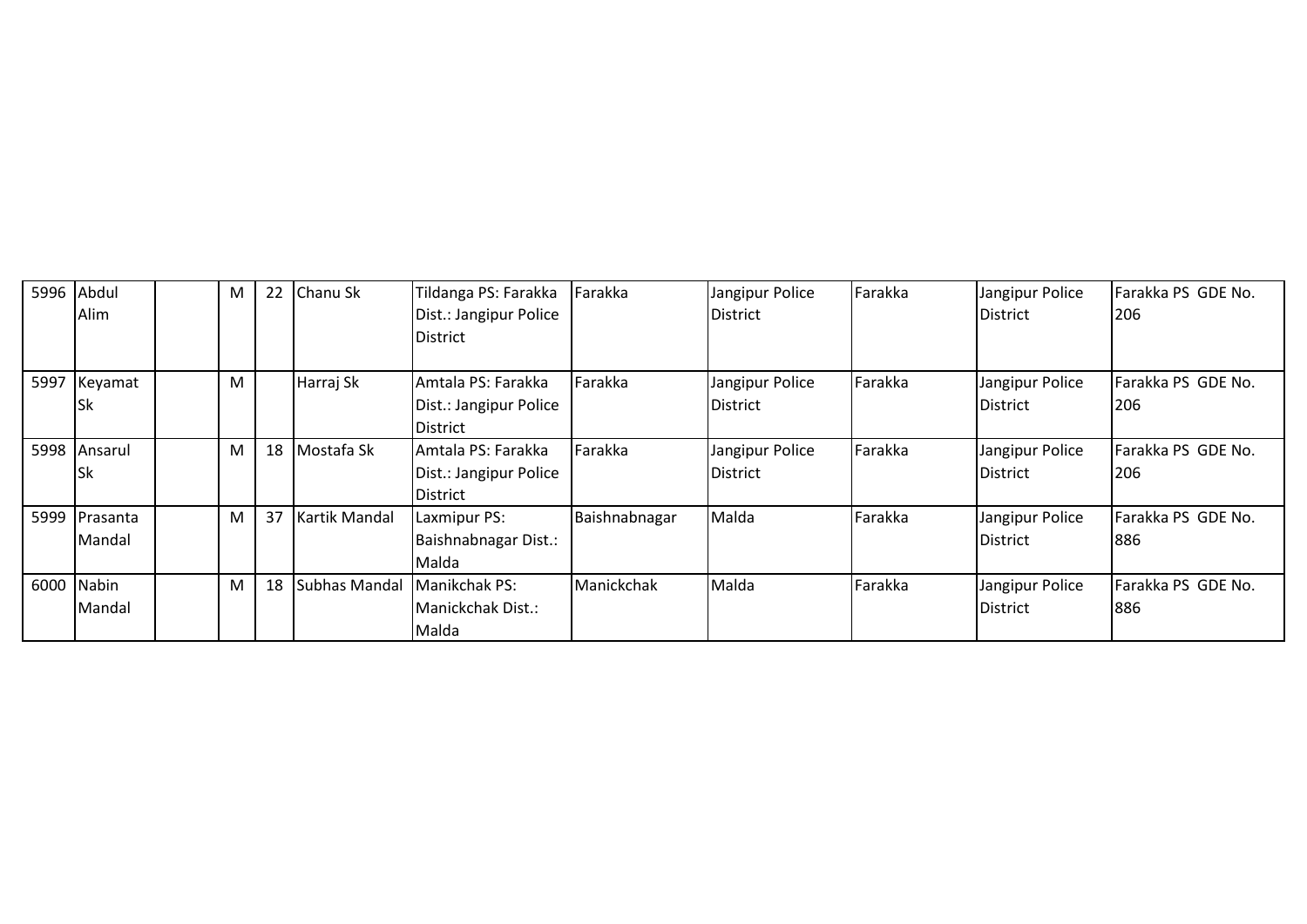| | | | | | | | | | | | |
|---|---|---|---|---|---|---|---|---|---|---|---|
| 5996 | Abdul Alim | | M | 22 | Chanu Sk | Tildanga PS: Farakka Dist.: Jangipur Police District | Farakka | Jangipur Police District | Farakka | Jangipur Police District | Farakka PS GDE No. 206 |
| 5997 | Keyamat Sk | | M | | Harraj Sk | Amtala PS: Farakka Dist.: Jangipur Police District | Farakka | Jangipur Police District | Farakka | Jangipur Police District | Farakka PS GDE No. 206 |
| 5998 | Ansarul Sk | | M | 18 | Mostafa Sk | Amtala PS: Farakka Dist.: Jangipur Police District | Farakka | Jangipur Police District | Farakka | Jangipur Police District | Farakka PS GDE No. 206 |
| 5999 | Prasanta Mandal | | M | 37 | Kartik Mandal | Laxmipur PS: Baishnabnagar Dist.: Malda | Baishnabnagar | Malda | Farakka | Jangipur Police District | Farakka PS GDE No. 886 |
| 6000 | Nabin Mandal | | M | 18 | Subhas Mandal | Manikchak PS: Manickchak Dist.: Malda | Manickchak | Malda | Farakka | Jangipur Police District | Farakka PS GDE No. 886 |